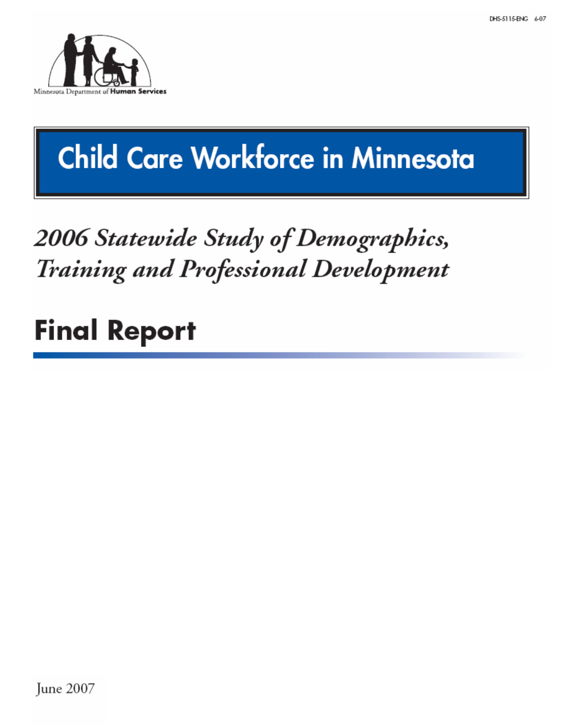DHS-5115-ENG 6-07

Minnesota Department of **Human Services**

# Child Care Workforce in Minnesota

## *2006 Statewide Study of Demographics, Training and Professional Development*

# Final Report

June 2007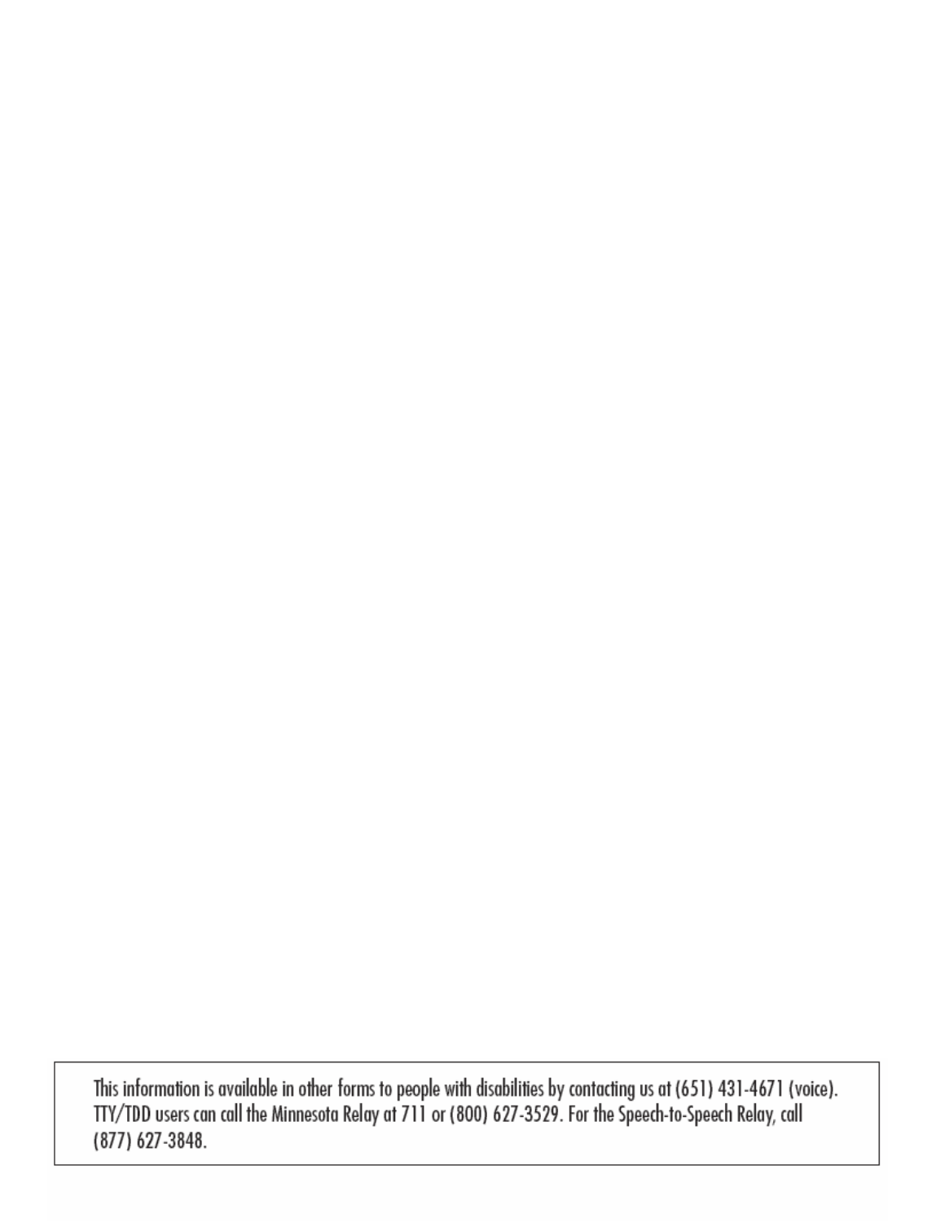This information is available in other forms to people with disabilities by contacting us at (651) 431-4671 (voice). TTY/TDD users can call the Minnesota Relay at 711 or (800) 627-3529. For the Speech-to-Speech Relay, call (877) 627-3848.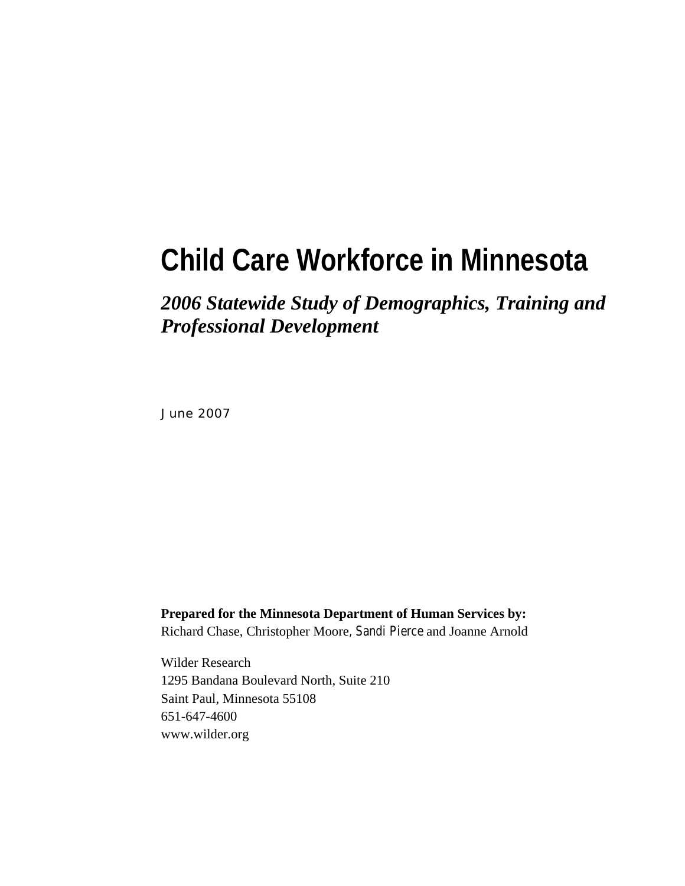# Child Care Workforce in Minnesota

## *2006 Statewide Study of Demographics, Training and Professional Development*

June 2007

**Prepared for the Minnesota Department of Human Services by:**
Richard Chase, Christopher Moore, Sandi Pierce and Joanne Arnold

Wilder Research
1295 Bandana Boulevard North, Suite 210
Saint Paul, Minnesota 55108
651-647-4600
www.wilder.org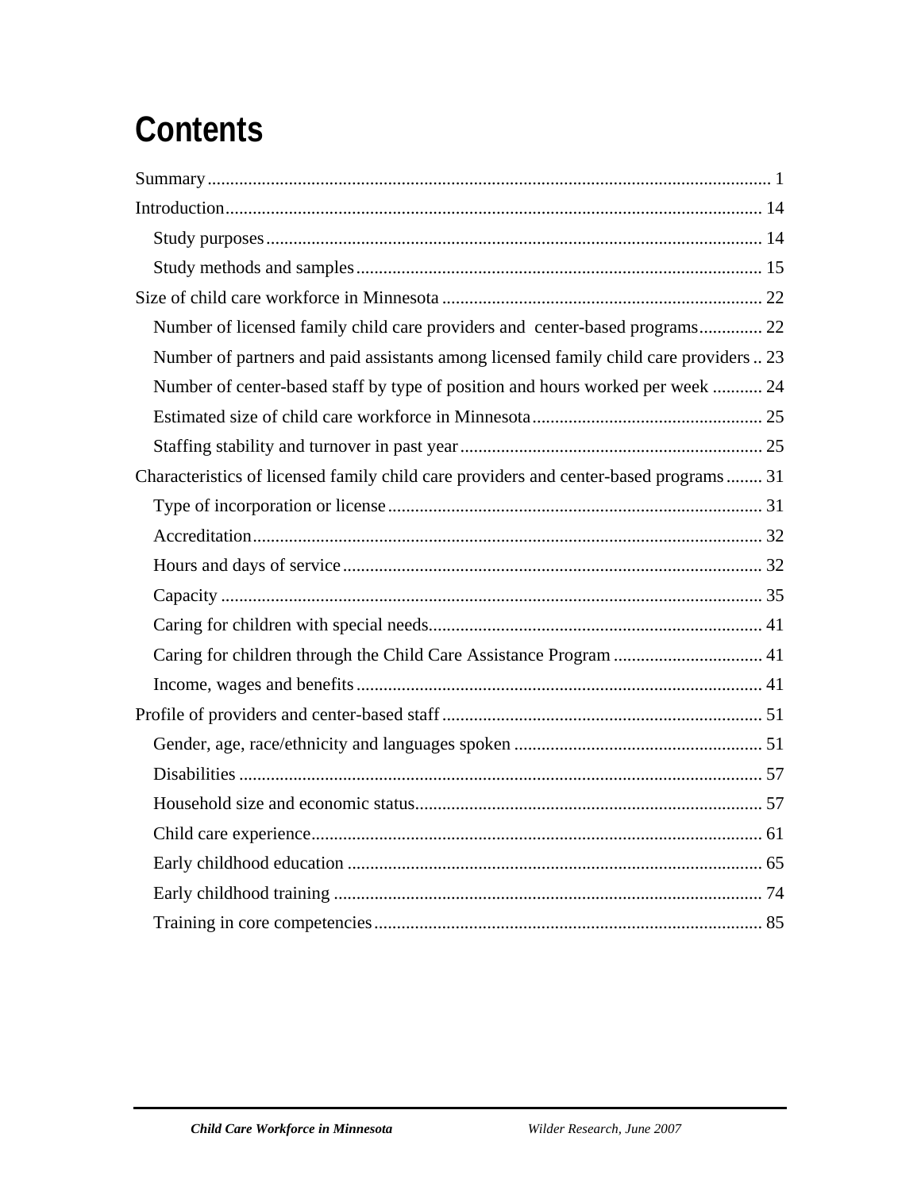# Contents

Summary ........................................................................................................................... 1

Introduction ...................................................................................................................... 14

- Study purposes ............................................................................................................. 14
- Study methods and samples ......................................................................................... 15

Size of child care workforce in Minnesota ...................................................................... 22

- Number of licensed family child care providers and center-based programs ............. 22
- Number of partners and paid assistants among licensed family child care providers .. 23
- Number of center-based staff by type of position and hours worked per week ........... 24
- Estimated size of child care workforce in Minnesota ................................................... 25
- Staffing stability and turnover in past year .................................................................. 25

Characteristics of licensed family child care providers and center-based programs ........ 31

- Type of incorporation or license .................................................................................. 31
- Accreditation ................................................................................................................ 32
- Hours and days of service ............................................................................................ 32
- Capacity ....................................................................................................................... 35
- Caring for children with special needs ......................................................................... 41
- Caring for children through the Child Care Assistance Program ................................. 41
- Income, wages and benefits .......................................................................................... 41

Profile of providers and center-based staff ....................................................................... 51

- Gender, age, race/ethnicity and languages spoken ....................................................... 51
- Disabilities ................................................................................................................... 57
- Household size and economic status ............................................................................ 57
- Child care experience ................................................................................................... 61
- Early childhood education ............................................................................................ 65
- Early childhood training ............................................................................................... 74
- Training in core competencies ...................................................................................... 85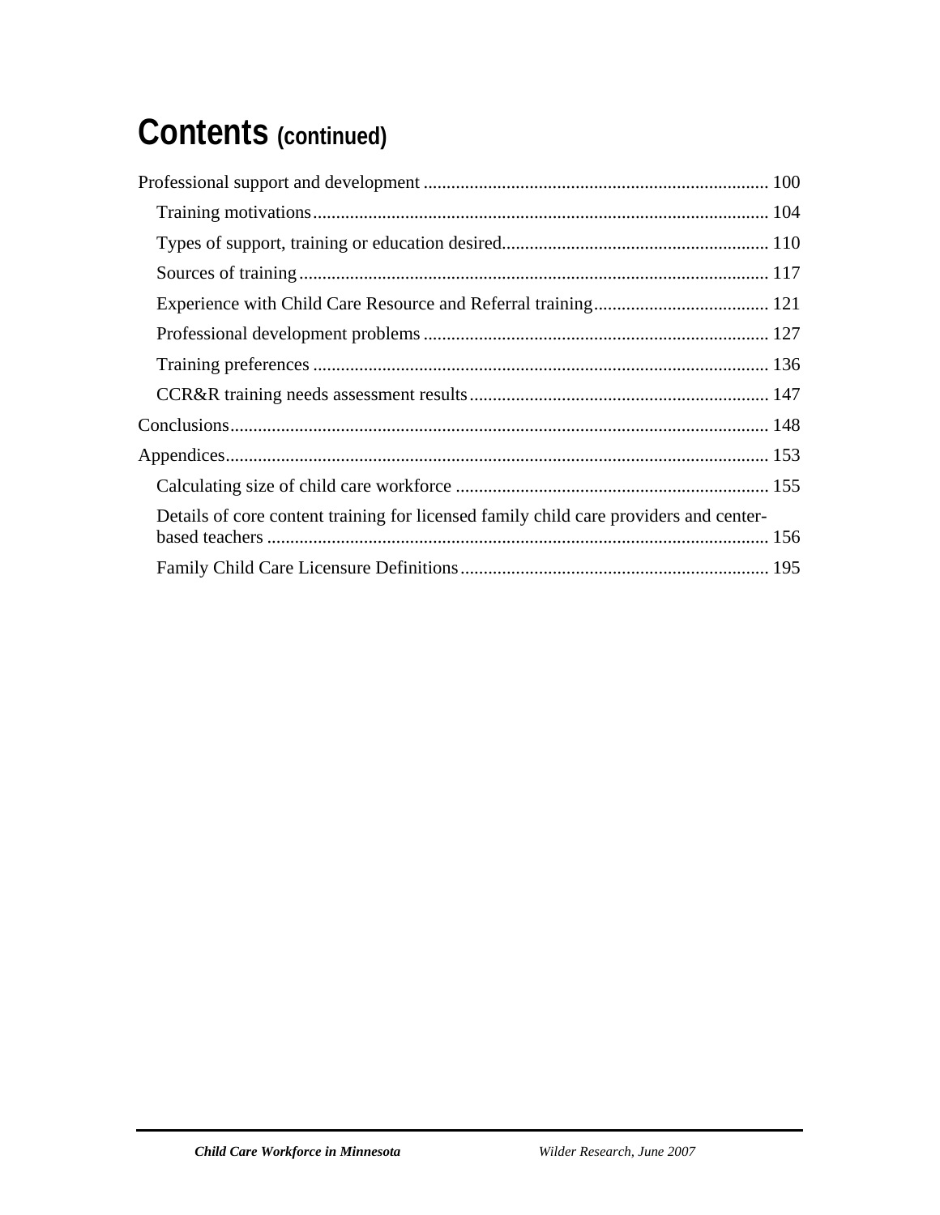# Contents (continued)

Professional support and development .......................................................................... 100

- Training motivations.................................................................................................. 104
- Types of support, training or education desired......................................................... 110
- Sources of training..................................................................................................... 117
- Experience with Child Care Resource and Referral training...................................... 121
- Professional development problems.......................................................................... 127
- Training preferences.................................................................................................. 136
- CCR&R training needs assessment results................................................................ 147

Conclusions.................................................................................................................... 148

Appendices..................................................................................................................... 153

- Calculating size of child care workforce.................................................................... 155
- Details of core content training for licensed family child care providers and center-based teachers............................................................................................................ 156
- Family Child Care Licensure Definitions.................................................................. 195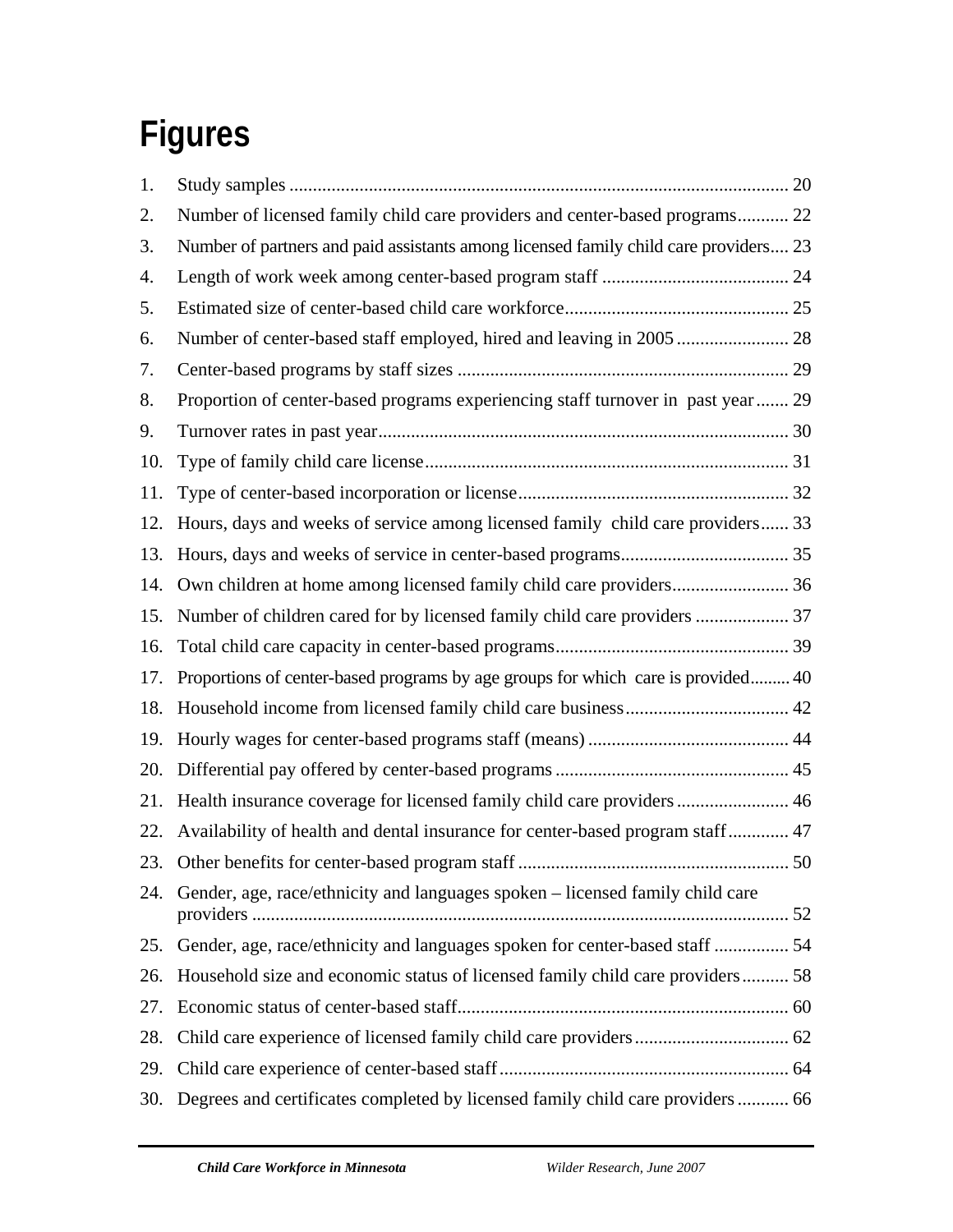# Figures

1. Study samples .......................................................................................................... 20
2. Number of licensed family child care providers and center-based programs........... 22
3. Number of partners and paid assistants among licensed family child care providers.... 23
4. Length of work week among center-based program staff ........................................ 24
5. Estimated size of center-based child care workforce................................................ 25
6. Number of center-based staff employed, hired and leaving in 2005........................ 28
7. Center-based programs by staff sizes ...................................................................... 29
8. Proportion of center-based programs experiencing staff turnover in past year....... 29
9. Turnover rates in past year....................................................................................... 30
10. Type of family child care license............................................................................. 31
11. Type of center-based incorporation or license.......................................................... 32
12. Hours, days and weeks of service among licensed family child care providers...... 33
13. Hours, days and weeks of service in center-based programs.................................... 35
14. Own children at home among licensed family child care providers......................... 36
15. Number of children cared for by licensed family child care providers .................... 37
16. Total child care capacity in center-based programs.................................................. 39
17. Proportions of center-based programs by age groups for which care is provided......... 40
18. Household income from licensed family child care business................................... 42
19. Hourly wages for center-based programs staff (means) ........................................... 44
20. Differential pay offered by center-based programs .................................................. 45
21. Health insurance coverage for licensed family child care providers ........................ 46
22. Availability of health and dental insurance for center-based program staff............. 47
23. Other benefits for center-based program staff .......................................................... 50
24. Gender, age, race/ethnicity and languages spoken – licensed family child care providers .................................................................................................................. 52
25. Gender, age, race/ethnicity and languages spoken for center-based staff ................ 54
26. Household size and economic status of licensed family child care providers.......... 58
27. Economic status of center-based staff....................................................................... 60
28. Child care experience of licensed family child care providers................................. 62
29. Child care experience of center-based staff.............................................................. 64
30. Degrees and certificates completed by licensed family child care providers ........... 66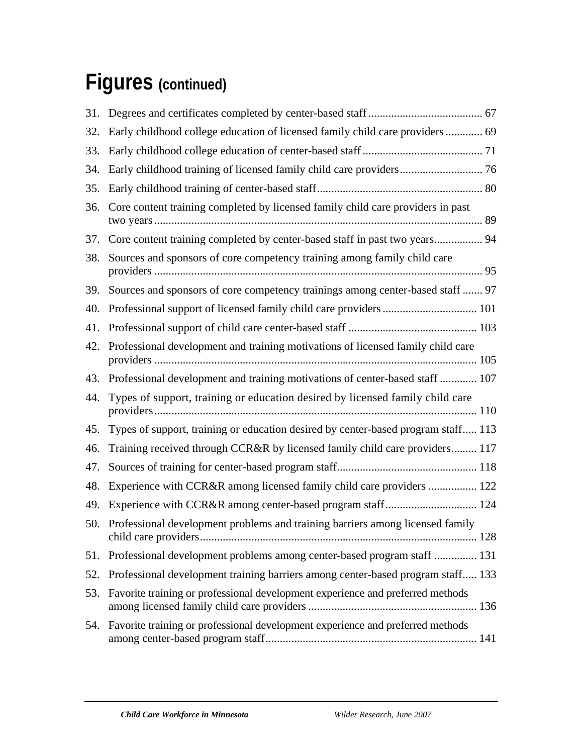# Figures (continued)

31. Degrees and certificates completed by center-based staff ........................................ 67
32. Early childhood college education of licensed family child care providers ............. 69
33. Early childhood college education of center-based staff .......................................... 71
34. Early childhood training of licensed family child care providers............................. 76
35. Early childhood training of center-based staff.......................................................... 80
36. Core content training completed by licensed family child care providers in past two years................................................................................................................... 89
37. Core content training completed by center-based staff in past two years................. 94
38. Sources and sponsors of core competency training among family child care providers .................................................................................................................. 95
39. Sources and sponsors of core competency trainings among center-based staff ....... 97
40. Professional support of licensed family child care providers ................................. 101
41. Professional support of child care center-based staff ............................................. 103
42. Professional development and training motivations of licensed family child care providers ................................................................................................................ 105
43. Professional development and training motivations of center-based staff ............. 107
44. Types of support, training or education desired by licensed family child care providers................................................................................................................. 110
45. Types of support, training or education desired by center-based program staff..... 113
46. Training received through CCR&R by licensed family child care providers......... 117
47. Sources of training for center-based program staff................................................. 118
48. Experience with CCR&R among licensed family child care providers ................. 122
49. Experience with CCR&R among center-based program staff................................ 124
50. Professional development problems and training barriers among licensed family child care providers................................................................................................. 128
51. Professional development problems among center-based program staff ............... 131
52. Professional development training barriers among center-based program staff..... 133
53. Favorite training or professional development experience and preferred methods among licensed family child care providers ........................................................... 136
54. Favorite training or professional development experience and preferred methods among center-based program staff.......................................................................... 141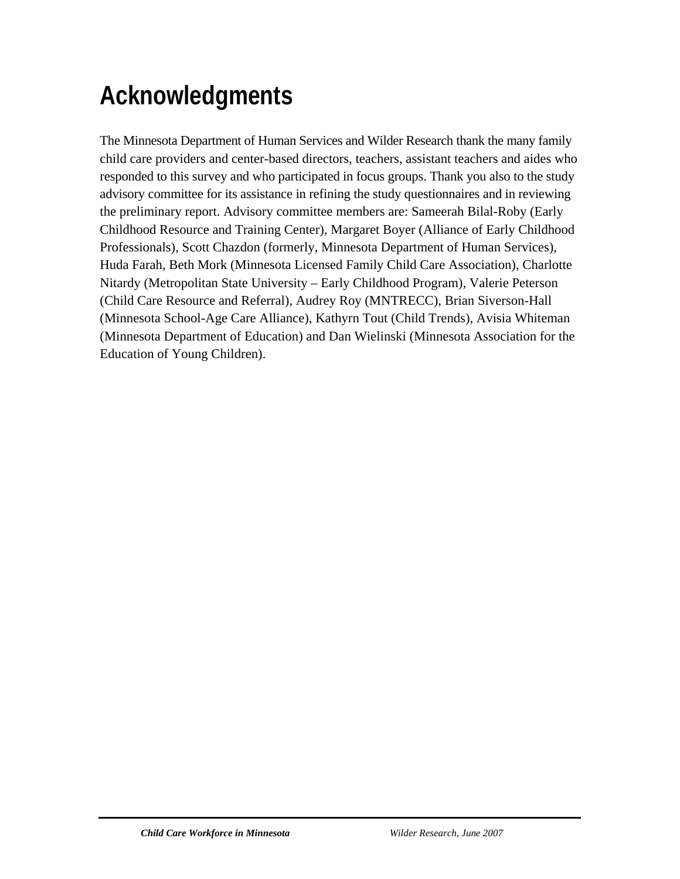# Acknowledgments

The Minnesota Department of Human Services and Wilder Research thank the many family child care providers and center-based directors, teachers, assistant teachers and aides who responded to this survey and who participated in focus groups. Thank you also to the study advisory committee for its assistance in refining the study questionnaires and in reviewing the preliminary report. Advisory committee members are: Sameerah Bilal-Roby (Early Childhood Resource and Training Center), Margaret Boyer (Alliance of Early Childhood Professionals), Scott Chazdon (formerly, Minnesota Department of Human Services), Huda Farah, Beth Mork (Minnesota Licensed Family Child Care Association), Charlotte Nitardy (Metropolitan State University – Early Childhood Program), Valerie Peterson (Child Care Resource and Referral), Audrey Roy (MNTRECC), Brian Siverson-Hall (Minnesota School-Age Care Alliance), Kathyrn Tout (Child Trends), Avisia Whiteman (Minnesota Department of Education) and Dan Wielinski (Minnesota Association for the Education of Young Children).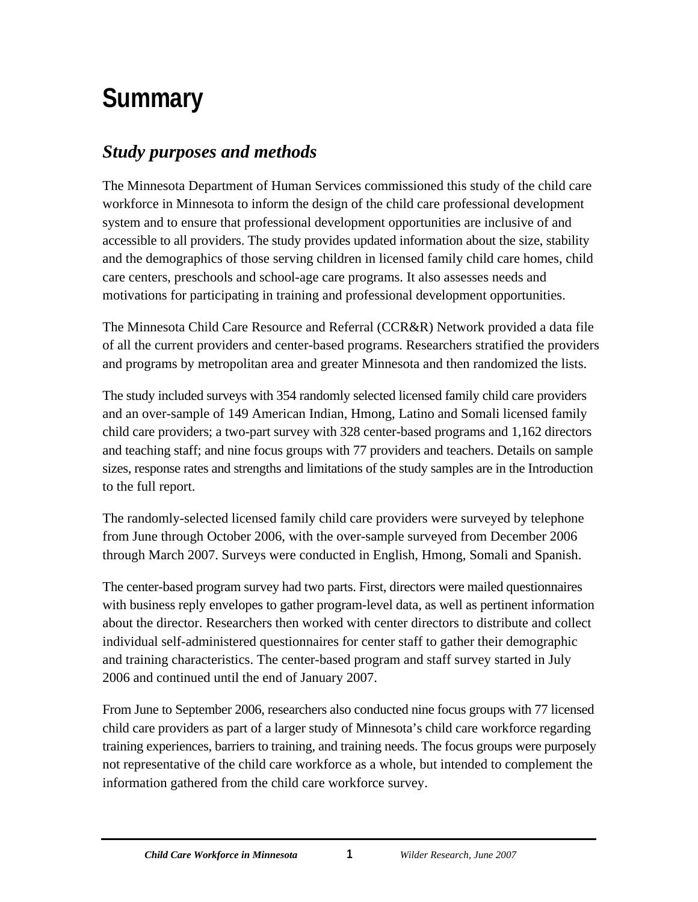# Summary

## *Study purposes and methods*

The Minnesota Department of Human Services commissioned this study of the child care workforce in Minnesota to inform the design of the child care professional development system and to ensure that professional development opportunities are inclusive of and accessible to all providers. The study provides updated information about the size, stability and the demographics of those serving children in licensed family child care homes, child care centers, preschools and school-age care programs. It also assesses needs and motivations for participating in training and professional development opportunities.

The Minnesota Child Care Resource and Referral (CCR&R) Network provided a data file of all the current providers and center-based programs. Researchers stratified the providers and programs by metropolitan area and greater Minnesota and then randomized the lists.

The study included surveys with 354 randomly selected licensed family child care providers and an over-sample of 149 American Indian, Hmong, Latino and Somali licensed family child care providers; a two-part survey with 328 center-based programs and 1,162 directors and teaching staff; and nine focus groups with 77 providers and teachers. Details on sample sizes, response rates and strengths and limitations of the study samples are in the Introduction to the full report.

The randomly-selected licensed family child care providers were surveyed by telephone from June through October 2006, with the over-sample surveyed from December 2006 through March 2007. Surveys were conducted in English, Hmong, Somali and Spanish.

The center-based program survey had two parts. First, directors were mailed questionnaires with business reply envelopes to gather program-level data, as well as pertinent information about the director. Researchers then worked with center directors to distribute and collect individual self-administered questionnaires for center staff to gather their demographic and training characteristics. The center-based program and staff survey started in July 2006 and continued until the end of January 2007.

From June to September 2006, researchers also conducted nine focus groups with 77 licensed child care providers as part of a larger study of Minnesota's child care workforce regarding training experiences, barriers to training, and training needs. The focus groups were purposely not representative of the child care workforce as a whole, but intended to complement the information gathered from the child care workforce survey.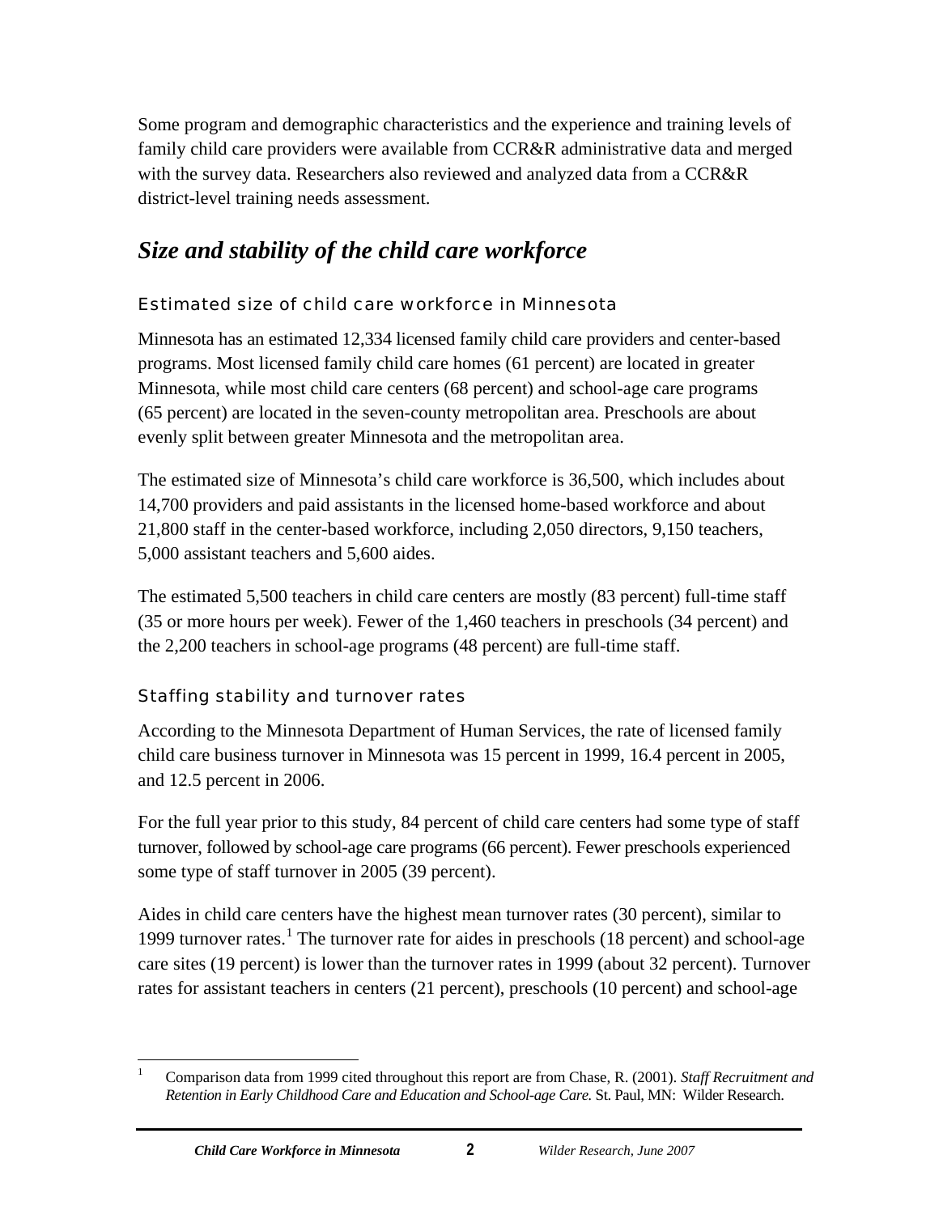Some program and demographic characteristics and the experience and training levels of family child care providers were available from CCR&R administrative data and merged with the survey data. Researchers also reviewed and analyzed data from a CCR&R district-level training needs assessment.

## *Size and stability of the child care workforce*

### Estimated size of child care workforce in Minnesota

Minnesota has an estimated 12,334 licensed family child care providers and center-based programs. Most licensed family child care homes (61 percent) are located in greater Minnesota, while most child care centers (68 percent) and school-age care programs (65 percent) are located in the seven-county metropolitan area. Preschools are about evenly split between greater Minnesota and the metropolitan area.

The estimated size of Minnesota's child care workforce is 36,500, which includes about 14,700 providers and paid assistants in the licensed home-based workforce and about 21,800 staff in the center-based workforce, including 2,050 directors, 9,150 teachers, 5,000 assistant teachers and 5,600 aides.

The estimated 5,500 teachers in child care centers are mostly (83 percent) full-time staff (35 or more hours per week). Fewer of the 1,460 teachers in preschools (34 percent) and the 2,200 teachers in school-age programs (48 percent) are full-time staff.

### Staffing stability and turnover rates

According to the Minnesota Department of Human Services, the rate of licensed family child care business turnover in Minnesota was 15 percent in 1999, 16.4 percent in 2005, and 12.5 percent in 2006.

For the full year prior to this study, 84 percent of child care centers had some type of staff turnover, followed by school-age care programs (66 percent). Fewer preschools experienced some type of staff turnover in 2005 (39 percent).

Aides in child care centers have the highest mean turnover rates (30 percent), similar to 1999 turnover rates.[1] The turnover rate for aides in preschools (18 percent) and school-age care sites (19 percent) is lower than the turnover rates in 1999 (about 32 percent). Turnover rates for assistant teachers in centers (21 percent), preschools (10 percent) and school-age

---

[1] Comparison data from 1999 cited throughout this report are from Chase, R. (2001). *Staff Recruitment and Retention in Early Childhood Care and Education and School-age Care.* St. Paul, MN: Wilder Research.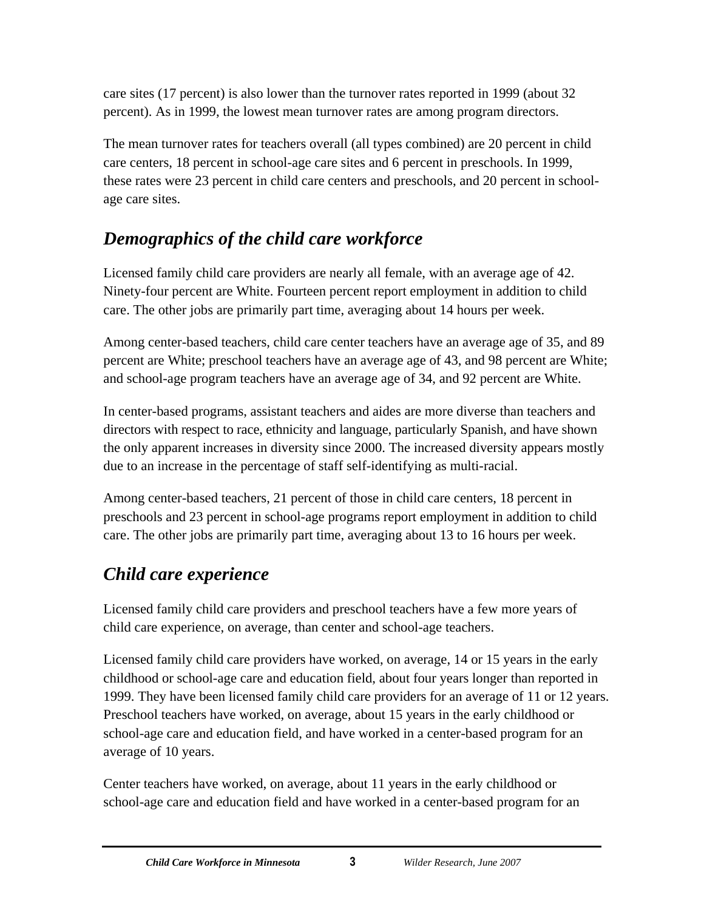care sites (17 percent) is also lower than the turnover rates reported in 1999 (about 32 percent). As in 1999, the lowest mean turnover rates are among program directors.

The mean turnover rates for teachers overall (all types combined) are 20 percent in child care centers, 18 percent in school-age care sites and 6 percent in preschools. In 1999, these rates were 23 percent in child care centers and preschools, and 20 percent in school-age care sites.

## *Demographics of the child care workforce*

Licensed family child care providers are nearly all female, with an average age of 42. Ninety-four percent are White. Fourteen percent report employment in addition to child care. The other jobs are primarily part time, averaging about 14 hours per week.

Among center-based teachers, child care center teachers have an average age of 35, and 89 percent are White; preschool teachers have an average age of 43, and 98 percent are White; and school-age program teachers have an average age of 34, and 92 percent are White.

In center-based programs, assistant teachers and aides are more diverse than teachers and directors with respect to race, ethnicity and language, particularly Spanish, and have shown the only apparent increases in diversity since 2000. The increased diversity appears mostly due to an increase in the percentage of staff self-identifying as multi-racial.

Among center-based teachers, 21 percent of those in child care centers, 18 percent in preschools and 23 percent in school-age programs report employment in addition to child care. The other jobs are primarily part time, averaging about 13 to 16 hours per week.

## *Child care experience*

Licensed family child care providers and preschool teachers have a few more years of child care experience, on average, than center and school-age teachers.

Licensed family child care providers have worked, on average, 14 or 15 years in the early childhood or school-age care and education field, about four years longer than reported in 1999. They have been licensed family child care providers for an average of 11 or 12 years. Preschool teachers have worked, on average, about 15 years in the early childhood or school-age care and education field, and have worked in a center-based program for an average of 10 years.

Center teachers have worked, on average, about 11 years in the early childhood or school-age care and education field and have worked in a center-based program for an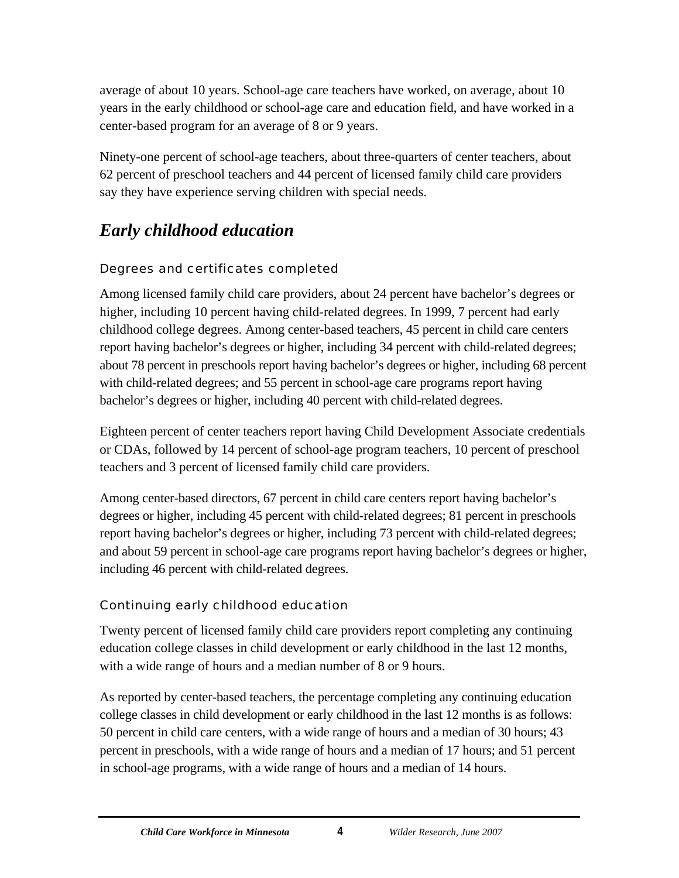average of about 10 years. School-age care teachers have worked, on average, about 10 years in the early childhood or school-age care and education field, and have worked in a center-based program for an average of 8 or 9 years.

Ninety-one percent of school-age teachers, about three-quarters of center teachers, about 62 percent of preschool teachers and 44 percent of licensed family child care providers say they have experience serving children with special needs.

## *Early childhood education*

### Degrees and certificates completed

Among licensed family child care providers, about 24 percent have bachelor's degrees or higher, including 10 percent having child-related degrees. In 1999, 7 percent had early childhood college degrees. Among center-based teachers, 45 percent in child care centers report having bachelor's degrees or higher, including 34 percent with child-related degrees; about 78 percent in preschools report having bachelor's degrees or higher, including 68 percent with child-related degrees; and 55 percent in school-age care programs report having bachelor's degrees or higher, including 40 percent with child-related degrees.

Eighteen percent of center teachers report having Child Development Associate credentials or CDAs, followed by 14 percent of school-age program teachers, 10 percent of preschool teachers and 3 percent of licensed family child care providers.

Among center-based directors, 67 percent in child care centers report having bachelor's degrees or higher, including 45 percent with child-related degrees; 81 percent in preschools report having bachelor's degrees or higher, including 73 percent with child-related degrees; and about 59 percent in school-age care programs report having bachelor's degrees or higher, including 46 percent with child-related degrees.

### Continuing early childhood education

Twenty percent of licensed family child care providers report completing any continuing education college classes in child development or early childhood in the last 12 months, with a wide range of hours and a median number of 8 or 9 hours.

As reported by center-based teachers, the percentage completing any continuing education college classes in child development or early childhood in the last 12 months is as follows: 50 percent in child care centers, with a wide range of hours and a median of 30 hours; 43 percent in preschools, with a wide range of hours and a median of 17 hours; and 51 percent in school-age programs, with a wide range of hours and a median of 14 hours.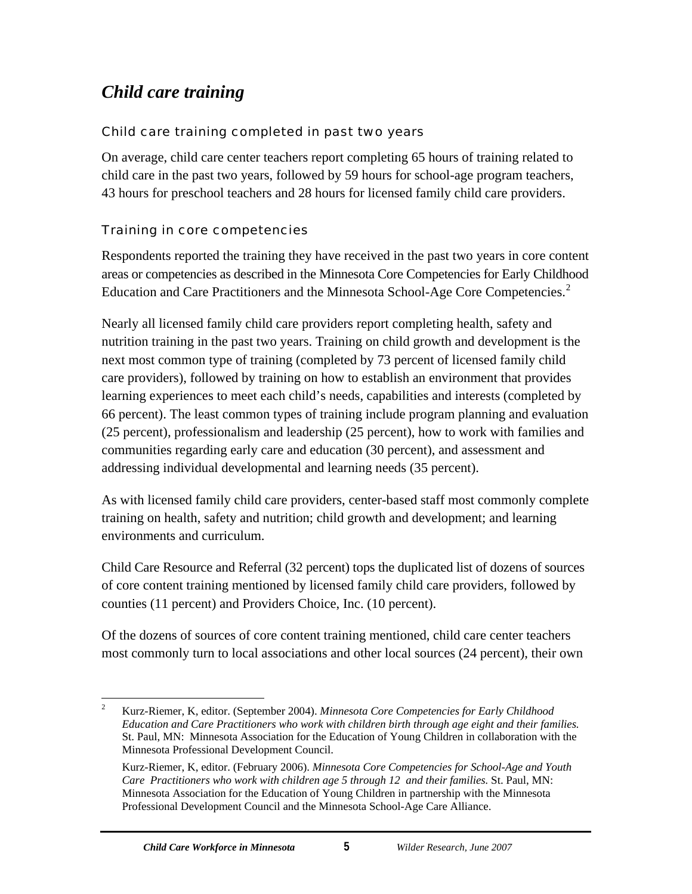## *Child care training*

### Child care training completed in past two years

On average, child care center teachers report completing 65 hours of training related to child care in the past two years, followed by 59 hours for school-age program teachers, 43 hours for preschool teachers and 28 hours for licensed family child care providers.

### Training in core competencies

Respondents reported the training they have received in the past two years in core content areas or competencies as described in the Minnesota Core Competencies for Early Childhood Education and Care Practitioners and the Minnesota School-Age Core Competencies.[2]

Nearly all licensed family child care providers report completing health, safety and nutrition training in the past two years. Training on child growth and development is the next most common type of training (completed by 73 percent of licensed family child care providers), followed by training on how to establish an environment that provides learning experiences to meet each child's needs, capabilities and interests (completed by 66 percent). The least common types of training include program planning and evaluation (25 percent), professionalism and leadership (25 percent), how to work with families and communities regarding early care and education (30 percent), and assessment and addressing individual developmental and learning needs (35 percent).

As with licensed family child care providers, center-based staff most commonly complete training on health, safety and nutrition; child growth and development; and learning environments and curriculum.

Child Care Resource and Referral (32 percent) tops the duplicated list of dozens of sources of core content training mentioned by licensed family child care providers, followed by counties (11 percent) and Providers Choice, Inc. (10 percent).

Of the dozens of sources of core content training mentioned, child care center teachers most commonly turn to local associations and other local sources (24 percent), their own

---

[2] Kurz-Riemer, K, editor. (September 2004). *Minnesota Core Competencies for Early Childhood Education and Care Practitioners who work with children birth through age eight and their families.* St. Paul, MN: Minnesota Association for the Education of Young Children in collaboration with the Minnesota Professional Development Council.

Kurz-Riemer, K, editor. (February 2006). *Minnesota Core Competencies for School-Age and Youth Care Practitioners who work with children age 5 through 12 and their families.* St. Paul, MN: Minnesota Association for the Education of Young Children in partnership with the Minnesota Professional Development Council and the Minnesota School-Age Care Alliance.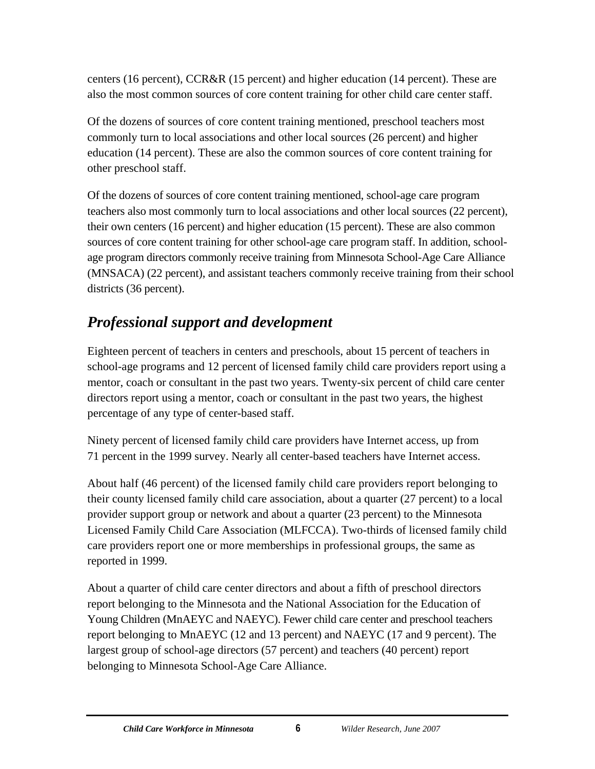centers (16 percent), CCR&R (15 percent) and higher education (14 percent). These are also the most common sources of core content training for other child care center staff.

Of the dozens of sources of core content training mentioned, preschool teachers most commonly turn to local associations and other local sources (26 percent) and higher education (14 percent). These are also the common sources of core content training for other preschool staff.

Of the dozens of sources of core content training mentioned, school-age care program teachers also most commonly turn to local associations and other local sources (22 percent), their own centers (16 percent) and higher education (15 percent). These are also common sources of core content training for other school-age care program staff. In addition, school-age program directors commonly receive training from Minnesota School-Age Care Alliance (MNSACA) (22 percent), and assistant teachers commonly receive training from their school districts (36 percent).

## *Professional support and development*

Eighteen percent of teachers in centers and preschools, about 15 percent of teachers in school-age programs and 12 percent of licensed family child care providers report using a mentor, coach or consultant in the past two years. Twenty-six percent of child care center directors report using a mentor, coach or consultant in the past two years, the highest percentage of any type of center-based staff.

Ninety percent of licensed family child care providers have Internet access, up from 71 percent in the 1999 survey. Nearly all center-based teachers have Internet access.

About half (46 percent) of the licensed family child care providers report belonging to their county licensed family child care association, about a quarter (27 percent) to a local provider support group or network and about a quarter (23 percent) to the Minnesota Licensed Family Child Care Association (MLFCCA). Two-thirds of licensed family child care providers report one or more memberships in professional groups, the same as reported in 1999.

About a quarter of child care center directors and about a fifth of preschool directors report belonging to the Minnesota and the National Association for the Education of Young Children (MnAEYC and NAEYC). Fewer child care center and preschool teachers report belonging to MnAEYC (12 and 13 percent) and NAEYC (17 and 9 percent). The largest group of school-age directors (57 percent) and teachers (40 percent) report belonging to Minnesota School-Age Care Alliance.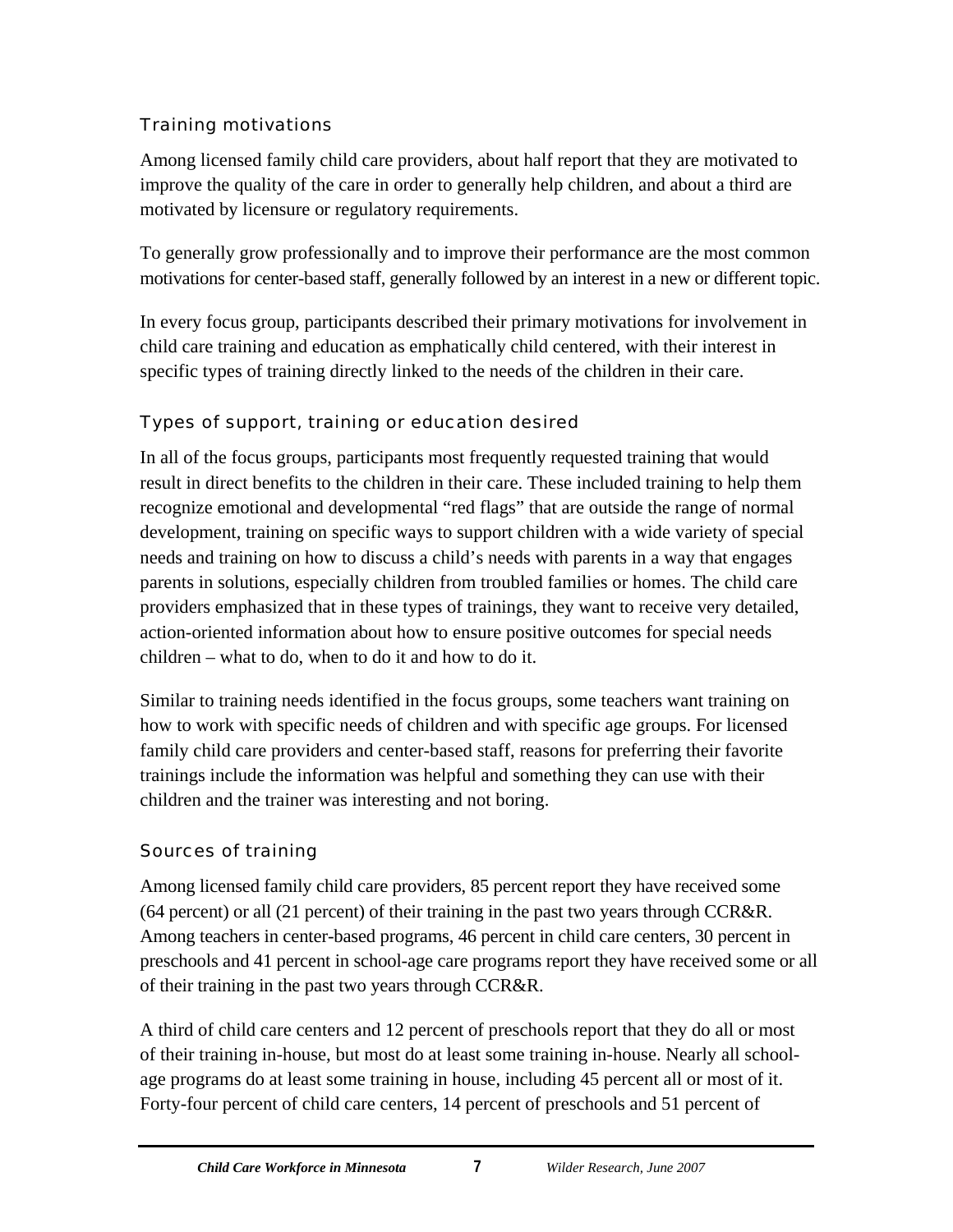### Training motivations

Among licensed family child care providers, about half report that they are motivated to improve the quality of the care in order to generally help children, and about a third are motivated by licensure or regulatory requirements.

To generally grow professionally and to improve their performance are the most common motivations for center-based staff, generally followed by an interest in a new or different topic.

In every focus group, participants described their primary motivations for involvement in child care training and education as emphatically child centered, with their interest in specific types of training directly linked to the needs of the children in their care.

### Types of support, training or education desired

In all of the focus groups, participants most frequently requested training that would result in direct benefits to the children in their care. These included training to help them recognize emotional and developmental "red flags" that are outside the range of normal development, training on specific ways to support children with a wide variety of special needs and training on how to discuss a child's needs with parents in a way that engages parents in solutions, especially children from troubled families or homes. The child care providers emphasized that in these types of trainings, they want to receive very detailed, action-oriented information about how to ensure positive outcomes for special needs children – what to do, when to do it and how to do it.

Similar to training needs identified in the focus groups, some teachers want training on how to work with specific needs of children and with specific age groups. For licensed family child care providers and center-based staff, reasons for preferring their favorite trainings include the information was helpful and something they can use with their children and the trainer was interesting and not boring.

### Sources of training

Among licensed family child care providers, 85 percent report they have received some (64 percent) or all (21 percent) of their training in the past two years through CCR&R. Among teachers in center-based programs, 46 percent in child care centers, 30 percent in preschools and 41 percent in school-age care programs report they have received some or all of their training in the past two years through CCR&R.

A third of child care centers and 12 percent of preschools report that they do all or most of their training in-house, but most do at least some training in-house. Nearly all school-age programs do at least some training in house, including 45 percent all or most of it. Forty-four percent of child care centers, 14 percent of preschools and 51 percent of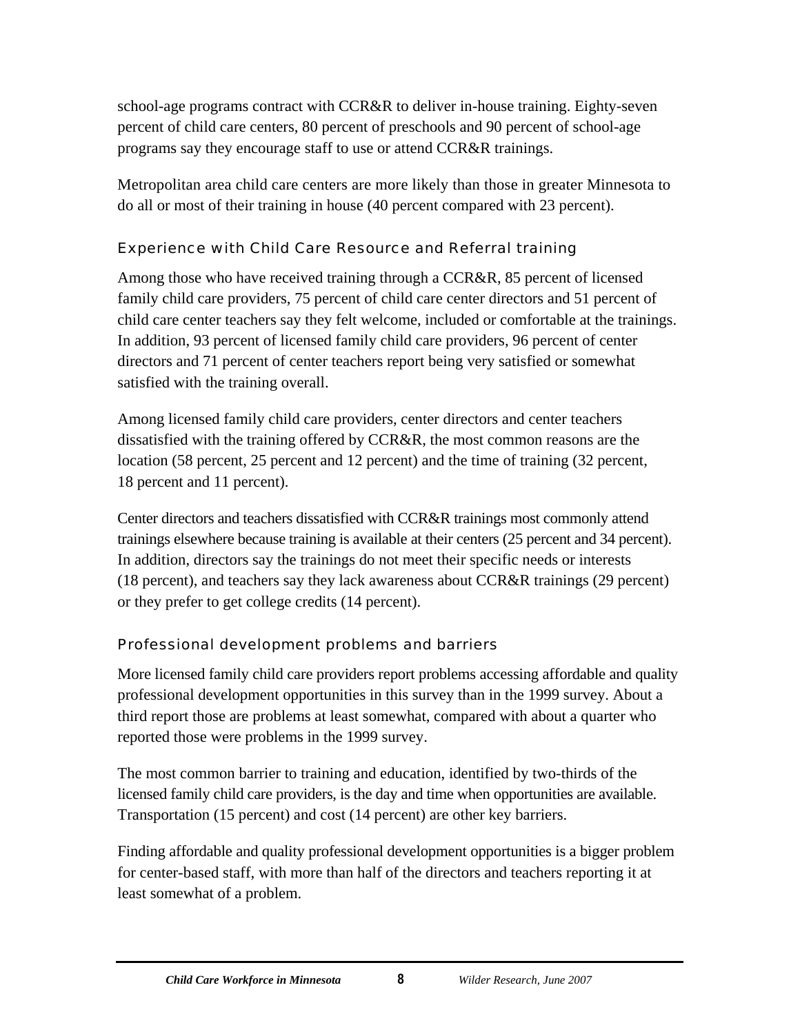school-age programs contract with CCR&R to deliver in-house training. Eighty-seven percent of child care centers, 80 percent of preschools and 90 percent of school-age programs say they encourage staff to use or attend CCR&R trainings.

Metropolitan area child care centers are more likely than those in greater Minnesota to do all or most of their training in house (40 percent compared with 23 percent).

### Experience with Child Care Resource and Referral training

Among those who have received training through a CCR&R, 85 percent of licensed family child care providers, 75 percent of child care center directors and 51 percent of child care center teachers say they felt welcome, included or comfortable at the trainings. In addition, 93 percent of licensed family child care providers, 96 percent of center directors and 71 percent of center teachers report being very satisfied or somewhat satisfied with the training overall.

Among licensed family child care providers, center directors and center teachers dissatisfied with the training offered by CCR&R, the most common reasons are the location (58 percent, 25 percent and 12 percent) and the time of training (32 percent, 18 percent and 11 percent).

Center directors and teachers dissatisfied with CCR&R trainings most commonly attend trainings elsewhere because training is available at their centers (25 percent and 34 percent). In addition, directors say the trainings do not meet their specific needs or interests (18 percent), and teachers say they lack awareness about CCR&R trainings (29 percent) or they prefer to get college credits (14 percent).

### Professional development problems and barriers

More licensed family child care providers report problems accessing affordable and quality professional development opportunities in this survey than in the 1999 survey. About a third report those are problems at least somewhat, compared with about a quarter who reported those were problems in the 1999 survey.

The most common barrier to training and education, identified by two-thirds of the licensed family child care providers, is the day and time when opportunities are available. Transportation (15 percent) and cost (14 percent) are other key barriers.

Finding affordable and quality professional development opportunities is a bigger problem for center-based staff, with more than half of the directors and teachers reporting it at least somewhat of a problem.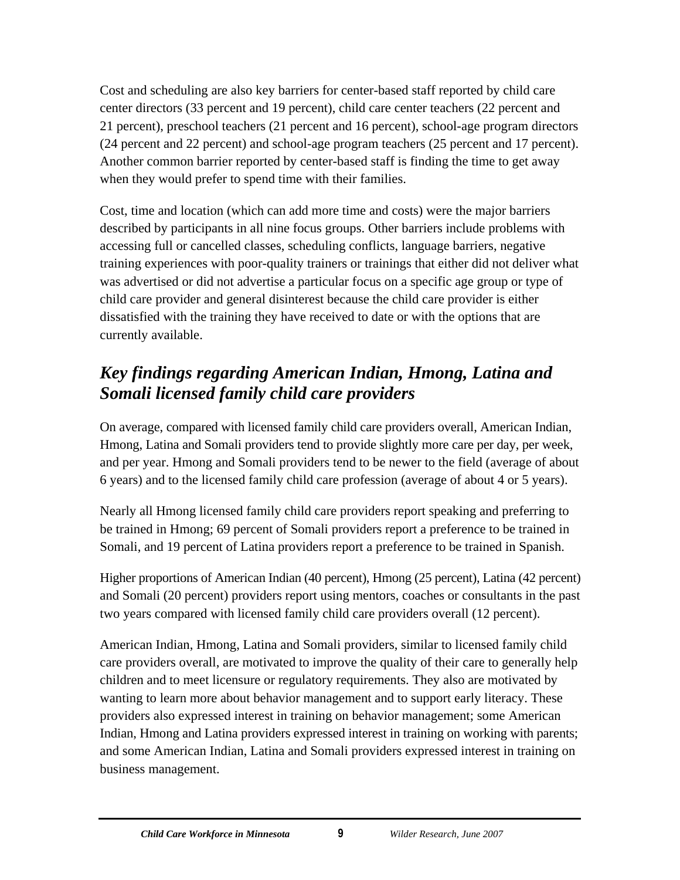Cost and scheduling are also key barriers for center-based staff reported by child care center directors (33 percent and 19 percent), child care center teachers (22 percent and 21 percent), preschool teachers (21 percent and 16 percent), school-age program directors (24 percent and 22 percent) and school-age program teachers (25 percent and 17 percent). Another common barrier reported by center-based staff is finding the time to get away when they would prefer to spend time with their families.

Cost, time and location (which can add more time and costs) were the major barriers described by participants in all nine focus groups. Other barriers include problems with accessing full or cancelled classes, scheduling conflicts, language barriers, negative training experiences with poor-quality trainers or trainings that either did not deliver what was advertised or did not advertise a particular focus on a specific age group or type of child care provider and general disinterest because the child care provider is either dissatisfied with the training they have received to date or with the options that are currently available.

## *Key findings regarding American Indian, Hmong, Latina and Somali licensed family child care providers*

On average, compared with licensed family child care providers overall, American Indian, Hmong, Latina and Somali providers tend to provide slightly more care per day, per week, and per year. Hmong and Somali providers tend to be newer to the field (average of about 6 years) and to the licensed family child care profession (average of about 4 or 5 years).

Nearly all Hmong licensed family child care providers report speaking and preferring to be trained in Hmong; 69 percent of Somali providers report a preference to be trained in Somali, and 19 percent of Latina providers report a preference to be trained in Spanish.

Higher proportions of American Indian (40 percent), Hmong (25 percent), Latina (42 percent) and Somali (20 percent) providers report using mentors, coaches or consultants in the past two years compared with licensed family child care providers overall (12 percent).

American Indian, Hmong, Latina and Somali providers, similar to licensed family child care providers overall, are motivated to improve the quality of their care to generally help children and to meet licensure or regulatory requirements. They also are motivated by wanting to learn more about behavior management and to support early literacy. These providers also expressed interest in training on behavior management; some American Indian, Hmong and Latina providers expressed interest in training on working with parents; and some American Indian, Latina and Somali providers expressed interest in training on business management.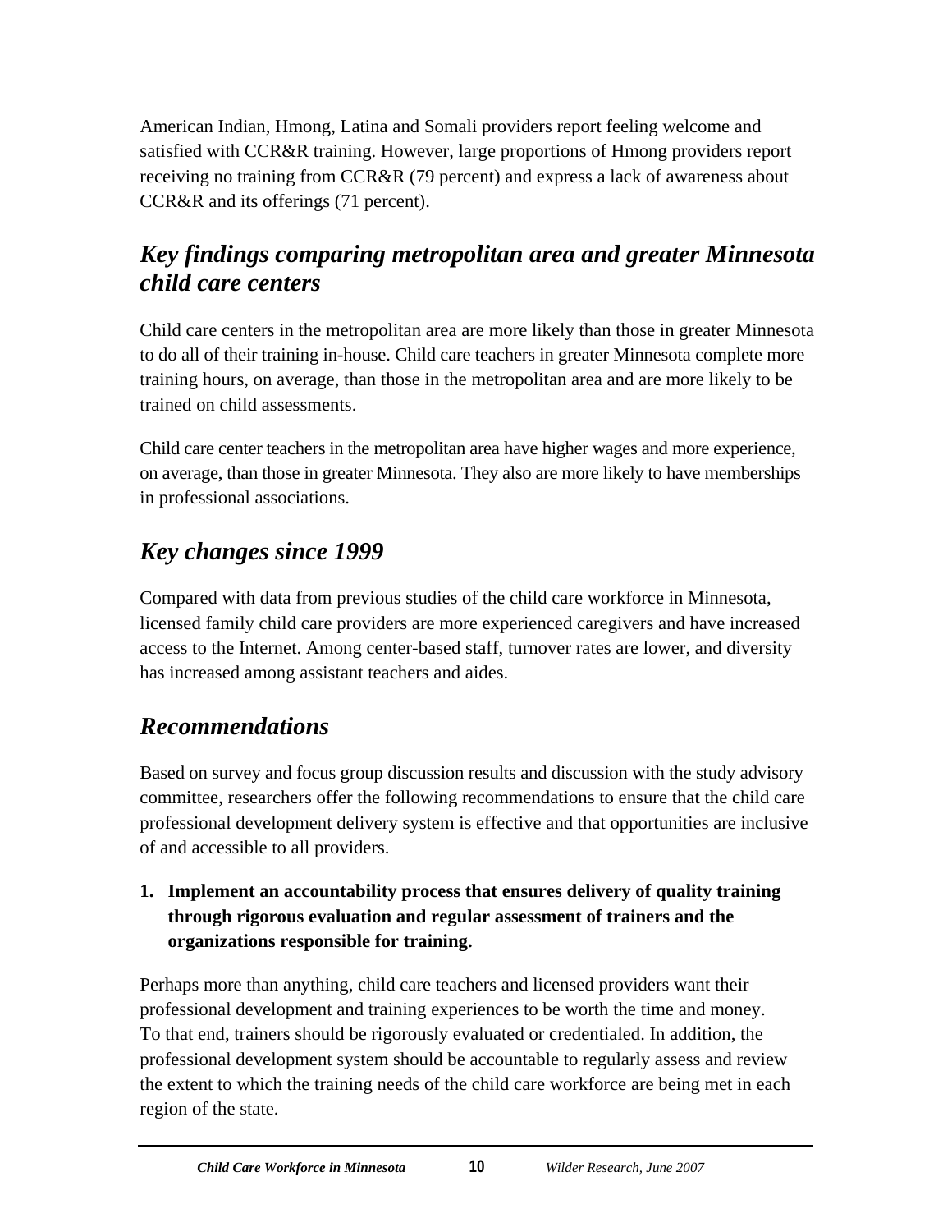American Indian, Hmong, Latina and Somali providers report feeling welcome and satisfied with CCR&R training. However, large proportions of Hmong providers report receiving no training from CCR&R (79 percent) and express a lack of awareness about CCR&R and its offerings (71 percent).

## *Key findings comparing metropolitan area and greater Minnesota child care centers*

Child care centers in the metropolitan area are more likely than those in greater Minnesota to do all of their training in-house. Child care teachers in greater Minnesota complete more training hours, on average, than those in the metropolitan area and are more likely to be trained on child assessments.

Child care center teachers in the metropolitan area have higher wages and more experience, on average, than those in greater Minnesota. They also are more likely to have memberships in professional associations.

## *Key changes since 1999*

Compared with data from previous studies of the child care workforce in Minnesota, licensed family child care providers are more experienced caregivers and have increased access to the Internet. Among center-based staff, turnover rates are lower, and diversity has increased among assistant teachers and aides.

## *Recommendations*

Based on survey and focus group discussion results and discussion with the study advisory committee, researchers offer the following recommendations to ensure that the child care professional development delivery system is effective and that opportunities are inclusive of and accessible to all providers.

1. **Implement an accountability process that ensures delivery of quality training through rigorous evaluation and regular assessment of trainers and the organizations responsible for training.**

Perhaps more than anything, child care teachers and licensed providers want their professional development and training experiences to be worth the time and money. To that end, trainers should be rigorously evaluated or credentialed. In addition, the professional development system should be accountable to regularly assess and review the extent to which the training needs of the child care workforce are being met in each region of the state.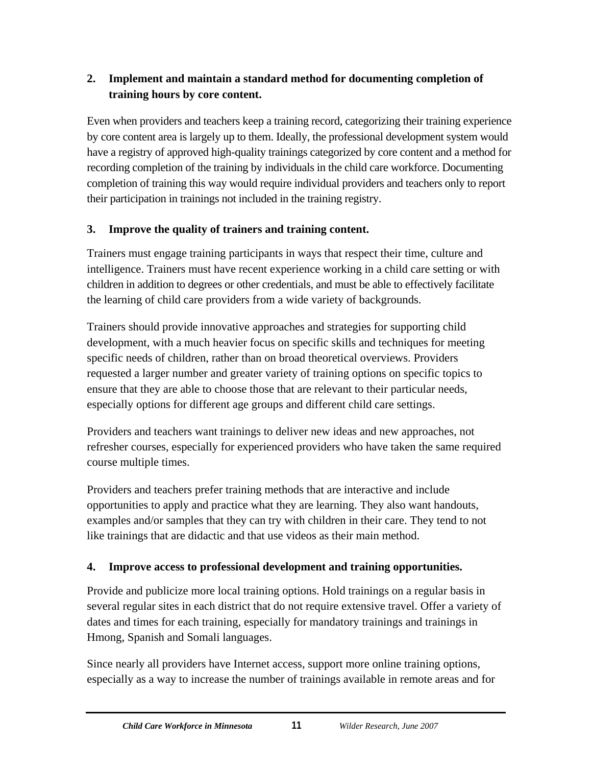**2. Implement and maintain a standard method for documenting completion of training hours by core content.**

Even when providers and teachers keep a training record, categorizing their training experience by core content area is largely up to them. Ideally, the professional development system would have a registry of approved high-quality trainings categorized by core content and a method for recording completion of the training by individuals in the child care workforce. Documenting completion of training this way would require individual providers and teachers only to report their participation in trainings not included in the training registry.

**3. Improve the quality of trainers and training content.**

Trainers must engage training participants in ways that respect their time, culture and intelligence. Trainers must have recent experience working in a child care setting or with children in addition to degrees or other credentials, and must be able to effectively facilitate the learning of child care providers from a wide variety of backgrounds.

Trainers should provide innovative approaches and strategies for supporting child development, with a much heavier focus on specific skills and techniques for meeting specific needs of children, rather than on broad theoretical overviews. Providers requested a larger number and greater variety of training options on specific topics to ensure that they are able to choose those that are relevant to their particular needs, especially options for different age groups and different child care settings.

Providers and teachers want trainings to deliver new ideas and new approaches, not refresher courses, especially for experienced providers who have taken the same required course multiple times.

Providers and teachers prefer training methods that are interactive and include opportunities to apply and practice what they are learning. They also want handouts, examples and/or samples that they can try with children in their care. They tend to not like trainings that are didactic and that use videos as their main method.

**4. Improve access to professional development and training opportunities.**

Provide and publicize more local training options. Hold trainings on a regular basis in several regular sites in each district that do not require extensive travel. Offer a variety of dates and times for each training, especially for mandatory trainings and trainings in Hmong, Spanish and Somali languages.

Since nearly all providers have Internet access, support more online training options, especially as a way to increase the number of trainings available in remote areas and for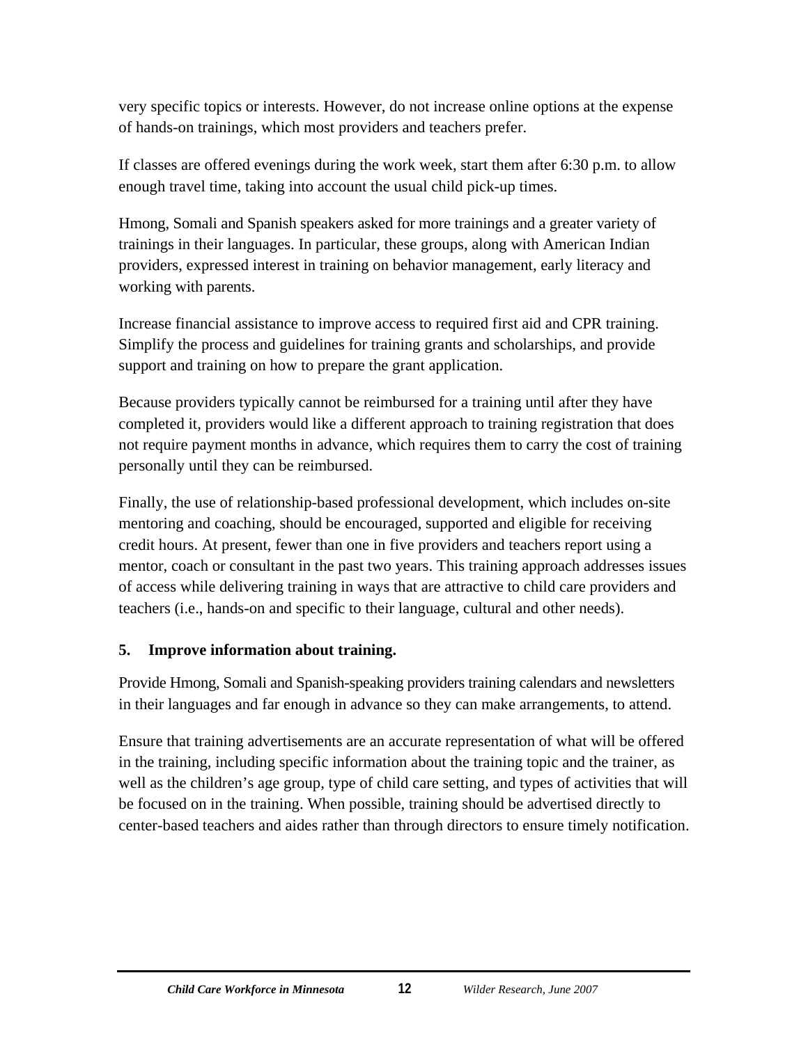very specific topics or interests. However, do not increase online options at the expense of hands-on trainings, which most providers and teachers prefer.

If classes are offered evenings during the work week, start them after 6:30 p.m. to allow enough travel time, taking into account the usual child pick-up times.

Hmong, Somali and Spanish speakers asked for more trainings and a greater variety of trainings in their languages. In particular, these groups, along with American Indian providers, expressed interest in training on behavior management, early literacy and working with parents.

Increase financial assistance to improve access to required first aid and CPR training. Simplify the process and guidelines for training grants and scholarships, and provide support and training on how to prepare the grant application.

Because providers typically cannot be reimbursed for a training until after they have completed it, providers would like a different approach to training registration that does not require payment months in advance, which requires them to carry the cost of training personally until they can be reimbursed.

Finally, the use of relationship-based professional development, which includes on-site mentoring and coaching, should be encouraged, supported and eligible for receiving credit hours. At present, fewer than one in five providers and teachers report using a mentor, coach or consultant in the past two years. This training approach addresses issues of access while delivering training in ways that are attractive to child care providers and teachers (i.e., hands-on and specific to their language, cultural and other needs).

**5. Improve information about training.**

Provide Hmong, Somali and Spanish-speaking providers training calendars and newsletters in their languages and far enough in advance so they can make arrangements, to attend.

Ensure that training advertisements are an accurate representation of what will be offered in the training, including specific information about the training topic and the trainer, as well as the children's age group, type of child care setting, and types of activities that will be focused on in the training. When possible, training should be advertised directly to center-based teachers and aides rather than through directors to ensure timely notification.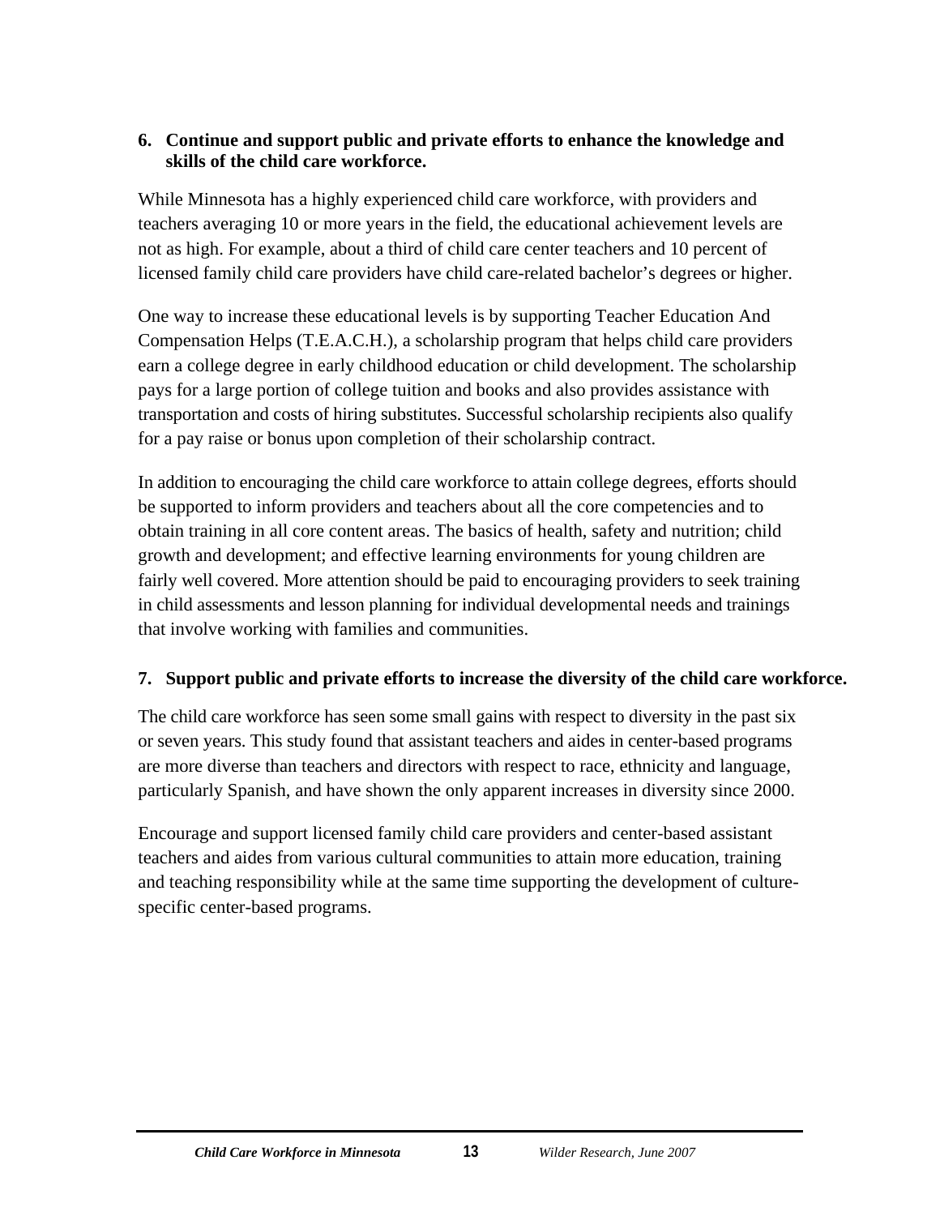**6. Continue and support public and private efforts to enhance the knowledge and skills of the child care workforce.**

While Minnesota has a highly experienced child care workforce, with providers and teachers averaging 10 or more years in the field, the educational achievement levels are not as high. For example, about a third of child care center teachers and 10 percent of licensed family child care providers have child care-related bachelor's degrees or higher.

One way to increase these educational levels is by supporting Teacher Education And Compensation Helps (T.E.A.C.H.), a scholarship program that helps child care providers earn a college degree in early childhood education or child development. The scholarship pays for a large portion of college tuition and books and also provides assistance with transportation and costs of hiring substitutes. Successful scholarship recipients also qualify for a pay raise or bonus upon completion of their scholarship contract.

In addition to encouraging the child care workforce to attain college degrees, efforts should be supported to inform providers and teachers about all the core competencies and to obtain training in all core content areas. The basics of health, safety and nutrition; child growth and development; and effective learning environments for young children are fairly well covered. More attention should be paid to encouraging providers to seek training in child assessments and lesson planning for individual developmental needs and trainings that involve working with families and communities.

**7. Support public and private efforts to increase the diversity of the child care workforce.**

The child care workforce has seen some small gains with respect to diversity in the past six or seven years. This study found that assistant teachers and aides in center-based programs are more diverse than teachers and directors with respect to race, ethnicity and language, particularly Spanish, and have shown the only apparent increases in diversity since 2000.

Encourage and support licensed family child care providers and center-based assistant teachers and aides from various cultural communities to attain more education, training and teaching responsibility while at the same time supporting the development of culture-specific center-based programs.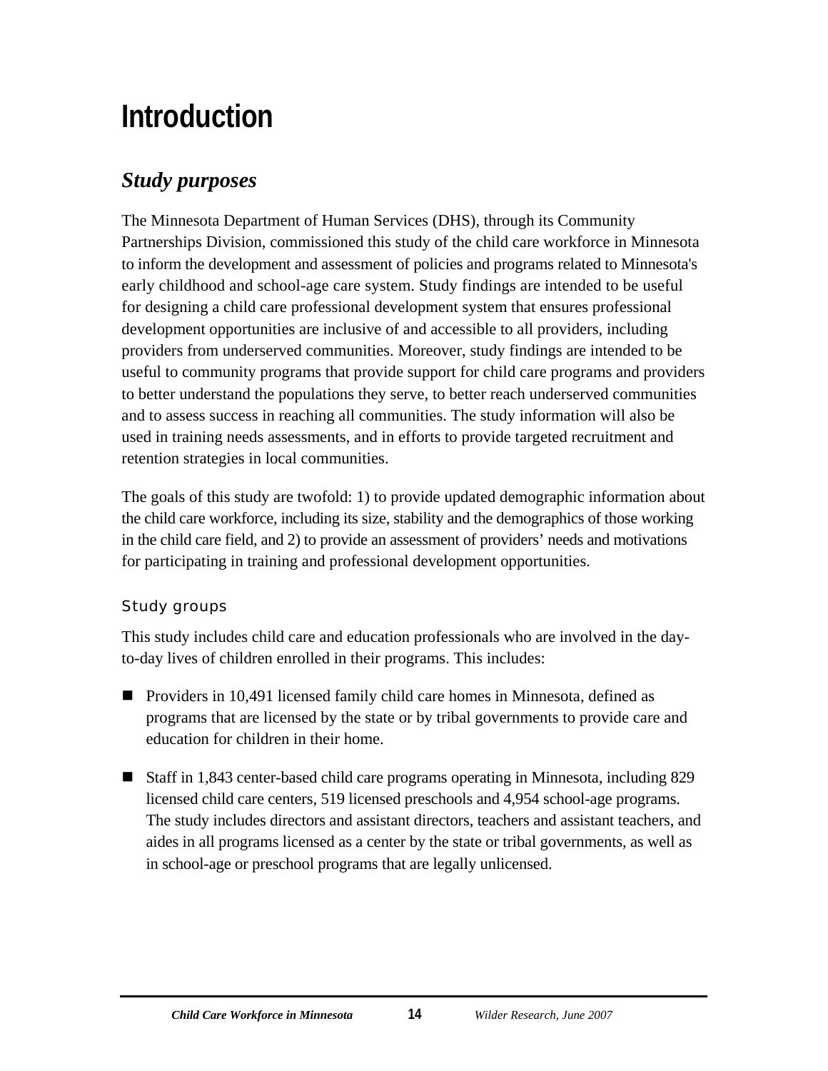# Introduction

## *Study purposes*

The Minnesota Department of Human Services (DHS), through its Community Partnerships Division, commissioned this study of the child care workforce in Minnesota to inform the development and assessment of policies and programs related to Minnesota's early childhood and school-age care system. Study findings are intended to be useful for designing a child care professional development system that ensures professional development opportunities are inclusive of and accessible to all providers, including providers from underserved communities. Moreover, study findings are intended to be useful to community programs that provide support for child care programs and providers to better understand the populations they serve, to better reach underserved communities and to assess success in reaching all communities. The study information will also be used in training needs assessments, and in efforts to provide targeted recruitment and retention strategies in local communities.

The goals of this study are twofold: 1) to provide updated demographic information about the child care workforce, including its size, stability and the demographics of those working in the child care field, and 2) to provide an assessment of providers' needs and motivations for participating in training and professional development opportunities.

### Study groups

This study includes child care and education professionals who are involved in the day-to-day lives of children enrolled in their programs. This includes:

- Providers in 10,491 licensed family child care homes in Minnesota, defined as programs that are licensed by the state or by tribal governments to provide care and education for children in their home.

- Staff in 1,843 center-based child care programs operating in Minnesota, including 829 licensed child care centers, 519 licensed preschools and 4,954 school-age programs. The study includes directors and assistant directors, teachers and assistant teachers, and aides in all programs licensed as a center by the state or tribal governments, as well as in school-age or preschool programs that are legally unlicensed.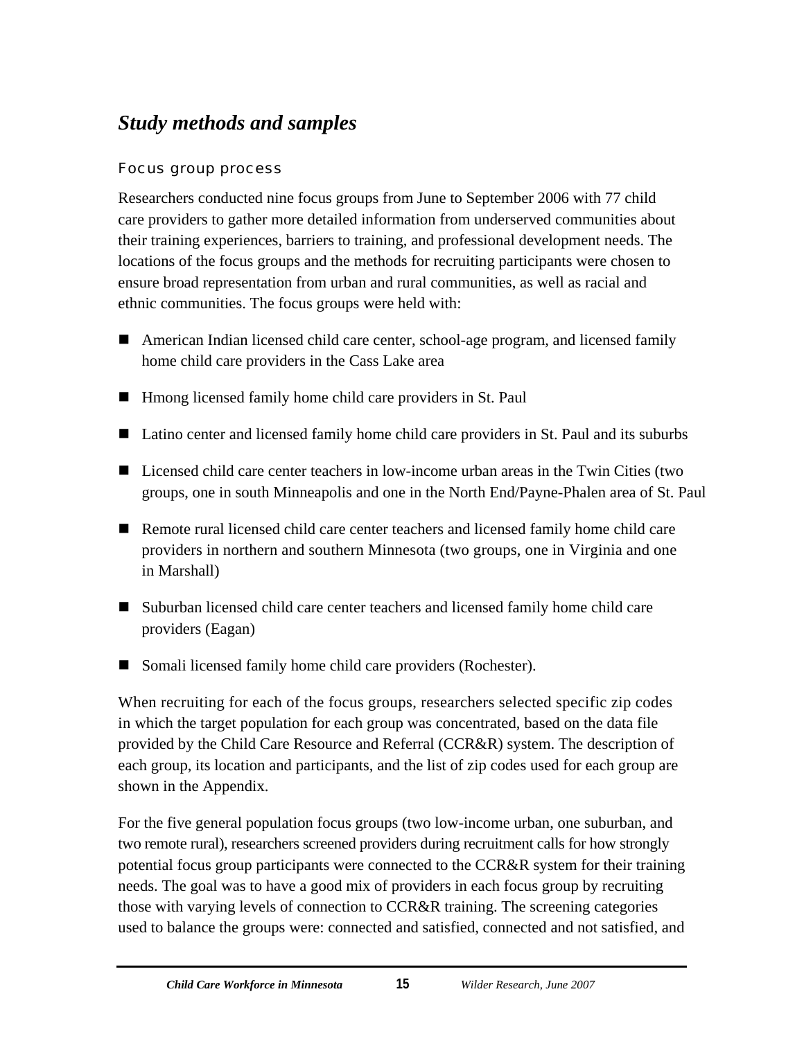## *Study methods and samples*

### Focus group process

Researchers conducted nine focus groups from June to September 2006 with 77 child care providers to gather more detailed information from underserved communities about their training experiences, barriers to training, and professional development needs. The locations of the focus groups and the methods for recruiting participants were chosen to ensure broad representation from urban and rural communities, as well as racial and ethnic communities. The focus groups were held with:

- American Indian licensed child care center, school-age program, and licensed family home child care providers in the Cass Lake area
- Hmong licensed family home child care providers in St. Paul
- Latino center and licensed family home child care providers in St. Paul and its suburbs
- Licensed child care center teachers in low-income urban areas in the Twin Cities (two groups, one in south Minneapolis and one in the North End/Payne-Phalen area of St. Paul
- Remote rural licensed child care center teachers and licensed family home child care providers in northern and southern Minnesota (two groups, one in Virginia and one in Marshall)
- Suburban licensed child care center teachers and licensed family home child care providers (Eagan)
- Somali licensed family home child care providers (Rochester).

When recruiting for each of the focus groups, researchers selected specific zip codes in which the target population for each group was concentrated, based on the data file provided by the Child Care Resource and Referral (CCR&R) system. The description of each group, its location and participants, and the list of zip codes used for each group are shown in the Appendix.

For the five general population focus groups (two low-income urban, one suburban, and two remote rural), researchers screened providers during recruitment calls for how strongly potential focus group participants were connected to the CCR&R system for their training needs. The goal was to have a good mix of providers in each focus group by recruiting those with varying levels of connection to CCR&R training. The screening categories used to balance the groups were: connected and satisfied, connected and not satisfied, and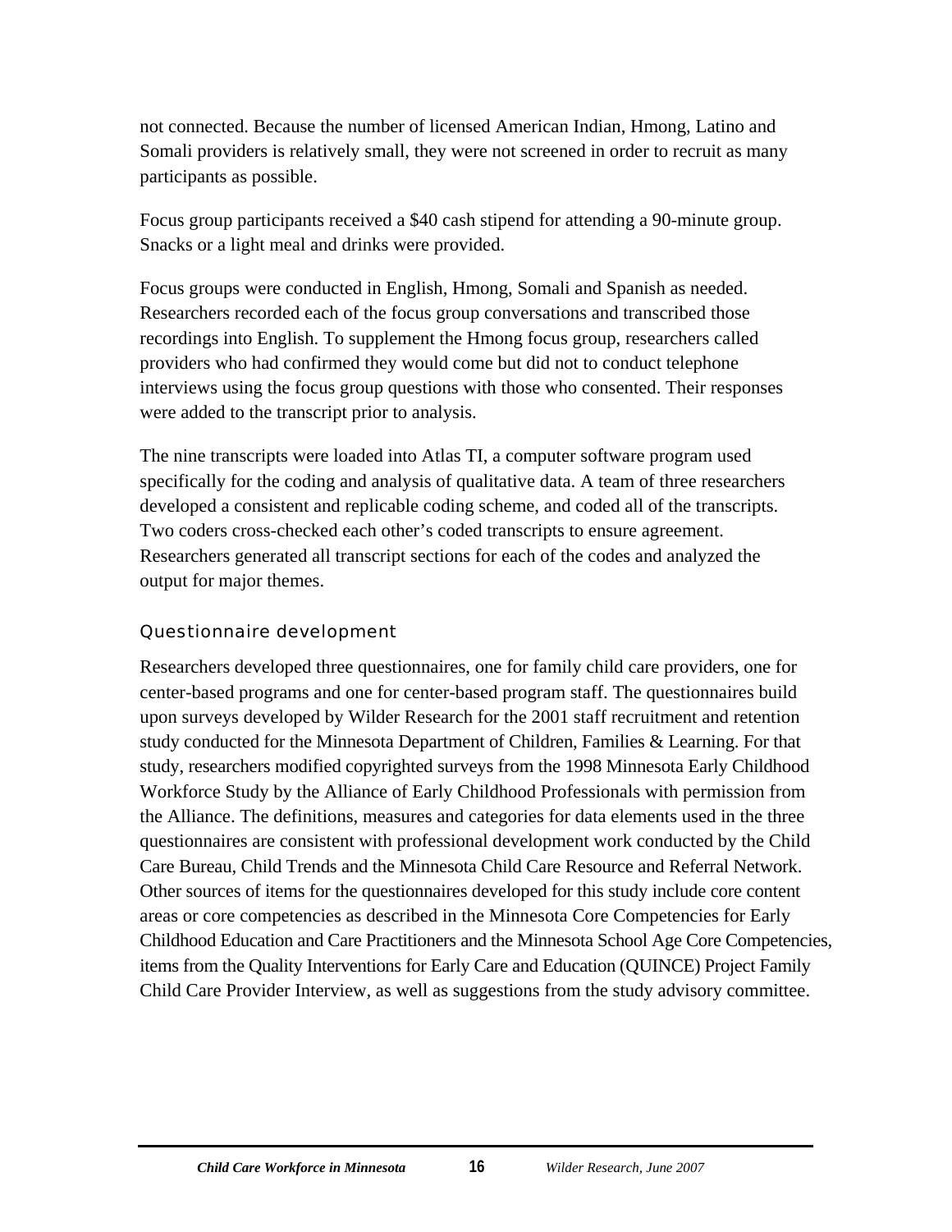not connected. Because the number of licensed American Indian, Hmong, Latino and Somali providers is relatively small, they were not screened in order to recruit as many participants as possible.

Focus group participants received a $40 cash stipend for attending a 90-minute group. Snacks or a light meal and drinks were provided.

Focus groups were conducted in English, Hmong, Somali and Spanish as needed. Researchers recorded each of the focus group conversations and transcribed those recordings into English. To supplement the Hmong focus group, researchers called providers who had confirmed they would come but did not to conduct telephone interviews using the focus group questions with those who consented. Their responses were added to the transcript prior to analysis.

The nine transcripts were loaded into Atlas TI, a computer software program used specifically for the coding and analysis of qualitative data. A team of three researchers developed a consistent and replicable coding scheme, and coded all of the transcripts. Two coders cross-checked each other's coded transcripts to ensure agreement. Researchers generated all transcript sections for each of the codes and analyzed the output for major themes.

### Questionnaire development

Researchers developed three questionnaires, one for family child care providers, one for center-based programs and one for center-based program staff. The questionnaires build upon surveys developed by Wilder Research for the 2001 staff recruitment and retention study conducted for the Minnesota Department of Children, Families & Learning. For that study, researchers modified copyrighted surveys from the 1998 Minnesota Early Childhood Workforce Study by the Alliance of Early Childhood Professionals with permission from the Alliance. The definitions, measures and categories for data elements used in the three questionnaires are consistent with professional development work conducted by the Child Care Bureau, Child Trends and the Minnesota Child Care Resource and Referral Network. Other sources of items for the questionnaires developed for this study include core content areas or core competencies as described in the Minnesota Core Competencies for Early Childhood Education and Care Practitioners and the Minnesota School Age Core Competencies, items from the Quality Interventions for Early Care and Education (QUINCE) Project Family Child Care Provider Interview, as well as suggestions from the study advisory committee.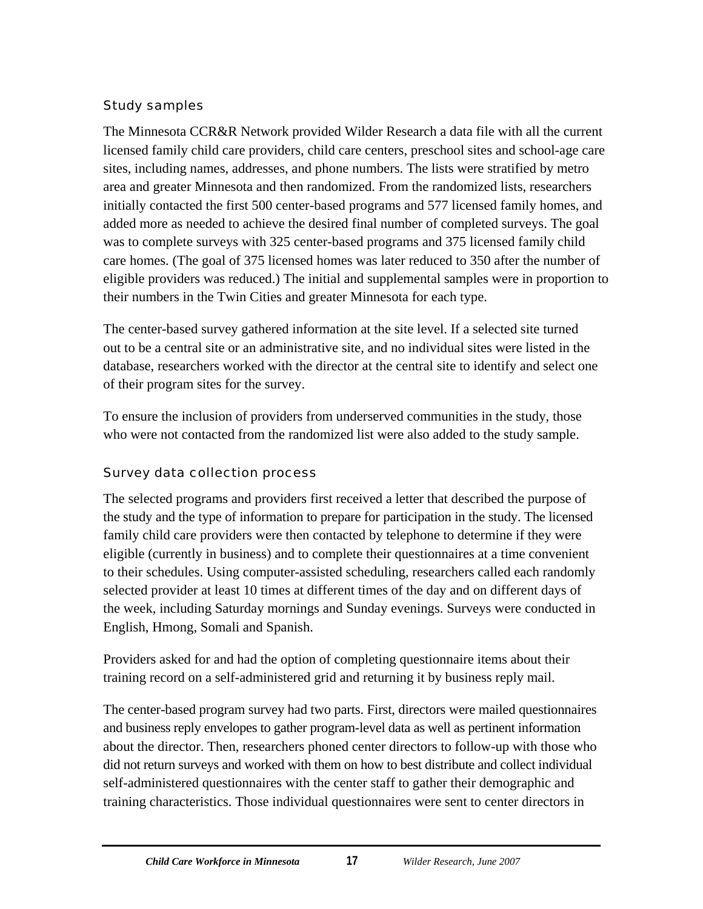### Study samples

The Minnesota CCR&R Network provided Wilder Research a data file with all the current licensed family child care providers, child care centers, preschool sites and school-age care sites, including names, addresses, and phone numbers. The lists were stratified by metro area and greater Minnesota and then randomized. From the randomized lists, researchers initially contacted the first 500 center-based programs and 577 licensed family homes, and added more as needed to achieve the desired final number of completed surveys. The goal was to complete surveys with 325 center-based programs and 375 licensed family child care homes. (The goal of 375 licensed homes was later reduced to 350 after the number of eligible providers was reduced.) The initial and supplemental samples were in proportion to their numbers in the Twin Cities and greater Minnesota for each type.

The center-based survey gathered information at the site level. If a selected site turned out to be a central site or an administrative site, and no individual sites were listed in the database, researchers worked with the director at the central site to identify and select one of their program sites for the survey.

To ensure the inclusion of providers from underserved communities in the study, those who were not contacted from the randomized list were also added to the study sample.

### Survey data collection process

The selected programs and providers first received a letter that described the purpose of the study and the type of information to prepare for participation in the study. The licensed family child care providers were then contacted by telephone to determine if they were eligible (currently in business) and to complete their questionnaires at a time convenient to their schedules. Using computer-assisted scheduling, researchers called each randomly selected provider at least 10 times at different times of the day and on different days of the week, including Saturday mornings and Sunday evenings. Surveys were conducted in English, Hmong, Somali and Spanish.

Providers asked for and had the option of completing questionnaire items about their training record on a self-administered grid and returning it by business reply mail.

The center-based program survey had two parts. First, directors were mailed questionnaires and business reply envelopes to gather program-level data as well as pertinent information about the director. Then, researchers phoned center directors to follow-up with those who did not return surveys and worked with them on how to best distribute and collect individual self-administered questionnaires with the center staff to gather their demographic and training characteristics. Those individual questionnaires were sent to center directors in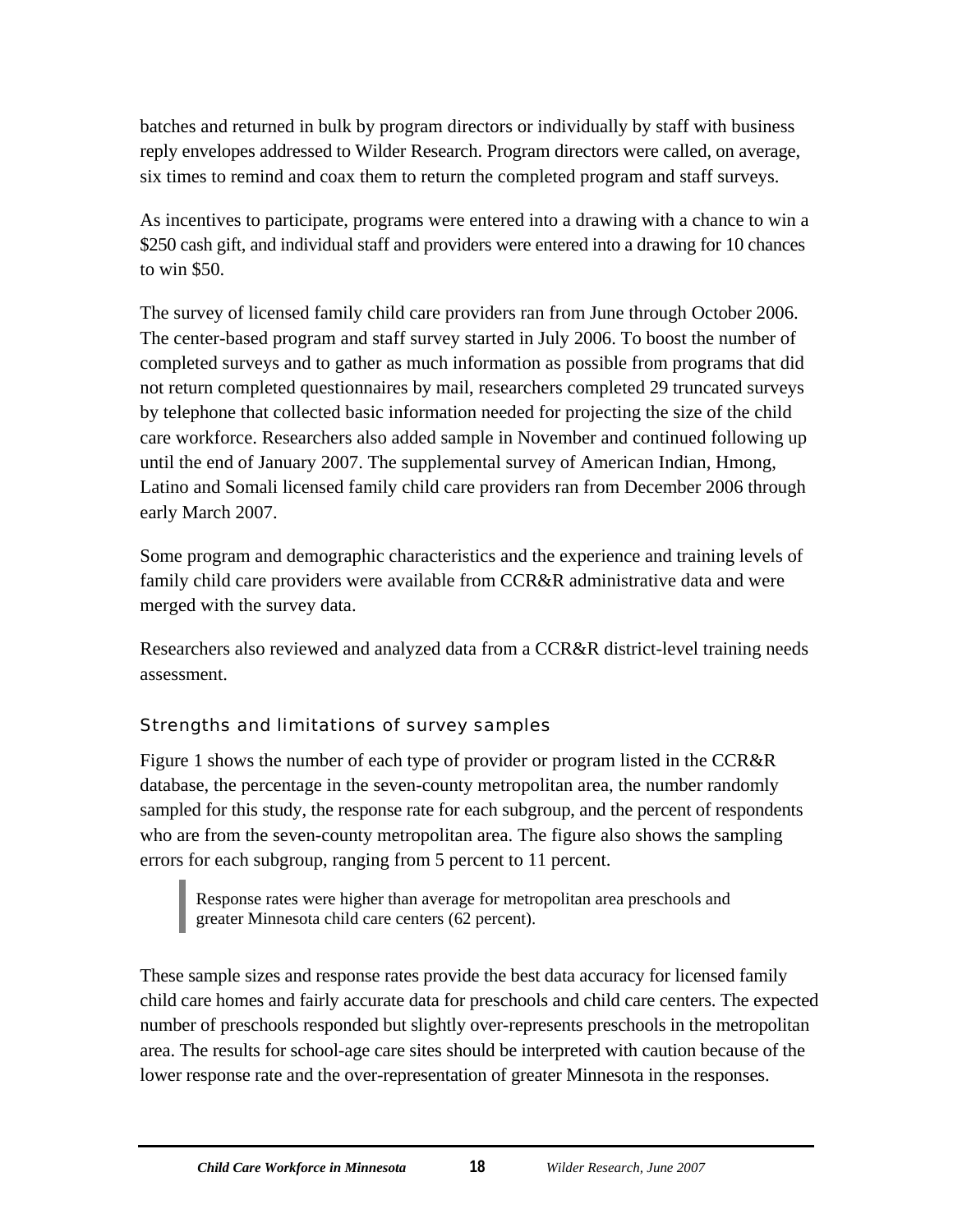batches and returned in bulk by program directors or individually by staff with business reply envelopes addressed to Wilder Research. Program directors were called, on average, six times to remind and coax them to return the completed program and staff surveys.

As incentives to participate, programs were entered into a drawing with a chance to win a $250 cash gift, and individual staff and providers were entered into a drawing for 10 chances to win $50.

The survey of licensed family child care providers ran from June through October 2006. The center-based program and staff survey started in July 2006. To boost the number of completed surveys and to gather as much information as possible from programs that did not return completed questionnaires by mail, researchers completed 29 truncated surveys by telephone that collected basic information needed for projecting the size of the child care workforce. Researchers also added sample in November and continued following up until the end of January 2007. The supplemental survey of American Indian, Hmong, Latino and Somali licensed family child care providers ran from December 2006 through early March 2007.

Some program and demographic characteristics and the experience and training levels of family child care providers were available from CCR&R administrative data and were merged with the survey data.

Researchers also reviewed and analyzed data from a CCR&R district-level training needs assessment.

### Strengths and limitations of survey samples

Figure 1 shows the number of each type of provider or program listed in the CCR&R database, the percentage in the seven-county metropolitan area, the number randomly sampled for this study, the response rate for each subgroup, and the percent of respondents who are from the seven-county metropolitan area. The figure also shows the sampling errors for each subgroup, ranging from 5 percent to 11 percent.

> Response rates were higher than average for metropolitan area preschools and greater Minnesota child care centers (62 percent).

These sample sizes and response rates provide the best data accuracy for licensed family child care homes and fairly accurate data for preschools and child care centers. The expected number of preschools responded but slightly over-represents preschools in the metropolitan area. The results for school-age care sites should be interpreted with caution because of the lower response rate and the over-representation of greater Minnesota in the responses.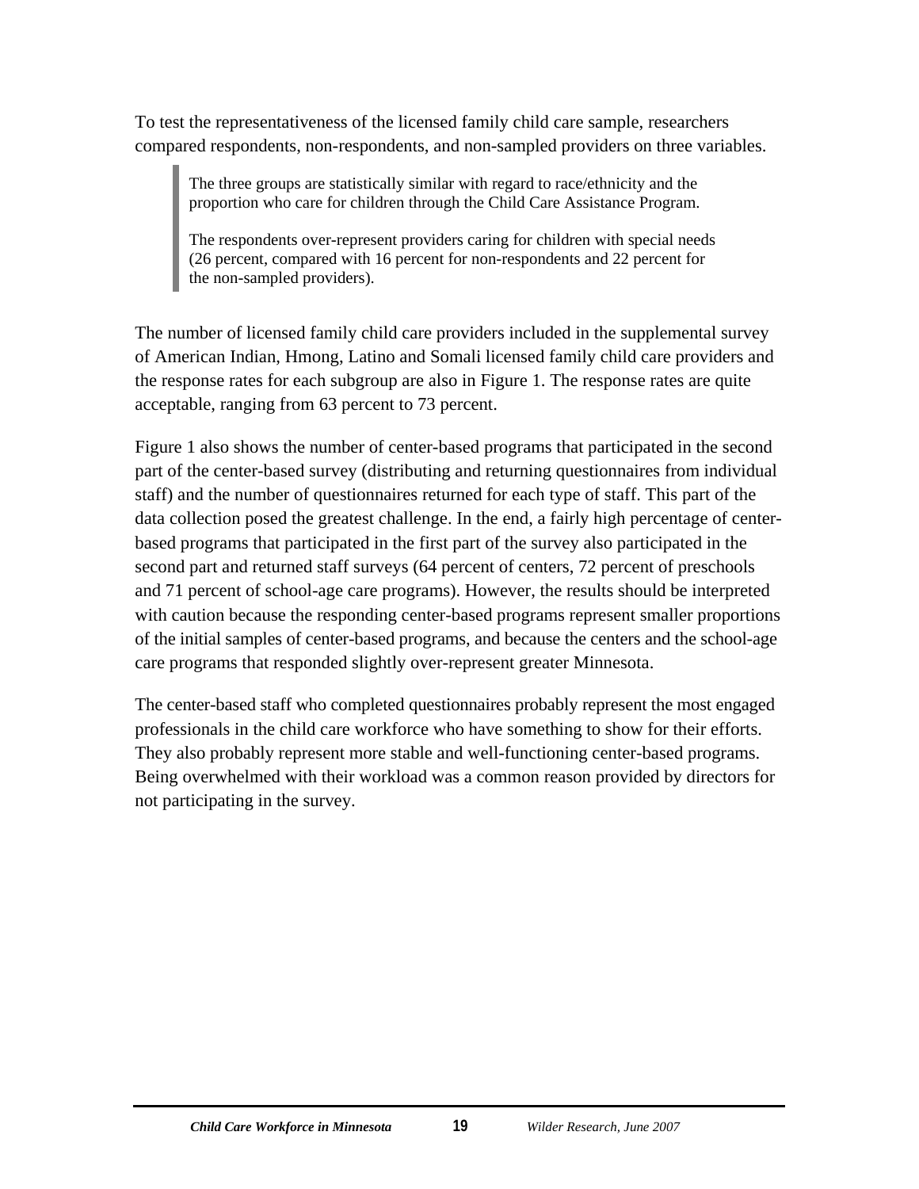To test the representativeness of the licensed family child care sample, researchers compared respondents, non-respondents, and non-sampled providers on three variables.

> The three groups are statistically similar with regard to race/ethnicity and the proportion who care for children through the Child Care Assistance Program.
>
> The respondents over-represent providers caring for children with special needs (26 percent, compared with 16 percent for non-respondents and 22 percent for the non-sampled providers).

The number of licensed family child care providers included in the supplemental survey of American Indian, Hmong, Latino and Somali licensed family child care providers and the response rates for each subgroup are also in Figure 1. The response rates are quite acceptable, ranging from 63 percent to 73 percent.

Figure 1 also shows the number of center-based programs that participated in the second part of the center-based survey (distributing and returning questionnaires from individual staff) and the number of questionnaires returned for each type of staff. This part of the data collection posed the greatest challenge. In the end, a fairly high percentage of center-based programs that participated in the first part of the survey also participated in the second part and returned staff surveys (64 percent of centers, 72 percent of preschools and 71 percent of school-age care programs). However, the results should be interpreted with caution because the responding center-based programs represent smaller proportions of the initial samples of center-based programs, and because the centers and the school-age care programs that responded slightly over-represent greater Minnesota.

The center-based staff who completed questionnaires probably represent the most engaged professionals in the child care workforce who have something to show for their efforts. They also probably represent more stable and well-functioning center-based programs. Being overwhelmed with their workload was a common reason provided by directors for not participating in the survey.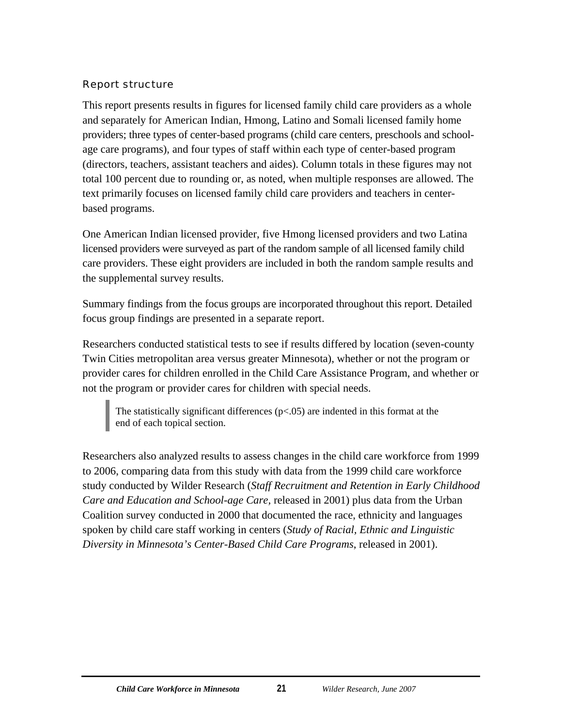### Report structure

This report presents results in figures for licensed family child care providers as a whole and separately for American Indian, Hmong, Latino and Somali licensed family home providers; three types of center-based programs (child care centers, preschools and school-age care programs), and four types of staff within each type of center-based program (directors, teachers, assistant teachers and aides). Column totals in these figures may not total 100 percent due to rounding or, as noted, when multiple responses are allowed. The text primarily focuses on licensed family child care providers and teachers in center-based programs.

One American Indian licensed provider, five Hmong licensed providers and two Latina licensed providers were surveyed as part of the random sample of all licensed family child care providers. These eight providers are included in both the random sample results and the supplemental survey results.

Summary findings from the focus groups are incorporated throughout this report. Detailed focus group findings are presented in a separate report.

Researchers conducted statistical tests to see if results differed by location (seven-county Twin Cities metropolitan area versus greater Minnesota), whether or not the program or provider cares for children enrolled in the Child Care Assistance Program, and whether or not the program or provider cares for children with special needs.

> The statistically significant differences ($p<.05$) are indented in this format at the end of each topical section.

Researchers also analyzed results to assess changes in the child care workforce from 1999 to 2006, comparing data from this study with data from the 1999 child care workforce study conducted by Wilder Research (*Staff Recruitment and Retention in Early Childhood Care and Education and School-age Care,* released in 2001) plus data from the Urban Coalition survey conducted in 2000 that documented the race, ethnicity and languages spoken by child care staff working in centers (*Study of Racial, Ethnic and Linguistic Diversity in Minnesota's Center-Based Child Care Programs*, released in 2001).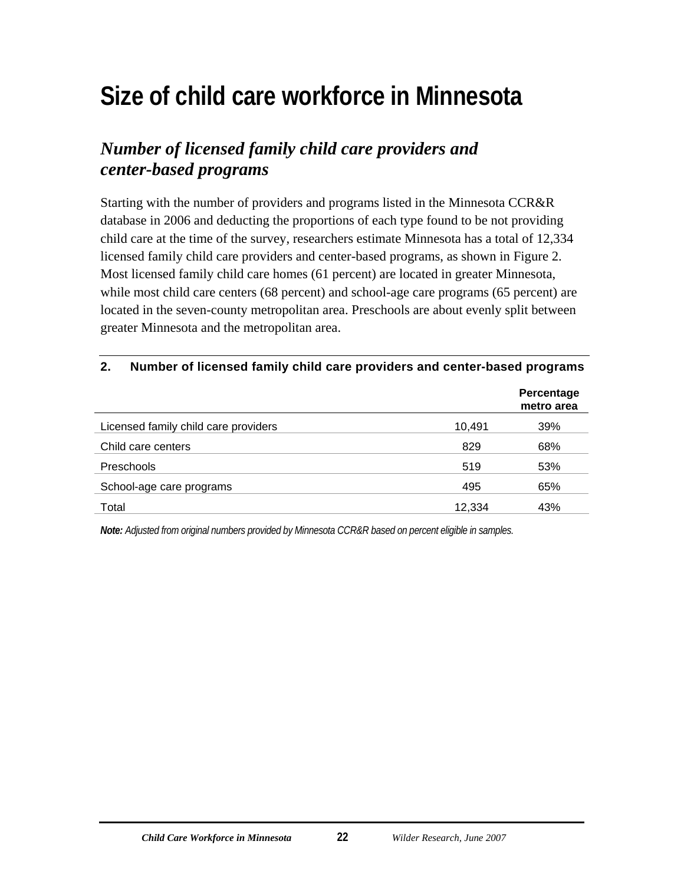# Size of child care workforce in Minnesota

## *Number of licensed family child care providers and center-based programs*

Starting with the number of providers and programs listed in the Minnesota CCR&R database in 2006 and deducting the proportions of each type found to be not providing child care at the time of the survey, researchers estimate Minnesota has a total of 12,334 licensed family child care providers and center-based programs, as shown in Figure 2. Most licensed family child care homes (61 percent) are located in greater Minnesota, while most child care centers (68 percent) and school-age care programs (65 percent) are located in the seven-county metropolitan area. Preschools are about evenly split between greater Minnesota and the metropolitan area.

**2. Number of licensed family child care providers and center-based programs**

| | | Percentage metro area |
|---|---|---|
| Licensed family child care providers | 10,491 | 39% |
| Child care centers | 829 | 68% |
| Preschools | 519 | 53% |
| School-age care programs | 495 | 65% |
| Total | 12,334 | 43% |

***Note:*** *Adjusted from original numbers provided by Minnesota CCR&R based on percent eligible in samples.*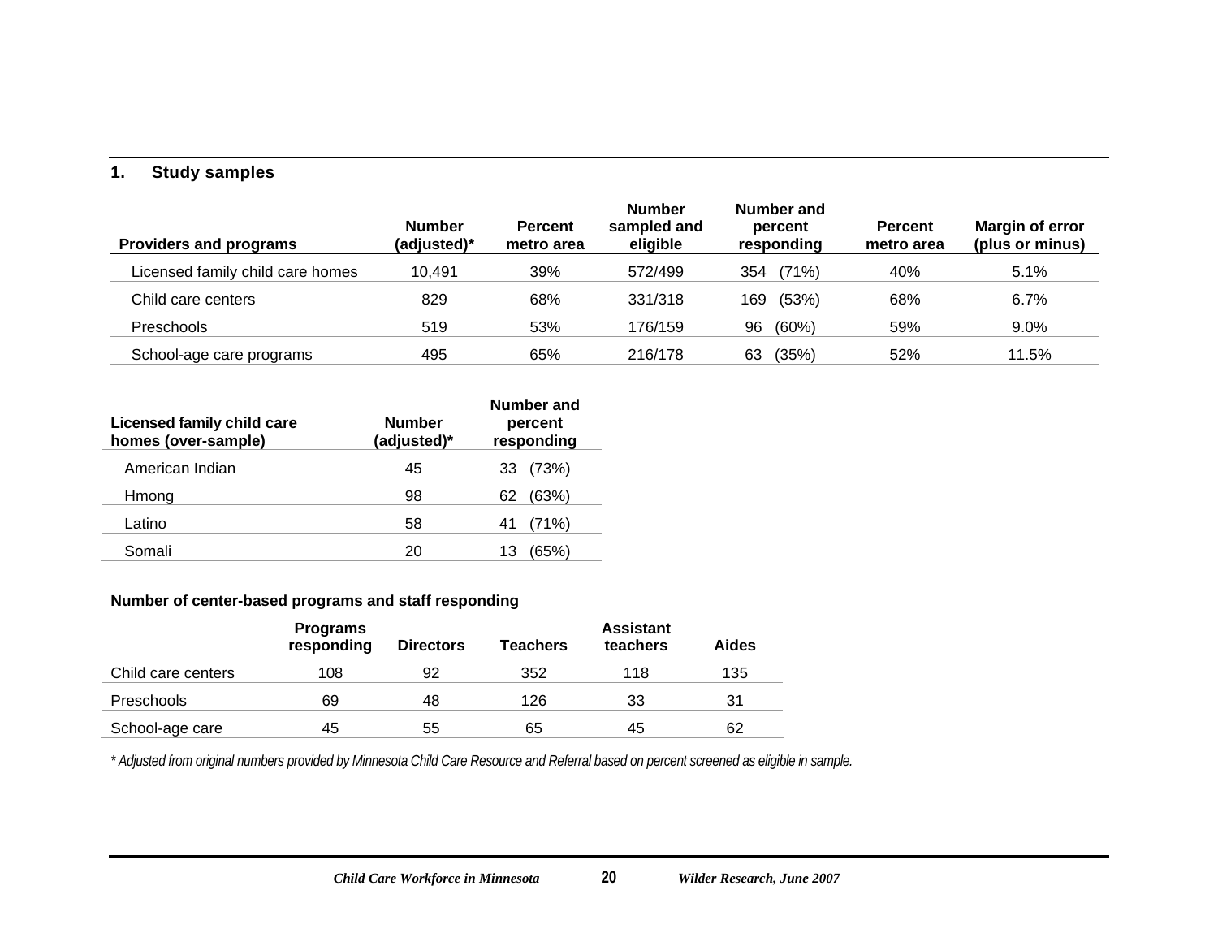## 1. Study samples

| Providers and programs | Number (adjusted)* | Percent metro area | Number sampled and eligible | Number and percent responding | Percent metro area | Margin of error (plus or minus) |
|---|---|---|---|---|---|---|
| Licensed family child care homes | 10,491 | 39% | 572/499 | 354 (71%) | 40% | 5.1% |
| Child care centers | 829 | 68% | 331/318 | 169 (53%) | 68% | 6.7% |
| Preschools | 519 | 53% | 176/159 | 96 (60%) | 59% | 9.0% |
| School-age care programs | 495 | 65% | 216/178 | 63 (35%) | 52% | 11.5% |

| Licensed family child care homes (over-sample) | Number (adjusted)* | Number and percent responding |
|---|---|---|
| American Indian | 45 | 33 (73%) |
| Hmong | 98 | 62 (63%) |
| Latino | 58 | 41 (71%) |
| Somali | 20 | 13 (65%) |

**Number of center-based programs and staff responding**

| | Programs responding | Directors | Teachers | Assistant teachers | Aides |
|---|---|---|---|---|---|
| Child care centers | 108 | 92 | 352 | 118 | 135 |
| Preschools | 69 | 48 | 126 | 33 | 31 |
| School-age care | 45 | 55 | 65 | 45 | 62 |

*\* Adjusted from original numbers provided by Minnesota Child Care Resource and Referral based on percent screened as eligible in sample.*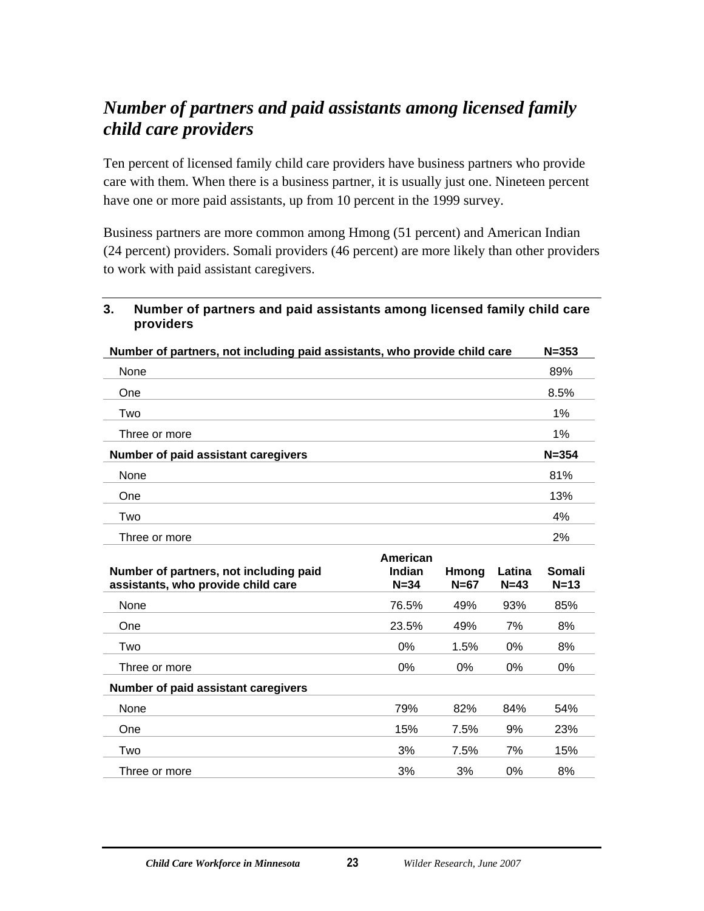## *Number of partners and paid assistants among licensed family child care providers*

Ten percent of licensed family child care providers have business partners who provide care with them. When there is a business partner, it is usually just one. Nineteen percent have one or more paid assistants, up from 10 percent in the 1999 survey.

Business partners are more common among Hmong (51 percent) and American Indian (24 percent) providers. Somali providers (46 percent) are more likely than other providers to work with paid assistant caregivers.

**3. Number of partners and paid assistants among licensed family child care providers**

| **Number of partners, not including paid assistants, who provide child care** | **N=353** |
|---|---|
| None | 89% |
| One | 8.5% |
| Two | 1% |
| Three or more | 1% |
| **Number of paid assistant caregivers** | **N=354** |
| None | 81% |
| One | 13% |
| Two | 4% |
| Three or more | 2% |

| **Number of partners, not including paid assistants, who provide child care** | **American Indian N=34** | **Hmong N=67** | **Latina N=43** | **Somali N=13** |
|---|---|---|---|---|
| None | 76.5% | 49% | 93% | 85% |
| One | 23.5% | 49% | 7% | 8% |
| Two | 0% | 1.5% | 0% | 8% |
| Three or more | 0% | 0% | 0% | 0% |
| **Number of paid assistant caregivers** | | | | |
| None | 79% | 82% | 84% | 54% |
| One | 15% | 7.5% | 9% | 23% |
| Two | 3% | 7.5% | 7% | 15% |
| Three or more | 3% | 3% | 0% | 8% |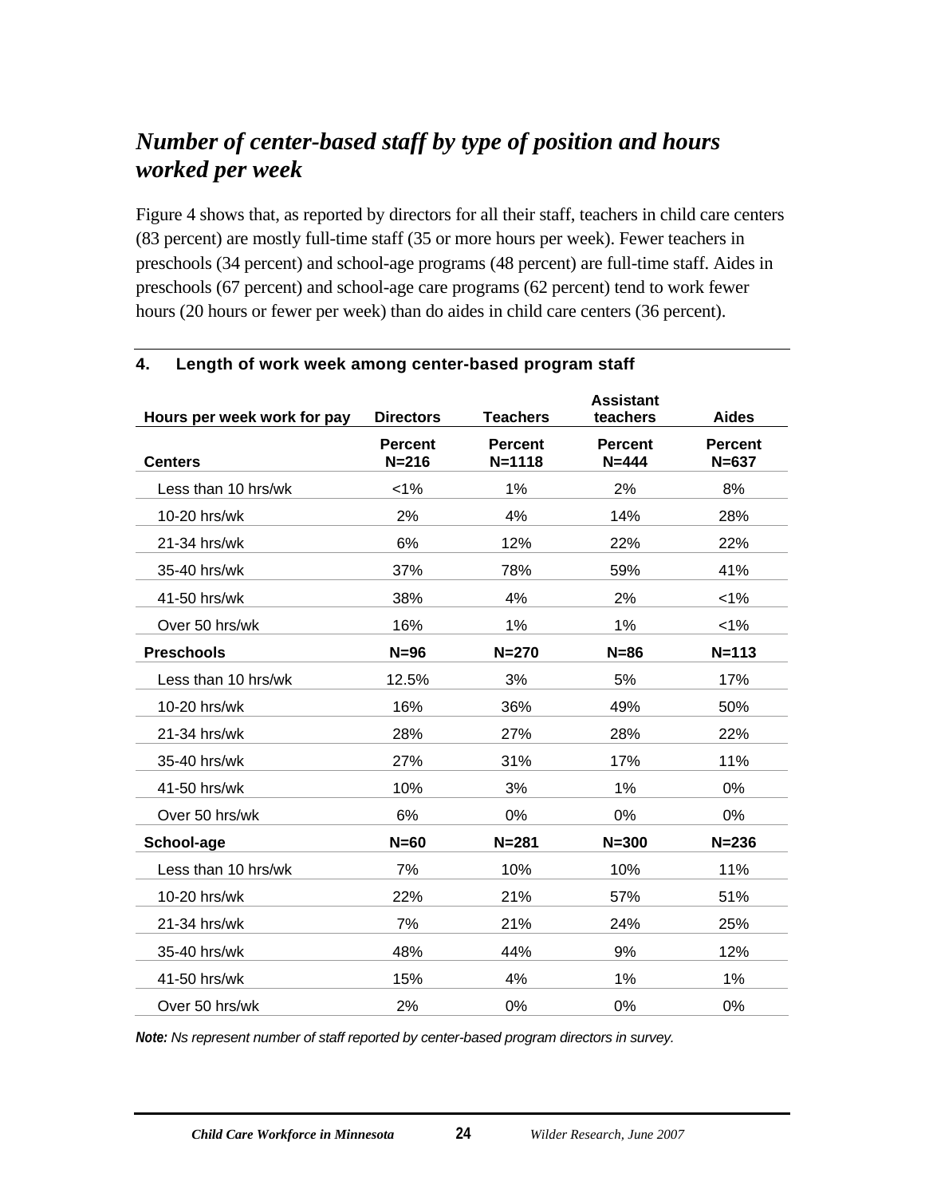## *Number of center-based staff by type of position and hours worked per week*

Figure 4 shows that, as reported by directors for all their staff, teachers in child care centers (83 percent) are mostly full-time staff (35 or more hours per week). Fewer teachers in preschools (34 percent) and school-age programs (48 percent) are full-time staff. Aides in preschools (67 percent) and school-age care programs (62 percent) tend to work fewer hours (20 hours or fewer per week) than do aides in child care centers (36 percent).

**4. Length of work week among center-based program staff**

| Hours per week work for pay | Directors | Teachers | Assistant teachers | Aides |
|---|---|---|---|---|
| **Centers** | **Percent N=216** | **Percent N=1118** | **Percent N=444** | **Percent N=637** |
| Less than 10 hrs/wk | <1% | 1% | 2% | 8% |
| 10-20 hrs/wk | 2% | 4% | 14% | 28% |
| 21-34 hrs/wk | 6% | 12% | 22% | 22% |
| 35-40 hrs/wk | 37% | 78% | 59% | 41% |
| 41-50 hrs/wk | 38% | 4% | 2% | <1% |
| Over 50 hrs/wk | 16% | 1% | 1% | <1% |
| **Preschools** | **N=96** | **N=270** | **N=86** | **N=113** |
| Less than 10 hrs/wk | 12.5% | 3% | 5% | 17% |
| 10-20 hrs/wk | 16% | 36% | 49% | 50% |
| 21-34 hrs/wk | 28% | 27% | 28% | 22% |
| 35-40 hrs/wk | 27% | 31% | 17% | 11% |
| 41-50 hrs/wk | 10% | 3% | 1% | 0% |
| Over 50 hrs/wk | 6% | 0% | 0% | 0% |
| **School-age** | **N=60** | **N=281** | **N=300** | **N=236** |
| Less than 10 hrs/wk | 7% | 10% | 10% | 11% |
| 10-20 hrs/wk | 22% | 21% | 57% | 51% |
| 21-34 hrs/wk | 7% | 21% | 24% | 25% |
| 35-40 hrs/wk | 48% | 44% | 9% | 12% |
| 41-50 hrs/wk | 15% | 4% | 1% | 1% |
| Over 50 hrs/wk | 2% | 0% | 0% | 0% |

***Note:*** *Ns represent number of staff reported by center-based program directors in survey.*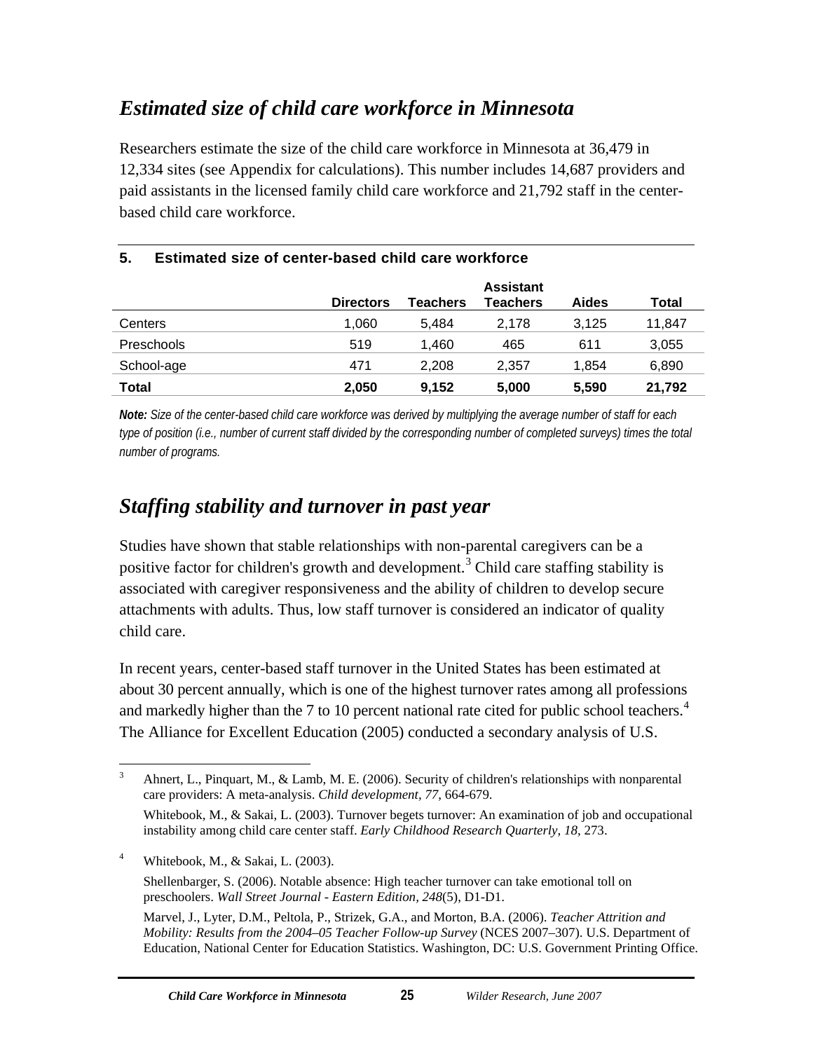## *Estimated size of child care workforce in Minnesota*

Researchers estimate the size of the child care workforce in Minnesota at 36,479 in 12,334 sites (see Appendix for calculations). This number includes 14,687 providers and paid assistants in the licensed family child care workforce and 21,792 staff in the center-based child care workforce.

**5. Estimated size of center-based child care workforce**

| | Directors | Teachers | Assistant Teachers | Aides | Total |
|---|---|---|---|---|---|
| Centers | 1,060 | 5,484 | 2,178 | 3,125 | 11,847 |
| Preschools | 519 | 1,460 | 465 | 611 | 3,055 |
| School-age | 471 | 2,208 | 2,357 | 1,854 | 6,890 |
| **Total** | **2,050** | **9,152** | **5,000** | **5,590** | **21,792** |

***Note:*** *Size of the center-based child care workforce was derived by multiplying the average number of staff for each type of position (i.e., number of current staff divided by the corresponding number of completed surveys) times the total number of programs.*

## *Staffing stability and turnover in past year*

Studies have shown that stable relationships with non-parental caregivers can be a positive factor for children's growth and development.[3] Child care staffing stability is associated with caregiver responsiveness and the ability of children to develop secure attachments with adults. Thus, low staff turnover is considered an indicator of quality child care.

In recent years, center-based staff turnover in the United States has been estimated at about 30 percent annually, which is one of the highest turnover rates among all professions and markedly higher than the 7 to 10 percent national rate cited for public school teachers.[4] The Alliance for Excellent Education (2005) conducted a secondary analysis of U.S.

---

[3] Ahnert, L., Pinquart, M., & Lamb, M. E. (2006). Security of children's relationships with nonparental care providers: A meta-analysis. *Child development, 77*, 664-679.

Whitebook, M., & Sakai, L. (2003). Turnover begets turnover: An examination of job and occupational instability among child care center staff. *Early Childhood Research Quarterly, 18*, 273.

[4] Whitebook, M., & Sakai, L. (2003).

Shellenbarger, S. (2006). Notable absence: High teacher turnover can take emotional toll on preschoolers. *Wall Street Journal - Eastern Edition, 248*(5), D1-D1.

Marvel, J., Lyter, D.M., Peltola, P., Strizek, G.A., and Morton, B.A. (2006). *Teacher Attrition and Mobility: Results from the 2004–05 Teacher Follow-up Survey* (NCES 2007–307). U.S. Department of Education, National Center for Education Statistics. Washington, DC: U.S. Government Printing Office.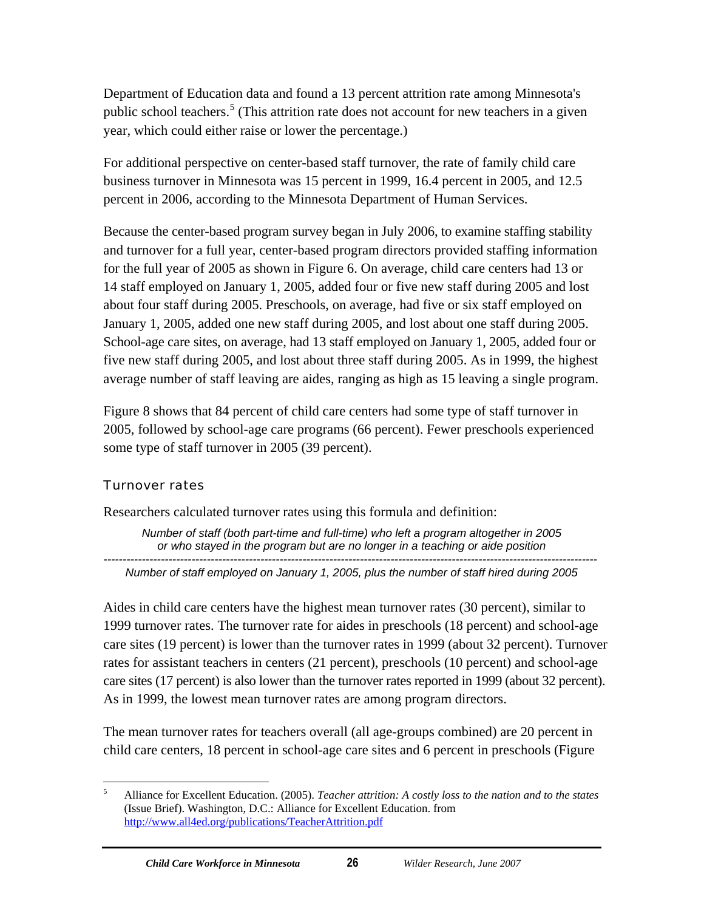Department of Education data and found a 13 percent attrition rate among Minnesota's public school teachers.[5] (This attrition rate does not account for new teachers in a given year, which could either raise or lower the percentage.)

For additional perspective on center-based staff turnover, the rate of family child care business turnover in Minnesota was 15 percent in 1999, 16.4 percent in 2005, and 12.5 percent in 2006, according to the Minnesota Department of Human Services.

Because the center-based program survey began in July 2006, to examine staffing stability and turnover for a full year, center-based program directors provided staffing information for the full year of 2005 as shown in Figure 6. On average, child care centers had 13 or 14 staff employed on January 1, 2005, added four or five new staff during 2005 and lost about four staff during 2005. Preschools, on average, had five or six staff employed on January 1, 2005, added one new staff during 2005, and lost about one staff during 2005. School-age care sites, on average, had 13 staff employed on January 1, 2005, added four or five new staff during 2005, and lost about three staff during 2005. As in 1999, the highest average number of staff leaving are aides, ranging as high as 15 leaving a single program.

Figure 8 shows that 84 percent of child care centers had some type of staff turnover in 2005, followed by school-age care programs (66 percent). Fewer preschools experienced some type of staff turnover in 2005 (39 percent).

### Turnover rates

Researchers calculated turnover rates using this formula and definition:

*Number of staff (both part-time and full-time) who left a program altogether in 2005 or who stayed in the program but are no longer in a teaching or aide position*

---

*Number of staff employed on January 1, 2005, plus the number of staff hired during 2005*

Aides in child care centers have the highest mean turnover rates (30 percent), similar to 1999 turnover rates. The turnover rate for aides in preschools (18 percent) and school-age care sites (19 percent) is lower than the turnover rates in 1999 (about 32 percent). Turnover rates for assistant teachers in centers (21 percent), preschools (10 percent) and school-age care sites (17 percent) is also lower than the turnover rates reported in 1999 (about 32 percent). As in 1999, the lowest mean turnover rates are among program directors.

The mean turnover rates for teachers overall (all age-groups combined) are 20 percent in child care centers, 18 percent in school-age care sites and 6 percent in preschools (Figure

[5] Alliance for Excellent Education. (2005). *Teacher attrition: A costly loss to the nation and to the states* (Issue Brief). Washington, D.C.: Alliance for Excellent Education. from http://www.all4ed.org/publications/TeacherAttrition.pdf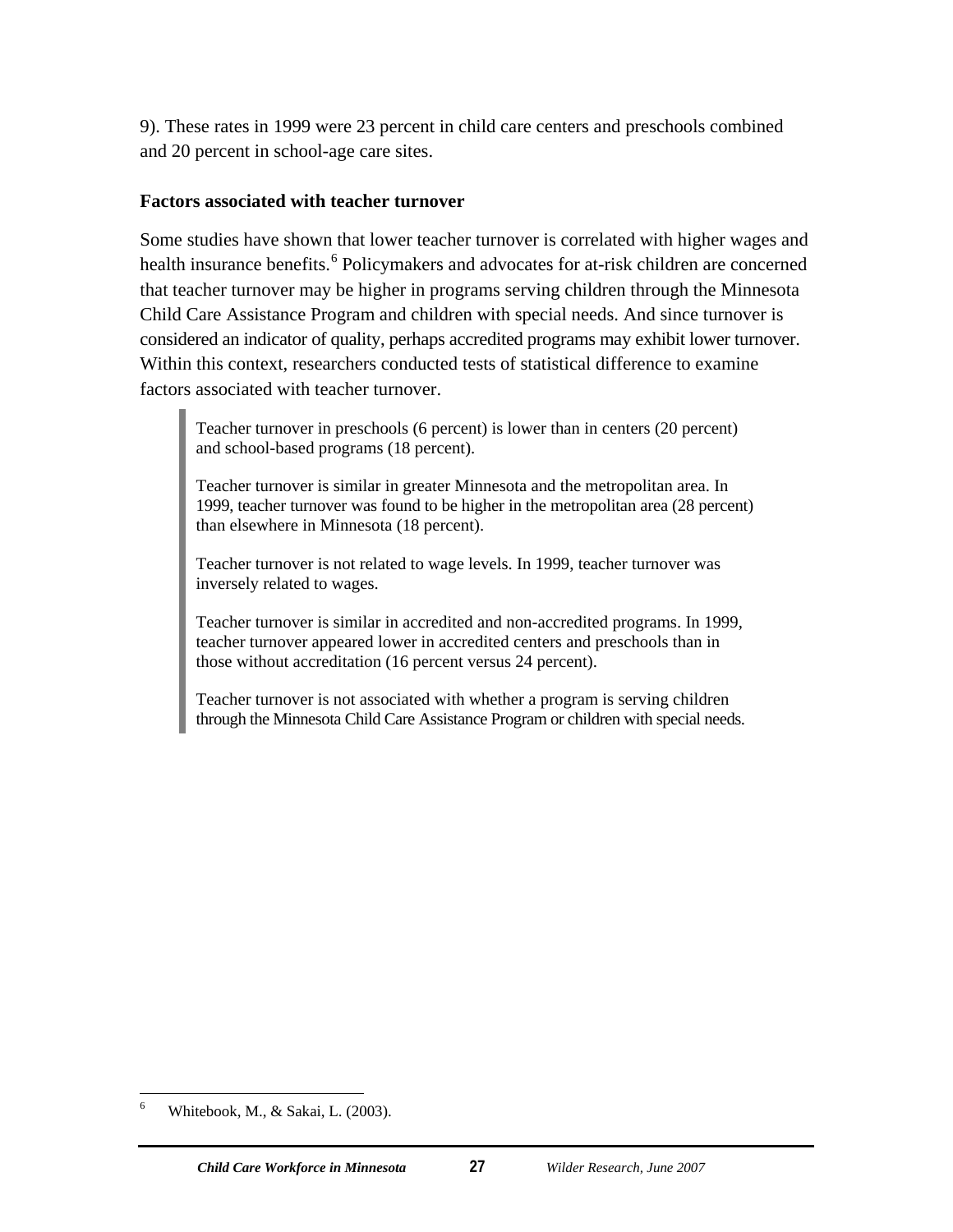9). These rates in 1999 were 23 percent in child care centers and preschools combined and 20 percent in school-age care sites.

### Factors associated with teacher turnover

Some studies have shown that lower teacher turnover is correlated with higher wages and health insurance benefits.[6] Policymakers and advocates for at-risk children are concerned that teacher turnover may be higher in programs serving children through the Minnesota Child Care Assistance Program and children with special needs. And since turnover is considered an indicator of quality, perhaps accredited programs may exhibit lower turnover. Within this context, researchers conducted tests of statistical difference to examine factors associated with teacher turnover.

> Teacher turnover in preschools (6 percent) is lower than in centers (20 percent) and school-based programs (18 percent).
>
> Teacher turnover is similar in greater Minnesota and the metropolitan area. In 1999, teacher turnover was found to be higher in the metropolitan area (28 percent) than elsewhere in Minnesota (18 percent).
>
> Teacher turnover is not related to wage levels. In 1999, teacher turnover was inversely related to wages.
>
> Teacher turnover is similar in accredited and non-accredited programs. In 1999, teacher turnover appeared lower in accredited centers and preschools than in those without accreditation (16 percent versus 24 percent).
>
> Teacher turnover is not associated with whether a program is serving children through the Minnesota Child Care Assistance Program or children with special needs.

---

[6] Whitebook, M., & Sakai, L. (2003).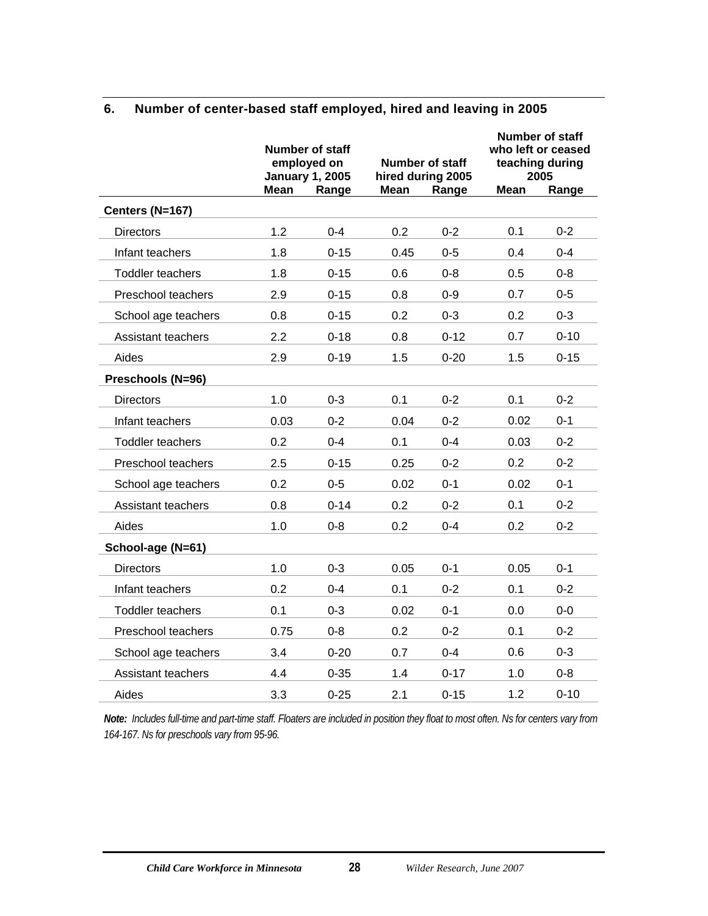## 6. Number of center-based staff employed, hired and leaving in 2005

| | Number of staff employed on January 1, 2005 | | Number of staff hired during 2005 | | Number of staff who left or ceased teaching during 2005 | |
|---|---|---|---|---|---|---|
| | Mean | Range | Mean | Range | Mean | Range |
| **Centers (N=167)** | | | | | | |
| Directors | 1.2 | 0-4 | 0.2 | 0-2 | 0.1 | 0-2 |
| Infant teachers | 1.8 | 0-15 | 0.45 | 0-5 | 0.4 | 0-4 |
| Toddler teachers | 1.8 | 0-15 | 0.6 | 0-8 | 0.5 | 0-8 |
| Preschool teachers | 2.9 | 0-15 | 0.8 | 0-9 | 0.7 | 0-5 |
| School age teachers | 0.8 | 0-15 | 0.2 | 0-3 | 0.2 | 0-3 |
| Assistant teachers | 2.2 | 0-18 | 0.8 | 0-12 | 0.7 | 0-10 |
| Aides | 2.9 | 0-19 | 1.5 | 0-20 | 1.5 | 0-15 |
| **Preschools (N=96)** | | | | | | |
| Directors | 1.0 | 0-3 | 0.1 | 0-2 | 0.1 | 0-2 |
| Infant teachers | 0.03 | 0-2 | 0.04 | 0-2 | 0.02 | 0-1 |
| Toddler teachers | 0.2 | 0-4 | 0.1 | 0-4 | 0.03 | 0-2 |
| Preschool teachers | 2.5 | 0-15 | 0.25 | 0-2 | 0.2 | 0-2 |
| School age teachers | 0.2 | 0-5 | 0.02 | 0-1 | 0.02 | 0-1 |
| Assistant teachers | 0.8 | 0-14 | 0.2 | 0-2 | 0.1 | 0-2 |
| Aides | 1.0 | 0-8 | 0.2 | 0-4 | 0.2 | 0-2 |
| **School-age (N=61)** | | | | | | |
| Directors | 1.0 | 0-3 | 0.05 | 0-1 | 0.05 | 0-1 |
| Infant teachers | 0.2 | 0-4 | 0.1 | 0-2 | 0.1 | 0-2 |
| Toddler teachers | 0.1 | 0-3 | 0.02 | 0-1 | 0.0 | 0-0 |
| Preschool teachers | 0.75 | 0-8 | 0.2 | 0-2 | 0.1 | 0-2 |
| School age teachers | 3.4 | 0-20 | 0.7 | 0-4 | 0.6 | 0-3 |
| Assistant teachers | 4.4 | 0-35 | 1.4 | 0-17 | 1.0 | 0-8 |
| Aides | 3.3 | 0-25 | 2.1 | 0-15 | 1.2 | 0-10 |

***Note:*** *Includes full-time and part-time staff. Floaters are included in position they float to most often. Ns for centers vary from 164-167. Ns for preschools vary from 95-96.*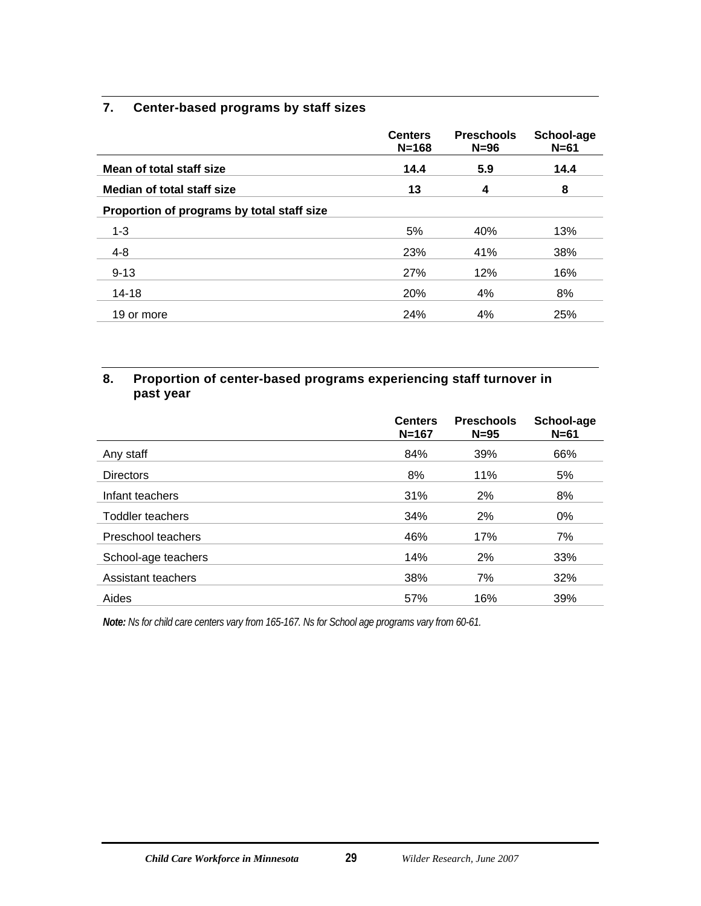## 7. Center-based programs by staff sizes

| | Centers N=168 | Preschools N=96 | School-age N=61 |
|---|---|---|---|
| **Mean of total staff size** | **14.4** | **5.9** | **14.4** |
| **Median of total staff size** | **13** | **4** | **8** |
| **Proportion of programs by total staff size** | | | |
| 1-3 | 5% | 40% | 13% |
| 4-8 | 23% | 41% | 38% |
| 9-13 | 27% | 12% | 16% |
| 14-18 | 20% | 4% | 8% |
| 19 or more | 24% | 4% | 25% |

## 8. Proportion of center-based programs experiencing staff turnover in past year

| | Centers N=167 | Preschools N=95 | School-age N=61 |
|---|---|---|---|
| Any staff | 84% | 39% | 66% |
| Directors | 8% | 11% | 5% |
| Infant teachers | 31% | 2% | 8% |
| Toddler teachers | 34% | 2% | 0% |
| Preschool teachers | 46% | 17% | 7% |
| School-age teachers | 14% | 2% | 33% |
| Assistant teachers | 38% | 7% | 32% |
| Aides | 57% | 16% | 39% |

***Note:*** *Ns for child care centers vary from 165-167. Ns for School age programs vary from 60-61.*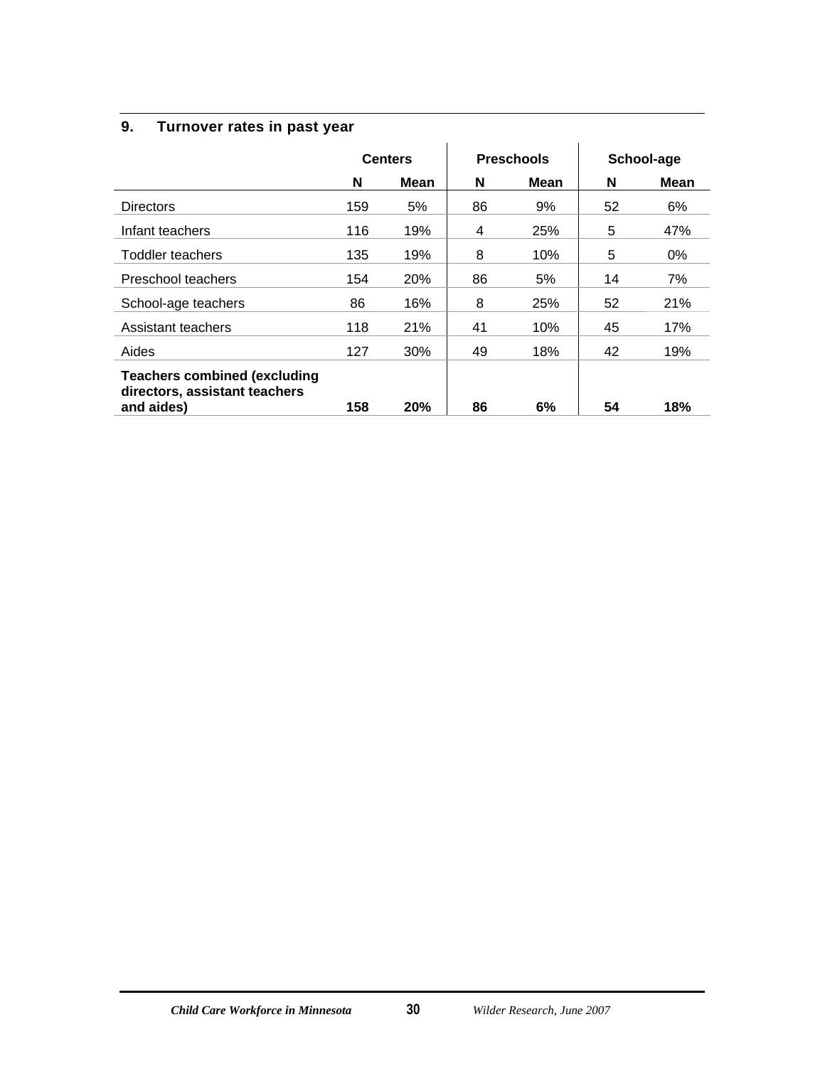### 9. Turnover rates in past year

| | Centers | | Preschools | | School-age | |
|---|---|---|---|---|---|---|
| | N | Mean | N | Mean | N | Mean |
| Directors | 159 | 5% | 86 | 9% | 52 | 6% |
| Infant teachers | 116 | 19% | 4 | 25% | 5 | 47% |
| Toddler teachers | 135 | 19% | 8 | 10% | 5 | 0% |
| Preschool teachers | 154 | 20% | 86 | 5% | 14 | 7% |
| School-age teachers | 86 | 16% | 8 | 25% | 52 | 21% |
| Assistant teachers | 118 | 21% | 41 | 10% | 45 | 17% |
| Aides | 127 | 30% | 49 | 18% | 42 | 19% |
| **Teachers combined (excluding directors, assistant teachers and aides)** | **158** | **20%** | **86** | **6%** | **54** | **18%** |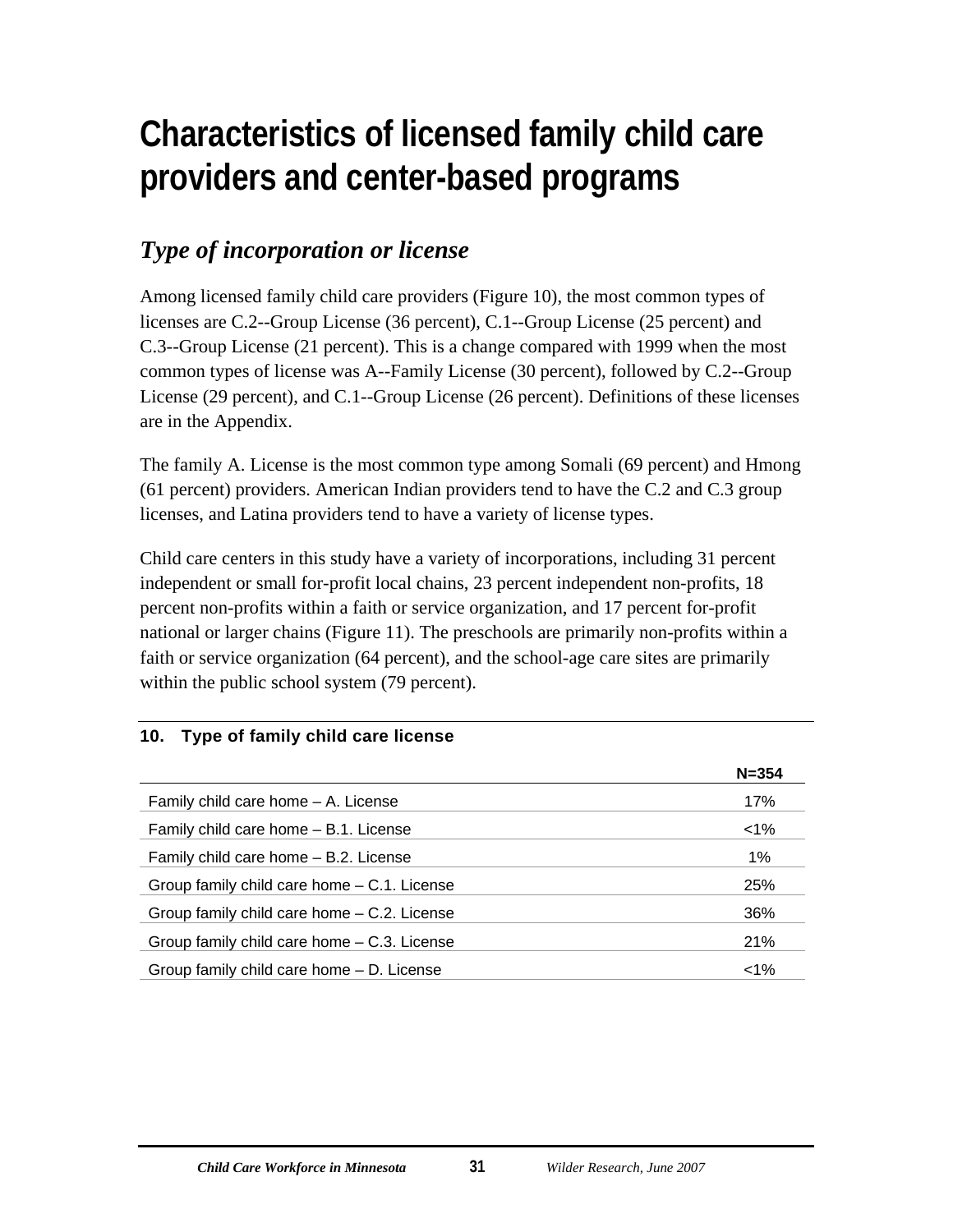# Characteristics of licensed family child care providers and center-based programs

## *Type of incorporation or license*

Among licensed family child care providers (Figure 10), the most common types of licenses are C.2--Group License (36 percent), C.1--Group License (25 percent) and C.3--Group License (21 percent). This is a change compared with 1999 when the most common types of license was A--Family License (30 percent), followed by C.2--Group License (29 percent), and C.1--Group License (26 percent). Definitions of these licenses are in the Appendix.

The family A. License is the most common type among Somali (69 percent) and Hmong (61 percent) providers. American Indian providers tend to have the C.2 and C.3 group licenses, and Latina providers tend to have a variety of license types.

Child care centers in this study have a variety of incorporations, including 31 percent independent or small for-profit local chains, 23 percent independent non-profits, 18 percent non-profits within a faith or service organization, and 17 percent for-profit national or larger chains (Figure 11). The preschools are primarily non-profits within a faith or service organization (64 percent), and the school-age care sites are primarily within the public school system (79 percent).

**10. Type of family child care license**

| | N=354 |
|---|---|
| Family child care home – A. License | 17% |
| Family child care home – B.1. License | <1% |
| Family child care home – B.2. License | 1% |
| Group family child care home – C.1. License | 25% |
| Group family child care home – C.2. License | 36% |
| Group family child care home – C.3. License | 21% |
| Group family child care home – D. License | <1% |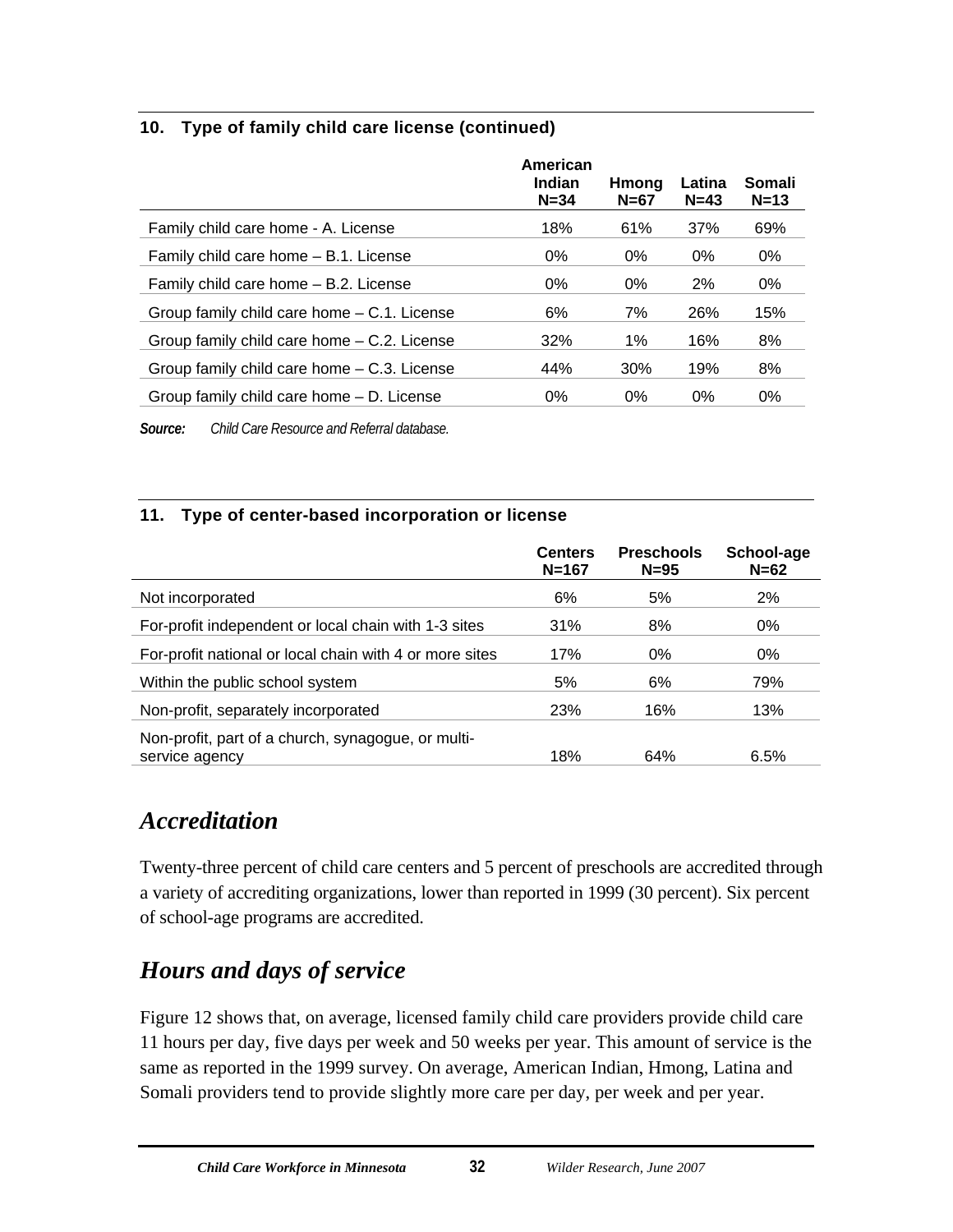**10. Type of family child care license (continued)**

| | American Indian N=34 | Hmong N=67 | Latina N=43 | Somali N=13 |
|---|---|---|---|---|
| Family child care home - A. License | 18% | 61% | 37% | 69% |
| Family child care home – B.1. License | 0% | 0% | 0% | 0% |
| Family child care home – B.2. License | 0% | 0% | 2% | 0% |
| Group family child care home – C.1. License | 6% | 7% | 26% | 15% |
| Group family child care home – C.2. License | 32% | 1% | 16% | 8% |
| Group family child care home – C.3. License | 44% | 30% | 19% | 8% |
| Group family child care home – D. License | 0% | 0% | 0% | 0% |

***Source:*** *Child Care Resource and Referral database.*

**11. Type of center-based incorporation or license**

| | Centers N=167 | Preschools N=95 | School-age N=62 |
|---|---|---|---|
| Not incorporated | 6% | 5% | 2% |
| For-profit independent or local chain with 1-3 sites | 31% | 8% | 0% |
| For-profit national or local chain with 4 or more sites | 17% | 0% | 0% |
| Within the public school system | 5% | 6% | 79% |
| Non-profit, separately incorporated | 23% | 16% | 13% |
| Non-profit, part of a church, synagogue, or multi-service agency | 18% | 64% | 6.5% |

## *Accreditation*

Twenty-three percent of child care centers and 5 percent of preschools are accredited through a variety of accrediting organizations, lower than reported in 1999 (30 percent). Six percent of school-age programs are accredited.

## *Hours and days of service*

Figure 12 shows that, on average, licensed family child care providers provide child care 11 hours per day, five days per week and 50 weeks per year. This amount of service is the same as reported in the 1999 survey. On average, American Indian, Hmong, Latina and Somali providers tend to provide slightly more care per day, per week and per year.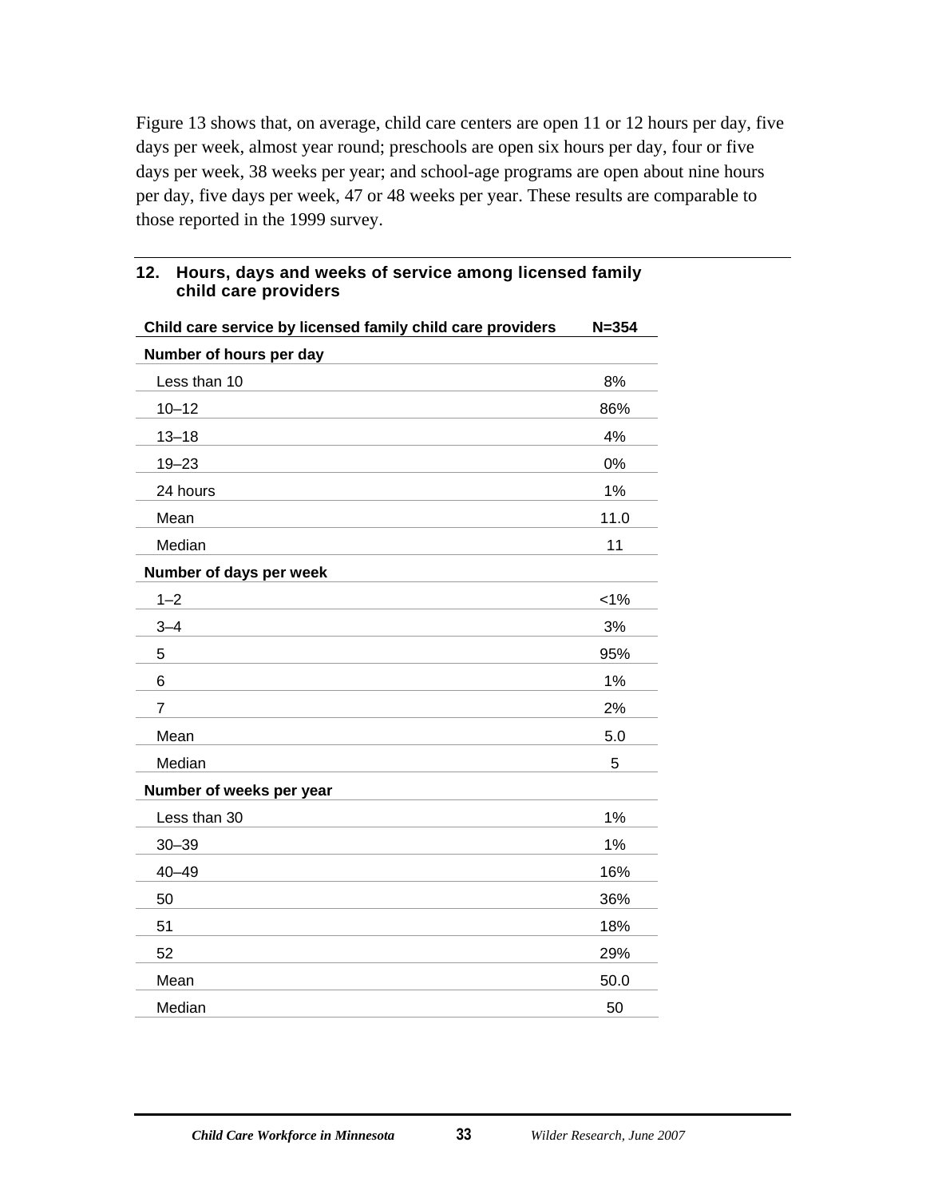Figure 13 shows that, on average, child care centers are open 11 or 12 hours per day, five days per week, almost year round; preschools are open six hours per day, four or five days per week, 38 weeks per year; and school-age programs are open about nine hours per day, five days per week, 47 or 48 weeks per year. These results are comparable to those reported in the 1999 survey.

### 12. Hours, days and weeks of service among licensed family child care providers

| Child care service by licensed family child care providers | N=354 |
|---|---|
| **Number of hours per day** | |
| Less than 10 | 8% |
| 10–12 | 86% |
| 13–18 | 4% |
| 19–23 | 0% |
| 24 hours | 1% |
| Mean | 11.0 |
| Median | 11 |
| **Number of days per week** | |
| 1–2 | <1% |
| 3–4 | 3% |
| 5 | 95% |
| 6 | 1% |
| 7 | 2% |
| Mean | 5.0 |
| Median | 5 |
| **Number of weeks per year** | |
| Less than 30 | 1% |
| 30–39 | 1% |
| 40–49 | 16% |
| 50 | 36% |
| 51 | 18% |
| 52 | 29% |
| Mean | 50.0 |
| Median | 50 |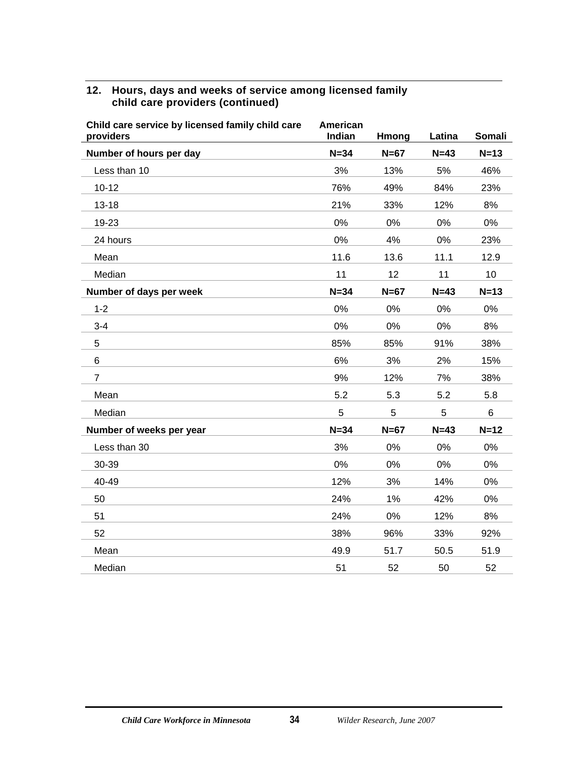### 12. Hours, days and weeks of service among licensed family child care providers (continued)

| Child care service by licensed family child care providers | American Indian | Hmong | Latina | Somali |
|---|---|---|---|---|
| **Number of hours per day** | **N=34** | **N=67** | **N=43** | **N=13** |
| Less than 10 | 3% | 13% | 5% | 46% |
| 10-12 | 76% | 49% | 84% | 23% |
| 13-18 | 21% | 33% | 12% | 8% |
| 19-23 | 0% | 0% | 0% | 0% |
| 24 hours | 0% | 4% | 0% | 23% |
| Mean | 11.6 | 13.6 | 11.1 | 12.9 |
| Median | 11 | 12 | 11 | 10 |
| **Number of days per week** | **N=34** | **N=67** | **N=43** | **N=13** |
| 1-2 | 0% | 0% | 0% | 0% |
| 3-4 | 0% | 0% | 0% | 8% |
| 5 | 85% | 85% | 91% | 38% |
| 6 | 6% | 3% | 2% | 15% |
| 7 | 9% | 12% | 7% | 38% |
| Mean | 5.2 | 5.3 | 5.2 | 5.8 |
| Median | 5 | 5 | 5 | 6 |
| **Number of weeks per year** | **N=34** | **N=67** | **N=43** | **N=12** |
| Less than 30 | 3% | 0% | 0% | 0% |
| 30-39 | 0% | 0% | 0% | 0% |
| 40-49 | 12% | 3% | 14% | 0% |
| 50 | 24% | 1% | 42% | 0% |
| 51 | 24% | 0% | 12% | 8% |
| 52 | 38% | 96% | 33% | 92% |
| Mean | 49.9 | 51.7 | 50.5 | 51.9 |
| Median | 51 | 52 | 50 | 52 |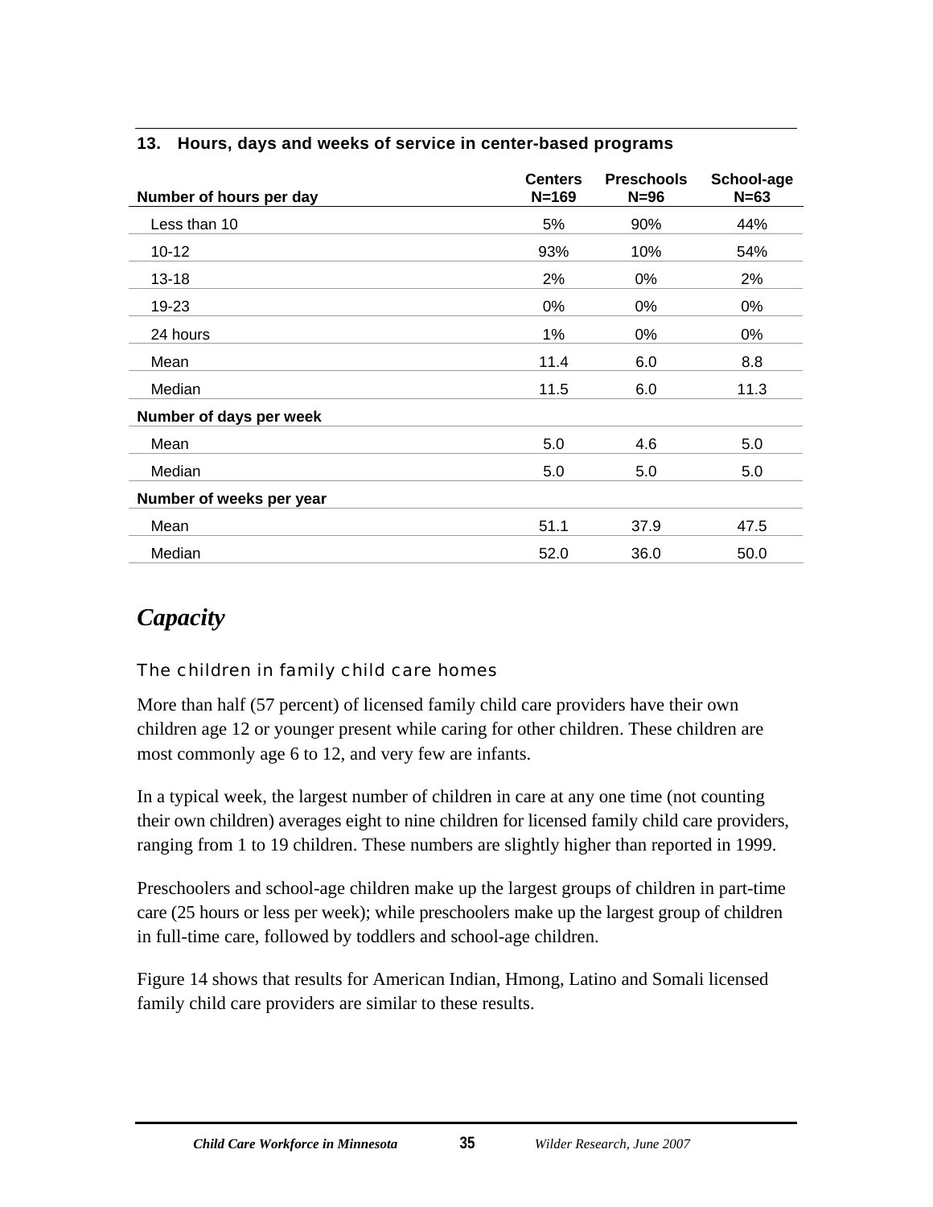**13. Hours, days and weeks of service in center-based programs**

| Number of hours per day | Centers N=169 | Preschools N=96 | School-age N=63 |
|---|---|---|---|
| Less than 10 | 5% | 90% | 44% |
| 10-12 | 93% | 10% | 54% |
| 13-18 | 2% | 0% | 2% |
| 19-23 | 0% | 0% | 0% |
| 24 hours | 1% | 0% | 0% |
| Mean | 11.4 | 6.0 | 8.8 |
| Median | 11.5 | 6.0 | 11.3 |
| **Number of days per week** | | | |
| Mean | 5.0 | 4.6 | 5.0 |
| Median | 5.0 | 5.0 | 5.0 |
| **Number of weeks per year** | | | |
| Mean | 51.1 | 37.9 | 47.5 |
| Median | 52.0 | 36.0 | 50.0 |

## *Capacity*

### The children in family child care homes

More than half (57 percent) of licensed family child care providers have their own children age 12 or younger present while caring for other children. These children are most commonly age 6 to 12, and very few are infants.

In a typical week, the largest number of children in care at any one time (not counting their own children) averages eight to nine children for licensed family child care providers, ranging from 1 to 19 children. These numbers are slightly higher than reported in 1999.

Preschoolers and school-age children make up the largest groups of children in part-time care (25 hours or less per week); while preschoolers make up the largest group of children in full-time care, followed by toddlers and school-age children.

Figure 14 shows that results for American Indian, Hmong, Latino and Somali licensed family child care providers are similar to these results.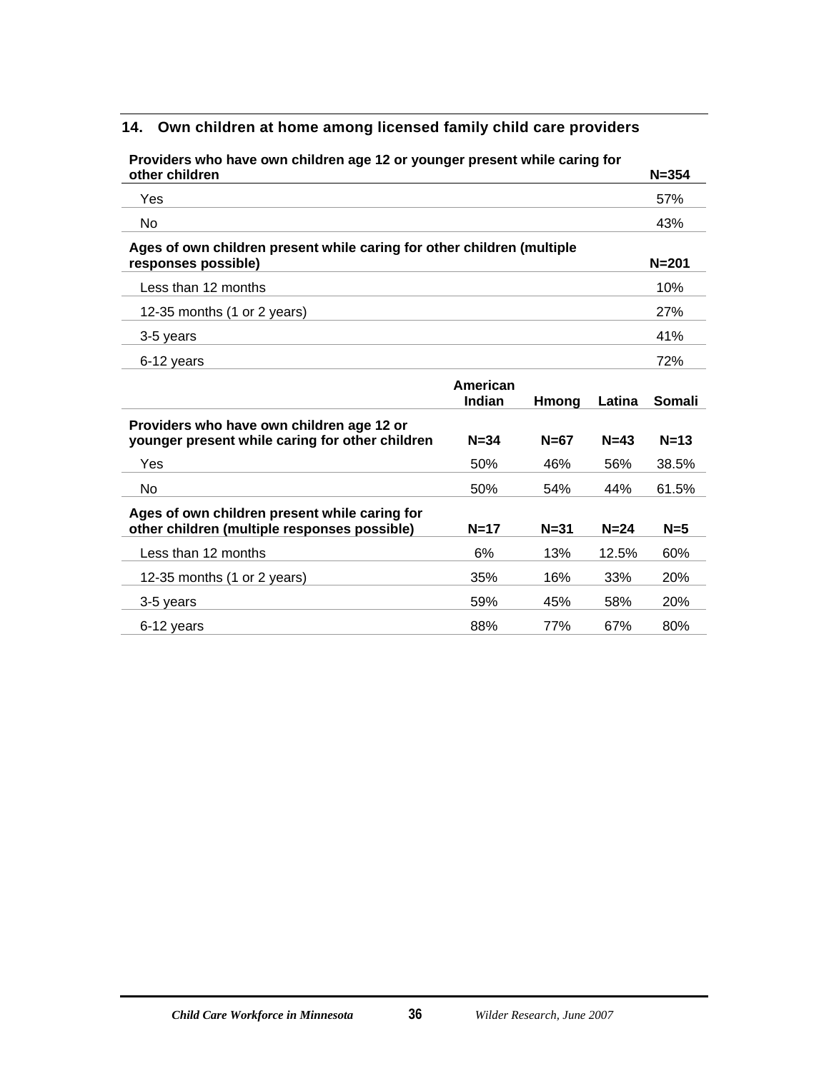## 14. Own children at home among licensed family child care providers

| Providers who have own children age 12 or younger present while caring for other children | N=354 |
|---|---|
| Yes | 57% |
| No | 43% |
| **Ages of own children present while caring for other children (multiple responses possible)** | **N=201** |
| Less than 12 months | 10% |
| 12-35 months (1 or 2 years) | 27% |
| 3-5 years | 41% |
| 6-12 years | 72% |

| | American Indian | Hmong | Latina | Somali |
|---|---|---|---|---|
| **Providers who have own children age 12 or younger present while caring for other children** | **N=34** | **N=67** | **N=43** | **N=13** |
| Yes | 50% | 46% | 56% | 38.5% |
| No | 50% | 54% | 44% | 61.5% |
| **Ages of own children present while caring for other children (multiple responses possible)** | **N=17** | **N=31** | **N=24** | **N=5** |
| Less than 12 months | 6% | 13% | 12.5% | 60% |
| 12-35 months (1 or 2 years) | 35% | 16% | 33% | 20% |
| 3-5 years | 59% | 45% | 58% | 20% |
| 6-12 years | 88% | 77% | 67% | 80% |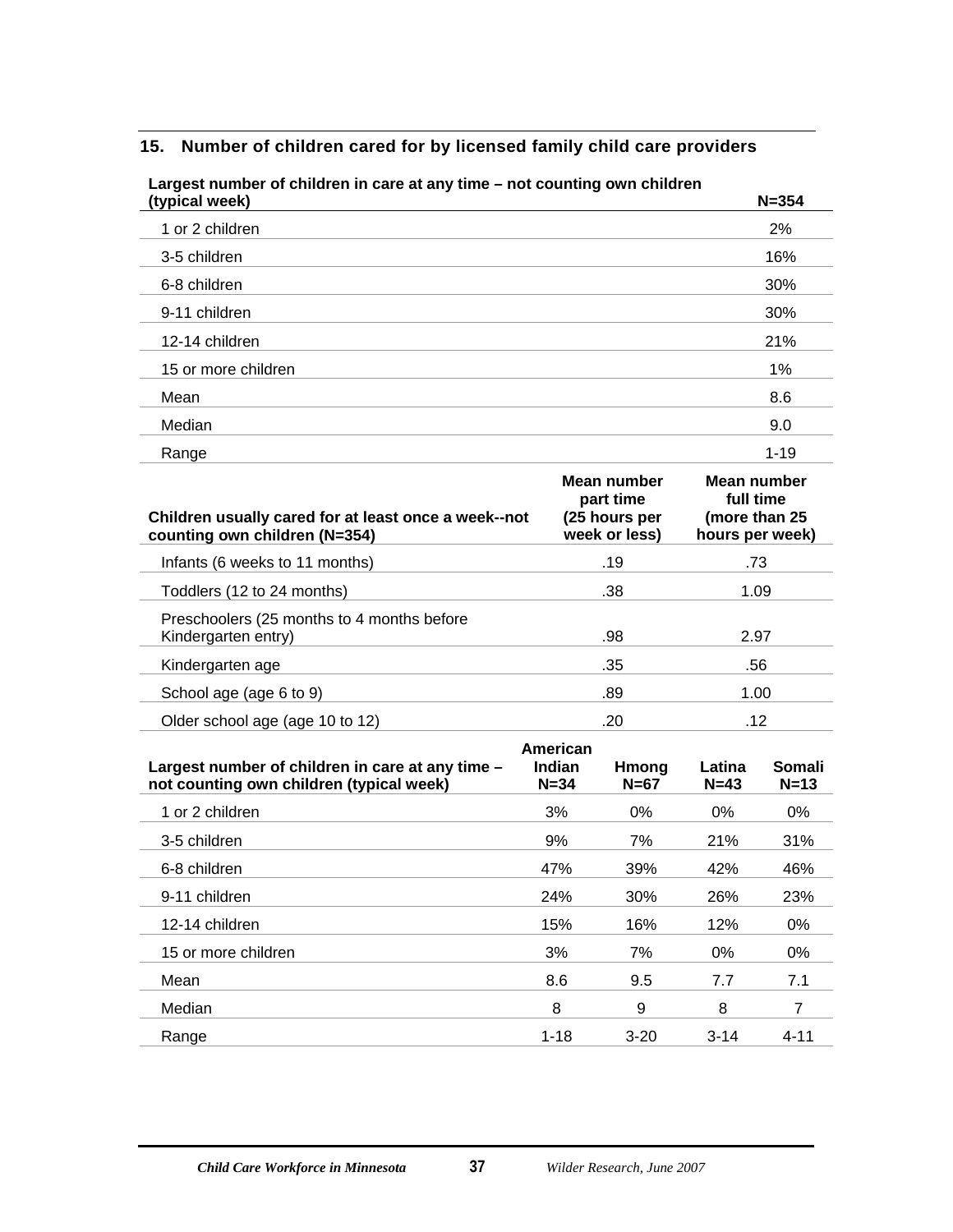## 15. Number of children cared for by licensed family child care providers

| Largest number of children in care at any time – not counting own children (typical week) | N=354 |
|---|---|
| 1 or 2 children | 2% |
| 3-5 children | 16% |
| 6-8 children | 30% |
| 9-11 children | 30% |
| 12-14 children | 21% |
| 15 or more children | 1% |
| Mean | 8.6 |
| Median | 9.0 |
| Range | 1-19 |

| Children usually cared for at least once a week--not counting own children (N=354) | Mean number part time (25 hours per week or less) | Mean number full time (more than 25 hours per week) |
|---|---|---|
| Infants (6 weeks to 11 months) | .19 | .73 |
| Toddlers (12 to 24 months) | .38 | 1.09 |
| Preschoolers (25 months to 4 months before Kindergarten entry) | .98 | 2.97 |
| Kindergarten age | .35 | .56 |
| School age (age 6 to 9) | .89 | 1.00 |
| Older school age (age 10 to 12) | .20 | .12 |

| Largest number of children in care at any time – not counting own children (typical week) | American Indian N=34 | Hmong N=67 | Latina N=43 | Somali N=13 |
|---|---|---|---|---|
| 1 or 2 children | 3% | 0% | 0% | 0% |
| 3-5 children | 9% | 7% | 21% | 31% |
| 6-8 children | 47% | 39% | 42% | 46% |
| 9-11 children | 24% | 30% | 26% | 23% |
| 12-14 children | 15% | 16% | 12% | 0% |
| 15 or more children | 3% | 7% | 0% | 0% |
| Mean | 8.6 | 9.5 | 7.7 | 7.1 |
| Median | 8 | 9 | 8 | 7 |
| Range | 1-18 | 3-20 | 3-14 | 4-11 |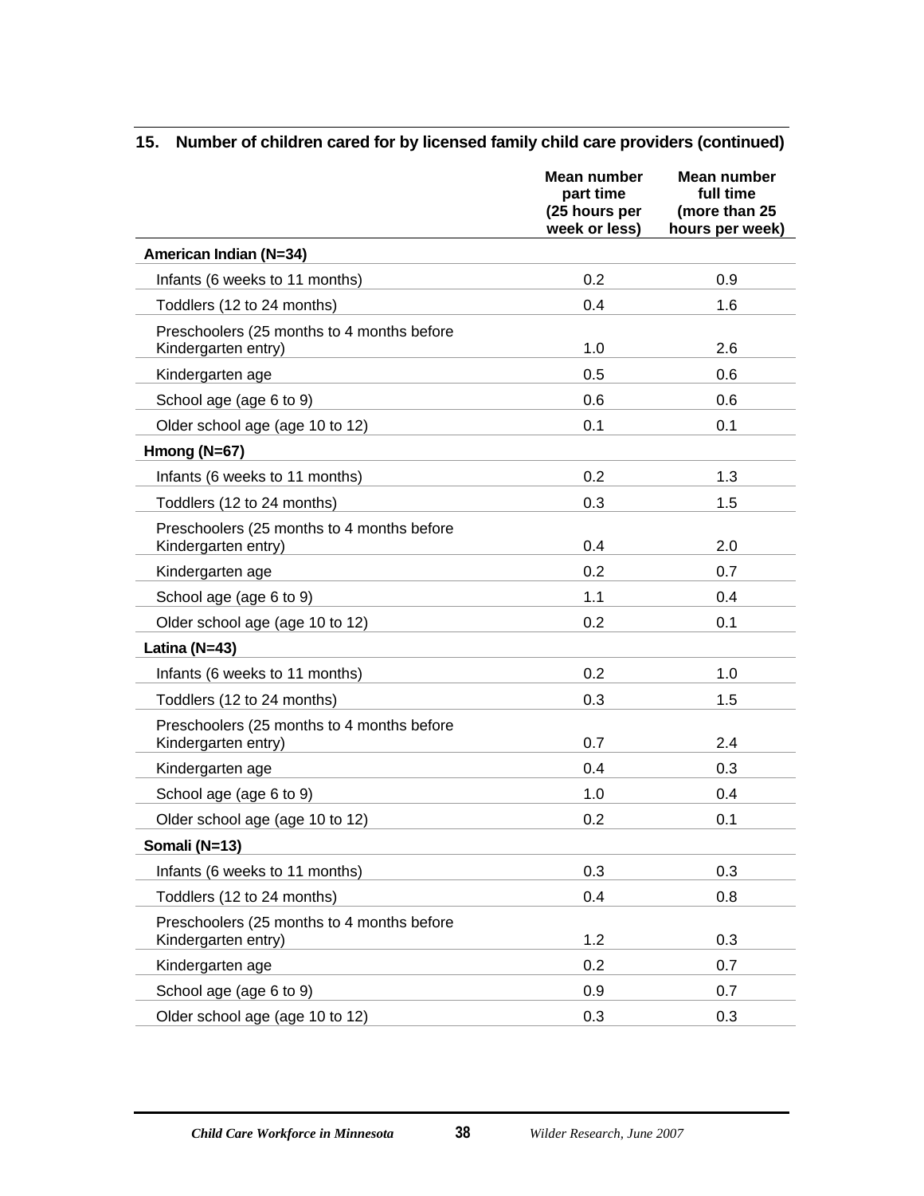## 15. Number of children cared for by licensed family child care providers (continued)

| | Mean number part time (25 hours per week or less) | Mean number full time (more than 25 hours per week) |
|---|---|---|
| **American Indian (N=34)** | | |
| Infants (6 weeks to 11 months) | 0.2 | 0.9 |
| Toddlers (12 to 24 months) | 0.4 | 1.6 |
| Preschoolers (25 months to 4 months before Kindergarten entry) | 1.0 | 2.6 |
| Kindergarten age | 0.5 | 0.6 |
| School age (age 6 to 9) | 0.6 | 0.6 |
| Older school age (age 10 to 12) | 0.1 | 0.1 |
| **Hmong (N=67)** | | |
| Infants (6 weeks to 11 months) | 0.2 | 1.3 |
| Toddlers (12 to 24 months) | 0.3 | 1.5 |
| Preschoolers (25 months to 4 months before Kindergarten entry) | 0.4 | 2.0 |
| Kindergarten age | 0.2 | 0.7 |
| School age (age 6 to 9) | 1.1 | 0.4 |
| Older school age (age 10 to 12) | 0.2 | 0.1 |
| **Latina (N=43)** | | |
| Infants (6 weeks to 11 months) | 0.2 | 1.0 |
| Toddlers (12 to 24 months) | 0.3 | 1.5 |
| Preschoolers (25 months to 4 months before Kindergarten entry) | 0.7 | 2.4 |
| Kindergarten age | 0.4 | 0.3 |
| School age (age 6 to 9) | 1.0 | 0.4 |
| Older school age (age 10 to 12) | 0.2 | 0.1 |
| **Somali (N=13)** | | |
| Infants (6 weeks to 11 months) | 0.3 | 0.3 |
| Toddlers (12 to 24 months) | 0.4 | 0.8 |
| Preschoolers (25 months to 4 months before Kindergarten entry) | 1.2 | 0.3 |
| Kindergarten age | 0.2 | 0.7 |
| School age (age 6 to 9) | 0.9 | 0.7 |
| Older school age (age 10 to 12) | 0.3 | 0.3 |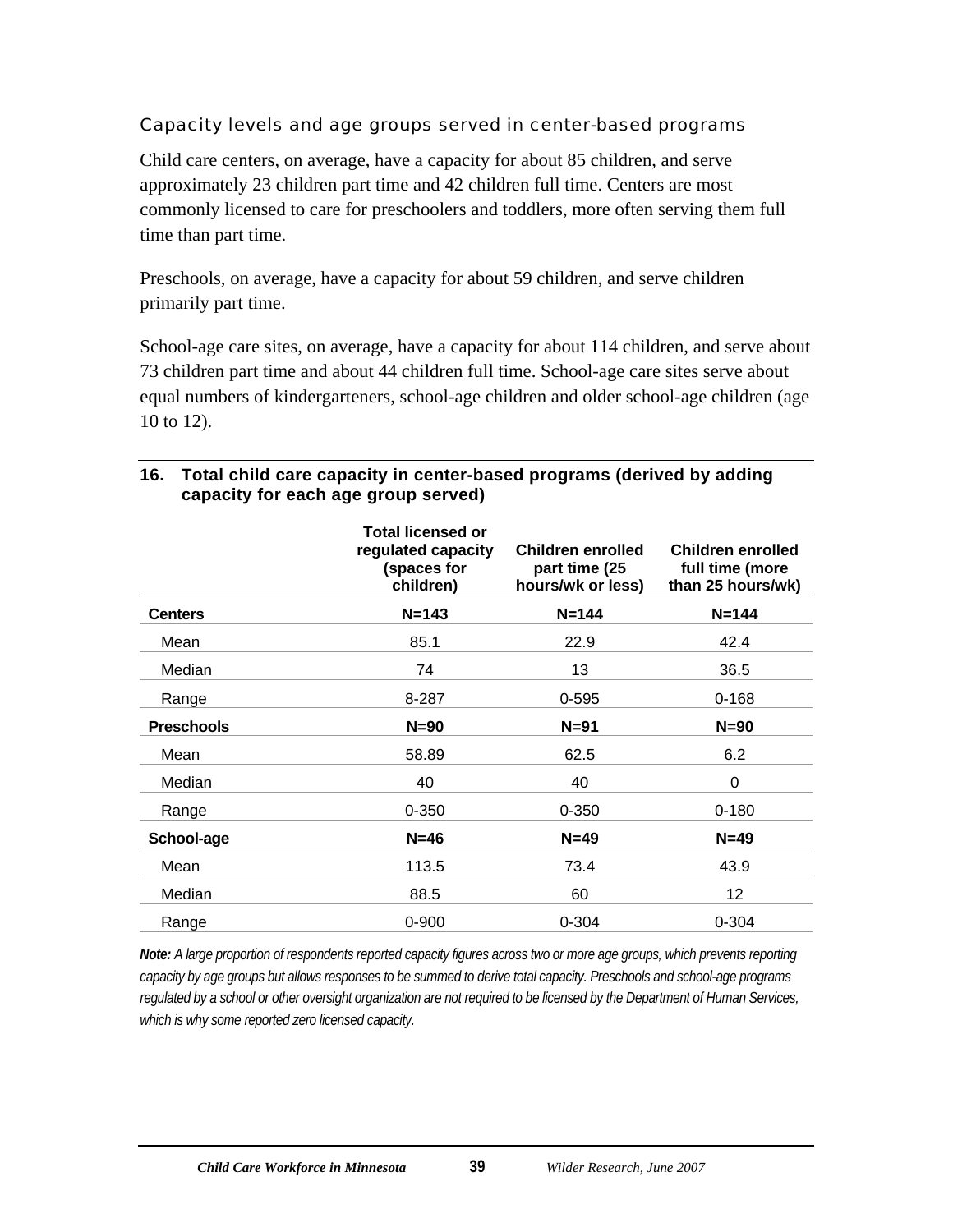### Capacity levels and age groups served in center-based programs

Child care centers, on average, have a capacity for about 85 children, and serve approximately 23 children part time and 42 children full time. Centers are most commonly licensed to care for preschoolers and toddlers, more often serving them full time than part time.

Preschools, on average, have a capacity for about 59 children, and serve children primarily part time.

School-age care sites, on average, have a capacity for about 114 children, and serve about 73 children part time and about 44 children full time. School-age care sites serve about equal numbers of kindergarteners, school-age children and older school-age children (age 10 to 12).

**16. Total child care capacity in center-based programs (derived by adding capacity for each age group served)**

| | Total licensed or regulated capacity (spaces for children) | Children enrolled part time (25 hours/wk or less) | Children enrolled full time (more than 25 hours/wk) |
|---|---|---|---|
| **Centers** | **N=143** | **N=144** | **N=144** |
| Mean | 85.1 | 22.9 | 42.4 |
| Median | 74 | 13 | 36.5 |
| Range | 8-287 | 0-595 | 0-168 |
| **Preschools** | **N=90** | **N=91** | **N=90** |
| Mean | 58.89 | 62.5 | 6.2 |
| Median | 40 | 40 | 0 |
| Range | 0-350 | 0-350 | 0-180 |
| **School-age** | **N=46** | **N=49** | **N=49** |
| Mean | 113.5 | 73.4 | 43.9 |
| Median | 88.5 | 60 | 12 |
| Range | 0-900 | 0-304 | 0-304 |

***Note:*** *A large proportion of respondents reported capacity figures across two or more age groups, which prevents reporting capacity by age groups but allows responses to be summed to derive total capacity. Preschools and school-age programs regulated by a school or other oversight organization are not required to be licensed by the Department of Human Services, which is why some reported zero licensed capacity.*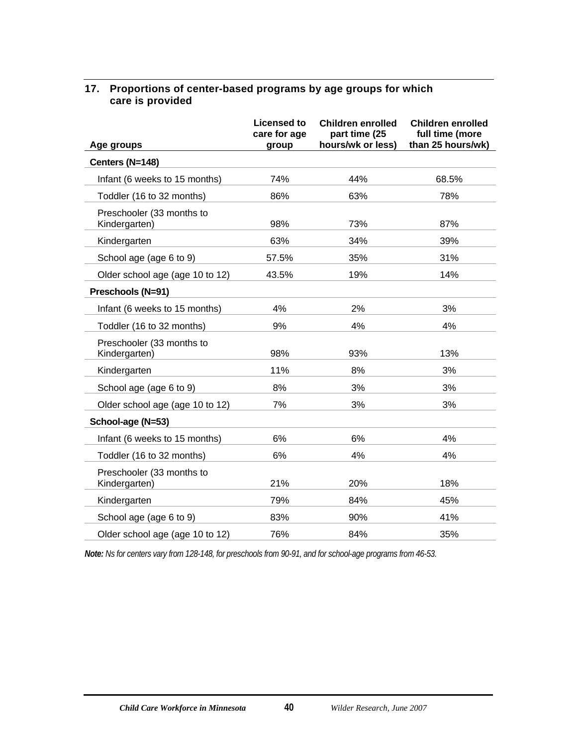### 17. Proportions of center-based programs by age groups for which care is provided

| Age groups | Licensed to care for age group | Children enrolled part time (25 hours/wk or less) | Children enrolled full time (more than 25 hours/wk) |
|---|---|---|---|
| **Centers (N=148)** | | | |
| Infant (6 weeks to 15 months) | 74% | 44% | 68.5% |
| Toddler (16 to 32 months) | 86% | 63% | 78% |
| Preschooler (33 months to Kindergarten) | 98% | 73% | 87% |
| Kindergarten | 63% | 34% | 39% |
| School age (age 6 to 9) | 57.5% | 35% | 31% |
| Older school age (age 10 to 12) | 43.5% | 19% | 14% |
| **Preschools (N=91)** | | | |
| Infant (6 weeks to 15 months) | 4% | 2% | 3% |
| Toddler (16 to 32 months) | 9% | 4% | 4% |
| Preschooler (33 months to Kindergarten) | 98% | 93% | 13% |
| Kindergarten | 11% | 8% | 3% |
| School age (age 6 to 9) | 8% | 3% | 3% |
| Older school age (age 10 to 12) | 7% | 3% | 3% |
| **School-age (N=53)** | | | |
| Infant (6 weeks to 15 months) | 6% | 6% | 4% |
| Toddler (16 to 32 months) | 6% | 4% | 4% |
| Preschooler (33 months to Kindergarten) | 21% | 20% | 18% |
| Kindergarten | 79% | 84% | 45% |
| School age (age 6 to 9) | 83% | 90% | 41% |
| Older school age (age 10 to 12) | 76% | 84% | 35% |

***Note:*** *Ns for centers vary from 128-148, for preschools from 90-91, and for school-age programs from 46-53.*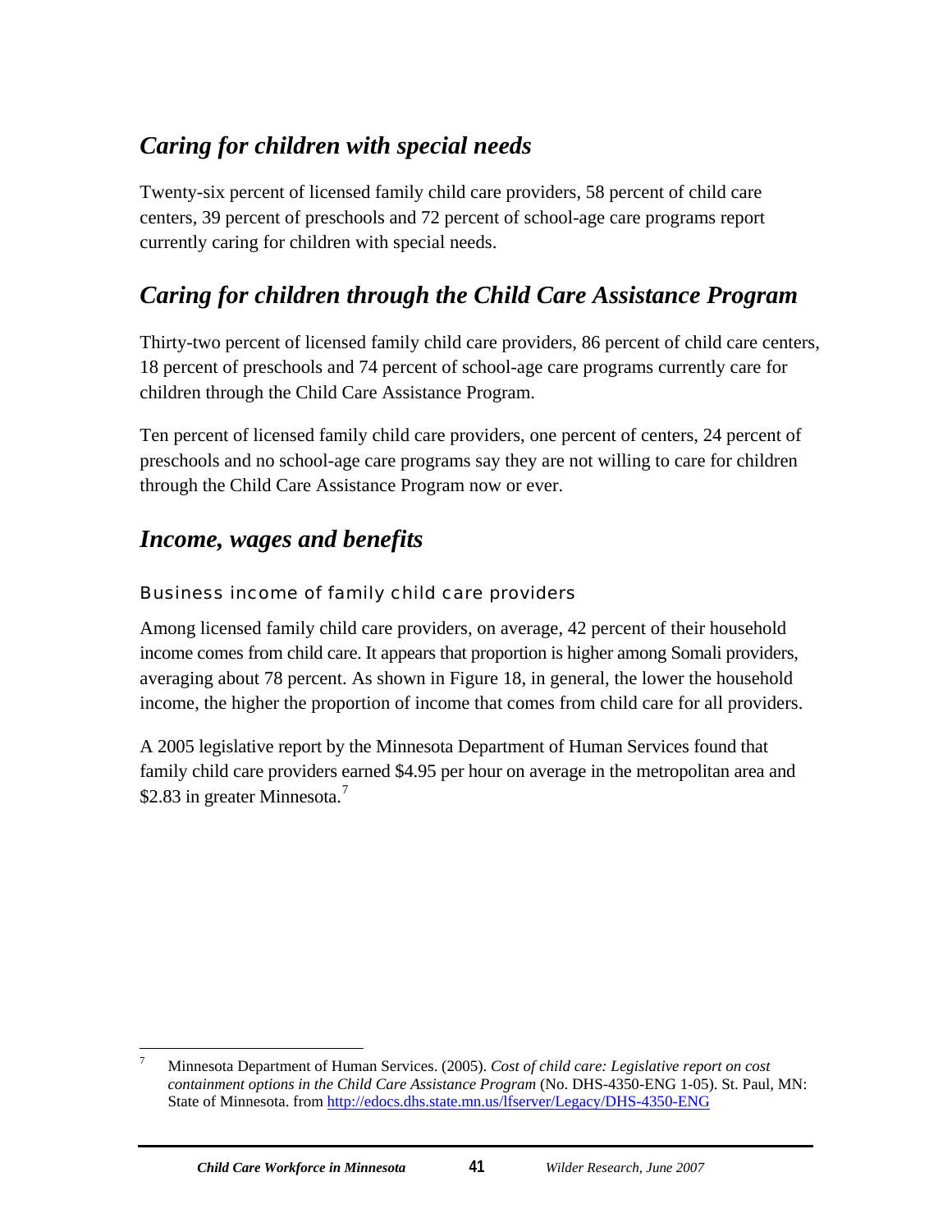## *Caring for children with special needs*

Twenty-six percent of licensed family child care providers, 58 percent of child care centers, 39 percent of preschools and 72 percent of school-age care programs report currently caring for children with special needs.

## *Caring for children through the Child Care Assistance Program*

Thirty-two percent of licensed family child care providers, 86 percent of child care centers, 18 percent of preschools and 74 percent of school-age care programs currently care for children through the Child Care Assistance Program.

Ten percent of licensed family child care providers, one percent of centers, 24 percent of preschools and no school-age care programs say they are not willing to care for children through the Child Care Assistance Program now or ever.

## *Income, wages and benefits*

### Business income of family child care providers

Among licensed family child care providers, on average, 42 percent of their household income comes from child care. It appears that proportion is higher among Somali providers, averaging about 78 percent. As shown in Figure 18, in general, the lower the household income, the higher the proportion of income that comes from child care for all providers.

A 2005 legislative report by the Minnesota Department of Human Services found that family child care providers earned $4.95 per hour on average in the metropolitan area and $2.83 in greater Minnesota.[7]

---

[7] Minnesota Department of Human Services. (2005). *Cost of child care: Legislative report on cost containment options in the Child Care Assistance Program* (No. DHS-4350-ENG 1-05). St. Paul, MN: State of Minnesota. from http://edocs.dhs.state.mn.us/lfserver/Legacy/DHS-4350-ENG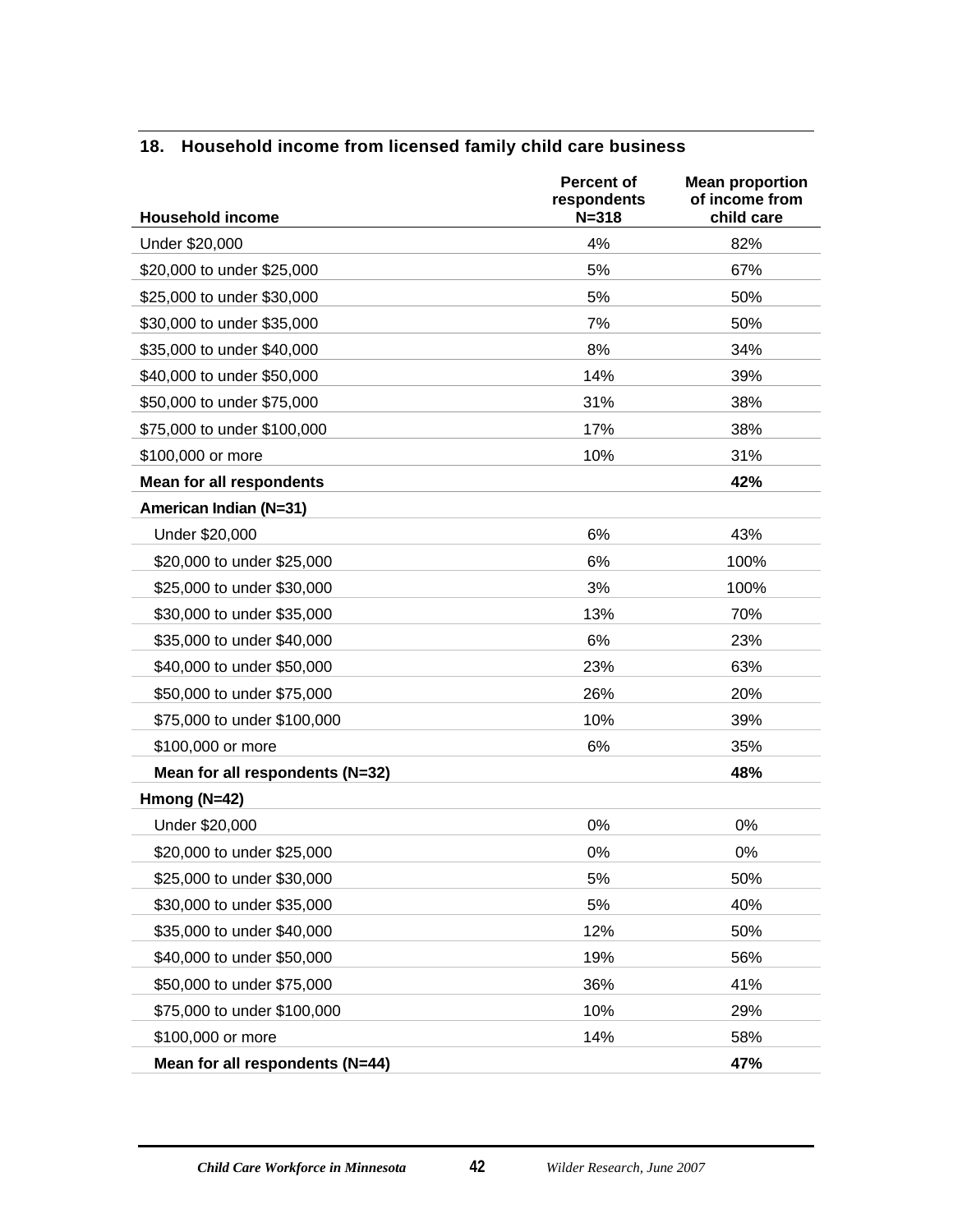### 18. Household income from licensed family child care business

| Household income | Percent of respondents N=318 | Mean proportion of income from child care |
|---|---|---|
| Under $20,000 | 4% | 82% |
| $20,000 to under $25,000 | 5% | 67% |
| $25,000 to under $30,000 | 5% | 50% |
| $30,000 to under $35,000 | 7% | 50% |
| $35,000 to under $40,000 | 8% | 34% |
| $40,000 to under $50,000 | 14% | 39% |
| $50,000 to under $75,000 | 31% | 38% |
| $75,000 to under $100,000 | 17% | 38% |
| $100,000 or more | 10% | 31% |
| **Mean for all respondents** | | **42%** |
| **American Indian (N=31)** | | |
| Under $20,000 | 6% | 43% |
| $20,000 to under $25,000 | 6% | 100% |
| $25,000 to under $30,000 | 3% | 100% |
| $30,000 to under $35,000 | 13% | 70% |
| $35,000 to under $40,000 | 6% | 23% |
| $40,000 to under $50,000 | 23% | 63% |
| $50,000 to under $75,000 | 26% | 20% |
| $75,000 to under $100,000 | 10% | 39% |
| $100,000 or more | 6% | 35% |
| **Mean for all respondents (N=32)** | | **48%** |
| **Hmong (N=42)** | | |
| Under $20,000 | 0% | 0% |
| $20,000 to under $25,000 | 0% | 0% |
| $25,000 to under $30,000 | 5% | 50% |
| $30,000 to under $35,000 | 5% | 40% |
| $35,000 to under $40,000 | 12% | 50% |
| $40,000 to under $50,000 | 19% | 56% |
| $50,000 to under $75,000 | 36% | 41% |
| $75,000 to under $100,000 | 10% | 29% |
| $100,000 or more | 14% | 58% |
| **Mean for all respondents (N=44)** | | **47%** |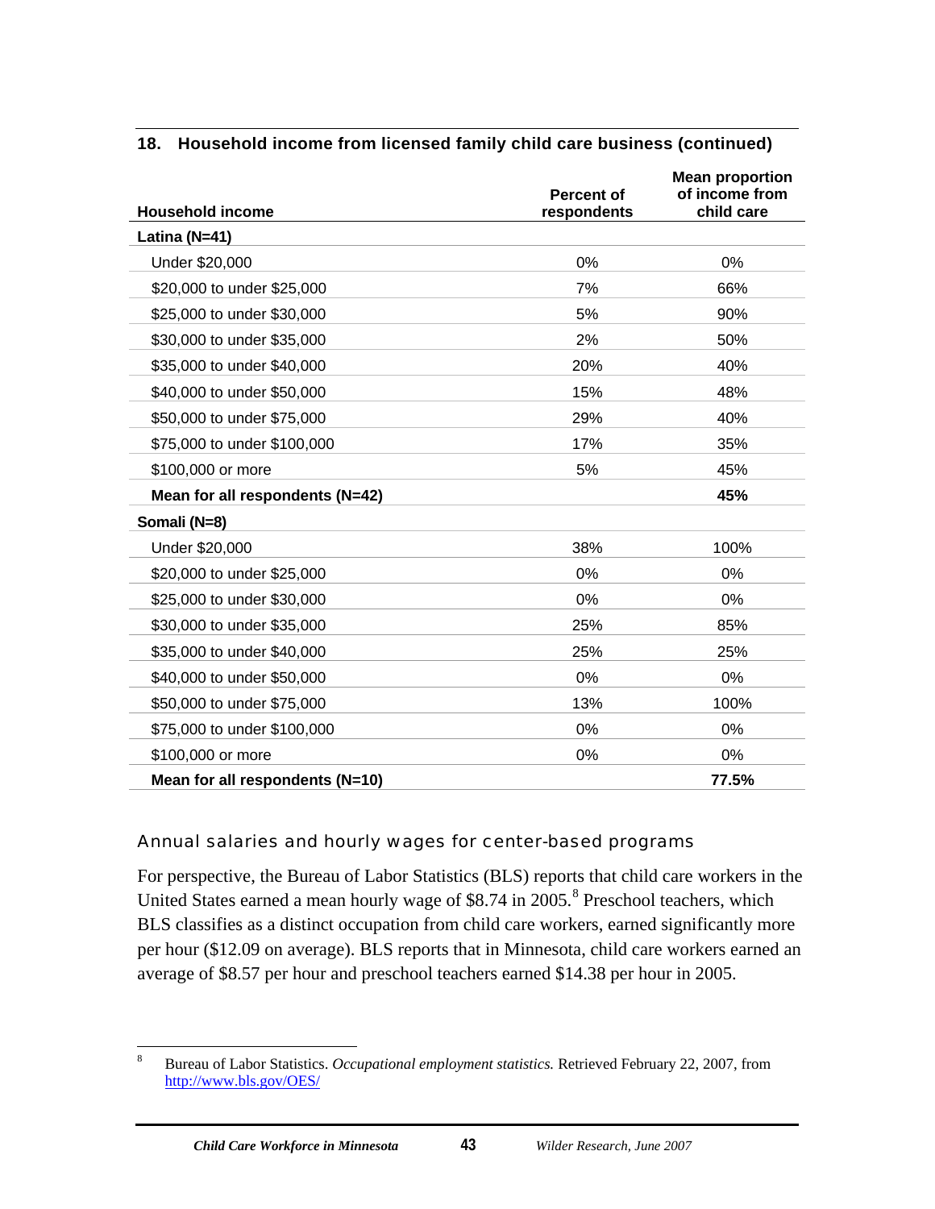### 18. Household income from licensed family child care business (continued)

| Household income | Percent of respondents | Mean proportion of income from child care |
|---|---|---|
| **Latina (N=41)** | | |
| Under $20,000 | 0% | 0% |
| $20,000 to under $25,000 | 7% | 66% |
| $25,000 to under $30,000 | 5% | 90% |
| $30,000 to under $35,000 | 2% | 50% |
| $35,000 to under $40,000 | 20% | 40% |
| $40,000 to under $50,000 | 15% | 48% |
| $50,000 to under $75,000 | 29% | 40% |
| $75,000 to under $100,000 | 17% | 35% |
| $100,000 or more | 5% | 45% |
| **Mean for all respondents (N=42)** | | **45%** |
| **Somali (N=8)** | | |
| Under $20,000 | 38% | 100% |
| $20,000 to under $25,000 | 0% | 0% |
| $25,000 to under $30,000 | 0% | 0% |
| $30,000 to under $35,000 | 25% | 85% |
| $35,000 to under $40,000 | 25% | 25% |
| $40,000 to under $50,000 | 0% | 0% |
| $50,000 to under $75,000 | 13% | 100% |
| $75,000 to under $100,000 | 0% | 0% |
| $100,000 or more | 0% | 0% |
| **Mean for all respondents (N=10)** | | **77.5%** |

## Annual salaries and hourly wages for center-based programs

For perspective, the Bureau of Labor Statistics (BLS) reports that child care workers in the United States earned a mean hourly wage of $8.74 in 2005.[8] Preschool teachers, which BLS classifies as a distinct occupation from child care workers, earned significantly more per hour ($12.09 on average). BLS reports that in Minnesota, child care workers earned an average of $8.57 per hour and preschool teachers earned $14.38 per hour in 2005.

[8] Bureau of Labor Statistics. *Occupational employment statistics.* Retrieved February 22, 2007, from http://www.bls.gov/OES/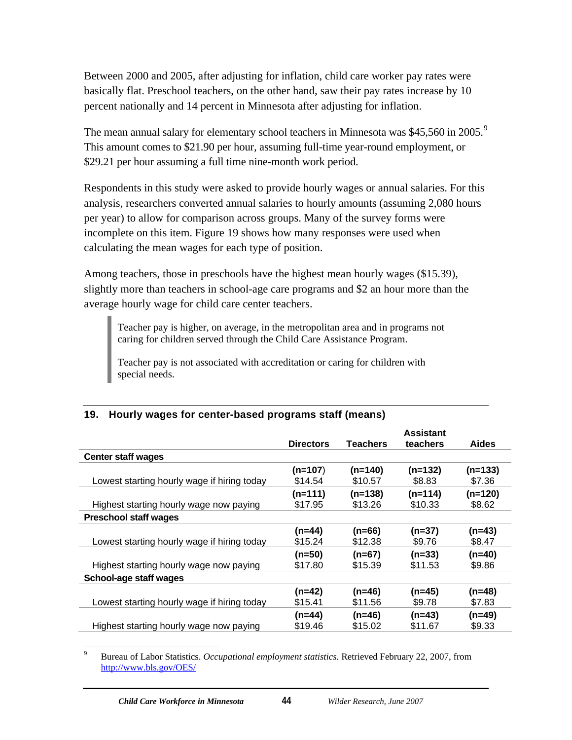Between 2000 and 2005, after adjusting for inflation, child care worker pay rates were basically flat. Preschool teachers, on the other hand, saw their pay rates increase by 10 percent nationally and 14 percent in Minnesota after adjusting for inflation.

The mean annual salary for elementary school teachers in Minnesota was $45,560 in 2005.[9] This amount comes to $21.90 per hour, assuming full-time year-round employment, or $29.21 per hour assuming a full time nine-month work period.

Respondents in this study were asked to provide hourly wages or annual salaries. For this analysis, researchers converted annual salaries to hourly amounts (assuming 2,080 hours per year) to allow for comparison across groups. Many of the survey forms were incomplete on this item. Figure 19 shows how many responses were used when calculating the mean wages for each type of position.

Among teachers, those in preschools have the highest mean hourly wages ($15.39), slightly more than teachers in school-age care programs and $2 an hour more than the average hourly wage for child care center teachers.

> Teacher pay is higher, on average, in the metropolitan area and in programs not caring for children served through the Child Care Assistance Program.
>
> Teacher pay is not associated with accreditation or caring for children with special needs.

**19. Hourly wages for center-based programs staff (means)**

| | Directors | Teachers | Assistant teachers | Aides |
|---|---|---|---|---|
| **Center staff wages** | | | | |
| Lowest starting hourly wage if hiring today | (n=107) $14.54 | (n=140) $10.57 | (n=132) $8.83 | (n=133) $7.36 |
| Highest starting hourly wage now paying | (n=111) $17.95 | (n=138) $13.26 | (n=114) $10.33 | (n=120) $8.62 |
| **Preschool staff wages** | | | | |
| Lowest starting hourly wage if hiring today | (n=44) $15.24 | (n=66) $12.38 | (n=37) $9.76 | (n=43) $8.47 |
| Highest starting hourly wage now paying | (n=50) $17.80 | (n=67) $15.39 | (n=33) $11.53 | (n=40) $9.86 |
| **School-age staff wages** | | | | |
| Lowest starting hourly wage if hiring today | (n=42) $15.41 | (n=46) $11.56 | (n=45) $9.78 | (n=48) $7.83 |
| Highest starting hourly wage now paying | (n=44) $19.46 | (n=46) $15.02 | (n=43) $11.67 | (n=49) $9.33 |

[9] Bureau of Labor Statistics. *Occupational employment statistics.* Retrieved February 22, 2007, from http://www.bls.gov/OES/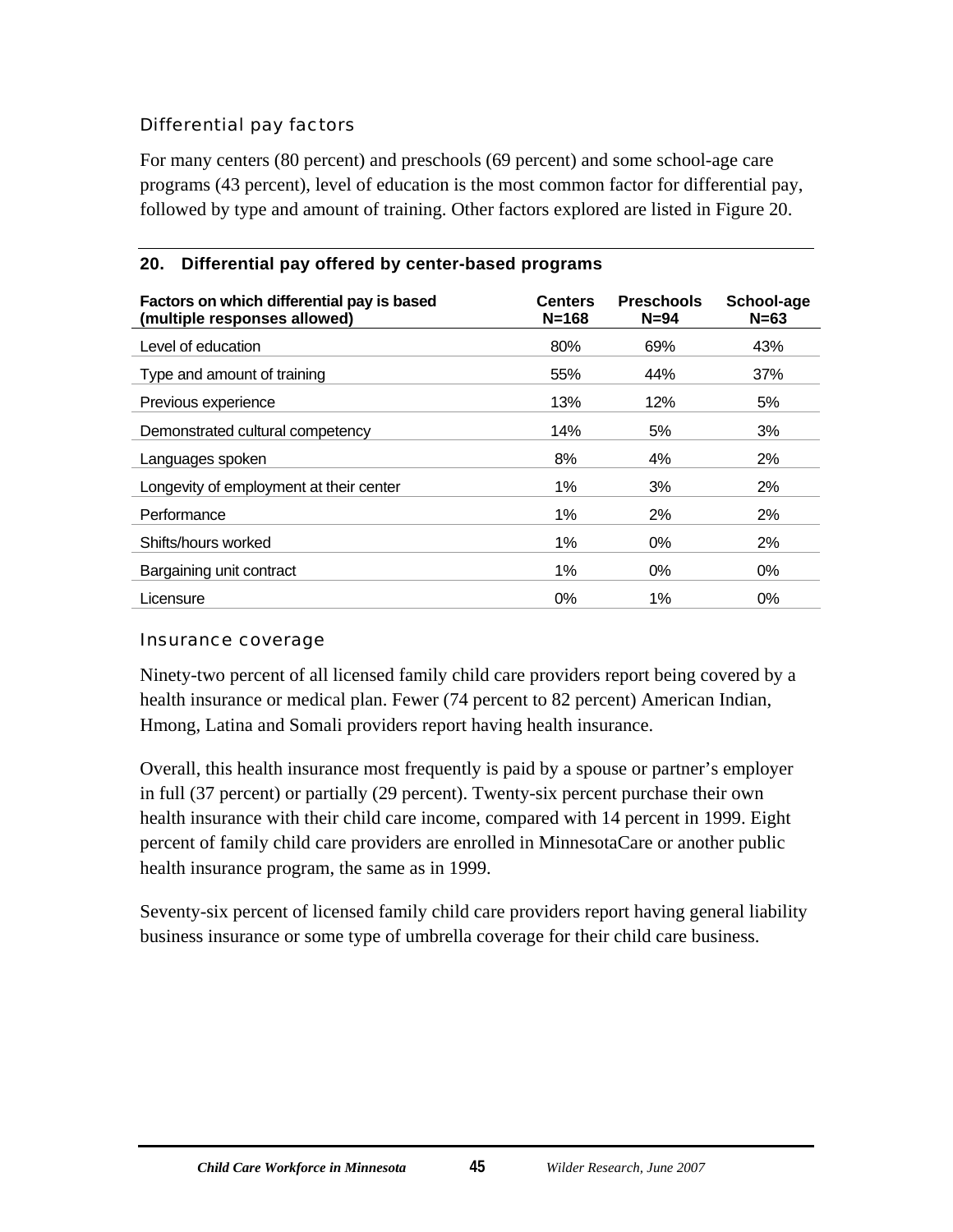### Differential pay factors

For many centers (80 percent) and preschools (69 percent) and some school-age care programs (43 percent), level of education is the most common factor for differential pay, followed by type and amount of training. Other factors explored are listed in Figure 20.

**20. Differential pay offered by center-based programs**

| Factors on which differential pay is based (multiple responses allowed) | Centers N=168 | Preschools N=94 | School-age N=63 |
|---|---|---|---|
| Level of education | 80% | 69% | 43% |
| Type and amount of training | 55% | 44% | 37% |
| Previous experience | 13% | 12% | 5% |
| Demonstrated cultural competency | 14% | 5% | 3% |
| Languages spoken | 8% | 4% | 2% |
| Longevity of employment at their center | 1% | 3% | 2% |
| Performance | 1% | 2% | 2% |
| Shifts/hours worked | 1% | 0% | 2% |
| Bargaining unit contract | 1% | 0% | 0% |
| Licensure | 0% | 1% | 0% |

### Insurance coverage

Ninety-two percent of all licensed family child care providers report being covered by a health insurance or medical plan. Fewer (74 percent to 82 percent) American Indian, Hmong, Latina and Somali providers report having health insurance.

Overall, this health insurance most frequently is paid by a spouse or partner's employer in full (37 percent) or partially (29 percent). Twenty-six percent purchase their own health insurance with their child care income, compared with 14 percent in 1999. Eight percent of family child care providers are enrolled in MinnesotaCare or another public health insurance program, the same as in 1999.

Seventy-six percent of licensed family child care providers report having general liability business insurance or some type of umbrella coverage for their child care business.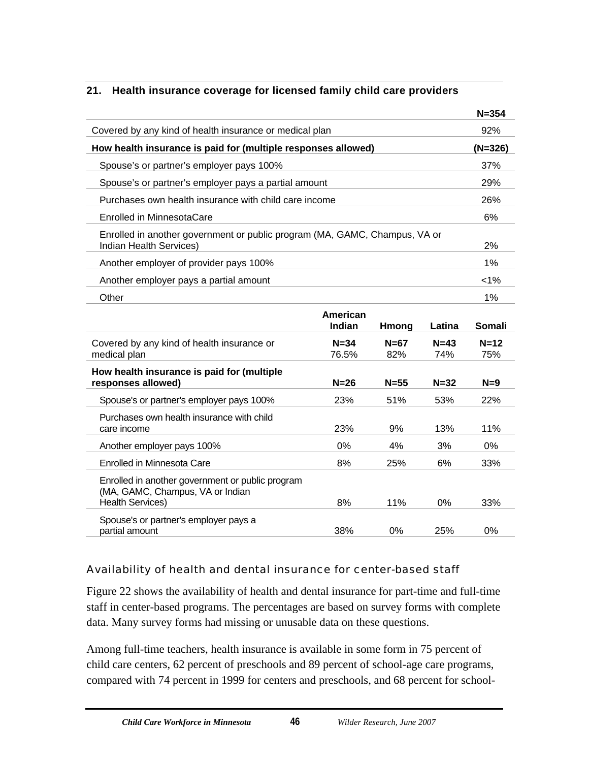**21. Health insurance coverage for licensed family child care providers**

| | N=354 |
|---|---|
| Covered by any kind of health insurance or medical plan | 92% |
| **How health insurance is paid for (multiple responses allowed)** | **(N=326)** |
| Spouse's or partner's employer pays 100% | 37% |
| Spouse's or partner's employer pays a partial amount | 29% |
| Purchases own health insurance with child care income | 26% |
| Enrolled in MinnesotaCare | 6% |
| Enrolled in another government or public program (MA, GAMC, Champus, VA or Indian Health Services) | 2% |
| Another employer of provider pays 100% | 1% |
| Another employer pays a partial amount | <1% |
| Other | 1% |

| | American Indian | Hmong | Latina | Somali |
|---|---|---|---|---|
| Covered by any kind of health insurance or medical plan | **N=34** 76.5% | **N=67** 82% | **N=43** 74% | **N=12** 75% |
| **How health insurance is paid for (multiple responses allowed)** | **N=26** | **N=55** | **N=32** | **N=9** |
| Spouse's or partner's employer pays 100% | 23% | 51% | 53% | 22% |
| Purchases own health insurance with child care income | 23% | 9% | 13% | 11% |
| Another employer pays 100% | 0% | 4% | 3% | 0% |
| Enrolled in Minnesota Care | 8% | 25% | 6% | 33% |
| Enrolled in another government or public program (MA, GAMC, Champus, VA or Indian Health Services) | 8% | 11% | 0% | 33% |
| Spouse's or partner's employer pays a partial amount | 38% | 0% | 25% | 0% |

## Availability of health and dental insurance for center-based staff

Figure 22 shows the availability of health and dental insurance for part-time and full-time staff in center-based programs. The percentages are based on survey forms with complete data. Many survey forms had missing or unusable data on these questions.

Among full-time teachers, health insurance is available in some form in 75 percent of child care centers, 62 percent of preschools and 89 percent of school-age care programs, compared with 74 percent in 1999 for centers and preschools, and 68 percent for school-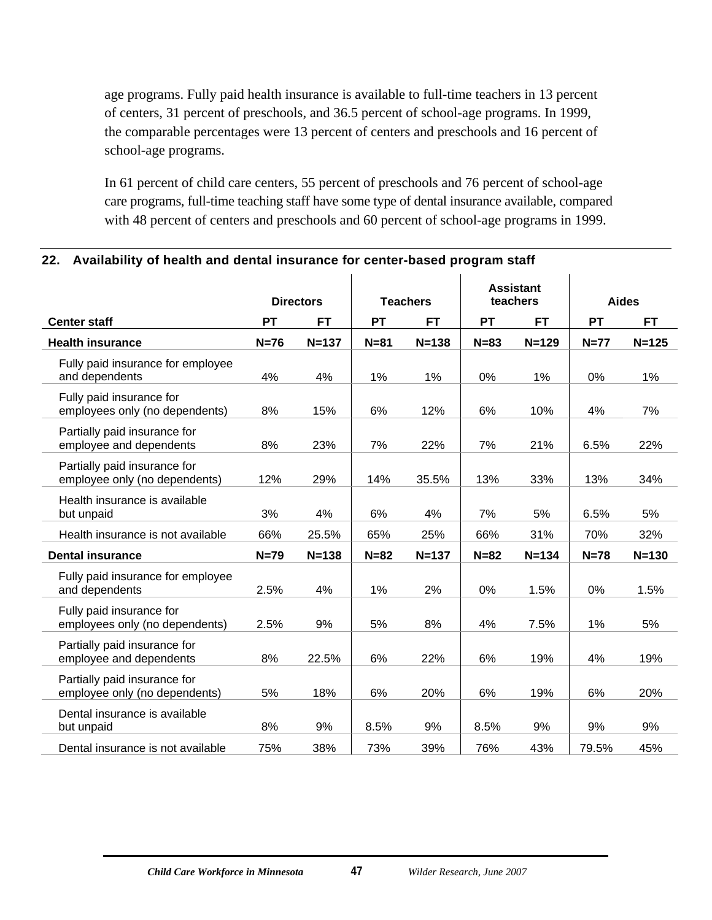age programs. Fully paid health insurance is available to full-time teachers in 13 percent of centers, 31 percent of preschools, and 36.5 percent of school-age programs. In 1999, the comparable percentages were 13 percent of centers and preschools and 16 percent of school-age programs.

In 61 percent of child care centers, 55 percent of preschools and 76 percent of school-age care programs, full-time teaching staff have some type of dental insurance available, compared with 48 percent of centers and preschools and 60 percent of school-age programs in 1999.

### 22. Availability of health and dental insurance for center-based program staff

| | Directors | | Teachers | | Assistant teachers | | Aides | |
|---|---|---|---|---|---|---|---|---|
| **Center staff** | **PT** | **FT** | **PT** | **FT** | **PT** | **FT** | **PT** | **FT** |
| **Health insurance** | **N=76** | **N=137** | **N=81** | **N=138** | **N=83** | **N=129** | **N=77** | **N=125** |
| Fully paid insurance for employee and dependents | 4% | 4% | 1% | 1% | 0% | 1% | 0% | 1% |
| Fully paid insurance for employees only (no dependents) | 8% | 15% | 6% | 12% | 6% | 10% | 4% | 7% |
| Partially paid insurance for employee and dependents | 8% | 23% | 7% | 22% | 7% | 21% | 6.5% | 22% |
| Partially paid insurance for employee only (no dependents) | 12% | 29% | 14% | 35.5% | 13% | 33% | 13% | 34% |
| Health insurance is available but unpaid | 3% | 4% | 6% | 4% | 7% | 5% | 6.5% | 5% |
| Health insurance is not available | 66% | 25.5% | 65% | 25% | 66% | 31% | 70% | 32% |
| **Dental insurance** | **N=79** | **N=138** | **N=82** | **N=137** | **N=82** | **N=134** | **N=78** | **N=130** |
| Fully paid insurance for employee and dependents | 2.5% | 4% | 1% | 2% | 0% | 1.5% | 0% | 1.5% |
| Fully paid insurance for employees only (no dependents) | 2.5% | 9% | 5% | 8% | 4% | 7.5% | 1% | 5% |
| Partially paid insurance for employee and dependents | 8% | 22.5% | 6% | 22% | 6% | 19% | 4% | 19% |
| Partially paid insurance for employee only (no dependents) | 5% | 18% | 6% | 20% | 6% | 19% | 6% | 20% |
| Dental insurance is available but unpaid | 8% | 9% | 8.5% | 9% | 8.5% | 9% | 9% | 9% |
| Dental insurance is not available | 75% | 38% | 73% | 39% | 76% | 43% | 79.5% | 45% |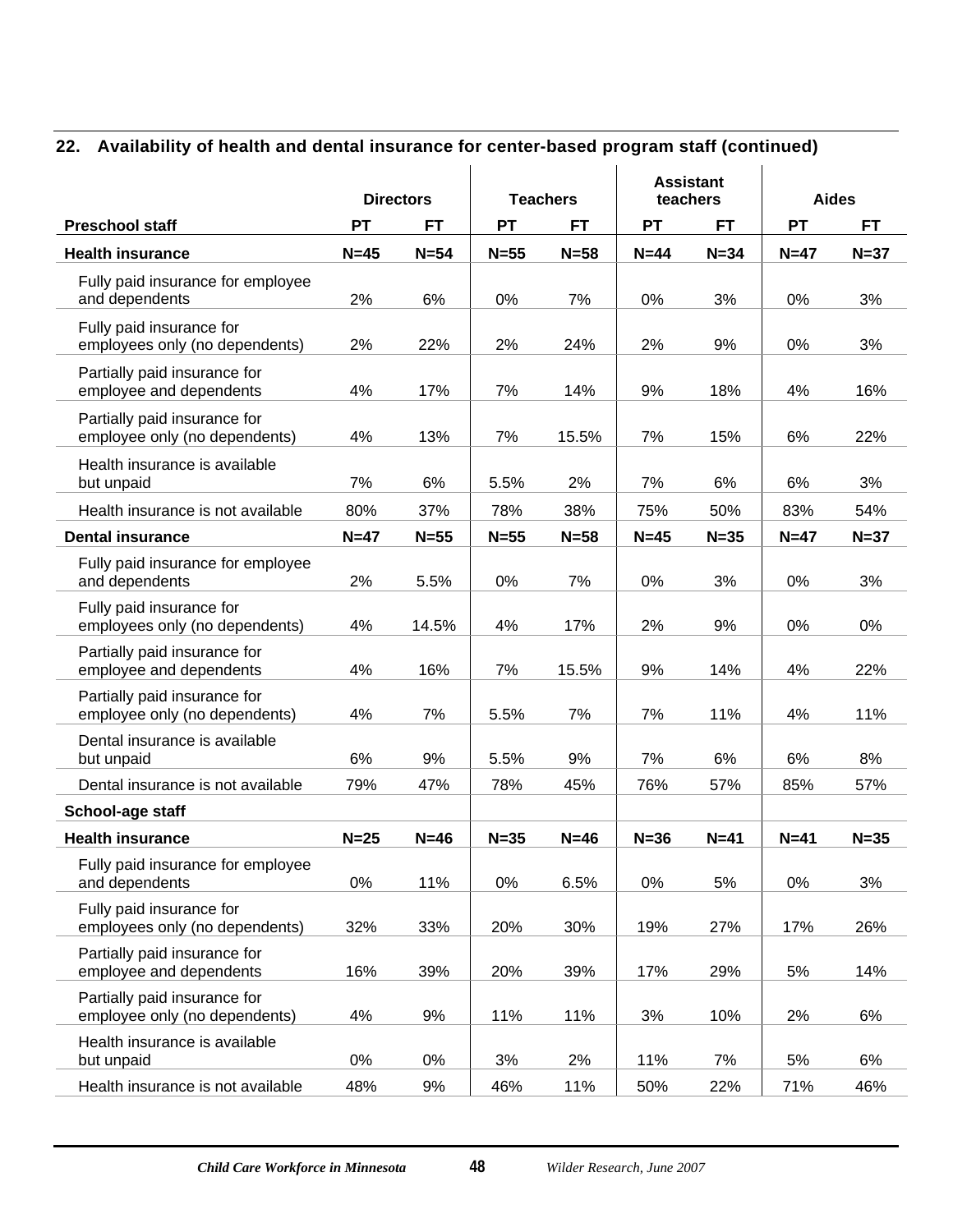## 22. Availability of health and dental insurance for center-based program staff (continued)

| | Directors | | Teachers | | Assistant teachers | | Aides | |
|---|---|---|---|---|---|---|---|---|
| **Preschool staff** | **PT** | **FT** | **PT** | **FT** | **PT** | **FT** | **PT** | **FT** |
| **Health insurance** | **N=45** | **N=54** | **N=55** | **N=58** | **N=44** | **N=34** | **N=47** | **N=37** |
| Fully paid insurance for employee and dependents | 2% | 6% | 0% | 7% | 0% | 3% | 0% | 3% |
| Fully paid insurance for employees only (no dependents) | 2% | 22% | 2% | 24% | 2% | 9% | 0% | 3% |
| Partially paid insurance for employee and dependents | 4% | 17% | 7% | 14% | 9% | 18% | 4% | 16% |
| Partially paid insurance for employee only (no dependents) | 4% | 13% | 7% | 15.5% | 7% | 15% | 6% | 22% |
| Health insurance is available but unpaid | 7% | 6% | 5.5% | 2% | 7% | 6% | 6% | 3% |
| Health insurance is not available | 80% | 37% | 78% | 38% | 75% | 50% | 83% | 54% |
| **Dental insurance** | **N=47** | **N=55** | **N=55** | **N=58** | **N=45** | **N=35** | **N=47** | **N=37** |
| Fully paid insurance for employee and dependents | 2% | 5.5% | 0% | 7% | 0% | 3% | 0% | 3% |
| Fully paid insurance for employees only (no dependents) | 4% | 14.5% | 4% | 17% | 2% | 9% | 0% | 0% |
| Partially paid insurance for employee and dependents | 4% | 16% | 7% | 15.5% | 9% | 14% | 4% | 22% |
| Partially paid insurance for employee only (no dependents) | 4% | 7% | 5.5% | 7% | 7% | 11% | 4% | 11% |
| Dental insurance is available but unpaid | 6% | 9% | 5.5% | 9% | 7% | 6% | 6% | 8% |
| Dental insurance is not available | 79% | 47% | 78% | 45% | 76% | 57% | 85% | 57% |
| **School-age staff** | | | | | | | | |
| **Health insurance** | **N=25** | **N=46** | **N=35** | **N=46** | **N=36** | **N=41** | **N=41** | **N=35** |
| Fully paid insurance for employee and dependents | 0% | 11% | 0% | 6.5% | 0% | 5% | 0% | 3% |
| Fully paid insurance for employees only (no dependents) | 32% | 33% | 20% | 30% | 19% | 27% | 17% | 26% |
| Partially paid insurance for employee and dependents | 16% | 39% | 20% | 39% | 17% | 29% | 5% | 14% |
| Partially paid insurance for employee only (no dependents) | 4% | 9% | 11% | 11% | 3% | 10% | 2% | 6% |
| Health insurance is available but unpaid | 0% | 0% | 3% | 2% | 11% | 7% | 5% | 6% |
| Health insurance is not available | 48% | 9% | 46% | 11% | 50% | 22% | 71% | 46% |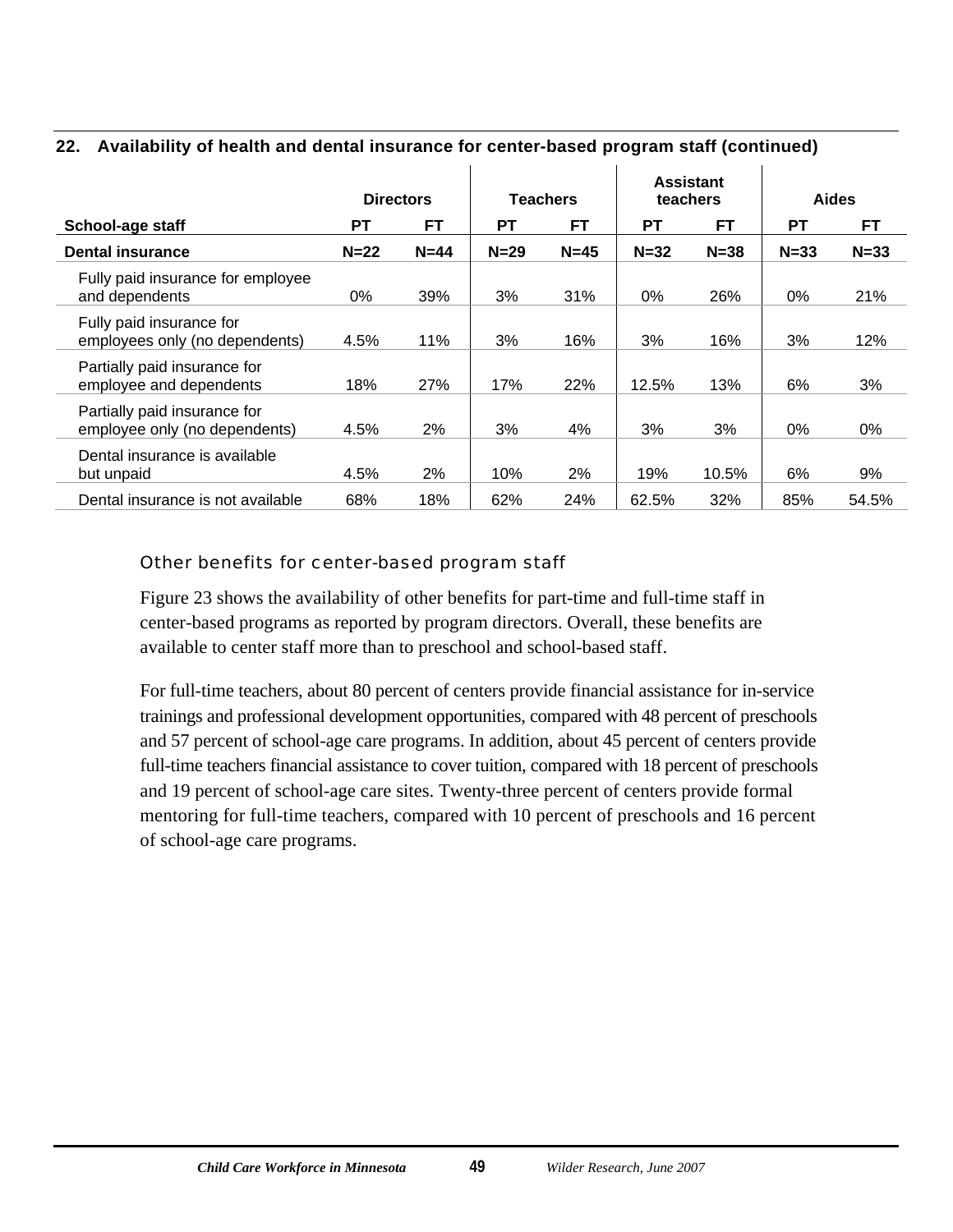### 22. Availability of health and dental insurance for center-based program staff (continued)

| School-age staff | Directors PT | Directors FT | Teachers PT | Teachers FT | Assistant teachers PT | Assistant teachers FT | Aides PT | Aides FT |
|---|---|---|---|---|---|---|---|---|
| **Dental insurance** | **N=22** | **N=44** | **N=29** | **N=45** | **N=32** | **N=38** | **N=33** | **N=33** |
| Fully paid insurance for employee and dependents | 0% | 39% | 3% | 31% | 0% | 26% | 0% | 21% |
| Fully paid insurance for employees only (no dependents) | 4.5% | 11% | 3% | 16% | 3% | 16% | 3% | 12% |
| Partially paid insurance for employee and dependents | 18% | 27% | 17% | 22% | 12.5% | 13% | 6% | 3% |
| Partially paid insurance for employee only (no dependents) | 4.5% | 2% | 3% | 4% | 3% | 3% | 0% | 0% |
| Dental insurance is available but unpaid | 4.5% | 2% | 10% | 2% | 19% | 10.5% | 6% | 9% |
| Dental insurance is not available | 68% | 18% | 62% | 24% | 62.5% | 32% | 85% | 54.5% |

### Other benefits for center-based program staff

Figure 23 shows the availability of other benefits for part-time and full-time staff in center-based programs as reported by program directors. Overall, these benefits are available to center staff more than to preschool and school-based staff.

For full-time teachers, about 80 percent of centers provide financial assistance for in-service trainings and professional development opportunities, compared with 48 percent of preschools and 57 percent of school-age care programs. In addition, about 45 percent of centers provide full-time teachers financial assistance to cover tuition, compared with 18 percent of preschools and 19 percent of school-age care sites. Twenty-three percent of centers provide formal mentoring for full-time teachers, compared with 10 percent of preschools and 16 percent of school-age care programs.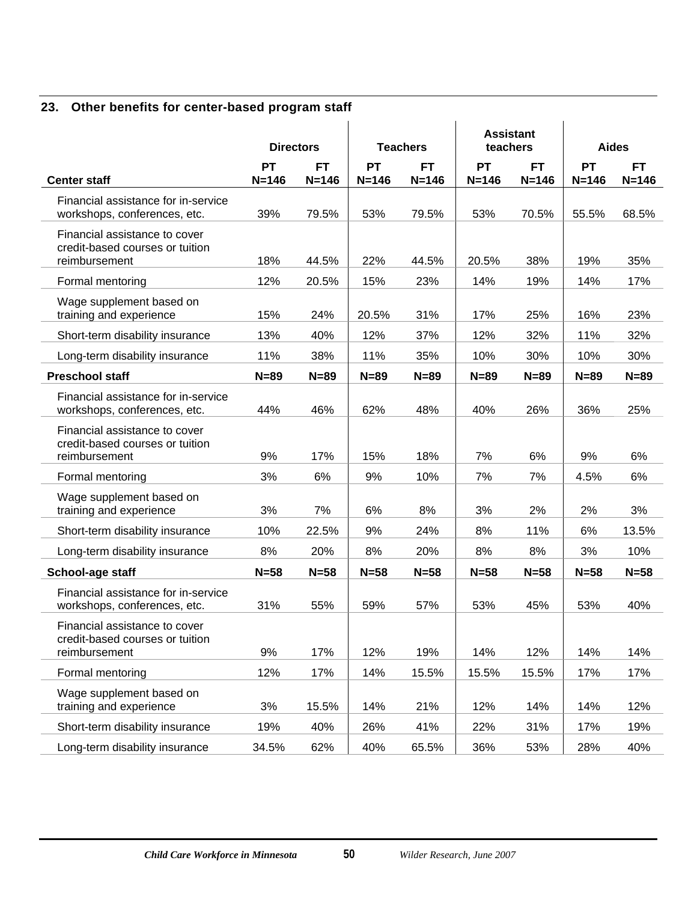## 23. Other benefits for center-based program staff

| | Directors | | Teachers | | Assistant teachers | | Aides | |
|---|---|---|---|---|---|---|---|---|
| **Center staff** | **PT N=146** | **FT N=146** | **PT N=146** | **FT N=146** | **PT N=146** | **FT N=146** | **PT N=146** | **FT N=146** |
| Financial assistance for in-service workshops, conferences, etc. | 39% | 79.5% | 53% | 79.5% | 53% | 70.5% | 55.5% | 68.5% |
| Financial assistance to cover credit-based courses or tuition reimbursement | 18% | 44.5% | 22% | 44.5% | 20.5% | 38% | 19% | 35% |
| Formal mentoring | 12% | 20.5% | 15% | 23% | 14% | 19% | 14% | 17% |
| Wage supplement based on training and experience | 15% | 24% | 20.5% | 31% | 17% | 25% | 16% | 23% |
| Short-term disability insurance | 13% | 40% | 12% | 37% | 12% | 32% | 11% | 32% |
| Long-term disability insurance | 11% | 38% | 11% | 35% | 10% | 30% | 10% | 30% |
| **Preschool staff** | **N=89** | **N=89** | **N=89** | **N=89** | **N=89** | **N=89** | **N=89** | **N=89** |
| Financial assistance for in-service workshops, conferences, etc. | 44% | 46% | 62% | 48% | 40% | 26% | 36% | 25% |
| Financial assistance to cover credit-based courses or tuition reimbursement | 9% | 17% | 15% | 18% | 7% | 6% | 9% | 6% |
| Formal mentoring | 3% | 6% | 9% | 10% | 7% | 7% | 4.5% | 6% |
| Wage supplement based on training and experience | 3% | 7% | 6% | 8% | 3% | 2% | 2% | 3% |
| Short-term disability insurance | 10% | 22.5% | 9% | 24% | 8% | 11% | 6% | 13.5% |
| Long-term disability insurance | 8% | 20% | 8% | 20% | 8% | 8% | 3% | 10% |
| **School-age staff** | **N=58** | **N=58** | **N=58** | **N=58** | **N=58** | **N=58** | **N=58** | **N=58** |
| Financial assistance for in-service workshops, conferences, etc. | 31% | 55% | 59% | 57% | 53% | 45% | 53% | 40% |
| Financial assistance to cover credit-based courses or tuition reimbursement | 9% | 17% | 12% | 19% | 14% | 12% | 14% | 14% |
| Formal mentoring | 12% | 17% | 14% | 15.5% | 15.5% | 15.5% | 17% | 17% |
| Wage supplement based on training and experience | 3% | 15.5% | 14% | 21% | 12% | 14% | 14% | 12% |
| Short-term disability insurance | 19% | 40% | 26% | 41% | 22% | 31% | 17% | 19% |
| Long-term disability insurance | 34.5% | 62% | 40% | 65.5% | 36% | 53% | 28% | 40% |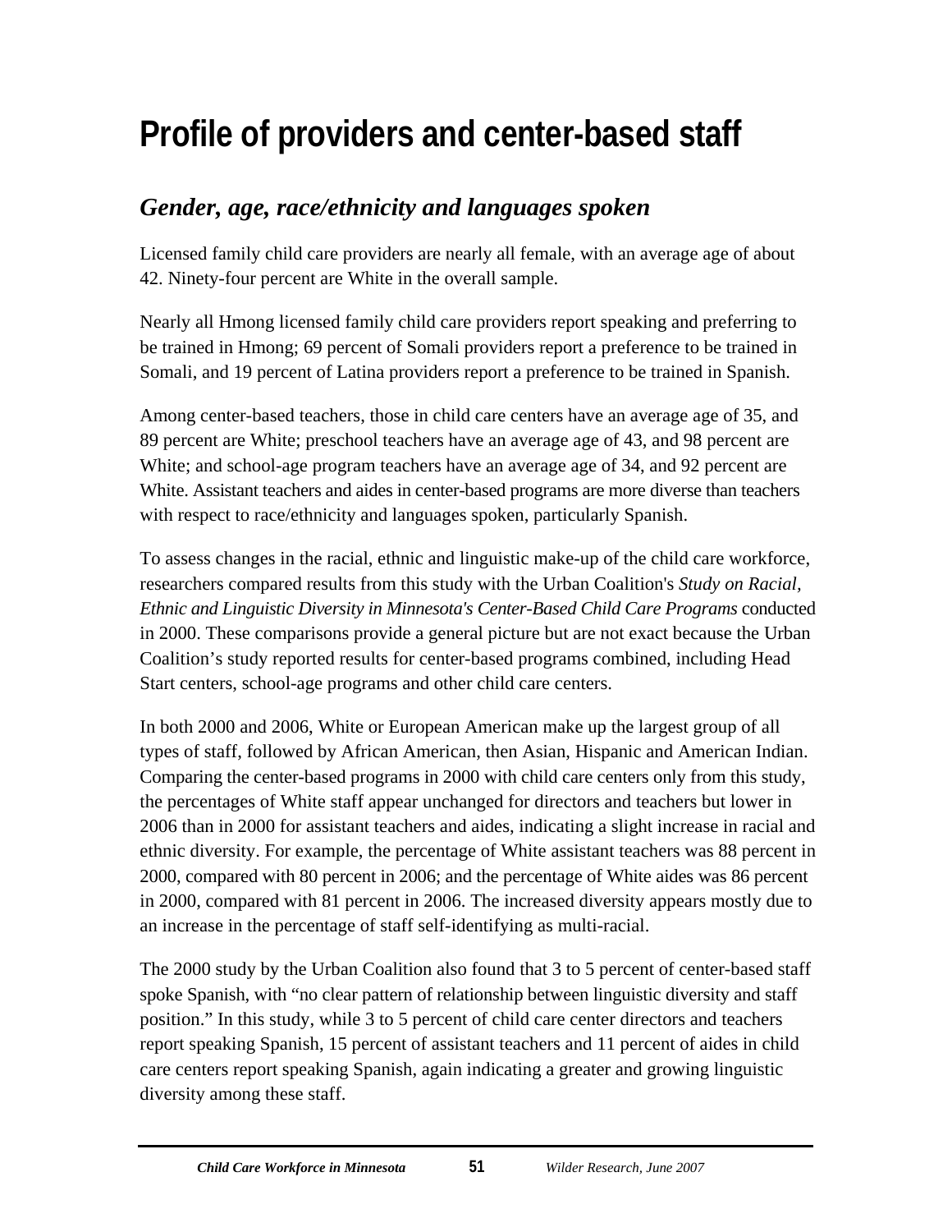# Profile of providers and center-based staff

## *Gender, age, race/ethnicity and languages spoken*

Licensed family child care providers are nearly all female, with an average age of about 42. Ninety-four percent are White in the overall sample.

Nearly all Hmong licensed family child care providers report speaking and preferring to be trained in Hmong; 69 percent of Somali providers report a preference to be trained in Somali, and 19 percent of Latina providers report a preference to be trained in Spanish.

Among center-based teachers, those in child care centers have an average age of 35, and 89 percent are White; preschool teachers have an average age of 43, and 98 percent are White; and school-age program teachers have an average age of 34, and 92 percent are White. Assistant teachers and aides in center-based programs are more diverse than teachers with respect to race/ethnicity and languages spoken, particularly Spanish.

To assess changes in the racial, ethnic and linguistic make-up of the child care workforce, researchers compared results from this study with the Urban Coalition's *Study on Racial, Ethnic and Linguistic Diversity in Minnesota's Center-Based Child Care Programs* conducted in 2000. These comparisons provide a general picture but are not exact because the Urban Coalition's study reported results for center-based programs combined, including Head Start centers, school-age programs and other child care centers.

In both 2000 and 2006, White or European American make up the largest group of all types of staff, followed by African American, then Asian, Hispanic and American Indian. Comparing the center-based programs in 2000 with child care centers only from this study, the percentages of White staff appear unchanged for directors and teachers but lower in 2006 than in 2000 for assistant teachers and aides, indicating a slight increase in racial and ethnic diversity. For example, the percentage of White assistant teachers was 88 percent in 2000, compared with 80 percent in 2006; and the percentage of White aides was 86 percent in 2000, compared with 81 percent in 2006. The increased diversity appears mostly due to an increase in the percentage of staff self-identifying as multi-racial.

The 2000 study by the Urban Coalition also found that 3 to 5 percent of center-based staff spoke Spanish, with "no clear pattern of relationship between linguistic diversity and staff position." In this study, while 3 to 5 percent of child care center directors and teachers report speaking Spanish, 15 percent of assistant teachers and 11 percent of aides in child care centers report speaking Spanish, again indicating a greater and growing linguistic diversity among these staff.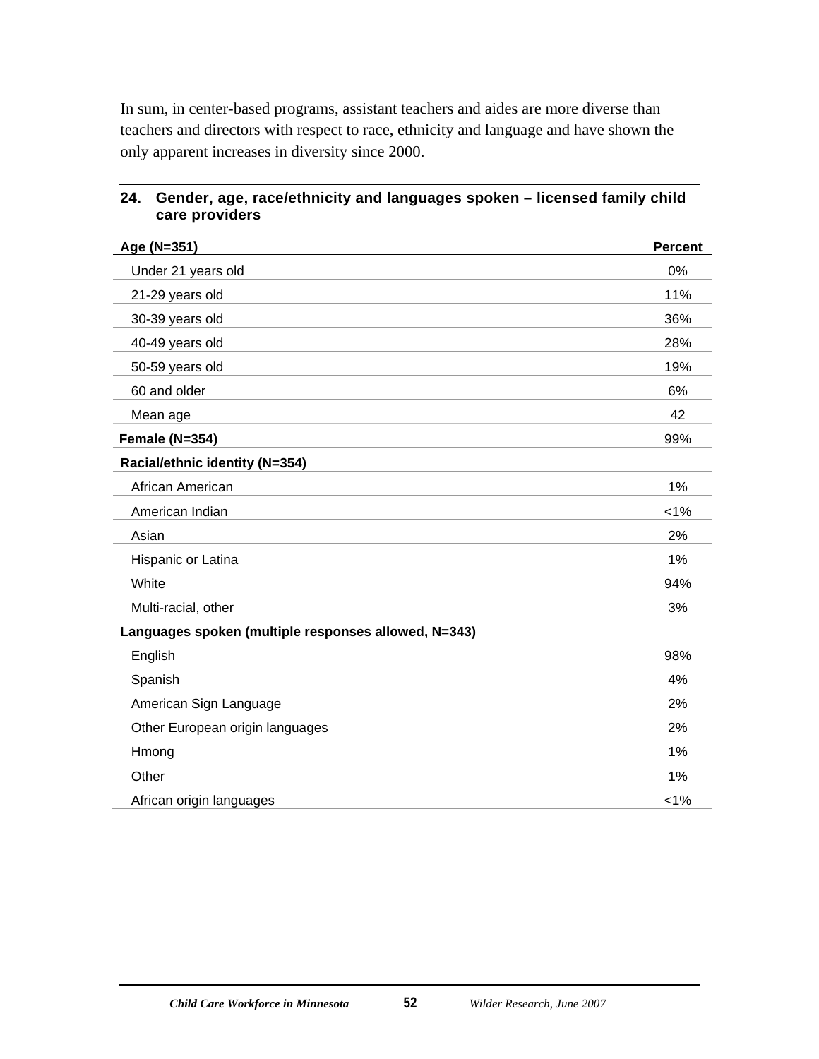In sum, in center-based programs, assistant teachers and aides are more diverse than teachers and directors with respect to race, ethnicity and language and have shown the only apparent increases in diversity since 2000.

**24. Gender, age, race/ethnicity and languages spoken – licensed family child care providers**

| Age (N=351) | Percent |
|---|---|
| Under 21 years old | 0% |
| 21-29 years old | 11% |
| 30-39 years old | 36% |
| 40-49 years old | 28% |
| 50-59 years old | 19% |
| 60 and older | 6% |
| Mean age | 42 |
| **Female (N=354)** | 99% |
| **Racial/ethnic identity (N=354)** | |
| African American | 1% |
| American Indian | <1% |
| Asian | 2% |
| Hispanic or Latina | 1% |
| White | 94% |
| Multi-racial, other | 3% |
| **Languages spoken (multiple responses allowed, N=343)** | |
| English | 98% |
| Spanish | 4% |
| American Sign Language | 2% |
| Other European origin languages | 2% |
| Hmong | 1% |
| Other | 1% |
| African origin languages | <1% |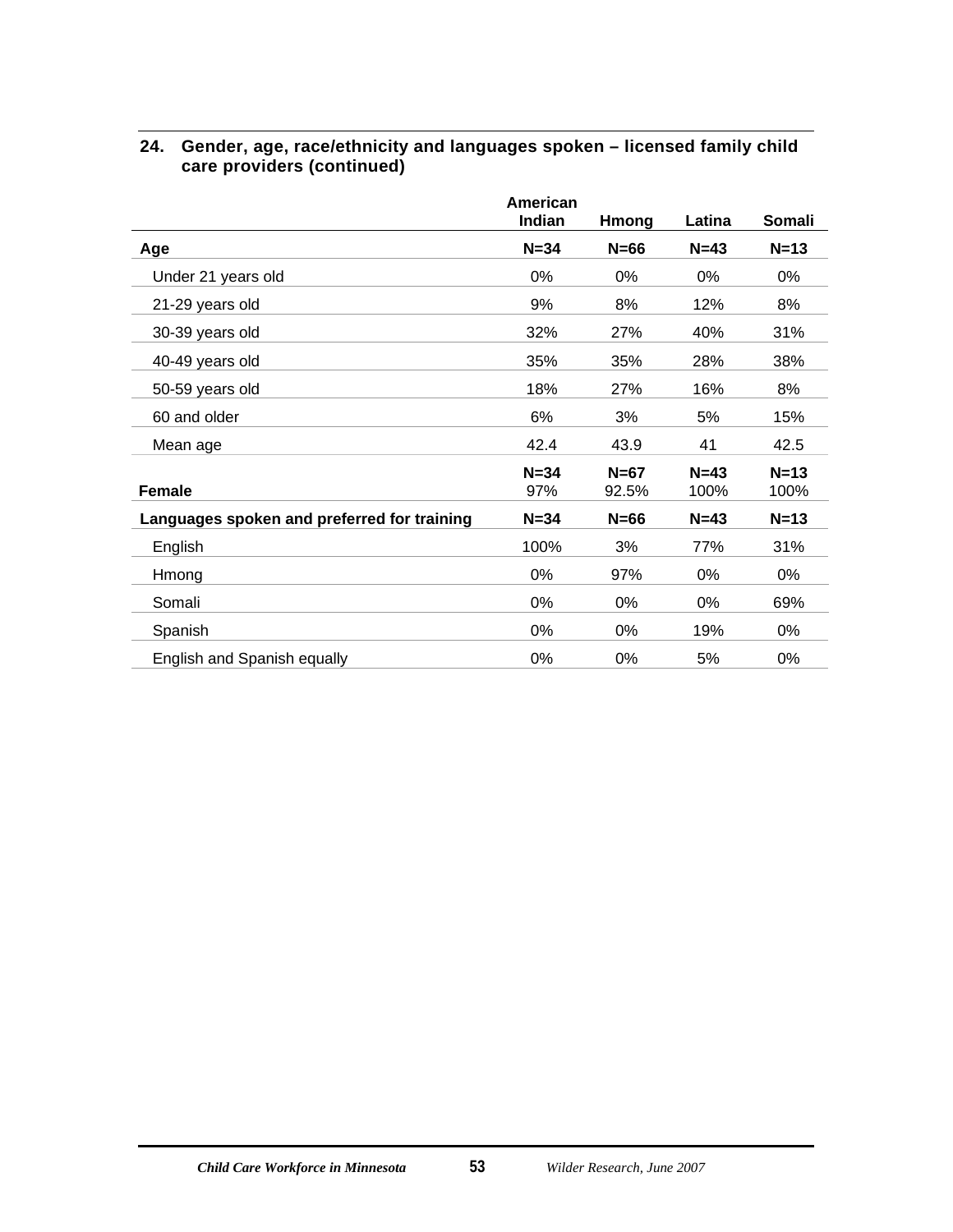### 24. Gender, age, race/ethnicity and languages spoken – licensed family child care providers (continued)

| | American Indian | Hmong | Latina | Somali |
|---|---|---|---|---|
| **Age** | **N=34** | **N=66** | **N=43** | **N=13** |
| Under 21 years old | 0% | 0% | 0% | 0% |
| 21-29 years old | 9% | 8% | 12% | 8% |
| 30-39 years old | 32% | 27% | 40% | 31% |
| 40-49 years old | 35% | 35% | 28% | 38% |
| 50-59 years old | 18% | 27% | 16% | 8% |
| 60 and older | 6% | 3% | 5% | 15% |
| Mean age | 42.4 | 43.9 | 41 | 42.5 |
| **Female** | **N=34** 97% | **N=67** 92.5% | **N=43** 100% | **N=13** 100% |
| **Languages spoken and preferred for training** | **N=34** | **N=66** | **N=43** | **N=13** |
| English | 100% | 3% | 77% | 31% |
| Hmong | 0% | 97% | 0% | 0% |
| Somali | 0% | 0% | 0% | 69% |
| Spanish | 0% | 0% | 19% | 0% |
| English and Spanish equally | 0% | 0% | 5% | 0% |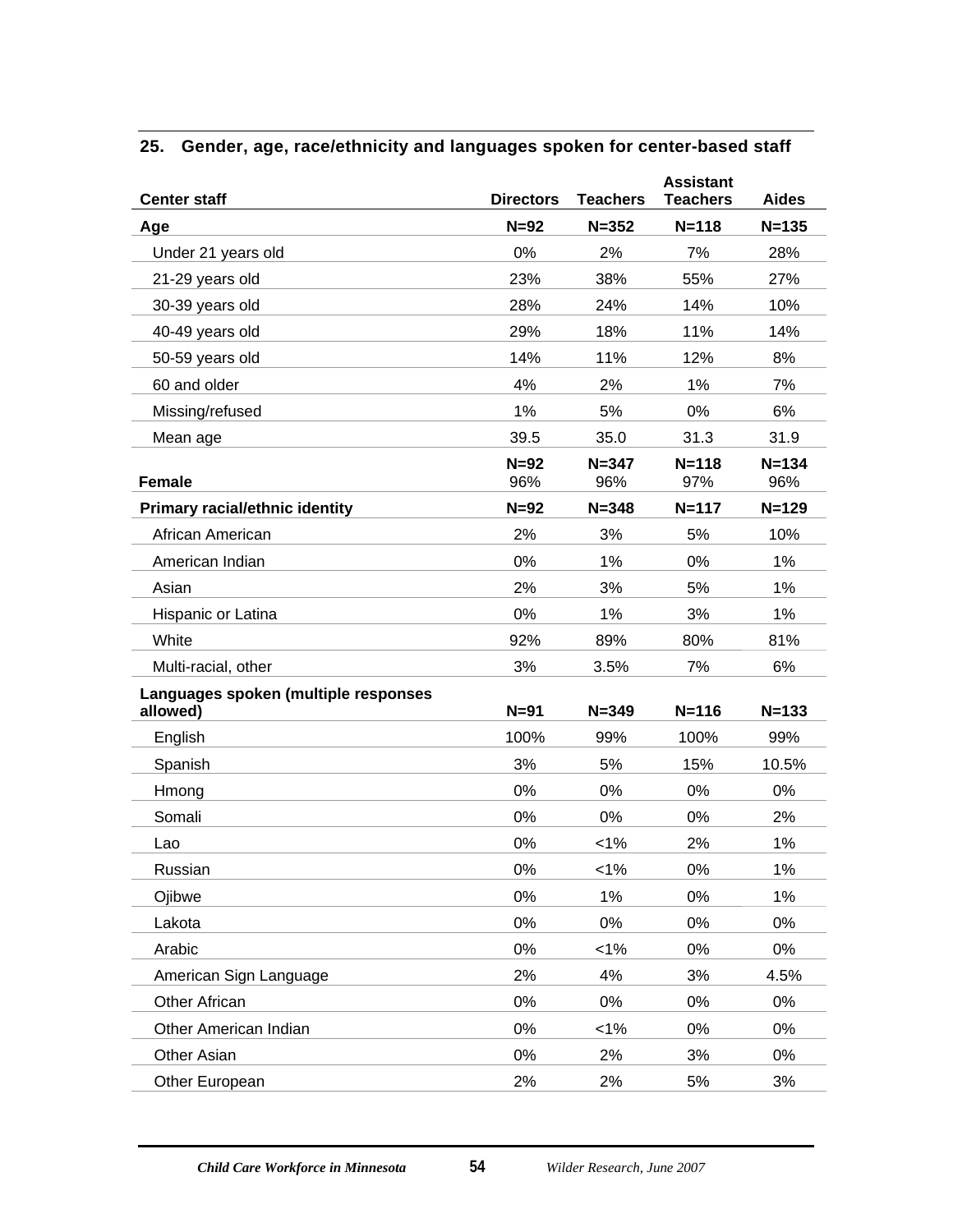## 25. Gender, age, race/ethnicity and languages spoken for center-based staff

| Center staff | Directors | Teachers | Assistant Teachers | Aides |
|---|---|---|---|---|
| **Age** | **N=92** | **N=352** | **N=118** | **N=135** |
| Under 21 years old | 0% | 2% | 7% | 28% |
| 21-29 years old | 23% | 38% | 55% | 27% |
| 30-39 years old | 28% | 24% | 14% | 10% |
| 40-49 years old | 29% | 18% | 11% | 14% |
| 50-59 years old | 14% | 11% | 12% | 8% |
| 60 and older | 4% | 2% | 1% | 7% |
| Missing/refused | 1% | 5% | 0% | 6% |
| Mean age | 39.5 | 35.0 | 31.3 | 31.9 |
| | **N=92** | **N=347** | **N=118** | **N=134** |
| **Female** | 96% | 96% | 97% | 96% |
| **Primary racial/ethnic identity** | **N=92** | **N=348** | **N=117** | **N=129** |
| African American | 2% | 3% | 5% | 10% |
| American Indian | 0% | 1% | 0% | 1% |
| Asian | 2% | 3% | 5% | 1% |
| Hispanic or Latina | 0% | 1% | 3% | 1% |
| White | 92% | 89% | 80% | 81% |
| Multi-racial, other | 3% | 3.5% | 7% | 6% |
| **Languages spoken (multiple responses allowed)** | **N=91** | **N=349** | **N=116** | **N=133** |
| English | 100% | 99% | 100% | 99% |
| Spanish | 3% | 5% | 15% | 10.5% |
| Hmong | 0% | 0% | 0% | 0% |
| Somali | 0% | 0% | 0% | 2% |
| Lao | 0% | <1% | 2% | 1% |
| Russian | 0% | <1% | 0% | 1% |
| Ojibwe | 0% | 1% | 0% | 1% |
| Lakota | 0% | 0% | 0% | 0% |
| Arabic | 0% | <1% | 0% | 0% |
| American Sign Language | 2% | 4% | 3% | 4.5% |
| Other African | 0% | 0% | 0% | 0% |
| Other American Indian | 0% | <1% | 0% | 0% |
| Other Asian | 0% | 2% | 3% | 0% |
| Other European | 2% | 2% | 5% | 3% |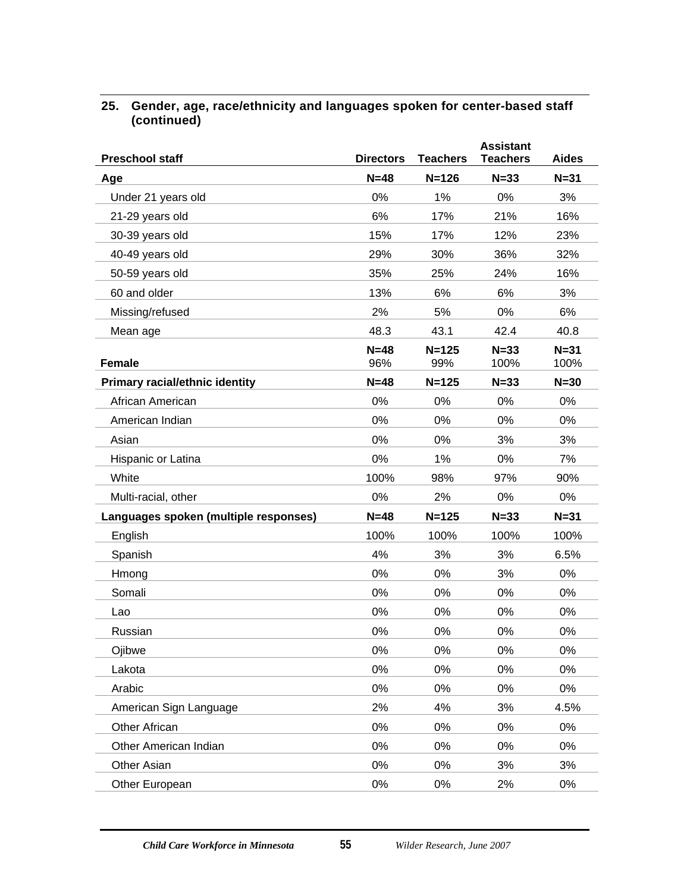**25. Gender, age, race/ethnicity and languages spoken for center-based staff (continued)**

| Preschool staff | Directors | Teachers | Assistant Teachers | Aides |
|---|---|---|---|---|
| **Age** | **N=48** | **N=126** | **N=33** | **N=31** |
| Under 21 years old | 0% | 1% | 0% | 3% |
| 21-29 years old | 6% | 17% | 21% | 16% |
| 30-39 years old | 15% | 17% | 12% | 23% |
| 40-49 years old | 29% | 30% | 36% | 32% |
| 50-59 years old | 35% | 25% | 24% | 16% |
| 60 and older | 13% | 6% | 6% | 3% |
| Missing/refused | 2% | 5% | 0% | 6% |
| Mean age | 48.3 | 43.1 | 42.4 | 40.8 |
| | **N=48** | **N=125** | **N=33** | **N=31** |
| **Female** | 96% | 99% | 100% | 100% |
| **Primary racial/ethnic identity** | **N=48** | **N=125** | **N=33** | **N=30** |
| African American | 0% | 0% | 0% | 0% |
| American Indian | 0% | 0% | 0% | 0% |
| Asian | 0% | 0% | 3% | 3% |
| Hispanic or Latina | 0% | 1% | 0% | 7% |
| White | 100% | 98% | 97% | 90% |
| Multi-racial, other | 0% | 2% | 0% | 0% |
| **Languages spoken (multiple responses)** | **N=48** | **N=125** | **N=33** | **N=31** |
| English | 100% | 100% | 100% | 100% |
| Spanish | 4% | 3% | 3% | 6.5% |
| Hmong | 0% | 0% | 3% | 0% |
| Somali | 0% | 0% | 0% | 0% |
| Lao | 0% | 0% | 0% | 0% |
| Russian | 0% | 0% | 0% | 0% |
| Ojibwe | 0% | 0% | 0% | 0% |
| Lakota | 0% | 0% | 0% | 0% |
| Arabic | 0% | 0% | 0% | 0% |
| American Sign Language | 2% | 4% | 3% | 4.5% |
| Other African | 0% | 0% | 0% | 0% |
| Other American Indian | 0% | 0% | 0% | 0% |
| Other Asian | 0% | 0% | 3% | 3% |
| Other European | 0% | 0% | 2% | 0% |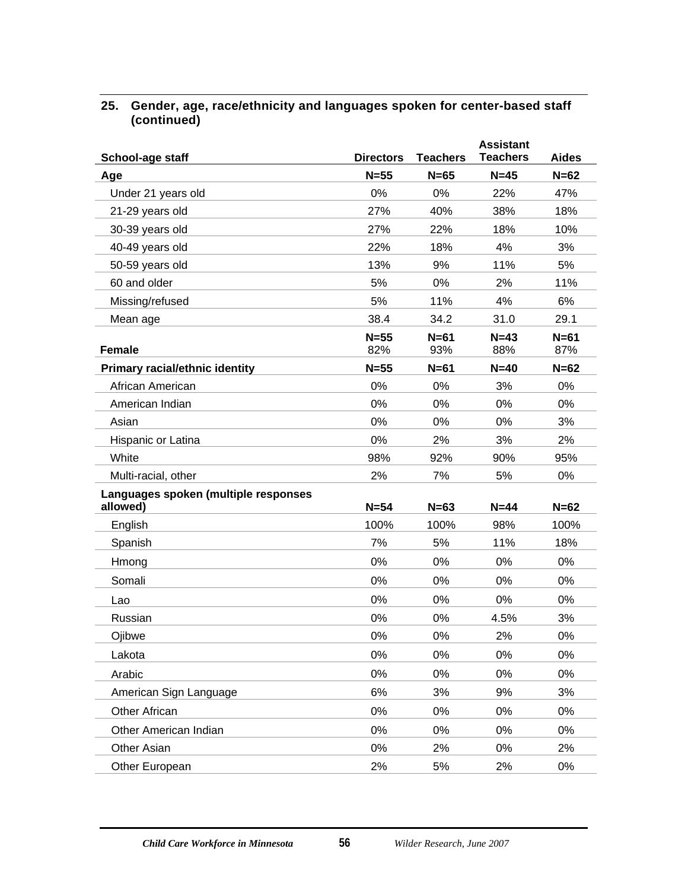## 25. Gender, age, race/ethnicity and languages spoken for center-based staff (continued)

| School-age staff | Directors | Teachers | Assistant Teachers | Aides |
|---|---|---|---|---|
| **Age** | **N=55** | **N=65** | **N=45** | **N=62** |
| Under 21 years old | 0% | 0% | 22% | 47% |
| 21-29 years old | 27% | 40% | 38% | 18% |
| 30-39 years old | 27% | 22% | 18% | 10% |
| 40-49 years old | 22% | 18% | 4% | 3% |
| 50-59 years old | 13% | 9% | 11% | 5% |
| 60 and older | 5% | 0% | 2% | 11% |
| Missing/refused | 5% | 11% | 4% | 6% |
| Mean age | 38.4 | 34.2 | 31.0 | 29.1 |
| | **N=55** | **N=61** | **N=43** | **N=61** |
| **Female** | 82% | 93% | 88% | 87% |
| **Primary racial/ethnic identity** | **N=55** | **N=61** | **N=40** | **N=62** |
| African American | 0% | 0% | 3% | 0% |
| American Indian | 0% | 0% | 0% | 0% |
| Asian | 0% | 0% | 0% | 3% |
| Hispanic or Latina | 0% | 2% | 3% | 2% |
| White | 98% | 92% | 90% | 95% |
| Multi-racial, other | 2% | 7% | 5% | 0% |
| **Languages spoken (multiple responses allowed)** | **N=54** | **N=63** | **N=44** | **N=62** |
| English | 100% | 100% | 98% | 100% |
| Spanish | 7% | 5% | 11% | 18% |
| Hmong | 0% | 0% | 0% | 0% |
| Somali | 0% | 0% | 0% | 0% |
| Lao | 0% | 0% | 0% | 0% |
| Russian | 0% | 0% | 4.5% | 3% |
| Ojibwe | 0% | 0% | 2% | 0% |
| Lakota | 0% | 0% | 0% | 0% |
| Arabic | 0% | 0% | 0% | 0% |
| American Sign Language | 6% | 3% | 9% | 3% |
| Other African | 0% | 0% | 0% | 0% |
| Other American Indian | 0% | 0% | 0% | 0% |
| Other Asian | 0% | 2% | 0% | 2% |
| Other European | 2% | 5% | 2% | 0% |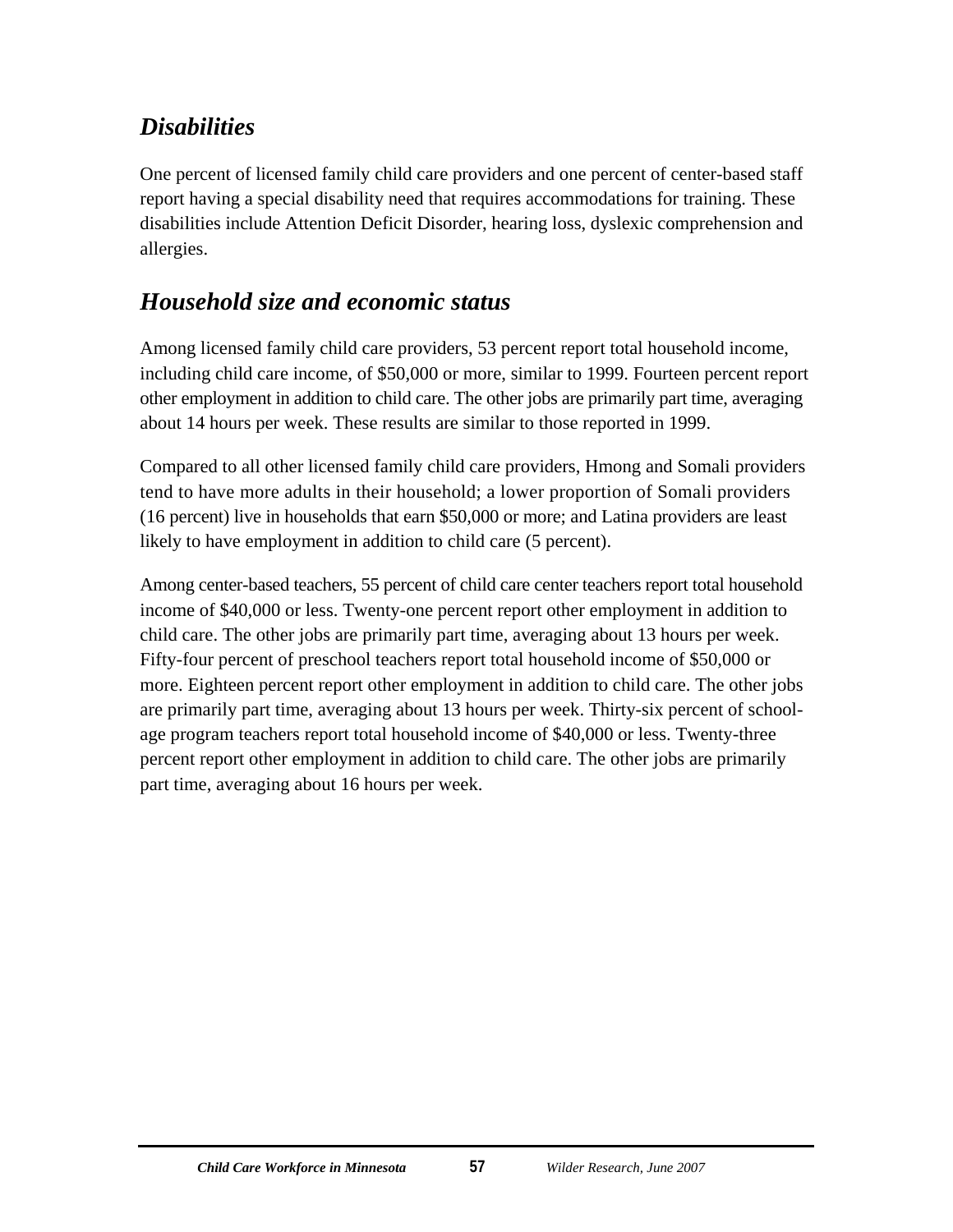## *Disabilities*

One percent of licensed family child care providers and one percent of center-based staff report having a special disability need that requires accommodations for training. These disabilities include Attention Deficit Disorder, hearing loss, dyslexic comprehension and allergies.

## *Household size and economic status*

Among licensed family child care providers, 53 percent report total household income, including child care income, of $50,000 or more, similar to 1999. Fourteen percent report other employment in addition to child care. The other jobs are primarily part time, averaging about 14 hours per week. These results are similar to those reported in 1999.

Compared to all other licensed family child care providers, Hmong and Somali providers tend to have more adults in their household; a lower proportion of Somali providers (16 percent) live in households that earn $50,000 or more; and Latina providers are least likely to have employment in addition to child care (5 percent).

Among center-based teachers, 55 percent of child care center teachers report total household income of $40,000 or less. Twenty-one percent report other employment in addition to child care. The other jobs are primarily part time, averaging about 13 hours per week. Fifty-four percent of preschool teachers report total household income of $50,000 or more. Eighteen percent report other employment in addition to child care. The other jobs are primarily part time, averaging about 13 hours per week. Thirty-six percent of school-age program teachers report total household income of $40,000 or less. Twenty-three percent report other employment in addition to child care. The other jobs are primarily part time, averaging about 16 hours per week.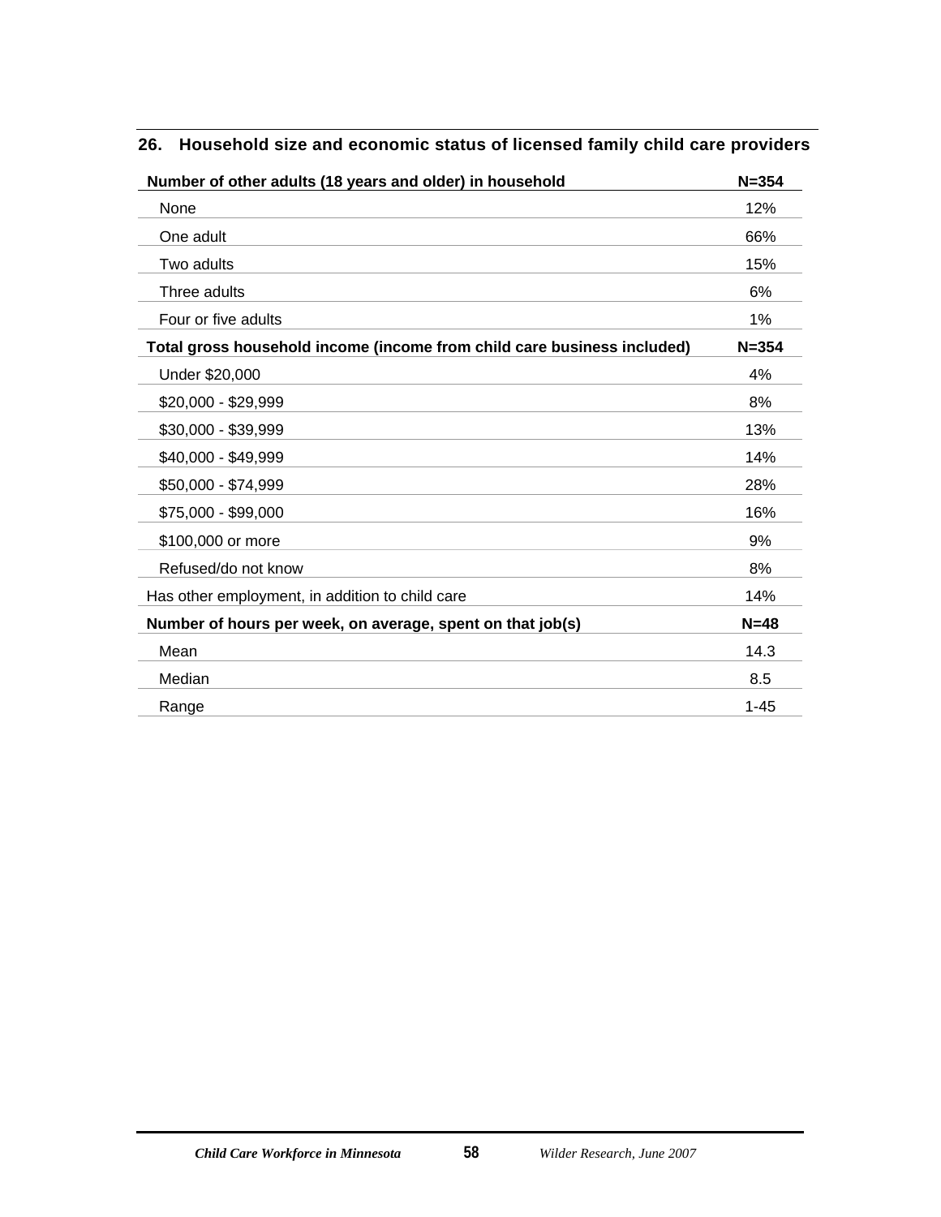### 26. Household size and economic status of licensed family child care providers

| Number of other adults (18 years and older) in household | N=354 |
|---|---|
| None | 12% |
| One adult | 66% |
| Two adults | 15% |
| Three adults | 6% |
| Four or five adults | 1% |
| **Total gross household income (income from child care business included)** | **N=354** |
| Under $20,000 | 4% |
| $20,000 - $29,999 | 8% |
| $30,000 - $39,999 | 13% |
| $40,000 - $49,999 | 14% |
| $50,000 - $74,999 | 28% |
| $75,000 - $99,000 | 16% |
| $100,000 or more | 9% |
| Refused/do not know | 8% |
| Has other employment, in addition to child care | 14% |
| **Number of hours per week, on average, spent on that job(s)** | **N=48** |
| Mean | 14.3 |
| Median | 8.5 |
| Range | 1-45 |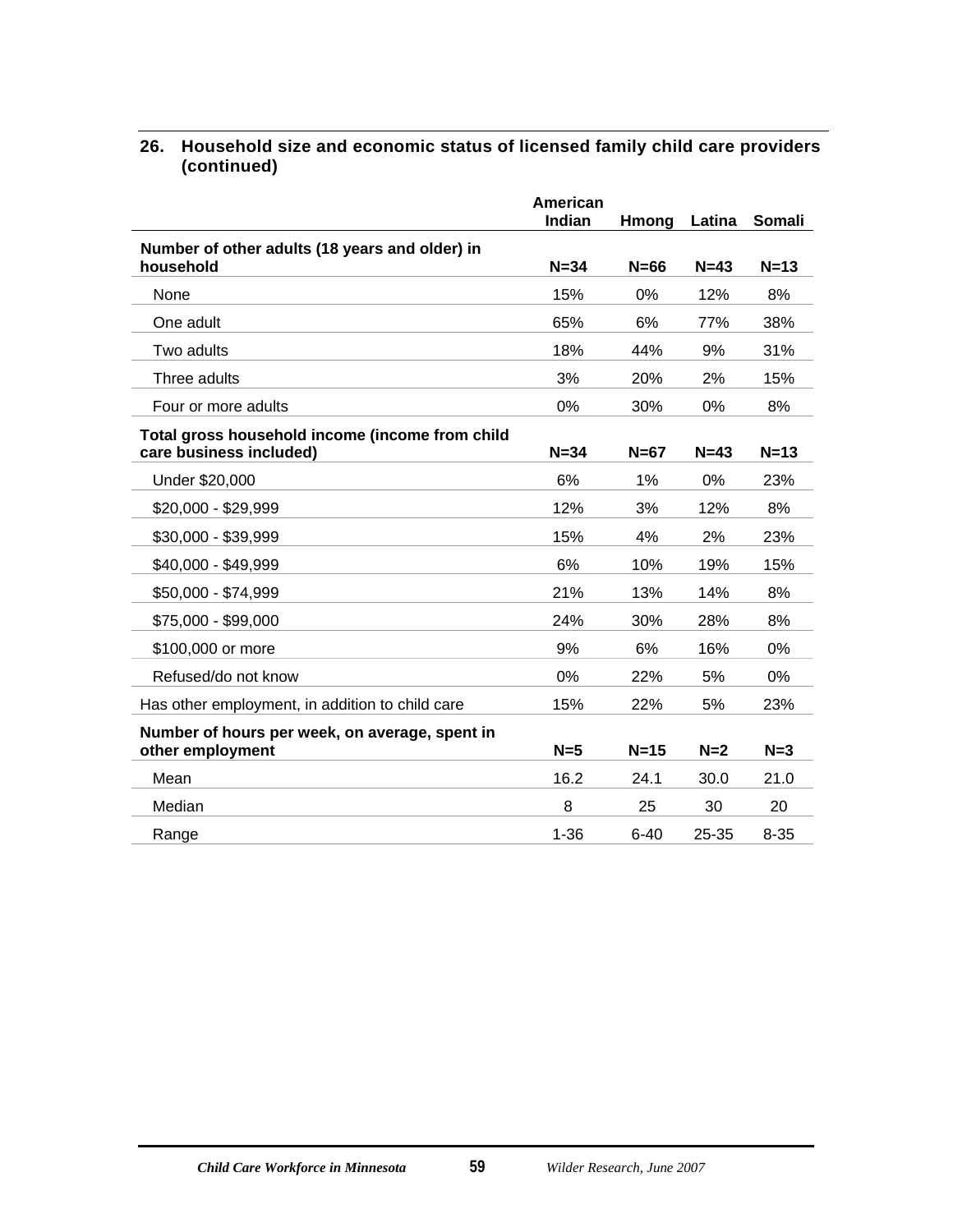### 26. Household size and economic status of licensed family child care providers (continued)

| | American Indian | Hmong | Latina | Somali |
|---|---|---|---|---|
| **Number of other adults (18 years and older) in household** | **N=34** | **N=66** | **N=43** | **N=13** |
| None | 15% | 0% | 12% | 8% |
| One adult | 65% | 6% | 77% | 38% |
| Two adults | 18% | 44% | 9% | 31% |
| Three adults | 3% | 20% | 2% | 15% |
| Four or more adults | 0% | 30% | 0% | 8% |
| **Total gross household income (income from child care business included)** | **N=34** | **N=67** | **N=43** | **N=13** |
| Under $20,000 | 6% | 1% | 0% | 23% |
| $20,000 - $29,999 | 12% | 3% | 12% | 8% |
| $30,000 - $39,999 | 15% | 4% | 2% | 23% |
| $40,000 - $49,999 | 6% | 10% | 19% | 15% |
| $50,000 - $74,999 | 21% | 13% | 14% | 8% |
| $75,000 - $99,000 | 24% | 30% | 28% | 8% |
| $100,000 or more | 9% | 6% | 16% | 0% |
| Refused/do not know | 0% | 22% | 5% | 0% |
| Has other employment, in addition to child care | 15% | 22% | 5% | 23% |
| **Number of hours per week, on average, spent in other employment** | **N=5** | **N=15** | **N=2** | **N=3** |
| Mean | 16.2 | 24.1 | 30.0 | 21.0 |
| Median | 8 | 25 | 30 | 20 |
| Range | 1-36 | 6-40 | 25-35 | 8-35 |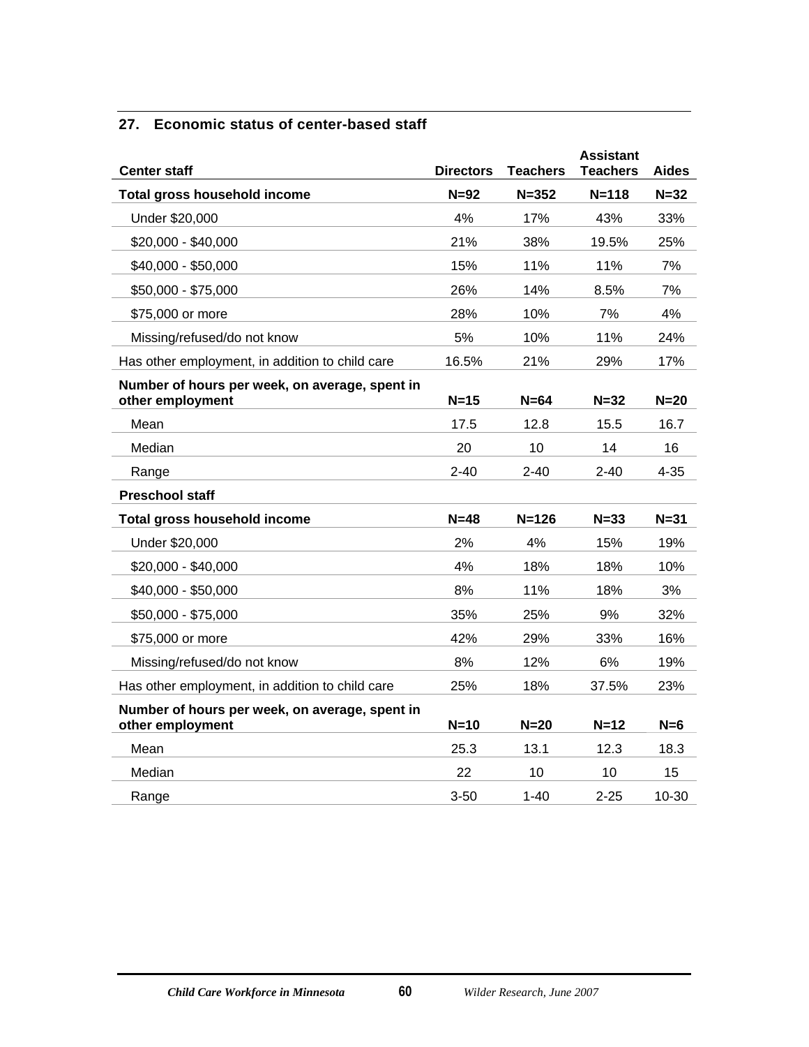### 27. Economic status of center-based staff

| Center staff | Directors | Teachers | Assistant Teachers | Aides |
|---|---|---|---|---|
| **Total gross household income** | **N=92** | **N=352** | **N=118** | **N=32** |
| Under $20,000 | 4% | 17% | 43% | 33% |
| $20,000 - $40,000 | 21% | 38% | 19.5% | 25% |
| $40,000 - $50,000 | 15% | 11% | 11% | 7% |
| $50,000 - $75,000 | 26% | 14% | 8.5% | 7% |
| $75,000 or more | 28% | 10% | 7% | 4% |
| Missing/refused/do not know | 5% | 10% | 11% | 24% |
| Has other employment, in addition to child care | 16.5% | 21% | 29% | 17% |
| **Number of hours per week, on average, spent in other employment** | **N=15** | **N=64** | **N=32** | **N=20** |
| Mean | 17.5 | 12.8 | 15.5 | 16.7 |
| Median | 20 | 10 | 14 | 16 |
| Range | 2-40 | 2-40 | 2-40 | 4-35 |
| **Preschool staff** | | | | |
| **Total gross household income** | **N=48** | **N=126** | **N=33** | **N=31** |
| Under $20,000 | 2% | 4% | 15% | 19% |
| $20,000 - $40,000 | 4% | 18% | 18% | 10% |
| $40,000 - $50,000 | 8% | 11% | 18% | 3% |
| $50,000 - $75,000 | 35% | 25% | 9% | 32% |
| $75,000 or more | 42% | 29% | 33% | 16% |
| Missing/refused/do not know | 8% | 12% | 6% | 19% |
| Has other employment, in addition to child care | 25% | 18% | 37.5% | 23% |
| **Number of hours per week, on average, spent in other employment** | **N=10** | **N=20** | **N=12** | **N=6** |
| Mean | 25.3 | 13.1 | 12.3 | 18.3 |
| Median | 22 | 10 | 10 | 15 |
| Range | 3-50 | 1-40 | 2-25 | 10-30 |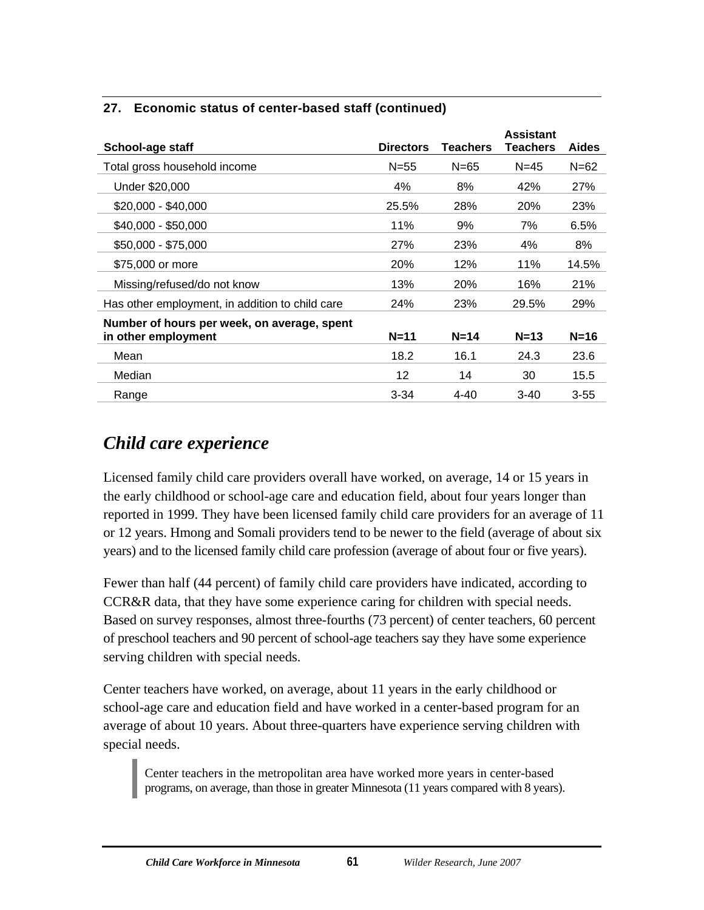**27. Economic status of center-based staff (continued)**

| School-age staff | Directors | Teachers | Assistant Teachers | Aides |
|---|---|---|---|---|
| Total gross household income | N=55 | N=65 | N=45 | N=62 |
| Under $20,000 | 4% | 8% | 42% | 27% |
| $20,000 - $40,000 | 25.5% | 28% | 20% | 23% |
| $40,000 - $50,000 | 11% | 9% | 7% | 6.5% |
| $50,000 - $75,000 | 27% | 23% | 4% | 8% |
| $75,000 or more | 20% | 12% | 11% | 14.5% |
| Missing/refused/do not know | 13% | 20% | 16% | 21% |
| Has other employment, in addition to child care | 24% | 23% | 29.5% | 29% |
| **Number of hours per week, on average, spent in other employment** | **N=11** | **N=14** | **N=13** | **N=16** |
| Mean | 18.2 | 16.1 | 24.3 | 23.6 |
| Median | 12 | 14 | 30 | 15.5 |
| Range | 3-34 | 4-40 | 3-40 | 3-55 |

## *Child care experience*

Licensed family child care providers overall have worked, on average, 14 or 15 years in the early childhood or school-age care and education field, about four years longer than reported in 1999. They have been licensed family child care providers for an average of 11 or 12 years. Hmong and Somali providers tend to be newer to the field (average of about six years) and to the licensed family child care profession (average of about four or five years).

Fewer than half (44 percent) of family child care providers have indicated, according to CCR&R data, that they have some experience caring for children with special needs. Based on survey responses, almost three-fourths (73 percent) of center teachers, 60 percent of preschool teachers and 90 percent of school-age teachers say they have some experience serving children with special needs.

Center teachers have worked, on average, about 11 years in the early childhood or school-age care and education field and have worked in a center-based program for an average of about 10 years. About three-quarters have experience serving children with special needs.

> Center teachers in the metropolitan area have worked more years in center-based programs, on average, than those in greater Minnesota (11 years compared with 8 years).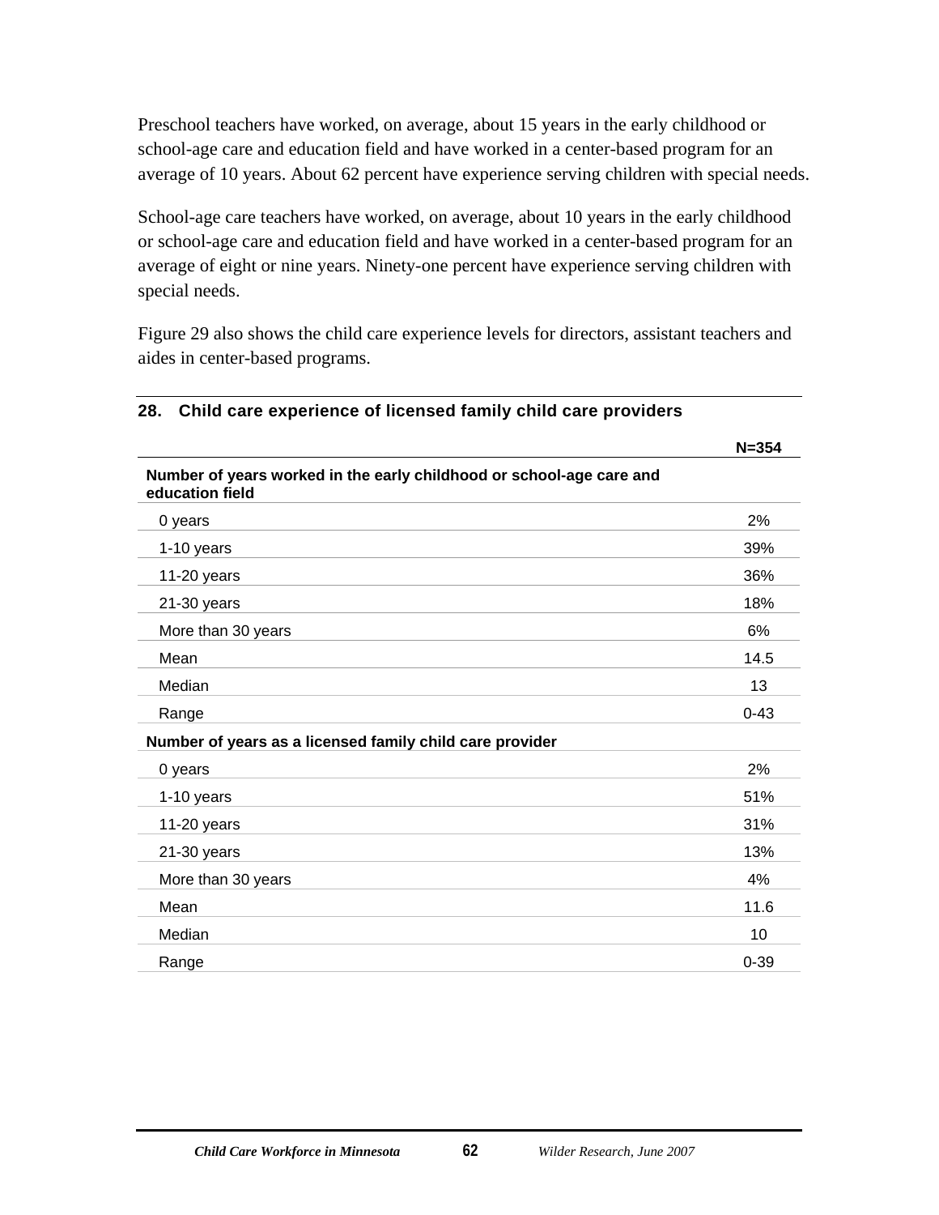Preschool teachers have worked, on average, about 15 years in the early childhood or school-age care and education field and have worked in a center-based program for an average of 10 years. About 62 percent have experience serving children with special needs.

School-age care teachers have worked, on average, about 10 years in the early childhood or school-age care and education field and have worked in a center-based program for an average of eight or nine years. Ninety-one percent have experience serving children with special needs.

Figure 29 also shows the child care experience levels for directors, assistant teachers and aides in center-based programs.

**28. Child care experience of licensed family child care providers**

| | N=354 |
|---|---|
| **Number of years worked in the early childhood or school-age care and education field** | |
| 0 years | 2% |
| 1-10 years | 39% |
| 11-20 years | 36% |
| 21-30 years | 18% |
| More than 30 years | 6% |
| Mean | 14.5 |
| Median | 13 |
| Range | 0-43 |
| **Number of years as a licensed family child care provider** | |
| 0 years | 2% |
| 1-10 years | 51% |
| 11-20 years | 31% |
| 21-30 years | 13% |
| More than 30 years | 4% |
| Mean | 11.6 |
| Median | 10 |
| Range | 0-39 |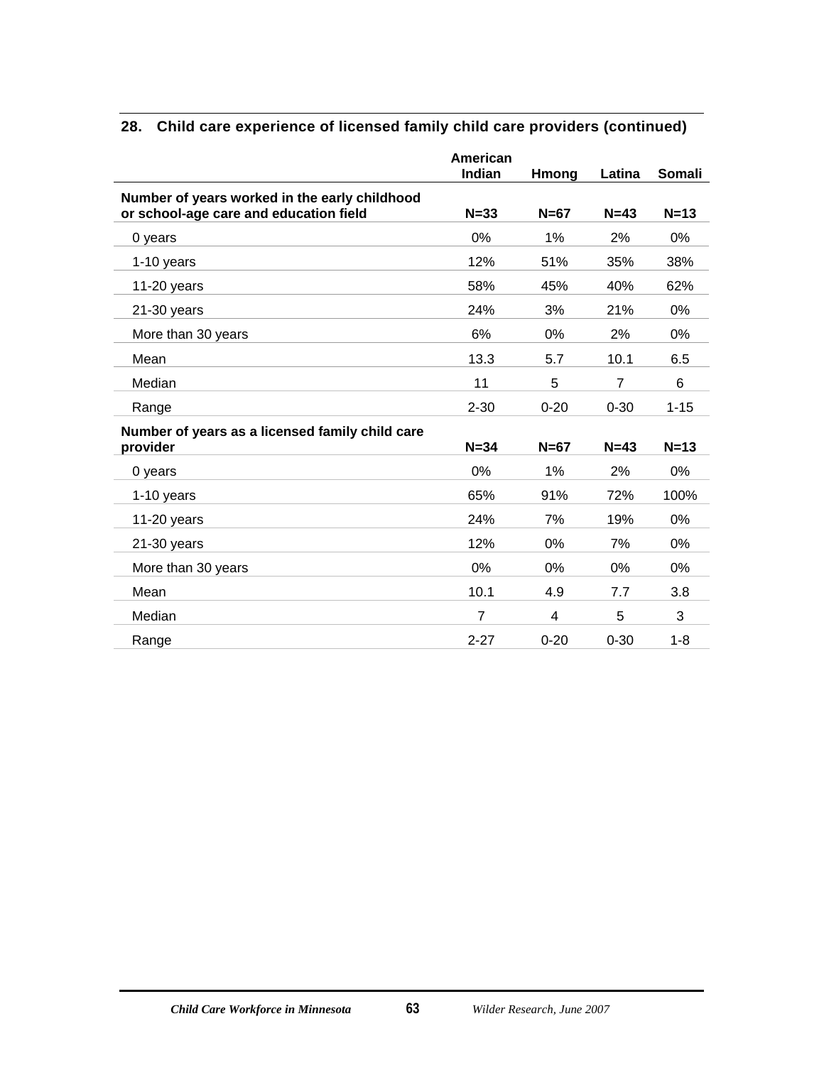### 28. Child care experience of licensed family child care providers (continued)

| | American Indian | Hmong | Latina | Somali |
|---|---|---|---|---|
| **Number of years worked in the early childhood or school-age care and education field** | **N=33** | **N=67** | **N=43** | **N=13** |
| 0 years | 0% | 1% | 2% | 0% |
| 1-10 years | 12% | 51% | 35% | 38% |
| 11-20 years | 58% | 45% | 40% | 62% |
| 21-30 years | 24% | 3% | 21% | 0% |
| More than 30 years | 6% | 0% | 2% | 0% |
| Mean | 13.3 | 5.7 | 10.1 | 6.5 |
| Median | 11 | 5 | 7 | 6 |
| Range | 2-30 | 0-20 | 0-30 | 1-15 |
| **Number of years as a licensed family child care provider** | **N=34** | **N=67** | **N=43** | **N=13** |
| 0 years | 0% | 1% | 2% | 0% |
| 1-10 years | 65% | 91% | 72% | 100% |
| 11-20 years | 24% | 7% | 19% | 0% |
| 21-30 years | 12% | 0% | 7% | 0% |
| More than 30 years | 0% | 0% | 0% | 0% |
| Mean | 10.1 | 4.9 | 7.7 | 3.8 |
| Median | 7 | 4 | 5 | 3 |
| Range | 2-27 | 0-20 | 0-30 | 1-8 |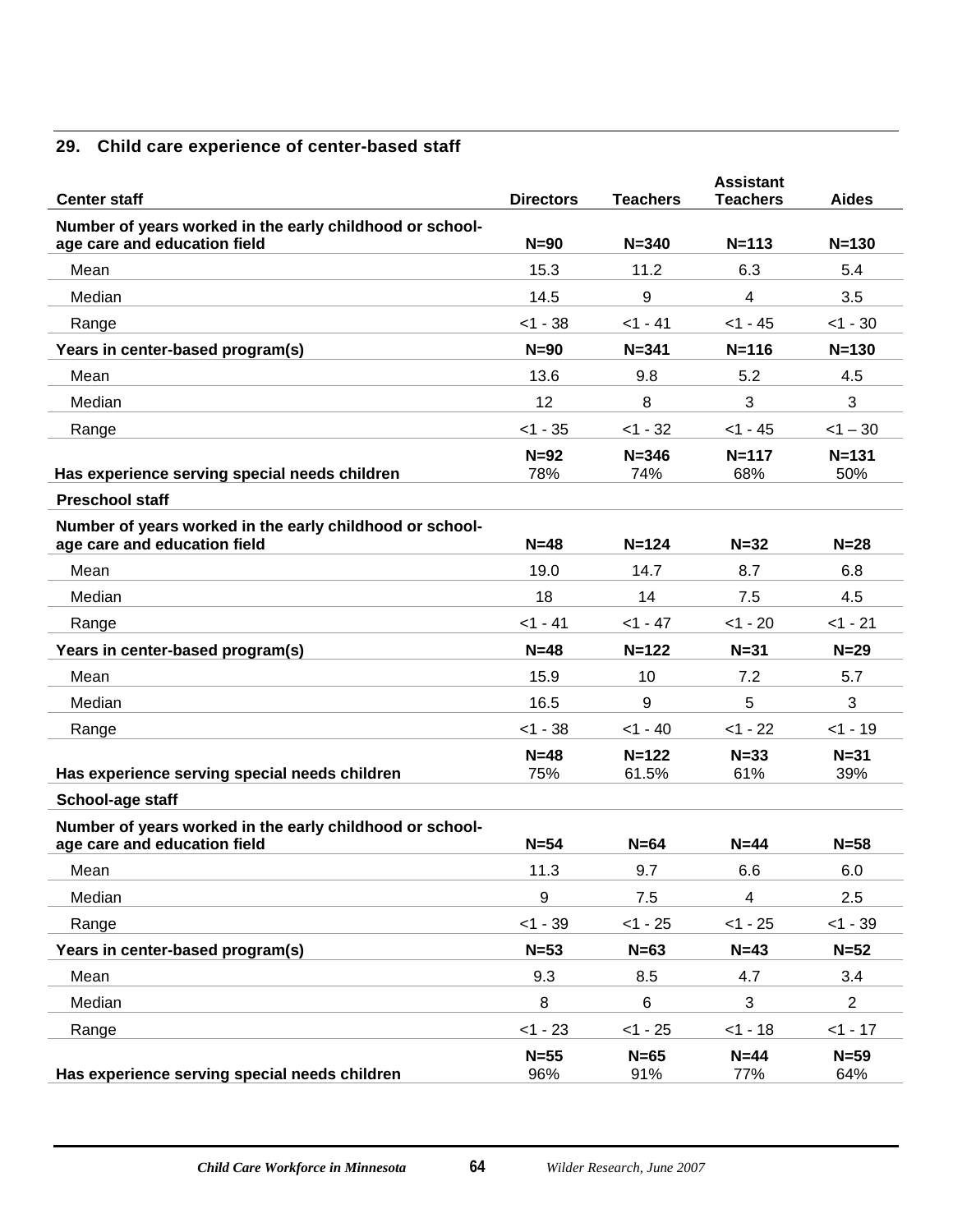**29. Child care experience of center-based staff**

| Center staff | Directors | Teachers | Assistant Teachers | Aides |
|---|---|---|---|---|
| **Number of years worked in the early childhood or school-age care and education field** | **N=90** | **N=340** | **N=113** | **N=130** |
| Mean | 15.3 | 11.2 | 6.3 | 5.4 |
| Median | 14.5 | 9 | 4 | 3.5 |
| Range | <1 - 38 | <1 - 41 | <1 - 45 | <1 - 30 |
| **Years in center-based program(s)** | **N=90** | **N=341** | **N=116** | **N=130** |
| Mean | 13.6 | 9.8 | 5.2 | 4.5 |
| Median | 12 | 8 | 3 | 3 |
| Range | <1 - 35 | <1 - 32 | <1 - 45 | <1 – 30 |
| **Has experience serving special needs children** | **N=92** 78% | **N=346** 74% | **N=117** 68% | **N=131** 50% |
| **Preschool staff** | | | | |
| **Number of years worked in the early childhood or school-age care and education field** | **N=48** | **N=124** | **N=32** | **N=28** |
| Mean | 19.0 | 14.7 | 8.7 | 6.8 |
| Median | 18 | 14 | 7.5 | 4.5 |
| Range | <1 - 41 | <1 - 47 | <1 - 20 | <1 - 21 |
| **Years in center-based program(s)** | **N=48** | **N=122** | **N=31** | **N=29** |
| Mean | 15.9 | 10 | 7.2 | 5.7 |
| Median | 16.5 | 9 | 5 | 3 |
| Range | <1 - 38 | <1 - 40 | <1 - 22 | <1 - 19 |
| **Has experience serving special needs children** | **N=48** 75% | **N=122** 61.5% | **N=33** 61% | **N=31** 39% |
| **School-age staff** | | | | |
| **Number of years worked in the early childhood or school-age care and education field** | **N=54** | **N=64** | **N=44** | **N=58** |
| Mean | 11.3 | 9.7 | 6.6 | 6.0 |
| Median | 9 | 7.5 | 4 | 2.5 |
| Range | <1 - 39 | <1 - 25 | <1 - 25 | <1 - 39 |
| **Years in center-based program(s)** | **N=53** | **N=63** | **N=43** | **N=52** |
| Mean | 9.3 | 8.5 | 4.7 | 3.4 |
| Median | 8 | 6 | 3 | 2 |
| Range | <1 - 23 | <1 - 25 | <1 - 18 | <1 - 17 |
| **Has experience serving special needs children** | **N=55** 96% | **N=65** 91% | **N=44** 77% | **N=59** 64% |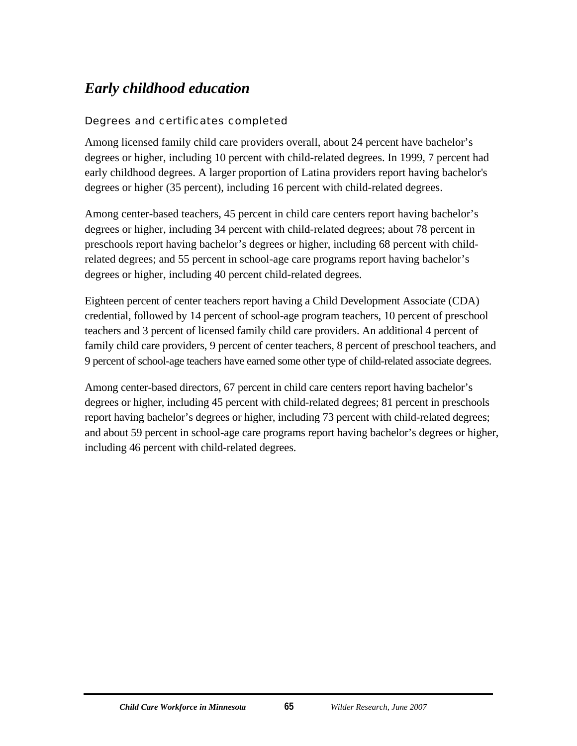## *Early childhood education*

### Degrees and certificates completed

Among licensed family child care providers overall, about 24 percent have bachelor's degrees or higher, including 10 percent with child-related degrees. In 1999, 7 percent had early childhood degrees. A larger proportion of Latina providers report having bachelor's degrees or higher (35 percent), including 16 percent with child-related degrees.

Among center-based teachers, 45 percent in child care centers report having bachelor's degrees or higher, including 34 percent with child-related degrees; about 78 percent in preschools report having bachelor's degrees or higher, including 68 percent with child-related degrees; and 55 percent in school-age care programs report having bachelor's degrees or higher, including 40 percent child-related degrees.

Eighteen percent of center teachers report having a Child Development Associate (CDA) credential, followed by 14 percent of school-age program teachers, 10 percent of preschool teachers and 3 percent of licensed family child care providers. An additional 4 percent of family child care providers, 9 percent of center teachers, 8 percent of preschool teachers, and 9 percent of school-age teachers have earned some other type of child-related associate degrees.

Among center-based directors, 67 percent in child care centers report having bachelor's degrees or higher, including 45 percent with child-related degrees; 81 percent in preschools report having bachelor's degrees or higher, including 73 percent with child-related degrees; and about 59 percent in school-age care programs report having bachelor's degrees or higher, including 46 percent with child-related degrees.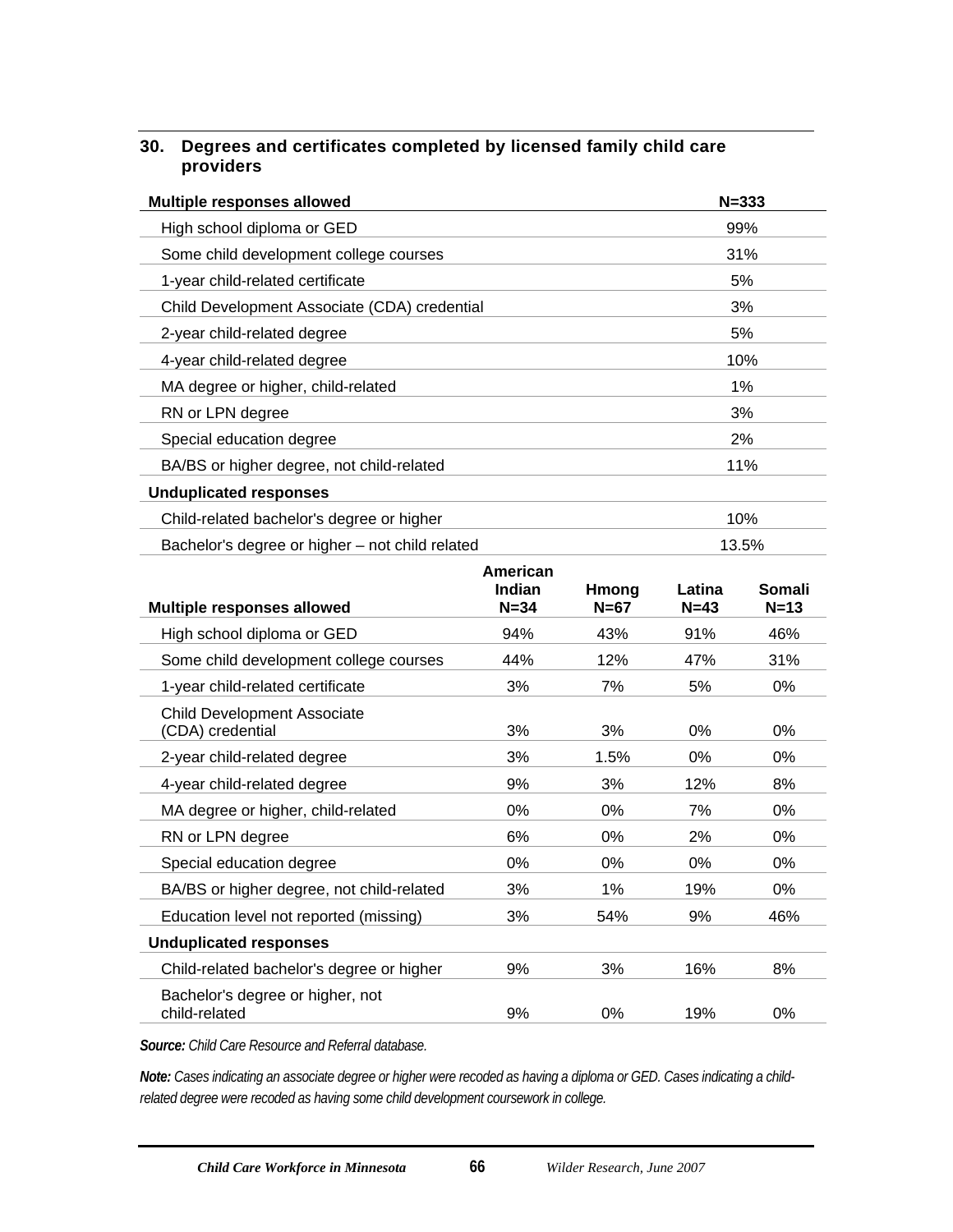### 30. Degrees and certificates completed by licensed family child care providers

| Multiple responses allowed | N=333 |
|---|---|
| High school diploma or GED | 99% |
| Some child development college courses | 31% |
| 1-year child-related certificate | 5% |
| Child Development Associate (CDA) credential | 3% |
| 2-year child-related degree | 5% |
| 4-year child-related degree | 10% |
| MA degree or higher, child-related | 1% |
| RN or LPN degree | 3% |
| Special education degree | 2% |
| BA/BS or higher degree, not child-related | 11% |
| **Unduplicated responses** | |
| Child-related bachelor's degree or higher | 10% |
| Bachelor's degree or higher – not child related | 13.5% |

| Multiple responses allowed | American Indian N=34 | Hmong N=67 | Latina N=43 | Somali N=13 |
|---|---|---|---|---|
| High school diploma or GED | 94% | 43% | 91% | 46% |
| Some child development college courses | 44% | 12% | 47% | 31% |
| 1-year child-related certificate | 3% | 7% | 5% | 0% |
| Child Development Associate (CDA) credential | 3% | 3% | 0% | 0% |
| 2-year child-related degree | 3% | 1.5% | 0% | 0% |
| 4-year child-related degree | 9% | 3% | 12% | 8% |
| MA degree or higher, child-related | 0% | 0% | 7% | 0% |
| RN or LPN degree | 6% | 0% | 2% | 0% |
| Special education degree | 0% | 0% | 0% | 0% |
| BA/BS or higher degree, not child-related | 3% | 1% | 19% | 0% |
| Education level not reported (missing) | 3% | 54% | 9% | 46% |
| **Unduplicated responses** | | | | |
| Child-related bachelor's degree or higher | 9% | 3% | 16% | 8% |
| Bachelor's degree or higher, not child-related | 9% | 0% | 19% | 0% |

***Source:*** *Child Care Resource and Referral database.*

***Note:*** *Cases indicating an associate degree or higher were recoded as having a diploma or GED. Cases indicating a child-related degree were recoded as having some child development coursework in college.*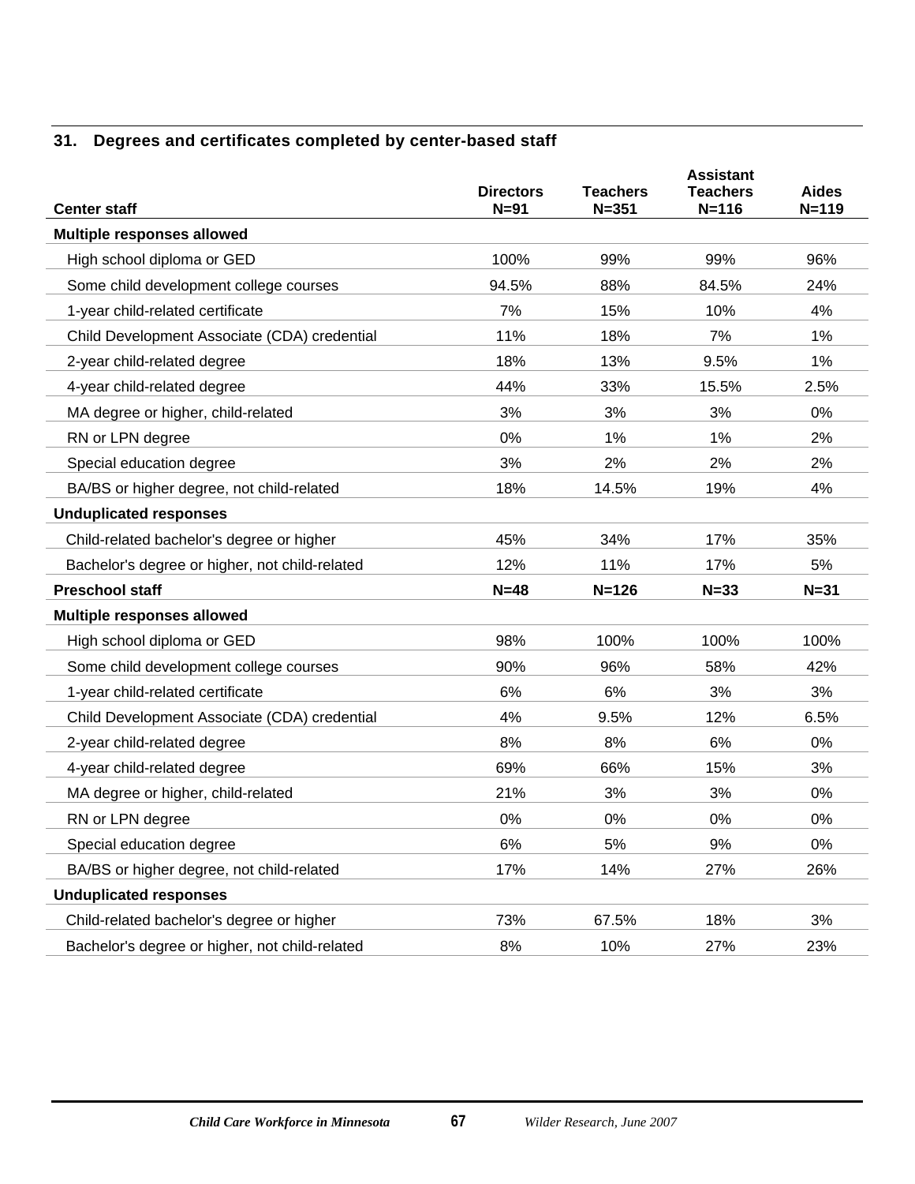### 31. Degrees and certificates completed by center-based staff

| Center staff | Directors N=91 | Teachers N=351 | Assistant Teachers N=116 | Aides N=119 |
|---|---|---|---|---|
| **Multiple responses allowed** | | | | |
| High school diploma or GED | 100% | 99% | 99% | 96% |
| Some child development college courses | 94.5% | 88% | 84.5% | 24% |
| 1-year child-related certificate | 7% | 15% | 10% | 4% |
| Child Development Associate (CDA) credential | 11% | 18% | 7% | 1% |
| 2-year child-related degree | 18% | 13% | 9.5% | 1% |
| 4-year child-related degree | 44% | 33% | 15.5% | 2.5% |
| MA degree or higher, child-related | 3% | 3% | 3% | 0% |
| RN or LPN degree | 0% | 1% | 1% | 2% |
| Special education degree | 3% | 2% | 2% | 2% |
| BA/BS or higher degree, not child-related | 18% | 14.5% | 19% | 4% |
| **Unduplicated responses** | | | | |
| Child-related bachelor's degree or higher | 45% | 34% | 17% | 35% |
| Bachelor's degree or higher, not child-related | 12% | 11% | 17% | 5% |
| **Preschool staff** | **N=48** | **N=126** | **N=33** | **N=31** |
| **Multiple responses allowed** | | | | |
| High school diploma or GED | 98% | 100% | 100% | 100% |
| Some child development college courses | 90% | 96% | 58% | 42% |
| 1-year child-related certificate | 6% | 6% | 3% | 3% |
| Child Development Associate (CDA) credential | 4% | 9.5% | 12% | 6.5% |
| 2-year child-related degree | 8% | 8% | 6% | 0% |
| 4-year child-related degree | 69% | 66% | 15% | 3% |
| MA degree or higher, child-related | 21% | 3% | 3% | 0% |
| RN or LPN degree | 0% | 0% | 0% | 0% |
| Special education degree | 6% | 5% | 9% | 0% |
| BA/BS or higher degree, not child-related | 17% | 14% | 27% | 26% |
| **Unduplicated responses** | | | | |
| Child-related bachelor's degree or higher | 73% | 67.5% | 18% | 3% |
| Bachelor's degree or higher, not child-related | 8% | 10% | 27% | 23% |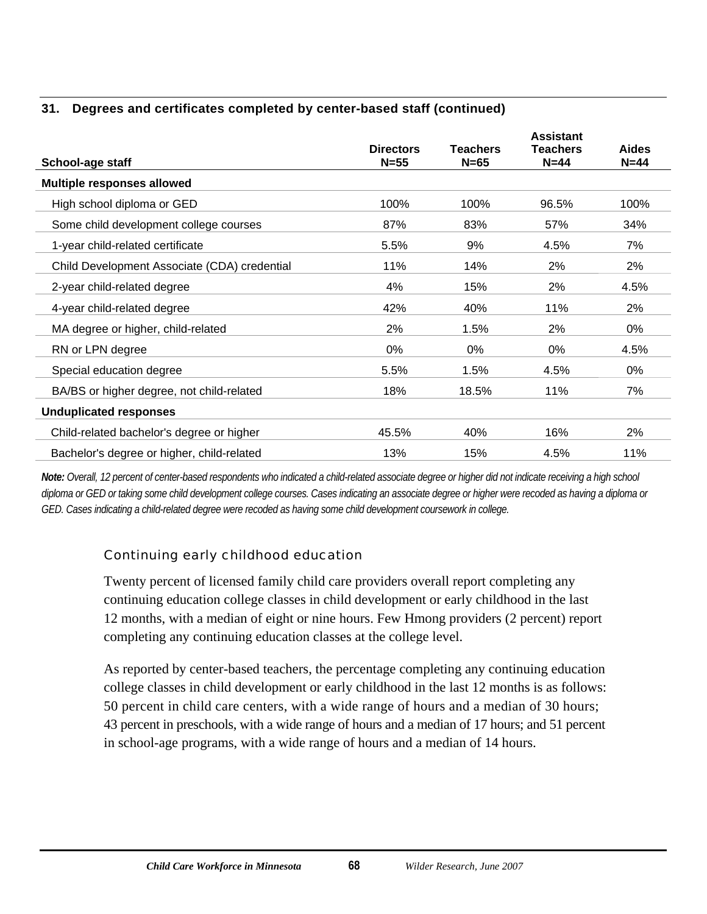**31. Degrees and certificates completed by center-based staff (continued)**

| School-age staff | Directors N=55 | Teachers N=65 | Assistant Teachers N=44 | Aides N=44 |
|---|---|---|---|---|
| **Multiple responses allowed** | | | | |
| High school diploma or GED | 100% | 100% | 96.5% | 100% |
| Some child development college courses | 87% | 83% | 57% | 34% |
| 1-year child-related certificate | 5.5% | 9% | 4.5% | 7% |
| Child Development Associate (CDA) credential | 11% | 14% | 2% | 2% |
| 2-year child-related degree | 4% | 15% | 2% | 4.5% |
| 4-year child-related degree | 42% | 40% | 11% | 2% |
| MA degree or higher, child-related | 2% | 1.5% | 2% | 0% |
| RN or LPN degree | 0% | 0% | 0% | 4.5% |
| Special education degree | 5.5% | 1.5% | 4.5% | 0% |
| BA/BS or higher degree, not child-related | 18% | 18.5% | 11% | 7% |
| **Unduplicated responses** | | | | |
| Child-related bachelor's degree or higher | 45.5% | 40% | 16% | 2% |
| Bachelor's degree or higher, child-related | 13% | 15% | 4.5% | 11% |

***Note:*** *Overall, 12 percent of center-based respondents who indicated a child-related associate degree or higher did not indicate receiving a high school diploma or GED or taking some child development college courses. Cases indicating an associate degree or higher were recoded as having a diploma or GED. Cases indicating a child-related degree were recoded as having some child development coursework in college.*

### Continuing early childhood education

Twenty percent of licensed family child care providers overall report completing any continuing education college classes in child development or early childhood in the last 12 months, with a median of eight or nine hours. Few Hmong providers (2 percent) report completing any continuing education classes at the college level.

As reported by center-based teachers, the percentage completing any continuing education college classes in child development or early childhood in the last 12 months is as follows: 50 percent in child care centers, with a wide range of hours and a median of 30 hours; 43 percent in preschools, with a wide range of hours and a median of 17 hours; and 51 percent in school-age programs, with a wide range of hours and a median of 14 hours.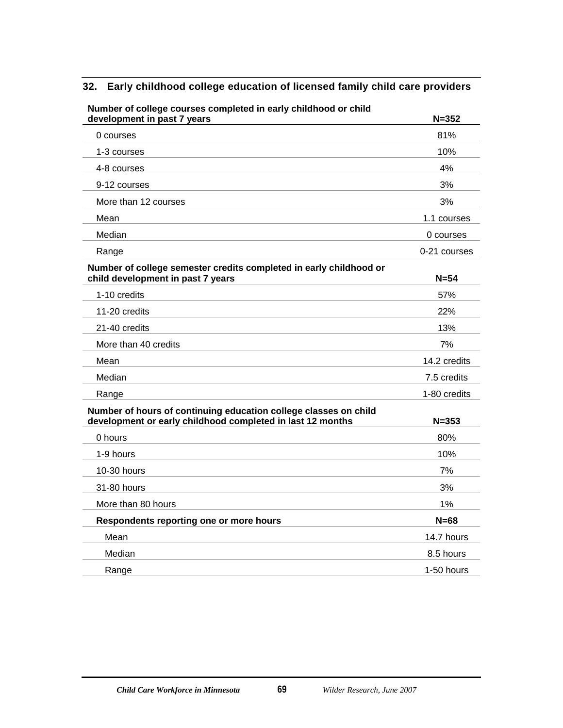## 32. Early childhood college education of licensed family child care providers

| Number of college courses completed in early childhood or child development in past 7 years | N=352 |
|---|---|
| 0 courses | 81% |
| 1-3 courses | 10% |
| 4-8 courses | 4% |
| 9-12 courses | 3% |
| More than 12 courses | 3% |
| Mean | 1.1 courses |
| Median | 0 courses |
| Range | 0-21 courses |
| **Number of college semester credits completed in early childhood or child development in past 7 years** | **N=54** |
| 1-10 credits | 57% |
| 11-20 credits | 22% |
| 21-40 credits | 13% |
| More than 40 credits | 7% |
| Mean | 14.2 credits |
| Median | 7.5 credits |
| Range | 1-80 credits |
| **Number of hours of continuing education college classes on child development or early childhood completed in last 12 months** | **N=353** |
| 0 hours | 80% |
| 1-9 hours | 10% |
| 10-30 hours | 7% |
| 31-80 hours | 3% |
| More than 80 hours | 1% |
| **Respondents reporting one or more hours** | **N=68** |
| Mean | 14.7 hours |
| Median | 8.5 hours |
| Range | 1-50 hours |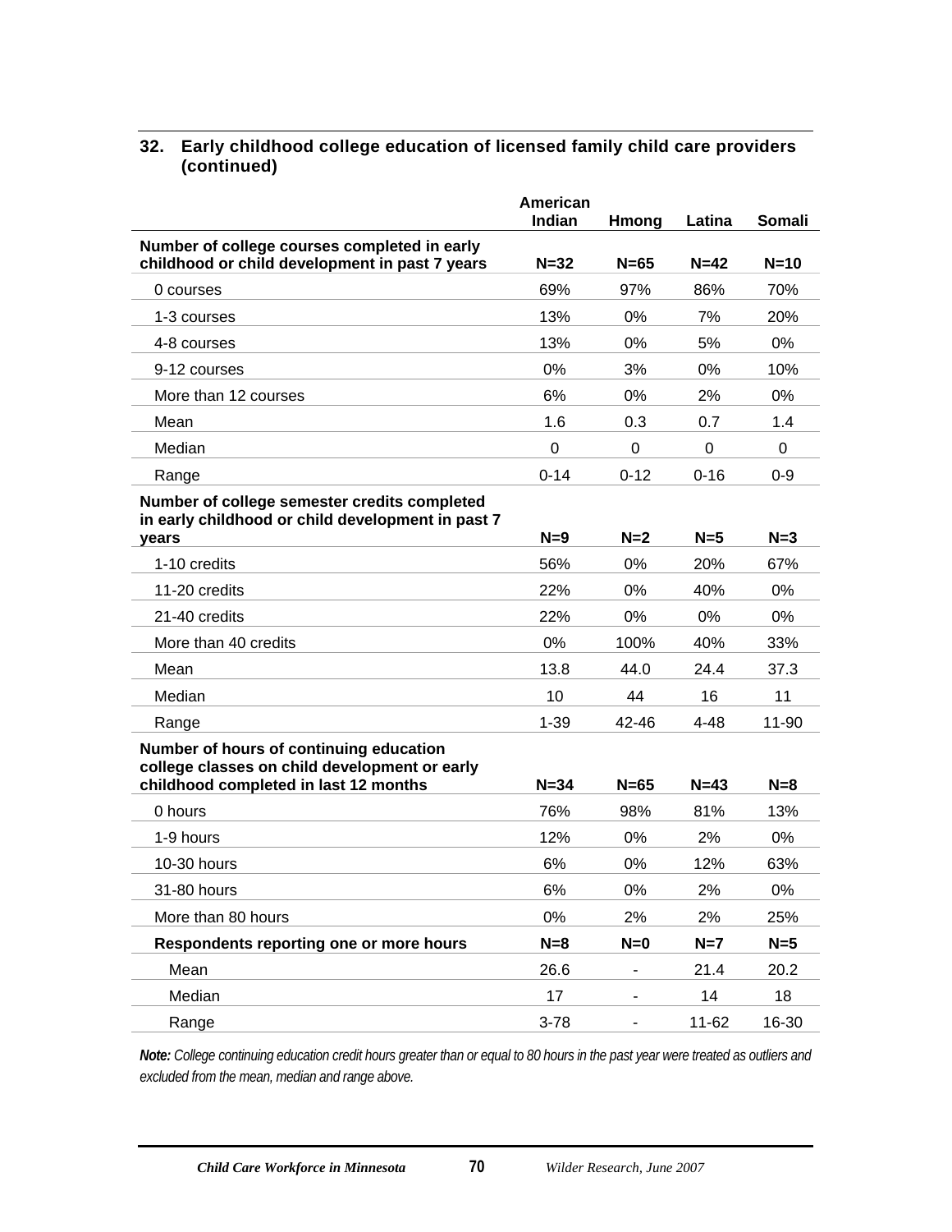## 32. Early childhood college education of licensed family child care providers (continued)

| | American Indian | Hmong | Latina | Somali |
|---|---|---|---|---|
| **Number of college courses completed in early childhood or child development in past 7 years** | **N=32** | **N=65** | **N=42** | **N=10** |
| 0 courses | 69% | 97% | 86% | 70% |
| 1-3 courses | 13% | 0% | 7% | 20% |
| 4-8 courses | 13% | 0% | 5% | 0% |
| 9-12 courses | 0% | 3% | 0% | 10% |
| More than 12 courses | 6% | 0% | 2% | 0% |
| Mean | 1.6 | 0.3 | 0.7 | 1.4 |
| Median | 0 | 0 | 0 | 0 |
| Range | 0-14 | 0-12 | 0-16 | 0-9 |
| **Number of college semester credits completed in early childhood or child development in past 7 years** | **N=9** | **N=2** | **N=5** | **N=3** |
| 1-10 credits | 56% | 0% | 20% | 67% |
| 11-20 credits | 22% | 0% | 40% | 0% |
| 21-40 credits | 22% | 0% | 0% | 0% |
| More than 40 credits | 0% | 100% | 40% | 33% |
| Mean | 13.8 | 44.0 | 24.4 | 37.3 |
| Median | 10 | 44 | 16 | 11 |
| Range | 1-39 | 42-46 | 4-48 | 11-90 |
| **Number of hours of continuing education college classes on child development or early childhood completed in last 12 months** | **N=34** | **N=65** | **N=43** | **N=8** |
| 0 hours | 76% | 98% | 81% | 13% |
| 1-9 hours | 12% | 0% | 2% | 0% |
| 10-30 hours | 6% | 0% | 12% | 63% |
| 31-80 hours | 6% | 0% | 2% | 0% |
| More than 80 hours | 0% | 2% | 2% | 25% |
| **Respondents reporting one or more hours** | **N=8** | **N=0** | **N=7** | **N=5** |
| Mean | 26.6 | - | 21.4 | 20.2 |
| Median | 17 | - | 14 | 18 |
| Range | 3-78 | - | 11-62 | 16-30 |

***Note:*** *College continuing education credit hours greater than or equal to 80 hours in the past year were treated as outliers and excluded from the mean, median and range above.*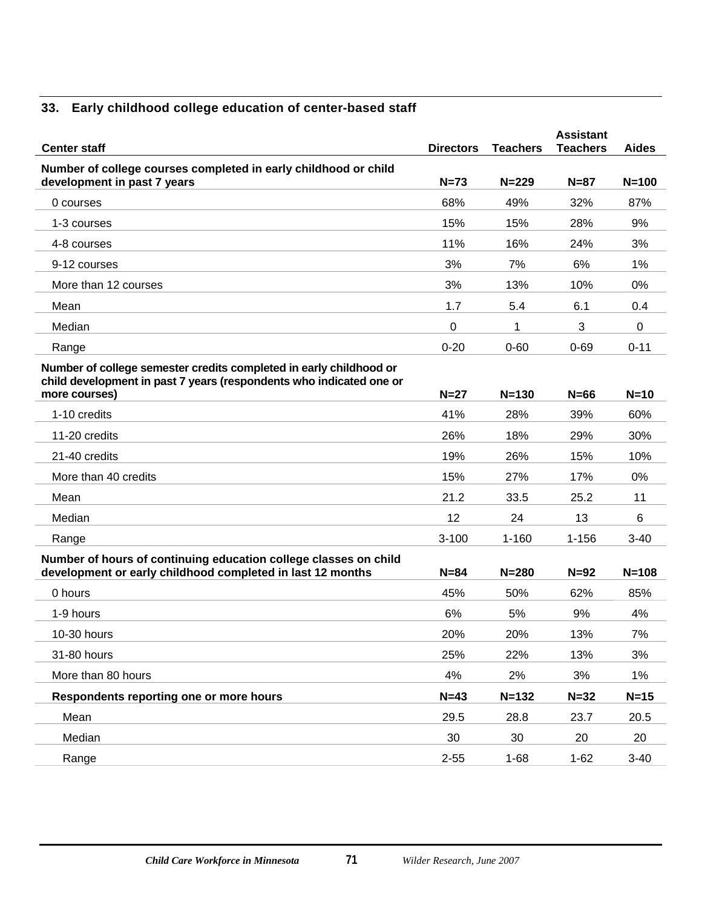### 33. Early childhood college education of center-based staff

| Center staff | Directors | Teachers | Assistant Teachers | Aides |
|---|---|---|---|---|
| **Number of college courses completed in early childhood or child development in past 7 years** | **N=73** | **N=229** | **N=87** | **N=100** |
| 0 courses | 68% | 49% | 32% | 87% |
| 1-3 courses | 15% | 15% | 28% | 9% |
| 4-8 courses | 11% | 16% | 24% | 3% |
| 9-12 courses | 3% | 7% | 6% | 1% |
| More than 12 courses | 3% | 13% | 10% | 0% |
| Mean | 1.7 | 5.4 | 6.1 | 0.4 |
| Median | 0 | 1 | 3 | 0 |
| Range | 0-20 | 0-60 | 0-69 | 0-11 |
| **Number of college semester credits completed in early childhood or child development in past 7 years (respondents who indicated one or more courses)** | **N=27** | **N=130** | **N=66** | **N=10** |
| 1-10 credits | 41% | 28% | 39% | 60% |
| 11-20 credits | 26% | 18% | 29% | 30% |
| 21-40 credits | 19% | 26% | 15% | 10% |
| More than 40 credits | 15% | 27% | 17% | 0% |
| Mean | 21.2 | 33.5 | 25.2 | 11 |
| Median | 12 | 24 | 13 | 6 |
| Range | 3-100 | 1-160 | 1-156 | 3-40 |
| **Number of hours of continuing education college classes on child development or early childhood completed in last 12 months** | **N=84** | **N=280** | **N=92** | **N=108** |
| 0 hours | 45% | 50% | 62% | 85% |
| 1-9 hours | 6% | 5% | 9% | 4% |
| 10-30 hours | 20% | 20% | 13% | 7% |
| 31-80 hours | 25% | 22% | 13% | 3% |
| More than 80 hours | 4% | 2% | 3% | 1% |
| **Respondents reporting one or more hours** | **N=43** | **N=132** | **N=32** | **N=15** |
| Mean | 29.5 | 28.8 | 23.7 | 20.5 |
| Median | 30 | 30 | 20 | 20 |
| Range | 2-55 | 1-68 | 1-62 | 3-40 |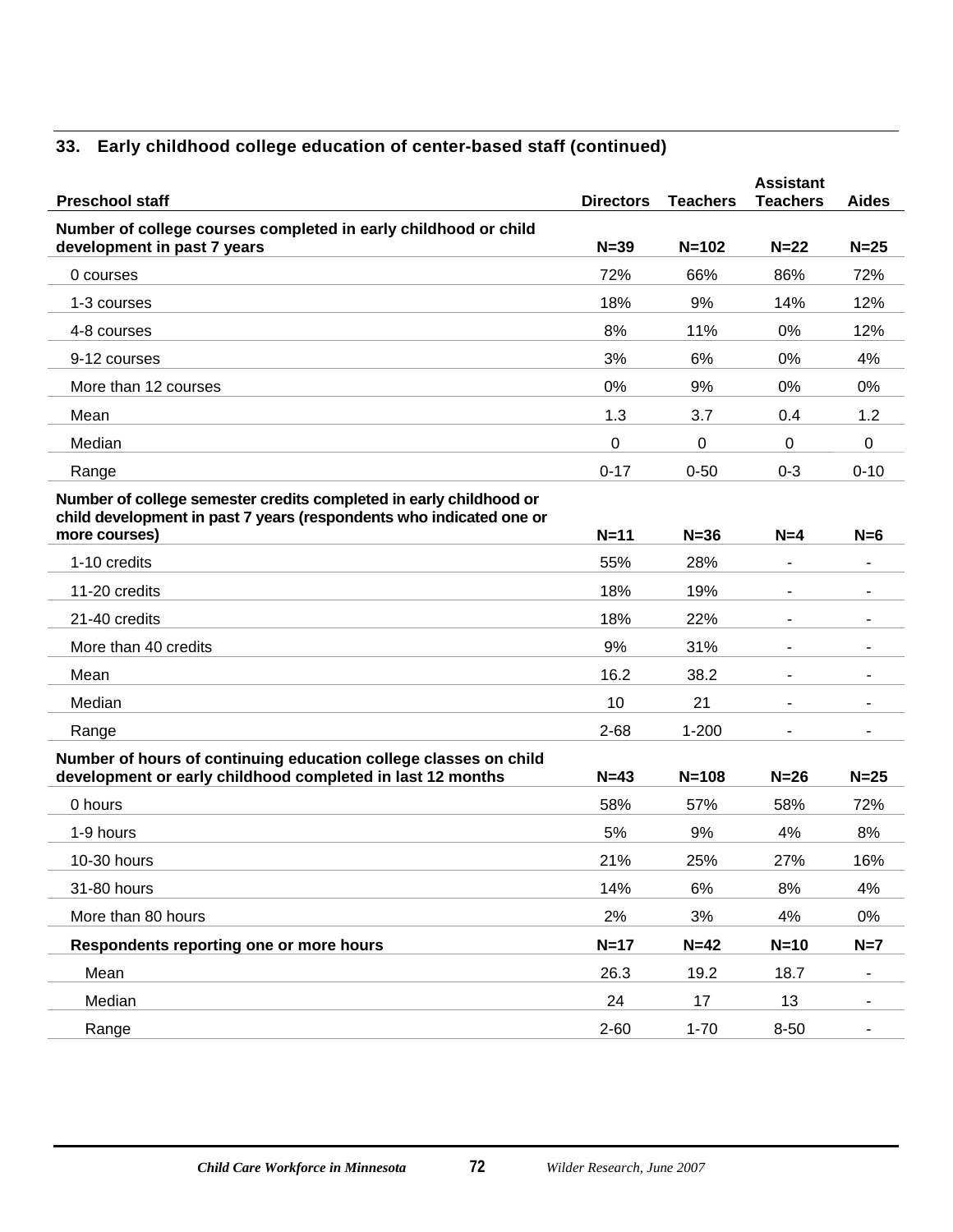### 33. Early childhood college education of center-based staff (continued)

| Preschool staff | Directors | Teachers | Assistant Teachers | Aides |
|---|---|---|---|---|
| **Number of college courses completed in early childhood or child development in past 7 years** | **N=39** | **N=102** | **N=22** | **N=25** |
| 0 courses | 72% | 66% | 86% | 72% |
| 1-3 courses | 18% | 9% | 14% | 12% |
| 4-8 courses | 8% | 11% | 0% | 12% |
| 9-12 courses | 3% | 6% | 0% | 4% |
| More than 12 courses | 0% | 9% | 0% | 0% |
| Mean | 1.3 | 3.7 | 0.4 | 1.2 |
| Median | 0 | 0 | 0 | 0 |
| Range | 0-17 | 0-50 | 0-3 | 0-10 |
| **Number of college semester credits completed in early childhood or child development in past 7 years (respondents who indicated one or more courses)** | **N=11** | **N=36** | **N=4** | **N=6** |
| 1-10 credits | 55% | 28% | - | - |
| 11-20 credits | 18% | 19% | - | - |
| 21-40 credits | 18% | 22% | - | - |
| More than 40 credits | 9% | 31% | - | - |
| Mean | 16.2 | 38.2 | - | - |
| Median | 10 | 21 | - | - |
| Range | 2-68 | 1-200 | - | - |
| **Number of hours of continuing education college classes on child development or early childhood completed in last 12 months** | **N=43** | **N=108** | **N=26** | **N=25** |
| 0 hours | 58% | 57% | 58% | 72% |
| 1-9 hours | 5% | 9% | 4% | 8% |
| 10-30 hours | 21% | 25% | 27% | 16% |
| 31-80 hours | 14% | 6% | 8% | 4% |
| More than 80 hours | 2% | 3% | 4% | 0% |
| **Respondents reporting one or more hours** | **N=17** | **N=42** | **N=10** | **N=7** |
| Mean | 26.3 | 19.2 | 18.7 | - |
| Median | 24 | 17 | 13 | - |
| Range | 2-60 | 1-70 | 8-50 | - |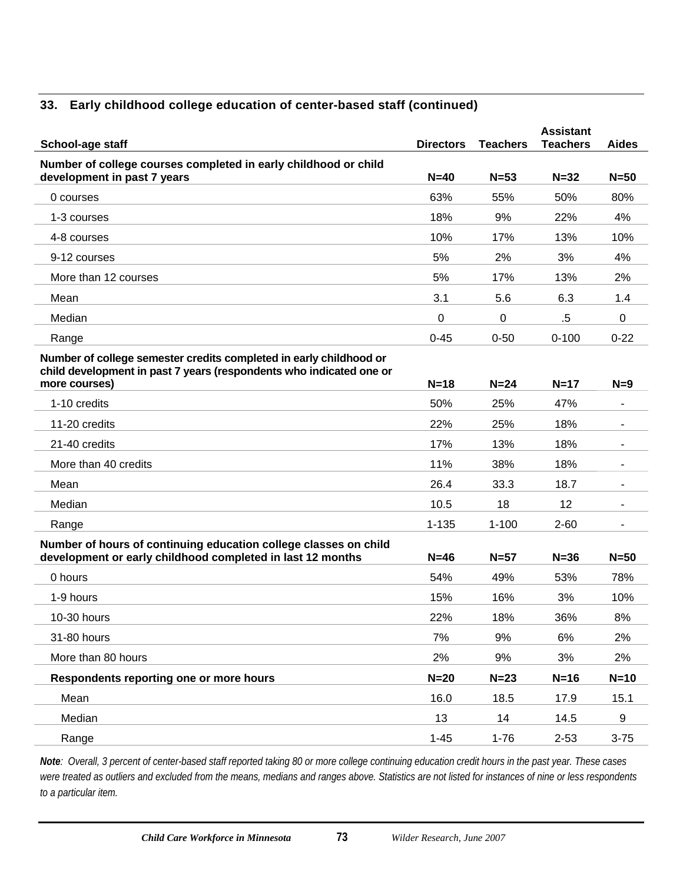### 33. Early childhood college education of center-based staff (continued)

| School-age staff | Directors | Teachers | Assistant Teachers | Aides |
|---|---|---|---|---|
| **Number of college courses completed in early childhood or child development in past 7 years** | **N=40** | **N=53** | **N=32** | **N=50** |
| 0 courses | 63% | 55% | 50% | 80% |
| 1-3 courses | 18% | 9% | 22% | 4% |
| 4-8 courses | 10% | 17% | 13% | 10% |
| 9-12 courses | 5% | 2% | 3% | 4% |
| More than 12 courses | 5% | 17% | 13% | 2% |
| Mean | 3.1 | 5.6 | 6.3 | 1.4 |
| Median | 0 | 0 | .5 | 0 |
| Range | 0-45 | 0-50 | 0-100 | 0-22 |
| **Number of college semester credits completed in early childhood or child development in past 7 years (respondents who indicated one or more courses)** | **N=18** | **N=24** | **N=17** | **N=9** |
| 1-10 credits | 50% | 25% | 47% | - |
| 11-20 credits | 22% | 25% | 18% | - |
| 21-40 credits | 17% | 13% | 18% | - |
| More than 40 credits | 11% | 38% | 18% | - |
| Mean | 26.4 | 33.3 | 18.7 | - |
| Median | 10.5 | 18 | 12 | - |
| Range | 1-135 | 1-100 | 2-60 | - |
| **Number of hours of continuing education college classes on child development or early childhood completed in last 12 months** | **N=46** | **N=57** | **N=36** | **N=50** |
| 0 hours | 54% | 49% | 53% | 78% |
| 1-9 hours | 15% | 16% | 3% | 10% |
| 10-30 hours | 22% | 18% | 36% | 8% |
| 31-80 hours | 7% | 9% | 6% | 2% |
| More than 80 hours | 2% | 9% | 3% | 2% |
| **Respondents reporting one or more hours** | **N=20** | **N=23** | **N=16** | **N=10** |
| Mean | 16.0 | 18.5 | 17.9 | 15.1 |
| Median | 13 | 14 | 14.5 | 9 |
| Range | 1-45 | 1-76 | 2-53 | 3-75 |

***Note**: Overall, 3 percent of center-based staff reported taking 80 or more college continuing education credit hours in the past year. These cases were treated as outliers and excluded from the means, medians and ranges above. Statistics are not listed for instances of nine or less respondents to a particular item.*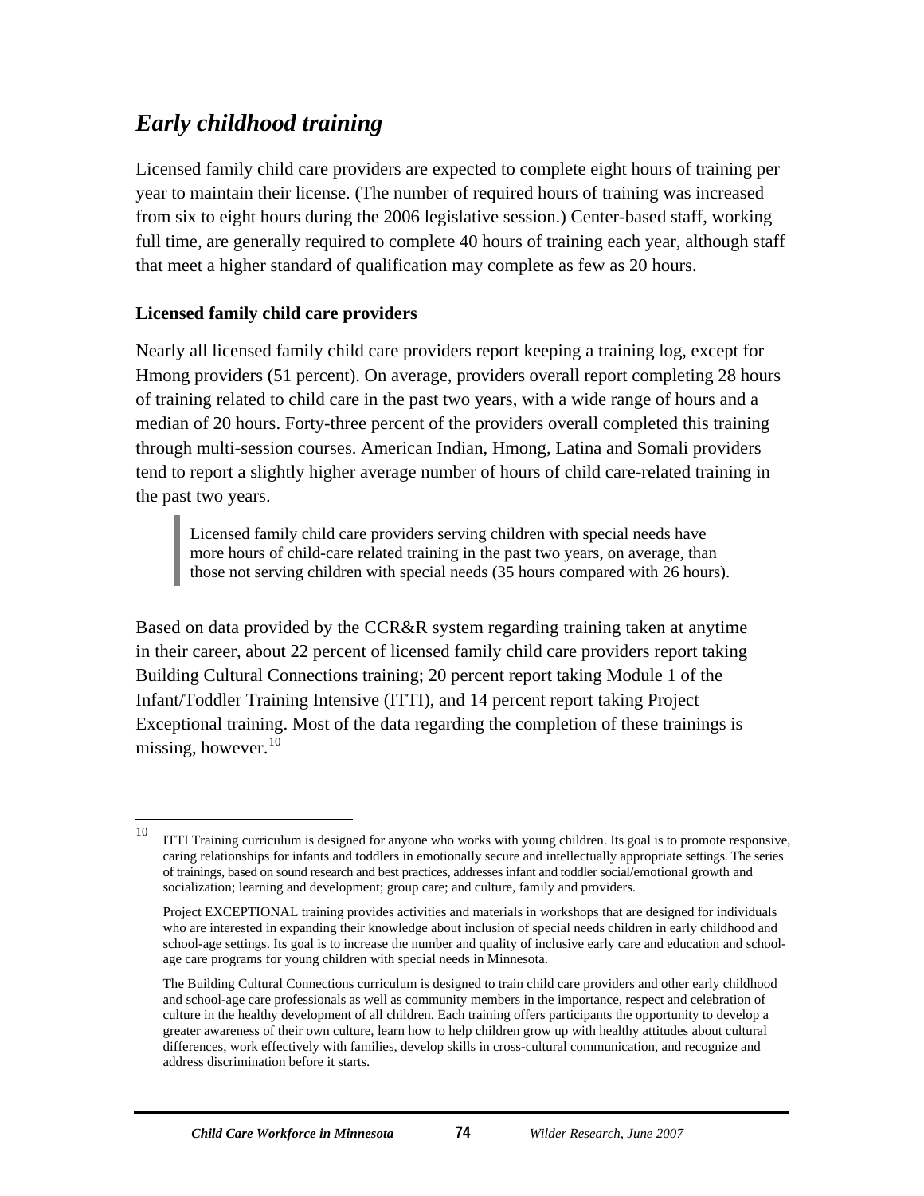## *Early childhood training*

Licensed family child care providers are expected to complete eight hours of training per year to maintain their license. (The number of required hours of training was increased from six to eight hours during the 2006 legislative session.) Center-based staff, working full time, are generally required to complete 40 hours of training each year, although staff that meet a higher standard of qualification may complete as few as 20 hours.

### Licensed family child care providers

Nearly all licensed family child care providers report keeping a training log, except for Hmong providers (51 percent). On average, providers overall report completing 28 hours of training related to child care in the past two years, with a wide range of hours and a median of 20 hours. Forty-three percent of the providers overall completed this training through multi-session courses. American Indian, Hmong, Latina and Somali providers tend to report a slightly higher average number of hours of child care-related training in the past two years.

> Licensed family child care providers serving children with special needs have more hours of child-care related training in the past two years, on average, than those not serving children with special needs (35 hours compared with 26 hours).

Based on data provided by the CCR&R system regarding training taken at anytime in their career, about 22 percent of licensed family child care providers report taking Building Cultural Connections training; 20 percent report taking Module 1 of the Infant/Toddler Training Intensive (ITTI), and 14 percent report taking Project Exceptional training. Most of the data regarding the completion of these trainings is missing, however.[10]

---

[10] ITTI Training curriculum is designed for anyone who works with young children. Its goal is to promote responsive, caring relationships for infants and toddlers in emotionally secure and intellectually appropriate settings. The series of trainings, based on sound research and best practices, addresses infant and toddler social/emotional growth and socialization; learning and development; group care; and culture, family and providers.

Project EXCEPTIONAL training provides activities and materials in workshops that are designed for individuals who are interested in expanding their knowledge about inclusion of special needs children in early childhood and school-age settings. Its goal is to increase the number and quality of inclusive early care and education and school-age care programs for young children with special needs in Minnesota.

The Building Cultural Connections curriculum is designed to train child care providers and other early childhood and school-age care professionals as well as community members in the importance, respect and celebration of culture in the healthy development of all children. Each training offers participants the opportunity to develop a greater awareness of their own culture, learn how to help children grow up with healthy attitudes about cultural differences, work effectively with families, develop skills in cross-cultural communication, and recognize and address discrimination before it starts.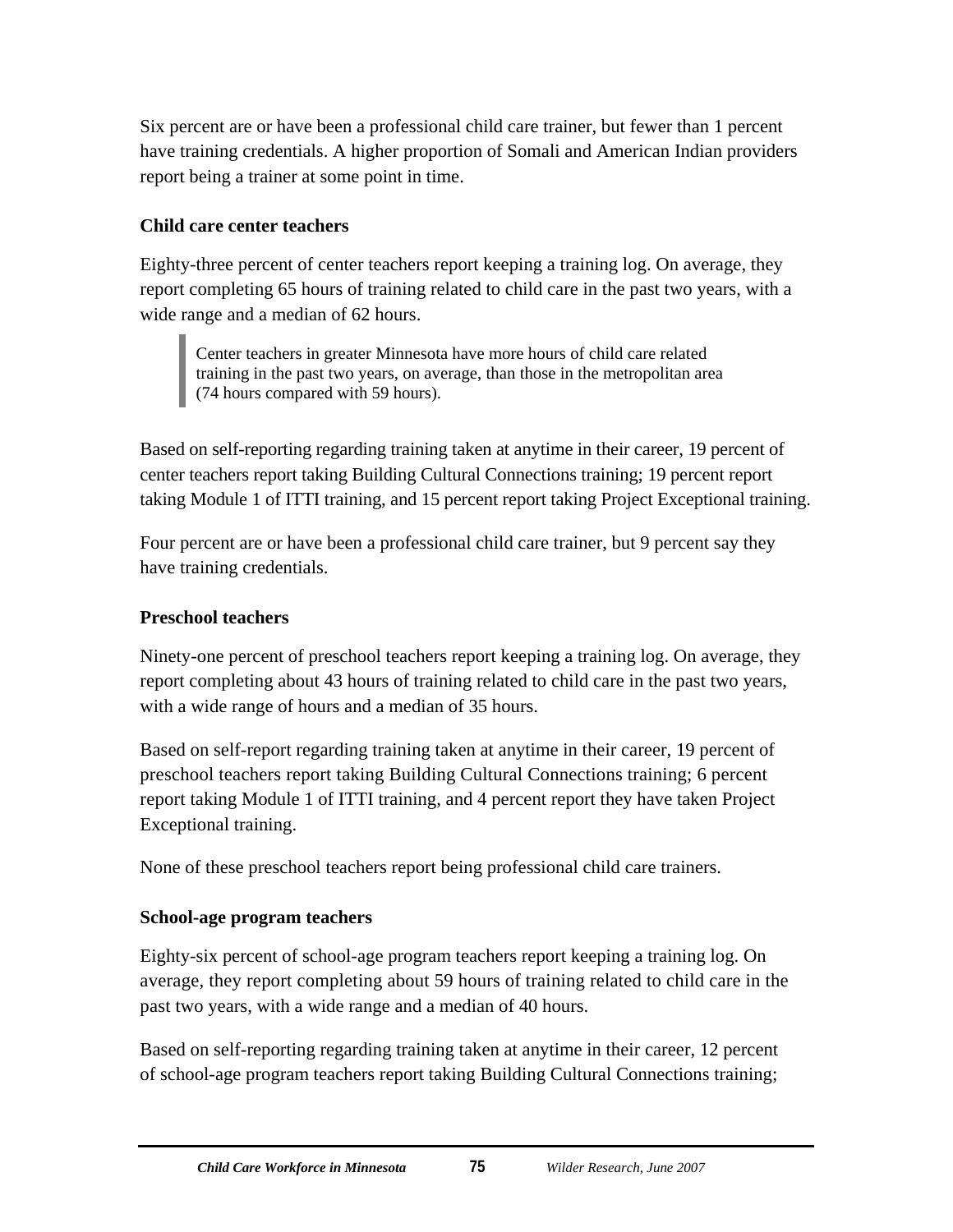Six percent are or have been a professional child care trainer, but fewer than 1 percent have training credentials. A higher proportion of Somali and American Indian providers report being a trainer at some point in time.

### Child care center teachers

Eighty-three percent of center teachers report keeping a training log. On average, they report completing 65 hours of training related to child care in the past two years, with a wide range and a median of 62 hours.

> Center teachers in greater Minnesota have more hours of child care related training in the past two years, on average, than those in the metropolitan area (74 hours compared with 59 hours).

Based on self-reporting regarding training taken at anytime in their career, 19 percent of center teachers report taking Building Cultural Connections training; 19 percent report taking Module 1 of ITTI training, and 15 percent report taking Project Exceptional training.

Four percent are or have been a professional child care trainer, but 9 percent say they have training credentials.

### Preschool teachers

Ninety-one percent of preschool teachers report keeping a training log. On average, they report completing about 43 hours of training related to child care in the past two years, with a wide range of hours and a median of 35 hours.

Based on self-report regarding training taken at anytime in their career, 19 percent of preschool teachers report taking Building Cultural Connections training; 6 percent report taking Module 1 of ITTI training, and 4 percent report they have taken Project Exceptional training.

None of these preschool teachers report being professional child care trainers.

### School-age program teachers

Eighty-six percent of school-age program teachers report keeping a training log. On average, they report completing about 59 hours of training related to child care in the past two years, with a wide range and a median of 40 hours.

Based on self-reporting regarding training taken at anytime in their career, 12 percent of school-age program teachers report taking Building Cultural Connections training;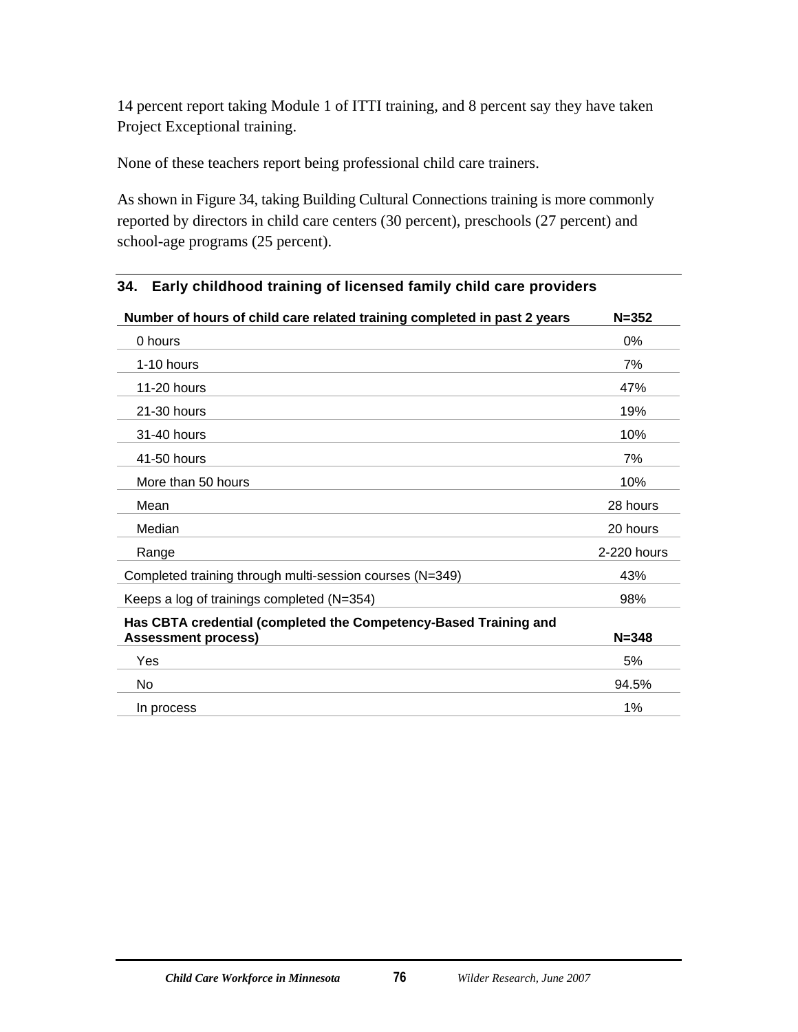14 percent report taking Module 1 of ITTI training, and 8 percent say they have taken Project Exceptional training.

None of these teachers report being professional child care trainers.

As shown in Figure 34, taking Building Cultural Connections training is more commonly reported by directors in child care centers (30 percent), preschools (27 percent) and school-age programs (25 percent).

**34. Early childhood training of licensed family child care providers**

| **Number of hours of child care related training completed in past 2 years** | **N=352** |
|---|---|
| 0 hours | 0% |
| 1-10 hours | 7% |
| 11-20 hours | 47% |
| 21-30 hours | 19% |
| 31-40 hours | 10% |
| 41-50 hours | 7% |
| More than 50 hours | 10% |
| Mean | 28 hours |
| Median | 20 hours |
| Range | 2-220 hours |
| Completed training through multi-session courses (N=349) | 43% |
| Keeps a log of trainings completed (N=354) | 98% |
| **Has CBTA credential (completed the Competency-Based Training and Assessment process)** | **N=348** |
| Yes | 5% |
| No | 94.5% |
| In process | 1% |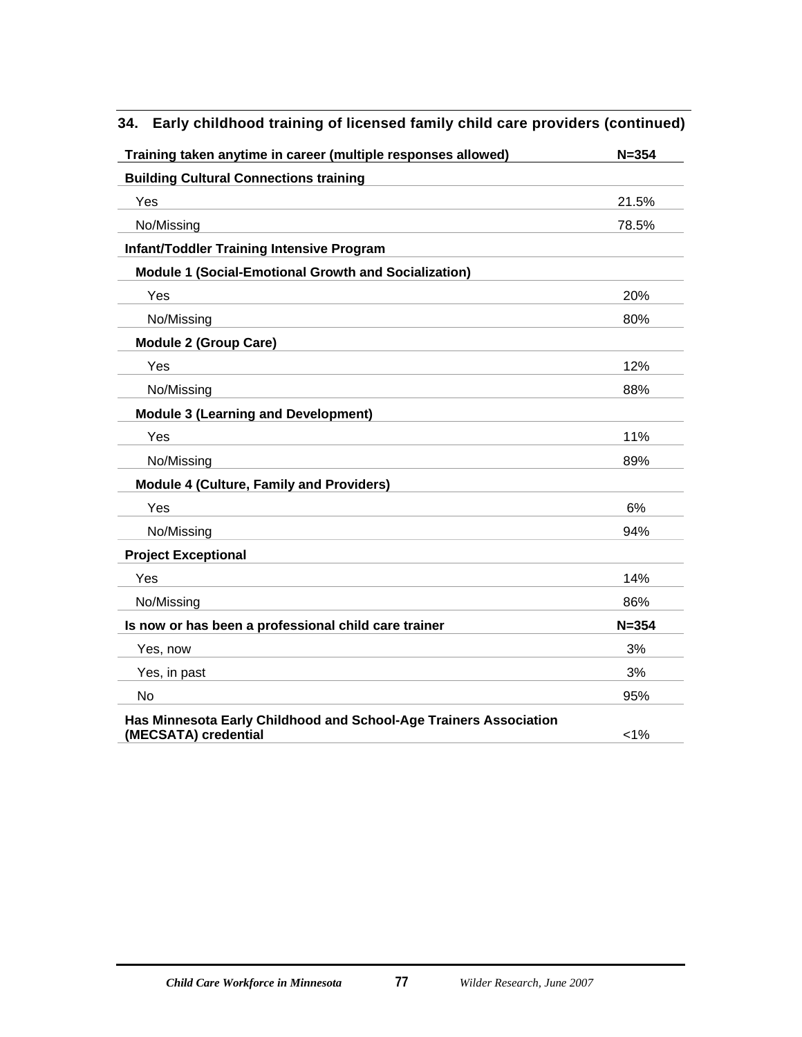## 34. Early childhood training of licensed family child care providers (continued)

| Training taken anytime in career (multiple responses allowed) | N=354 |
|---|---|
| **Building Cultural Connections training** | |
| Yes | 21.5% |
| No/Missing | 78.5% |
| **Infant/Toddler Training Intensive Program** | |
| **Module 1 (Social-Emotional Growth and Socialization)** | |
| Yes | 20% |
| No/Missing | 80% |
| **Module 2 (Group Care)** | |
| Yes | 12% |
| No/Missing | 88% |
| **Module 3 (Learning and Development)** | |
| Yes | 11% |
| No/Missing | 89% |
| **Module 4 (Culture, Family and Providers)** | |
| Yes | 6% |
| No/Missing | 94% |
| **Project Exceptional** | |
| Yes | 14% |
| No/Missing | 86% |
| **Is now or has been a professional child care trainer** | **N=354** |
| Yes, now | 3% |
| Yes, in past | 3% |
| No | 95% |
| **Has Minnesota Early Childhood and School-Age Trainers Association (MECSATA) credential** | <1% |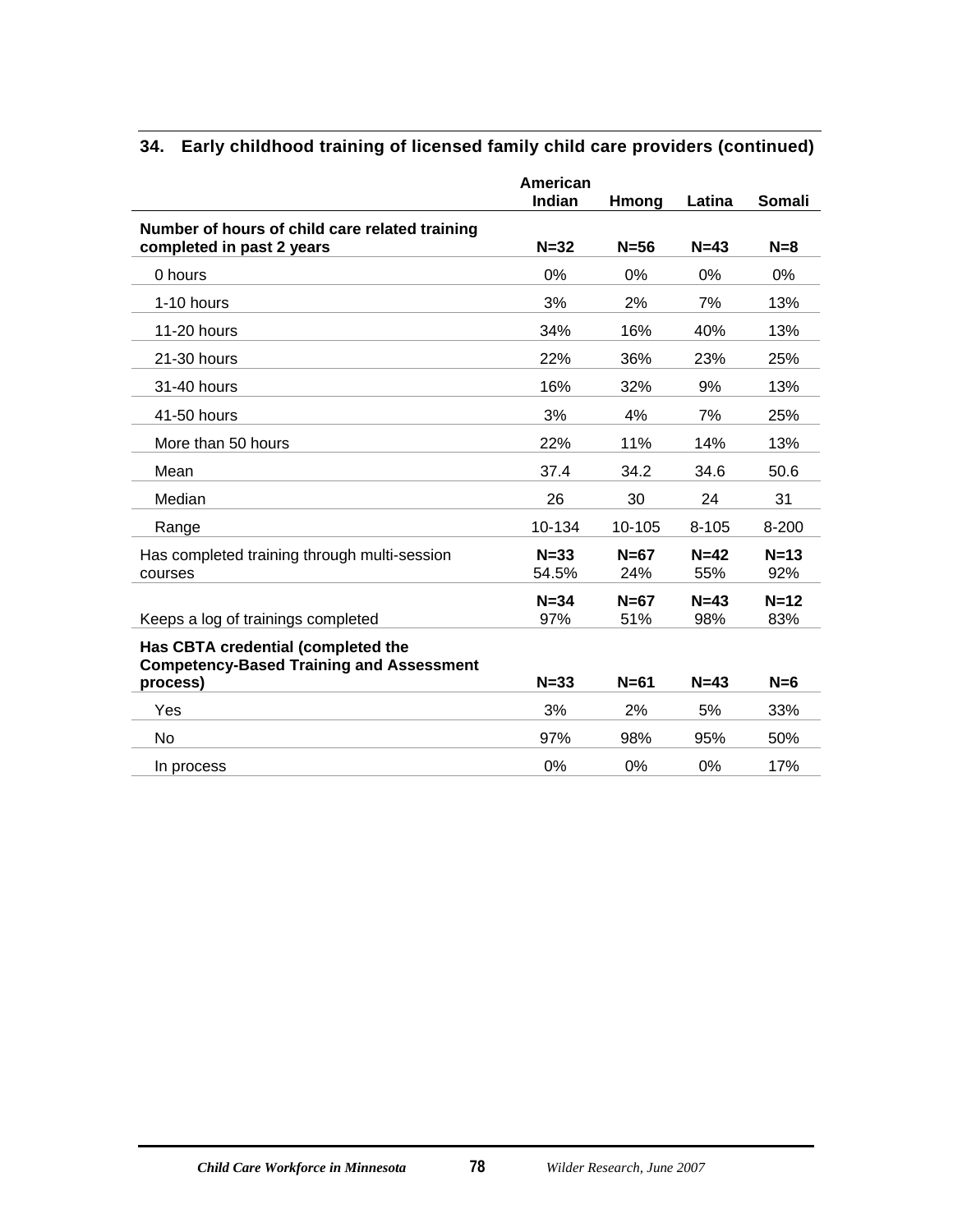### 34. Early childhood training of licensed family child care providers (continued)

| | American Indian | Hmong | Latina | Somali |
|---|---|---|---|---|
| **Number of hours of child care related training completed in past 2 years** | **N=32** | **N=56** | **N=43** | **N=8** |
| 0 hours | 0% | 0% | 0% | 0% |
| 1-10 hours | 3% | 2% | 7% | 13% |
| 11-20 hours | 34% | 16% | 40% | 13% |
| 21-30 hours | 22% | 36% | 23% | 25% |
| 31-40 hours | 16% | 32% | 9% | 13% |
| 41-50 hours | 3% | 4% | 7% | 25% |
| More than 50 hours | 22% | 11% | 14% | 13% |
| Mean | 37.4 | 34.2 | 34.6 | 50.6 |
| Median | 26 | 30 | 24 | 31 |
| Range | 10-134 | 10-105 | 8-105 | 8-200 |
| Has completed training through multi-session courses | **N=33** 54.5% | **N=67** 24% | **N=42** 55% | **N=13** 92% |
| Keeps a log of trainings completed | **N=34** 97% | **N=67** 51% | **N=43** 98% | **N=12** 83% |
| **Has CBTA credential (completed the Competency-Based Training and Assessment process)** | **N=33** | **N=61** | **N=43** | **N=6** |
| Yes | 3% | 2% | 5% | 33% |
| No | 97% | 98% | 95% | 50% |
| In process | 0% | 0% | 0% | 17% |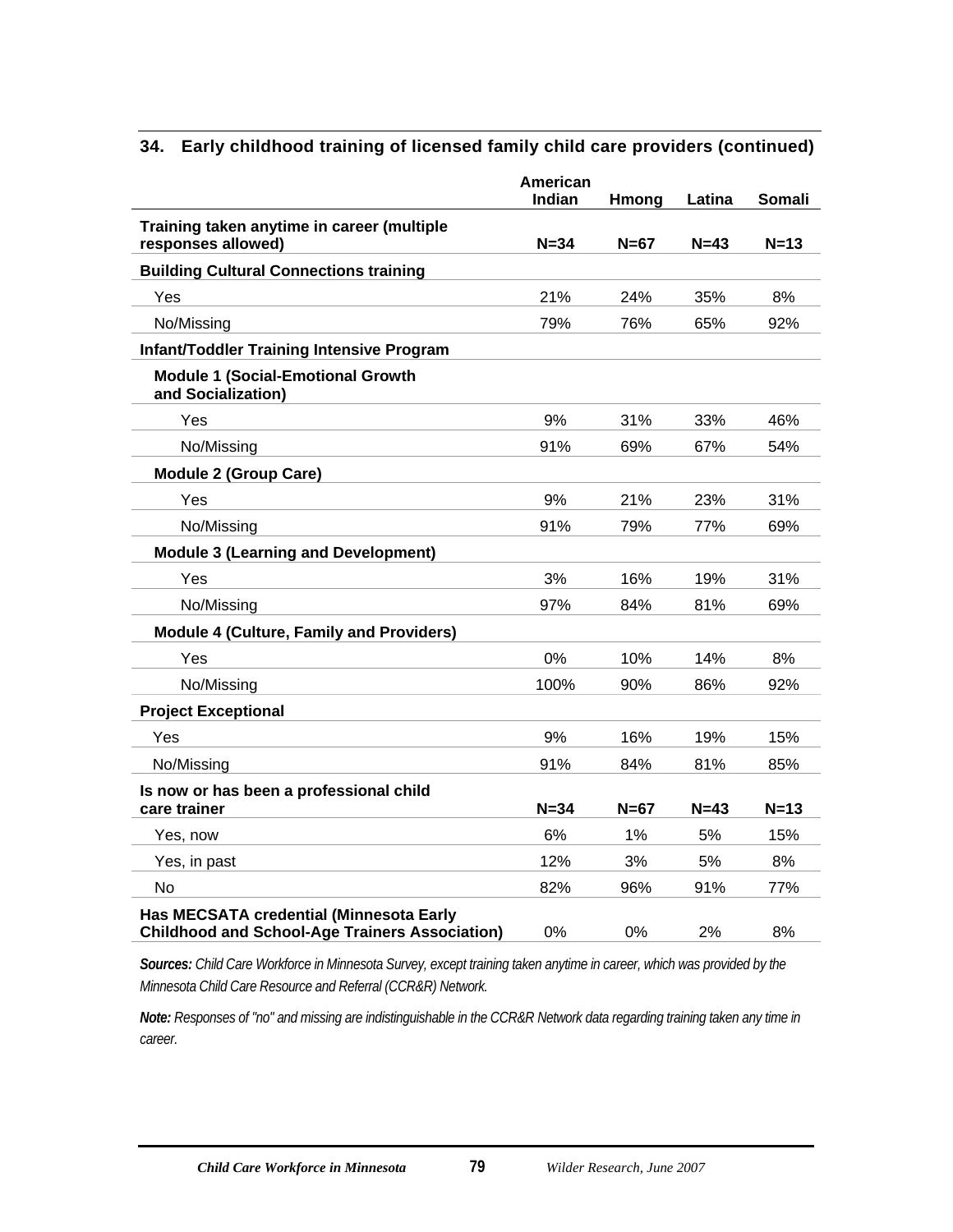### 34. Early childhood training of licensed family child care providers (continued)

| | American Indian | Hmong | Latina | Somali |
|---|---|---|---|---|
| **Training taken anytime in career (multiple responses allowed)** | **N=34** | **N=67** | **N=43** | **N=13** |
| **Building Cultural Connections training** | | | | |
| Yes | 21% | 24% | 35% | 8% |
| No/Missing | 79% | 76% | 65% | 92% |
| **Infant/Toddler Training Intensive Program** | | | | |
| **Module 1 (Social-Emotional Growth and Socialization)** | | | | |
| Yes | 9% | 31% | 33% | 46% |
| No/Missing | 91% | 69% | 67% | 54% |
| **Module 2 (Group Care)** | | | | |
| Yes | 9% | 21% | 23% | 31% |
| No/Missing | 91% | 79% | 77% | 69% |
| **Module 3 (Learning and Development)** | | | | |
| Yes | 3% | 16% | 19% | 31% |
| No/Missing | 97% | 84% | 81% | 69% |
| **Module 4 (Culture, Family and Providers)** | | | | |
| Yes | 0% | 10% | 14% | 8% |
| No/Missing | 100% | 90% | 86% | 92% |
| **Project Exceptional** | | | | |
| Yes | 9% | 16% | 19% | 15% |
| No/Missing | 91% | 84% | 81% | 85% |
| **Is now or has been a professional child care trainer** | **N=34** | **N=67** | **N=43** | **N=13** |
| Yes, now | 6% | 1% | 5% | 15% |
| Yes, in past | 12% | 3% | 5% | 8% |
| No | 82% | 96% | 91% | 77% |
| **Has MECSATA credential (Minnesota Early Childhood and School-Age Trainers Association)** | 0% | 0% | 2% | 8% |

***Sources:*** *Child Care Workforce in Minnesota Survey, except training taken anytime in career, which was provided by the Minnesota Child Care Resource and Referral (CCR&R) Network.*

***Note:*** *Responses of "no" and missing are indistinguishable in the CCR&R Network data regarding training taken any time in career.*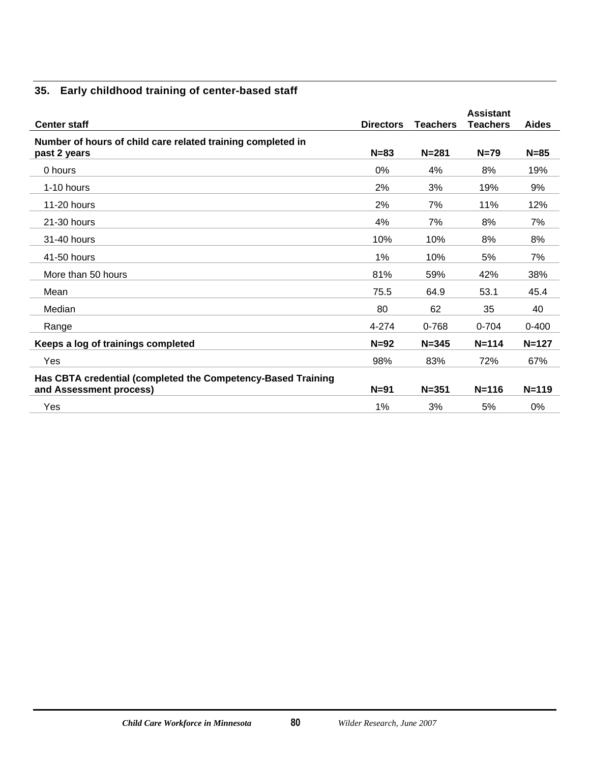### 35. Early childhood training of center-based staff

| Center staff | Directors | Teachers | Assistant Teachers | Aides |
|---|---|---|---|---|
| **Number of hours of child care related training completed in past 2 years** | **N=83** | **N=281** | **N=79** | **N=85** |
| 0 hours | 0% | 4% | 8% | 19% |
| 1-10 hours | 2% | 3% | 19% | 9% |
| 11-20 hours | 2% | 7% | 11% | 12% |
| 21-30 hours | 4% | 7% | 8% | 7% |
| 31-40 hours | 10% | 10% | 8% | 8% |
| 41-50 hours | 1% | 10% | 5% | 7% |
| More than 50 hours | 81% | 59% | 42% | 38% |
| Mean | 75.5 | 64.9 | 53.1 | 45.4 |
| Median | 80 | 62 | 35 | 40 |
| Range | 4-274 | 0-768 | 0-704 | 0-400 |
| **Keeps a log of trainings completed** | **N=92** | **N=345** | **N=114** | **N=127** |
| Yes | 98% | 83% | 72% | 67% |
| **Has CBTA credential (completed the Competency-Based Training and Assessment process)** | **N=91** | **N=351** | **N=116** | **N=119** |
| Yes | 1% | 3% | 5% | 0% |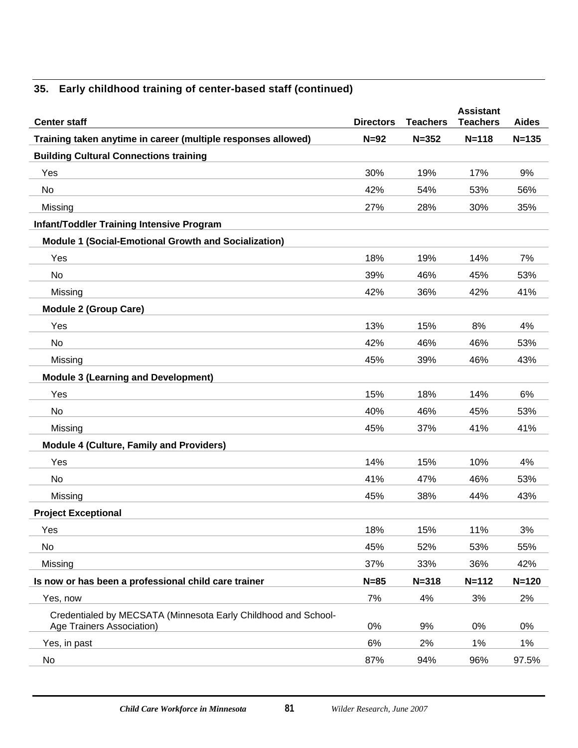## 35. Early childhood training of center-based staff (continued)

| Center staff | Directors | Teachers | Assistant Teachers | Aides |
|---|---|---|---|---|
| **Training taken anytime in career (multiple responses allowed)** | **N=92** | **N=352** | **N=118** | **N=135** |
| **Building Cultural Connections training** | | | | |
| Yes | 30% | 19% | 17% | 9% |
| No | 42% | 54% | 53% | 56% |
| Missing | 27% | 28% | 30% | 35% |
| **Infant/Toddler Training Intensive Program** | | | | |
| **Module 1 (Social-Emotional Growth and Socialization)** | | | | |
| Yes | 18% | 19% | 14% | 7% |
| No | 39% | 46% | 45% | 53% |
| Missing | 42% | 36% | 42% | 41% |
| **Module 2 (Group Care)** | | | | |
| Yes | 13% | 15% | 8% | 4% |
| No | 42% | 46% | 46% | 53% |
| Missing | 45% | 39% | 46% | 43% |
| **Module 3 (Learning and Development)** | | | | |
| Yes | 15% | 18% | 14% | 6% |
| No | 40% | 46% | 45% | 53% |
| Missing | 45% | 37% | 41% | 41% |
| **Module 4 (Culture, Family and Providers)** | | | | |
| Yes | 14% | 15% | 10% | 4% |
| No | 41% | 47% | 46% | 53% |
| Missing | 45% | 38% | 44% | 43% |
| **Project Exceptional** | | | | |
| Yes | 18% | 15% | 11% | 3% |
| No | 45% | 52% | 53% | 55% |
| Missing | 37% | 33% | 36% | 42% |
| **Is now or has been a professional child care trainer** | **N=85** | **N=318** | **N=112** | **N=120** |
| Yes, now | 7% | 4% | 3% | 2% |
| Credentialed by MECSATA (Minnesota Early Childhood and School-Age Trainers Association) | 0% | 9% | 0% | 0% |
| Yes, in past | 6% | 2% | 1% | 1% |
| No | 87% | 94% | 96% | 97.5% |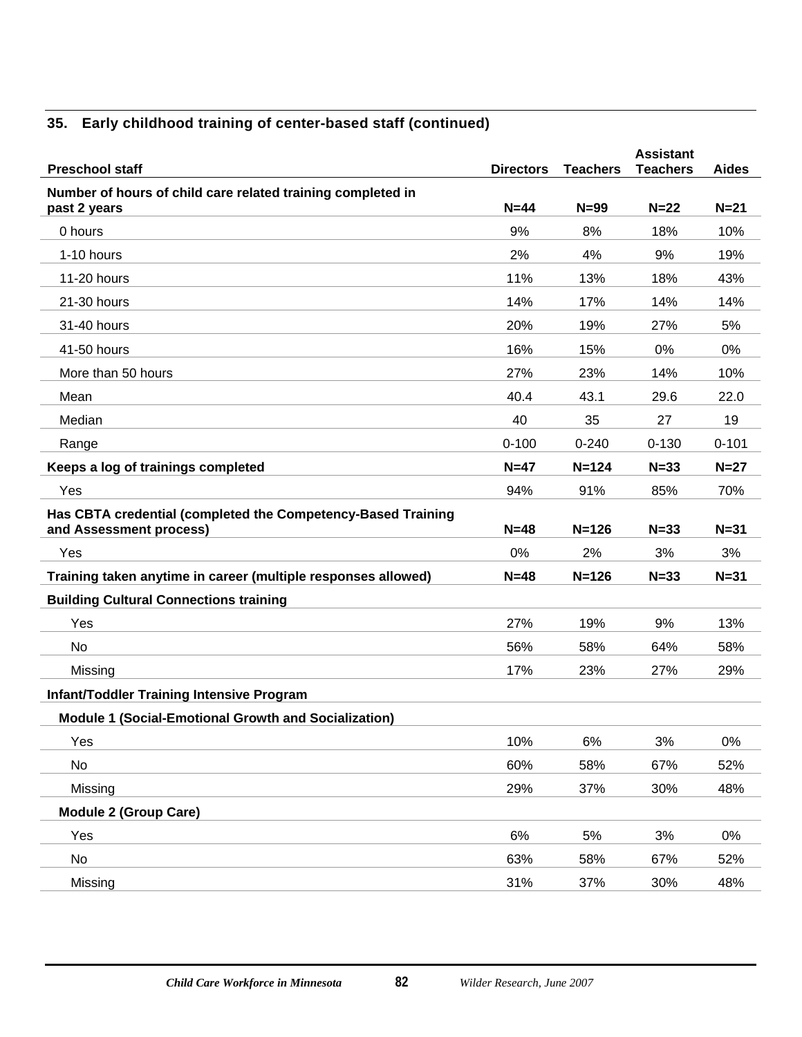## 35. Early childhood training of center-based staff (continued)

| Preschool staff | Directors | Teachers | Assistant Teachers | Aides |
|---|---|---|---|---|
| **Number of hours of child care related training completed in past 2 years** | **N=44** | **N=99** | **N=22** | **N=21** |
| 0 hours | 9% | 8% | 18% | 10% |
| 1-10 hours | 2% | 4% | 9% | 19% |
| 11-20 hours | 11% | 13% | 18% | 43% |
| 21-30 hours | 14% | 17% | 14% | 14% |
| 31-40 hours | 20% | 19% | 27% | 5% |
| 41-50 hours | 16% | 15% | 0% | 0% |
| More than 50 hours | 27% | 23% | 14% | 10% |
| Mean | 40.4 | 43.1 | 29.6 | 22.0 |
| Median | 40 | 35 | 27 | 19 |
| Range | 0-100 | 0-240 | 0-130 | 0-101 |
| **Keeps a log of trainings completed** | **N=47** | **N=124** | **N=33** | **N=27** |
| Yes | 94% | 91% | 85% | 70% |
| **Has CBTA credential (completed the Competency-Based Training and Assessment process)** | **N=48** | **N=126** | **N=33** | **N=31** |
| Yes | 0% | 2% | 3% | 3% |
| **Training taken anytime in career (multiple responses allowed)** | **N=48** | **N=126** | **N=33** | **N=31** |
| **Building Cultural Connections training** | | | | |
| Yes | 27% | 19% | 9% | 13% |
| No | 56% | 58% | 64% | 58% |
| Missing | 17% | 23% | 27% | 29% |
| **Infant/Toddler Training Intensive Program** | | | | |
| **Module 1 (Social-Emotional Growth and Socialization)** | | | | |
| Yes | 10% | 6% | 3% | 0% |
| No | 60% | 58% | 67% | 52% |
| Missing | 29% | 37% | 30% | 48% |
| **Module 2 (Group Care)** | | | | |
| Yes | 6% | 5% | 3% | 0% |
| No | 63% | 58% | 67% | 52% |
| Missing | 31% | 37% | 30% | 48% |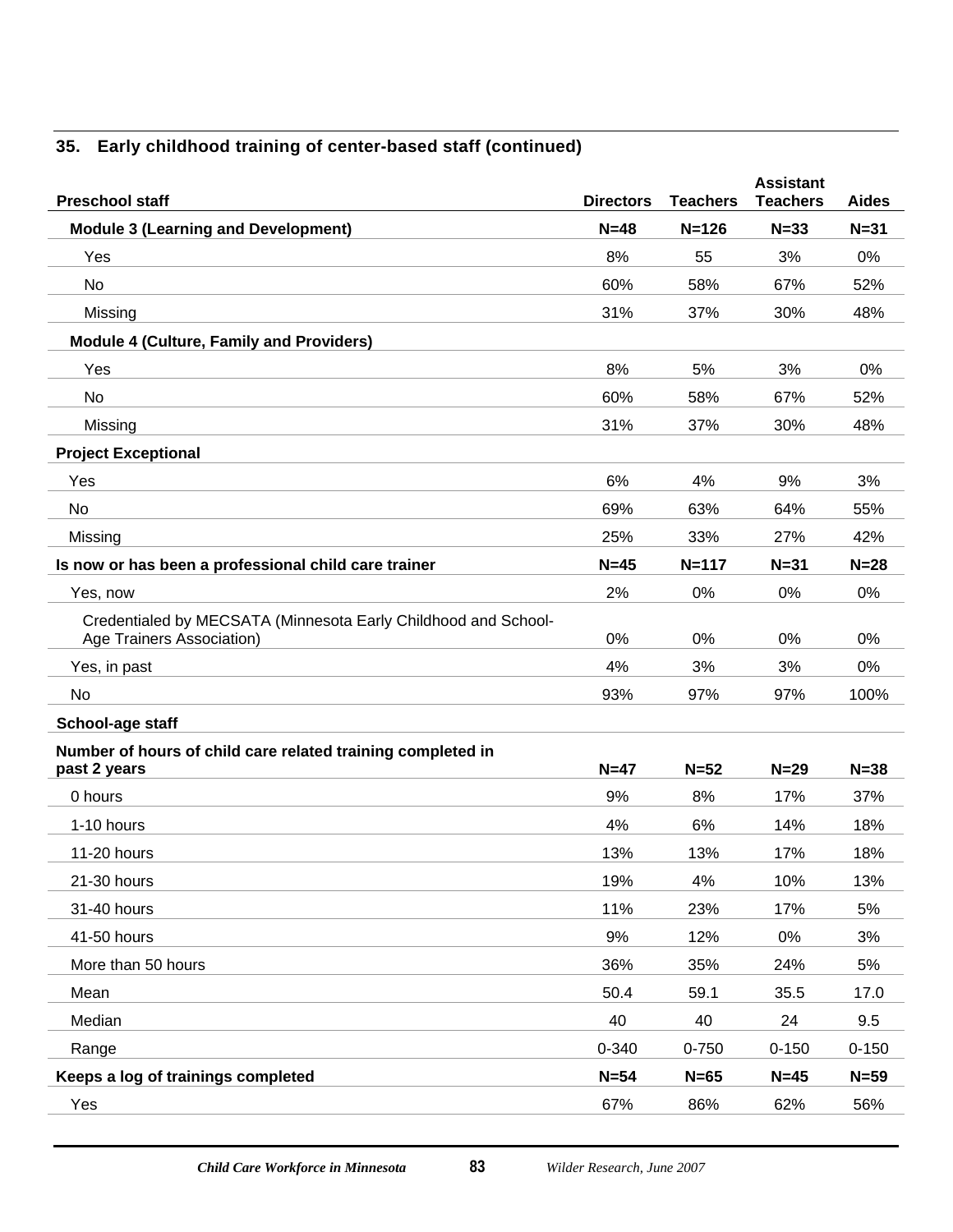## 35. Early childhood training of center-based staff (continued)

| Preschool staff | Directors | Teachers | Assistant Teachers | Aides |
|---|---|---|---|---|
| **Module 3 (Learning and Development)** | **N=48** | **N=126** | **N=33** | **N=31** |
| Yes | 8% | 55 | 3% | 0% |
| No | 60% | 58% | 67% | 52% |
| Missing | 31% | 37% | 30% | 48% |
| **Module 4 (Culture, Family and Providers)** | | | | |
| Yes | 8% | 5% | 3% | 0% |
| No | 60% | 58% | 67% | 52% |
| Missing | 31% | 37% | 30% | 48% |
| **Project Exceptional** | | | | |
| Yes | 6% | 4% | 9% | 3% |
| No | 69% | 63% | 64% | 55% |
| Missing | 25% | 33% | 27% | 42% |
| **Is now or has been a professional child care trainer** | **N=45** | **N=117** | **N=31** | **N=28** |
| Yes, now | 2% | 0% | 0% | 0% |
| Credentialed by MECSATA (Minnesota Early Childhood and School-Age Trainers Association) | 0% | 0% | 0% | 0% |
| Yes, in past | 4% | 3% | 3% | 0% |
| No | 93% | 97% | 97% | 100% |
| **School-age staff** | | | | |
| **Number of hours of child care related training completed in past 2 years** | **N=47** | **N=52** | **N=29** | **N=38** |
| 0 hours | 9% | 8% | 17% | 37% |
| 1-10 hours | 4% | 6% | 14% | 18% |
| 11-20 hours | 13% | 13% | 17% | 18% |
| 21-30 hours | 19% | 4% | 10% | 13% |
| 31-40 hours | 11% | 23% | 17% | 5% |
| 41-50 hours | 9% | 12% | 0% | 3% |
| More than 50 hours | 36% | 35% | 24% | 5% |
| Mean | 50.4 | 59.1 | 35.5 | 17.0 |
| Median | 40 | 40 | 24 | 9.5 |
| Range | 0-340 | 0-750 | 0-150 | 0-150 |
| **Keeps a log of trainings completed** | **N=54** | **N=65** | **N=45** | **N=59** |
| Yes | 67% | 86% | 62% | 56% |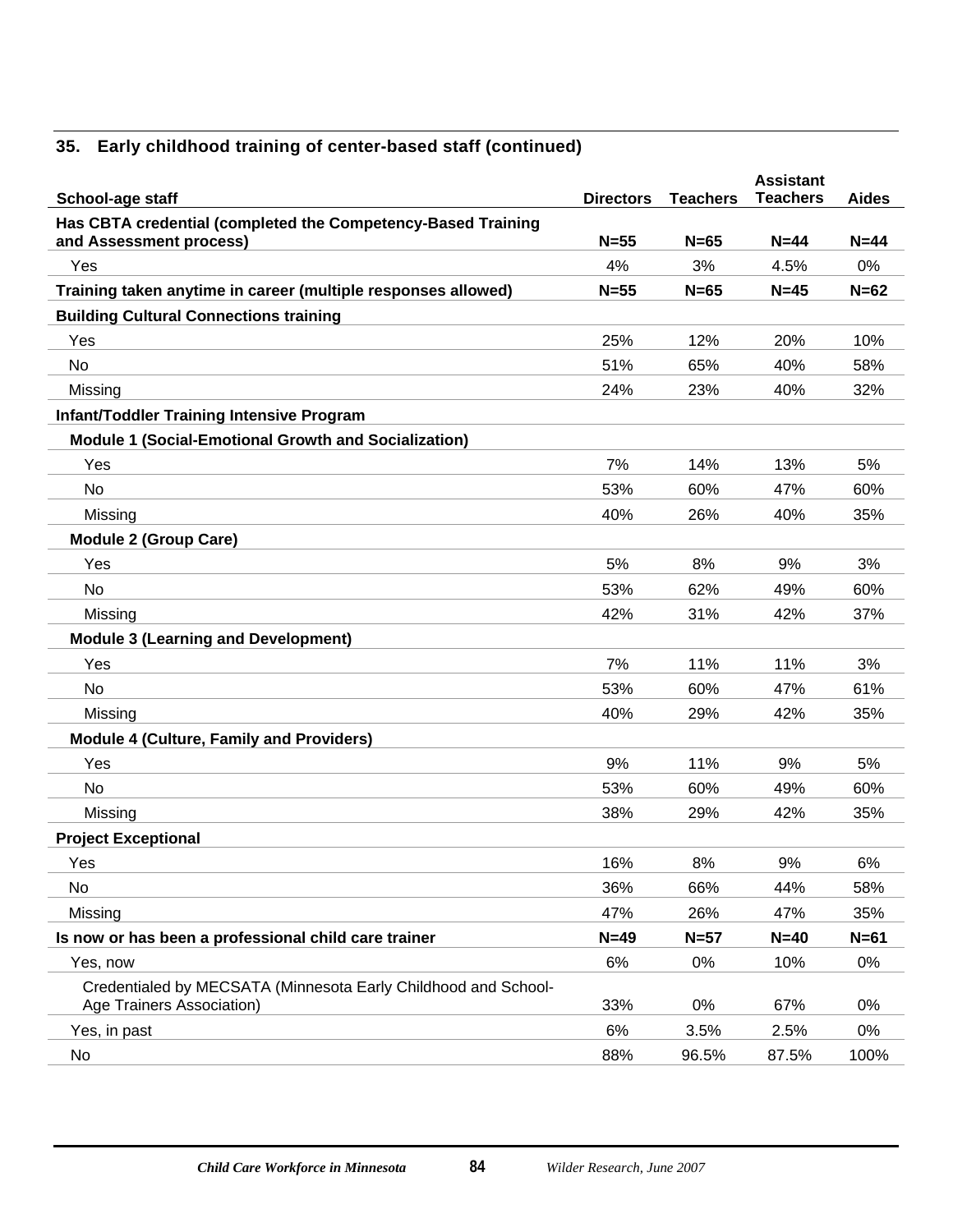## 35. Early childhood training of center-based staff (continued)

| School-age staff | Directors | Teachers | Assistant Teachers | Aides |
|---|---|---|---|---|
| **Has CBTA credential (completed the Competency-Based Training and Assessment process)** | **N=55** | **N=65** | **N=44** | **N=44** |
| Yes | 4% | 3% | 4.5% | 0% |
| **Training taken anytime in career (multiple responses allowed)** | **N=55** | **N=65** | **N=45** | **N=62** |
| **Building Cultural Connections training** | | | | |
| Yes | 25% | 12% | 20% | 10% |
| No | 51% | 65% | 40% | 58% |
| Missing | 24% | 23% | 40% | 32% |
| **Infant/Toddler Training Intensive Program** | | | | |
| **Module 1 (Social-Emotional Growth and Socialization)** | | | | |
| Yes | 7% | 14% | 13% | 5% |
| No | 53% | 60% | 47% | 60% |
| Missing | 40% | 26% | 40% | 35% |
| **Module 2 (Group Care)** | | | | |
| Yes | 5% | 8% | 9% | 3% |
| No | 53% | 62% | 49% | 60% |
| Missing | 42% | 31% | 42% | 37% |
| **Module 3 (Learning and Development)** | | | | |
| Yes | 7% | 11% | 11% | 3% |
| No | 53% | 60% | 47% | 61% |
| Missing | 40% | 29% | 42% | 35% |
| **Module 4 (Culture, Family and Providers)** | | | | |
| Yes | 9% | 11% | 9% | 5% |
| No | 53% | 60% | 49% | 60% |
| Missing | 38% | 29% | 42% | 35% |
| **Project Exceptional** | | | | |
| Yes | 16% | 8% | 9% | 6% |
| No | 36% | 66% | 44% | 58% |
| Missing | 47% | 26% | 47% | 35% |
| **Is now or has been a professional child care trainer** | **N=49** | **N=57** | **N=40** | **N=61** |
| Yes, now | 6% | 0% | 10% | 0% |
| Credentialed by MECSATA (Minnesota Early Childhood and School-Age Trainers Association) | 33% | 0% | 67% | 0% |
| Yes, in past | 6% | 3.5% | 2.5% | 0% |
| No | 88% | 96.5% | 87.5% | 100% |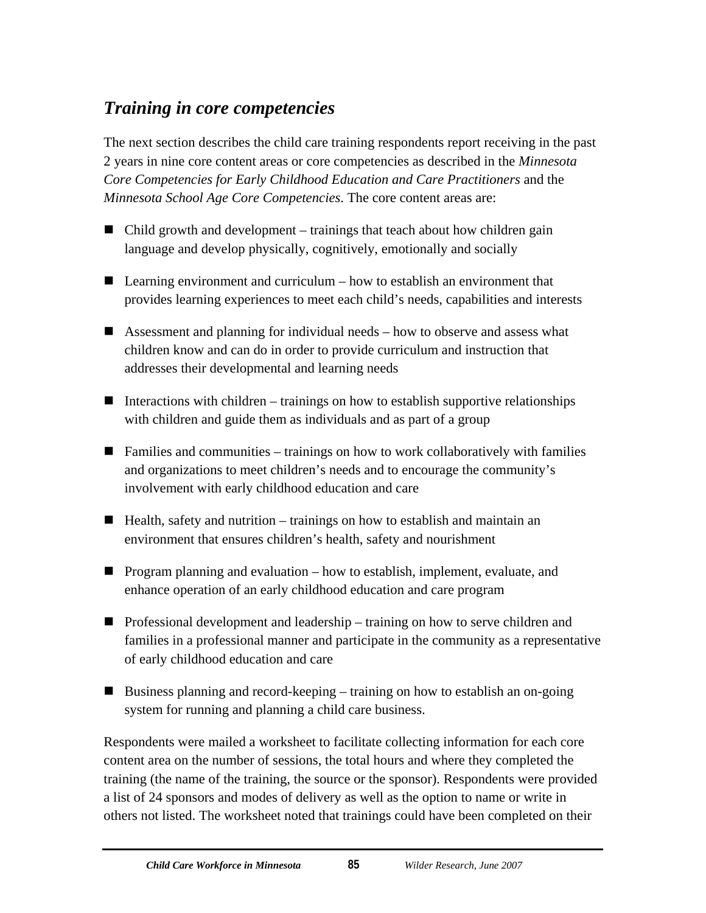## *Training in core competencies*

The next section describes the child care training respondents report receiving in the past 2 years in nine core content areas or core competencies as described in the *Minnesota Core Competencies for Early Childhood Education and Care Practitioners* and the *Minnesota School Age Core Competencies*. The core content areas are:

- Child growth and development – trainings that teach about how children gain language and develop physically, cognitively, emotionally and socially
- Learning environment and curriculum – how to establish an environment that provides learning experiences to meet each child's needs, capabilities and interests
- Assessment and planning for individual needs – how to observe and assess what children know and can do in order to provide curriculum and instruction that addresses their developmental and learning needs
- Interactions with children – trainings on how to establish supportive relationships with children and guide them as individuals and as part of a group
- Families and communities – trainings on how to work collaboratively with families and organizations to meet children's needs and to encourage the community's involvement with early childhood education and care
- Health, safety and nutrition – trainings on how to establish and maintain an environment that ensures children's health, safety and nourishment
- Program planning and evaluation – how to establish, implement, evaluate, and enhance operation of an early childhood education and care program
- Professional development and leadership – training on how to serve children and families in a professional manner and participate in the community as a representative of early childhood education and care
- Business planning and record-keeping – training on how to establish an on-going system for running and planning a child care business.

Respondents were mailed a worksheet to facilitate collecting information for each core content area on the number of sessions, the total hours and where they completed the training (the name of the training, the source or the sponsor). Respondents were provided a list of 24 sponsors and modes of delivery as well as the option to name or write in others not listed. The worksheet noted that trainings could have been completed on their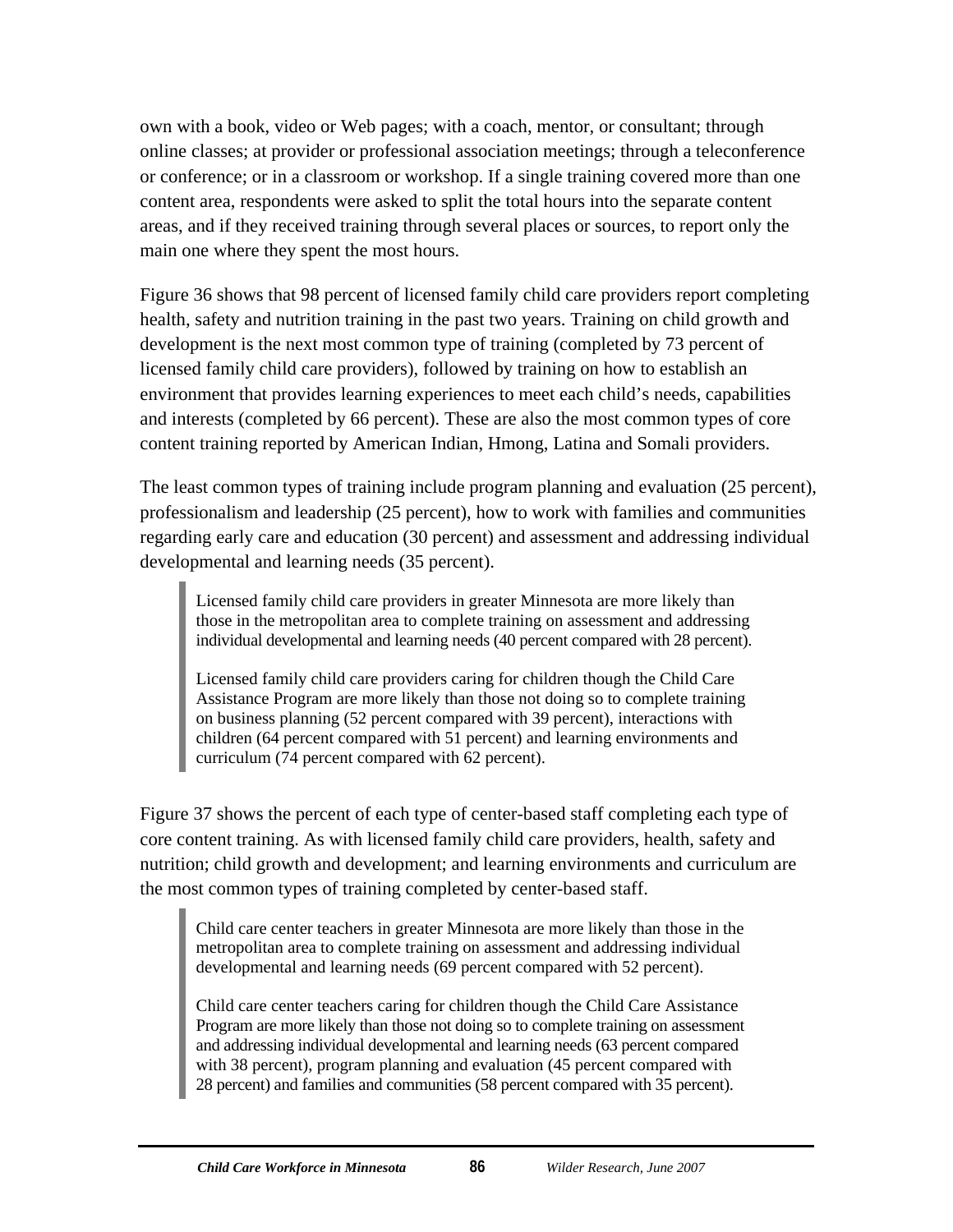own with a book, video or Web pages; with a coach, mentor, or consultant; through online classes; at provider or professional association meetings; through a teleconference or conference; or in a classroom or workshop. If a single training covered more than one content area, respondents were asked to split the total hours into the separate content areas, and if they received training through several places or sources, to report only the main one where they spent the most hours.

Figure 36 shows that 98 percent of licensed family child care providers report completing health, safety and nutrition training in the past two years. Training on child growth and development is the next most common type of training (completed by 73 percent of licensed family child care providers), followed by training on how to establish an environment that provides learning experiences to meet each child's needs, capabilities and interests (completed by 66 percent). These are also the most common types of core content training reported by American Indian, Hmong, Latina and Somali providers.

The least common types of training include program planning and evaluation (25 percent), professionalism and leadership (25 percent), how to work with families and communities regarding early care and education (30 percent) and assessment and addressing individual developmental and learning needs (35 percent).

> Licensed family child care providers in greater Minnesota are more likely than those in the metropolitan area to complete training on assessment and addressing individual developmental and learning needs (40 percent compared with 28 percent).
>
> Licensed family child care providers caring for children though the Child Care Assistance Program are more likely than those not doing so to complete training on business planning (52 percent compared with 39 percent), interactions with children (64 percent compared with 51 percent) and learning environments and curriculum (74 percent compared with 62 percent).

Figure 37 shows the percent of each type of center-based staff completing each type of core content training. As with licensed family child care providers, health, safety and nutrition; child growth and development; and learning environments and curriculum are the most common types of training completed by center-based staff.

> Child care center teachers in greater Minnesota are more likely than those in the metropolitan area to complete training on assessment and addressing individual developmental and learning needs (69 percent compared with 52 percent).
>
> Child care center teachers caring for children though the Child Care Assistance Program are more likely than those not doing so to complete training on assessment and addressing individual developmental and learning needs (63 percent compared with 38 percent), program planning and evaluation (45 percent compared with 28 percent) and families and communities (58 percent compared with 35 percent).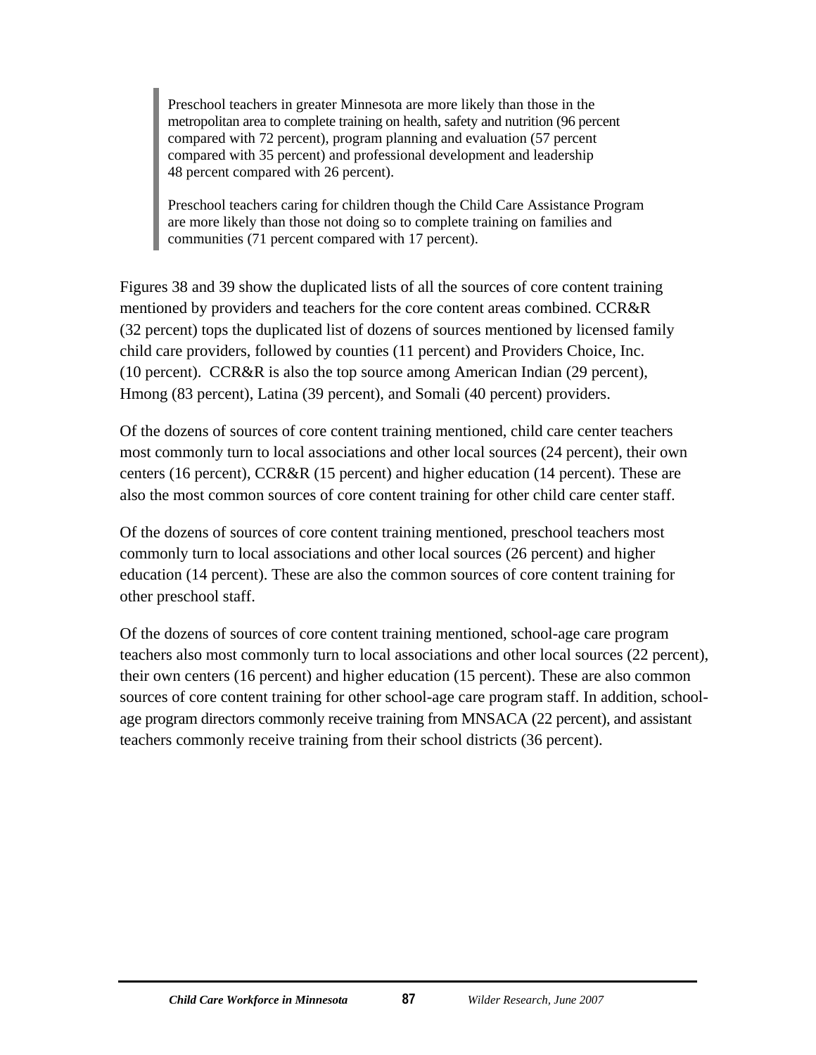> Preschool teachers in greater Minnesota are more likely than those in the metropolitan area to complete training on health, safety and nutrition (96 percent compared with 72 percent), program planning and evaluation (57 percent compared with 35 percent) and professional development and leadership 48 percent compared with 26 percent).
>
> Preschool teachers caring for children though the Child Care Assistance Program are more likely than those not doing so to complete training on families and communities (71 percent compared with 17 percent).

Figures 38 and 39 show the duplicated lists of all the sources of core content training mentioned by providers and teachers for the core content areas combined. CCR&R (32 percent) tops the duplicated list of dozens of sources mentioned by licensed family child care providers, followed by counties (11 percent) and Providers Choice, Inc. (10 percent). CCR&R is also the top source among American Indian (29 percent), Hmong (83 percent), Latina (39 percent), and Somali (40 percent) providers.

Of the dozens of sources of core content training mentioned, child care center teachers most commonly turn to local associations and other local sources (24 percent), their own centers (16 percent), CCR&R (15 percent) and higher education (14 percent). These are also the most common sources of core content training for other child care center staff.

Of the dozens of sources of core content training mentioned, preschool teachers most commonly turn to local associations and other local sources (26 percent) and higher education (14 percent). These are also the common sources of core content training for other preschool staff.

Of the dozens of sources of core content training mentioned, school-age care program teachers also most commonly turn to local associations and other local sources (22 percent), their own centers (16 percent) and higher education (15 percent). These are also common sources of core content training for other school-age care program staff. In addition, school-age program directors commonly receive training from MNSACA (22 percent), and assistant teachers commonly receive training from their school districts (36 percent).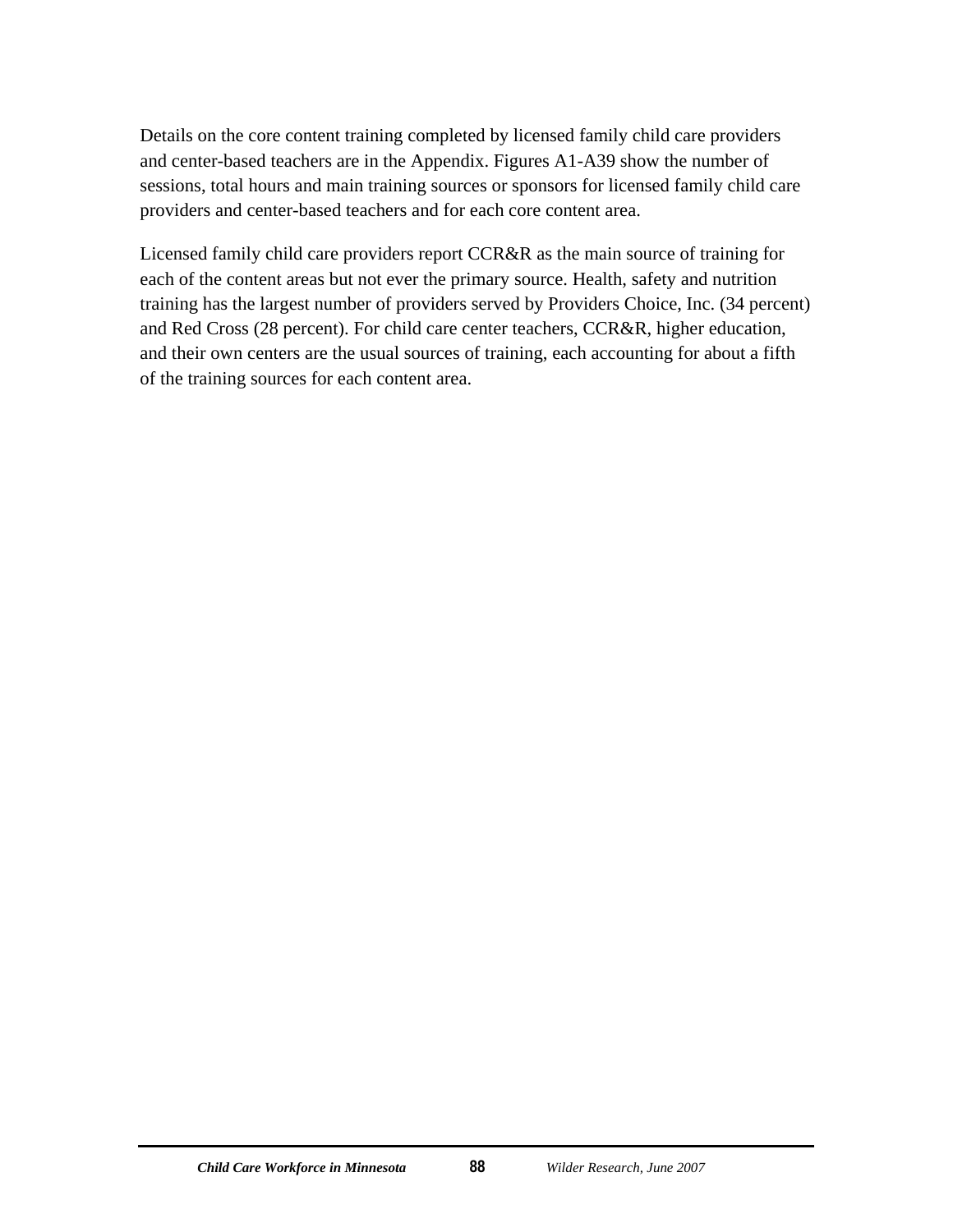Details on the core content training completed by licensed family child care providers and center-based teachers are in the Appendix. Figures A1-A39 show the number of sessions, total hours and main training sources or sponsors for licensed family child care providers and center-based teachers and for each core content area.

Licensed family child care providers report CCR&R as the main source of training for each of the content areas but not ever the primary source. Health, safety and nutrition training has the largest number of providers served by Providers Choice, Inc. (34 percent) and Red Cross (28 percent). For child care center teachers, CCR&R, higher education, and their own centers are the usual sources of training, each accounting for about a fifth of the training sources for each content area.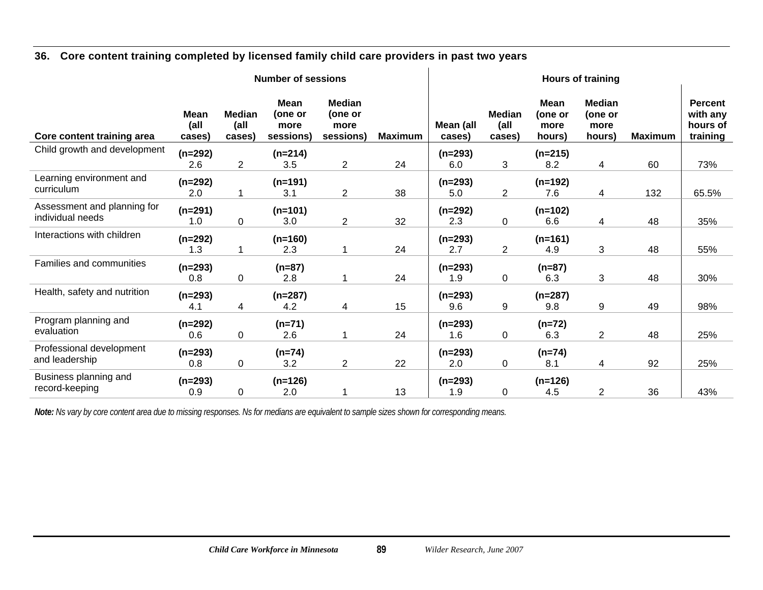### 36. Core content training completed by licensed family child care providers in past two years

| | Number of sessions | | | | | Hours of training | | | | | |
|---|---|---|---|---|---|---|---|---|---|---|---|
| Core content training area | Mean (all cases) | Median (all cases) | Mean (one or more sessions) | Median (one or more sessions) | Maximum | Mean (all cases) | Median (all cases) | Mean (one or more hours) | Median (one or more hours) | Maximum | Percent with any hours of training |
| Child growth and development | (n=292) 2.6 | 2 | (n=214) 3.5 | 2 | 24 | (n=293) 6.0 | 3 | (n=215) 8.2 | 4 | 60 | 73% |
| Learning environment and curriculum | (n=292) 2.0 | 1 | (n=191) 3.1 | 2 | 38 | (n=293) 5.0 | 2 | (n=192) 7.6 | 4 | 132 | 65.5% |
| Assessment and planning for individual needs | (n=291) 1.0 | 0 | (n=101) 3.0 | 2 | 32 | (n=292) 2.3 | 0 | (n=102) 6.6 | 4 | 48 | 35% |
| Interactions with children | (n=292) 1.3 | 1 | (n=160) 2.3 | 1 | 24 | (n=293) 2.7 | 2 | (n=161) 4.9 | 3 | 48 | 55% |
| Families and communities | (n=293) 0.8 | 0 | (n=87) 2.8 | 1 | 24 | (n=293) 1.9 | 0 | (n=87) 6.3 | 3 | 48 | 30% |
| Health, safety and nutrition | (n=293) 4.1 | 4 | (n=287) 4.2 | 4 | 15 | (n=293) 9.6 | 9 | (n=287) 9.8 | 9 | 49 | 98% |
| Program planning and evaluation | (n=292) 0.6 | 0 | (n=71) 2.6 | 1 | 24 | (n=293) 1.6 | 0 | (n=72) 6.3 | 2 | 48 | 25% |
| Professional development and leadership | (n=293) 0.8 | 0 | (n=74) 3.2 | 2 | 22 | (n=293) 2.0 | 0 | (n=74) 8.1 | 4 | 92 | 25% |
| Business planning and record-keeping | (n=293) 0.9 | 0 | (n=126) 2.0 | 1 | 13 | (n=293) 1.9 | 0 | (n=126) 4.5 | 2 | 36 | 43% |

***Note:*** *Ns vary by core content area due to missing responses. Ns for medians are equivalent to sample sizes shown for corresponding means.*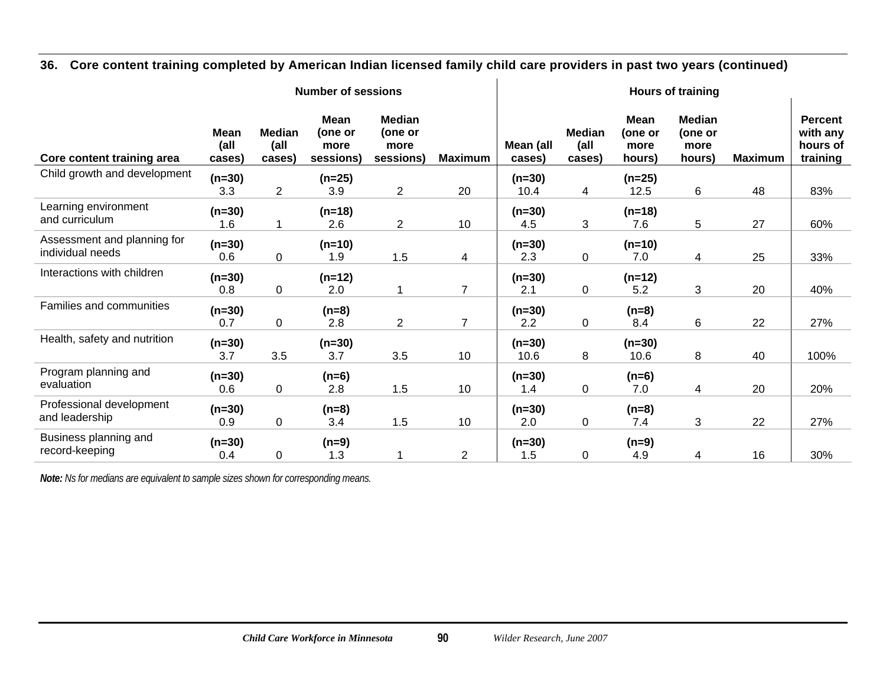**36. Core content training completed by American Indian licensed family child care providers in past two years (continued)**

| | Number of sessions | | | | | Hours of training | | | | | |
|---|---|---|---|---|---|---|---|---|---|---|---|
| Core content training area | Mean (all cases) | Median (all cases) | Mean (one or more sessions) | Median (one or more sessions) | Maximum | Mean (all cases) | Median (all cases) | Mean (one or more hours) | Median (one or more hours) | Maximum | Percent with any hours of training |
| Child growth and development | (n=30) 3.3 | 2 | (n=25) 3.9 | 2 | 20 | (n=30) 10.4 | 4 | (n=25) 12.5 | 6 | 48 | 83% |
| Learning environment and curriculum | (n=30) 1.6 | 1 | (n=18) 2.6 | 2 | 10 | (n=30) 4.5 | 3 | (n=18) 7.6 | 5 | 27 | 60% |
| Assessment and planning for individual needs | (n=30) 0.6 | 0 | (n=10) 1.9 | 1.5 | 4 | (n=30) 2.3 | 0 | (n=10) 7.0 | 4 | 25 | 33% |
| Interactions with children | (n=30) 0.8 | 0 | (n=12) 2.0 | 1 | 7 | (n=30) 2.1 | 0 | (n=12) 5.2 | 3 | 20 | 40% |
| Families and communities | (n=30) 0.7 | 0 | (n=8) 2.8 | 2 | 7 | (n=30) 2.2 | 0 | (n=8) 8.4 | 6 | 22 | 27% |
| Health, safety and nutrition | (n=30) 3.7 | 3.5 | (n=30) 3.7 | 3.5 | 10 | (n=30) 10.6 | 8 | (n=30) 10.6 | 8 | 40 | 100% |
| Program planning and evaluation | (n=30) 0.6 | 0 | (n=6) 2.8 | 1.5 | 10 | (n=30) 1.4 | 0 | (n=6) 7.0 | 4 | 20 | 20% |
| Professional development and leadership | (n=30) 0.9 | 0 | (n=8) 3.4 | 1.5 | 10 | (n=30) 2.0 | 0 | (n=8) 7.4 | 3 | 22 | 27% |
| Business planning and record-keeping | (n=30) 0.4 | 0 | (n=9) 1.3 | 1 | 2 | (n=30) 1.5 | 0 | (n=9) 4.9 | 4 | 16 | 30% |

***Note:*** *Ns for medians are equivalent to sample sizes shown for corresponding means.*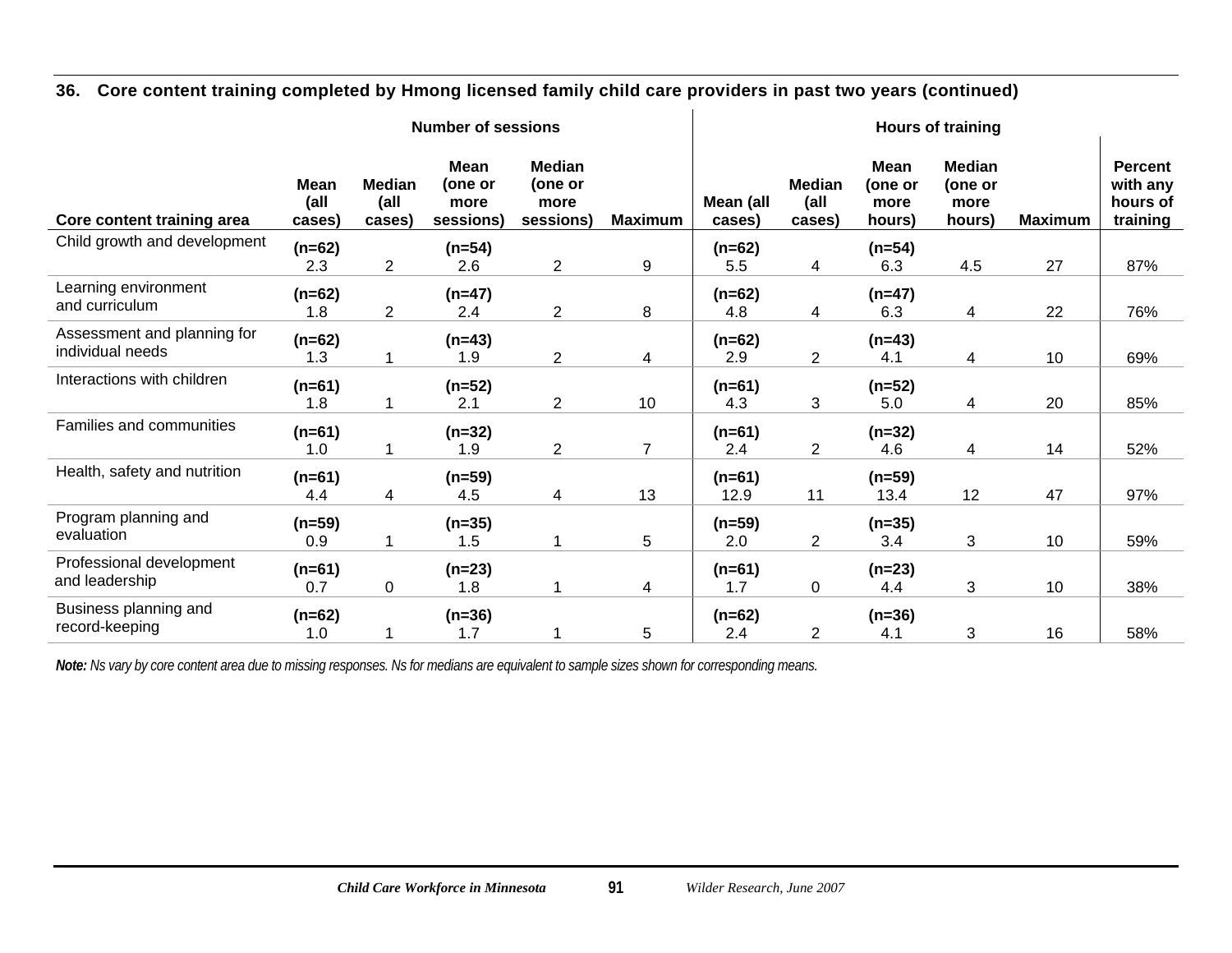**36. Core content training completed by Hmong licensed family child care providers in past two years (continued)**

| | Number of sessions | | | | | Hours of training | | | | | |
|---|---|---|---|---|---|---|---|---|---|---|---|
| Core content training area | Mean (all cases) | Median (all cases) | Mean (one or more sessions) | Median (one or more sessions) | Maximum | Mean (all cases) | Median (all cases) | Mean (one or more hours) | Median (one or more hours) | Maximum | Percent with any hours of training |
| Child growth and development | (n=62) 2.3 | 2 | (n=54) 2.6 | 2 | 9 | (n=62) 5.5 | 4 | (n=54) 6.3 | 4.5 | 27 | 87% |
| Learning environment and curriculum | (n=62) 1.8 | 2 | (n=47) 2.4 | 2 | 8 | (n=62) 4.8 | 4 | (n=47) 6.3 | 4 | 22 | 76% |
| Assessment and planning for individual needs | (n=62) 1.3 | 1 | (n=43) 1.9 | 2 | 4 | (n=62) 2.9 | 2 | (n=43) 4.1 | 4 | 10 | 69% |
| Interactions with children | (n=61) 1.8 | 1 | (n=52) 2.1 | 2 | 10 | (n=61) 4.3 | 3 | (n=52) 5.0 | 4 | 20 | 85% |
| Families and communities | (n=61) 1.0 | 1 | (n=32) 1.9 | 2 | 7 | (n=61) 2.4 | 2 | (n=32) 4.6 | 4 | 14 | 52% |
| Health, safety and nutrition | (n=61) 4.4 | 4 | (n=59) 4.5 | 4 | 13 | (n=61) 12.9 | 11 | (n=59) 13.4 | 12 | 47 | 97% |
| Program planning and evaluation | (n=59) 0.9 | 1 | (n=35) 1.5 | 1 | 5 | (n=59) 2.0 | 2 | (n=35) 3.4 | 3 | 10 | 59% |
| Professional development and leadership | (n=61) 0.7 | 0 | (n=23) 1.8 | 1 | 4 | (n=61) 1.7 | 0 | (n=23) 4.4 | 3 | 10 | 38% |
| Business planning and record-keeping | (n=62) 1.0 | 1 | (n=36) 1.7 | 1 | 5 | (n=62) 2.4 | 2 | (n=36) 4.1 | 3 | 16 | 58% |

***Note:*** *Ns vary by core content area due to missing responses. Ns for medians are equivalent to sample sizes shown for corresponding means.*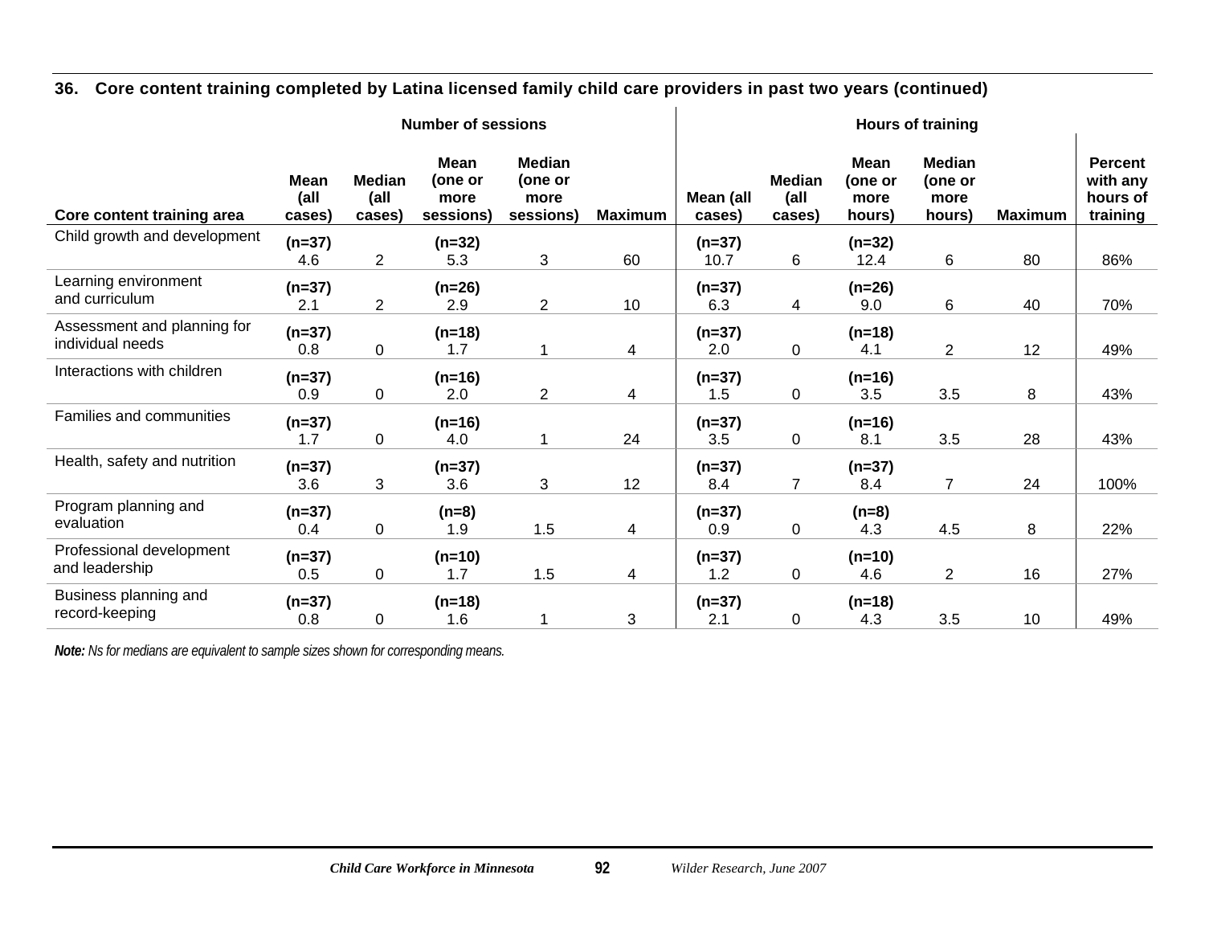## 36. Core content training completed by Latina licensed family child care providers in past two years (continued)

| Core content training area | Number of sessions | | | | | Hours of training | | | | | |
|---|---|---|---|---|---|---|---|---|---|---|---|
| | Mean (all cases) | Median (all cases) | Mean (one or more sessions) | Median (one or more sessions) | Maximum | Mean (all cases) | Median (all cases) | Mean (one or more hours) | Median (one or more hours) | Maximum | Percent with any hours of training |
| Child growth and development | **(n=37)** 4.6 | 2 | **(n=32)** 5.3 | 3 | 60 | **(n=37)** 10.7 | 6 | **(n=32)** 12.4 | 6 | 80 | 86% |
| Learning environment and curriculum | **(n=37)** 2.1 | 2 | **(n=26)** 2.9 | 2 | 10 | **(n=37)** 6.3 | 4 | **(n=26)** 9.0 | 6 | 40 | 70% |
| Assessment and planning for individual needs | **(n=37)** 0.8 | 0 | **(n=18)** 1.7 | 1 | 4 | **(n=37)** 2.0 | 0 | **(n=18)** 4.1 | 2 | 12 | 49% |
| Interactions with children | **(n=37)** 0.9 | 0 | **(n=16)** 2.0 | 2 | 4 | **(n=37)** 1.5 | 0 | **(n=16)** 3.5 | 3.5 | 8 | 43% |
| Families and communities | **(n=37)** 1.7 | 0 | **(n=16)** 4.0 | 1 | 24 | **(n=37)** 3.5 | 0 | **(n=16)** 8.1 | 3.5 | 28 | 43% |
| Health, safety and nutrition | **(n=37)** 3.6 | 3 | **(n=37)** 3.6 | 3 | 12 | **(n=37)** 8.4 | 7 | **(n=37)** 8.4 | 7 | 24 | 100% |
| Program planning and evaluation | **(n=37)** 0.4 | 0 | **(n=8)** 1.9 | 1.5 | 4 | **(n=37)** 0.9 | 0 | **(n=8)** 4.3 | 4.5 | 8 | 22% |
| Professional development and leadership | **(n=37)** 0.5 | 0 | **(n=10)** 1.7 | 1.5 | 4 | **(n=37)** 1.2 | 0 | **(n=10)** 4.6 | 2 | 16 | 27% |
| Business planning and record-keeping | **(n=37)** 0.8 | 0 | **(n=18)** 1.6 | 1 | 3 | **(n=37)** 2.1 | 0 | **(n=18)** 4.3 | 3.5 | 10 | 49% |

***Note:*** *Ns for medians are equivalent to sample sizes shown for corresponding means.*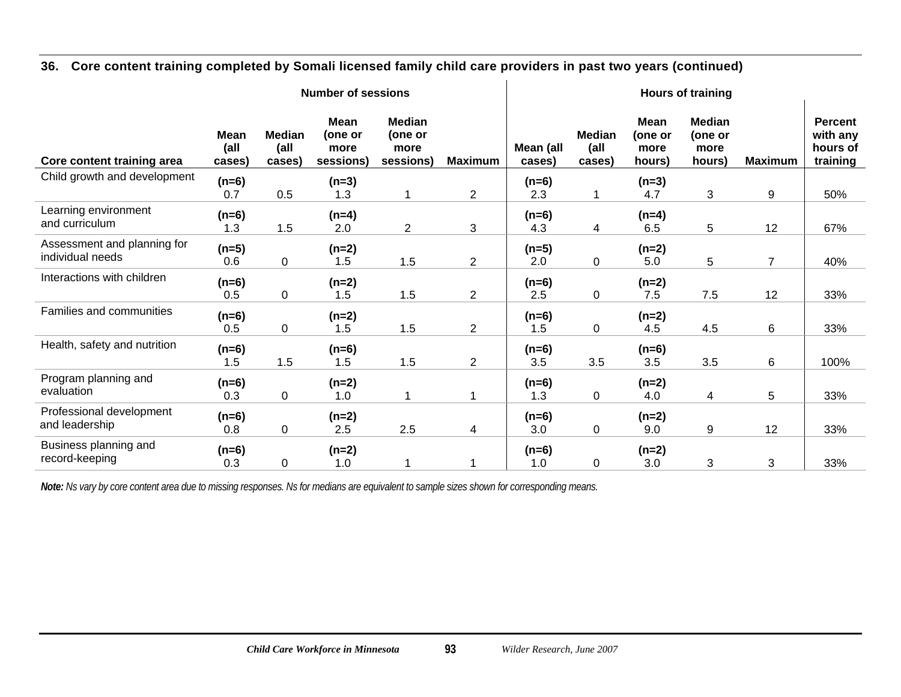**36. Core content training completed by Somali licensed family child care providers in past two years (continued)**

| Core content training area | Number of sessions | | | | | Hours of training | | | | | |
|---|---|---|---|---|---|---|---|---|---|---|---|
| | Mean (all cases) | Median (all cases) | Mean (one or more sessions) | Median (one or more sessions) | Maximum | Mean (all cases) | Median (all cases) | Mean (one or more hours) | Median (one or more hours) | Maximum | Percent with any hours of training |
| Child growth and development | (n=6) 0.7 | 0.5 | (n=3) 1.3 | 1 | 2 | (n=6) 2.3 | 1 | (n=3) 4.7 | 3 | 9 | 50% |
| Learning environment and curriculum | (n=6) 1.3 | 1.5 | (n=4) 2.0 | 2 | 3 | (n=6) 4.3 | 4 | (n=4) 6.5 | 5 | 12 | 67% |
| Assessment and planning for individual needs | (n=5) 0.6 | 0 | (n=2) 1.5 | 1.5 | 2 | (n=5) 2.0 | 0 | (n=2) 5.0 | 5 | 7 | 40% |
| Interactions with children | (n=6) 0.5 | 0 | (n=2) 1.5 | 1.5 | 2 | (n=6) 2.5 | 0 | (n=2) 7.5 | 7.5 | 12 | 33% |
| Families and communities | (n=6) 0.5 | 0 | (n=2) 1.5 | 1.5 | 2 | (n=6) 1.5 | 0 | (n=2) 4.5 | 4.5 | 6 | 33% |
| Health, safety and nutrition | (n=6) 1.5 | 1.5 | (n=6) 1.5 | 1.5 | 2 | (n=6) 3.5 | 3.5 | (n=6) 3.5 | 3.5 | 6 | 100% |
| Program planning and evaluation | (n=6) 0.3 | 0 | (n=2) 1.0 | 1 | 1 | (n=6) 1.3 | 0 | (n=2) 4.0 | 4 | 5 | 33% |
| Professional development and leadership | (n=6) 0.8 | 0 | (n=2) 2.5 | 2.5 | 4 | (n=6) 3.0 | 0 | (n=2) 9.0 | 9 | 12 | 33% |
| Business planning and record-keeping | (n=6) 0.3 | 0 | (n=2) 1.0 | 1 | 1 | (n=6) 1.0 | 0 | (n=2) 3.0 | 3 | 3 | 33% |

***Note:*** *Ns vary by core content area due to missing responses. Ns for medians are equivalent to sample sizes shown for corresponding means.*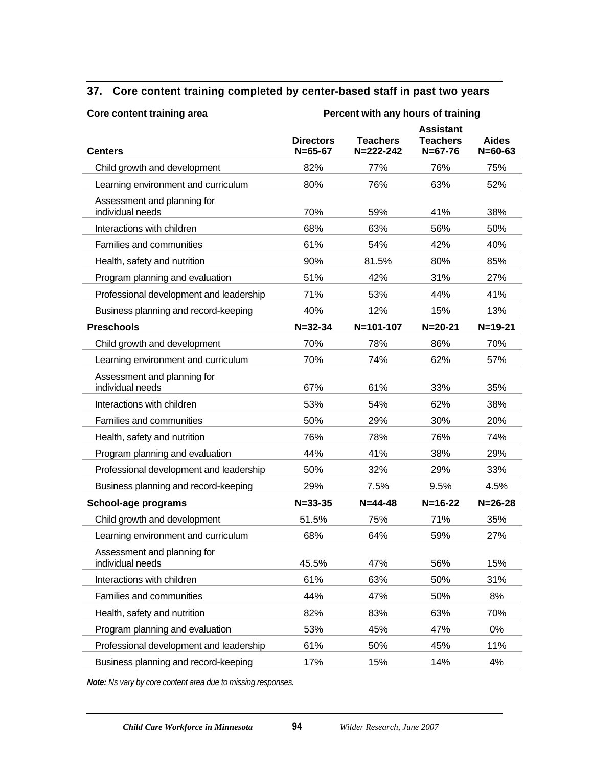## 37. Core content training completed by center-based staff in past two years

| Core content training area | Percent with any hours of training | | | |
|---|---|---|---|---|
| **Centers** | **Directors N=65-67** | **Teachers N=222-242** | **Assistant Teachers N=67-76** | **Aides N=60-63** |
| Child growth and development | 82% | 77% | 76% | 75% |
| Learning environment and curriculum | 80% | 76% | 63% | 52% |
| Assessment and planning for individual needs | 70% | 59% | 41% | 38% |
| Interactions with children | 68% | 63% | 56% | 50% |
| Families and communities | 61% | 54% | 42% | 40% |
| Health, safety and nutrition | 90% | 81.5% | 80% | 85% |
| Program planning and evaluation | 51% | 42% | 31% | 27% |
| Professional development and leadership | 71% | 53% | 44% | 41% |
| Business planning and record-keeping | 40% | 12% | 15% | 13% |
| **Preschools** | **N=32-34** | **N=101-107** | **N=20-21** | **N=19-21** |
| Child growth and development | 70% | 78% | 86% | 70% |
| Learning environment and curriculum | 70% | 74% | 62% | 57% |
| Assessment and planning for individual needs | 67% | 61% | 33% | 35% |
| Interactions with children | 53% | 54% | 62% | 38% |
| Families and communities | 50% | 29% | 30% | 20% |
| Health, safety and nutrition | 76% | 78% | 76% | 74% |
| Program planning and evaluation | 44% | 41% | 38% | 29% |
| Professional development and leadership | 50% | 32% | 29% | 33% |
| Business planning and record-keeping | 29% | 7.5% | 9.5% | 4.5% |
| **School-age programs** | **N=33-35** | **N=44-48** | **N=16-22** | **N=26-28** |
| Child growth and development | 51.5% | 75% | 71% | 35% |
| Learning environment and curriculum | 68% | 64% | 59% | 27% |
| Assessment and planning for individual needs | 45.5% | 47% | 56% | 15% |
| Interactions with children | 61% | 63% | 50% | 31% |
| Families and communities | 44% | 47% | 50% | 8% |
| Health, safety and nutrition | 82% | 83% | 63% | 70% |
| Program planning and evaluation | 53% | 45% | 47% | 0% |
| Professional development and leadership | 61% | 50% | 45% | 11% |
| Business planning and record-keeping | 17% | 15% | 14% | 4% |

***Note:*** *Ns vary by core content area due to missing responses.*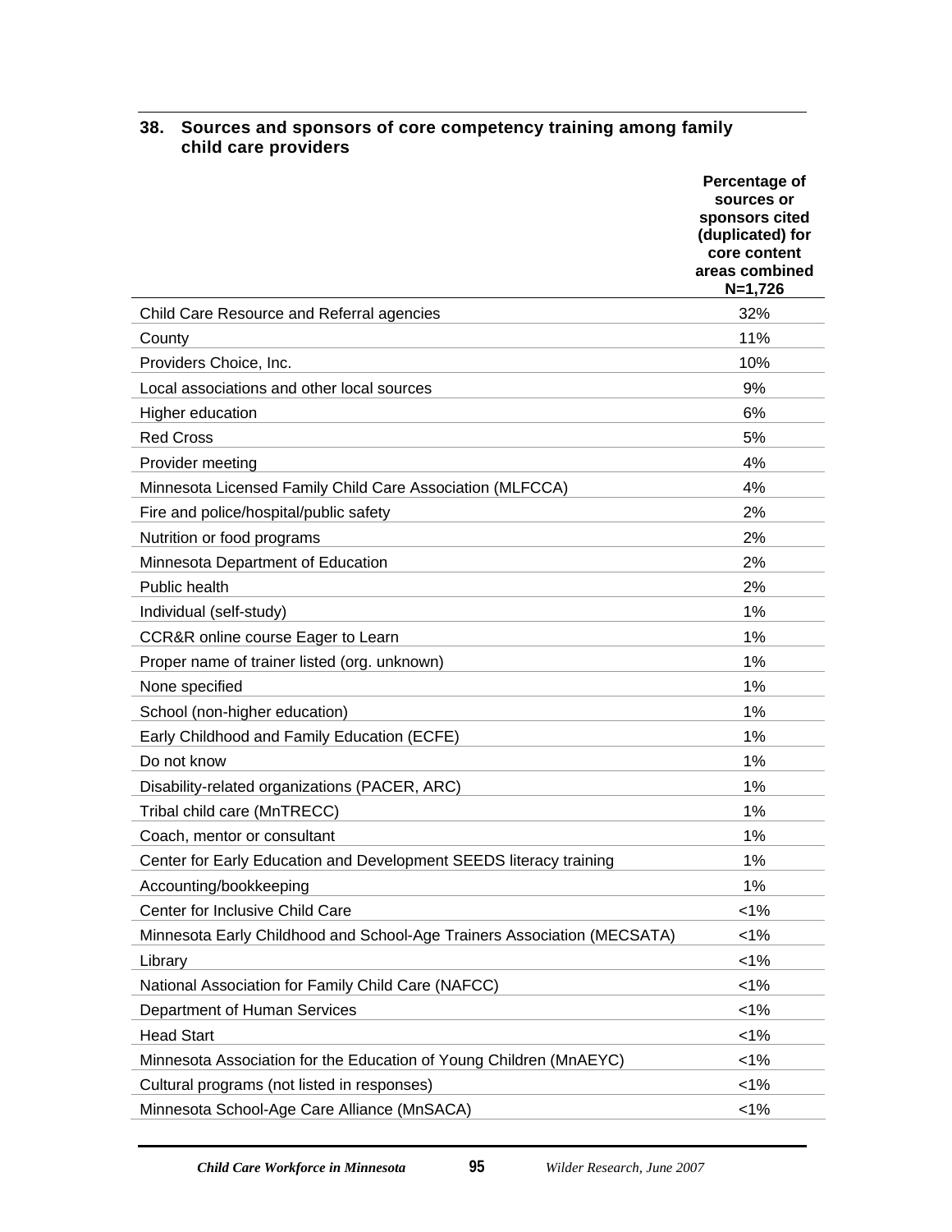### 38. Sources and sponsors of core competency training among family child care providers

| | Percentage of sources or sponsors cited (duplicated) for core content areas combined N=1,726 |
|---|---|
| Child Care Resource and Referral agencies | 32% |
| County | 11% |
| Providers Choice, Inc. | 10% |
| Local associations and other local sources | 9% |
| Higher education | 6% |
| Red Cross | 5% |
| Provider meeting | 4% |
| Minnesota Licensed Family Child Care Association (MLFCCA) | 4% |
| Fire and police/hospital/public safety | 2% |
| Nutrition or food programs | 2% |
| Minnesota Department of Education | 2% |
| Public health | 2% |
| Individual (self-study) | 1% |
| CCR&R online course Eager to Learn | 1% |
| Proper name of trainer listed (org. unknown) | 1% |
| None specified | 1% |
| School (non-higher education) | 1% |
| Early Childhood and Family Education (ECFE) | 1% |
| Do not know | 1% |
| Disability-related organizations (PACER, ARC) | 1% |
| Tribal child care (MnTRECC) | 1% |
| Coach, mentor or consultant | 1% |
| Center for Early Education and Development SEEDS literacy training | 1% |
| Accounting/bookkeeping | 1% |
| Center for Inclusive Child Care | <1% |
| Minnesota Early Childhood and School-Age Trainers Association (MECSATA) | <1% |
| Library | <1% |
| National Association for Family Child Care (NAFCC) | <1% |
| Department of Human Services | <1% |
| Head Start | <1% |
| Minnesota Association for the Education of Young Children (MnAEYC) | <1% |
| Cultural programs (not listed in responses) | <1% |
| Minnesota School-Age Care Alliance (MnSACA) | <1% |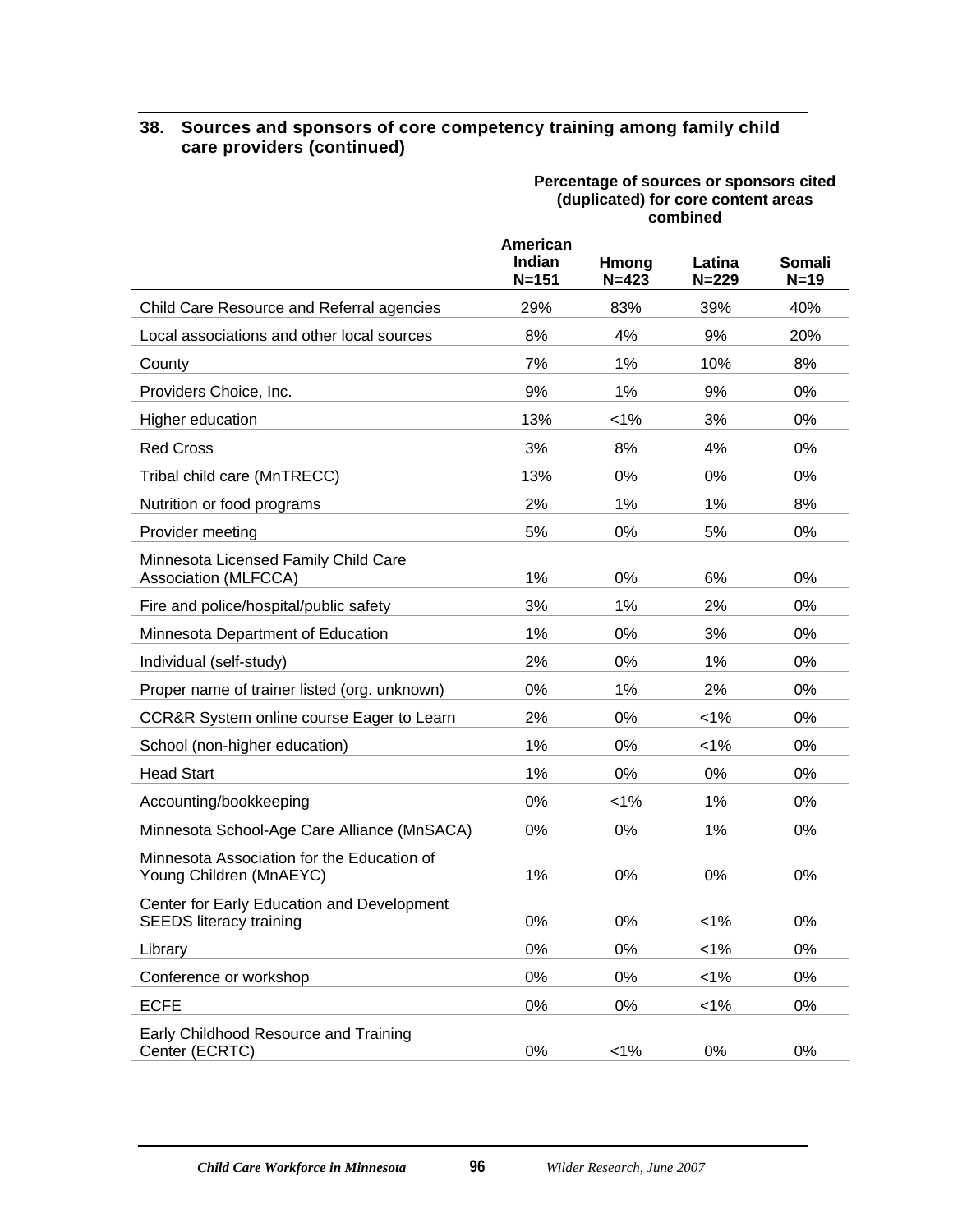### 38. Sources and sponsors of core competency training among family child care providers (continued)

| | Percentage of sources or sponsors cited (duplicated) for core content areas combined | | | |
|---|---|---|---|---|
| | American Indian N=151 | Hmong N=423 | Latina N=229 | Somali N=19 |
| Child Care Resource and Referral agencies | 29% | 83% | 39% | 40% |
| Local associations and other local sources | 8% | 4% | 9% | 20% |
| County | 7% | 1% | 10% | 8% |
| Providers Choice, Inc. | 9% | 1% | 9% | 0% |
| Higher education | 13% | <1% | 3% | 0% |
| Red Cross | 3% | 8% | 4% | 0% |
| Tribal child care (MnTRECC) | 13% | 0% | 0% | 0% |
| Nutrition or food programs | 2% | 1% | 1% | 8% |
| Provider meeting | 5% | 0% | 5% | 0% |
| Minnesota Licensed Family Child Care Association (MLFCCA) | 1% | 0% | 6% | 0% |
| Fire and police/hospital/public safety | 3% | 1% | 2% | 0% |
| Minnesota Department of Education | 1% | 0% | 3% | 0% |
| Individual (self-study) | 2% | 0% | 1% | 0% |
| Proper name of trainer listed (org. unknown) | 0% | 1% | 2% | 0% |
| CCR&R System online course Eager to Learn | 2% | 0% | <1% | 0% |
| School (non-higher education) | 1% | 0% | <1% | 0% |
| Head Start | 1% | 0% | 0% | 0% |
| Accounting/bookkeeping | 0% | <1% | 1% | 0% |
| Minnesota School-Age Care Alliance (MnSACA) | 0% | 0% | 1% | 0% |
| Minnesota Association for the Education of Young Children (MnAEYC) | 1% | 0% | 0% | 0% |
| Center for Early Education and Development SEEDS literacy training | 0% | 0% | <1% | 0% |
| Library | 0% | 0% | <1% | 0% |
| Conference or workshop | 0% | 0% | <1% | 0% |
| ECFE | 0% | 0% | <1% | 0% |
| Early Childhood Resource and Training Center (ECRTC) | 0% | <1% | 0% | 0% |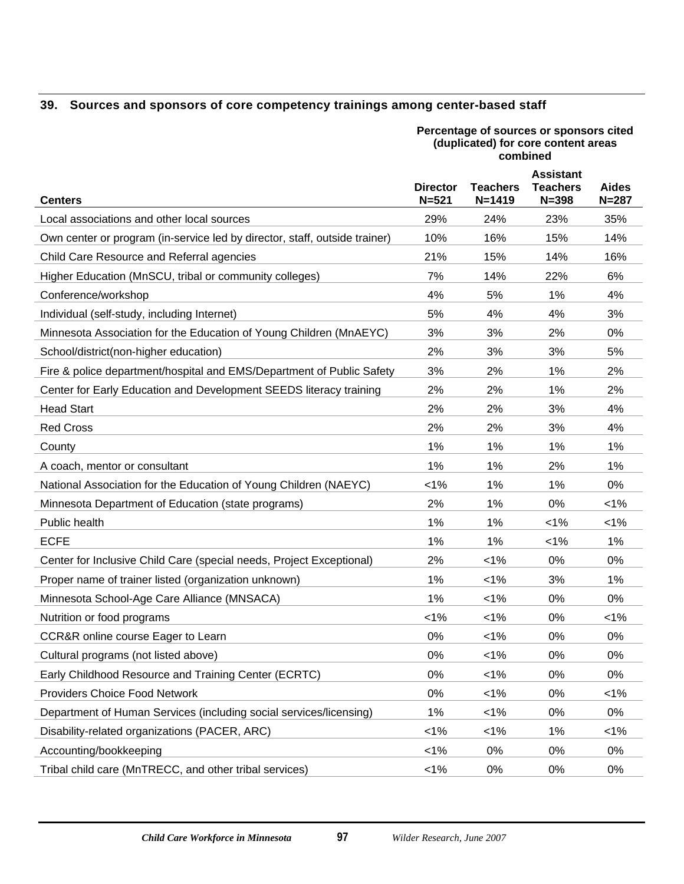### 39. Sources and sponsors of core competency trainings among center-based staff

| | Percentage of sources or sponsors cited (duplicated) for core content areas combined | | | |
|---|---|---|---|---|
| **Centers** | **Director N=521** | **Teachers N=1419** | **Assistant Teachers N=398** | **Aides N=287** |
| Local associations and other local sources | 29% | 24% | 23% | 35% |
| Own center or program (in-service led by director, staff, outside trainer) | 10% | 16% | 15% | 14% |
| Child Care Resource and Referral agencies | 21% | 15% | 14% | 16% |
| Higher Education (MnSCU, tribal or community colleges) | 7% | 14% | 22% | 6% |
| Conference/workshop | 4% | 5% | 1% | 4% |
| Individual (self-study, including Internet) | 5% | 4% | 4% | 3% |
| Minnesota Association for the Education of Young Children (MnAEYC) | 3% | 3% | 2% | 0% |
| School/district(non-higher education) | 2% | 3% | 3% | 5% |
| Fire & police department/hospital and EMS/Department of Public Safety | 3% | 2% | 1% | 2% |
| Center for Early Education and Development SEEDS literacy training | 2% | 2% | 1% | 2% |
| Head Start | 2% | 2% | 3% | 4% |
| Red Cross | 2% | 2% | 3% | 4% |
| County | 1% | 1% | 1% | 1% |
| A coach, mentor or consultant | 1% | 1% | 2% | 1% |
| National Association for the Education of Young Children (NAEYC) | <1% | 1% | 1% | 0% |
| Minnesota Department of Education (state programs) | 2% | 1% | 0% | <1% |
| Public health | 1% | 1% | <1% | <1% |
| ECFE | 1% | 1% | <1% | 1% |
| Center for Inclusive Child Care (special needs, Project Exceptional) | 2% | <1% | 0% | 0% |
| Proper name of trainer listed (organization unknown) | 1% | <1% | 3% | 1% |
| Minnesota School-Age Care Alliance (MNSACA) | 1% | <1% | 0% | 0% |
| Nutrition or food programs | <1% | <1% | 0% | <1% |
| CCR&R online course Eager to Learn | 0% | <1% | 0% | 0% |
| Cultural programs (not listed above) | 0% | <1% | 0% | 0% |
| Early Childhood Resource and Training Center (ECRTC) | 0% | <1% | 0% | 0% |
| Providers Choice Food Network | 0% | <1% | 0% | <1% |
| Department of Human Services (including social services/licensing) | 1% | <1% | 0% | 0% |
| Disability-related organizations (PACER, ARC) | <1% | <1% | 1% | <1% |
| Accounting/bookkeeping | <1% | 0% | 0% | 0% |
| Tribal child care (MnTRECC, and other tribal services) | <1% | 0% | 0% | 0% |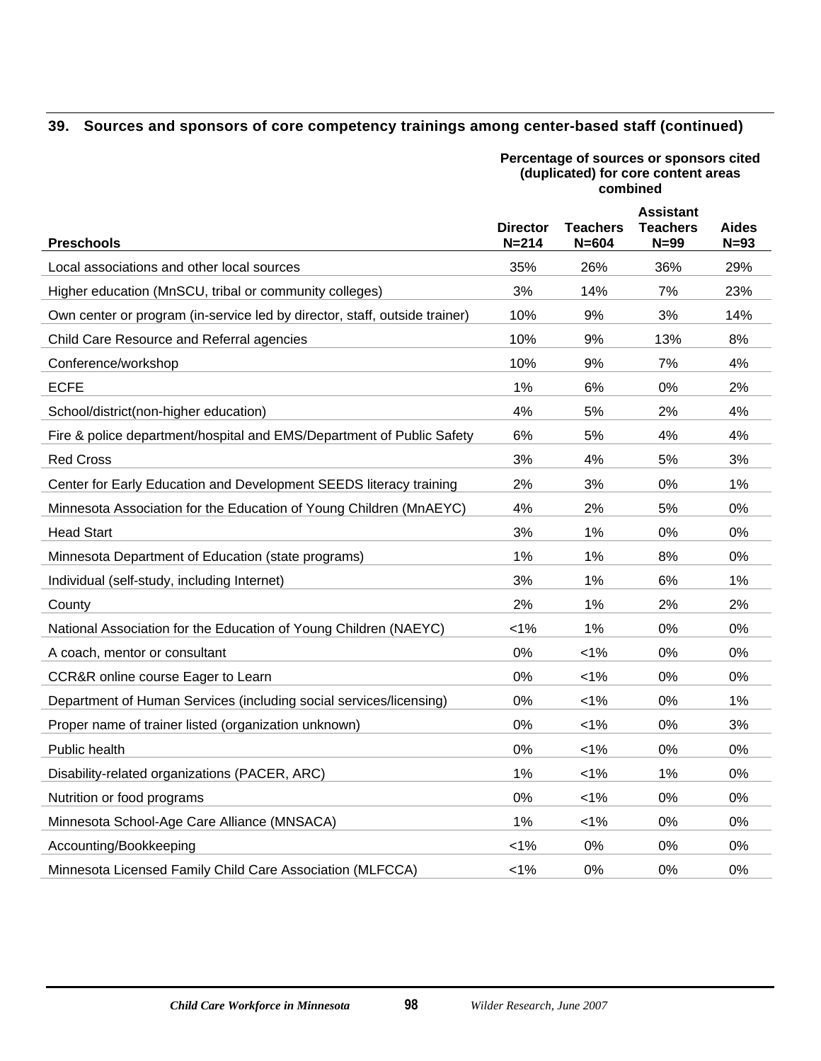### 39. Sources and sponsors of core competency trainings among center-based staff (continued)

| | Percentage of sources or sponsors cited (duplicated) for core content areas combined | | | |
|---|---|---|---|---|
| **Preschools** | **Director N=214** | **Teachers N=604** | **Assistant Teachers N=99** | **Aides N=93** |
| Local associations and other local sources | 35% | 26% | 36% | 29% |
| Higher education (MnSCU, tribal or community colleges) | 3% | 14% | 7% | 23% |
| Own center or program (in-service led by director, staff, outside trainer) | 10% | 9% | 3% | 14% |
| Child Care Resource and Referral agencies | 10% | 9% | 13% | 8% |
| Conference/workshop | 10% | 9% | 7% | 4% |
| ECFE | 1% | 6% | 0% | 2% |
| School/district(non-higher education) | 4% | 5% | 2% | 4% |
| Fire & police department/hospital and EMS/Department of Public Safety | 6% | 5% | 4% | 4% |
| Red Cross | 3% | 4% | 5% | 3% |
| Center for Early Education and Development SEEDS literacy training | 2% | 3% | 0% | 1% |
| Minnesota Association for the Education of Young Children (MnAEYC) | 4% | 2% | 5% | 0% |
| Head Start | 3% | 1% | 0% | 0% |
| Minnesota Department of Education (state programs) | 1% | 1% | 8% | 0% |
| Individual (self-study, including Internet) | 3% | 1% | 6% | 1% |
| County | 2% | 1% | 2% | 2% |
| National Association for the Education of Young Children (NAEYC) | <1% | 1% | 0% | 0% |
| A coach, mentor or consultant | 0% | <1% | 0% | 0% |
| CCR&R online course Eager to Learn | 0% | <1% | 0% | 0% |
| Department of Human Services (including social services/licensing) | 0% | <1% | 0% | 1% |
| Proper name of trainer listed (organization unknown) | 0% | <1% | 0% | 3% |
| Public health | 0% | <1% | 0% | 0% |
| Disability-related organizations (PACER, ARC) | 1% | <1% | 1% | 0% |
| Nutrition or food programs | 0% | <1% | 0% | 0% |
| Minnesota School-Age Care Alliance (MNSACA) | 1% | <1% | 0% | 0% |
| Accounting/Bookkeeping | <1% | 0% | 0% | 0% |
| Minnesota Licensed Family Child Care Association (MLFCCA) | <1% | 0% | 0% | 0% |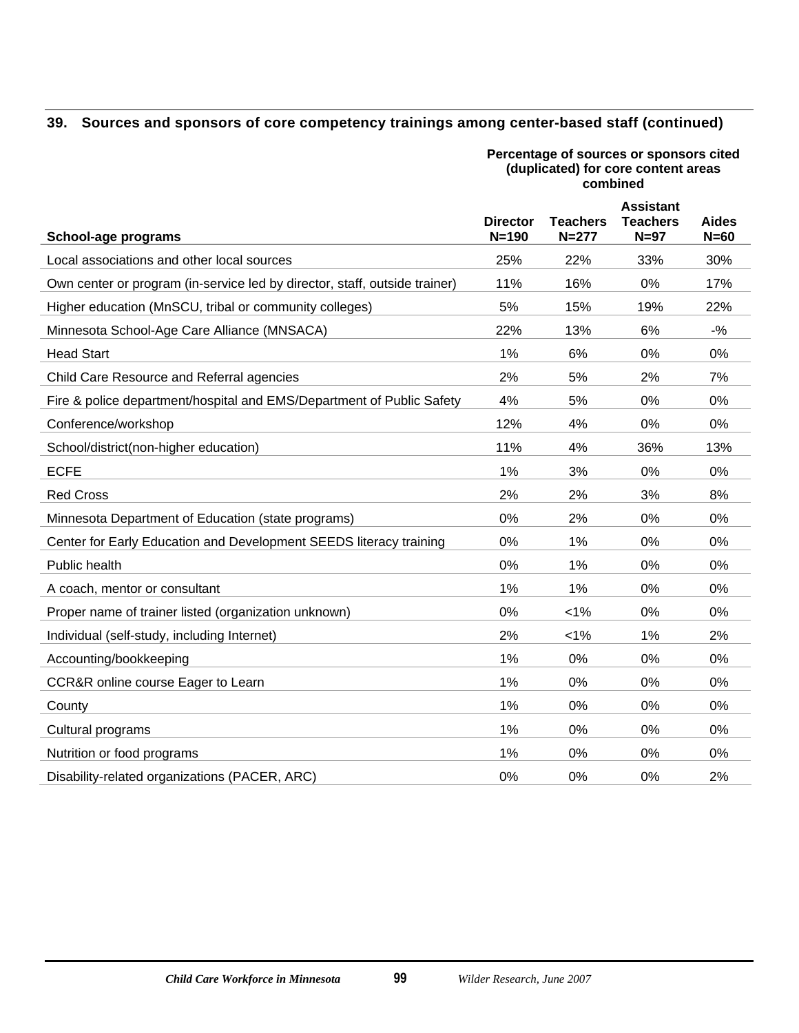### 39. Sources and sponsors of core competency trainings among center-based staff (continued)

| | Percentage of sources or sponsors cited (duplicated) for core content areas combined | | | |
|---|---|---|---|---|
| School-age programs | Director N=190 | Teachers N=277 | Assistant Teachers N=97 | Aides N=60 |
| Local associations and other local sources | 25% | 22% | 33% | 30% |
| Own center or program (in-service led by director, staff, outside trainer) | 11% | 16% | 0% | 17% |
| Higher education (MnSCU, tribal or community colleges) | 5% | 15% | 19% | 22% |
| Minnesota School-Age Care Alliance (MNSACA) | 22% | 13% | 6% | -% |
| Head Start | 1% | 6% | 0% | 0% |
| Child Care Resource and Referral agencies | 2% | 5% | 2% | 7% |
| Fire & police department/hospital and EMS/Department of Public Safety | 4% | 5% | 0% | 0% |
| Conference/workshop | 12% | 4% | 0% | 0% |
| School/district(non-higher education) | 11% | 4% | 36% | 13% |
| ECFE | 1% | 3% | 0% | 0% |
| Red Cross | 2% | 2% | 3% | 8% |
| Minnesota Department of Education (state programs) | 0% | 2% | 0% | 0% |
| Center for Early Education and Development SEEDS literacy training | 0% | 1% | 0% | 0% |
| Public health | 0% | 1% | 0% | 0% |
| A coach, mentor or consultant | 1% | 1% | 0% | 0% |
| Proper name of trainer listed (organization unknown) | 0% | <1% | 0% | 0% |
| Individual (self-study, including Internet) | 2% | <1% | 1% | 2% |
| Accounting/bookkeeping | 1% | 0% | 0% | 0% |
| CCR&R online course Eager to Learn | 1% | 0% | 0% | 0% |
| County | 1% | 0% | 0% | 0% |
| Cultural programs | 1% | 0% | 0% | 0% |
| Nutrition or food programs | 1% | 0% | 0% | 0% |
| Disability-related organizations (PACER, ARC) | 0% | 0% | 0% | 2% |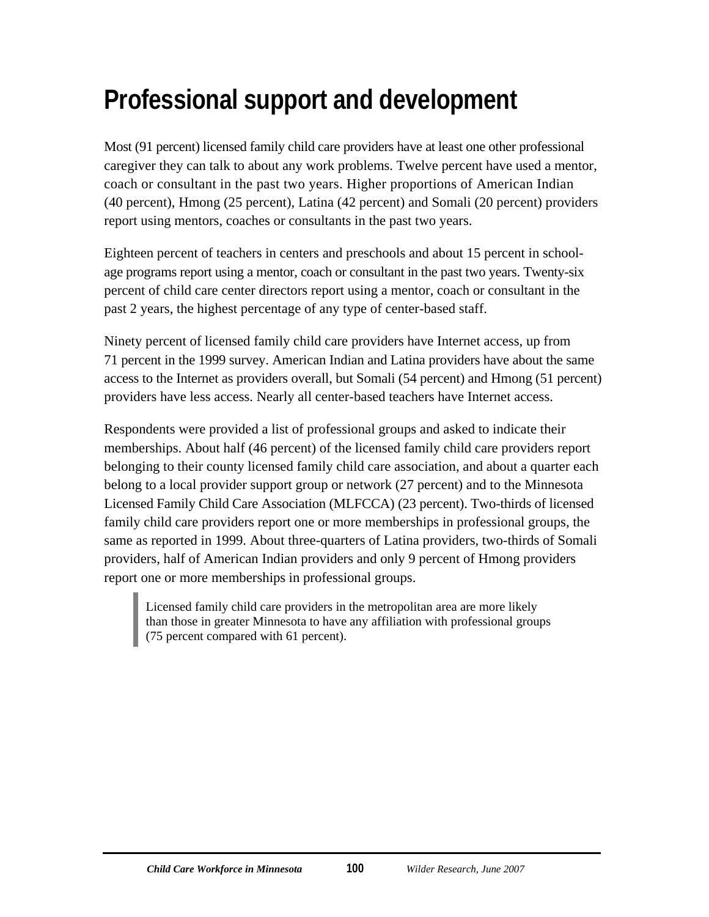# Professional support and development

Most (91 percent) licensed family child care providers have at least one other professional caregiver they can talk to about any work problems. Twelve percent have used a mentor, coach or consultant in the past two years. Higher proportions of American Indian (40 percent), Hmong (25 percent), Latina (42 percent) and Somali (20 percent) providers report using mentors, coaches or consultants in the past two years.

Eighteen percent of teachers in centers and preschools and about 15 percent in school-age programs report using a mentor, coach or consultant in the past two years. Twenty-six percent of child care center directors report using a mentor, coach or consultant in the past 2 years, the highest percentage of any type of center-based staff.

Ninety percent of licensed family child care providers have Internet access, up from 71 percent in the 1999 survey. American Indian and Latina providers have about the same access to the Internet as providers overall, but Somali (54 percent) and Hmong (51 percent) providers have less access. Nearly all center-based teachers have Internet access.

Respondents were provided a list of professional groups and asked to indicate their memberships. About half (46 percent) of the licensed family child care providers report belonging to their county licensed family child care association, and about a quarter each belong to a local provider support group or network (27 percent) and to the Minnesota Licensed Family Child Care Association (MLFCCA) (23 percent). Two-thirds of licensed family child care providers report one or more memberships in professional groups, the same as reported in 1999. About three-quarters of Latina providers, two-thirds of Somali providers, half of American Indian providers and only 9 percent of Hmong providers report one or more memberships in professional groups.

> Licensed family child care providers in the metropolitan area are more likely than those in greater Minnesota to have any affiliation with professional groups (75 percent compared with 61 percent).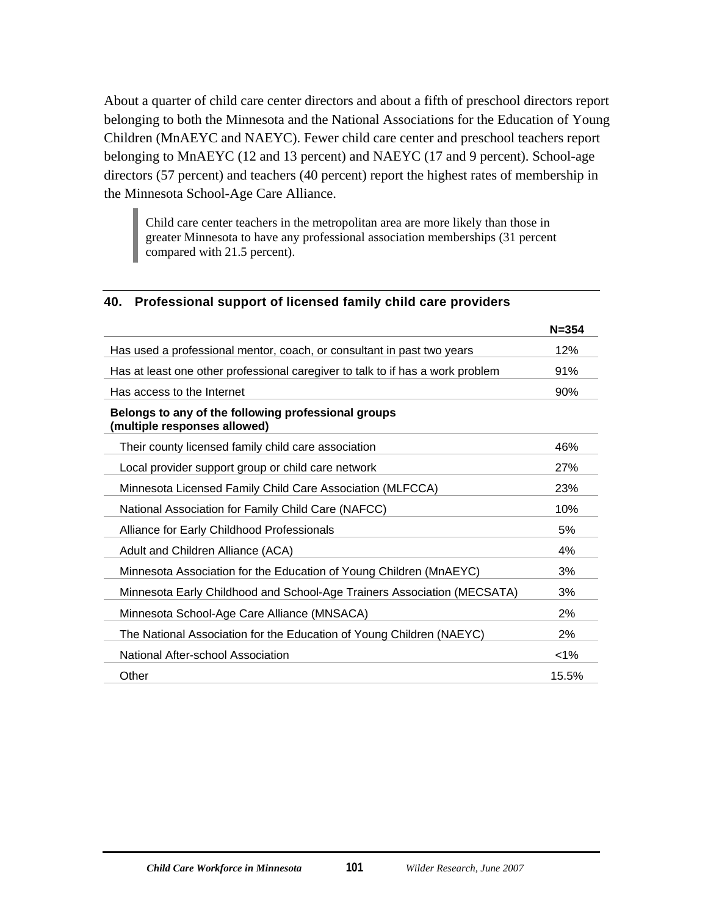About a quarter of child care center directors and about a fifth of preschool directors report belonging to both the Minnesota and the National Associations for the Education of Young Children (MnAEYC and NAEYC). Fewer child care center and preschool teachers report belonging to MnAEYC (12 and 13 percent) and NAEYC (17 and 9 percent). School-age directors (57 percent) and teachers (40 percent) report the highest rates of membership in the Minnesota School-Age Care Alliance.

> Child care center teachers in the metropolitan area are more likely than those in greater Minnesota to have any professional association memberships (31 percent compared with 21.5 percent).

**40. Professional support of licensed family child care providers**

| | N=354 |
|---|---|
| Has used a professional mentor, coach, or consultant in past two years | 12% |
| Has at least one other professional caregiver to talk to if has a work problem | 91% |
| Has access to the Internet | 90% |
| **Belongs to any of the following professional groups (multiple responses allowed)** | |
| Their county licensed family child care association | 46% |
| Local provider support group or child care network | 27% |
| Minnesota Licensed Family Child Care Association (MLFCCA) | 23% |
| National Association for Family Child Care (NAFCC) | 10% |
| Alliance for Early Childhood Professionals | 5% |
| Adult and Children Alliance (ACA) | 4% |
| Minnesota Association for the Education of Young Children (MnAEYC) | 3% |
| Minnesota Early Childhood and School-Age Trainers Association (MECSATA) | 3% |
| Minnesota School-Age Care Alliance (MNSACA) | 2% |
| The National Association for the Education of Young Children (NAEYC) | 2% |
| National After-school Association | <1% |
| Other | 15.5% |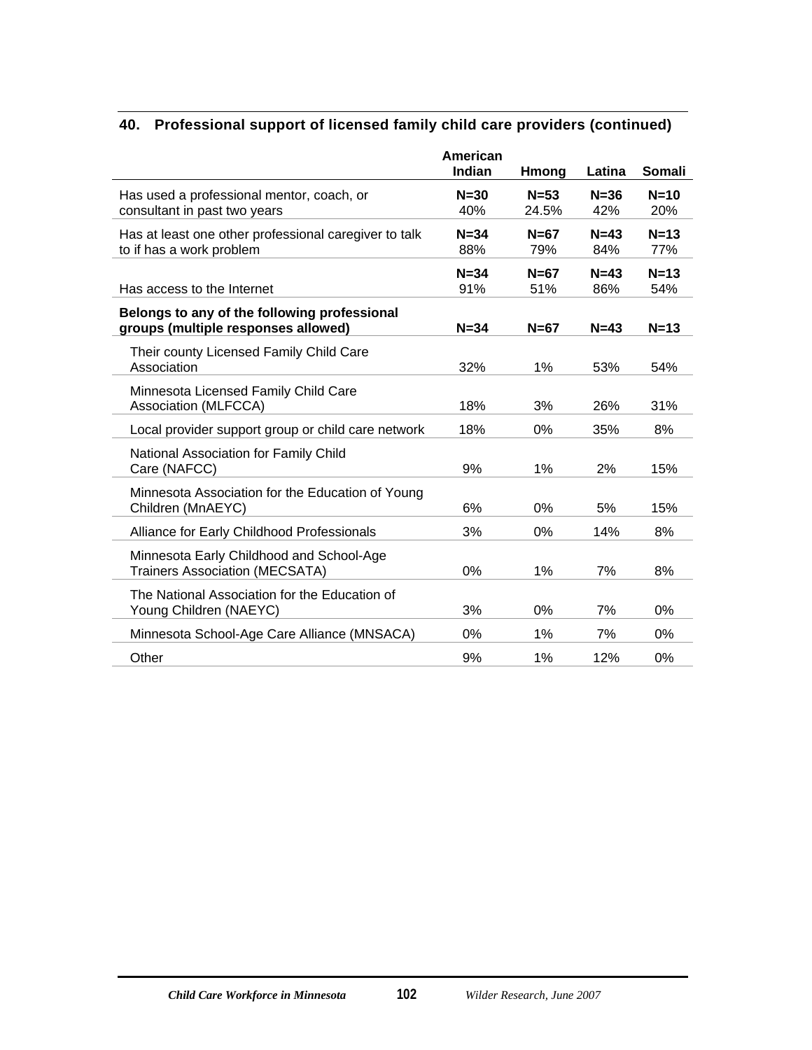## 40. Professional support of licensed family child care providers (continued)

| | American Indian | Hmong | Latina | Somali |
|---|---|---|---|---|
| Has used a professional mentor, coach, or consultant in past two years | **N=30** 40% | **N=53** 24.5% | **N=36** 42% | **N=10** 20% |
| Has at least one other professional caregiver to talk to if has a work problem | **N=34** 88% | **N=67** 79% | **N=43** 84% | **N=13** 77% |
| Has access to the Internet | **N=34** 91% | **N=67** 51% | **N=43** 86% | **N=13** 54% |
| **Belongs to any of the following professional groups (multiple responses allowed)** | **N=34** | **N=67** | **N=43** | **N=13** |
| Their county Licensed Family Child Care Association | 32% | 1% | 53% | 54% |
| Minnesota Licensed Family Child Care Association (MLFCCA) | 18% | 3% | 26% | 31% |
| Local provider support group or child care network | 18% | 0% | 35% | 8% |
| National Association for Family Child Care (NAFCC) | 9% | 1% | 2% | 15% |
| Minnesota Association for the Education of Young Children (MnAEYC) | 6% | 0% | 5% | 15% |
| Alliance for Early Childhood Professionals | 3% | 0% | 14% | 8% |
| Minnesota Early Childhood and School-Age Trainers Association (MECSATA) | 0% | 1% | 7% | 8% |
| The National Association for the Education of Young Children (NAEYC) | 3% | 0% | 7% | 0% |
| Minnesota School-Age Care Alliance (MNSACA) | 0% | 1% | 7% | 0% |
| Other | 9% | 1% | 12% | 0% |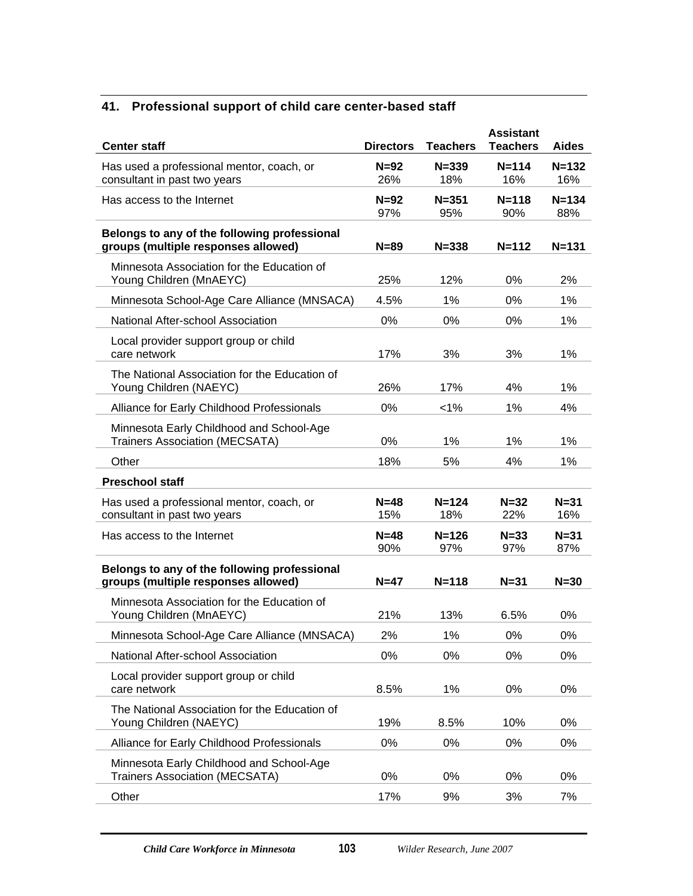## 41. Professional support of child care center-based staff

| Center staff | Directors | Teachers | Assistant Teachers | Aides |
|---|---|---|---|---|
| Has used a professional mentor, coach, or consultant in past two years | **N=92** 26% | **N=339** 18% | **N=114** 16% | **N=132** 16% |
| Has access to the Internet | **N=92** 97% | **N=351** 95% | **N=118** 90% | **N=134** 88% |
| **Belongs to any of the following professional groups (multiple responses allowed)** | **N=89** | **N=338** | **N=112** | **N=131** |
| Minnesota Association for the Education of Young Children (MnAEYC) | 25% | 12% | 0% | 2% |
| Minnesota School-Age Care Alliance (MNSACA) | 4.5% | 1% | 0% | 1% |
| National After-school Association | 0% | 0% | 0% | 1% |
| Local provider support group or child care network | 17% | 3% | 3% | 1% |
| The National Association for the Education of Young Children (NAEYC) | 26% | 17% | 4% | 1% |
| Alliance for Early Childhood Professionals | 0% | <1% | 1% | 4% |
| Minnesota Early Childhood and School-Age Trainers Association (MECSATA) | 0% | 1% | 1% | 1% |
| Other | 18% | 5% | 4% | 1% |
| **Preschool staff** | | | | |
| Has used a professional mentor, coach, or consultant in past two years | **N=48** 15% | **N=124** 18% | **N=32** 22% | **N=31** 16% |
| Has access to the Internet | **N=48** 90% | **N=126** 97% | **N=33** 97% | **N=31** 87% |
| **Belongs to any of the following professional groups (multiple responses allowed)** | **N=47** | **N=118** | **N=31** | **N=30** |
| Minnesota Association for the Education of Young Children (MnAEYC) | 21% | 13% | 6.5% | 0% |
| Minnesota School-Age Care Alliance (MNSACA) | 2% | 1% | 0% | 0% |
| National After-school Association | 0% | 0% | 0% | 0% |
| Local provider support group or child care network | 8.5% | 1% | 0% | 0% |
| The National Association for the Education of Young Children (NAEYC) | 19% | 8.5% | 10% | 0% |
| Alliance for Early Childhood Professionals | 0% | 0% | 0% | 0% |
| Minnesota Early Childhood and School-Age Trainers Association (MECSATA) | 0% | 0% | 0% | 0% |
| Other | 17% | 9% | 3% | 7% |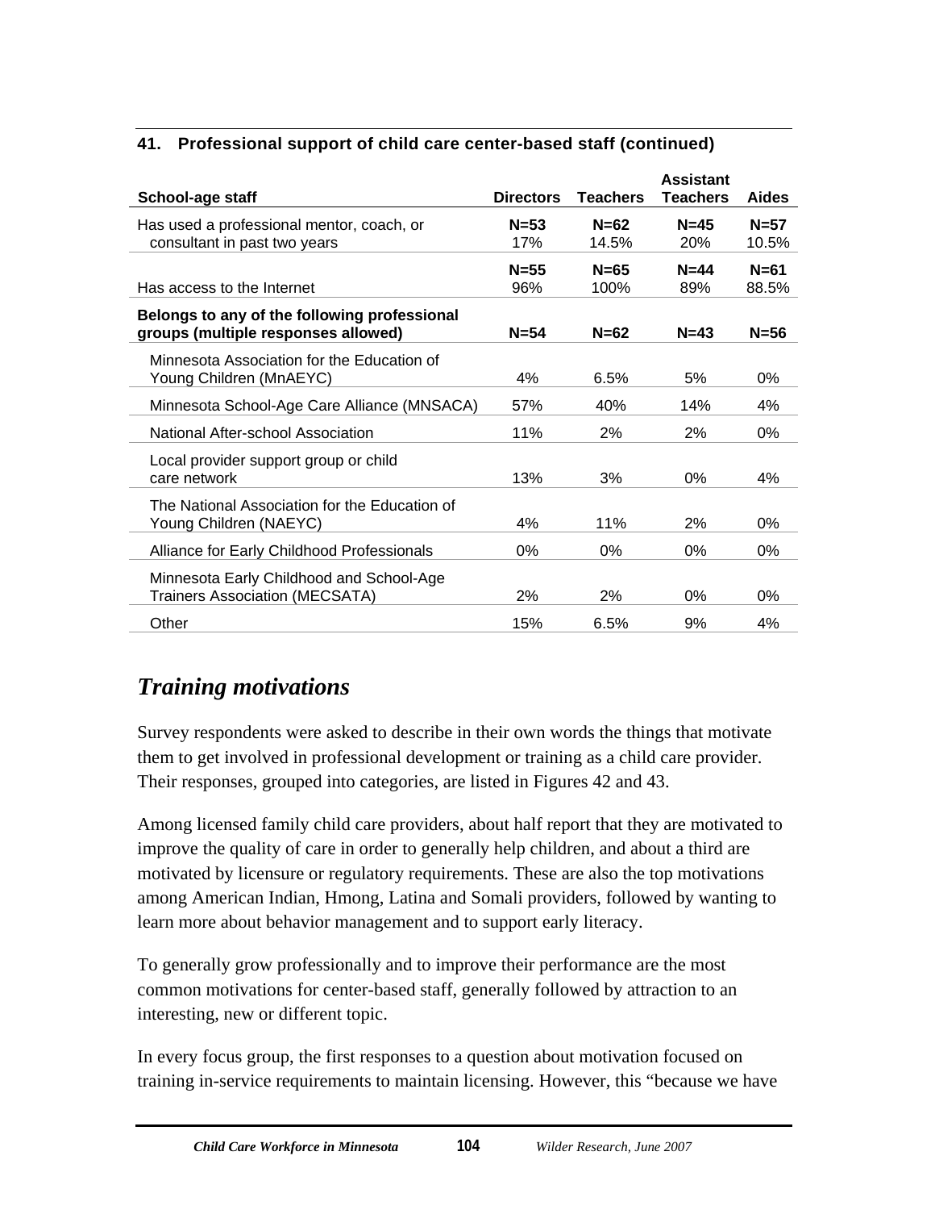**41. Professional support of child care center-based staff (continued)**

| School-age staff | Directors | Teachers | Assistant Teachers | Aides |
|---|---|---|---|---|
| Has used a professional mentor, coach, or consultant in past two years | N=53<br>17% | N=62<br>14.5% | N=45<br>20% | N=57<br>10.5% |
| Has access to the Internet | N=55<br>96% | N=65<br>100% | N=44<br>89% | N=61<br>88.5% |
| **Belongs to any of the following professional groups (multiple responses allowed)** | **N=54** | **N=62** | **N=43** | **N=56** |
| Minnesota Association for the Education of Young Children (MnAEYC) | 4% | 6.5% | 5% | 0% |
| Minnesota School-Age Care Alliance (MNSACA) | 57% | 40% | 14% | 4% |
| National After-school Association | 11% | 2% | 2% | 0% |
| Local provider support group or child care network | 13% | 3% | 0% | 4% |
| The National Association for the Education of Young Children (NAEYC) | 4% | 11% | 2% | 0% |
| Alliance for Early Childhood Professionals | 0% | 0% | 0% | 0% |
| Minnesota Early Childhood and School-Age Trainers Association (MECSATA) | 2% | 2% | 0% | 0% |
| Other | 15% | 6.5% | 9% | 4% |

## *Training motivations*

Survey respondents were asked to describe in their own words the things that motivate them to get involved in professional development or training as a child care provider. Their responses, grouped into categories, are listed in Figures 42 and 43.

Among licensed family child care providers, about half report that they are motivated to improve the quality of care in order to generally help children, and about a third are motivated by licensure or regulatory requirements. These are also the top motivations among American Indian, Hmong, Latina and Somali providers, followed by wanting to learn more about behavior management and to support early literacy.

To generally grow professionally and to improve their performance are the most common motivations for center-based staff, generally followed by attraction to an interesting, new or different topic.

In every focus group, the first responses to a question about motivation focused on training in-service requirements to maintain licensing. However, this "because we have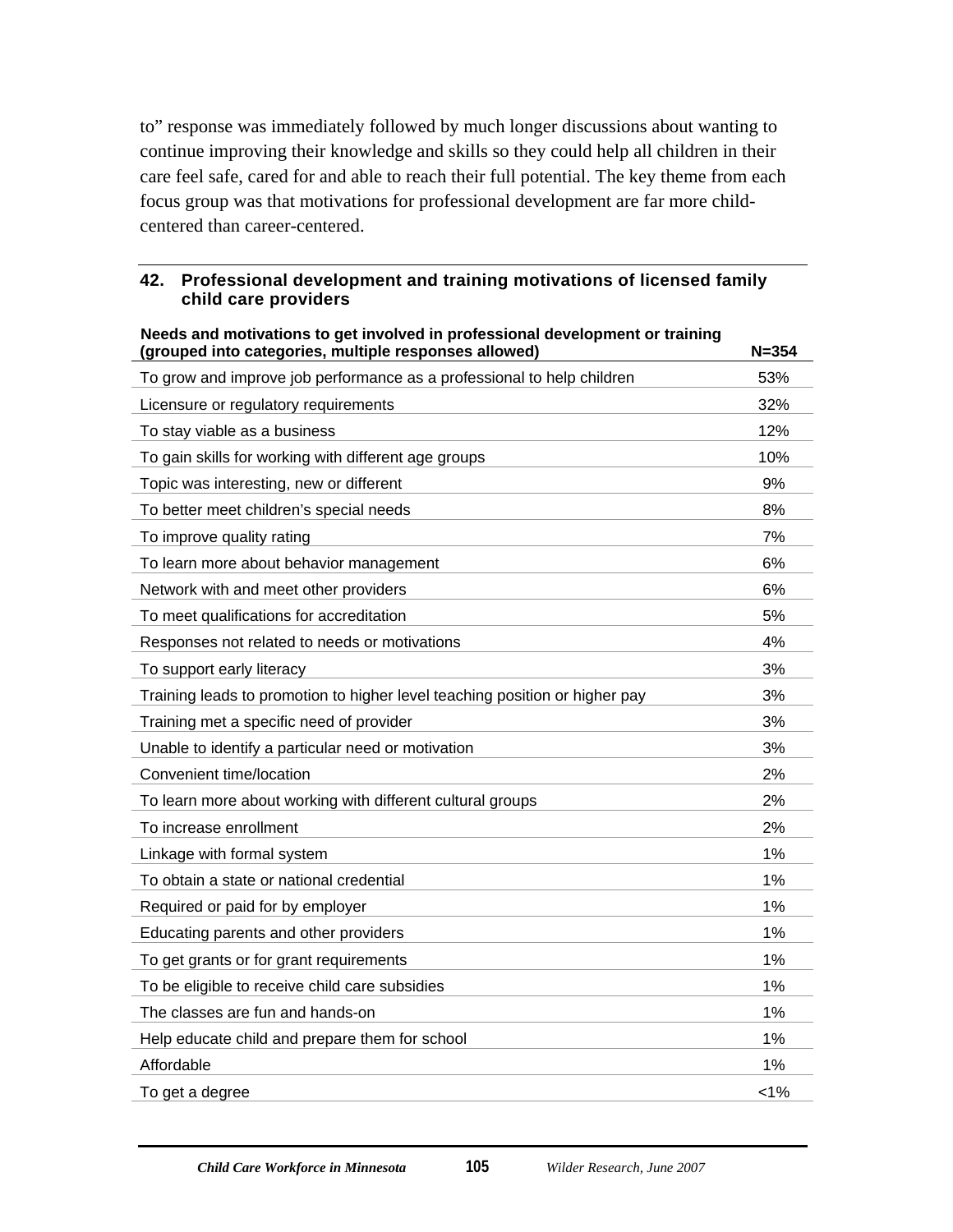to" response was immediately followed by much longer discussions about wanting to continue improving their knowledge and skills so they could help all children in their care feel safe, cared for and able to reach their full potential. The key theme from each focus group was that motivations for professional development are far more child-centered than career-centered.

**42. Professional development and training motivations of licensed family child care providers**

| Needs and motivations to get involved in professional development or training (grouped into categories, multiple responses allowed) | N=354 |
|---|---|
| To grow and improve job performance as a professional to help children | 53% |
| Licensure or regulatory requirements | 32% |
| To stay viable as a business | 12% |
| To gain skills for working with different age groups | 10% |
| Topic was interesting, new or different | 9% |
| To better meet children's special needs | 8% |
| To improve quality rating | 7% |
| To learn more about behavior management | 6% |
| Network with and meet other providers | 6% |
| To meet qualifications for accreditation | 5% |
| Responses not related to needs or motivations | 4% |
| To support early literacy | 3% |
| Training leads to promotion to higher level teaching position or higher pay | 3% |
| Training met a specific need of provider | 3% |
| Unable to identify a particular need or motivation | 3% |
| Convenient time/location | 2% |
| To learn more about working with different cultural groups | 2% |
| To increase enrollment | 2% |
| Linkage with formal system | 1% |
| To obtain a state or national credential | 1% |
| Required or paid for by employer | 1% |
| Educating parents and other providers | 1% |
| To get grants or for grant requirements | 1% |
| To be eligible to receive child care subsidies | 1% |
| The classes are fun and hands-on | 1% |
| Help educate child and prepare them for school | 1% |
| Affordable | 1% |
| To get a degree | <1% |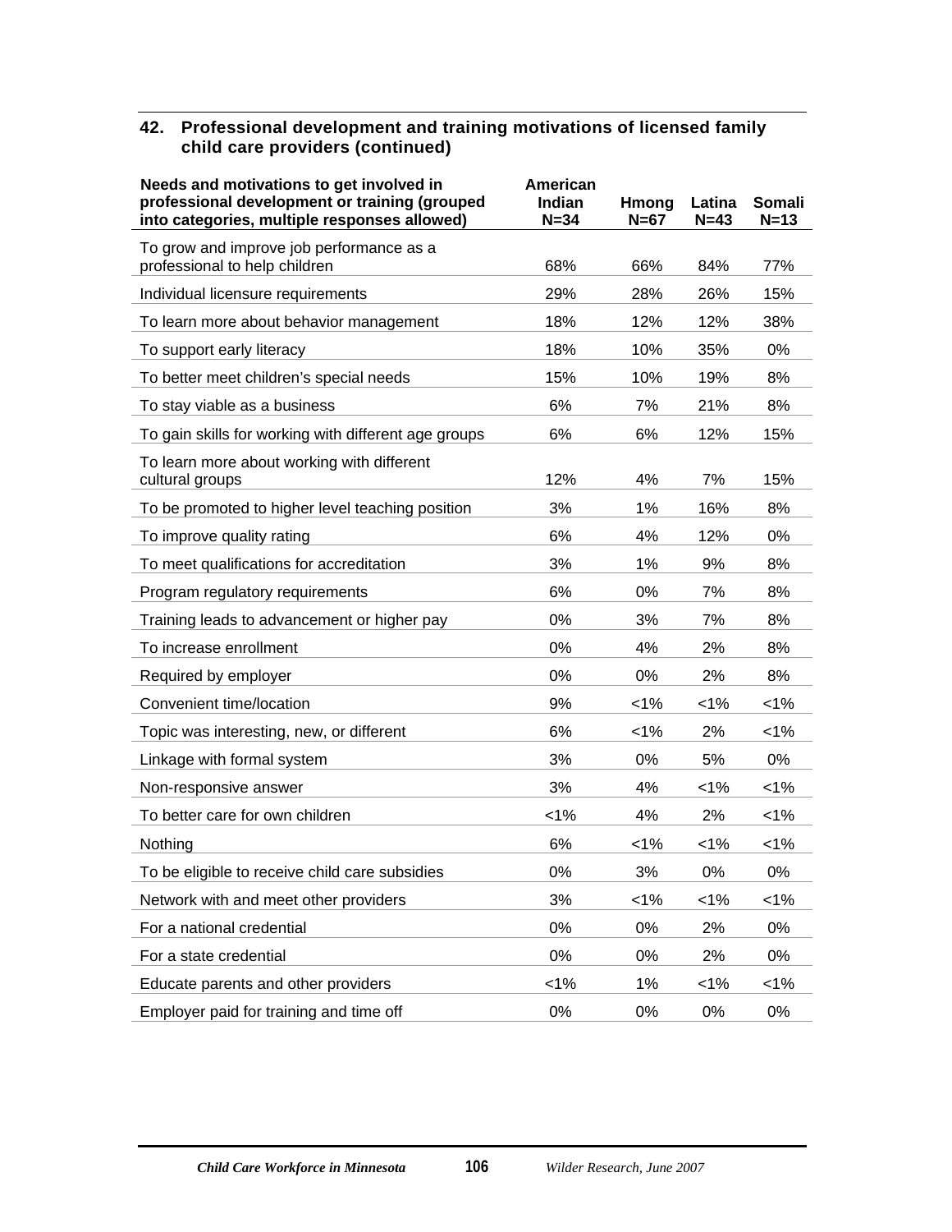### 42. Professional development and training motivations of licensed family child care providers (continued)

| Needs and motivations to get involved in professional development or training (grouped into categories, multiple responses allowed) | American Indian N=34 | Hmong N=67 | Latina N=43 | Somali N=13 |
|---|---|---|---|---|
| To grow and improve job performance as a professional to help children | 68% | 66% | 84% | 77% |
| Individual licensure requirements | 29% | 28% | 26% | 15% |
| To learn more about behavior management | 18% | 12% | 12% | 38% |
| To support early literacy | 18% | 10% | 35% | 0% |
| To better meet children's special needs | 15% | 10% | 19% | 8% |
| To stay viable as a business | 6% | 7% | 21% | 8% |
| To gain skills for working with different age groups | 6% | 6% | 12% | 15% |
| To learn more about working with different cultural groups | 12% | 4% | 7% | 15% |
| To be promoted to higher level teaching position | 3% | 1% | 16% | 8% |
| To improve quality rating | 6% | 4% | 12% | 0% |
| To meet qualifications for accreditation | 3% | 1% | 9% | 8% |
| Program regulatory requirements | 6% | 0% | 7% | 8% |
| Training leads to advancement or higher pay | 0% | 3% | 7% | 8% |
| To increase enrollment | 0% | 4% | 2% | 8% |
| Required by employer | 0% | 0% | 2% | 8% |
| Convenient time/location | 9% | <1% | <1% | <1% |
| Topic was interesting, new, or different | 6% | <1% | 2% | <1% |
| Linkage with formal system | 3% | 0% | 5% | 0% |
| Non-responsive answer | 3% | 4% | <1% | <1% |
| To better care for own children | <1% | 4% | 2% | <1% |
| Nothing | 6% | <1% | <1% | <1% |
| To be eligible to receive child care subsidies | 0% | 3% | 0% | 0% |
| Network with and meet other providers | 3% | <1% | <1% | <1% |
| For a national credential | 0% | 0% | 2% | 0% |
| For a state credential | 0% | 0% | 2% | 0% |
| Educate parents and other providers | <1% | 1% | <1% | <1% |
| Employer paid for training and time off | 0% | 0% | 0% | 0% |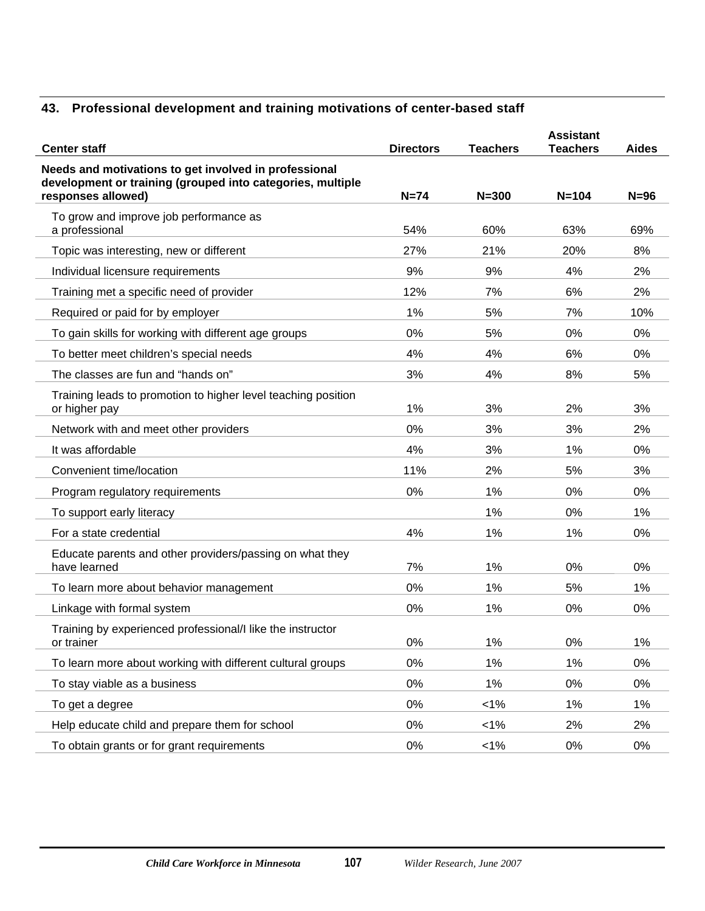### 43. Professional development and training motivations of center-based staff

| Center staff | Directors | Teachers | Assistant Teachers | Aides |
|---|---|---|---|---|
| **Needs and motivations to get involved in professional development or training (grouped into categories, multiple responses allowed)** | **N=74** | **N=300** | **N=104** | **N=96** |
| To grow and improve job performance as a professional | 54% | 60% | 63% | 69% |
| Topic was interesting, new or different | 27% | 21% | 20% | 8% |
| Individual licensure requirements | 9% | 9% | 4% | 2% |
| Training met a specific need of provider | 12% | 7% | 6% | 2% |
| Required or paid for by employer | 1% | 5% | 7% | 10% |
| To gain skills for working with different age groups | 0% | 5% | 0% | 0% |
| To better meet children's special needs | 4% | 4% | 6% | 0% |
| The classes are fun and "hands on" | 3% | 4% | 8% | 5% |
| Training leads to promotion to higher level teaching position or higher pay | 1% | 3% | 2% | 3% |
| Network with and meet other providers | 0% | 3% | 3% | 2% |
| It was affordable | 4% | 3% | 1% | 0% |
| Convenient time/location | 11% | 2% | 5% | 3% |
| Program regulatory requirements | 0% | 1% | 0% | 0% |
| To support early literacy | | 1% | 0% | 1% |
| For a state credential | 4% | 1% | 1% | 0% |
| Educate parents and other providers/passing on what they have learned | 7% | 1% | 0% | 0% |
| To learn more about behavior management | 0% | 1% | 5% | 1% |
| Linkage with formal system | 0% | 1% | 0% | 0% |
| Training by experienced professional/I like the instructor or trainer | 0% | 1% | 0% | 1% |
| To learn more about working with different cultural groups | 0% | 1% | 1% | 0% |
| To stay viable as a business | 0% | 1% | 0% | 0% |
| To get a degree | 0% | <1% | 1% | 1% |
| Help educate child and prepare them for school | 0% | <1% | 2% | 2% |
| To obtain grants or for grant requirements | 0% | <1% | 0% | 0% |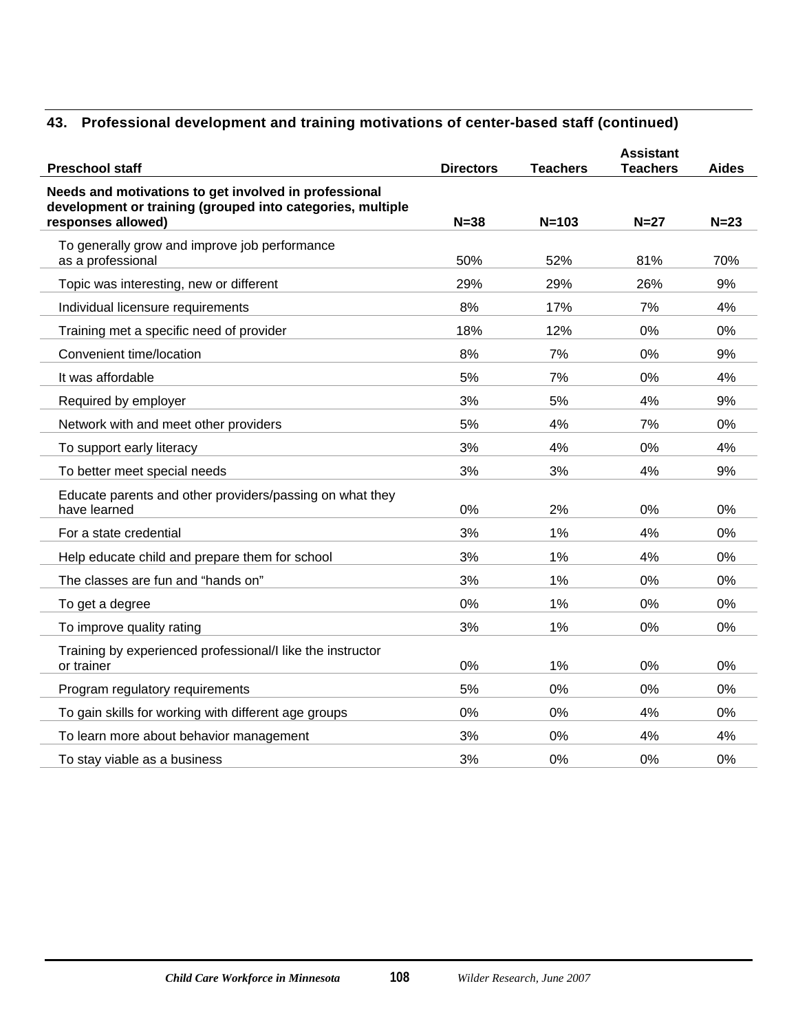### 43. Professional development and training motivations of center-based staff (continued)

| Preschool staff | Directors | Teachers | Assistant Teachers | Aides |
|---|---|---|---|---|
| **Needs and motivations to get involved in professional development or training (grouped into categories, multiple responses allowed)** | **N=38** | **N=103** | **N=27** | **N=23** |
| To generally grow and improve job performance as a professional | 50% | 52% | 81% | 70% |
| Topic was interesting, new or different | 29% | 29% | 26% | 9% |
| Individual licensure requirements | 8% | 17% | 7% | 4% |
| Training met a specific need of provider | 18% | 12% | 0% | 0% |
| Convenient time/location | 8% | 7% | 0% | 9% |
| It was affordable | 5% | 7% | 0% | 4% |
| Required by employer | 3% | 5% | 4% | 9% |
| Network with and meet other providers | 5% | 4% | 7% | 0% |
| To support early literacy | 3% | 4% | 0% | 4% |
| To better meet special needs | 3% | 3% | 4% | 9% |
| Educate parents and other providers/passing on what they have learned | 0% | 2% | 0% | 0% |
| For a state credential | 3% | 1% | 4% | 0% |
| Help educate child and prepare them for school | 3% | 1% | 4% | 0% |
| The classes are fun and “hands on” | 3% | 1% | 0% | 0% |
| To get a degree | 0% | 1% | 0% | 0% |
| To improve quality rating | 3% | 1% | 0% | 0% |
| Training by experienced professional/I like the instructor or trainer | 0% | 1% | 0% | 0% |
| Program regulatory requirements | 5% | 0% | 0% | 0% |
| To gain skills for working with different age groups | 0% | 0% | 4% | 0% |
| To learn more about behavior management | 3% | 0% | 4% | 4% |
| To stay viable as a business | 3% | 0% | 0% | 0% |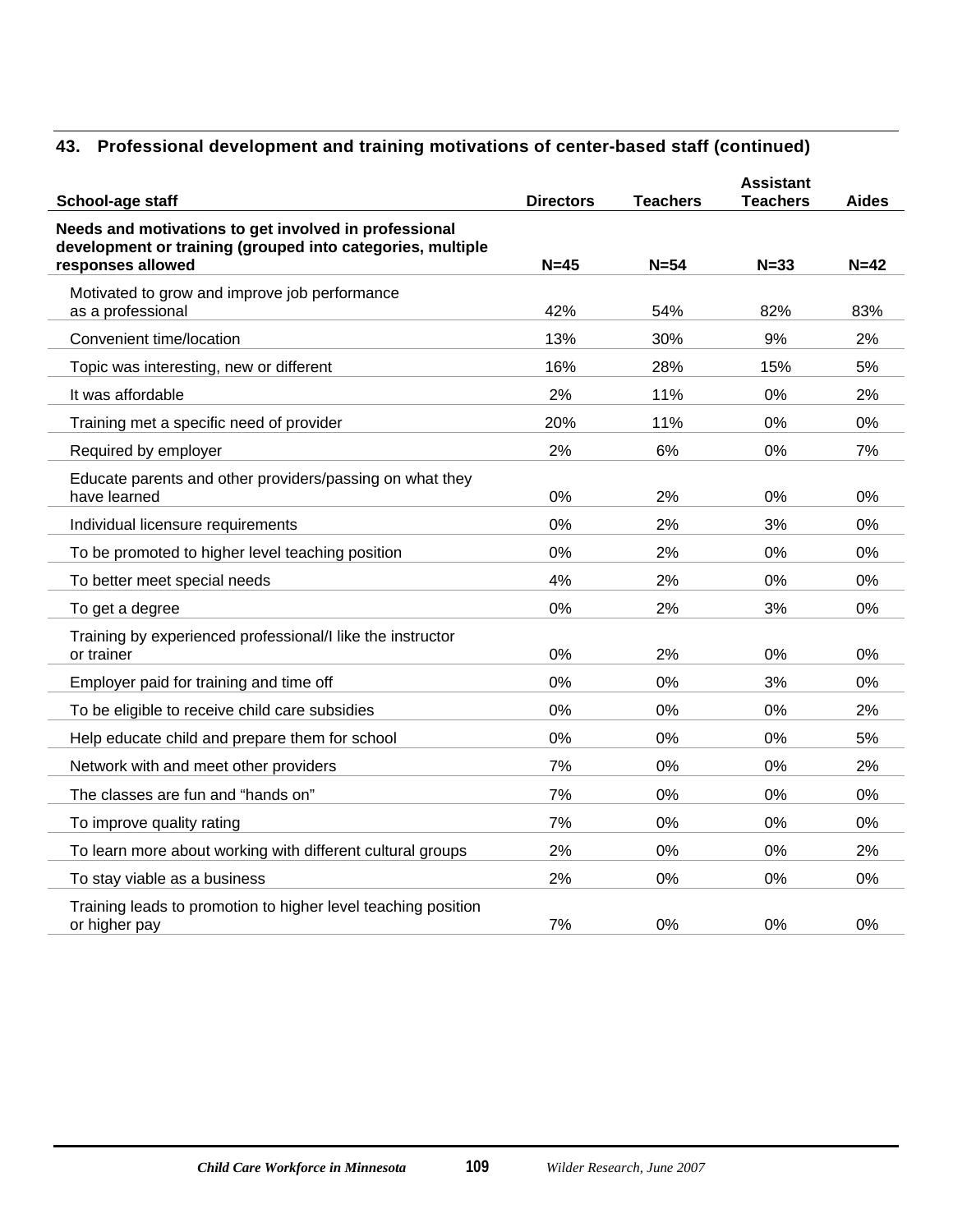### 43. Professional development and training motivations of center-based staff (continued)

| School-age staff | Directors | Teachers | Assistant Teachers | Aides |
|---|---|---|---|---|
| **Needs and motivations to get involved in professional development or training (grouped into categories, multiple responses allowed** | **N=45** | **N=54** | **N=33** | **N=42** |
| Motivated to grow and improve job performance as a professional | 42% | 54% | 82% | 83% |
| Convenient time/location | 13% | 30% | 9% | 2% |
| Topic was interesting, new or different | 16% | 28% | 15% | 5% |
| It was affordable | 2% | 11% | 0% | 2% |
| Training met a specific need of provider | 20% | 11% | 0% | 0% |
| Required by employer | 2% | 6% | 0% | 7% |
| Educate parents and other providers/passing on what they have learned | 0% | 2% | 0% | 0% |
| Individual licensure requirements | 0% | 2% | 3% | 0% |
| To be promoted to higher level teaching position | 0% | 2% | 0% | 0% |
| To better meet special needs | 4% | 2% | 0% | 0% |
| To get a degree | 0% | 2% | 3% | 0% |
| Training by experienced professional/I like the instructor or trainer | 0% | 2% | 0% | 0% |
| Employer paid for training and time off | 0% | 0% | 3% | 0% |
| To be eligible to receive child care subsidies | 0% | 0% | 0% | 2% |
| Help educate child and prepare them for school | 0% | 0% | 0% | 5% |
| Network with and meet other providers | 7% | 0% | 0% | 2% |
| The classes are fun and "hands on" | 7% | 0% | 0% | 0% |
| To improve quality rating | 7% | 0% | 0% | 0% |
| To learn more about working with different cultural groups | 2% | 0% | 0% | 2% |
| To stay viable as a business | 2% | 0% | 0% | 0% |
| Training leads to promotion to higher level teaching position or higher pay | 7% | 0% | 0% | 0% |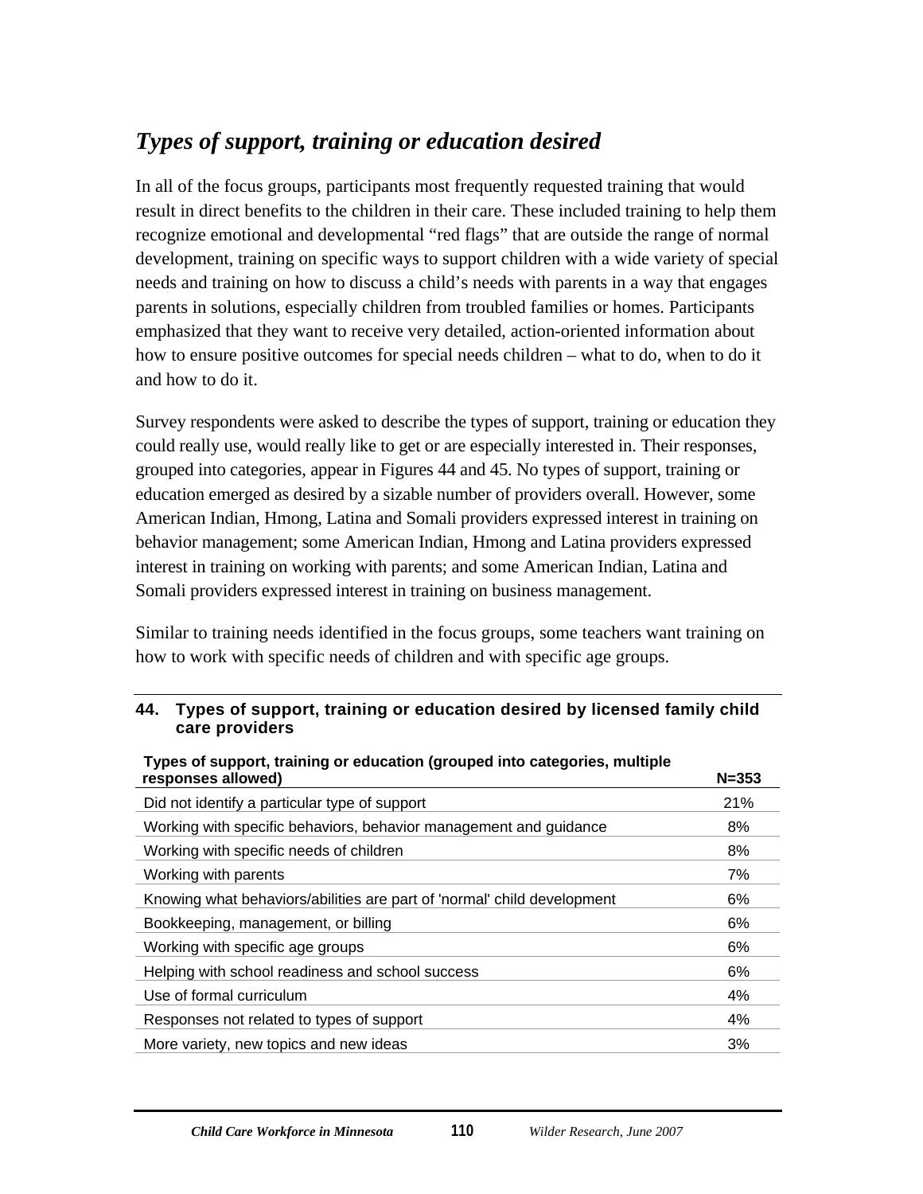## *Types of support, training or education desired*

In all of the focus groups, participants most frequently requested training that would result in direct benefits to the children in their care. These included training to help them recognize emotional and developmental "red flags" that are outside the range of normal development, training on specific ways to support children with a wide variety of special needs and training on how to discuss a child's needs with parents in a way that engages parents in solutions, especially children from troubled families or homes. Participants emphasized that they want to receive very detailed, action-oriented information about how to ensure positive outcomes for special needs children – what to do, when to do it and how to do it.

Survey respondents were asked to describe the types of support, training or education they could really use, would really like to get or are especially interested in. Their responses, grouped into categories, appear in Figures 44 and 45. No types of support, training or education emerged as desired by a sizable number of providers overall. However, some American Indian, Hmong, Latina and Somali providers expressed interest in training on behavior management; some American Indian, Hmong and Latina providers expressed interest in training on working with parents; and some American Indian, Latina and Somali providers expressed interest in training on business management.

Similar to training needs identified in the focus groups, some teachers want training on how to work with specific needs of children and with specific age groups.

**44. Types of support, training or education desired by licensed family child care providers**

| Types of support, training or education (grouped into categories, multiple responses allowed) | N=353 |
|---|---|
| Did not identify a particular type of support | 21% |
| Working with specific behaviors, behavior management and guidance | 8% |
| Working with specific needs of children | 8% |
| Working with parents | 7% |
| Knowing what behaviors/abilities are part of 'normal' child development | 6% |
| Bookkeeping, management, or billing | 6% |
| Working with specific age groups | 6% |
| Helping with school readiness and school success | 6% |
| Use of formal curriculum | 4% |
| Responses not related to types of support | 4% |
| More variety, new topics and new ideas | 3% |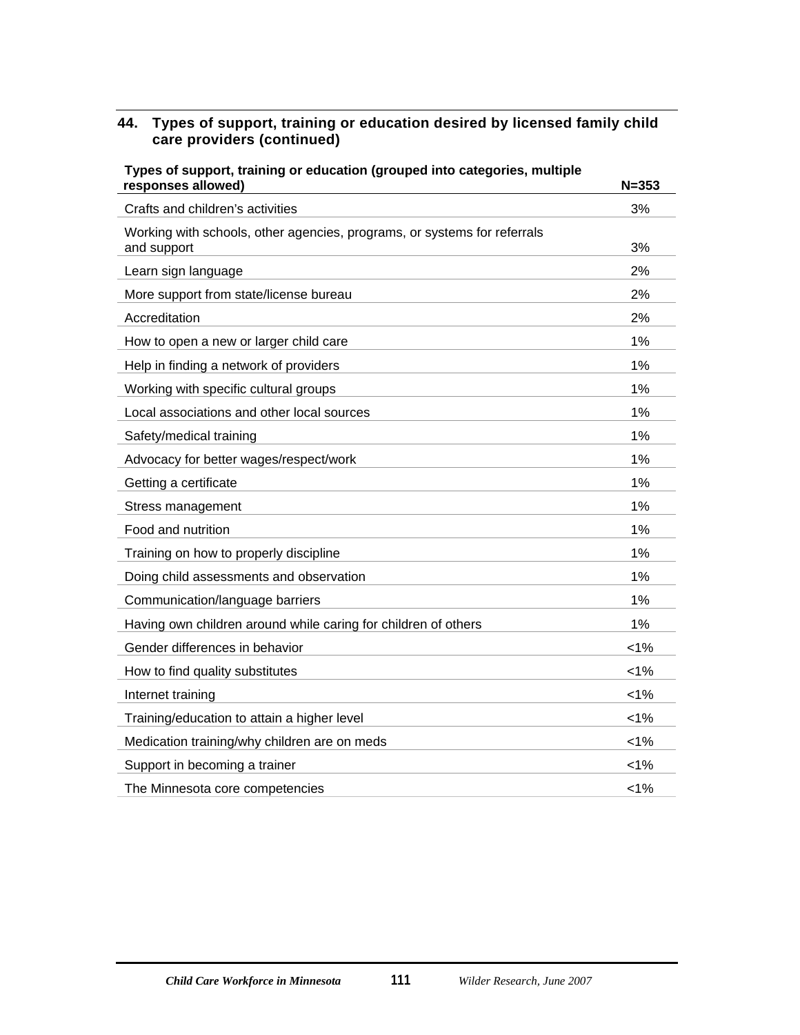### 44. Types of support, training or education desired by licensed family child care providers (continued)

| Types of support, training or education (grouped into categories, multiple responses allowed) | N=353 |
|---|---|
| Crafts and children's activities | 3% |
| Working with schools, other agencies, programs, or systems for referrals and support | 3% |
| Learn sign language | 2% |
| More support from state/license bureau | 2% |
| Accreditation | 2% |
| How to open a new or larger child care | 1% |
| Help in finding a network of providers | 1% |
| Working with specific cultural groups | 1% |
| Local associations and other local sources | 1% |
| Safety/medical training | 1% |
| Advocacy for better wages/respect/work | 1% |
| Getting a certificate | 1% |
| Stress management | 1% |
| Food and nutrition | 1% |
| Training on how to properly discipline | 1% |
| Doing child assessments and observation | 1% |
| Communication/language barriers | 1% |
| Having own children around while caring for children of others | 1% |
| Gender differences in behavior | <1% |
| How to find quality substitutes | <1% |
| Internet training | <1% |
| Training/education to attain a higher level | <1% |
| Medication training/why children are on meds | <1% |
| Support in becoming a trainer | <1% |
| The Minnesota core competencies | <1% |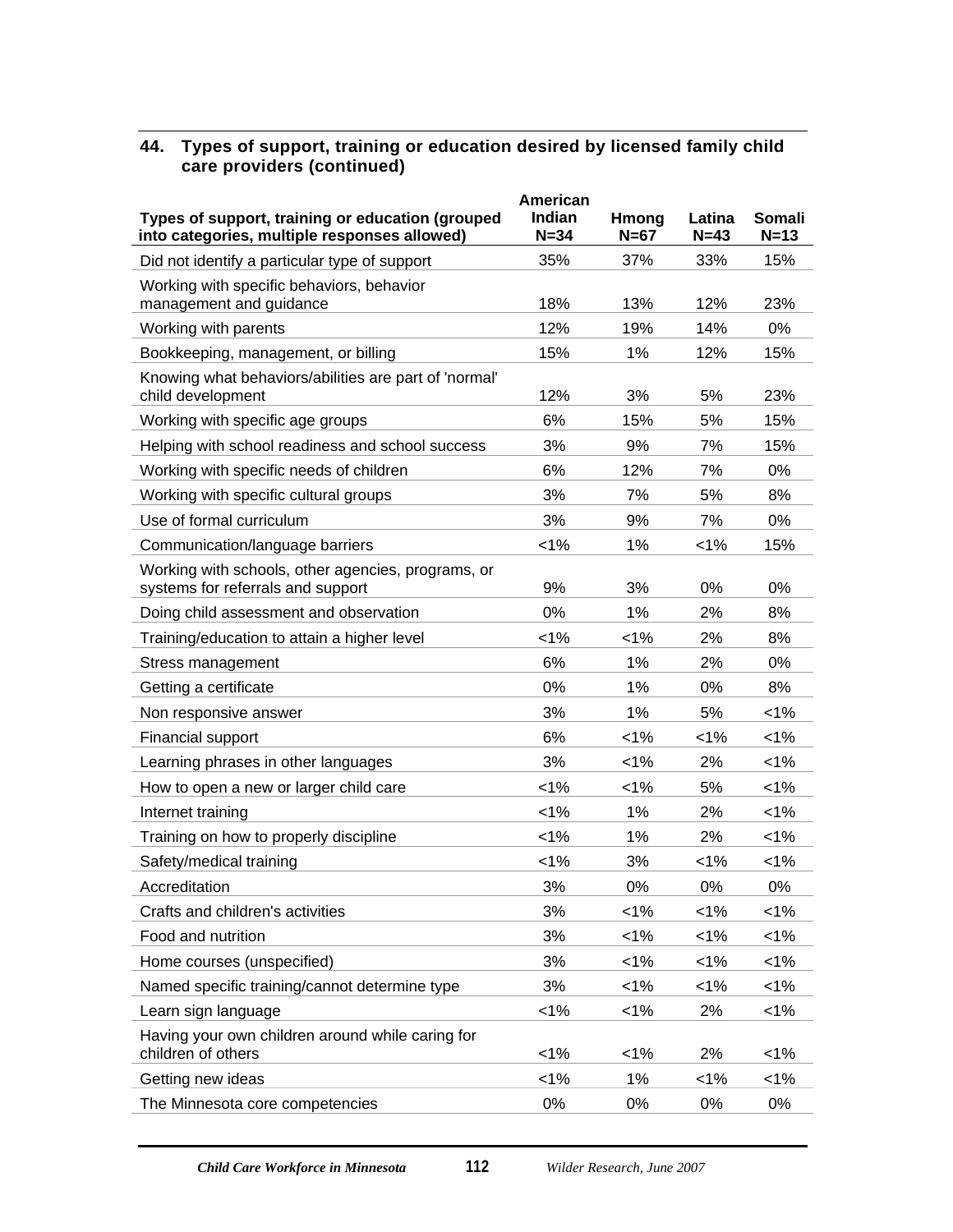## 44. Types of support, training or education desired by licensed family child care providers (continued)

| Types of support, training or education (grouped into categories, multiple responses allowed) | American Indian N=34 | Hmong N=67 | Latina N=43 | Somali N=13 |
|---|---|---|---|---|
| Did not identify a particular type of support | 35% | 37% | 33% | 15% |
| Working with specific behaviors, behavior management and guidance | 18% | 13% | 12% | 23% |
| Working with parents | 12% | 19% | 14% | 0% |
| Bookkeeping, management, or billing | 15% | 1% | 12% | 15% |
| Knowing what behaviors/abilities are part of 'normal' child development | 12% | 3% | 5% | 23% |
| Working with specific age groups | 6% | 15% | 5% | 15% |
| Helping with school readiness and school success | 3% | 9% | 7% | 15% |
| Working with specific needs of children | 6% | 12% | 7% | 0% |
| Working with specific cultural groups | 3% | 7% | 5% | 8% |
| Use of formal curriculum | 3% | 9% | 7% | 0% |
| Communication/language barriers | <1% | 1% | <1% | 15% |
| Working with schools, other agencies, programs, or systems for referrals and support | 9% | 3% | 0% | 0% |
| Doing child assessment and observation | 0% | 1% | 2% | 8% |
| Training/education to attain a higher level | <1% | <1% | 2% | 8% |
| Stress management | 6% | 1% | 2% | 0% |
| Getting a certificate | 0% | 1% | 0% | 8% |
| Non responsive answer | 3% | 1% | 5% | <1% |
| Financial support | 6% | <1% | <1% | <1% |
| Learning phrases in other languages | 3% | <1% | 2% | <1% |
| How to open a new or larger child care | <1% | <1% | 5% | <1% |
| Internet training | <1% | 1% | 2% | <1% |
| Training on how to properly discipline | <1% | 1% | 2% | <1% |
| Safety/medical training | <1% | 3% | <1% | <1% |
| Accreditation | 3% | 0% | 0% | 0% |
| Crafts and children's activities | 3% | <1% | <1% | <1% |
| Food and nutrition | 3% | <1% | <1% | <1% |
| Home courses (unspecified) | 3% | <1% | <1% | <1% |
| Named specific training/cannot determine type | 3% | <1% | <1% | <1% |
| Learn sign language | <1% | <1% | 2% | <1% |
| Having your own children around while caring for children of others | <1% | <1% | 2% | <1% |
| Getting new ideas | <1% | 1% | <1% | <1% |
| The Minnesota core competencies | 0% | 0% | 0% | 0% |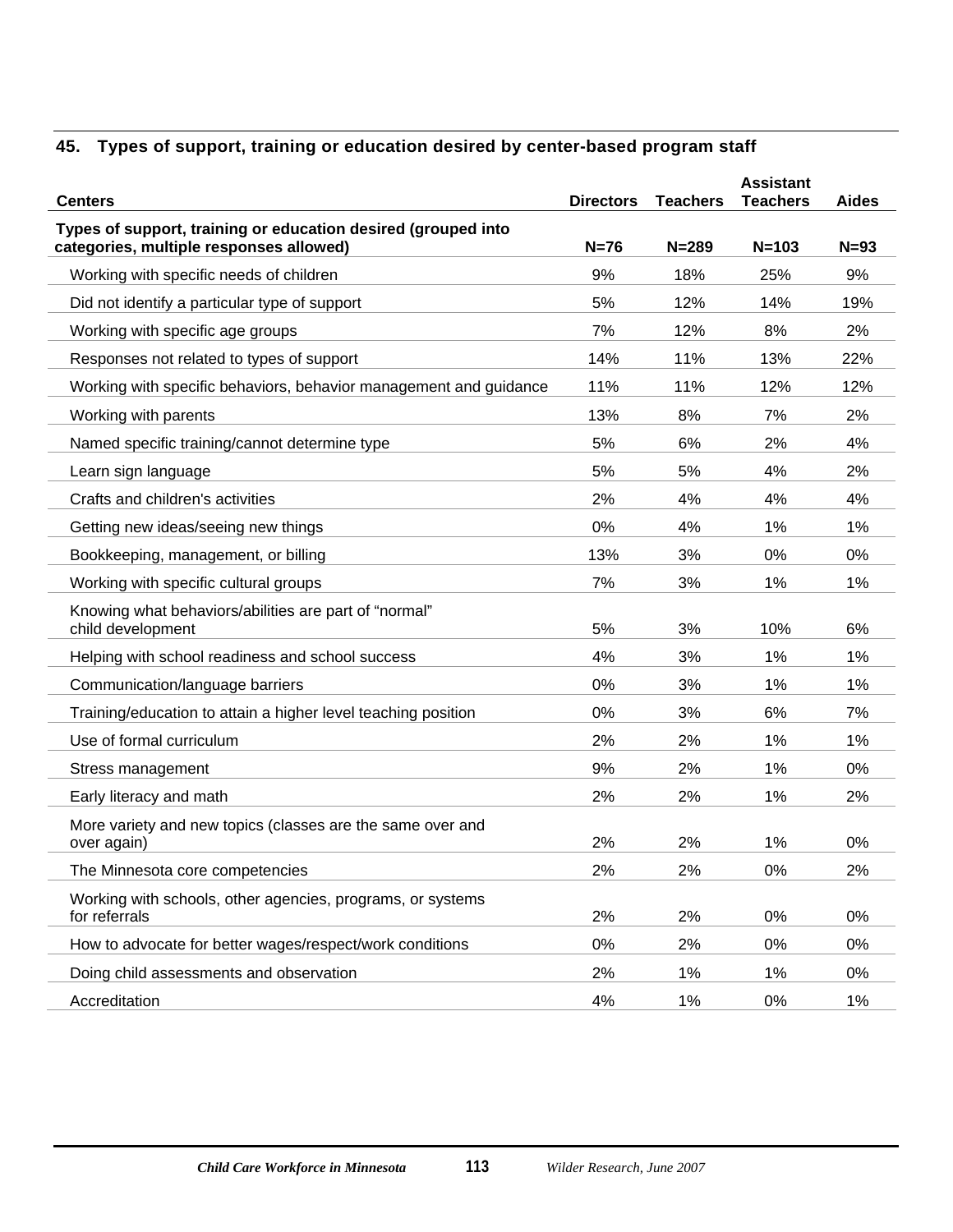## 45. Types of support, training or education desired by center-based program staff

| Centers | Directors | Teachers | Assistant Teachers | Aides |
|---|---|---|---|---|
| **Types of support, training or education desired (grouped into categories, multiple responses allowed)** | **N=76** | **N=289** | **N=103** | **N=93** |
| Working with specific needs of children | 9% | 18% | 25% | 9% |
| Did not identify a particular type of support | 5% | 12% | 14% | 19% |
| Working with specific age groups | 7% | 12% | 8% | 2% |
| Responses not related to types of support | 14% | 11% | 13% | 22% |
| Working with specific behaviors, behavior management and guidance | 11% | 11% | 12% | 12% |
| Working with parents | 13% | 8% | 7% | 2% |
| Named specific training/cannot determine type | 5% | 6% | 2% | 4% |
| Learn sign language | 5% | 5% | 4% | 2% |
| Crafts and children's activities | 2% | 4% | 4% | 4% |
| Getting new ideas/seeing new things | 0% | 4% | 1% | 1% |
| Bookkeeping, management, or billing | 13% | 3% | 0% | 0% |
| Working with specific cultural groups | 7% | 3% | 1% | 1% |
| Knowing what behaviors/abilities are part of "normal" child development | 5% | 3% | 10% | 6% |
| Helping with school readiness and school success | 4% | 3% | 1% | 1% |
| Communication/language barriers | 0% | 3% | 1% | 1% |
| Training/education to attain a higher level teaching position | 0% | 3% | 6% | 7% |
| Use of formal curriculum | 2% | 2% | 1% | 1% |
| Stress management | 9% | 2% | 1% | 0% |
| Early literacy and math | 2% | 2% | 1% | 2% |
| More variety and new topics (classes are the same over and over again) | 2% | 2% | 1% | 0% |
| The Minnesota core competencies | 2% | 2% | 0% | 2% |
| Working with schools, other agencies, programs, or systems for referrals | 2% | 2% | 0% | 0% |
| How to advocate for better wages/respect/work conditions | 0% | 2% | 0% | 0% |
| Doing child assessments and observation | 2% | 1% | 1% | 0% |
| Accreditation | 4% | 1% | 0% | 1% |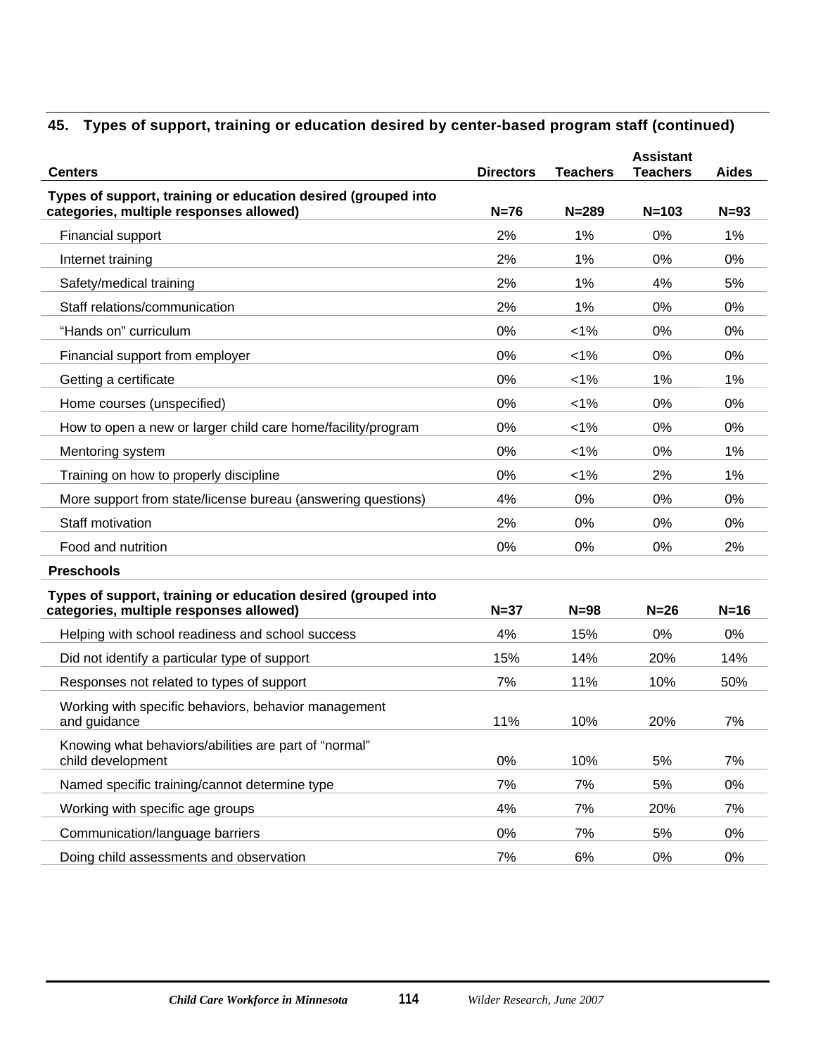## 45. Types of support, training or education desired by center-based program staff (continued)

| Centers | Directors | Teachers | Assistant Teachers | Aides |
|---|---|---|---|---|
| **Types of support, training or education desired (grouped into categories, multiple responses allowed)** | **N=76** | **N=289** | **N=103** | **N=93** |
| Financial support | 2% | 1% | 0% | 1% |
| Internet training | 2% | 1% | 0% | 0% |
| Safety/medical training | 2% | 1% | 4% | 5% |
| Staff relations/communication | 2% | 1% | 0% | 0% |
| "Hands on" curriculum | 0% | <1% | 0% | 0% |
| Financial support from employer | 0% | <1% | 0% | 0% |
| Getting a certificate | 0% | <1% | 1% | 1% |
| Home courses (unspecified) | 0% | <1% | 0% | 0% |
| How to open a new or larger child care home/facility/program | 0% | <1% | 0% | 0% |
| Mentoring system | 0% | <1% | 0% | 1% |
| Training on how to properly discipline | 0% | <1% | 2% | 1% |
| More support from state/license bureau (answering questions) | 4% | 0% | 0% | 0% |
| Staff motivation | 2% | 0% | 0% | 0% |
| Food and nutrition | 0% | 0% | 0% | 2% |
| **Preschools** | | | | |
| **Types of support, training or education desired (grouped into categories, multiple responses allowed)** | **N=37** | **N=98** | **N=26** | **N=16** |
| Helping with school readiness and school success | 4% | 15% | 0% | 0% |
| Did not identify a particular type of support | 15% | 14% | 20% | 14% |
| Responses not related to types of support | 7% | 11% | 10% | 50% |
| Working with specific behaviors, behavior management and guidance | 11% | 10% | 20% | 7% |
| Knowing what behaviors/abilities are part of "normal" child development | 0% | 10% | 5% | 7% |
| Named specific training/cannot determine type | 7% | 7% | 5% | 0% |
| Working with specific age groups | 4% | 7% | 20% | 7% |
| Communication/language barriers | 0% | 7% | 5% | 0% |
| Doing child assessments and observation | 7% | 6% | 0% | 0% |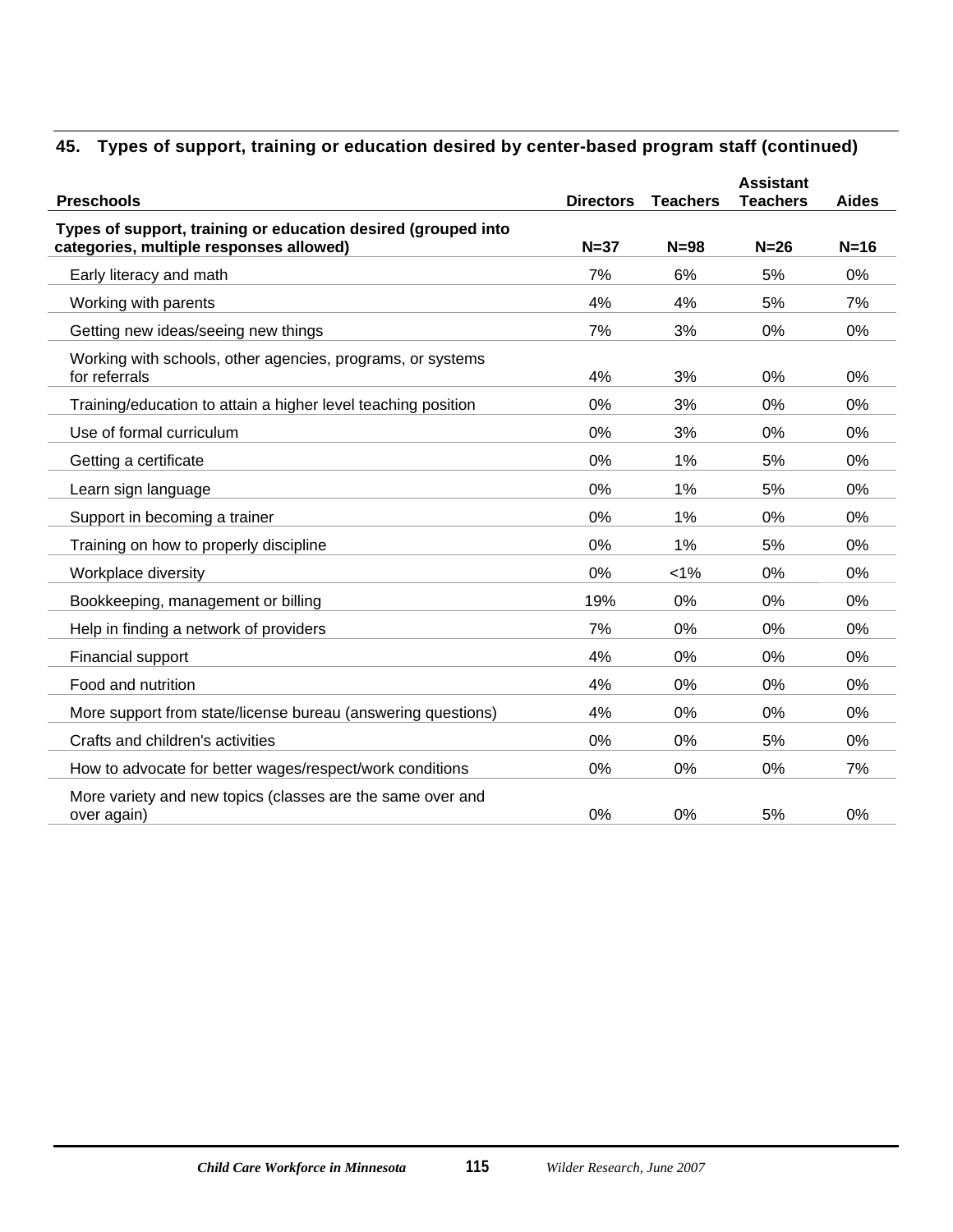## 45. Types of support, training or education desired by center-based program staff (continued)

| Preschools | Directors | Teachers | Assistant Teachers | Aides |
|---|---|---|---|---|
| **Types of support, training or education desired (grouped into categories, multiple responses allowed)** | **N=37** | **N=98** | **N=26** | **N=16** |
| Early literacy and math | 7% | 6% | 5% | 0% |
| Working with parents | 4% | 4% | 5% | 7% |
| Getting new ideas/seeing new things | 7% | 3% | 0% | 0% |
| Working with schools, other agencies, programs, or systems for referrals | 4% | 3% | 0% | 0% |
| Training/education to attain a higher level teaching position | 0% | 3% | 0% | 0% |
| Use of formal curriculum | 0% | 3% | 0% | 0% |
| Getting a certificate | 0% | 1% | 5% | 0% |
| Learn sign language | 0% | 1% | 5% | 0% |
| Support in becoming a trainer | 0% | 1% | 0% | 0% |
| Training on how to properly discipline | 0% | 1% | 5% | 0% |
| Workplace diversity | 0% | <1% | 0% | 0% |
| Bookkeeping, management or billing | 19% | 0% | 0% | 0% |
| Help in finding a network of providers | 7% | 0% | 0% | 0% |
| Financial support | 4% | 0% | 0% | 0% |
| Food and nutrition | 4% | 0% | 0% | 0% |
| More support from state/license bureau (answering questions) | 4% | 0% | 0% | 0% |
| Crafts and children's activities | 0% | 0% | 5% | 0% |
| How to advocate for better wages/respect/work conditions | 0% | 0% | 0% | 7% |
| More variety and new topics (classes are the same over and over again) | 0% | 0% | 5% | 0% |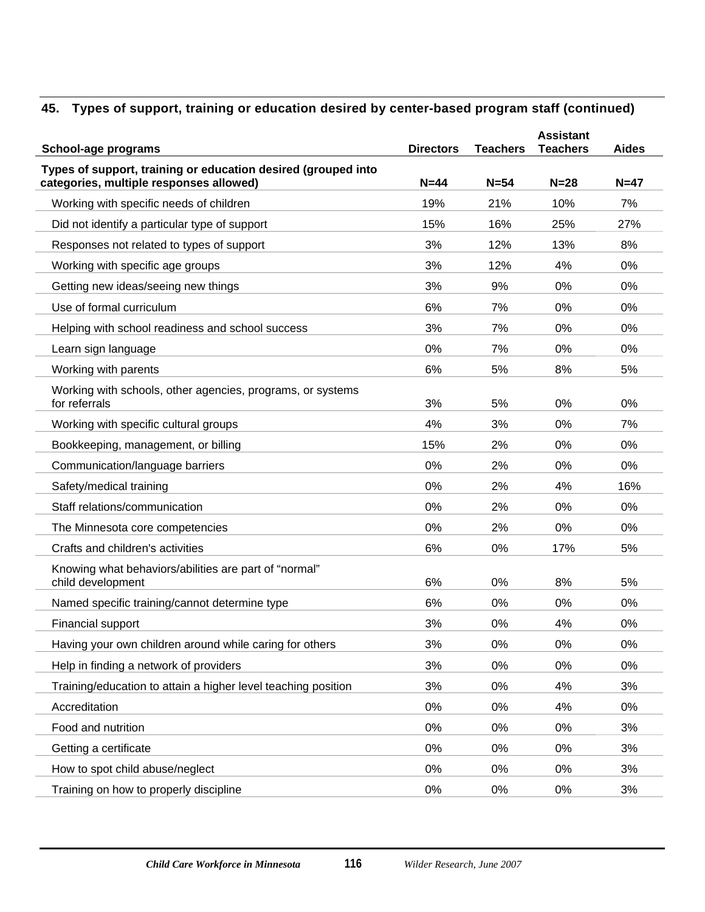## 45. Types of support, training or education desired by center-based program staff (continued)

| School-age programs | Directors | Teachers | Assistant Teachers | Aides |
|---|---|---|---|---|
| **Types of support, training or education desired (grouped into categories, multiple responses allowed)** | **N=44** | **N=54** | **N=28** | **N=47** |
| Working with specific needs of children | 19% | 21% | 10% | 7% |
| Did not identify a particular type of support | 15% | 16% | 25% | 27% |
| Responses not related to types of support | 3% | 12% | 13% | 8% |
| Working with specific age groups | 3% | 12% | 4% | 0% |
| Getting new ideas/seeing new things | 3% | 9% | 0% | 0% |
| Use of formal curriculum | 6% | 7% | 0% | 0% |
| Helping with school readiness and school success | 3% | 7% | 0% | 0% |
| Learn sign language | 0% | 7% | 0% | 0% |
| Working with parents | 6% | 5% | 8% | 5% |
| Working with schools, other agencies, programs, or systems for referrals | 3% | 5% | 0% | 0% |
| Working with specific cultural groups | 4% | 3% | 0% | 7% |
| Bookkeeping, management, or billing | 15% | 2% | 0% | 0% |
| Communication/language barriers | 0% | 2% | 0% | 0% |
| Safety/medical training | 0% | 2% | 4% | 16% |
| Staff relations/communication | 0% | 2% | 0% | 0% |
| The Minnesota core competencies | 0% | 2% | 0% | 0% |
| Crafts and children's activities | 6% | 0% | 17% | 5% |
| Knowing what behaviors/abilities are part of "normal" child development | 6% | 0% | 8% | 5% |
| Named specific training/cannot determine type | 6% | 0% | 0% | 0% |
| Financial support | 3% | 0% | 4% | 0% |
| Having your own children around while caring for others | 3% | 0% | 0% | 0% |
| Help in finding a network of providers | 3% | 0% | 0% | 0% |
| Training/education to attain a higher level teaching position | 3% | 0% | 4% | 3% |
| Accreditation | 0% | 0% | 4% | 0% |
| Food and nutrition | 0% | 0% | 0% | 3% |
| Getting a certificate | 0% | 0% | 0% | 3% |
| How to spot child abuse/neglect | 0% | 0% | 0% | 3% |
| Training on how to properly discipline | 0% | 0% | 0% | 3% |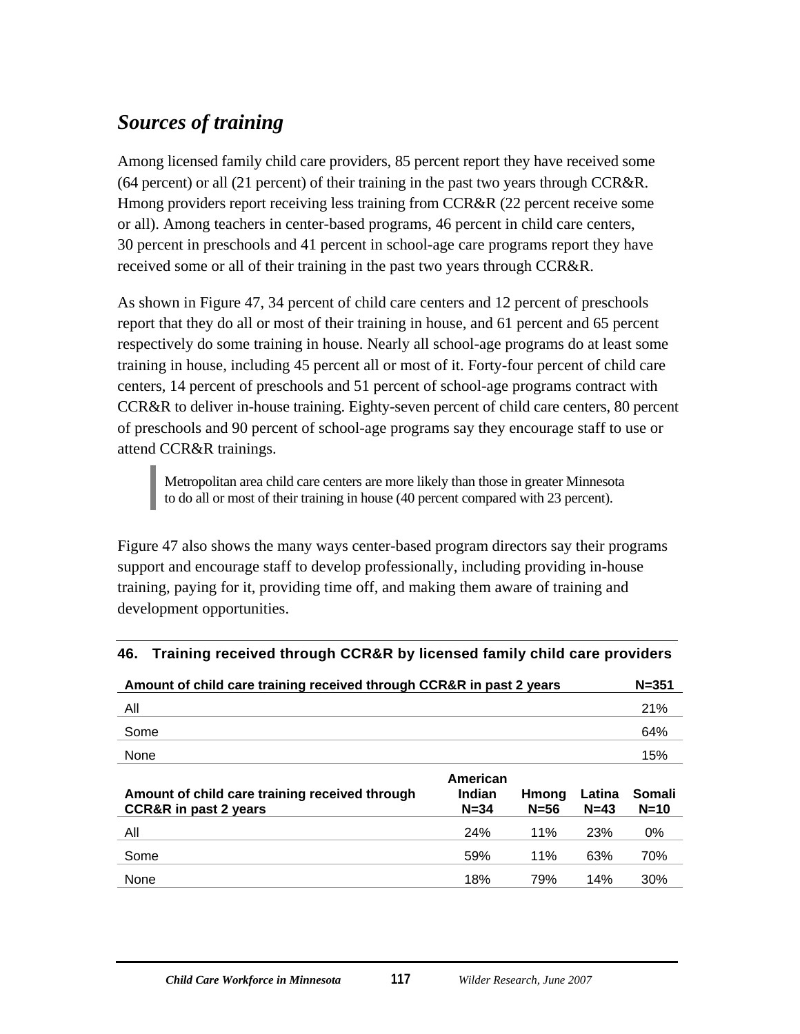## *Sources of training*

Among licensed family child care providers, 85 percent report they have received some (64 percent) or all (21 percent) of their training in the past two years through CCR&R. Hmong providers report receiving less training from CCR&R (22 percent receive some or all). Among teachers in center-based programs, 46 percent in child care centers, 30 percent in preschools and 41 percent in school-age care programs report they have received some or all of their training in the past two years through CCR&R.

As shown in Figure 47, 34 percent of child care centers and 12 percent of preschools report that they do all or most of their training in house, and 61 percent and 65 percent respectively do some training in house. Nearly all school-age programs do at least some training in house, including 45 percent all or most of it. Forty-four percent of child care centers, 14 percent of preschools and 51 percent of school-age programs contract with CCR&R to deliver in-house training. Eighty-seven percent of child care centers, 80 percent of preschools and 90 percent of school-age programs say they encourage staff to use or attend CCR&R trainings.

> Metropolitan area child care centers are more likely than those in greater Minnesota to do all or most of their training in house (40 percent compared with 23 percent).

Figure 47 also shows the many ways center-based program directors say their programs support and encourage staff to develop professionally, including providing in-house training, paying for it, providing time off, and making them aware of training and development opportunities.

**46. Training received through CCR&R by licensed family child care providers**

| Amount of child care training received through CCR&R in past 2 years | N=351 |
|---|---|
| All | 21% |
| Some | 64% |
| None | 15% |

| Amount of child care training received through CCR&R in past 2 years | American Indian N=34 | Hmong N=56 | Latina N=43 | Somali N=10 |
|---|---|---|---|---|
| All | 24% | 11% | 23% | 0% |
| Some | 59% | 11% | 63% | 70% |
| None | 18% | 79% | 14% | 30% |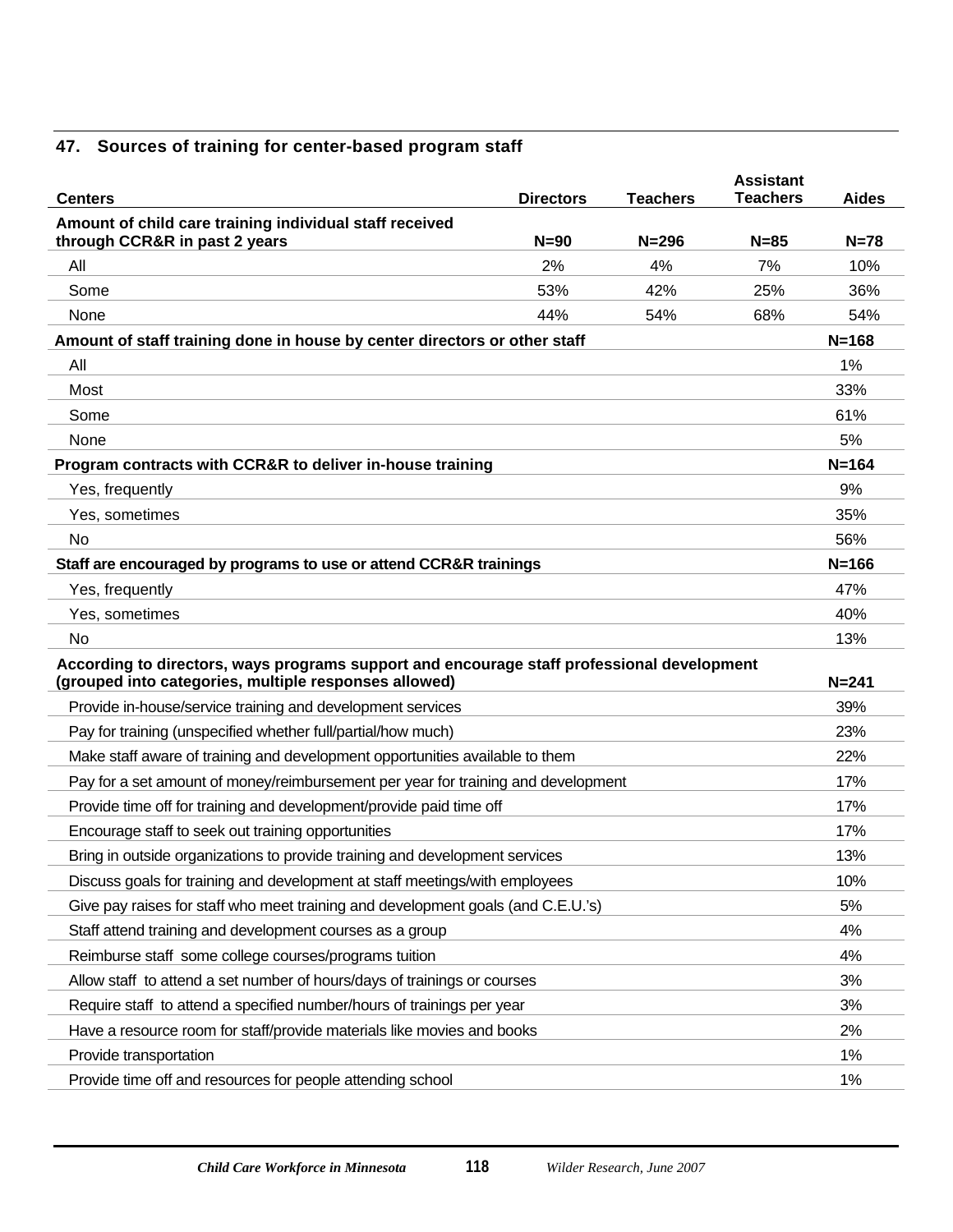### 47. Sources of training for center-based program staff

| Centers | Directors | Teachers | Assistant Teachers | Aides |
|---|---|---|---|---|
| **Amount of child care training individual staff received through CCR&R in past 2 years** | **N=90** | **N=296** | **N=85** | **N=78** |
| All | 2% | 4% | 7% | 10% |
| Some | 53% | 42% | 25% | 36% |
| None | 44% | 54% | 68% | 54% |
| **Amount of staff training done in house by center directors or other staff** | | | | **N=168** |
| All | | | | 1% |
| Most | | | | 33% |
| Some | | | | 61% |
| None | | | | 5% |
| **Program contracts with CCR&R to deliver in-house training** | | | | **N=164** |
| Yes, frequently | | | | 9% |
| Yes, sometimes | | | | 35% |
| No | | | | 56% |
| **Staff are encouraged by programs to use or attend CCR&R trainings** | | | | **N=166** |
| Yes, frequently | | | | 47% |
| Yes, sometimes | | | | 40% |
| No | | | | 13% |
| **According to directors, ways programs support and encourage staff professional development (grouped into categories, multiple responses allowed)** | | | | **N=241** |
| Provide in-house/service training and development services | | | | 39% |
| Pay for training (unspecified whether full/partial/how much) | | | | 23% |
| Make staff aware of training and development opportunities available to them | | | | 22% |
| Pay for a set amount of money/reimbursement per year for training and development | | | | 17% |
| Provide time off for training and development/provide paid time off | | | | 17% |
| Encourage staff to seek out training opportunities | | | | 17% |
| Bring in outside organizations to provide training and development services | | | | 13% |
| Discuss goals for training and development at staff meetings/with employees | | | | 10% |
| Give pay raises for staff who meet training and development goals (and C.E.U.'s) | | | | 5% |
| Staff attend training and development courses as a group | | | | 4% |
| Reimburse staff some college courses/programs tuition | | | | 4% |
| Allow staff to attend a set number of hours/days of trainings or courses | | | | 3% |
| Require staff to attend a specified number/hours of trainings per year | | | | 3% |
| Have a resource room for staff/provide materials like movies and books | | | | 2% |
| Provide transportation | | | | 1% |
| Provide time off and resources for people attending school | | | | 1% |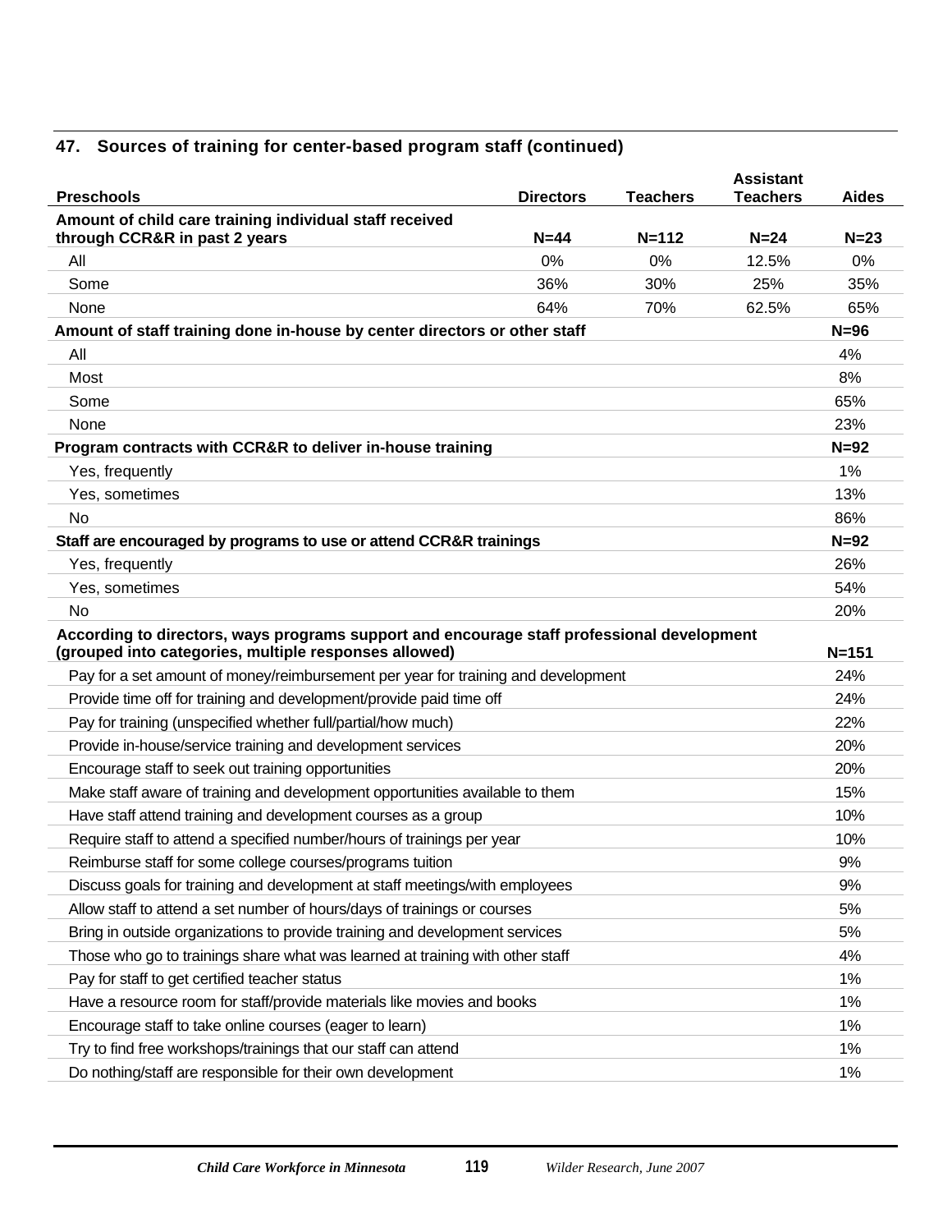## 47. Sources of training for center-based program staff (continued)

| Preschools | Directors | Teachers | Assistant Teachers | Aides |
|---|---|---|---|---|
| **Amount of child care training individual staff received through CCR&R in past 2 years** | **N=44** | **N=112** | **N=24** | **N=23** |
| All | 0% | 0% | 12.5% | 0% |
| Some | 36% | 30% | 25% | 35% |
| None | 64% | 70% | 62.5% | 65% |
| **Amount of staff training done in-house by center directors or other staff** | | | | **N=96** |
| All | | | | 4% |
| Most | | | | 8% |
| Some | | | | 65% |
| None | | | | 23% |
| **Program contracts with CCR&R to deliver in-house training** | | | | **N=92** |
| Yes, frequently | | | | 1% |
| Yes, sometimes | | | | 13% |
| No | | | | 86% |
| **Staff are encouraged by programs to use or attend CCR&R trainings** | | | | **N=92** |
| Yes, frequently | | | | 26% |
| Yes, sometimes | | | | 54% |
| No | | | | 20% |
| **According to directors, ways programs support and encourage staff professional development (grouped into categories, multiple responses allowed)** | | | | **N=151** |
| Pay for a set amount of money/reimbursement per year for training and development | | | | 24% |
| Provide time off for training and development/provide paid time off | | | | 24% |
| Pay for training (unspecified whether full/partial/how much) | | | | 22% |
| Provide in-house/service training and development services | | | | 20% |
| Encourage staff to seek out training opportunities | | | | 20% |
| Make staff aware of training and development opportunities available to them | | | | 15% |
| Have staff attend training and development courses as a group | | | | 10% |
| Require staff to attend a specified number/hours of trainings per year | | | | 10% |
| Reimburse staff for some college courses/programs tuition | | | | 9% |
| Discuss goals for training and development at staff meetings/with employees | | | | 9% |
| Allow staff to attend a set number of hours/days of trainings or courses | | | | 5% |
| Bring in outside organizations to provide training and development services | | | | 5% |
| Those who go to trainings share what was learned at training with other staff | | | | 4% |
| Pay for staff to get certified teacher status | | | | 1% |
| Have a resource room for staff/provide materials like movies and books | | | | 1% |
| Encourage staff to take online courses (eager to learn) | | | | 1% |
| Try to find free workshops/trainings that our staff can attend | | | | 1% |
| Do nothing/staff are responsible for their own development | | | | 1% |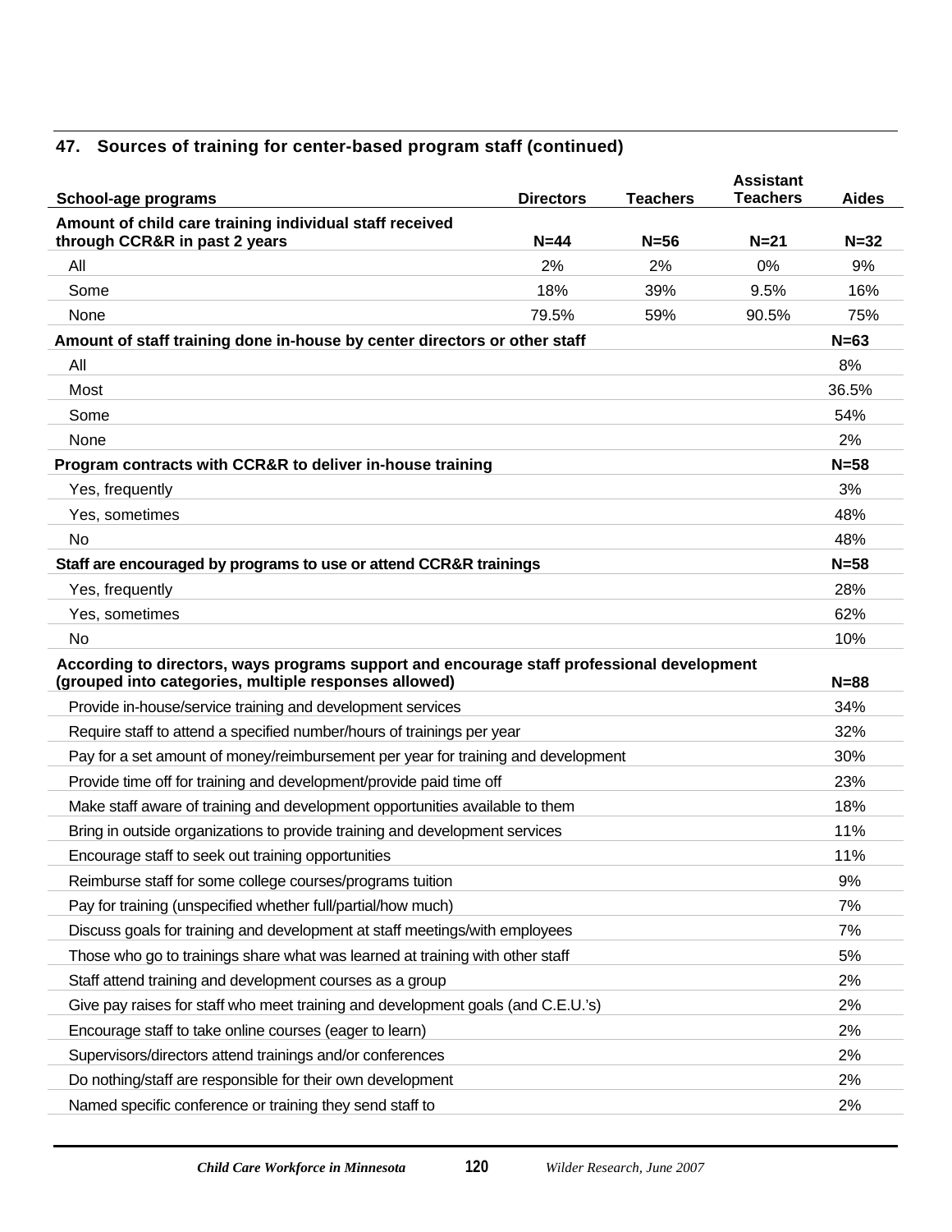## 47. Sources of training for center-based program staff (continued)

| School-age programs | Directors | Teachers | Assistant Teachers | Aides |
|---|---|---|---|---|
| **Amount of child care training individual staff received through CCR&R in past 2 years** | **N=44** | **N=56** | **N=21** | **N=32** |
| All | 2% | 2% | 0% | 9% |
| Some | 18% | 39% | 9.5% | 16% |
| None | 79.5% | 59% | 90.5% | 75% |
| **Amount of staff training done in-house by center directors or other staff** | | | | **N=63** |
| All | | | | 8% |
| Most | | | | 36.5% |
| Some | | | | 54% |
| None | | | | 2% |
| **Program contracts with CCR&R to deliver in-house training** | | | | **N=58** |
| Yes, frequently | | | | 3% |
| Yes, sometimes | | | | 48% |
| No | | | | 48% |
| **Staff are encouraged by programs to use or attend CCR&R trainings** | | | | **N=58** |
| Yes, frequently | | | | 28% |
| Yes, sometimes | | | | 62% |
| No | | | | 10% |
| **According to directors, ways programs support and encourage staff professional development (grouped into categories, multiple responses allowed)** | | | | **N=88** |
| Provide in-house/service training and development services | | | | 34% |
| Require staff to attend a specified number/hours of trainings per year | | | | 32% |
| Pay for a set amount of money/reimbursement per year for training and development | | | | 30% |
| Provide time off for training and development/provide paid time off | | | | 23% |
| Make staff aware of training and development opportunities available to them | | | | 18% |
| Bring in outside organizations to provide training and development services | | | | 11% |
| Encourage staff to seek out training opportunities | | | | 11% |
| Reimburse staff for some college courses/programs tuition | | | | 9% |
| Pay for training (unspecified whether full/partial/how much) | | | | 7% |
| Discuss goals for training and development at staff meetings/with employees | | | | 7% |
| Those who go to trainings share what was learned at training with other staff | | | | 5% |
| Staff attend training and development courses as a group | | | | 2% |
| Give pay raises for staff who meet training and development goals (and C.E.U.'s) | | | | 2% |
| Encourage staff to take online courses (eager to learn) | | | | 2% |
| Supervisors/directors attend trainings and/or conferences | | | | 2% |
| Do nothing/staff are responsible for their own development | | | | 2% |
| Named specific conference or training they send staff to | | | | 2% |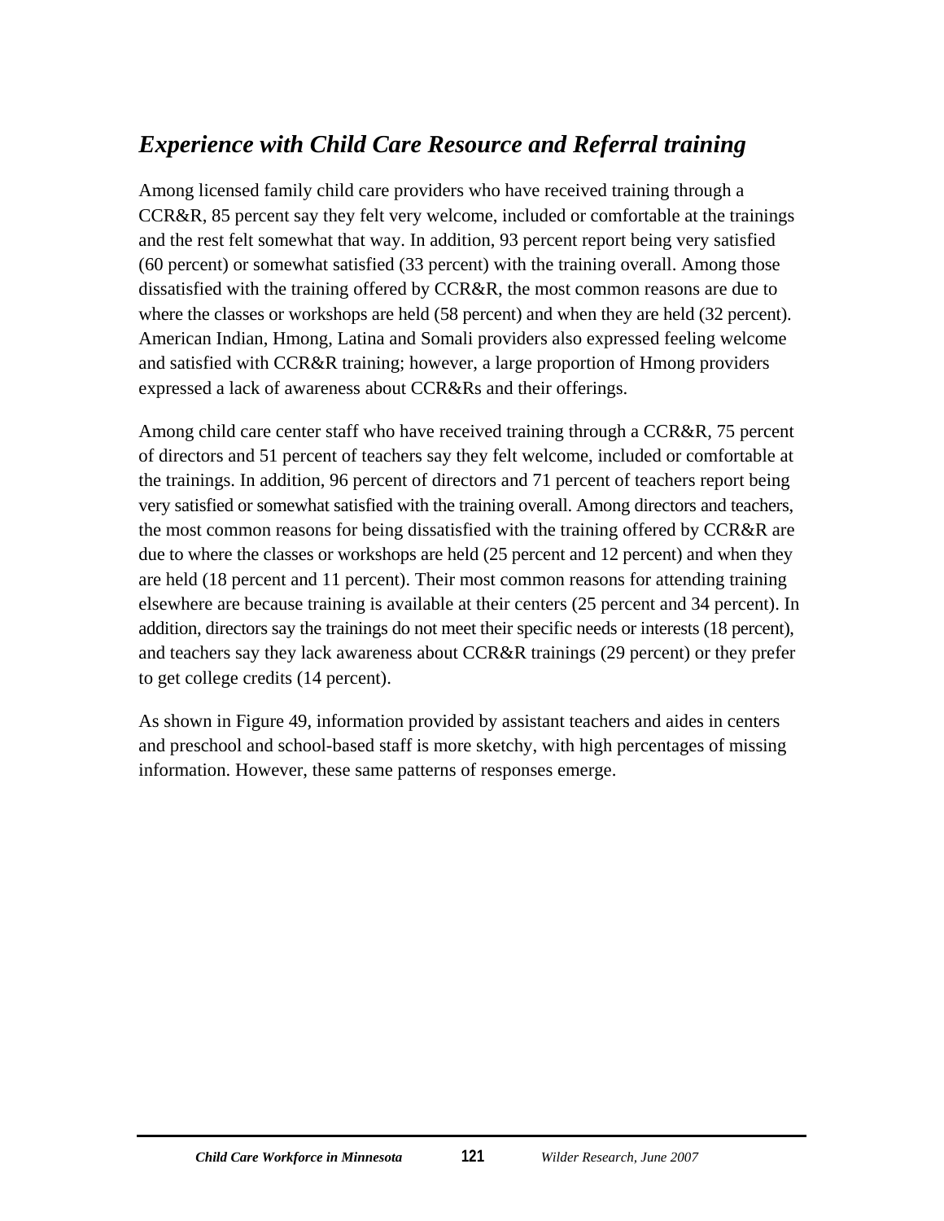## *Experience with Child Care Resource and Referral training*

Among licensed family child care providers who have received training through a CCR&R, 85 percent say they felt very welcome, included or comfortable at the trainings and the rest felt somewhat that way. In addition, 93 percent report being very satisfied (60 percent) or somewhat satisfied (33 percent) with the training overall. Among those dissatisfied with the training offered by CCR&R, the most common reasons are due to where the classes or workshops are held (58 percent) and when they are held (32 percent). American Indian, Hmong, Latina and Somali providers also expressed feeling welcome and satisfied with CCR&R training; however, a large proportion of Hmong providers expressed a lack of awareness about CCR&Rs and their offerings.

Among child care center staff who have received training through a CCR&R, 75 percent of directors and 51 percent of teachers say they felt welcome, included or comfortable at the trainings. In addition, 96 percent of directors and 71 percent of teachers report being very satisfied or somewhat satisfied with the training overall. Among directors and teachers, the most common reasons for being dissatisfied with the training offered by CCR&R are due to where the classes or workshops are held (25 percent and 12 percent) and when they are held (18 percent and 11 percent). Their most common reasons for attending training elsewhere are because training is available at their centers (25 percent and 34 percent). In addition, directors say the trainings do not meet their specific needs or interests (18 percent), and teachers say they lack awareness about CCR&R trainings (29 percent) or they prefer to get college credits (14 percent).

As shown in Figure 49, information provided by assistant teachers and aides in centers and preschool and school-based staff is more sketchy, with high percentages of missing information. However, these same patterns of responses emerge.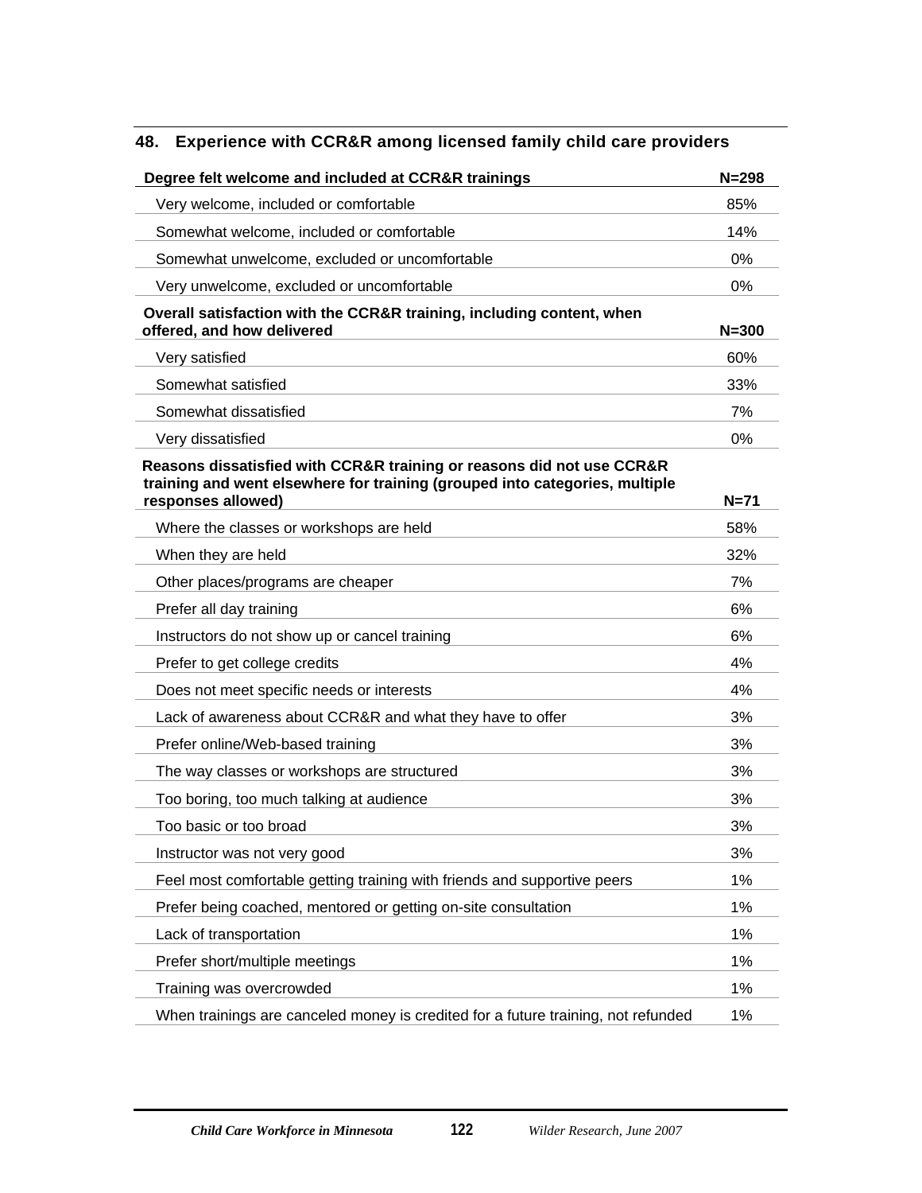## 48. Experience with CCR&R among licensed family child care providers

| Degree felt welcome and included at CCR&R trainings | N=298 |
|---|---|
| Very welcome, included or comfortable | 85% |
| Somewhat welcome, included or comfortable | 14% |
| Somewhat unwelcome, excluded or uncomfortable | 0% |
| Very unwelcome, excluded or uncomfortable | 0% |
| **Overall satisfaction with the CCR&R training, including content, when offered, and how delivered** | **N=300** |
| Very satisfied | 60% |
| Somewhat satisfied | 33% |
| Somewhat dissatisfied | 7% |
| Very dissatisfied | 0% |
| **Reasons dissatisfied with CCR&R training or reasons did not use CCR&R training and went elsewhere for training (grouped into categories, multiple responses allowed)** | **N=71** |
| Where the classes or workshops are held | 58% |
| When they are held | 32% |
| Other places/programs are cheaper | 7% |
| Prefer all day training | 6% |
| Instructors do not show up or cancel training | 6% |
| Prefer to get college credits | 4% |
| Does not meet specific needs or interests | 4% |
| Lack of awareness about CCR&R and what they have to offer | 3% |
| Prefer online/Web-based training | 3% |
| The way classes or workshops are structured | 3% |
| Too boring, too much talking at audience | 3% |
| Too basic or too broad | 3% |
| Instructor was not very good | 3% |
| Feel most comfortable getting training with friends and supportive peers | 1% |
| Prefer being coached, mentored or getting on-site consultation | 1% |
| Lack of transportation | 1% |
| Prefer short/multiple meetings | 1% |
| Training was overcrowded | 1% |
| When trainings are canceled money is credited for a future training, not refunded | 1% |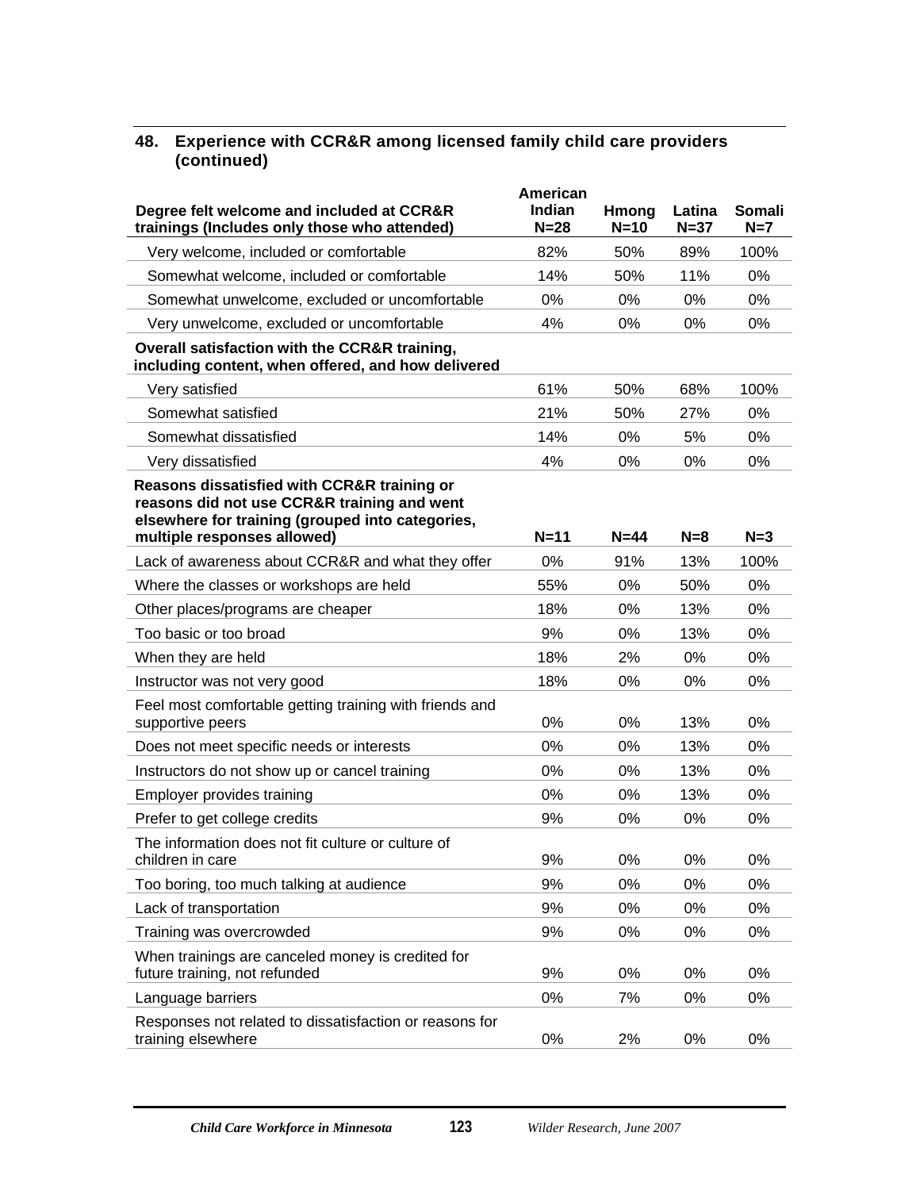## 48. Experience with CCR&R among licensed family child care providers (continued)

| Degree felt welcome and included at CCR&R trainings (Includes only those who attended) | American Indian N=28 | Hmong N=10 | Latina N=37 | Somali N=7 |
|---|---|---|---|---|
| Very welcome, included or comfortable | 82% | 50% | 89% | 100% |
| Somewhat welcome, included or comfortable | 14% | 50% | 11% | 0% |
| Somewhat unwelcome, excluded or uncomfortable | 0% | 0% | 0% | 0% |
| Very unwelcome, excluded or uncomfortable | 4% | 0% | 0% | 0% |
| **Overall satisfaction with the CCR&R training, including content, when offered, and how delivered** | | | | |
| Very satisfied | 61% | 50% | 68% | 100% |
| Somewhat satisfied | 21% | 50% | 27% | 0% |
| Somewhat dissatisfied | 14% | 0% | 5% | 0% |
| Very dissatisfied | 4% | 0% | 0% | 0% |
| **Reasons dissatisfied with CCR&R training or reasons did not use CCR&R training and went elsewhere for training (grouped into categories, multiple responses allowed)** | **N=11** | **N=44** | **N=8** | **N=3** |
| Lack of awareness about CCR&R and what they offer | 0% | 91% | 13% | 100% |
| Where the classes or workshops are held | 55% | 0% | 50% | 0% |
| Other places/programs are cheaper | 18% | 0% | 13% | 0% |
| Too basic or too broad | 9% | 0% | 13% | 0% |
| When they are held | 18% | 2% | 0% | 0% |
| Instructor was not very good | 18% | 0% | 0% | 0% |
| Feel most comfortable getting training with friends and supportive peers | 0% | 0% | 13% | 0% |
| Does not meet specific needs or interests | 0% | 0% | 13% | 0% |
| Instructors do not show up or cancel training | 0% | 0% | 13% | 0% |
| Employer provides training | 0% | 0% | 13% | 0% |
| Prefer to get college credits | 9% | 0% | 0% | 0% |
| The information does not fit culture or culture of children in care | 9% | 0% | 0% | 0% |
| Too boring, too much talking at audience | 9% | 0% | 0% | 0% |
| Lack of transportation | 9% | 0% | 0% | 0% |
| Training was overcrowded | 9% | 0% | 0% | 0% |
| When trainings are canceled money is credited for future training, not refunded | 9% | 0% | 0% | 0% |
| Language barriers | 0% | 7% | 0% | 0% |
| Responses not related to dissatisfaction or reasons for training elsewhere | 0% | 2% | 0% | 0% |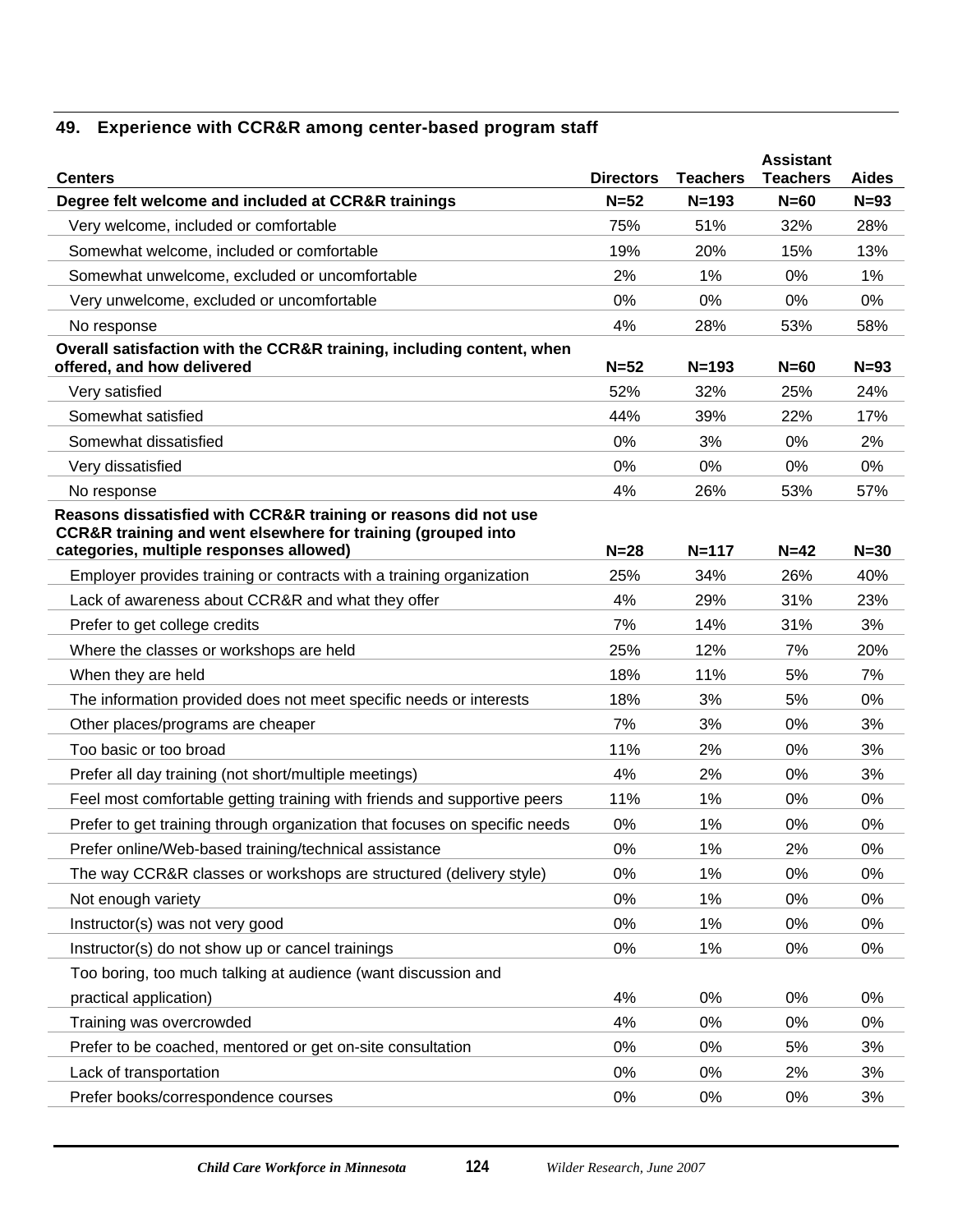### 49. Experience with CCR&R among center-based program staff

| Centers | Directors | Teachers | Assistant Teachers | Aides |
|---|---|---|---|---|
| **Degree felt welcome and included at CCR&R trainings** | **N=52** | **N=193** | **N=60** | **N=93** |
| Very welcome, included or comfortable | 75% | 51% | 32% | 28% |
| Somewhat welcome, included or comfortable | 19% | 20% | 15% | 13% |
| Somewhat unwelcome, excluded or uncomfortable | 2% | 1% | 0% | 1% |
| Very unwelcome, excluded or uncomfortable | 0% | 0% | 0% | 0% |
| No response | 4% | 28% | 53% | 58% |
| **Overall satisfaction with the CCR&R training, including content, when offered, and how delivered** | **N=52** | **N=193** | **N=60** | **N=93** |
| Very satisfied | 52% | 32% | 25% | 24% |
| Somewhat satisfied | 44% | 39% | 22% | 17% |
| Somewhat dissatisfied | 0% | 3% | 0% | 2% |
| Very dissatisfied | 0% | 0% | 0% | 0% |
| No response | 4% | 26% | 53% | 57% |
| **Reasons dissatisfied with CCR&R training or reasons did not use CCR&R training and went elsewhere for training (grouped into categories, multiple responses allowed)** | **N=28** | **N=117** | **N=42** | **N=30** |
| Employer provides training or contracts with a training organization | 25% | 34% | 26% | 40% |
| Lack of awareness about CCR&R and what they offer | 4% | 29% | 31% | 23% |
| Prefer to get college credits | 7% | 14% | 31% | 3% |
| Where the classes or workshops are held | 25% | 12% | 7% | 20% |
| When they are held | 18% | 11% | 5% | 7% |
| The information provided does not meet specific needs or interests | 18% | 3% | 5% | 0% |
| Other places/programs are cheaper | 7% | 3% | 0% | 3% |
| Too basic or too broad | 11% | 2% | 0% | 3% |
| Prefer all day training (not short/multiple meetings) | 4% | 2% | 0% | 3% |
| Feel most comfortable getting training with friends and supportive peers | 11% | 1% | 0% | 0% |
| Prefer to get training through organization that focuses on specific needs | 0% | 1% | 0% | 0% |
| Prefer online/Web-based training/technical assistance | 0% | 1% | 2% | 0% |
| The way CCR&R classes or workshops are structured (delivery style) | 0% | 1% | 0% | 0% |
| Not enough variety | 0% | 1% | 0% | 0% |
| Instructor(s) was not very good | 0% | 1% | 0% | 0% |
| Instructor(s) do not show up or cancel trainings | 0% | 1% | 0% | 0% |
| Too boring, too much talking at audience (want discussion and practical application) | 4% | 0% | 0% | 0% |
| Training was overcrowded | 4% | 0% | 0% | 0% |
| Prefer to be coached, mentored or get on-site consultation | 0% | 0% | 5% | 3% |
| Lack of transportation | 0% | 0% | 2% | 3% |
| Prefer books/correspondence courses | 0% | 0% | 0% | 3% |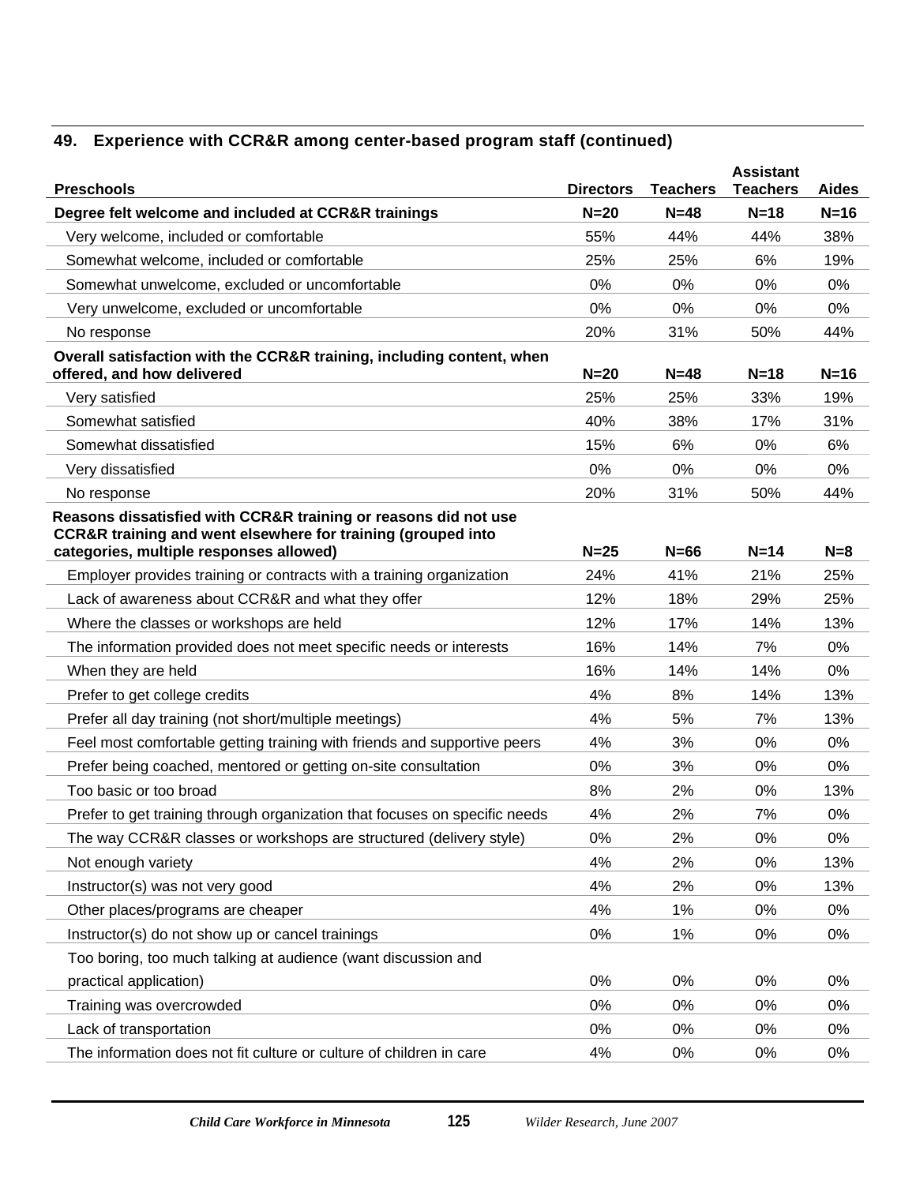### 49. Experience with CCR&R among center-based program staff (continued)

| Preschools | Directors | Teachers | Assistant Teachers | Aides |
|---|---|---|---|---|
| **Degree felt welcome and included at CCR&R trainings** | **N=20** | **N=48** | **N=18** | **N=16** |
| Very welcome, included or comfortable | 55% | 44% | 44% | 38% |
| Somewhat welcome, included or comfortable | 25% | 25% | 6% | 19% |
| Somewhat unwelcome, excluded or uncomfortable | 0% | 0% | 0% | 0% |
| Very unwelcome, excluded or uncomfortable | 0% | 0% | 0% | 0% |
| No response | 20% | 31% | 50% | 44% |
| **Overall satisfaction with the CCR&R training, including content, when offered, and how delivered** | **N=20** | **N=48** | **N=18** | **N=16** |
| Very satisfied | 25% | 25% | 33% | 19% |
| Somewhat satisfied | 40% | 38% | 17% | 31% |
| Somewhat dissatisfied | 15% | 6% | 0% | 6% |
| Very dissatisfied | 0% | 0% | 0% | 0% |
| No response | 20% | 31% | 50% | 44% |
| **Reasons dissatisfied with CCR&R training or reasons did not use CCR&R training and went elsewhere for training (grouped into categories, multiple responses allowed)** | **N=25** | **N=66** | **N=14** | **N=8** |
| Employer provides training or contracts with a training organization | 24% | 41% | 21% | 25% |
| Lack of awareness about CCR&R and what they offer | 12% | 18% | 29% | 25% |
| Where the classes or workshops are held | 12% | 17% | 14% | 13% |
| The information provided does not meet specific needs or interests | 16% | 14% | 7% | 0% |
| When they are held | 16% | 14% | 14% | 0% |
| Prefer to get college credits | 4% | 8% | 14% | 13% |
| Prefer all day training (not short/multiple meetings) | 4% | 5% | 7% | 13% |
| Feel most comfortable getting training with friends and supportive peers | 4% | 3% | 0% | 0% |
| Prefer being coached, mentored or getting on-site consultation | 0% | 3% | 0% | 0% |
| Too basic or too broad | 8% | 2% | 0% | 13% |
| Prefer to get training through organization that focuses on specific needs | 4% | 2% | 7% | 0% |
| The way CCR&R classes or workshops are structured (delivery style) | 0% | 2% | 0% | 0% |
| Not enough variety | 4% | 2% | 0% | 13% |
| Instructor(s) was not very good | 4% | 2% | 0% | 13% |
| Other places/programs are cheaper | 4% | 1% | 0% | 0% |
| Instructor(s) do not show up or cancel trainings | 0% | 1% | 0% | 0% |
| Too boring, too much talking at audience (want discussion and practical application) | 0% | 0% | 0% | 0% |
| Training was overcrowded | 0% | 0% | 0% | 0% |
| Lack of transportation | 0% | 0% | 0% | 0% |
| The information does not fit culture or culture of children in care | 4% | 0% | 0% | 0% |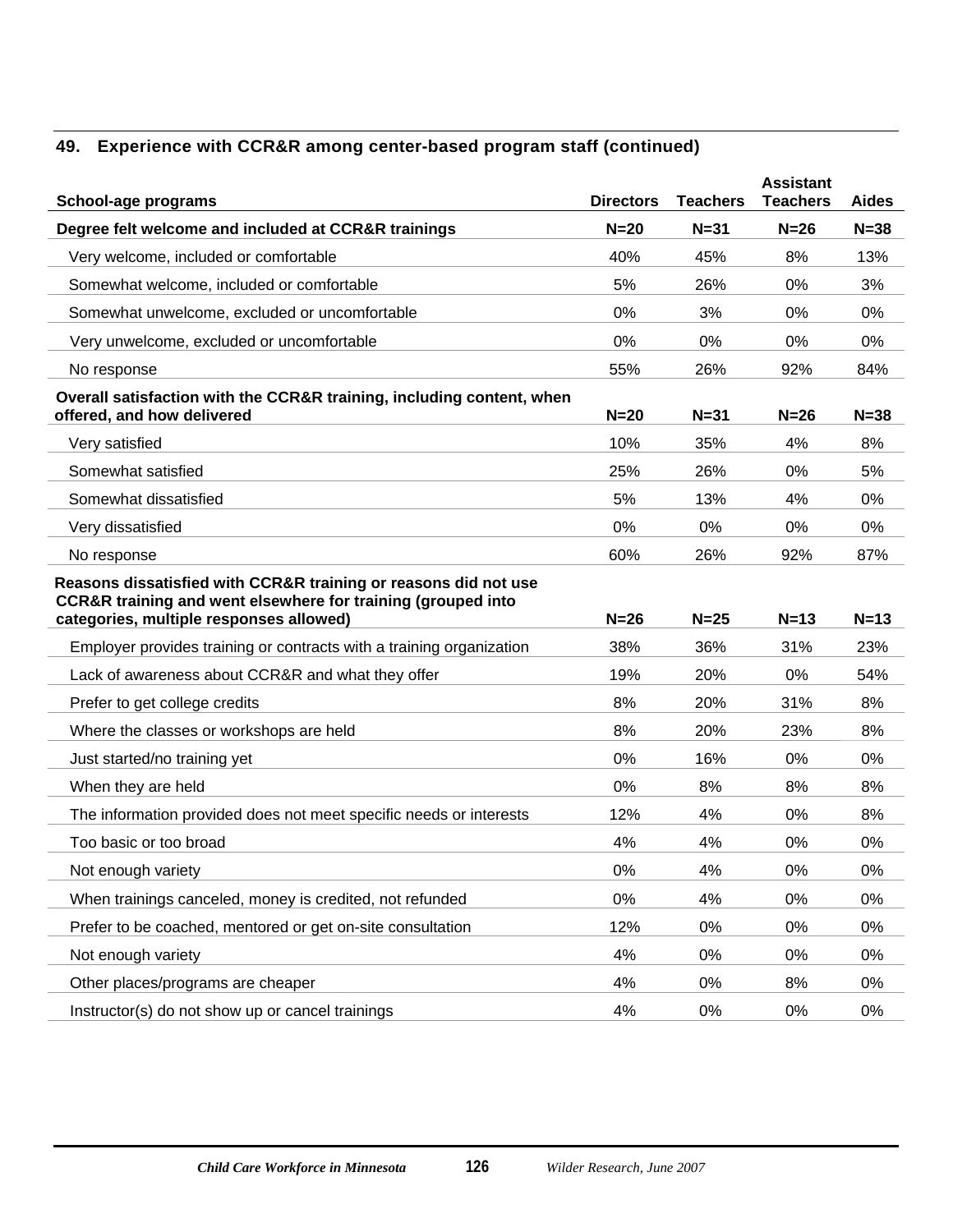### 49. Experience with CCR&R among center-based program staff (continued)

| School-age programs | Directors | Teachers | Assistant Teachers | Aides |
|---|---|---|---|---|
| **Degree felt welcome and included at CCR&R trainings** | **N=20** | **N=31** | **N=26** | **N=38** |
| Very welcome, included or comfortable | 40% | 45% | 8% | 13% |
| Somewhat welcome, included or comfortable | 5% | 26% | 0% | 3% |
| Somewhat unwelcome, excluded or uncomfortable | 0% | 3% | 0% | 0% |
| Very unwelcome, excluded or uncomfortable | 0% | 0% | 0% | 0% |
| No response | 55% | 26% | 92% | 84% |
| **Overall satisfaction with the CCR&R training, including content, when offered, and how delivered** | **N=20** | **N=31** | **N=26** | **N=38** |
| Very satisfied | 10% | 35% | 4% | 8% |
| Somewhat satisfied | 25% | 26% | 0% | 5% |
| Somewhat dissatisfied | 5% | 13% | 4% | 0% |
| Very dissatisfied | 0% | 0% | 0% | 0% |
| No response | 60% | 26% | 92% | 87% |
| **Reasons dissatisfied with CCR&R training or reasons did not use CCR&R training and went elsewhere for training (grouped into categories, multiple responses allowed)** | **N=26** | **N=25** | **N=13** | **N=13** |
| Employer provides training or contracts with a training organization | 38% | 36% | 31% | 23% |
| Lack of awareness about CCR&R and what they offer | 19% | 20% | 0% | 54% |
| Prefer to get college credits | 8% | 20% | 31% | 8% |
| Where the classes or workshops are held | 8% | 20% | 23% | 8% |
| Just started/no training yet | 0% | 16% | 0% | 0% |
| When they are held | 0% | 8% | 8% | 8% |
| The information provided does not meet specific needs or interests | 12% | 4% | 0% | 8% |
| Too basic or too broad | 4% | 4% | 0% | 0% |
| Not enough variety | 0% | 4% | 0% | 0% |
| When trainings canceled, money is credited, not refunded | 0% | 4% | 0% | 0% |
| Prefer to be coached, mentored or get on-site consultation | 12% | 0% | 0% | 0% |
| Not enough variety | 4% | 0% | 0% | 0% |
| Other places/programs are cheaper | 4% | 0% | 8% | 0% |
| Instructor(s) do not show up or cancel trainings | 4% | 0% | 0% | 0% |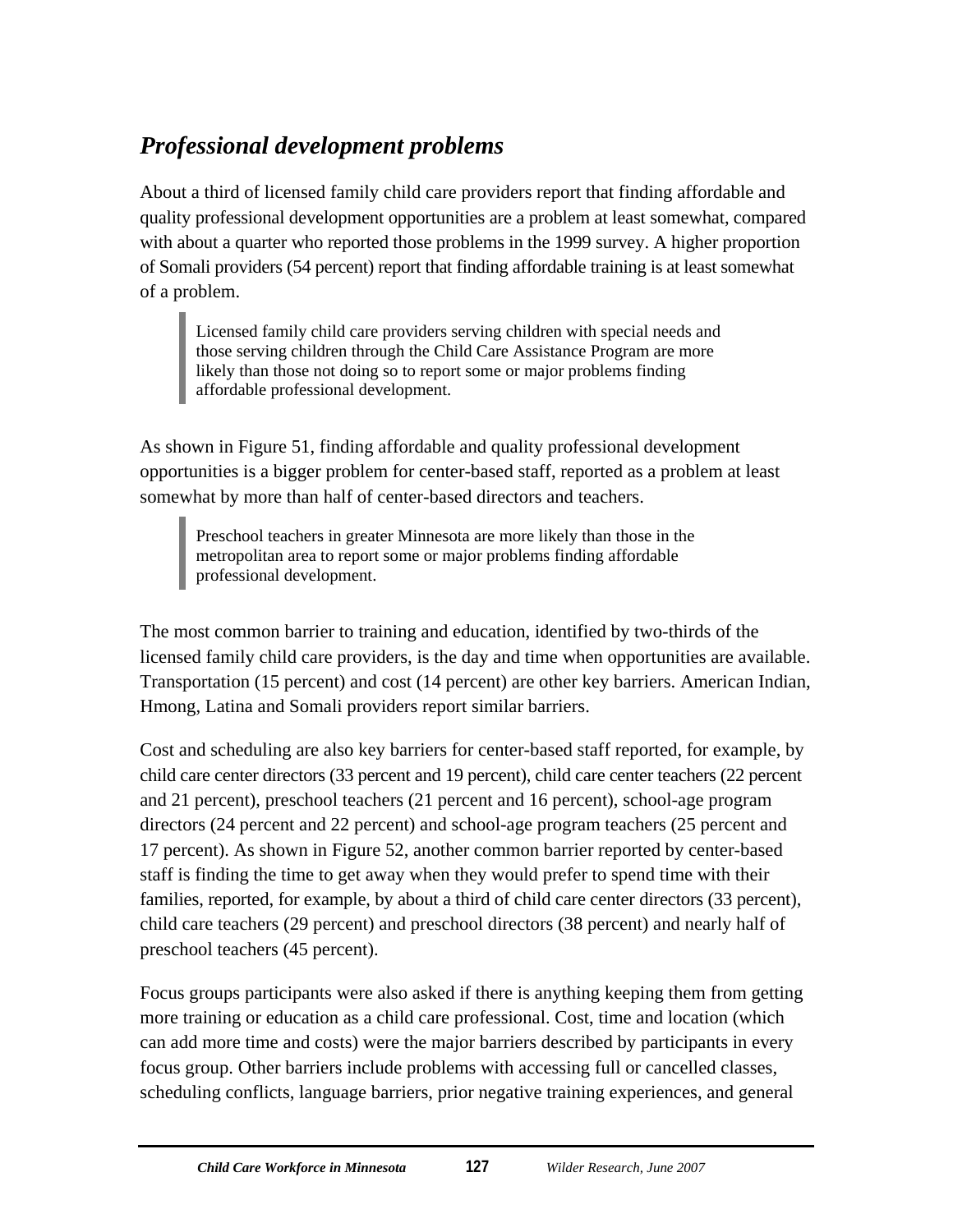## *Professional development problems*

About a third of licensed family child care providers report that finding affordable and quality professional development opportunities are a problem at least somewhat, compared with about a quarter who reported those problems in the 1999 survey. A higher proportion of Somali providers (54 percent) report that finding affordable training is at least somewhat of a problem.

> Licensed family child care providers serving children with special needs and those serving children through the Child Care Assistance Program are more likely than those not doing so to report some or major problems finding affordable professional development.

As shown in Figure 51, finding affordable and quality professional development opportunities is a bigger problem for center-based staff, reported as a problem at least somewhat by more than half of center-based directors and teachers.

> Preschool teachers in greater Minnesota are more likely than those in the metropolitan area to report some or major problems finding affordable professional development.

The most common barrier to training and education, identified by two-thirds of the licensed family child care providers, is the day and time when opportunities are available. Transportation (15 percent) and cost (14 percent) are other key barriers. American Indian, Hmong, Latina and Somali providers report similar barriers.

Cost and scheduling are also key barriers for center-based staff reported, for example, by child care center directors (33 percent and 19 percent), child care center teachers (22 percent and 21 percent), preschool teachers (21 percent and 16 percent), school-age program directors (24 percent and 22 percent) and school-age program teachers (25 percent and 17 percent). As shown in Figure 52, another common barrier reported by center-based staff is finding the time to get away when they would prefer to spend time with their families, reported, for example, by about a third of child care center directors (33 percent), child care teachers (29 percent) and preschool directors (38 percent) and nearly half of preschool teachers (45 percent).

Focus groups participants were also asked if there is anything keeping them from getting more training or education as a child care professional. Cost, time and location (which can add more time and costs) were the major barriers described by participants in every focus group. Other barriers include problems with accessing full or cancelled classes, scheduling conflicts, language barriers, prior negative training experiences, and general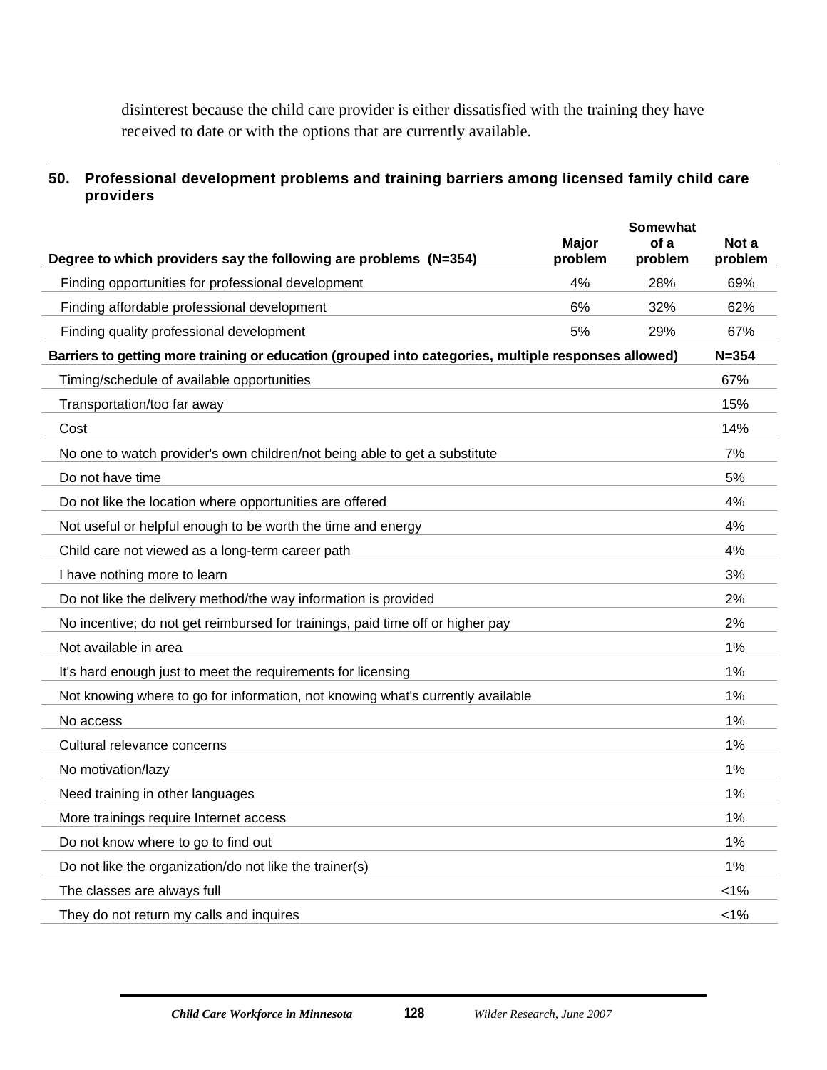disinterest because the child care provider is either dissatisfied with the training they have received to date or with the options that are currently available.

### 50. Professional development problems and training barriers among licensed family child care providers

| Degree to which providers say the following are problems (N=354) | Major problem | Somewhat of a problem | Not a problem |
|---|---|---|---|
| Finding opportunities for professional development | 4% | 28% | 69% |
| Finding affordable professional development | 6% | 32% | 62% |
| Finding quality professional development | 5% | 29% | 67% |

| Barriers to getting more training or education (grouped into categories, multiple responses allowed) | N=354 |
|---|---|
| Timing/schedule of available opportunities | 67% |
| Transportation/too far away | 15% |
| Cost | 14% |
| No one to watch provider's own children/not being able to get a substitute | 7% |
| Do not have time | 5% |
| Do not like the location where opportunities are offered | 4% |
| Not useful or helpful enough to be worth the time and energy | 4% |
| Child care not viewed as a long-term career path | 4% |
| I have nothing more to learn | 3% |
| Do not like the delivery method/the way information is provided | 2% |
| No incentive; do not get reimbursed for trainings, paid time off or higher pay | 2% |
| Not available in area | 1% |
| It's hard enough just to meet the requirements for licensing | 1% |
| Not knowing where to go for information, not knowing what's currently available | 1% |
| No access | 1% |
| Cultural relevance concerns | 1% |
| No motivation/lazy | 1% |
| Need training in other languages | 1% |
| More trainings require Internet access | 1% |
| Do not know where to go to find out | 1% |
| Do not like the organization/do not like the trainer(s) | 1% |
| The classes are always full | <1% |
| They do not return my calls and inquires | <1% |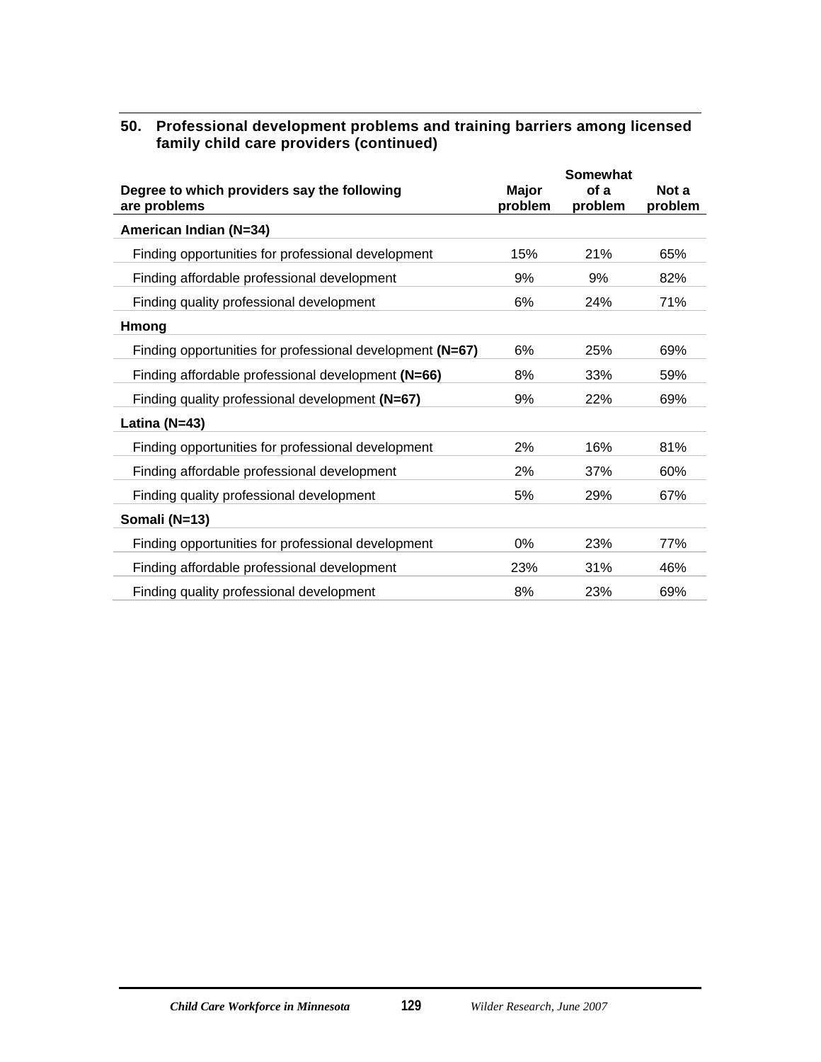### 50. Professional development problems and training barriers among licensed family child care providers (continued)

| Degree to which providers say the following are problems | Major problem | Somewhat of a problem | Not a problem |
|---|---|---|---|
| **American Indian (N=34)** | | | |
| Finding opportunities for professional development | 15% | 21% | 65% |
| Finding affordable professional development | 9% | 9% | 82% |
| Finding quality professional development | 6% | 24% | 71% |
| **Hmong** | | | |
| Finding opportunities for professional development **(N=67)** | 6% | 25% | 69% |
| Finding affordable professional development **(N=66)** | 8% | 33% | 59% |
| Finding quality professional development **(N=67)** | 9% | 22% | 69% |
| **Latina (N=43)** | | | |
| Finding opportunities for professional development | 2% | 16% | 81% |
| Finding affordable professional development | 2% | 37% | 60% |
| Finding quality professional development | 5% | 29% | 67% |
| **Somali (N=13)** | | | |
| Finding opportunities for professional development | 0% | 23% | 77% |
| Finding affordable professional development | 23% | 31% | 46% |
| Finding quality professional development | 8% | 23% | 69% |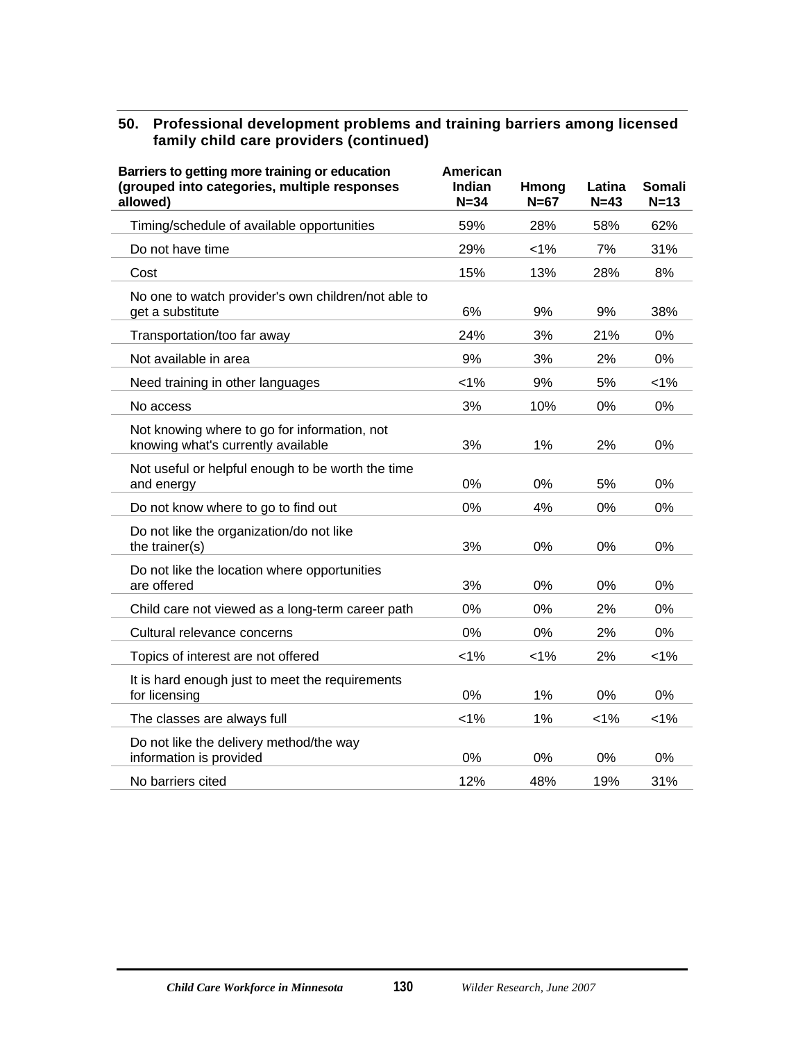## 50. Professional development problems and training barriers among licensed family child care providers (continued)

| Barriers to getting more training or education (grouped into categories, multiple responses allowed) | American Indian N=34 | Hmong N=67 | Latina N=43 | Somali N=13 |
|---|---|---|---|---|
| Timing/schedule of available opportunities | 59% | 28% | 58% | 62% |
| Do not have time | 29% | <1% | 7% | 31% |
| Cost | 15% | 13% | 28% | 8% |
| No one to watch provider's own children/not able to get a substitute | 6% | 9% | 9% | 38% |
| Transportation/too far away | 24% | 3% | 21% | 0% |
| Not available in area | 9% | 3% | 2% | 0% |
| Need training in other languages | <1% | 9% | 5% | <1% |
| No access | 3% | 10% | 0% | 0% |
| Not knowing where to go for information, not knowing what's currently available | 3% | 1% | 2% | 0% |
| Not useful or helpful enough to be worth the time and energy | 0% | 0% | 5% | 0% |
| Do not know where to go to find out | 0% | 4% | 0% | 0% |
| Do not like the organization/do not like the trainer(s) | 3% | 0% | 0% | 0% |
| Do not like the location where opportunities are offered | 3% | 0% | 0% | 0% |
| Child care not viewed as a long-term career path | 0% | 0% | 2% | 0% |
| Cultural relevance concerns | 0% | 0% | 2% | 0% |
| Topics of interest are not offered | <1% | <1% | 2% | <1% |
| It is hard enough just to meet the requirements for licensing | 0% | 1% | 0% | 0% |
| The classes are always full | <1% | 1% | <1% | <1% |
| Do not like the delivery method/the way information is provided | 0% | 0% | 0% | 0% |
| No barriers cited | 12% | 48% | 19% | 31% |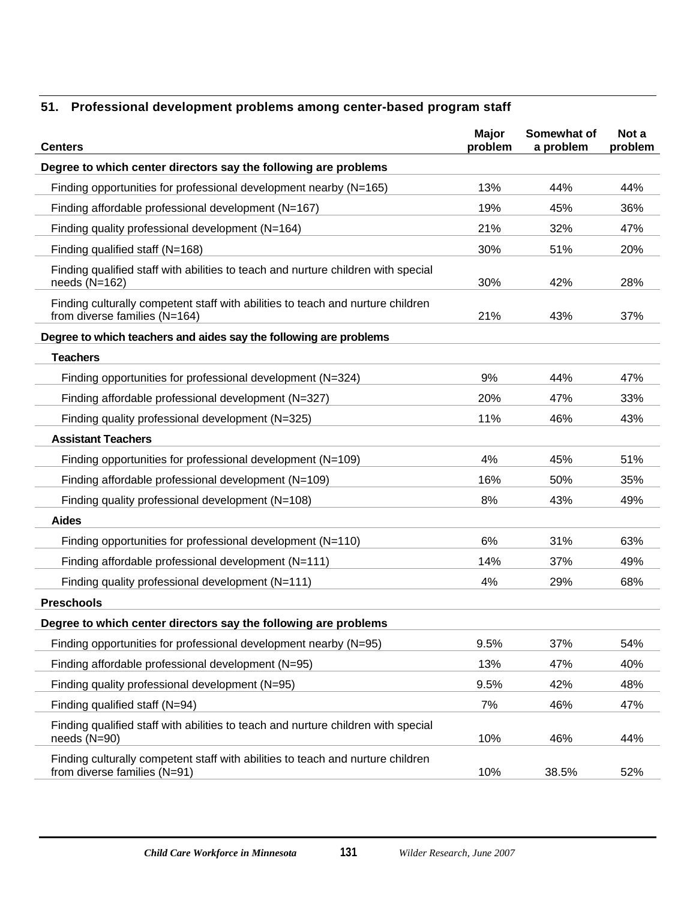### 51. Professional development problems among center-based program staff

| Centers | Major problem | Somewhat of a problem | Not a problem |
|---|---|---|---|
| **Degree to which center directors say the following are problems** | | | |
| Finding opportunities for professional development nearby (N=165) | 13% | 44% | 44% |
| Finding affordable professional development (N=167) | 19% | 45% | 36% |
| Finding quality professional development (N=164) | 21% | 32% | 47% |
| Finding qualified staff (N=168) | 30% | 51% | 20% |
| Finding qualified staff with abilities to teach and nurture children with special needs (N=162) | 30% | 42% | 28% |
| Finding culturally competent staff with abilities to teach and nurture children from diverse families (N=164) | 21% | 43% | 37% |
| **Degree to which teachers and aides say the following are problems** | | | |
| **Teachers** | | | |
| Finding opportunities for professional development (N=324) | 9% | 44% | 47% |
| Finding affordable professional development (N=327) | 20% | 47% | 33% |
| Finding quality professional development (N=325) | 11% | 46% | 43% |
| **Assistant Teachers** | | | |
| Finding opportunities for professional development (N=109) | 4% | 45% | 51% |
| Finding affordable professional development (N=109) | 16% | 50% | 35% |
| Finding quality professional development (N=108) | 8% | 43% | 49% |
| **Aides** | | | |
| Finding opportunities for professional development (N=110) | 6% | 31% | 63% |
| Finding affordable professional development (N=111) | 14% | 37% | 49% |
| Finding quality professional development (N=111) | 4% | 29% | 68% |
| **Preschools** | | | |
| **Degree to which center directors say the following are problems** | | | |
| Finding opportunities for professional development nearby (N=95) | 9.5% | 37% | 54% |
| Finding affordable professional development (N=95) | 13% | 47% | 40% |
| Finding quality professional development (N=95) | 9.5% | 42% | 48% |
| Finding qualified staff (N=94) | 7% | 46% | 47% |
| Finding qualified staff with abilities to teach and nurture children with special needs (N=90) | 10% | 46% | 44% |
| Finding culturally competent staff with abilities to teach and nurture children from diverse families (N=91) | 10% | 38.5% | 52% |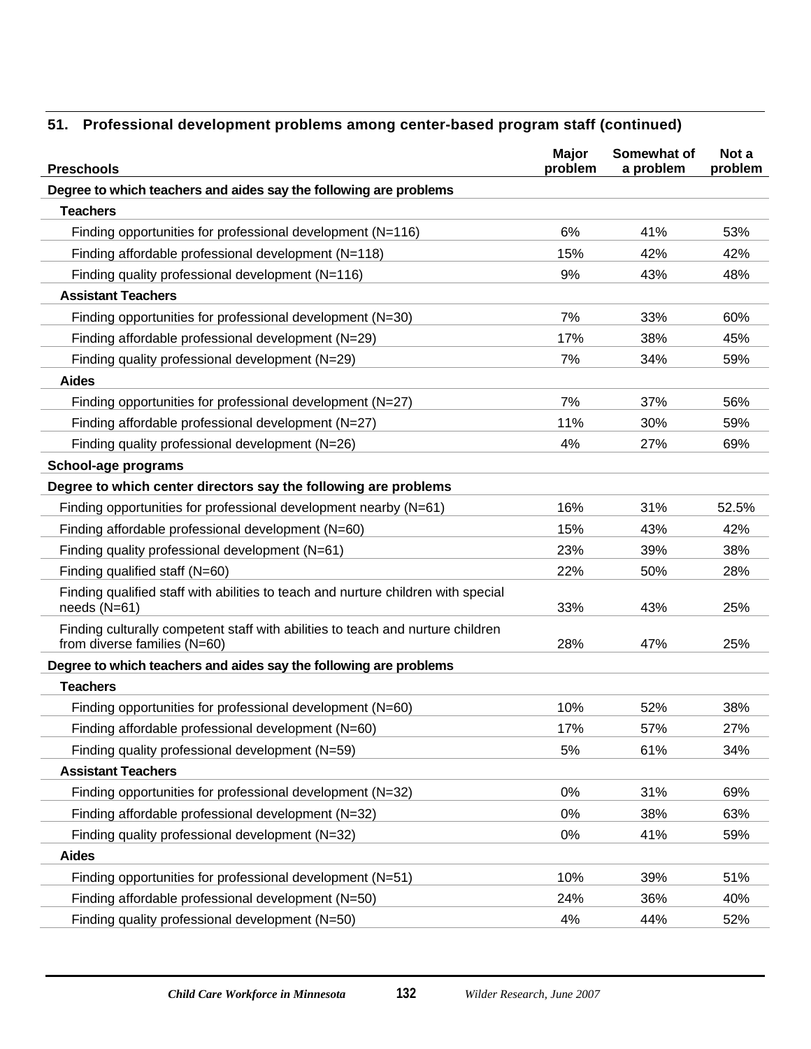## 51. Professional development problems among center-based program staff (continued)

| Preschools | Major problem | Somewhat of a problem | Not a problem |
|---|---|---|---|
| **Degree to which teachers and aides say the following are problems** | | | |
| **Teachers** | | | |
| Finding opportunities for professional development (N=116) | 6% | 41% | 53% |
| Finding affordable professional development (N=118) | 15% | 42% | 42% |
| Finding quality professional development (N=116) | 9% | 43% | 48% |
| **Assistant Teachers** | | | |
| Finding opportunities for professional development (N=30) | 7% | 33% | 60% |
| Finding affordable professional development (N=29) | 17% | 38% | 45% |
| Finding quality professional development (N=29) | 7% | 34% | 59% |
| **Aides** | | | |
| Finding opportunities for professional development (N=27) | 7% | 37% | 56% |
| Finding affordable professional development (N=27) | 11% | 30% | 59% |
| Finding quality professional development (N=26) | 4% | 27% | 69% |
| **School-age programs** | | | |
| **Degree to which center directors say the following are problems** | | | |
| Finding opportunities for professional development nearby (N=61) | 16% | 31% | 52.5% |
| Finding affordable professional development (N=60) | 15% | 43% | 42% |
| Finding quality professional development (N=61) | 23% | 39% | 38% |
| Finding qualified staff (N=60) | 22% | 50% | 28% |
| Finding qualified staff with abilities to teach and nurture children with special needs (N=61) | 33% | 43% | 25% |
| Finding culturally competent staff with abilities to teach and nurture children from diverse families (N=60) | 28% | 47% | 25% |
| **Degree to which teachers and aides say the following are problems** | | | |
| **Teachers** | | | |
| Finding opportunities for professional development (N=60) | 10% | 52% | 38% |
| Finding affordable professional development (N=60) | 17% | 57% | 27% |
| Finding quality professional development (N=59) | 5% | 61% | 34% |
| **Assistant Teachers** | | | |
| Finding opportunities for professional development (N=32) | 0% | 31% | 69% |
| Finding affordable professional development (N=32) | 0% | 38% | 63% |
| Finding quality professional development (N=32) | 0% | 41% | 59% |
| **Aides** | | | |
| Finding opportunities for professional development (N=51) | 10% | 39% | 51% |
| Finding affordable professional development (N=50) | 24% | 36% | 40% |
| Finding quality professional development (N=50) | 4% | 44% | 52% |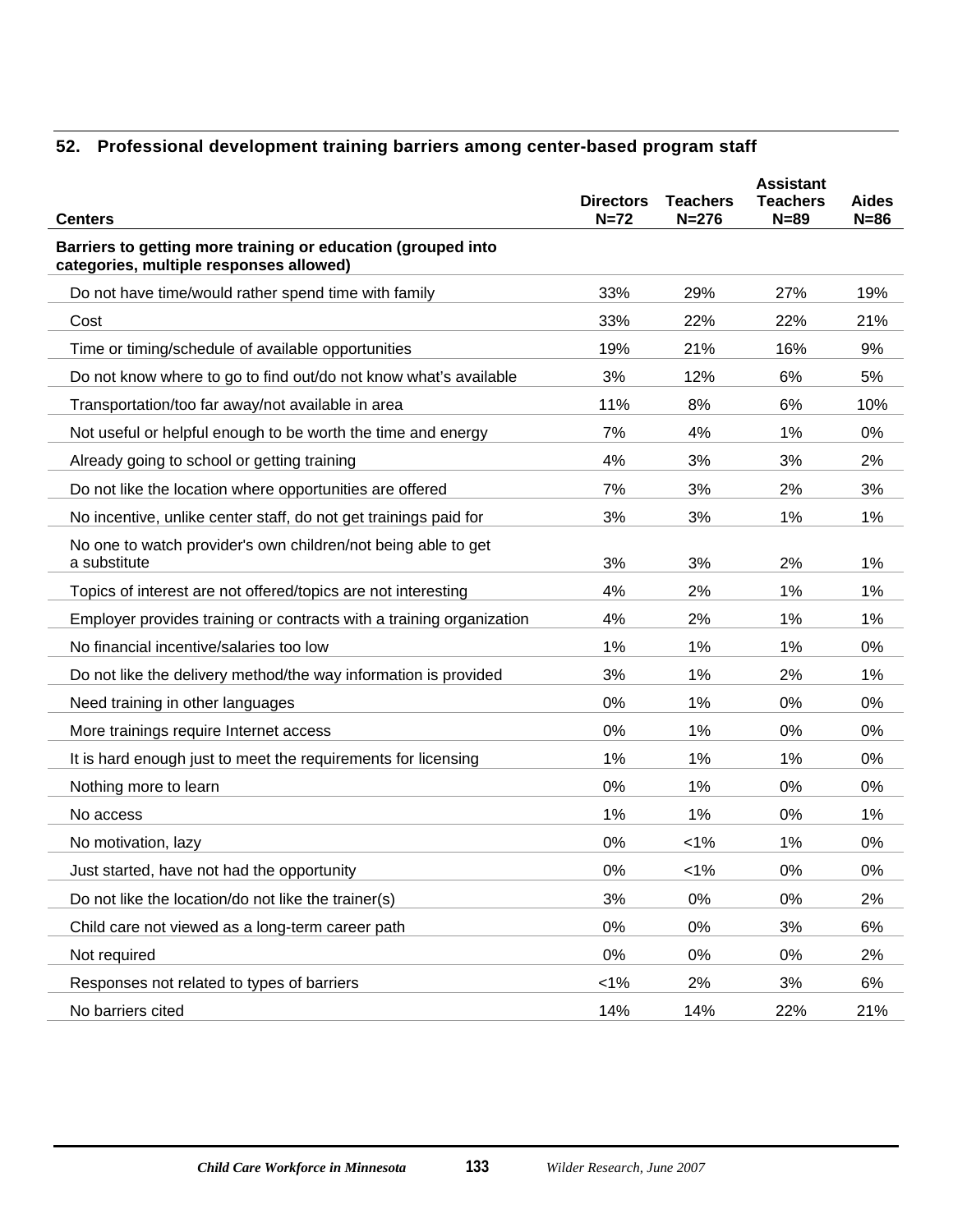## 52. Professional development training barriers among center-based program staff

| Centers | Directors N=72 | Teachers N=276 | Assistant Teachers N=89 | Aides N=86 |
|---|---|---|---|---|
| **Barriers to getting more training or education (grouped into categories, multiple responses allowed)** | | | | |
| Do not have time/would rather spend time with family | 33% | 29% | 27% | 19% |
| Cost | 33% | 22% | 22% | 21% |
| Time or timing/schedule of available opportunities | 19% | 21% | 16% | 9% |
| Do not know where to go to find out/do not know what's available | 3% | 12% | 6% | 5% |
| Transportation/too far away/not available in area | 11% | 8% | 6% | 10% |
| Not useful or helpful enough to be worth the time and energy | 7% | 4% | 1% | 0% |
| Already going to school or getting training | 4% | 3% | 3% | 2% |
| Do not like the location where opportunities are offered | 7% | 3% | 2% | 3% |
| No incentive, unlike center staff, do not get trainings paid for | 3% | 3% | 1% | 1% |
| No one to watch provider's own children/not being able to get a substitute | 3% | 3% | 2% | 1% |
| Topics of interest are not offered/topics are not interesting | 4% | 2% | 1% | 1% |
| Employer provides training or contracts with a training organization | 4% | 2% | 1% | 1% |
| No financial incentive/salaries too low | 1% | 1% | 1% | 0% |
| Do not like the delivery method/the way information is provided | 3% | 1% | 2% | 1% |
| Need training in other languages | 0% | 1% | 0% | 0% |
| More trainings require Internet access | 0% | 1% | 0% | 0% |
| It is hard enough just to meet the requirements for licensing | 1% | 1% | 1% | 0% |
| Nothing more to learn | 0% | 1% | 0% | 0% |
| No access | 1% | 1% | 0% | 1% |
| No motivation, lazy | 0% | <1% | 1% | 0% |
| Just started, have not had the opportunity | 0% | <1% | 0% | 0% |
| Do not like the location/do not like the trainer(s) | 3% | 0% | 0% | 2% |
| Child care not viewed as a long-term career path | 0% | 0% | 3% | 6% |
| Not required | 0% | 0% | 0% | 2% |
| Responses not related to types of barriers | <1% | 2% | 3% | 6% |
| No barriers cited | 14% | 14% | 22% | 21% |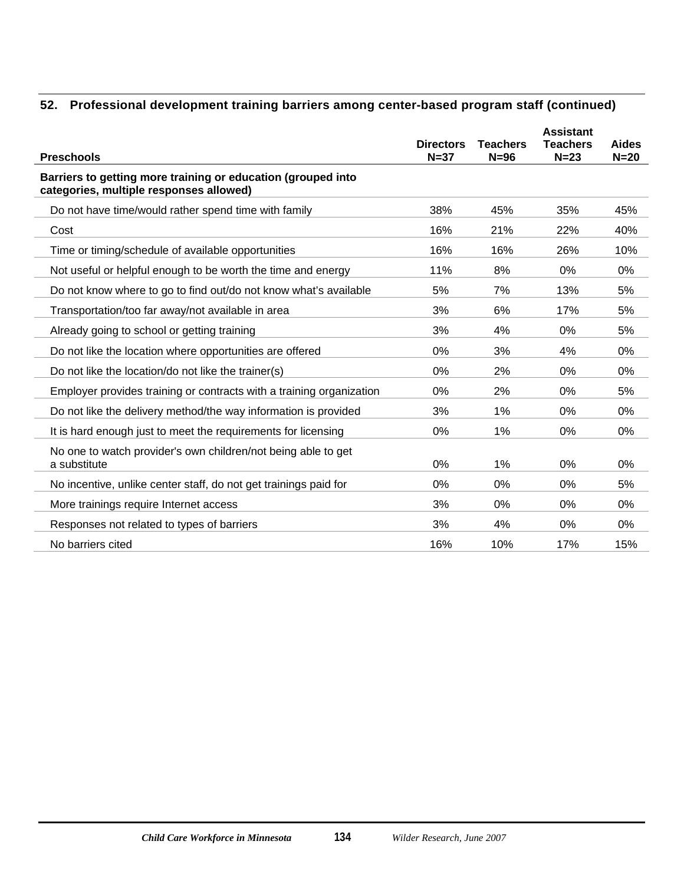## 52. Professional development training barriers among center-based program staff (continued)

| Preschools | Directors N=37 | Teachers N=96 | Assistant Teachers N=23 | Aides N=20 |
|---|---|---|---|---|
| **Barriers to getting more training or education (grouped into categories, multiple responses allowed)** | | | | |
| Do not have time/would rather spend time with family | 38% | 45% | 35% | 45% |
| Cost | 16% | 21% | 22% | 40% |
| Time or timing/schedule of available opportunities | 16% | 16% | 26% | 10% |
| Not useful or helpful enough to be worth the time and energy | 11% | 8% | 0% | 0% |
| Do not know where to go to find out/do not know what's available | 5% | 7% | 13% | 5% |
| Transportation/too far away/not available in area | 3% | 6% | 17% | 5% |
| Already going to school or getting training | 3% | 4% | 0% | 5% |
| Do not like the location where opportunities are offered | 0% | 3% | 4% | 0% |
| Do not like the location/do not like the trainer(s) | 0% | 2% | 0% | 0% |
| Employer provides training or contracts with a training organization | 0% | 2% | 0% | 5% |
| Do not like the delivery method/the way information is provided | 3% | 1% | 0% | 0% |
| It is hard enough just to meet the requirements for licensing | 0% | 1% | 0% | 0% |
| No one to watch provider's own children/not being able to get a substitute | 0% | 1% | 0% | 0% |
| No incentive, unlike center staff, do not get trainings paid for | 0% | 0% | 0% | 5% |
| More trainings require Internet access | 3% | 0% | 0% | 0% |
| Responses not related to types of barriers | 3% | 4% | 0% | 0% |
| No barriers cited | 16% | 10% | 17% | 15% |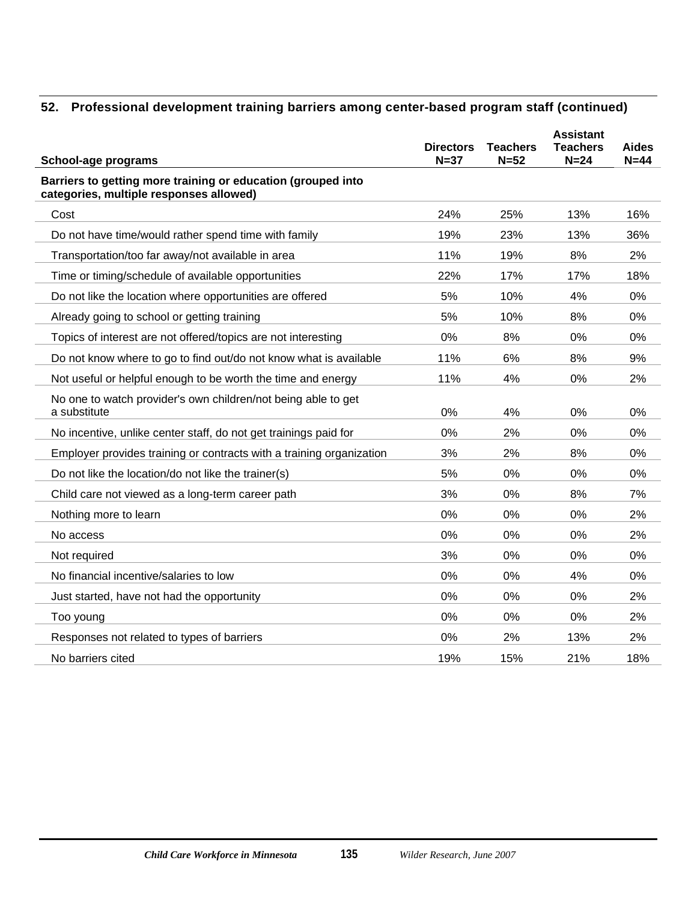## 52. Professional development training barriers among center-based program staff (continued)

| School-age programs | Directors N=37 | Teachers N=52 | Assistant Teachers N=24 | Aides N=44 |
|---|---|---|---|---|
| **Barriers to getting more training or education (grouped into categories, multiple responses allowed)** | | | | |
| Cost | 24% | 25% | 13% | 16% |
| Do not have time/would rather spend time with family | 19% | 23% | 13% | 36% |
| Transportation/too far away/not available in area | 11% | 19% | 8% | 2% |
| Time or timing/schedule of available opportunities | 22% | 17% | 17% | 18% |
| Do not like the location where opportunities are offered | 5% | 10% | 4% | 0% |
| Already going to school or getting training | 5% | 10% | 8% | 0% |
| Topics of interest are not offered/topics are not interesting | 0% | 8% | 0% | 0% |
| Do not know where to go to find out/do not know what is available | 11% | 6% | 8% | 9% |
| Not useful or helpful enough to be worth the time and energy | 11% | 4% | 0% | 2% |
| No one to watch provider's own children/not being able to get a substitute | 0% | 4% | 0% | 0% |
| No incentive, unlike center staff, do not get trainings paid for | 0% | 2% | 0% | 0% |
| Employer provides training or contracts with a training organization | 3% | 2% | 8% | 0% |
| Do not like the location/do not like the trainer(s) | 5% | 0% | 0% | 0% |
| Child care not viewed as a long-term career path | 3% | 0% | 8% | 7% |
| Nothing more to learn | 0% | 0% | 0% | 2% |
| No access | 0% | 0% | 0% | 2% |
| Not required | 3% | 0% | 0% | 0% |
| No financial incentive/salaries to low | 0% | 0% | 4% | 0% |
| Just started, have not had the opportunity | 0% | 0% | 0% | 2% |
| Too young | 0% | 0% | 0% | 2% |
| Responses not related to types of barriers | 0% | 2% | 13% | 2% |
| No barriers cited | 19% | 15% | 21% | 18% |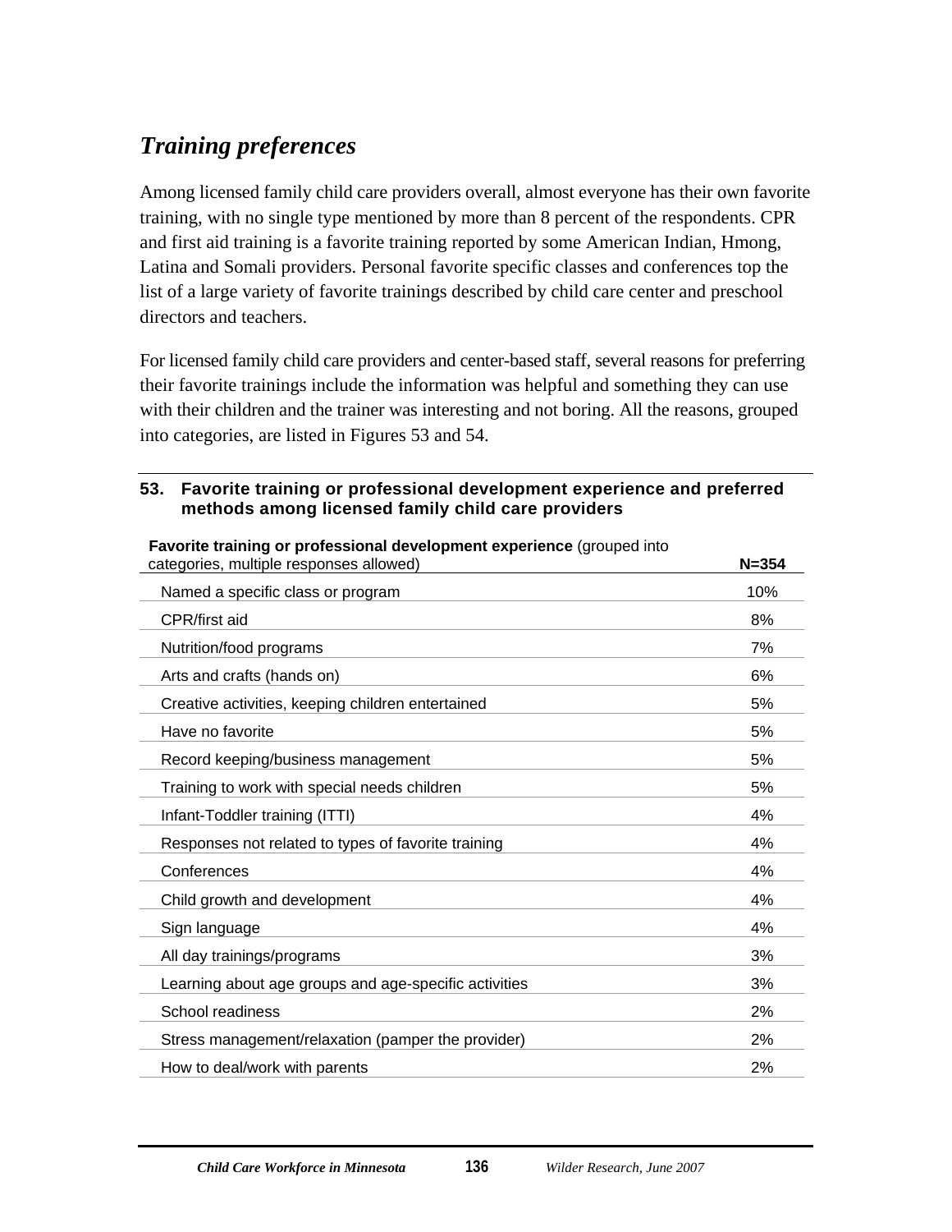## *Training preferences*

Among licensed family child care providers overall, almost everyone has their own favorite training, with no single type mentioned by more than 8 percent of the respondents. CPR and first aid training is a favorite training reported by some American Indian, Hmong, Latina and Somali providers. Personal favorite specific classes and conferences top the list of a large variety of favorite trainings described by child care center and preschool directors and teachers.

For licensed family child care providers and center-based staff, several reasons for preferring their favorite trainings include the information was helpful and something they can use with their children and the trainer was interesting and not boring. All the reasons, grouped into categories, are listed in Figures 53 and 54.

**53. Favorite training or professional development experience and preferred methods among licensed family child care providers**

| **Favorite training or professional development experience** (grouped into categories, multiple responses allowed) | **N=354** |
|---|---|
| Named a specific class or program | 10% |
| CPR/first aid | 8% |
| Nutrition/food programs | 7% |
| Arts and crafts (hands on) | 6% |
| Creative activities, keeping children entertained | 5% |
| Have no favorite | 5% |
| Record keeping/business management | 5% |
| Training to work with special needs children | 5% |
| Infant-Toddler training (ITTI) | 4% |
| Responses not related to types of favorite training | 4% |
| Conferences | 4% |
| Child growth and development | 4% |
| Sign language | 4% |
| All day trainings/programs | 3% |
| Learning about age groups and age-specific activities | 3% |
| School readiness | 2% |
| Stress management/relaxation (pamper the provider) | 2% |
| How to deal/work with parents | 2% |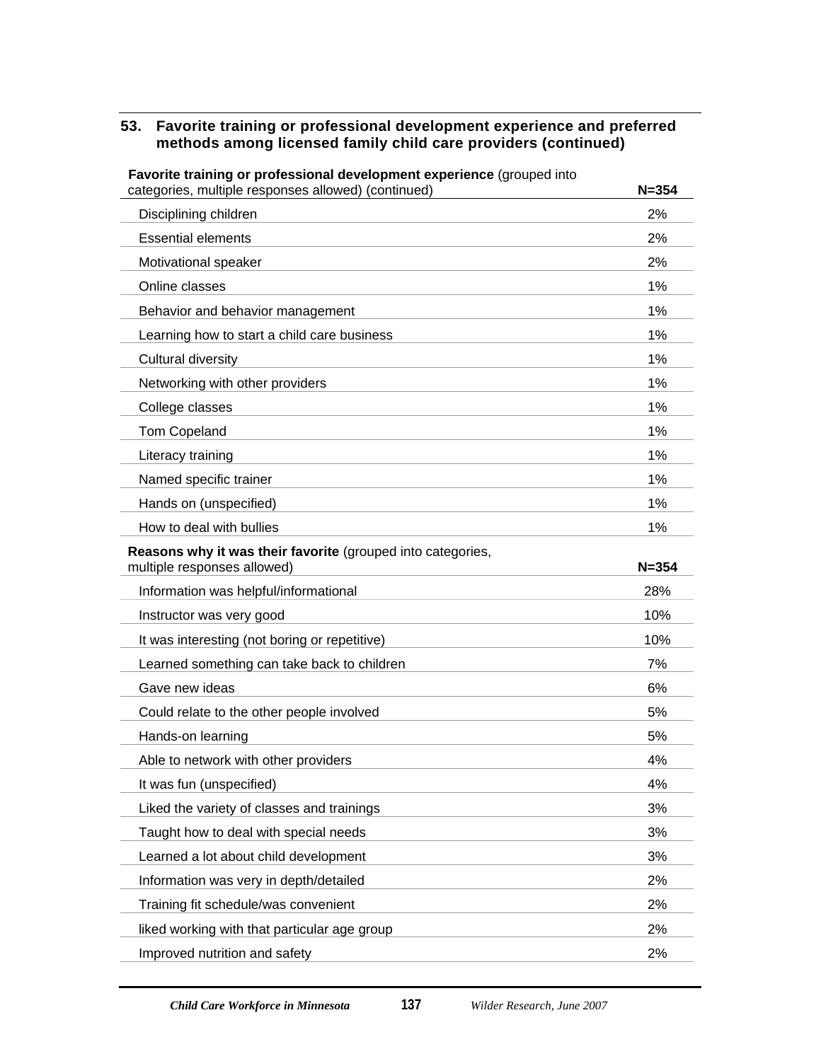## 53. Favorite training or professional development experience and preferred methods among licensed family child care providers (continued)

| **Favorite training or professional development experience** (grouped into categories, multiple responses allowed) (continued) | **N=354** |
|---|---|
| Disciplining children | 2% |
| Essential elements | 2% |
| Motivational speaker | 2% |
| Online classes | 1% |
| Behavior and behavior management | 1% |
| Learning how to start a child care business | 1% |
| Cultural diversity | 1% |
| Networking with other providers | 1% |
| College classes | 1% |
| Tom Copeland | 1% |
| Literacy training | 1% |
| Named specific trainer | 1% |
| Hands on (unspecified) | 1% |
| How to deal with bullies | 1% |
| **Reasons why it was their favorite** (grouped into categories, multiple responses allowed) | **N=354** |
| Information was helpful/informational | 28% |
| Instructor was very good | 10% |
| It was interesting (not boring or repetitive) | 10% |
| Learned something can take back to children | 7% |
| Gave new ideas | 6% |
| Could relate to the other people involved | 5% |
| Hands-on learning | 5% |
| Able to network with other providers | 4% |
| It was fun (unspecified) | 4% |
| Liked the variety of classes and trainings | 3% |
| Taught how to deal with special needs | 3% |
| Learned a lot about child development | 3% |
| Information was very in depth/detailed | 2% |
| Training fit schedule/was convenient | 2% |
| liked working with that particular age group | 2% |
| Improved nutrition and safety | 2% |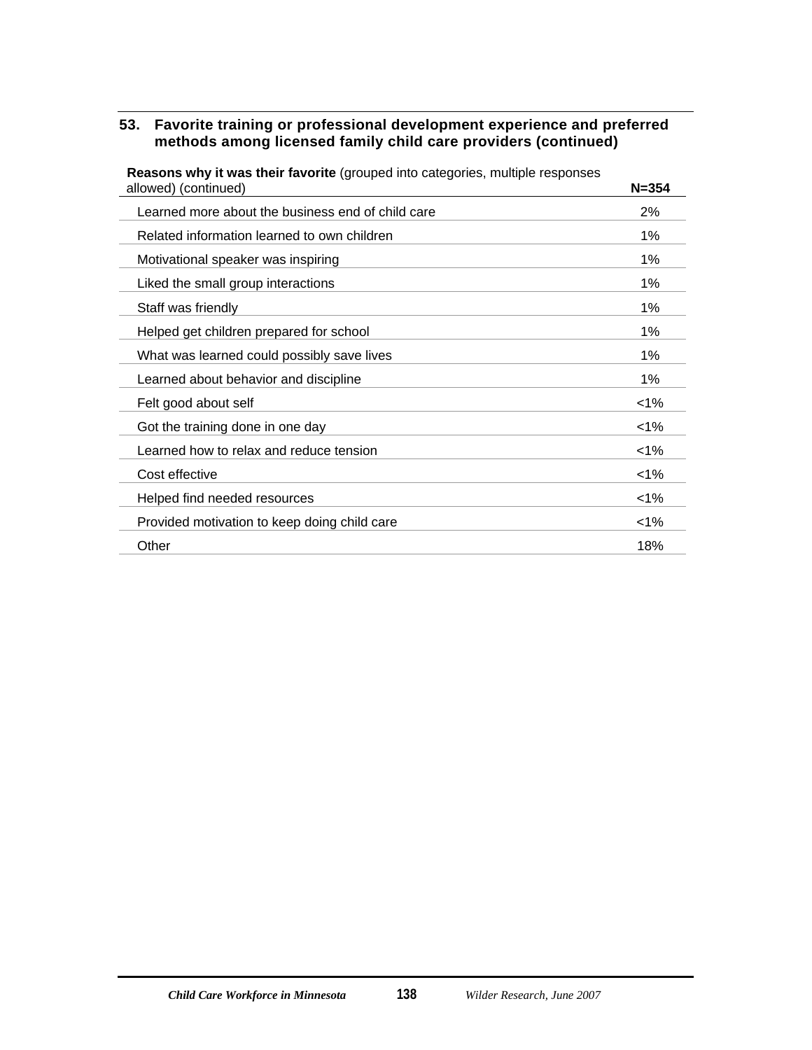### 53. Favorite training or professional development experience and preferred methods among licensed family child care providers (continued)

| **Reasons why it was their favorite** (grouped into categories, multiple responses allowed) (continued) | **N=354** |
|---|---|
| Learned more about the business end of child care | 2% |
| Related information learned to own children | 1% |
| Motivational speaker was inspiring | 1% |
| Liked the small group interactions | 1% |
| Staff was friendly | 1% |
| Helped get children prepared for school | 1% |
| What was learned could possibly save lives | 1% |
| Learned about behavior and discipline | 1% |
| Felt good about self | <1% |
| Got the training done in one day | <1% |
| Learned how to relax and reduce tension | <1% |
| Cost effective | <1% |
| Helped find needed resources | <1% |
| Provided motivation to keep doing child care | <1% |
| Other | 18% |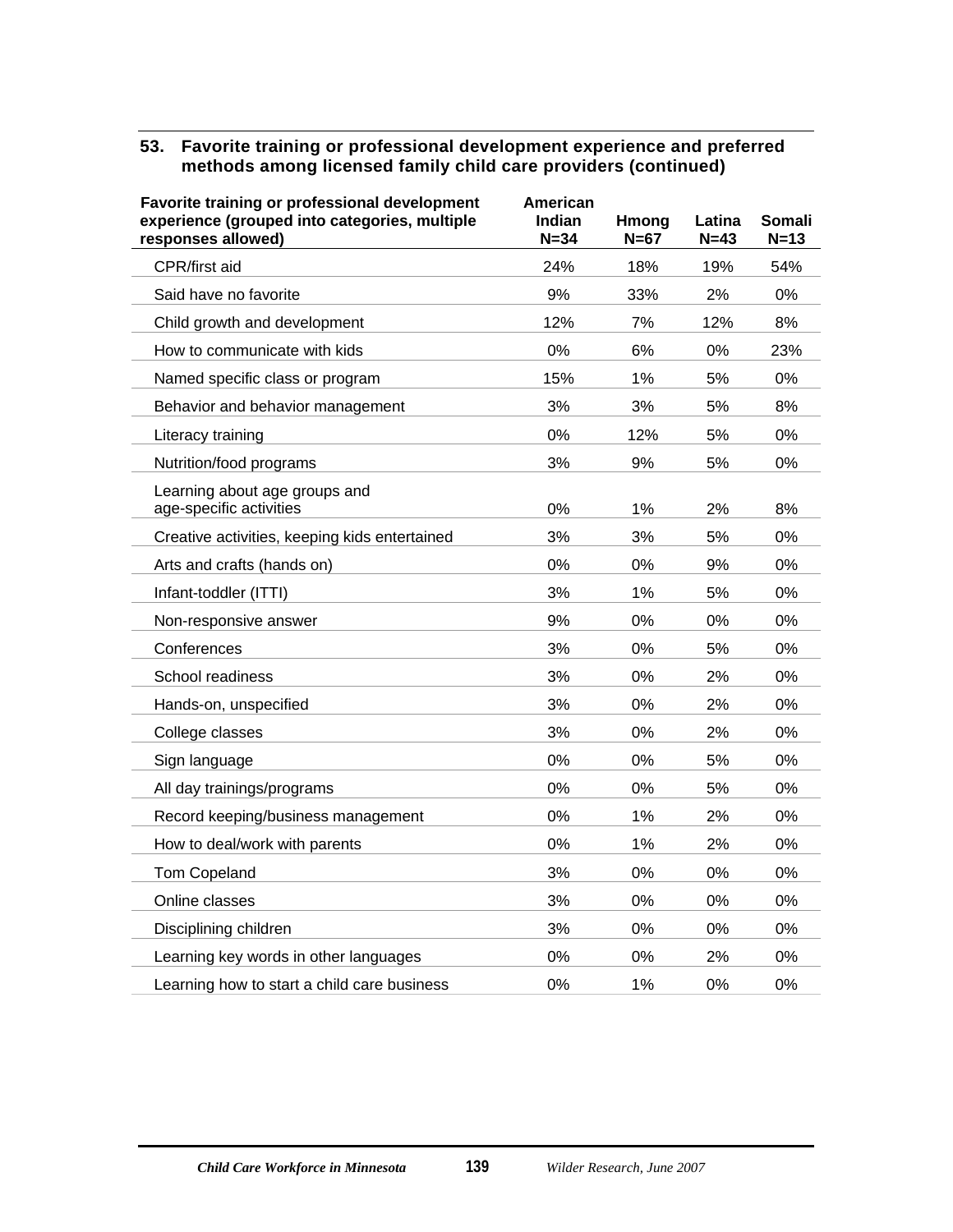### 53. Favorite training or professional development experience and preferred methods among licensed family child care providers (continued)

| Favorite training or professional development experience (grouped into categories, multiple responses allowed) | American Indian N=34 | Hmong N=67 | Latina N=43 | Somali N=13 |
|---|---|---|---|---|
| CPR/first aid | 24% | 18% | 19% | 54% |
| Said have no favorite | 9% | 33% | 2% | 0% |
| Child growth and development | 12% | 7% | 12% | 8% |
| How to communicate with kids | 0% | 6% | 0% | 23% |
| Named specific class or program | 15% | 1% | 5% | 0% |
| Behavior and behavior management | 3% | 3% | 5% | 8% |
| Literacy training | 0% | 12% | 5% | 0% |
| Nutrition/food programs | 3% | 9% | 5% | 0% |
| Learning about age groups and age-specific activities | 0% | 1% | 2% | 8% |
| Creative activities, keeping kids entertained | 3% | 3% | 5% | 0% |
| Arts and crafts (hands on) | 0% | 0% | 9% | 0% |
| Infant-toddler (ITTI) | 3% | 1% | 5% | 0% |
| Non-responsive answer | 9% | 0% | 0% | 0% |
| Conferences | 3% | 0% | 5% | 0% |
| School readiness | 3% | 0% | 2% | 0% |
| Hands-on, unspecified | 3% | 0% | 2% | 0% |
| College classes | 3% | 0% | 2% | 0% |
| Sign language | 0% | 0% | 5% | 0% |
| All day trainings/programs | 0% | 0% | 5% | 0% |
| Record keeping/business management | 0% | 1% | 2% | 0% |
| How to deal/work with parents | 0% | 1% | 2% | 0% |
| Tom Copeland | 3% | 0% | 0% | 0% |
| Online classes | 3% | 0% | 0% | 0% |
| Disciplining children | 3% | 0% | 0% | 0% |
| Learning key words in other languages | 0% | 0% | 2% | 0% |
| Learning how to start a child care business | 0% | 1% | 0% | 0% |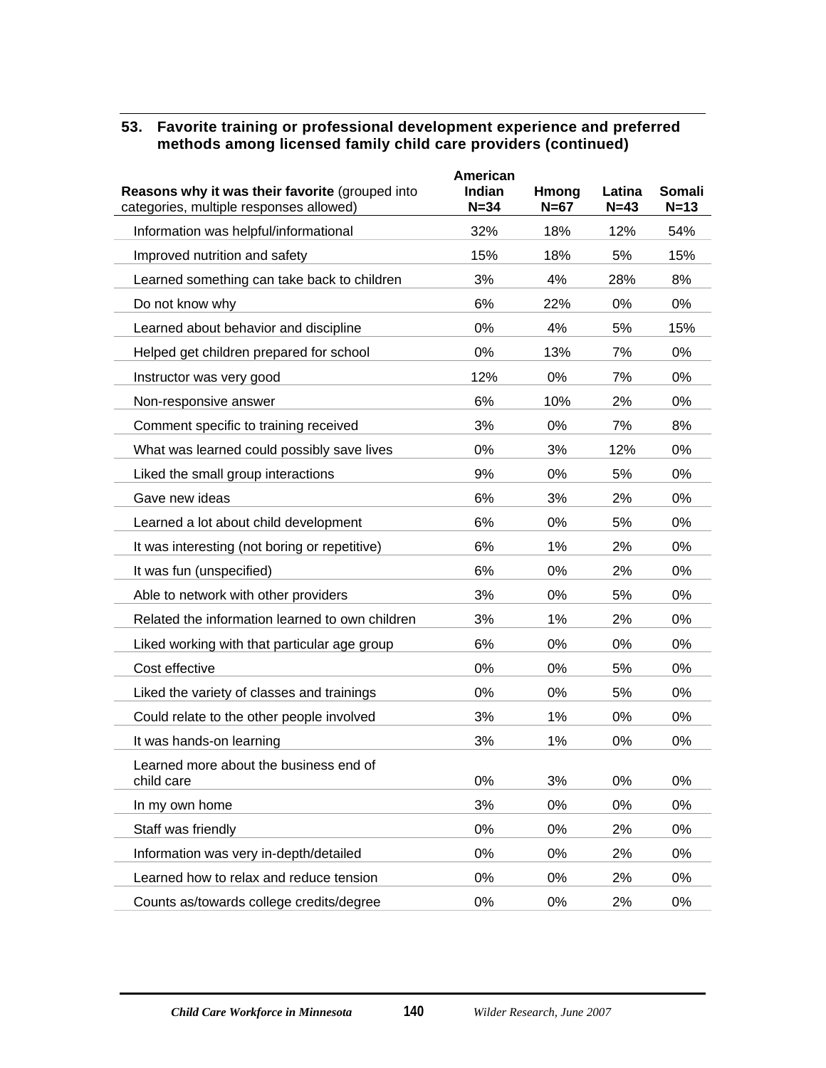## 53. Favorite training or professional development experience and preferred methods among licensed family child care providers (continued)

| **Reasons why it was their favorite** (grouped into categories, multiple responses allowed) | **American Indian N=34** | **Hmong N=67** | **Latina N=43** | **Somali N=13** |
|---|---|---|---|---|
| Information was helpful/informational | 32% | 18% | 12% | 54% |
| Improved nutrition and safety | 15% | 18% | 5% | 15% |
| Learned something can take back to children | 3% | 4% | 28% | 8% |
| Do not know why | 6% | 22% | 0% | 0% |
| Learned about behavior and discipline | 0% | 4% | 5% | 15% |
| Helped get children prepared for school | 0% | 13% | 7% | 0% |
| Instructor was very good | 12% | 0% | 7% | 0% |
| Non-responsive answer | 6% | 10% | 2% | 0% |
| Comment specific to training received | 3% | 0% | 7% | 8% |
| What was learned could possibly save lives | 0% | 3% | 12% | 0% |
| Liked the small group interactions | 9% | 0% | 5% | 0% |
| Gave new ideas | 6% | 3% | 2% | 0% |
| Learned a lot about child development | 6% | 0% | 5% | 0% |
| It was interesting (not boring or repetitive) | 6% | 1% | 2% | 0% |
| It was fun (unspecified) | 6% | 0% | 2% | 0% |
| Able to network with other providers | 3% | 0% | 5% | 0% |
| Related the information learned to own children | 3% | 1% | 2% | 0% |
| Liked working with that particular age group | 6% | 0% | 0% | 0% |
| Cost effective | 0% | 0% | 5% | 0% |
| Liked the variety of classes and trainings | 0% | 0% | 5% | 0% |
| Could relate to the other people involved | 3% | 1% | 0% | 0% |
| It was hands-on learning | 3% | 1% | 0% | 0% |
| Learned more about the business end of child care | 0% | 3% | 0% | 0% |
| In my own home | 3% | 0% | 0% | 0% |
| Staff was friendly | 0% | 0% | 2% | 0% |
| Information was very in-depth/detailed | 0% | 0% | 2% | 0% |
| Learned how to relax and reduce tension | 0% | 0% | 2% | 0% |
| Counts as/towards college credits/degree | 0% | 0% | 2% | 0% |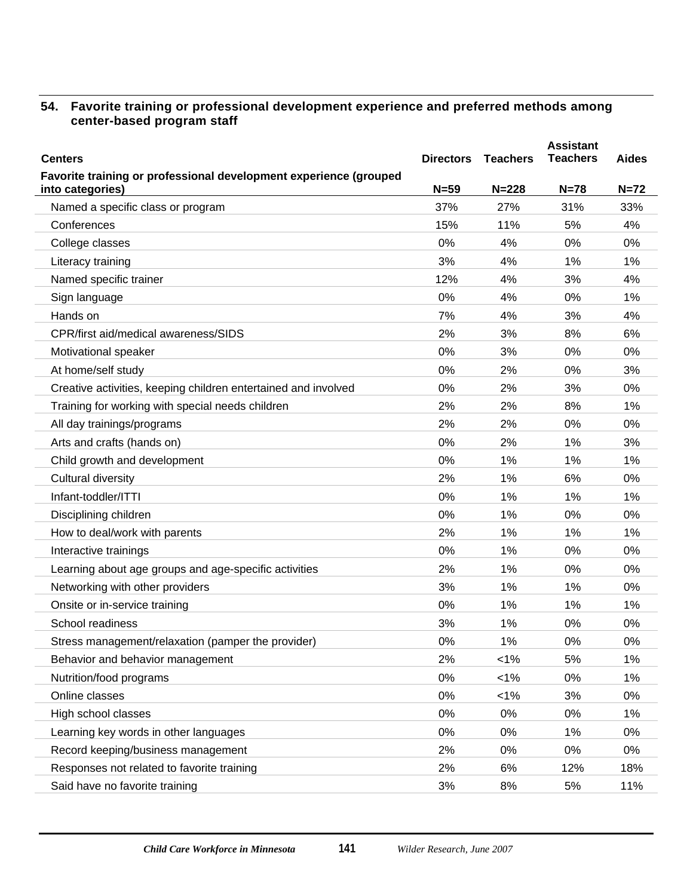## 54. Favorite training or professional development experience and preferred methods among center-based program staff

| Centers<br>Favorite training or professional development experience (grouped into categories) | Directors<br>N=59 | Teachers<br>N=228 | Assistant Teachers<br>N=78 | Aides<br>N=72 |
|---|---|---|---|---|
| Named a specific class or program | 37% | 27% | 31% | 33% |
| Conferences | 15% | 11% | 5% | 4% |
| College classes | 0% | 4% | 0% | 0% |
| Literacy training | 3% | 4% | 1% | 1% |
| Named specific trainer | 12% | 4% | 3% | 4% |
| Sign language | 0% | 4% | 0% | 1% |
| Hands on | 7% | 4% | 3% | 4% |
| CPR/first aid/medical awareness/SIDS | 2% | 3% | 8% | 6% |
| Motivational speaker | 0% | 3% | 0% | 0% |
| At home/self study | 0% | 2% | 0% | 3% |
| Creative activities, keeping children entertained and involved | 0% | 2% | 3% | 0% |
| Training for working with special needs children | 2% | 2% | 8% | 1% |
| All day trainings/programs | 2% | 2% | 0% | 0% |
| Arts and crafts (hands on) | 0% | 2% | 1% | 3% |
| Child growth and development | 0% | 1% | 1% | 1% |
| Cultural diversity | 2% | 1% | 6% | 0% |
| Infant-toddler/ITTI | 0% | 1% | 1% | 1% |
| Disciplining children | 0% | 1% | 0% | 0% |
| How to deal/work with parents | 2% | 1% | 1% | 1% |
| Interactive trainings | 0% | 1% | 0% | 0% |
| Learning about age groups and age-specific activities | 2% | 1% | 0% | 0% |
| Networking with other providers | 3% | 1% | 1% | 0% |
| Onsite or in-service training | 0% | 1% | 1% | 1% |
| School readiness | 3% | 1% | 0% | 0% |
| Stress management/relaxation (pamper the provider) | 0% | 1% | 0% | 0% |
| Behavior and behavior management | 2% | <1% | 5% | 1% |
| Nutrition/food programs | 0% | <1% | 0% | 1% |
| Online classes | 0% | <1% | 3% | 0% |
| High school classes | 0% | 0% | 0% | 1% |
| Learning key words in other languages | 0% | 0% | 1% | 0% |
| Record keeping/business management | 2% | 0% | 0% | 0% |
| Responses not related to favorite training | 2% | 6% | 12% | 18% |
| Said have no favorite training | 3% | 8% | 5% | 11% |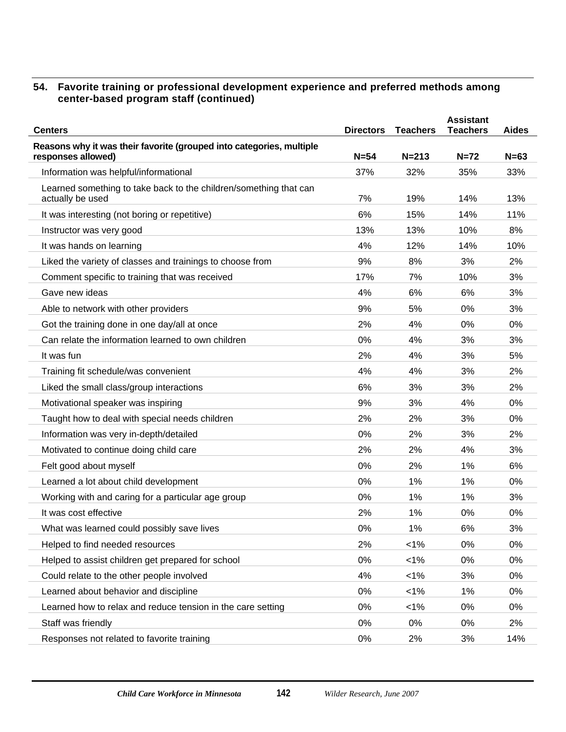## 54. Favorite training or professional development experience and preferred methods among center-based program staff (continued)

| Centers | Directors | Teachers | Assistant Teachers | Aides |
|---|---|---|---|---|
| **Reasons why it was their favorite (grouped into categories, multiple responses allowed)** | **N=54** | **N=213** | **N=72** | **N=63** |
| Information was helpful/informational | 37% | 32% | 35% | 33% |
| Learned something to take back to the children/something that can actually be used | 7% | 19% | 14% | 13% |
| It was interesting (not boring or repetitive) | 6% | 15% | 14% | 11% |
| Instructor was very good | 13% | 13% | 10% | 8% |
| It was hands on learning | 4% | 12% | 14% | 10% |
| Liked the variety of classes and trainings to choose from | 9% | 8% | 3% | 2% |
| Comment specific to training that was received | 17% | 7% | 10% | 3% |
| Gave new ideas | 4% | 6% | 6% | 3% |
| Able to network with other providers | 9% | 5% | 0% | 3% |
| Got the training done in one day/all at once | 2% | 4% | 0% | 0% |
| Can relate the information learned to own children | 0% | 4% | 3% | 3% |
| It was fun | 2% | 4% | 3% | 5% |
| Training fit schedule/was convenient | 4% | 4% | 3% | 2% |
| Liked the small class/group interactions | 6% | 3% | 3% | 2% |
| Motivational speaker was inspiring | 9% | 3% | 4% | 0% |
| Taught how to deal with special needs children | 2% | 2% | 3% | 0% |
| Information was very in-depth/detailed | 0% | 2% | 3% | 2% |
| Motivated to continue doing child care | 2% | 2% | 4% | 3% |
| Felt good about myself | 0% | 2% | 1% | 6% |
| Learned a lot about child development | 0% | 1% | 1% | 0% |
| Working with and caring for a particular age group | 0% | 1% | 1% | 3% |
| It was cost effective | 2% | 1% | 0% | 0% |
| What was learned could possibly save lives | 0% | 1% | 6% | 3% |
| Helped to find needed resources | 2% | <1% | 0% | 0% |
| Helped to assist children get prepared for school | 0% | <1% | 0% | 0% |
| Could relate to the other people involved | 4% | <1% | 3% | 0% |
| Learned about behavior and discipline | 0% | <1% | 1% | 0% |
| Learned how to relax and reduce tension in the care setting | 0% | <1% | 0% | 0% |
| Staff was friendly | 0% | 0% | 0% | 2% |
| Responses not related to favorite training | 0% | 2% | 3% | 14% |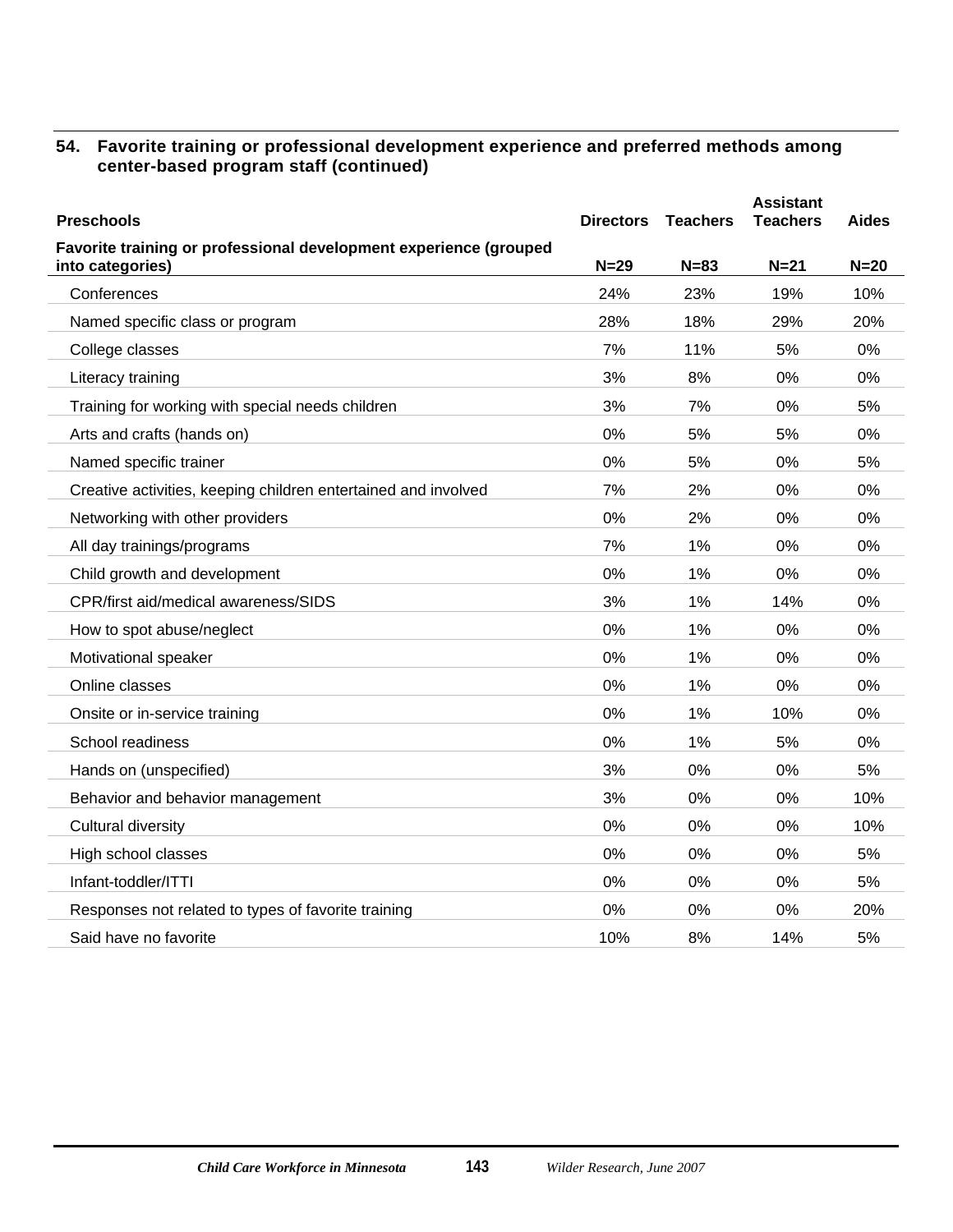### 54. Favorite training or professional development experience and preferred methods among center-based program staff (continued)

| Preschools | Directors | Teachers | Assistant Teachers | Aides |
|---|---|---|---|---|
| **Favorite training or professional development experience (grouped into categories)** | **N=29** | **N=83** | **N=21** | **N=20** |
| Conferences | 24% | 23% | 19% | 10% |
| Named specific class or program | 28% | 18% | 29% | 20% |
| College classes | 7% | 11% | 5% | 0% |
| Literacy training | 3% | 8% | 0% | 0% |
| Training for working with special needs children | 3% | 7% | 0% | 5% |
| Arts and crafts (hands on) | 0% | 5% | 5% | 0% |
| Named specific trainer | 0% | 5% | 0% | 5% |
| Creative activities, keeping children entertained and involved | 7% | 2% | 0% | 0% |
| Networking with other providers | 0% | 2% | 0% | 0% |
| All day trainings/programs | 7% | 1% | 0% | 0% |
| Child growth and development | 0% | 1% | 0% | 0% |
| CPR/first aid/medical awareness/SIDS | 3% | 1% | 14% | 0% |
| How to spot abuse/neglect | 0% | 1% | 0% | 0% |
| Motivational speaker | 0% | 1% | 0% | 0% |
| Online classes | 0% | 1% | 0% | 0% |
| Onsite or in-service training | 0% | 1% | 10% | 0% |
| School readiness | 0% | 1% | 5% | 0% |
| Hands on (unspecified) | 3% | 0% | 0% | 5% |
| Behavior and behavior management | 3% | 0% | 0% | 10% |
| Cultural diversity | 0% | 0% | 0% | 10% |
| High school classes | 0% | 0% | 0% | 5% |
| Infant-toddler/ITTI | 0% | 0% | 0% | 5% |
| Responses not related to types of favorite training | 0% | 0% | 0% | 20% |
| Said have no favorite | 10% | 8% | 14% | 5% |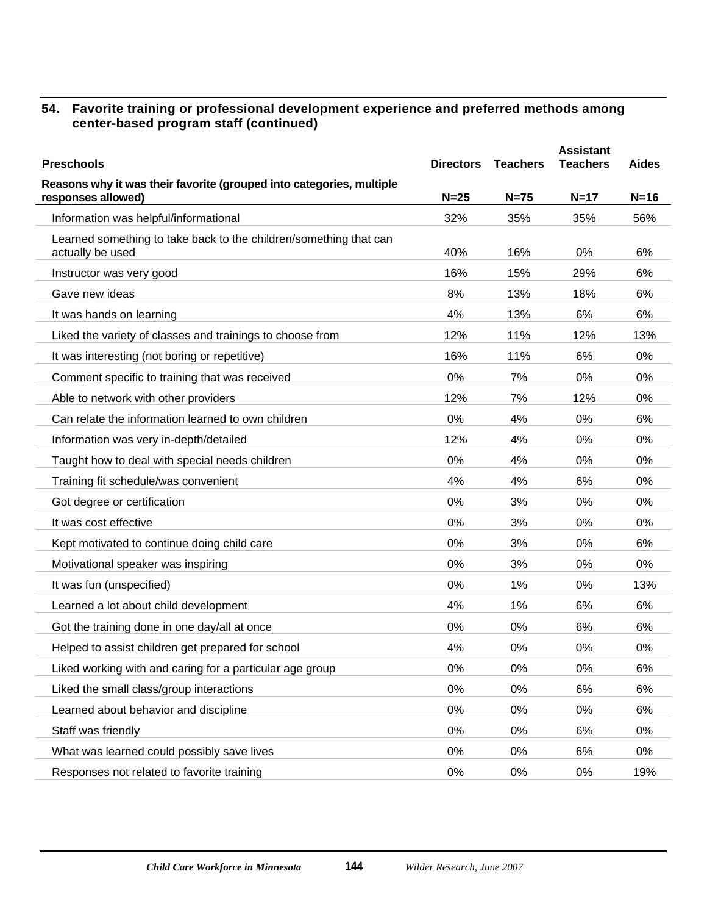### 54. Favorite training or professional development experience and preferred methods among center-based program staff (continued)

| Preschools | Directors | Teachers | Assistant Teachers | Aides |
|---|---|---|---|---|
| **Reasons why it was their favorite (grouped into categories, multiple responses allowed)** | **N=25** | **N=75** | **N=17** | **N=16** |
| Information was helpful/informational | 32% | 35% | 35% | 56% |
| Learned something to take back to the children/something that can actually be used | 40% | 16% | 0% | 6% |
| Instructor was very good | 16% | 15% | 29% | 6% |
| Gave new ideas | 8% | 13% | 18% | 6% |
| It was hands on learning | 4% | 13% | 6% | 6% |
| Liked the variety of classes and trainings to choose from | 12% | 11% | 12% | 13% |
| It was interesting (not boring or repetitive) | 16% | 11% | 6% | 0% |
| Comment specific to training that was received | 0% | 7% | 0% | 0% |
| Able to network with other providers | 12% | 7% | 12% | 0% |
| Can relate the information learned to own children | 0% | 4% | 0% | 6% |
| Information was very in-depth/detailed | 12% | 4% | 0% | 0% |
| Taught how to deal with special needs children | 0% | 4% | 0% | 0% |
| Training fit schedule/was convenient | 4% | 4% | 6% | 0% |
| Got degree or certification | 0% | 3% | 0% | 0% |
| It was cost effective | 0% | 3% | 0% | 0% |
| Kept motivated to continue doing child care | 0% | 3% | 0% | 6% |
| Motivational speaker was inspiring | 0% | 3% | 0% | 0% |
| It was fun (unspecified) | 0% | 1% | 0% | 13% |
| Learned a lot about child development | 4% | 1% | 6% | 6% |
| Got the training done in one day/all at once | 0% | 0% | 6% | 6% |
| Helped to assist children get prepared for school | 4% | 0% | 0% | 0% |
| Liked working with and caring for a particular age group | 0% | 0% | 0% | 6% |
| Liked the small class/group interactions | 0% | 0% | 6% | 6% |
| Learned about behavior and discipline | 0% | 0% | 0% | 6% |
| Staff was friendly | 0% | 0% | 6% | 0% |
| What was learned could possibly save lives | 0% | 0% | 6% | 0% |
| Responses not related to favorite training | 0% | 0% | 0% | 19% |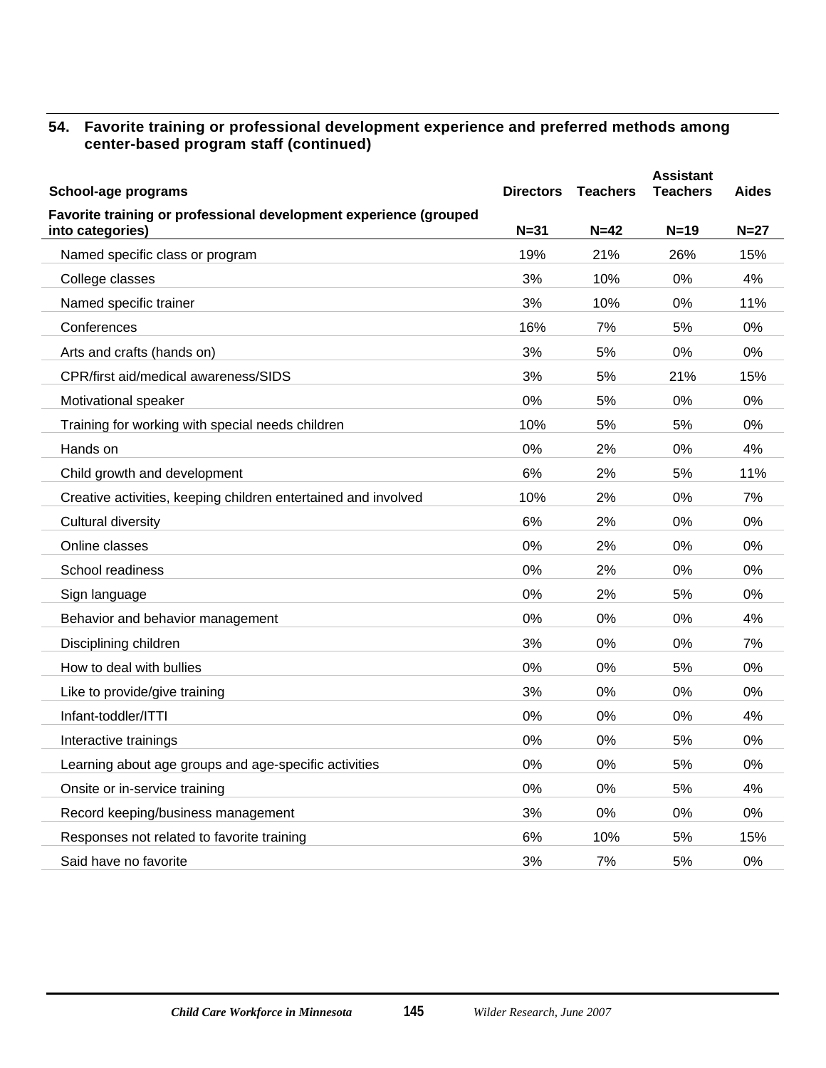**54. Favorite training or professional development experience and preferred methods among center-based program staff (continued)**

| School-age programs | Directors | Teachers | Assistant Teachers | Aides |
|---|---|---|---|---|
| **Favorite training or professional development experience (grouped into categories)** | **N=31** | **N=42** | **N=19** | **N=27** |
| Named specific class or program | 19% | 21% | 26% | 15% |
| College classes | 3% | 10% | 0% | 4% |
| Named specific trainer | 3% | 10% | 0% | 11% |
| Conferences | 16% | 7% | 5% | 0% |
| Arts and crafts (hands on) | 3% | 5% | 0% | 0% |
| CPR/first aid/medical awareness/SIDS | 3% | 5% | 21% | 15% |
| Motivational speaker | 0% | 5% | 0% | 0% |
| Training for working with special needs children | 10% | 5% | 5% | 0% |
| Hands on | 0% | 2% | 0% | 4% |
| Child growth and development | 6% | 2% | 5% | 11% |
| Creative activities, keeping children entertained and involved | 10% | 2% | 0% | 7% |
| Cultural diversity | 6% | 2% | 0% | 0% |
| Online classes | 0% | 2% | 0% | 0% |
| School readiness | 0% | 2% | 0% | 0% |
| Sign language | 0% | 2% | 5% | 0% |
| Behavior and behavior management | 0% | 0% | 0% | 4% |
| Disciplining children | 3% | 0% | 0% | 7% |
| How to deal with bullies | 0% | 0% | 5% | 0% |
| Like to provide/give training | 3% | 0% | 0% | 0% |
| Infant-toddler/ITTI | 0% | 0% | 0% | 4% |
| Interactive trainings | 0% | 0% | 5% | 0% |
| Learning about age groups and age-specific activities | 0% | 0% | 5% | 0% |
| Onsite or in-service training | 0% | 0% | 5% | 4% |
| Record keeping/business management | 3% | 0% | 0% | 0% |
| Responses not related to favorite training | 6% | 10% | 5% | 15% |
| Said have no favorite | 3% | 7% | 5% | 0% |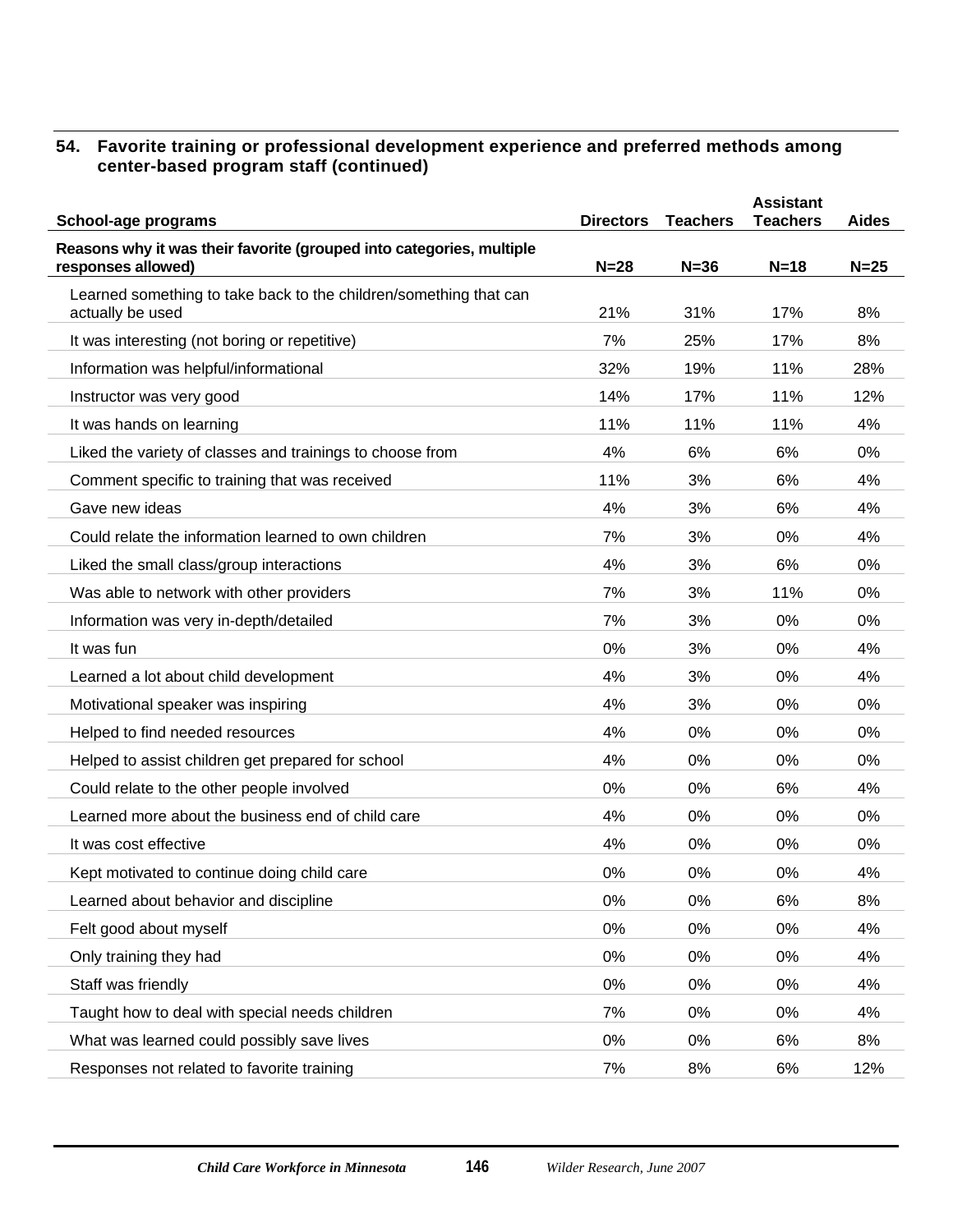**54. Favorite training or professional development experience and preferred methods among center-based program staff (continued)**

| School-age programs | Directors | Teachers | Assistant Teachers | Aides |
|---|---|---|---|---|
| **Reasons why it was their favorite (grouped into categories, multiple responses allowed)** | **N=28** | **N=36** | **N=18** | **N=25** |
| Learned something to take back to the children/something that can actually be used | 21% | 31% | 17% | 8% |
| It was interesting (not boring or repetitive) | 7% | 25% | 17% | 8% |
| Information was helpful/informational | 32% | 19% | 11% | 28% |
| Instructor was very good | 14% | 17% | 11% | 12% |
| It was hands on learning | 11% | 11% | 11% | 4% |
| Liked the variety of classes and trainings to choose from | 4% | 6% | 6% | 0% |
| Comment specific to training that was received | 11% | 3% | 6% | 4% |
| Gave new ideas | 4% | 3% | 6% | 4% |
| Could relate the information learned to own children | 7% | 3% | 0% | 4% |
| Liked the small class/group interactions | 4% | 3% | 6% | 0% |
| Was able to network with other providers | 7% | 3% | 11% | 0% |
| Information was very in-depth/detailed | 7% | 3% | 0% | 0% |
| It was fun | 0% | 3% | 0% | 4% |
| Learned a lot about child development | 4% | 3% | 0% | 4% |
| Motivational speaker was inspiring | 4% | 3% | 0% | 0% |
| Helped to find needed resources | 4% | 0% | 0% | 0% |
| Helped to assist children get prepared for school | 4% | 0% | 0% | 0% |
| Could relate to the other people involved | 0% | 0% | 6% | 4% |
| Learned more about the business end of child care | 4% | 0% | 0% | 0% |
| It was cost effective | 4% | 0% | 0% | 0% |
| Kept motivated to continue doing child care | 0% | 0% | 0% | 4% |
| Learned about behavior and discipline | 0% | 0% | 6% | 8% |
| Felt good about myself | 0% | 0% | 0% | 4% |
| Only training they had | 0% | 0% | 0% | 4% |
| Staff was friendly | 0% | 0% | 0% | 4% |
| Taught how to deal with special needs children | 7% | 0% | 0% | 4% |
| What was learned could possibly save lives | 0% | 0% | 6% | 8% |
| Responses not related to favorite training | 7% | 8% | 6% | 12% |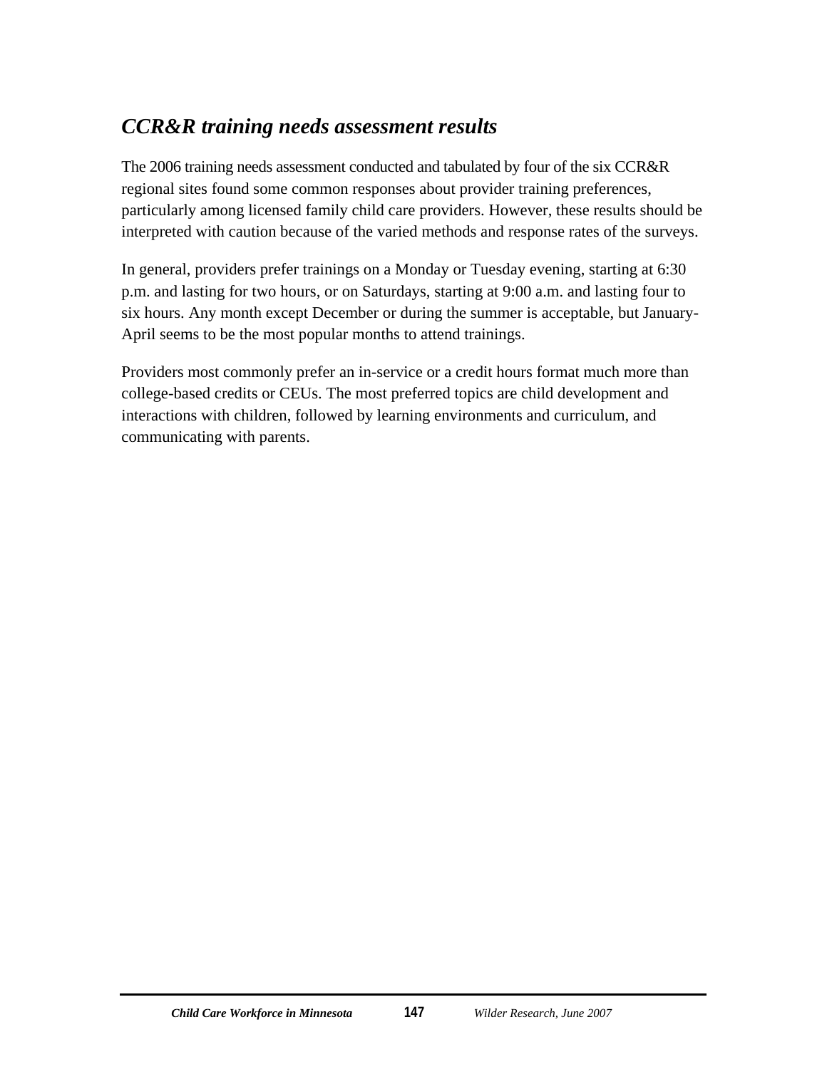## *CCR&R training needs assessment results*

The 2006 training needs assessment conducted and tabulated by four of the six CCR&R regional sites found some common responses about provider training preferences, particularly among licensed family child care providers. However, these results should be interpreted with caution because of the varied methods and response rates of the surveys.

In general, providers prefer trainings on a Monday or Tuesday evening, starting at 6:30 p.m. and lasting for two hours, or on Saturdays, starting at 9:00 a.m. and lasting four to six hours. Any month except December or during the summer is acceptable, but January-April seems to be the most popular months to attend trainings.

Providers most commonly prefer an in-service or a credit hours format much more than college-based credits or CEUs. The most preferred topics are child development and interactions with children, followed by learning environments and curriculum, and communicating with parents.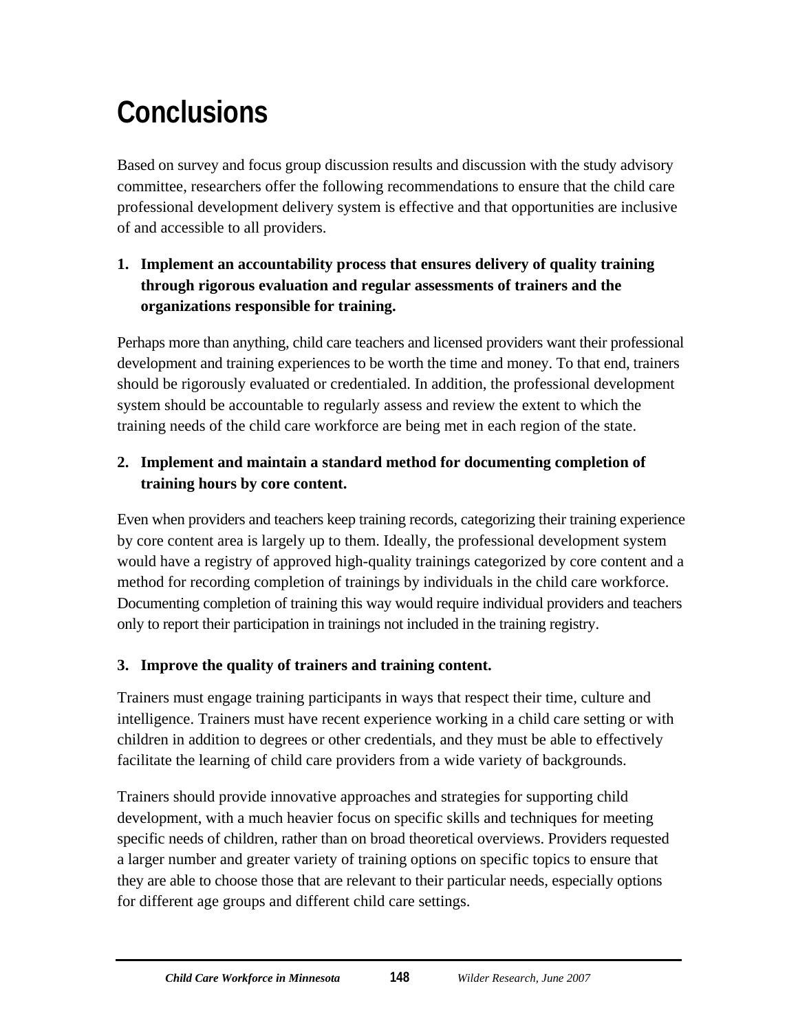# Conclusions

Based on survey and focus group discussion results and discussion with the study advisory committee, researchers offer the following recommendations to ensure that the child care professional development delivery system is effective and that opportunities are inclusive of and accessible to all providers.

**1. Implement an accountability process that ensures delivery of quality training through rigorous evaluation and regular assessments of trainers and the organizations responsible for training.**

Perhaps more than anything, child care teachers and licensed providers want their professional development and training experiences to be worth the time and money. To that end, trainers should be rigorously evaluated or credentialed. In addition, the professional development system should be accountable to regularly assess and review the extent to which the training needs of the child care workforce are being met in each region of the state.

**2. Implement and maintain a standard method for documenting completion of training hours by core content.**

Even when providers and teachers keep training records, categorizing their training experience by core content area is largely up to them. Ideally, the professional development system would have a registry of approved high-quality trainings categorized by core content and a method for recording completion of trainings by individuals in the child care workforce. Documenting completion of training this way would require individual providers and teachers only to report their participation in trainings not included in the training registry.

**3. Improve the quality of trainers and training content.**

Trainers must engage training participants in ways that respect their time, culture and intelligence. Trainers must have recent experience working in a child care setting or with children in addition to degrees or other credentials, and they must be able to effectively facilitate the learning of child care providers from a wide variety of backgrounds.

Trainers should provide innovative approaches and strategies for supporting child development, with a much heavier focus on specific skills and techniques for meeting specific needs of children, rather than on broad theoretical overviews. Providers requested a larger number and greater variety of training options on specific topics to ensure that they are able to choose those that are relevant to their particular needs, especially options for different age groups and different child care settings.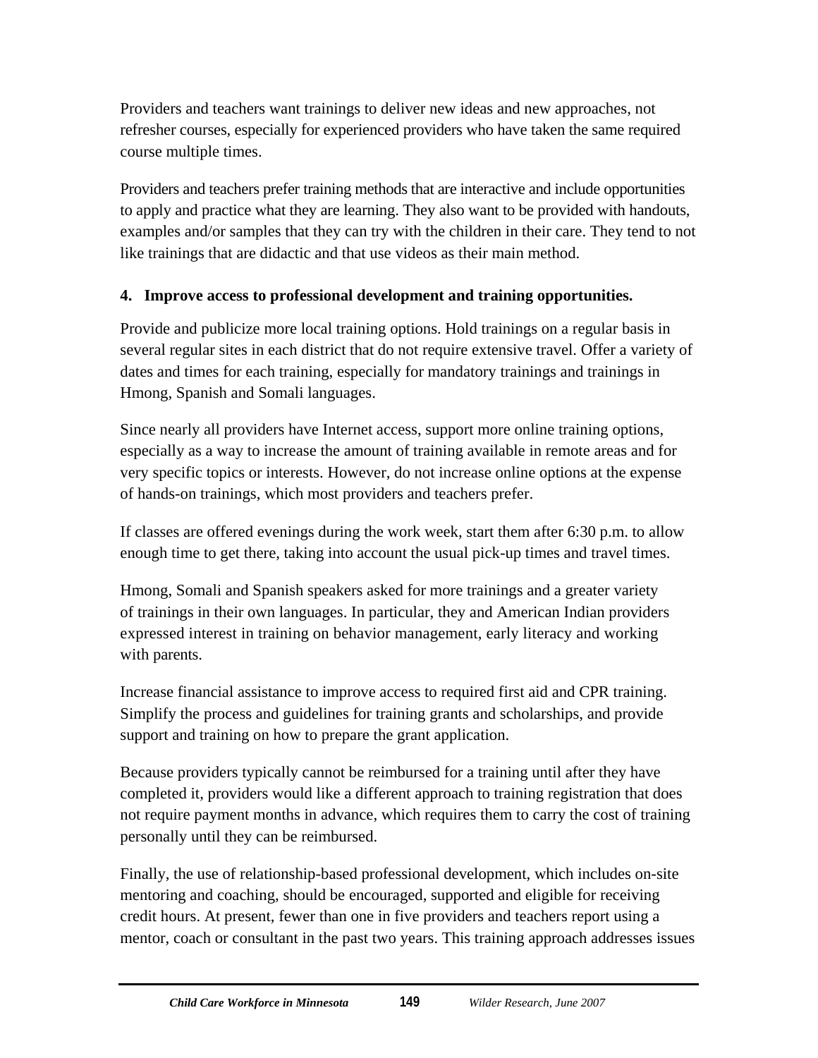Providers and teachers want trainings to deliver new ideas and new approaches, not refresher courses, especially for experienced providers who have taken the same required course multiple times.

Providers and teachers prefer training methods that are interactive and include opportunities to apply and practice what they are learning. They also want to be provided with handouts, examples and/or samples that they can try with the children in their care. They tend to not like trainings that are didactic and that use videos as their main method.

**4. Improve access to professional development and training opportunities.**

Provide and publicize more local training options. Hold trainings on a regular basis in several regular sites in each district that do not require extensive travel. Offer a variety of dates and times for each training, especially for mandatory trainings and trainings in Hmong, Spanish and Somali languages.

Since nearly all providers have Internet access, support more online training options, especially as a way to increase the amount of training available in remote areas and for very specific topics or interests. However, do not increase online options at the expense of hands-on trainings, which most providers and teachers prefer.

If classes are offered evenings during the work week, start them after 6:30 p.m. to allow enough time to get there, taking into account the usual pick-up times and travel times.

Hmong, Somali and Spanish speakers asked for more trainings and a greater variety of trainings in their own languages. In particular, they and American Indian providers expressed interest in training on behavior management, early literacy and working with parents.

Increase financial assistance to improve access to required first aid and CPR training. Simplify the process and guidelines for training grants and scholarships, and provide support and training on how to prepare the grant application.

Because providers typically cannot be reimbursed for a training until after they have completed it, providers would like a different approach to training registration that does not require payment months in advance, which requires them to carry the cost of training personally until they can be reimbursed.

Finally, the use of relationship-based professional development, which includes on-site mentoring and coaching, should be encouraged, supported and eligible for receiving credit hours. At present, fewer than one in five providers and teachers report using a mentor, coach or consultant in the past two years. This training approach addresses issues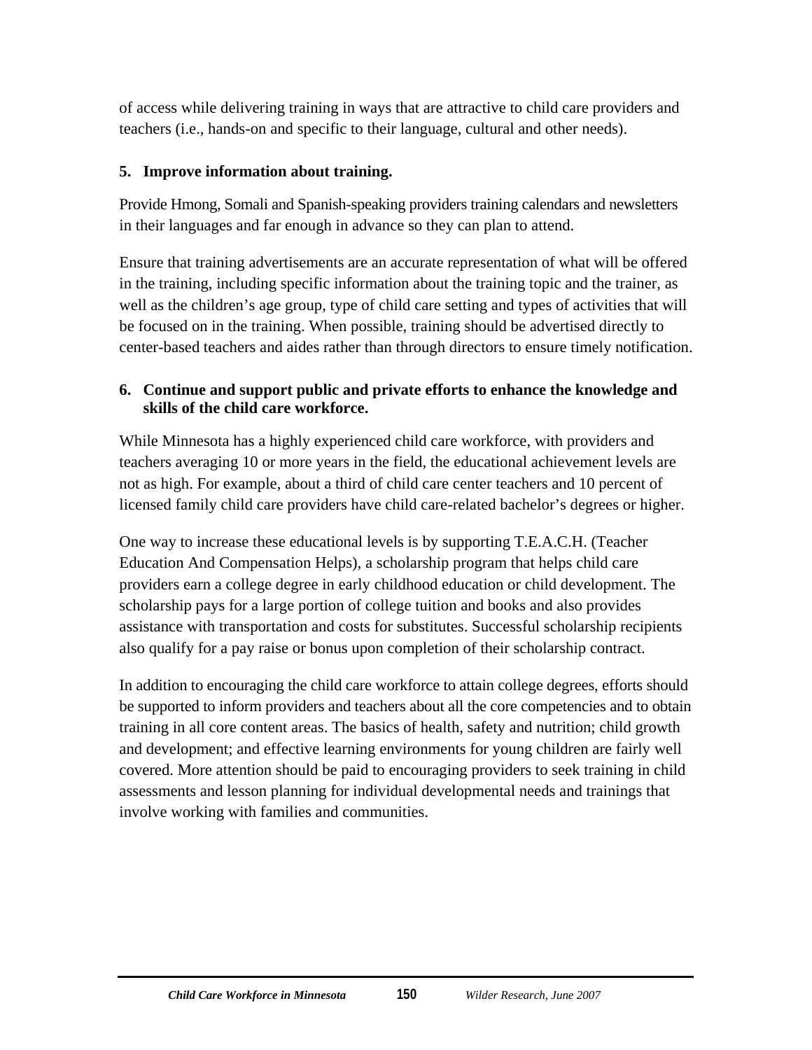of access while delivering training in ways that are attractive to child care providers and teachers (i.e., hands-on and specific to their language, cultural and other needs).

**5. Improve information about training.**

Provide Hmong, Somali and Spanish-speaking providers training calendars and newsletters in their languages and far enough in advance so they can plan to attend.

Ensure that training advertisements are an accurate representation of what will be offered in the training, including specific information about the training topic and the trainer, as well as the children's age group, type of child care setting and types of activities that will be focused on in the training. When possible, training should be advertised directly to center-based teachers and aides rather than through directors to ensure timely notification.

**6. Continue and support public and private efforts to enhance the knowledge and skills of the child care workforce.**

While Minnesota has a highly experienced child care workforce, with providers and teachers averaging 10 or more years in the field, the educational achievement levels are not as high. For example, about a third of child care center teachers and 10 percent of licensed family child care providers have child care-related bachelor's degrees or higher.

One way to increase these educational levels is by supporting T.E.A.C.H. (Teacher Education And Compensation Helps), a scholarship program that helps child care providers earn a college degree in early childhood education or child development. The scholarship pays for a large portion of college tuition and books and also provides assistance with transportation and costs for substitutes. Successful scholarship recipients also qualify for a pay raise or bonus upon completion of their scholarship contract.

In addition to encouraging the child care workforce to attain college degrees, efforts should be supported to inform providers and teachers about all the core competencies and to obtain training in all core content areas. The basics of health, safety and nutrition; child growth and development; and effective learning environments for young children are fairly well covered. More attention should be paid to encouraging providers to seek training in child assessments and lesson planning for individual developmental needs and trainings that involve working with families and communities.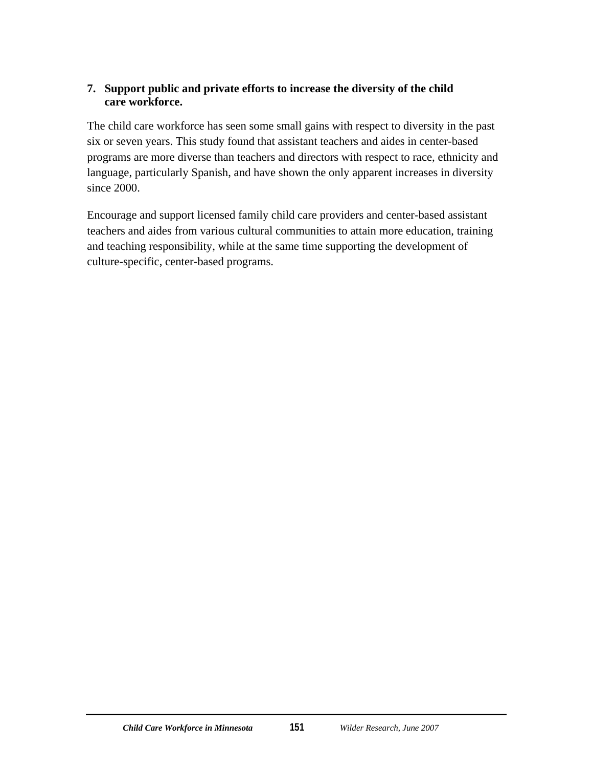**7. Support public and private efforts to increase the diversity of the child care workforce.**

The child care workforce has seen some small gains with respect to diversity in the past six or seven years. This study found that assistant teachers and aides in center-based programs are more diverse than teachers and directors with respect to race, ethnicity and language, particularly Spanish, and have shown the only apparent increases in diversity since 2000.

Encourage and support licensed family child care providers and center-based assistant teachers and aides from various cultural communities to attain more education, training and teaching responsibility, while at the same time supporting the development of culture-specific, center-based programs.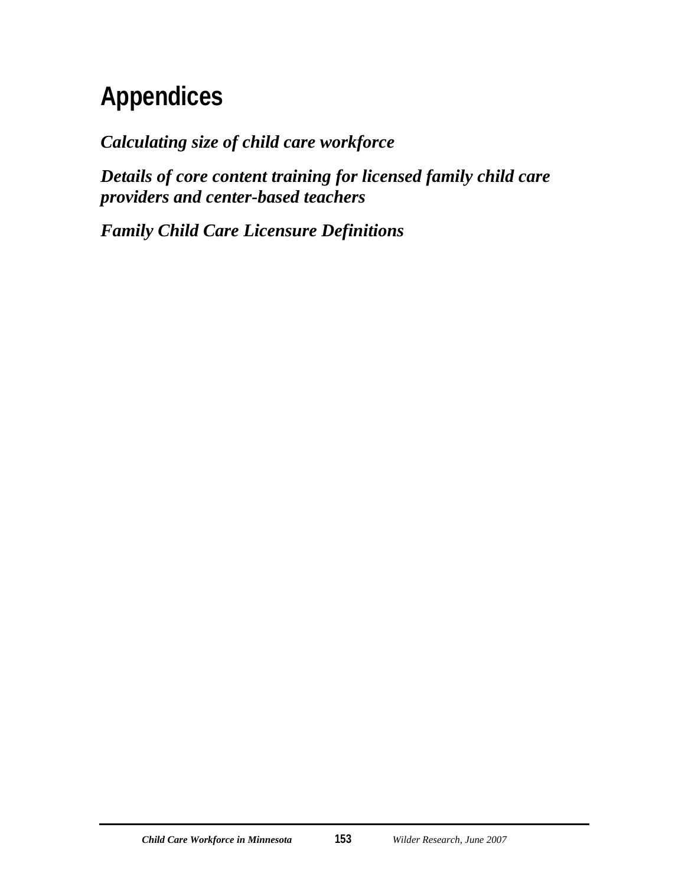# Appendices

***Calculating size of child care workforce***

***Details of core content training for licensed family child care providers and center-based teachers***

***Family Child Care Licensure Definitions***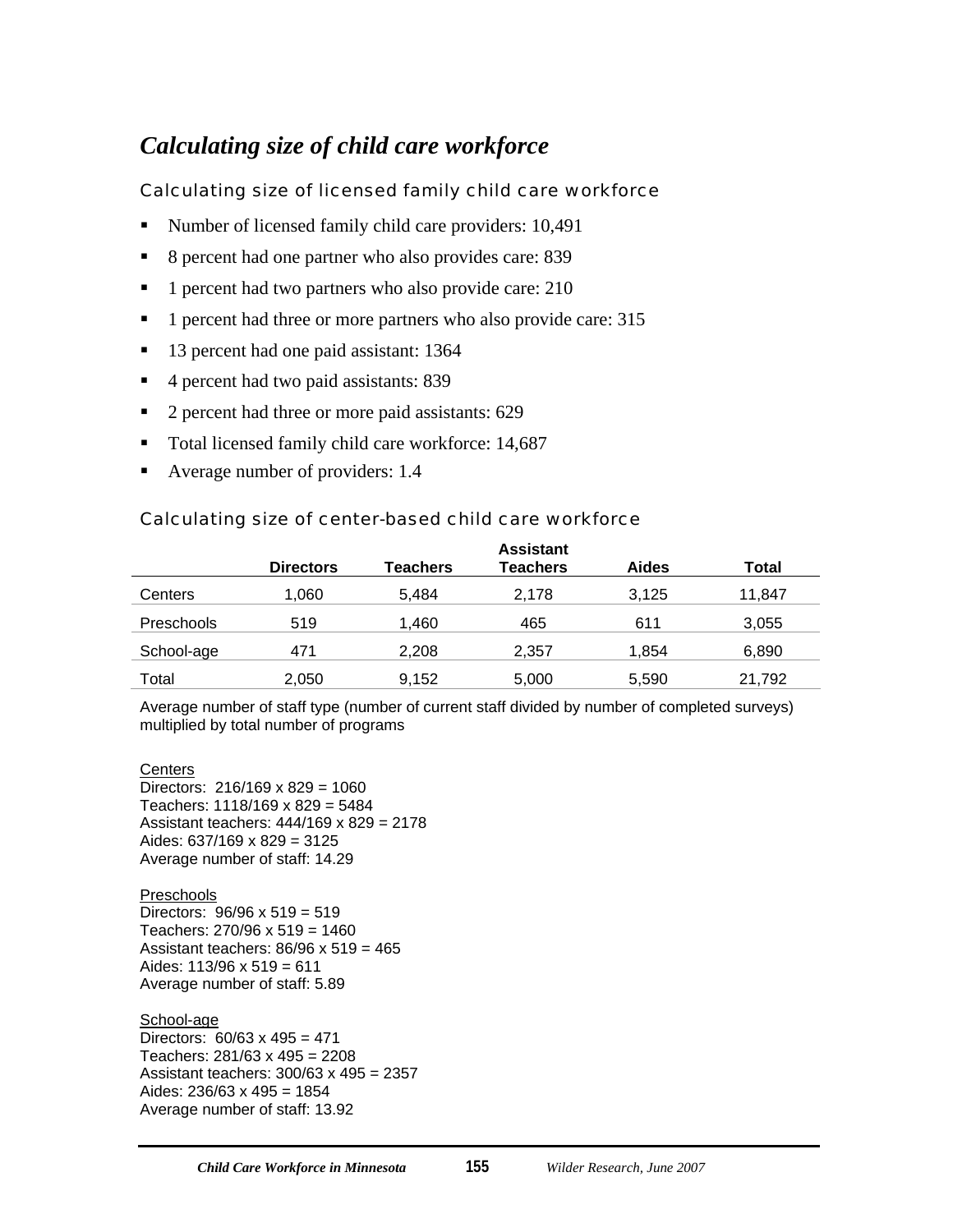# *Calculating size of child care workforce*

## Calculating size of licensed family child care workforce

- Number of licensed family child care providers: 10,491
- 8 percent had one partner who also provides care: 839
- 1 percent had two partners who also provide care: 210
- 1 percent had three or more partners who also provide care: 315
- 13 percent had one paid assistant: 1364
- 4 percent had two paid assistants: 839
- 2 percent had three or more paid assistants: 629
- Total licensed family child care workforce: 14,687
- Average number of providers: 1.4

## Calculating size of center-based child care workforce

| | Directors | Teachers | Assistant Teachers | Aides | Total |
|---|---|---|---|---|---|
| Centers | 1,060 | 5,484 | 2,178 | 3,125 | 11,847 |
| Preschools | 519 | 1,460 | 465 | 611 | 3,055 |
| School-age | 471 | 2,208 | 2,357 | 1,854 | 6,890 |
| Total | 2,050 | 9,152 | 5,000 | 5,590 | 21,792 |

Average number of staff type (number of current staff divided by number of completed surveys) multiplied by total number of programs

Centers
Directors: 216/169 x 829 = 1060
Teachers: 1118/169 x 829 = 5484
Assistant teachers: 444/169 x 829 = 2178
Aides: 637/169 x 829 = 3125
Average number of staff: 14.29

Preschools
Directors: 96/96 x 519 = 519
Teachers: 270/96 x 519 = 1460
Assistant teachers: 86/96 x 519 = 465
Aides: 113/96 x 519 = 611
Average number of staff: 5.89

School-age
Directors: 60/63 x 495 = 471
Teachers: 281/63 x 495 = 2208
Assistant teachers: 300/63 x 495 = 2357
Aides: 236/63 x 495 = 1854
Average number of staff: 13.92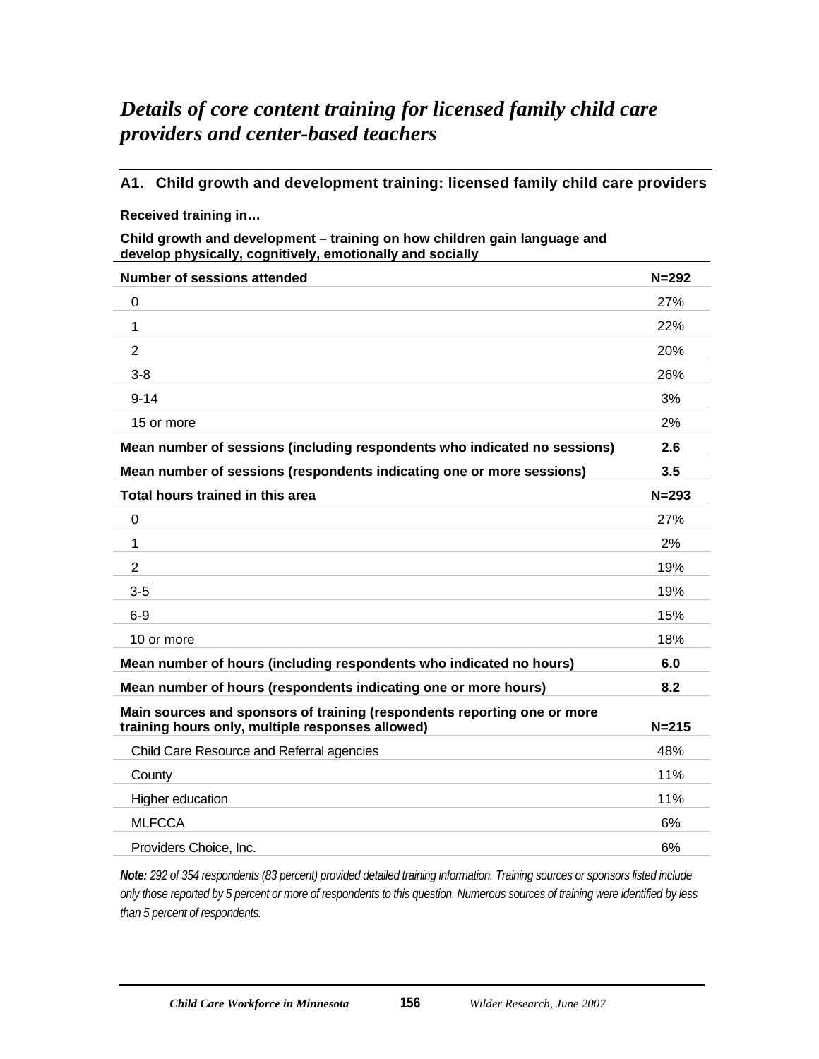# *Details of core content training for licensed family child care providers and center-based teachers*

## A1. Child growth and development training: licensed family child care providers

**Received training in…**

**Child growth and development – training on how children gain language and develop physically, cognitively, emotionally and socially**

| **Number of sessions attended** | **N=292** |
|---|---|
| 0 | 27% |
| 1 | 22% |
| 2 | 20% |
| 3-8 | 26% |
| 9-14 | 3% |
| 15 or more | 2% |
| **Mean number of sessions (including respondents who indicated no sessions)** | **2.6** |
| **Mean number of sessions (respondents indicating one or more sessions)** | **3.5** |
| **Total hours trained in this area** | **N=293** |
| 0 | 27% |
| 1 | 2% |
| 2 | 19% |
| 3-5 | 19% |
| 6-9 | 15% |
| 10 or more | 18% |
| **Mean number of hours (including respondents who indicated no hours)** | **6.0** |
| **Mean number of hours (respondents indicating one or more hours)** | **8.2** |
| **Main sources and sponsors of training (respondents reporting one or more training hours only, multiple responses allowed)** | **N=215** |
| Child Care Resource and Referral agencies | 48% |
| County | 11% |
| Higher education | 11% |
| MLFCCA | 6% |
| Providers Choice, Inc. | 6% |

***Note:*** *292 of 354 respondents (83 percent) provided detailed training information. Training sources or sponsors listed include only those reported by 5 percent or more of respondents to this question. Numerous sources of training were identified by less than 5 percent of respondents.*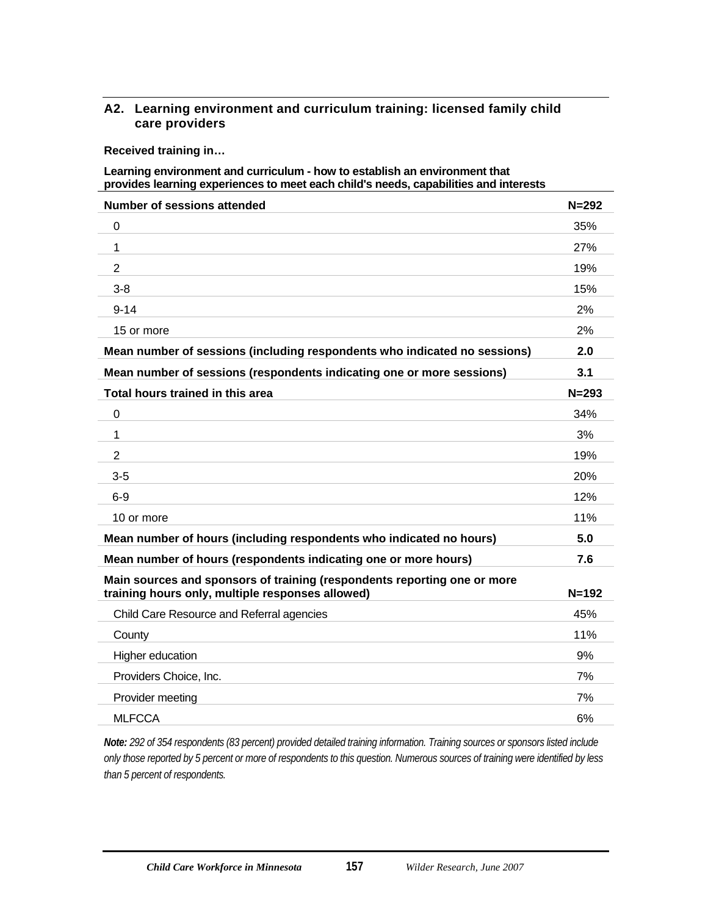## A2. Learning environment and curriculum training: licensed family child care providers

**Received training in…**

**Learning environment and curriculum - how to establish an environment that provides learning experiences to meet each child's needs, capabilities and interests**

| Number of sessions attended | N=292 |
|---|---|
| 0 | 35% |
| 1 | 27% |
| 2 | 19% |
| 3-8 | 15% |
| 9-14 | 2% |
| 15 or more | 2% |
| **Mean number of sessions (including respondents who indicated no sessions)** | **2.0** |
| **Mean number of sessions (respondents indicating one or more sessions)** | **3.1** |
| **Total hours trained in this area** | **N=293** |
| 0 | 34% |
| 1 | 3% |
| 2 | 19% |
| 3-5 | 20% |
| 6-9 | 12% |
| 10 or more | 11% |
| **Mean number of hours (including respondents who indicated no hours)** | **5.0** |
| **Mean number of hours (respondents indicating one or more hours)** | **7.6** |
| **Main sources and sponsors of training (respondents reporting one or more training hours only, multiple responses allowed)** | **N=192** |
| Child Care Resource and Referral agencies | 45% |
| County | 11% |
| Higher education | 9% |
| Providers Choice, Inc. | 7% |
| Provider meeting | 7% |
| MLFCCA | 6% |

***Note:*** *292 of 354 respondents (83 percent) provided detailed training information. Training sources or sponsors listed include only those reported by 5 percent or more of respondents to this question. Numerous sources of training were identified by less than 5 percent of respondents.*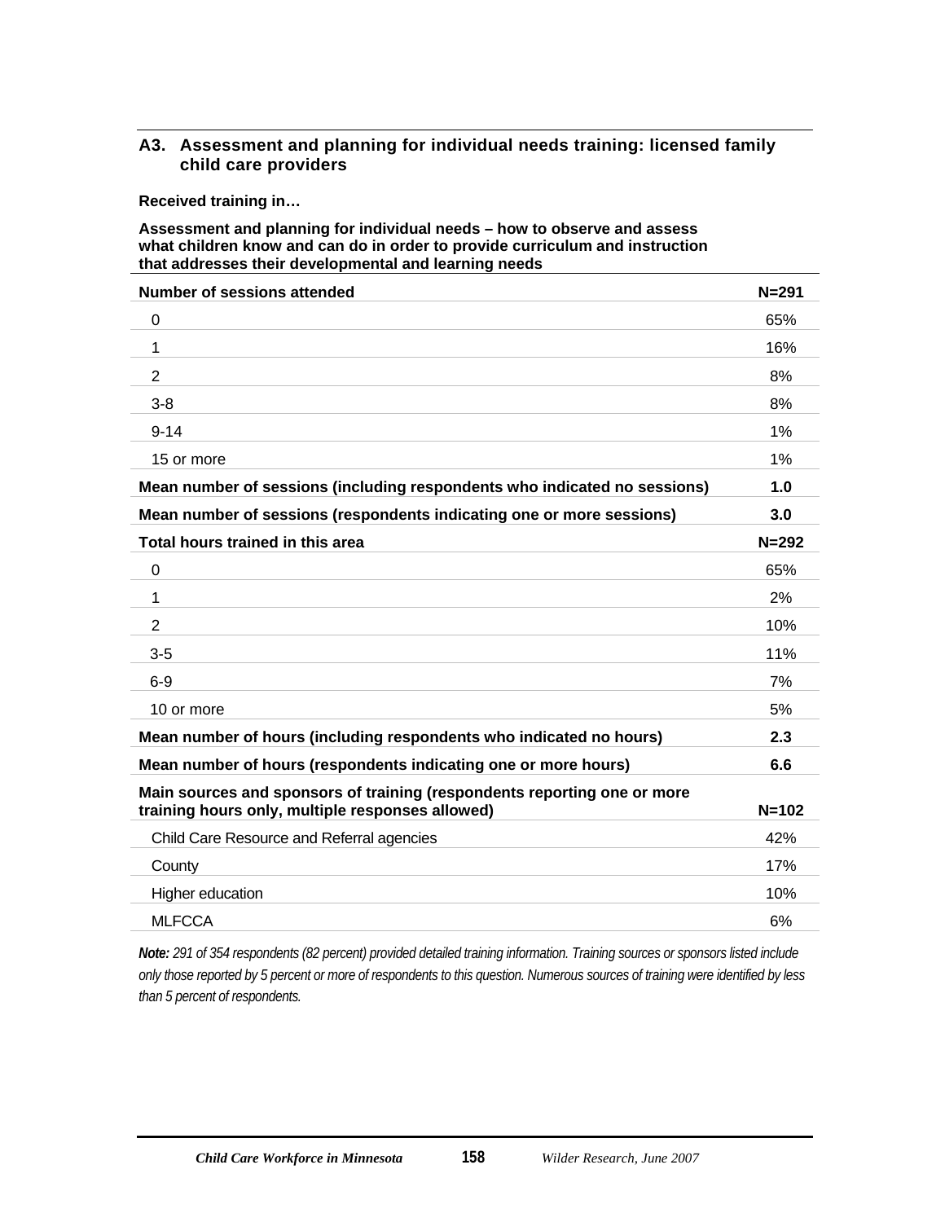### A3. Assessment and planning for individual needs training: licensed family child care providers

**Received training in…**

**Assessment and planning for individual needs – how to observe and assess what children know and can do in order to provide curriculum and instruction that addresses their developmental and learning needs**

| **Number of sessions attended** | **N=291** |
|---|---|
| 0 | 65% |
| 1 | 16% |
| 2 | 8% |
| 3-8 | 8% |
| 9-14 | 1% |
| 15 or more | 1% |
| **Mean number of sessions (including respondents who indicated no sessions)** | **1.0** |
| **Mean number of sessions (respondents indicating one or more sessions)** | **3.0** |
| **Total hours trained in this area** | **N=292** |
| 0 | 65% |
| 1 | 2% |
| 2 | 10% |
| 3-5 | 11% |
| 6-9 | 7% |
| 10 or more | 5% |
| **Mean number of hours (including respondents who indicated no hours)** | **2.3** |
| **Mean number of hours (respondents indicating one or more hours)** | **6.6** |
| **Main sources and sponsors of training (respondents reporting one or more training hours only, multiple responses allowed)** | **N=102** |
| Child Care Resource and Referral agencies | 42% |
| County | 17% |
| Higher education | 10% |
| MLFCCA | 6% |

***Note:*** *291 of 354 respondents (82 percent) provided detailed training information. Training sources or sponsors listed include only those reported by 5 percent or more of respondents to this question. Numerous sources of training were identified by less than 5 percent of respondents.*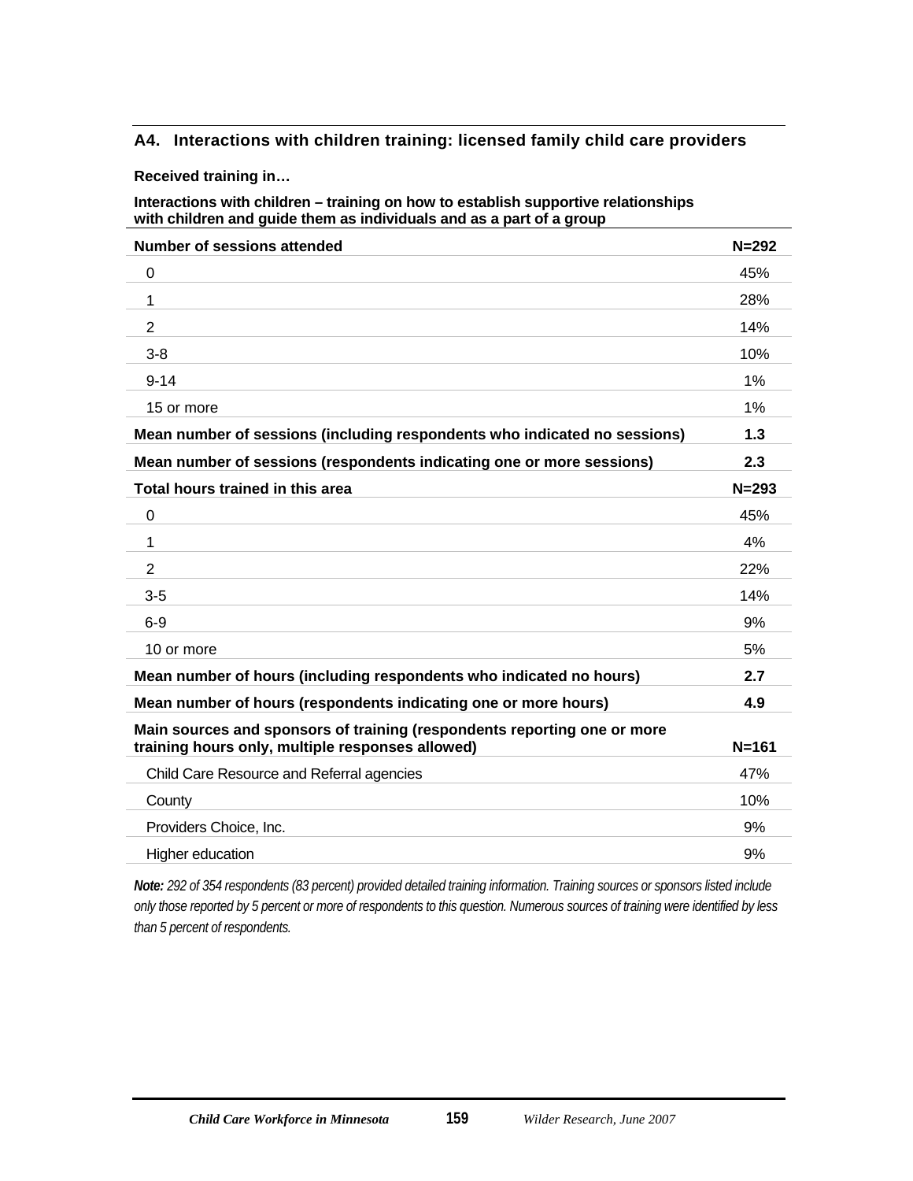### A4. Interactions with children training: licensed family child care providers

**Received training in…**

**Interactions with children – training on how to establish supportive relationships with children and guide them as individuals and as a part of a group**

| **Number of sessions attended** | **N=292** |
|---|---|
| 0 | 45% |
| 1 | 28% |
| 2 | 14% |
| 3-8 | 10% |
| 9-14 | 1% |
| 15 or more | 1% |
| **Mean number of sessions (including respondents who indicated no sessions)** | **1.3** |
| **Mean number of sessions (respondents indicating one or more sessions)** | **2.3** |
| **Total hours trained in this area** | **N=293** |
| 0 | 45% |
| 1 | 4% |
| 2 | 22% |
| 3-5 | 14% |
| 6-9 | 9% |
| 10 or more | 5% |
| **Mean number of hours (including respondents who indicated no hours)** | **2.7** |
| **Mean number of hours (respondents indicating one or more hours)** | **4.9** |
| **Main sources and sponsors of training (respondents reporting one or more training hours only, multiple responses allowed)** | **N=161** |
| Child Care Resource and Referral agencies | 47% |
| County | 10% |
| Providers Choice, Inc. | 9% |
| Higher education | 9% |

***Note:*** *292 of 354 respondents (83 percent) provided detailed training information. Training sources or sponsors listed include only those reported by 5 percent or more of respondents to this question. Numerous sources of training were identified by less than 5 percent of respondents.*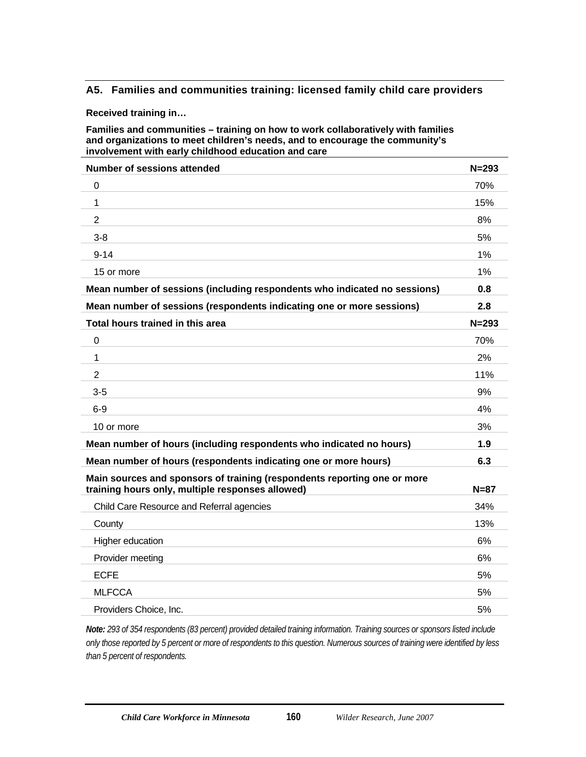### A5. Families and communities training: licensed family child care providers

**Received training in…**

**Families and communities – training on how to work collaboratively with families and organizations to meet children's needs, and to encourage the community's involvement with early childhood education and care**

| **Number of sessions attended** | **N=293** |
|---|---|
| 0 | 70% |
| 1 | 15% |
| 2 | 8% |
| 3-8 | 5% |
| 9-14 | 1% |
| 15 or more | 1% |
| **Mean number of sessions (including respondents who indicated no sessions)** | **0.8** |
| **Mean number of sessions (respondents indicating one or more sessions)** | **2.8** |
| **Total hours trained in this area** | **N=293** |
| 0 | 70% |
| 1 | 2% |
| 2 | 11% |
| 3-5 | 9% |
| 6-9 | 4% |
| 10 or more | 3% |
| **Mean number of hours (including respondents who indicated no hours)** | **1.9** |
| **Mean number of hours (respondents indicating one or more hours)** | **6.3** |
| **Main sources and sponsors of training (respondents reporting one or more training hours only, multiple responses allowed)** | **N=87** |
| Child Care Resource and Referral agencies | 34% |
| County | 13% |
| Higher education | 6% |
| Provider meeting | 6% |
| ECFE | 5% |
| MLFCCA | 5% |
| Providers Choice, Inc. | 5% |

***Note:*** *293 of 354 respondents (83 percent) provided detailed training information. Training sources or sponsors listed include only those reported by 5 percent or more of respondents to this question. Numerous sources of training were identified by less than 5 percent of respondents.*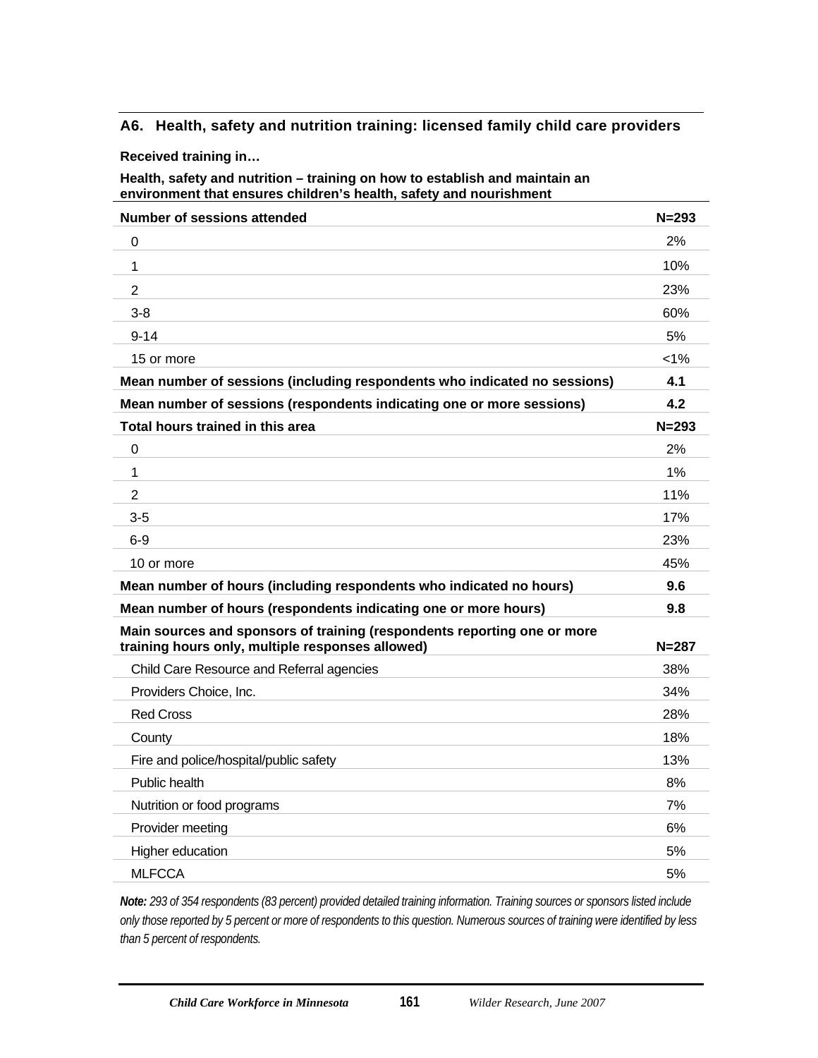### A6. Health, safety and nutrition training: licensed family child care providers

**Received training in…**

**Health, safety and nutrition – training on how to establish and maintain an environment that ensures children's health, safety and nourishment**

| **Number of sessions attended** | **N=293** |
|---|---|
| 0 | 2% |
| 1 | 10% |
| 2 | 23% |
| 3-8 | 60% |
| 9-14 | 5% |
| 15 or more | <1% |
| **Mean number of sessions (including respondents who indicated no sessions)** | **4.1** |
| **Mean number of sessions (respondents indicating one or more sessions)** | **4.2** |
| **Total hours trained in this area** | **N=293** |
| 0 | 2% |
| 1 | 1% |
| 2 | 11% |
| 3-5 | 17% |
| 6-9 | 23% |
| 10 or more | 45% |
| **Mean number of hours (including respondents who indicated no hours)** | **9.6** |
| **Mean number of hours (respondents indicating one or more hours)** | **9.8** |
| **Main sources and sponsors of training (respondents reporting one or more training hours only, multiple responses allowed)** | **N=287** |
| Child Care Resource and Referral agencies | 38% |
| Providers Choice, Inc. | 34% |
| Red Cross | 28% |
| County | 18% |
| Fire and police/hospital/public safety | 13% |
| Public health | 8% |
| Nutrition or food programs | 7% |
| Provider meeting | 6% |
| Higher education | 5% |
| MLFCCA | 5% |

***Note:*** *293 of 354 respondents (83 percent) provided detailed training information. Training sources or sponsors listed include only those reported by 5 percent or more of respondents to this question. Numerous sources of training were identified by less than 5 percent of respondents.*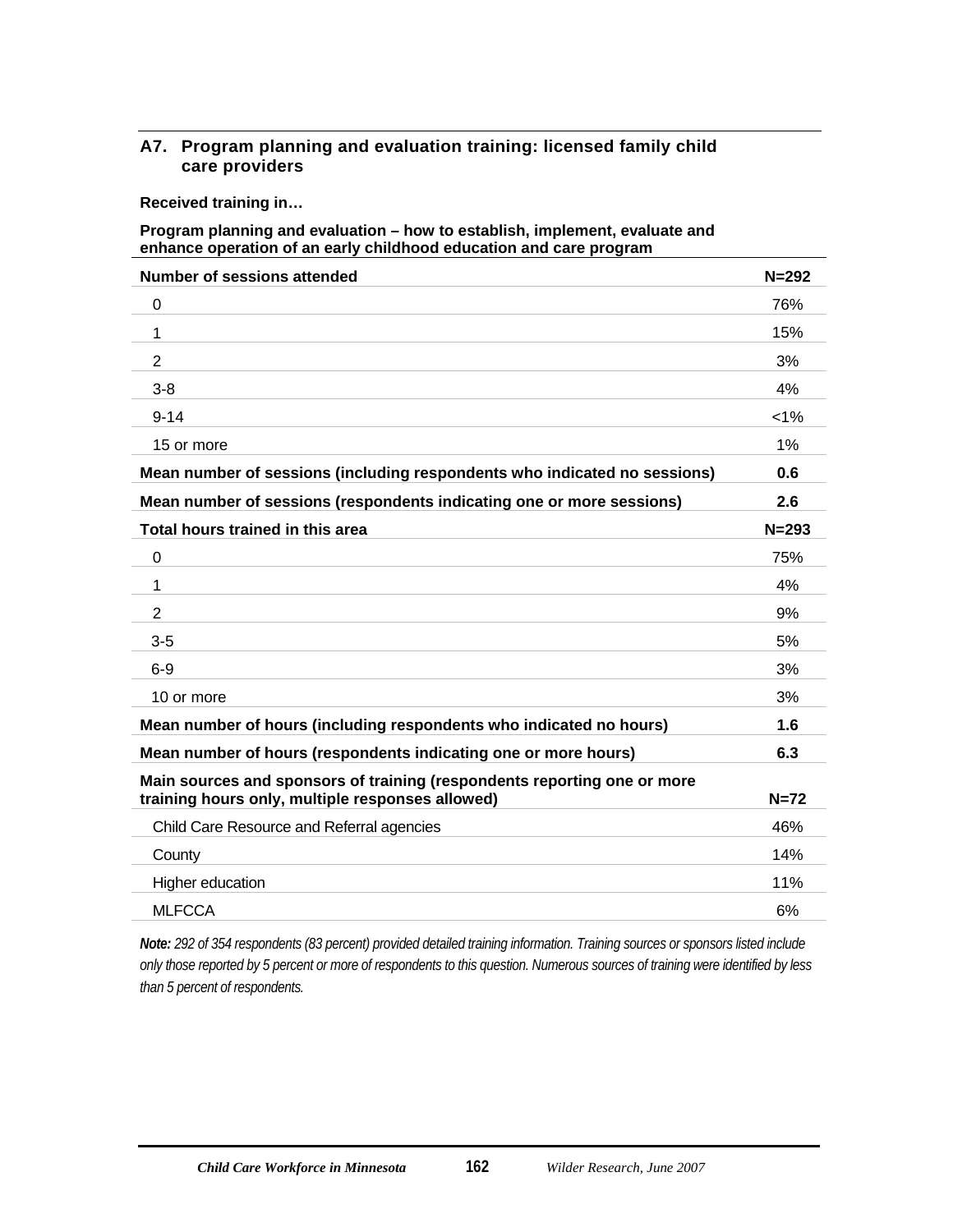### A7. Program planning and evaluation training: licensed family child care providers

**Received training in…**

**Program planning and evaluation – how to establish, implement, evaluate and enhance operation of an early childhood education and care program**

| **Number of sessions attended** | **N=292** |
|---|---|
| 0 | 76% |
| 1 | 15% |
| 2 | 3% |
| 3-8 | 4% |
| 9-14 | <1% |
| 15 or more | 1% |
| **Mean number of sessions (including respondents who indicated no sessions)** | **0.6** |
| **Mean number of sessions (respondents indicating one or more sessions)** | **2.6** |
| **Total hours trained in this area** | **N=293** |
| 0 | 75% |
| 1 | 4% |
| 2 | 9% |
| 3-5 | 5% |
| 6-9 | 3% |
| 10 or more | 3% |
| **Mean number of hours (including respondents who indicated no hours)** | **1.6** |
| **Mean number of hours (respondents indicating one or more hours)** | **6.3** |
| **Main sources and sponsors of training (respondents reporting one or more training hours only, multiple responses allowed)** | **N=72** |
| Child Care Resource and Referral agencies | 46% |
| County | 14% |
| Higher education | 11% |
| MLFCCA | 6% |

***Note:*** *292 of 354 respondents (83 percent) provided detailed training information. Training sources or sponsors listed include only those reported by 5 percent or more of respondents to this question. Numerous sources of training were identified by less than 5 percent of respondents.*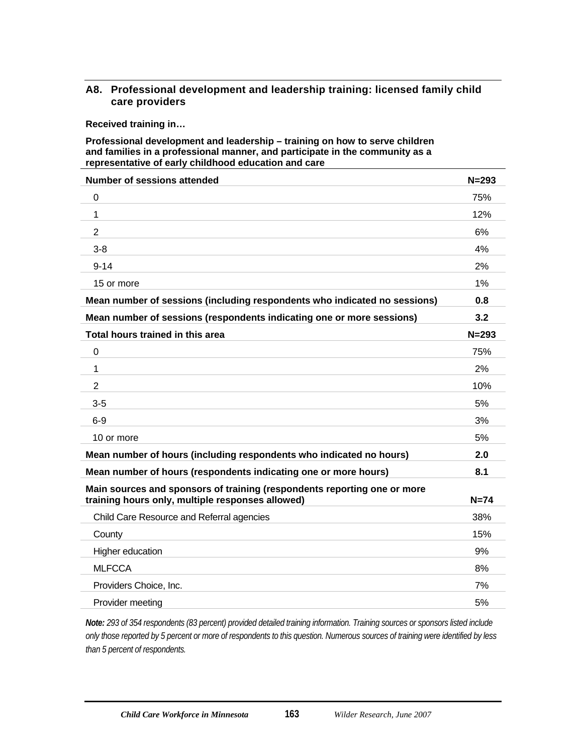## A8. Professional development and leadership training: licensed family child care providers

**Received training in…**

**Professional development and leadership – training on how to serve children and families in a professional manner, and participate in the community as a representative of early childhood education and care**

| **Number of sessions attended** | **N=293** |
|---|---|
| 0 | 75% |
| 1 | 12% |
| 2 | 6% |
| 3-8 | 4% |
| 9-14 | 2% |
| 15 or more | 1% |
| **Mean number of sessions (including respondents who indicated no sessions)** | **0.8** |
| **Mean number of sessions (respondents indicating one or more sessions)** | **3.2** |
| **Total hours trained in this area** | **N=293** |
| 0 | 75% |
| 1 | 2% |
| 2 | 10% |
| 3-5 | 5% |
| 6-9 | 3% |
| 10 or more | 5% |
| **Mean number of hours (including respondents who indicated no hours)** | **2.0** |
| **Mean number of hours (respondents indicating one or more hours)** | **8.1** |
| **Main sources and sponsors of training (respondents reporting one or more training hours only, multiple responses allowed)** | **N=74** |
| Child Care Resource and Referral agencies | 38% |
| County | 15% |
| Higher education | 9% |
| MLFCCA | 8% |
| Providers Choice, Inc. | 7% |
| Provider meeting | 5% |

***Note:*** *293 of 354 respondents (83 percent) provided detailed training information. Training sources or sponsors listed include only those reported by 5 percent or more of respondents to this question. Numerous sources of training were identified by less than 5 percent of respondents.*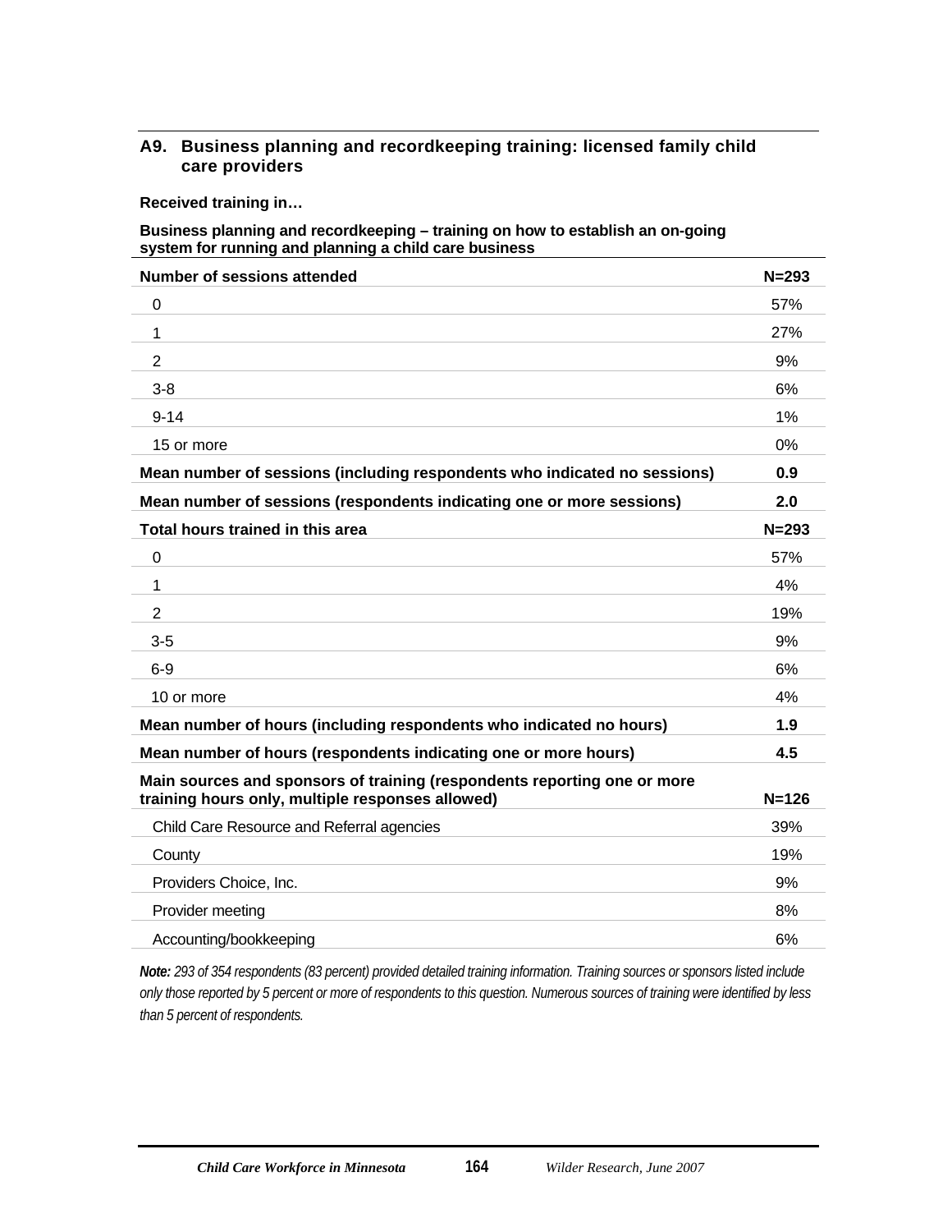## A9. Business planning and recordkeeping training: licensed family child care providers

**Received training in…**

**Business planning and recordkeeping – training on how to establish an on-going system for running and planning a child care business**

| **Number of sessions attended** | **N=293** |
|---|---|
| 0 | 57% |
| 1 | 27% |
| 2 | 9% |
| 3-8 | 6% |
| 9-14 | 1% |
| 15 or more | 0% |
| **Mean number of sessions (including respondents who indicated no sessions)** | **0.9** |
| **Mean number of sessions (respondents indicating one or more sessions)** | **2.0** |
| **Total hours trained in this area** | **N=293** |
| 0 | 57% |
| 1 | 4% |
| 2 | 19% |
| 3-5 | 9% |
| 6-9 | 6% |
| 10 or more | 4% |
| **Mean number of hours (including respondents who indicated no hours)** | **1.9** |
| **Mean number of hours (respondents indicating one or more hours)** | **4.5** |
| **Main sources and sponsors of training (respondents reporting one or more training hours only, multiple responses allowed)** | **N=126** |
| Child Care Resource and Referral agencies | 39% |
| County | 19% |
| Providers Choice, Inc. | 9% |
| Provider meeting | 8% |
| Accounting/bookkeeping | 6% |

***Note:*** *293 of 354 respondents (83 percent) provided detailed training information. Training sources or sponsors listed include only those reported by 5 percent or more of respondents to this question. Numerous sources of training were identified by less than 5 percent of respondents.*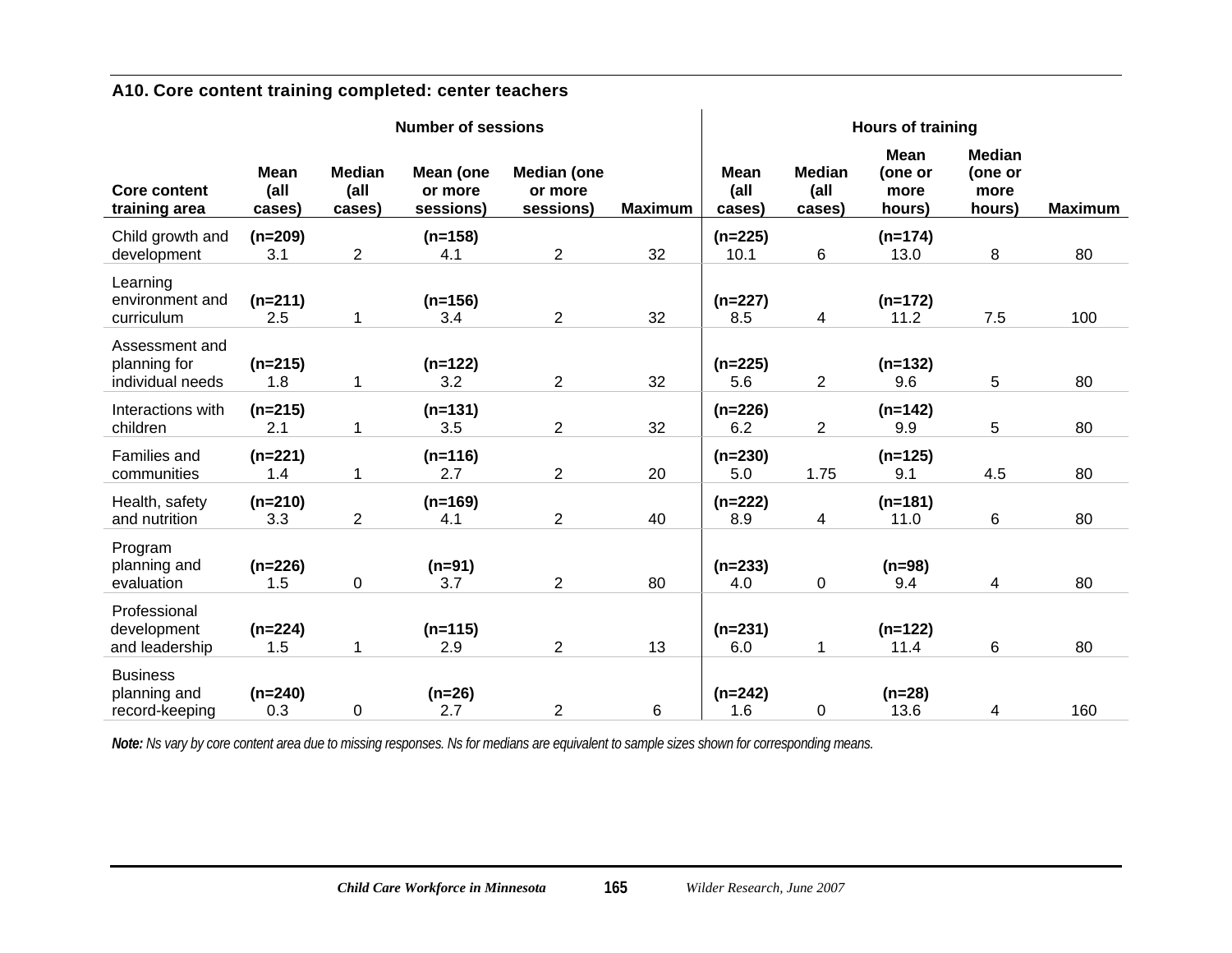### A10. Core content training completed: center teachers

| Core content training area | Number of sessions | | | | | Hours of training | | | | |
|---|---|---|---|---|---|---|---|---|---|---|
| | Mean (all cases) | Median (all cases) | Mean (one or more sessions) | Median (one or more sessions) | Maximum | Mean (all cases) | Median (all cases) | Mean (one or more hours) | Median (one or more hours) | Maximum |
| Child growth and development | (n=209) 3.1 | 2 | (n=158) 4.1 | 2 | 32 | (n=225) 10.1 | 6 | (n=174) 13.0 | 8 | 80 |
| Learning environment and curriculum | (n=211) 2.5 | 1 | (n=156) 3.4 | 2 | 32 | (n=227) 8.5 | 4 | (n=172) 11.2 | 7.5 | 100 |
| Assessment and planning for individual needs | (n=215) 1.8 | 1 | (n=122) 3.2 | 2 | 32 | (n=225) 5.6 | 2 | (n=132) 9.6 | 5 | 80 |
| Interactions with children | (n=215) 2.1 | 1 | (n=131) 3.5 | 2 | 32 | (n=226) 6.2 | 2 | (n=142) 9.9 | 5 | 80 |
| Families and communities | (n=221) 1.4 | 1 | (n=116) 2.7 | 2 | 20 | (n=230) 5.0 | 1.75 | (n=125) 9.1 | 4.5 | 80 |
| Health, safety and nutrition | (n=210) 3.3 | 2 | (n=169) 4.1 | 2 | 40 | (n=222) 8.9 | 4 | (n=181) 11.0 | 6 | 80 |
| Program planning and evaluation | (n=226) 1.5 | 0 | (n=91) 3.7 | 2 | 80 | (n=233) 4.0 | 0 | (n=98) 9.4 | 4 | 80 |
| Professional development and leadership | (n=224) 1.5 | 1 | (n=115) 2.9 | 2 | 13 | (n=231) 6.0 | 1 | (n=122) 11.4 | 6 | 80 |
| Business planning and record-keeping | (n=240) 0.3 | 0 | (n=26) 2.7 | 2 | 6 | (n=242) 1.6 | 0 | (n=28) 13.6 | 4 | 160 |

***Note:*** *Ns vary by core content area due to missing responses. Ns for medians are equivalent to sample sizes shown for corresponding means.*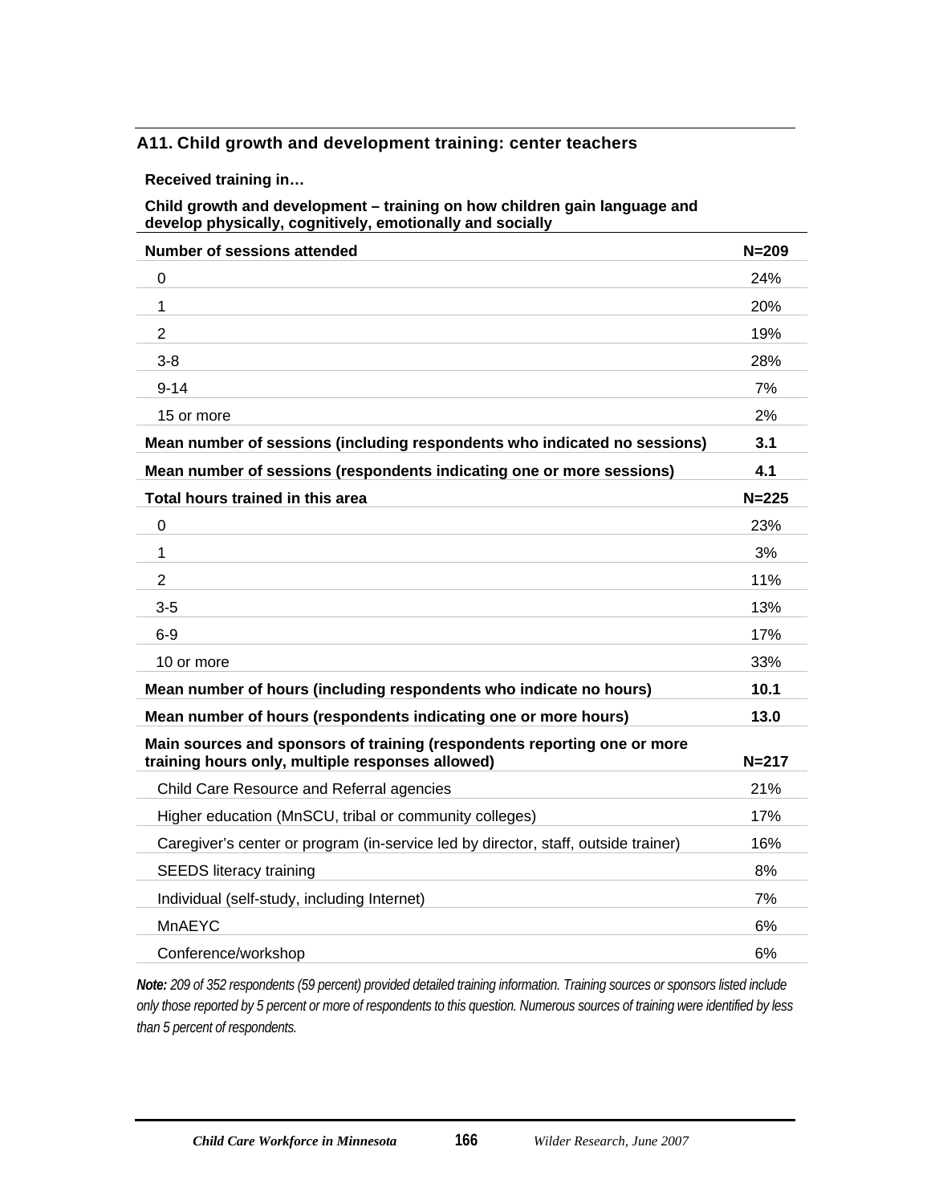### A11. Child growth and development training: center teachers

**Received training in…**

**Child growth and development – training on how children gain language and develop physically, cognitively, emotionally and socially**

| **Number of sessions attended** | **N=209** |
|---|---|
| 0 | 24% |
| 1 | 20% |
| 2 | 19% |
| 3-8 | 28% |
| 9-14 | 7% |
| 15 or more | 2% |
| **Mean number of sessions (including respondents who indicated no sessions)** | **3.1** |
| **Mean number of sessions (respondents indicating one or more sessions)** | **4.1** |
| **Total hours trained in this area** | **N=225** |
| 0 | 23% |
| 1 | 3% |
| 2 | 11% |
| 3-5 | 13% |
| 6-9 | 17% |
| 10 or more | 33% |
| **Mean number of hours (including respondents who indicate no hours)** | **10.1** |
| **Mean number of hours (respondents indicating one or more hours)** | **13.0** |
| **Main sources and sponsors of training (respondents reporting one or more training hours only, multiple responses allowed)** | **N=217** |
| Child Care Resource and Referral agencies | 21% |
| Higher education (MnSCU, tribal or community colleges) | 17% |
| Caregiver's center or program (in-service led by director, staff, outside trainer) | 16% |
| SEEDS literacy training | 8% |
| Individual (self-study, including Internet) | 7% |
| MnAEYC | 6% |
| Conference/workshop | 6% |

***Note:*** *209 of 352 respondents (59 percent) provided detailed training information. Training sources or sponsors listed include only those reported by 5 percent or more of respondents to this question. Numerous sources of training were identified by less than 5 percent of respondents.*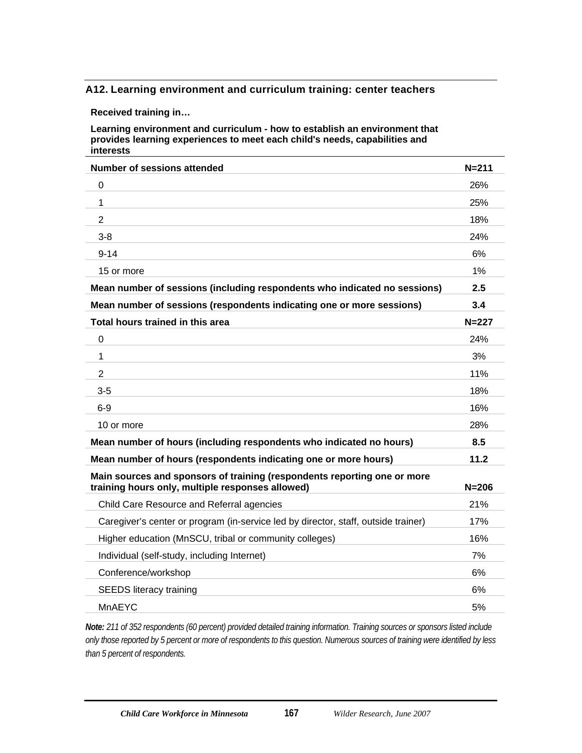### A12. Learning environment and curriculum training: center teachers

| Received training in…<br>Learning environment and curriculum - how to establish an environment that provides learning experiences to meet each child's needs, capabilities and interests | |
|---|---|
| **Number of sessions attended** | **N=211** |
| 0 | 26% |
| 1 | 25% |
| 2 | 18% |
| 3-8 | 24% |
| 9-14 | 6% |
| 15 or more | 1% |
| **Mean number of sessions (including respondents who indicated no sessions)** | **2.5** |
| **Mean number of sessions (respondents indicating one or more sessions)** | **3.4** |
| **Total hours trained in this area** | **N=227** |
| 0 | 24% |
| 1 | 3% |
| 2 | 11% |
| 3-5 | 18% |
| 6-9 | 16% |
| 10 or more | 28% |
| **Mean number of hours (including respondents who indicated no hours)** | **8.5** |
| **Mean number of hours (respondents indicating one or more hours)** | **11.2** |
| **Main sources and sponsors of training (respondents reporting one or more training hours only, multiple responses allowed)** | **N=206** |
| Child Care Resource and Referral agencies | 21% |
| Caregiver's center or program (in-service led by director, staff, outside trainer) | 17% |
| Higher education (MnSCU, tribal or community colleges) | 16% |
| Individual (self-study, including Internet) | 7% |
| Conference/workshop | 6% |
| SEEDS literacy training | 6% |
| MnAEYC | 5% |

***Note:*** *211 of 352 respondents (60 percent) provided detailed training information. Training sources or sponsors listed include only those reported by 5 percent or more of respondents to this question. Numerous sources of training were identified by less than 5 percent of respondents.*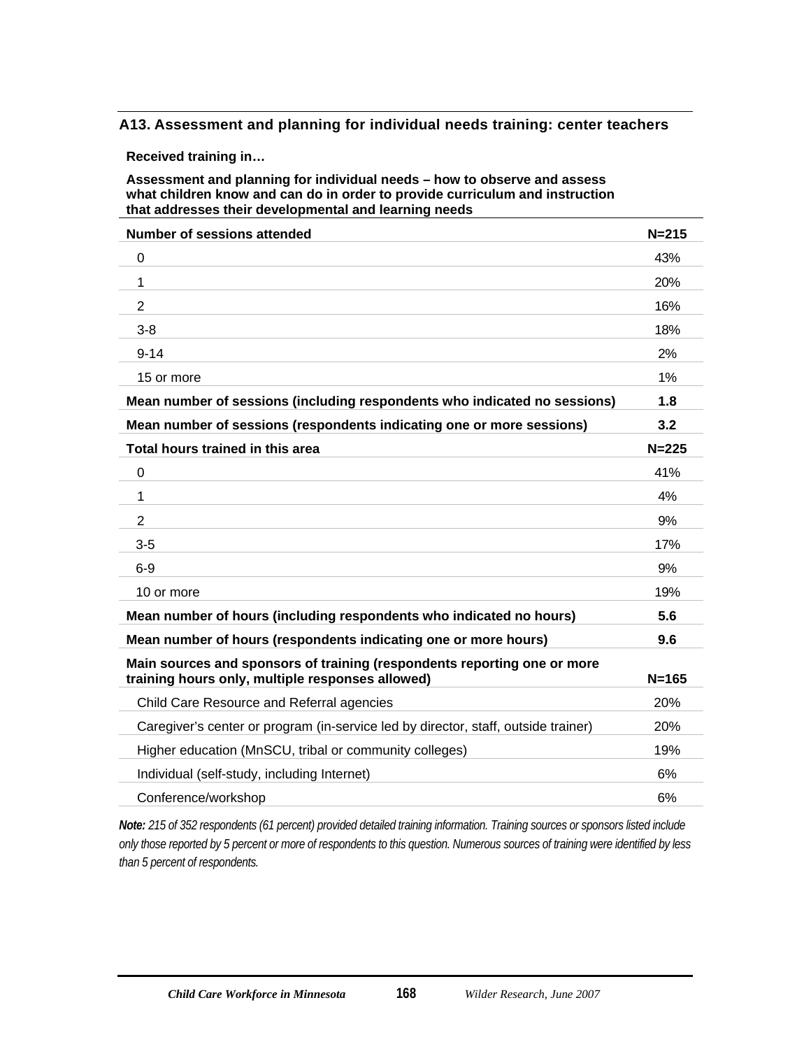## A13. Assessment and planning for individual needs training: center teachers

**Received training in…**

| **Assessment and planning for individual needs – how to observe and assess what children know and can do in order to provide curriculum and instruction that addresses their developmental and learning needs** | |
|---|---|
| **Number of sessions attended** | **N=215** |
| 0 | 43% |
| 1 | 20% |
| 2 | 16% |
| 3-8 | 18% |
| 9-14 | 2% |
| 15 or more | 1% |
| **Mean number of sessions (including respondents who indicated no sessions)** | **1.8** |
| **Mean number of sessions (respondents indicating one or more sessions)** | **3.2** |
| **Total hours trained in this area** | **N=225** |
| 0 | 41% |
| 1 | 4% |
| 2 | 9% |
| 3-5 | 17% |
| 6-9 | 9% |
| 10 or more | 19% |
| **Mean number of hours (including respondents who indicated no hours)** | **5.6** |
| **Mean number of hours (respondents indicating one or more hours)** | **9.6** |
| **Main sources and sponsors of training (respondents reporting one or more training hours only, multiple responses allowed)** | **N=165** |
| Child Care Resource and Referral agencies | 20% |
| Caregiver's center or program (in-service led by director, staff, outside trainer) | 20% |
| Higher education (MnSCU, tribal or community colleges) | 19% |
| Individual (self-study, including Internet) | 6% |
| Conference/workshop | 6% |

***Note:*** *215 of 352 respondents (61 percent) provided detailed training information. Training sources or sponsors listed include only those reported by 5 percent or more of respondents to this question. Numerous sources of training were identified by less than 5 percent of respondents.*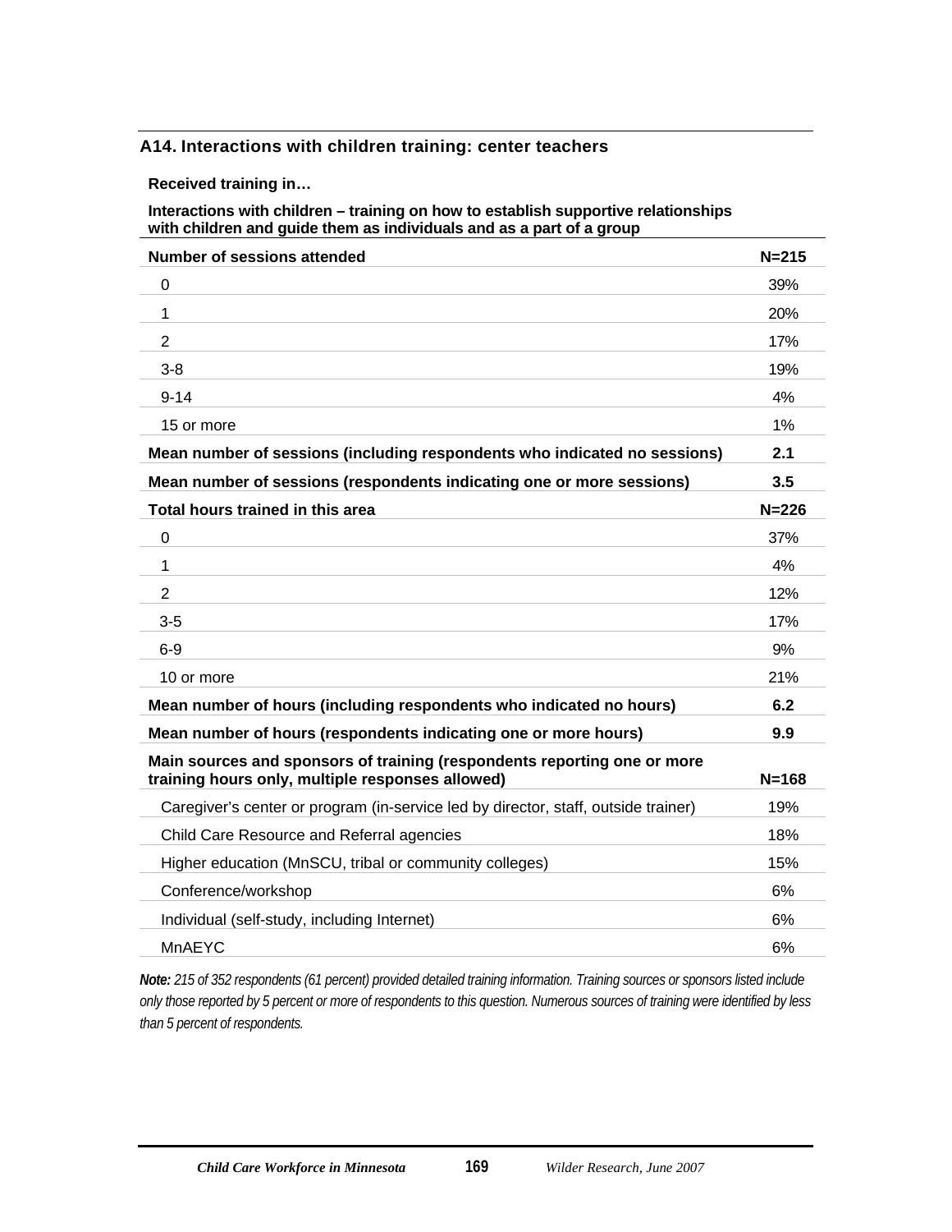## A14. Interactions with children training: center teachers

**Received training in…**

**Interactions with children – training on how to establish supportive relationships with children and guide them as individuals and as a part of a group**

| **Number of sessions attended** | **N=215** |
|---|---|
| 0 | 39% |
| 1 | 20% |
| 2 | 17% |
| 3-8 | 19% |
| 9-14 | 4% |
| 15 or more | 1% |
| **Mean number of sessions (including respondents who indicated no sessions)** | **2.1** |
| **Mean number of sessions (respondents indicating one or more sessions)** | **3.5** |
| **Total hours trained in this area** | **N=226** |
| 0 | 37% |
| 1 | 4% |
| 2 | 12% |
| 3-5 | 17% |
| 6-9 | 9% |
| 10 or more | 21% |
| **Mean number of hours (including respondents who indicated no hours)** | **6.2** |
| **Mean number of hours (respondents indicating one or more hours)** | **9.9** |
| **Main sources and sponsors of training (respondents reporting one or more training hours only, multiple responses allowed)** | **N=168** |
| Caregiver's center or program (in-service led by director, staff, outside trainer) | 19% |
| Child Care Resource and Referral agencies | 18% |
| Higher education (MnSCU, tribal or community colleges) | 15% |
| Conference/workshop | 6% |
| Individual (self-study, including Internet) | 6% |
| MnAEYC | 6% |

***Note:*** *215 of 352 respondents (61 percent) provided detailed training information. Training sources or sponsors listed include only those reported by 5 percent or more of respondents to this question. Numerous sources of training were identified by less than 5 percent of respondents.*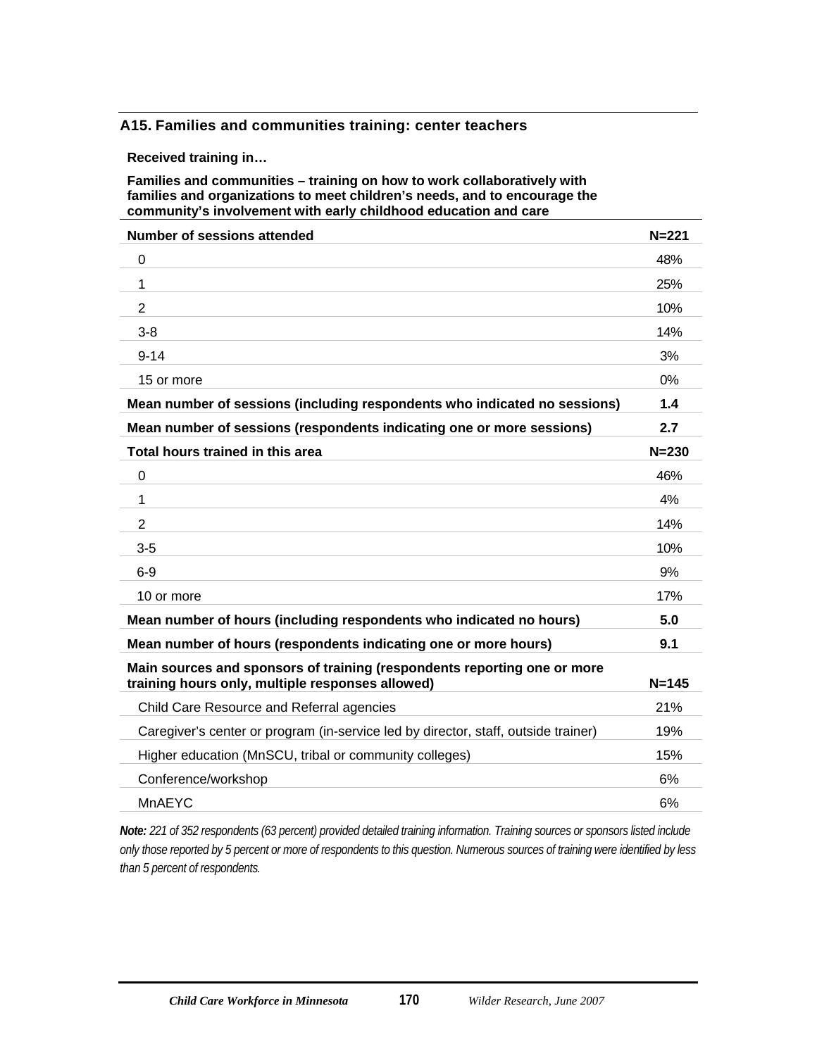### A15. Families and communities training: center teachers

**Received training in…**

**Families and communities – training on how to work collaboratively with families and organizations to meet children's needs, and to encourage the community's involvement with early childhood education and care**

| **Number of sessions attended** | **N=221** |
|---|---|
| 0 | 48% |
| 1 | 25% |
| 2 | 10% |
| 3-8 | 14% |
| 9-14 | 3% |
| 15 or more | 0% |
| **Mean number of sessions (including respondents who indicated no sessions)** | **1.4** |
| **Mean number of sessions (respondents indicating one or more sessions)** | **2.7** |
| **Total hours trained in this area** | **N=230** |
| 0 | 46% |
| 1 | 4% |
| 2 | 14% |
| 3-5 | 10% |
| 6-9 | 9% |
| 10 or more | 17% |
| **Mean number of hours (including respondents who indicated no hours)** | **5.0** |
| **Mean number of hours (respondents indicating one or more hours)** | **9.1** |
| **Main sources and sponsors of training (respondents reporting one or more training hours only, multiple responses allowed)** | **N=145** |
| Child Care Resource and Referral agencies | 21% |
| Caregiver's center or program (in-service led by director, staff, outside trainer) | 19% |
| Higher education (MnSCU, tribal or community colleges) | 15% |
| Conference/workshop | 6% |
| MnAEYC | 6% |

***Note:*** *221 of 352 respondents (63 percent) provided detailed training information. Training sources or sponsors listed include only those reported by 5 percent or more of respondents to this question. Numerous sources of training were identified by less than 5 percent of respondents.*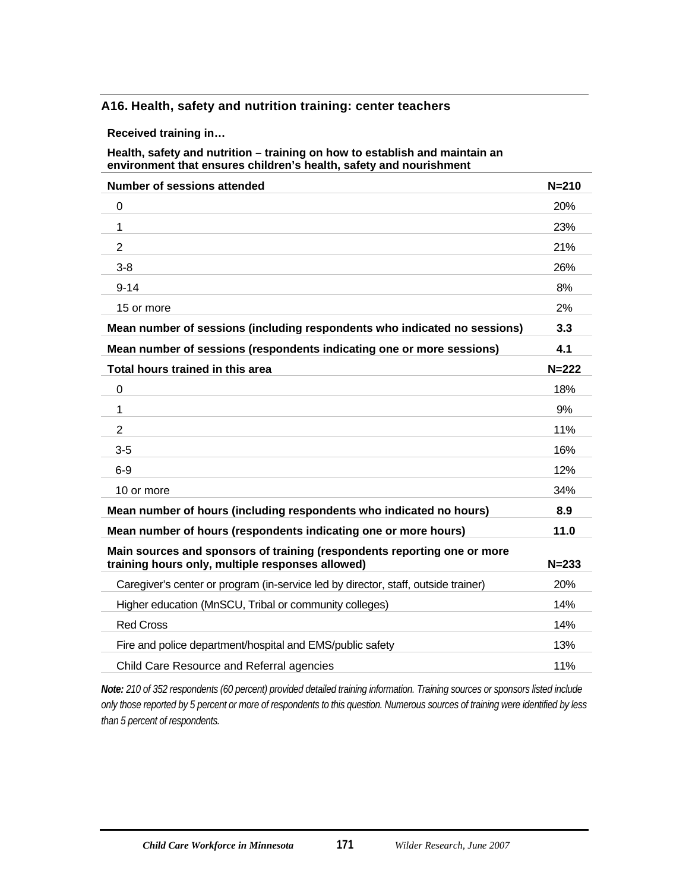### A16. Health, safety and nutrition training: center teachers

**Received training in…**

| **Health, safety and nutrition – training on how to establish and maintain an environment that ensures children's health, safety and nourishment** | |
|---|---|
| **Number of sessions attended** | **N=210** |
| 0 | 20% |
| 1 | 23% |
| 2 | 21% |
| 3-8 | 26% |
| 9-14 | 8% |
| 15 or more | 2% |
| **Mean number of sessions (including respondents who indicated no sessions)** | **3.3** |
| **Mean number of sessions (respondents indicating one or more sessions)** | **4.1** |
| **Total hours trained in this area** | **N=222** |
| 0 | 18% |
| 1 | 9% |
| 2 | 11% |
| 3-5 | 16% |
| 6-9 | 12% |
| 10 or more | 34% |
| **Mean number of hours (including respondents who indicated no hours)** | **8.9** |
| **Mean number of hours (respondents indicating one or more hours)** | **11.0** |
| **Main sources and sponsors of training (respondents reporting one or more training hours only, multiple responses allowed)** | **N=233** |
| Caregiver's center or program (in-service led by director, staff, outside trainer) | 20% |
| Higher education (MnSCU, Tribal or community colleges) | 14% |
| Red Cross | 14% |
| Fire and police department/hospital and EMS/public safety | 13% |
| Child Care Resource and Referral agencies | 11% |

***Note:*** *210 of 352 respondents (60 percent) provided detailed training information. Training sources or sponsors listed include only those reported by 5 percent or more of respondents to this question. Numerous sources of training were identified by less than 5 percent of respondents.*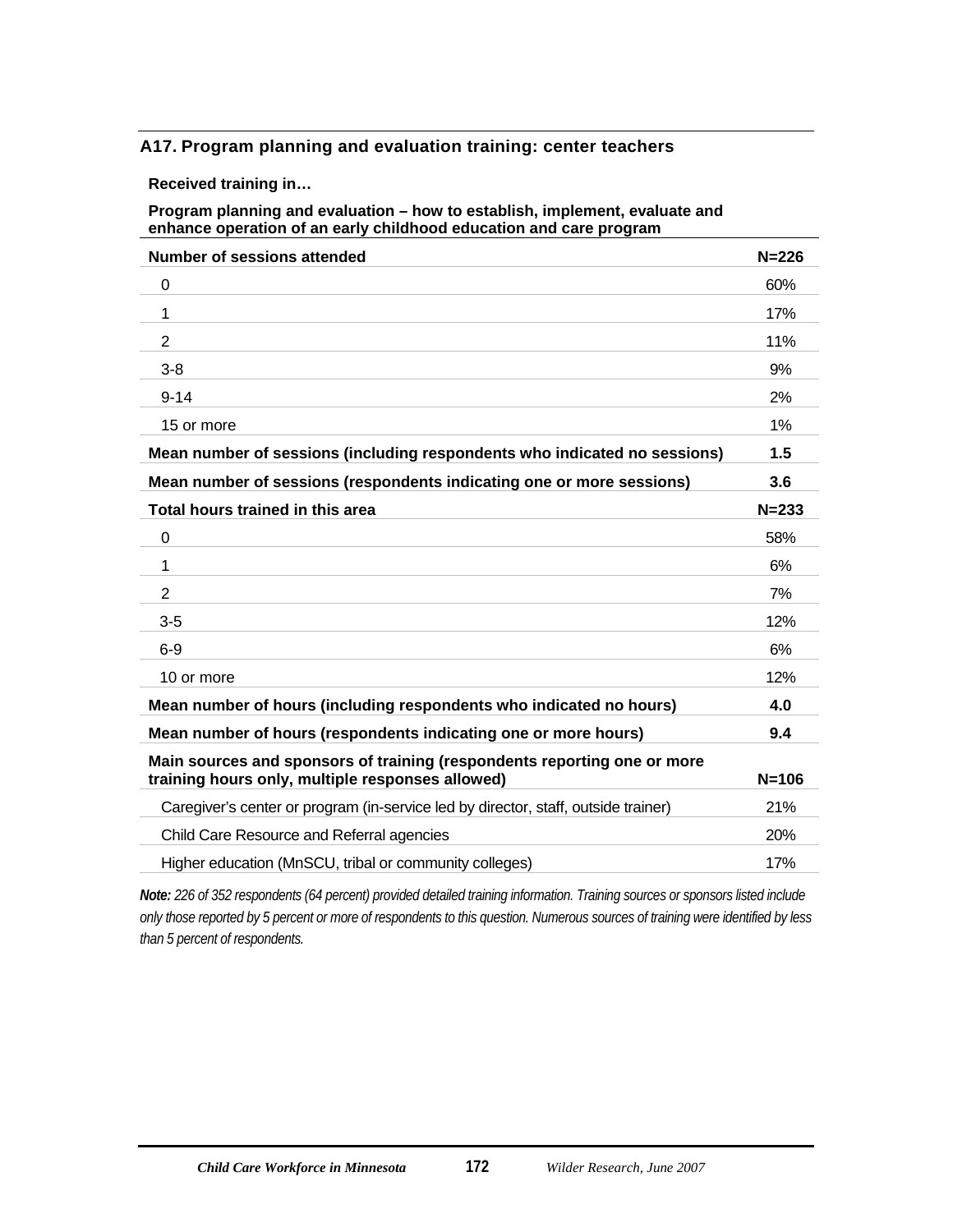### A17. Program planning and evaluation training: center teachers

**Received training in…**

**Program planning and evaluation – how to establish, implement, evaluate and enhance operation of an early childhood education and care program**

| **Number of sessions attended** | **N=226** |
|---|---|
| 0 | 60% |
| 1 | 17% |
| 2 | 11% |
| 3-8 | 9% |
| 9-14 | 2% |
| 15 or more | 1% |
| **Mean number of sessions (including respondents who indicated no sessions)** | **1.5** |
| **Mean number of sessions (respondents indicating one or more sessions)** | **3.6** |
| **Total hours trained in this area** | **N=233** |
| 0 | 58% |
| 1 | 6% |
| 2 | 7% |
| 3-5 | 12% |
| 6-9 | 6% |
| 10 or more | 12% |
| **Mean number of hours (including respondents who indicated no hours)** | **4.0** |
| **Mean number of hours (respondents indicating one or more hours)** | **9.4** |
| **Main sources and sponsors of training (respondents reporting one or more training hours only, multiple responses allowed)** | **N=106** |
| Caregiver's center or program (in-service led by director, staff, outside trainer) | 21% |
| Child Care Resource and Referral agencies | 20% |
| Higher education (MnSCU, tribal or community colleges) | 17% |

***Note:*** *226 of 352 respondents (64 percent) provided detailed training information. Training sources or sponsors listed include only those reported by 5 percent or more of respondents to this question. Numerous sources of training were identified by less than 5 percent of respondents.*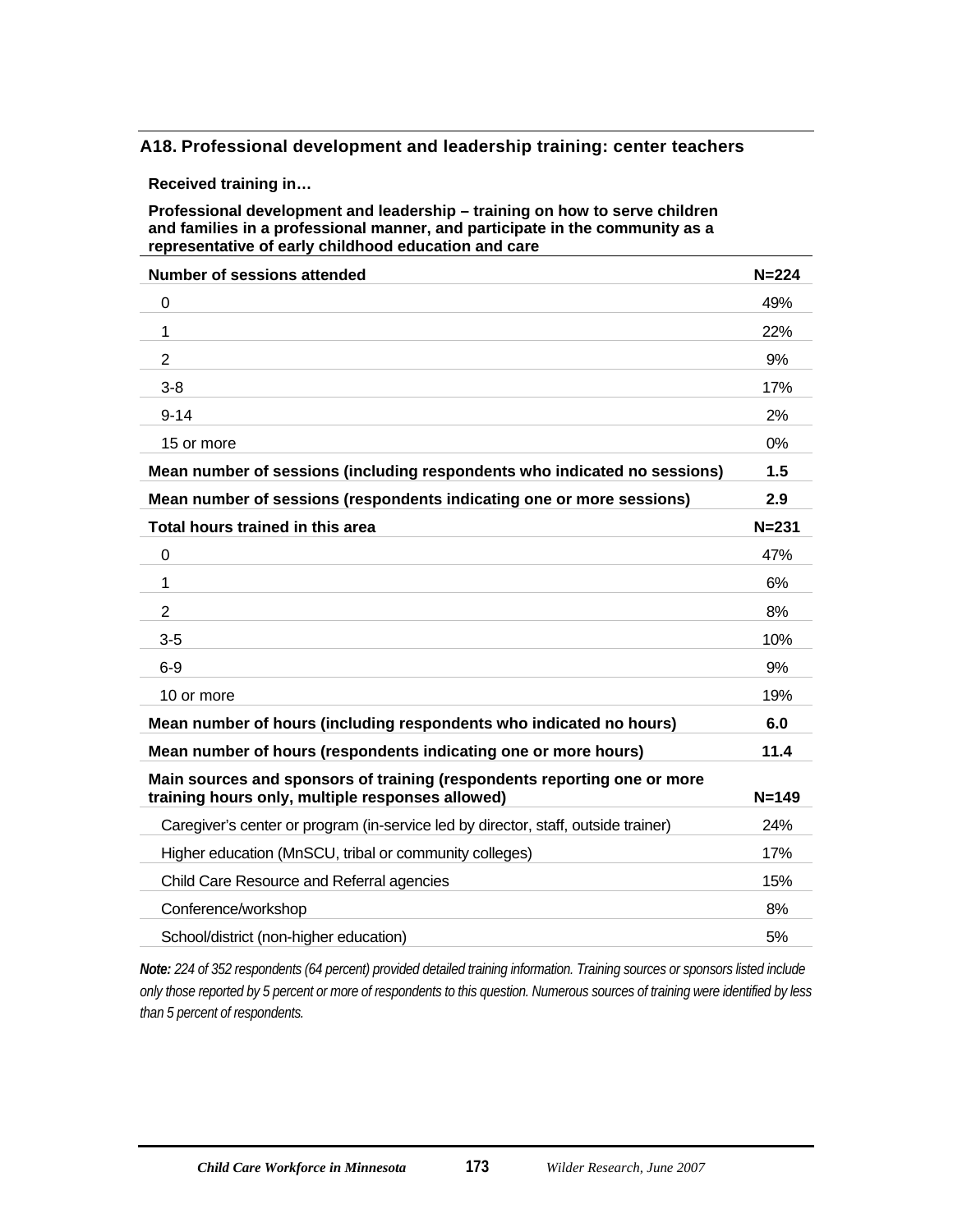### A18. Professional development and leadership training: center teachers

**Received training in…**

**Professional development and leadership – training on how to serve children and families in a professional manner, and participate in the community as a representative of early childhood education and care**

| **Number of sessions attended** | **N=224** |
|---|---|
| 0 | 49% |
| 1 | 22% |
| 2 | 9% |
| 3-8 | 17% |
| 9-14 | 2% |
| 15 or more | 0% |
| **Mean number of sessions (including respondents who indicated no sessions)** | **1.5** |
| **Mean number of sessions (respondents indicating one or more sessions)** | **2.9** |
| **Total hours trained in this area** | **N=231** |
| 0 | 47% |
| 1 | 6% |
| 2 | 8% |
| 3-5 | 10% |
| 6-9 | 9% |
| 10 or more | 19% |
| **Mean number of hours (including respondents who indicated no hours)** | **6.0** |
| **Mean number of hours (respondents indicating one or more hours)** | **11.4** |
| **Main sources and sponsors of training (respondents reporting one or more training hours only, multiple responses allowed)** | **N=149** |
| Caregiver's center or program (in-service led by director, staff, outside trainer) | 24% |
| Higher education (MnSCU, tribal or community colleges) | 17% |
| Child Care Resource and Referral agencies | 15% |
| Conference/workshop | 8% |
| School/district (non-higher education) | 5% |

***Note:*** *224 of 352 respondents (64 percent) provided detailed training information. Training sources or sponsors listed include only those reported by 5 percent or more of respondents to this question. Numerous sources of training were identified by less than 5 percent of respondents.*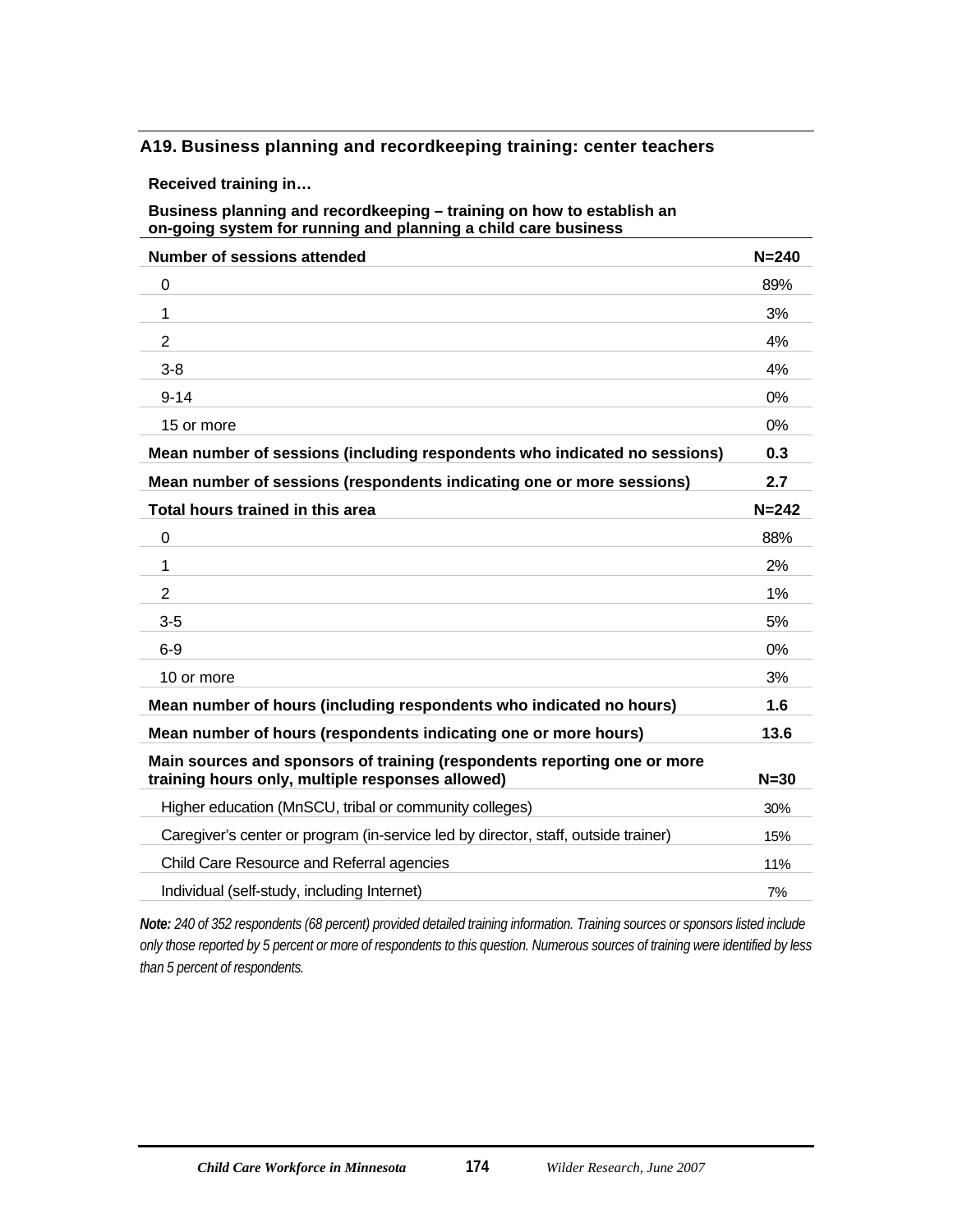### A19. Business planning and recordkeeping training: center teachers

**Received training in…**

**Business planning and recordkeeping – training on how to establish an on-going system for running and planning a child care business**

| **Number of sessions attended** | **N=240** |
|---|---|
| 0 | 89% |
| 1 | 3% |
| 2 | 4% |
| 3-8 | 4% |
| 9-14 | 0% |
| 15 or more | 0% |
| **Mean number of sessions (including respondents who indicated no sessions)** | **0.3** |
| **Mean number of sessions (respondents indicating one or more sessions)** | **2.7** |
| **Total hours trained in this area** | **N=242** |
| 0 | 88% |
| 1 | 2% |
| 2 | 1% |
| 3-5 | 5% |
| 6-9 | 0% |
| 10 or more | 3% |
| **Mean number of hours (including respondents who indicated no hours)** | **1.6** |
| **Mean number of hours (respondents indicating one or more hours)** | **13.6** |
| **Main sources and sponsors of training (respondents reporting one or more training hours only, multiple responses allowed)** | **N=30** |
| Higher education (MnSCU, tribal or community colleges) | 30% |
| Caregiver's center or program (in-service led by director, staff, outside trainer) | 15% |
| Child Care Resource and Referral agencies | 11% |
| Individual (self-study, including Internet) | 7% |

***Note:*** *240 of 352 respondents (68 percent) provided detailed training information. Training sources or sponsors listed include only those reported by 5 percent or more of respondents to this question. Numerous sources of training were identified by less than 5 percent of respondents.*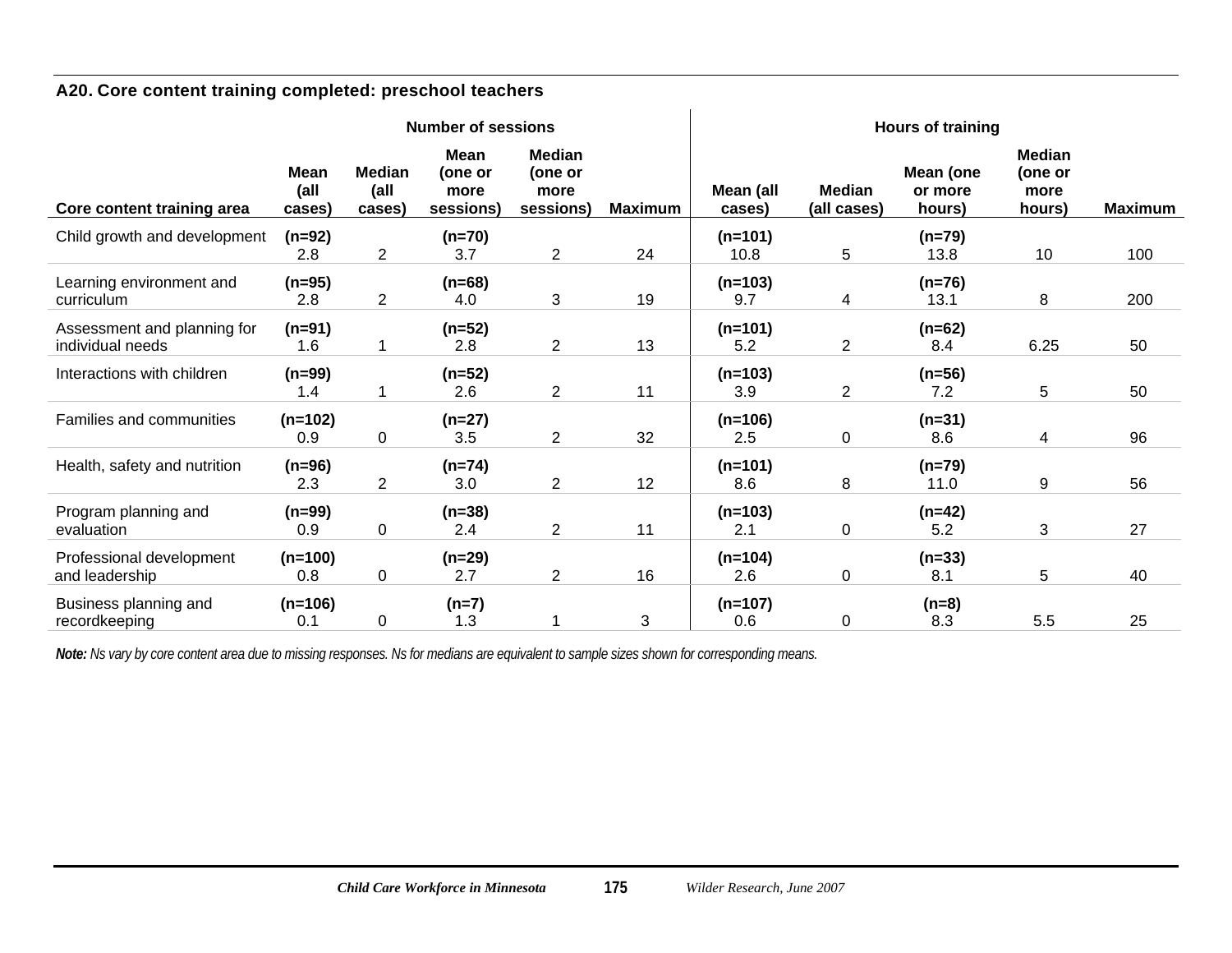### A20. Core content training completed: preschool teachers

| Core content training area | Number of sessions | | | | | Hours of training | | | | |
|---|---|---|---|---|---|---|---|---|---|---|
| | Mean (all cases) | Median (all cases) | Mean (one or more sessions) | Median (one or more sessions) | Maximum | Mean (all cases) | Median (all cases) | Mean (one or more hours) | Median (one or more hours) | Maximum |
| Child growth and development | (n=92) 2.8 | 2 | (n=70) 3.7 | 2 | 24 | (n=101) 10.8 | 5 | (n=79) 13.8 | 10 | 100 |
| Learning environment and curriculum | (n=95) 2.8 | 2 | (n=68) 4.0 | 3 | 19 | (n=103) 9.7 | 4 | (n=76) 13.1 | 8 | 200 |
| Assessment and planning for individual needs | (n=91) 1.6 | 1 | (n=52) 2.8 | 2 | 13 | (n=101) 5.2 | 2 | (n=62) 8.4 | 6.25 | 50 |
| Interactions with children | (n=99) 1.4 | 1 | (n=52) 2.6 | 2 | 11 | (n=103) 3.9 | 2 | (n=56) 7.2 | 5 | 50 |
| Families and communities | (n=102) 0.9 | 0 | (n=27) 3.5 | 2 | 32 | (n=106) 2.5 | 0 | (n=31) 8.6 | 4 | 96 |
| Health, safety and nutrition | (n=96) 2.3 | 2 | (n=74) 3.0 | 2 | 12 | (n=101) 8.6 | 8 | (n=79) 11.0 | 9 | 56 |
| Program planning and evaluation | (n=99) 0.9 | 0 | (n=38) 2.4 | 2 | 11 | (n=103) 2.1 | 0 | (n=42) 5.2 | 3 | 27 |
| Professional development and leadership | (n=100) 0.8 | 0 | (n=29) 2.7 | 2 | 16 | (n=104) 2.6 | 0 | (n=33) 8.1 | 5 | 40 |
| Business planning and recordkeeping | (n=106) 0.1 | 0 | (n=7) 1.3 | 1 | 3 | (n=107) 0.6 | 0 | (n=8) 8.3 | 5.5 | 25 |

***Note:*** *Ns vary by core content area due to missing responses. Ns for medians are equivalent to sample sizes shown for corresponding means.*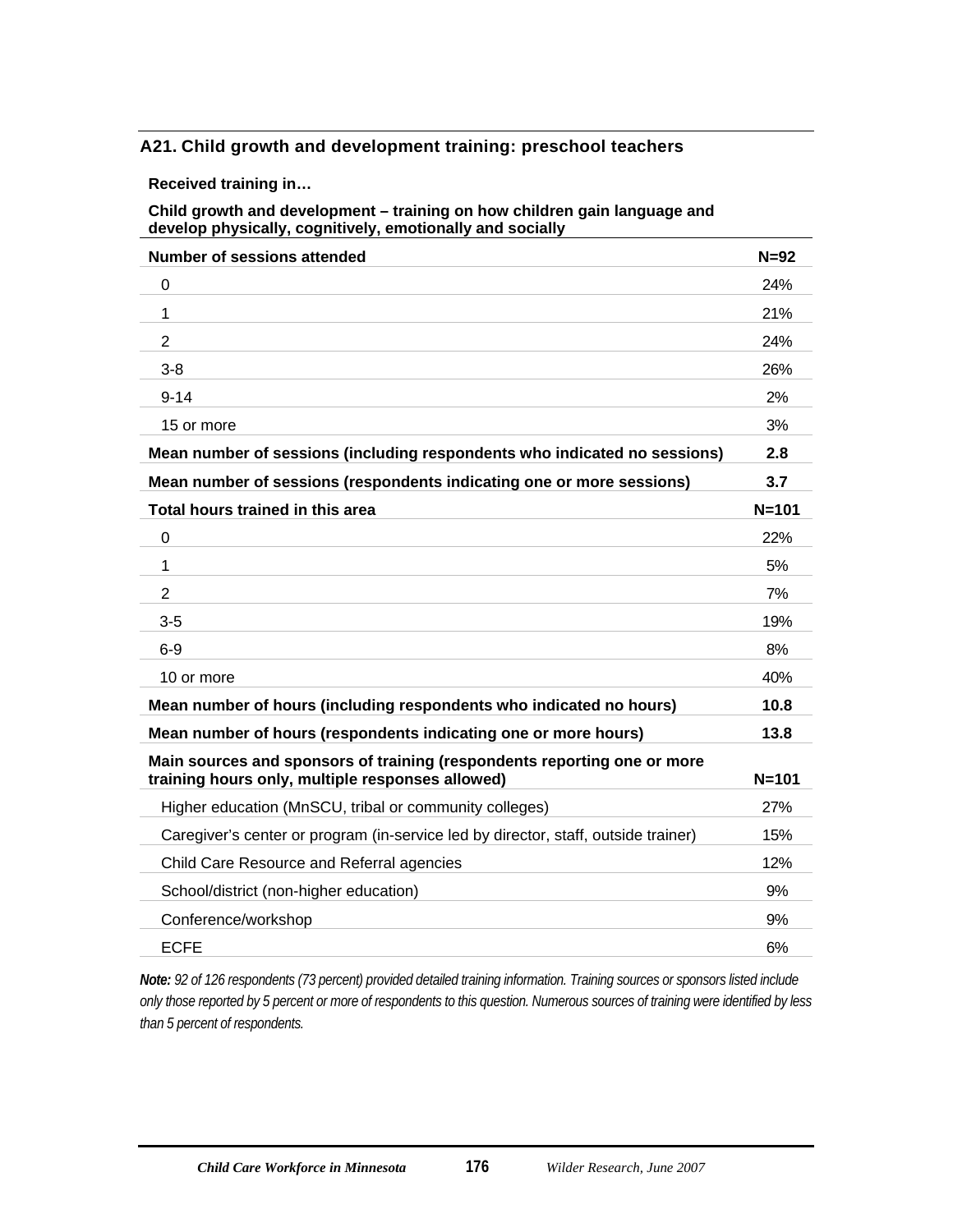### A21. Child growth and development training: preschool teachers

| Received training in… | |
|---|---|
| **Child growth and development – training on how children gain language and develop physically, cognitively, emotionally and socially** | |
| **Number of sessions attended** | **N=92** |
| 0 | 24% |
| 1 | 21% |
| 2 | 24% |
| 3-8 | 26% |
| 9-14 | 2% |
| 15 or more | 3% |
| **Mean number of sessions (including respondents who indicated no sessions)** | **2.8** |
| **Mean number of sessions (respondents indicating one or more sessions)** | **3.7** |
| **Total hours trained in this area** | **N=101** |
| 0 | 22% |
| 1 | 5% |
| 2 | 7% |
| 3-5 | 19% |
| 6-9 | 8% |
| 10 or more | 40% |
| **Mean number of hours (including respondents who indicated no hours)** | **10.8** |
| **Mean number of hours (respondents indicating one or more hours)** | **13.8** |
| **Main sources and sponsors of training (respondents reporting one or more training hours only, multiple responses allowed)** | **N=101** |
| Higher education (MnSCU, tribal or community colleges) | 27% |
| Caregiver's center or program (in-service led by director, staff, outside trainer) | 15% |
| Child Care Resource and Referral agencies | 12% |
| School/district (non-higher education) | 9% |
| Conference/workshop | 9% |
| ECFE | 6% |

***Note:*** *92 of 126 respondents (73 percent) provided detailed training information. Training sources or sponsors listed include only those reported by 5 percent or more of respondents to this question. Numerous sources of training were identified by less than 5 percent of respondents.*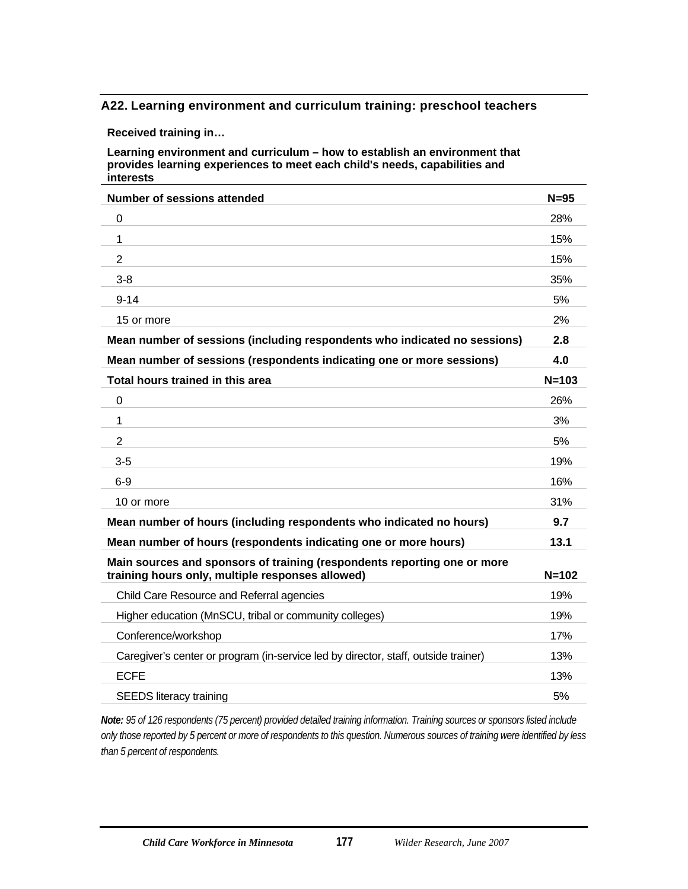### A22. Learning environment and curriculum training: preschool teachers

**Received training in…**

**Learning environment and curriculum – how to establish an environment that provides learning experiences to meet each child's needs, capabilities and interests**

| **Number of sessions attended** | **N=95** |
|---|---|
| 0 | 28% |
| 1 | 15% |
| 2 | 15% |
| 3-8 | 35% |
| 9-14 | 5% |
| 15 or more | 2% |
| **Mean number of sessions (including respondents who indicated no sessions)** | **2.8** |
| **Mean number of sessions (respondents indicating one or more sessions)** | **4.0** |
| **Total hours trained in this area** | **N=103** |
| 0 | 26% |
| 1 | 3% |
| 2 | 5% |
| 3-5 | 19% |
| 6-9 | 16% |
| 10 or more | 31% |
| **Mean number of hours (including respondents who indicated no hours)** | **9.7** |
| **Mean number of hours (respondents indicating one or more hours)** | **13.1** |
| **Main sources and sponsors of training (respondents reporting one or more training hours only, multiple responses allowed)** | **N=102** |
| Child Care Resource and Referral agencies | 19% |
| Higher education (MnSCU, tribal or community colleges) | 19% |
| Conference/workshop | 17% |
| Caregiver's center or program (in-service led by director, staff, outside trainer) | 13% |
| ECFE | 13% |
| SEEDS literacy training | 5% |

***Note:*** *95 of 126 respondents (75 percent) provided detailed training information. Training sources or sponsors listed include only those reported by 5 percent or more of respondents to this question. Numerous sources of training were identified by less than 5 percent of respondents.*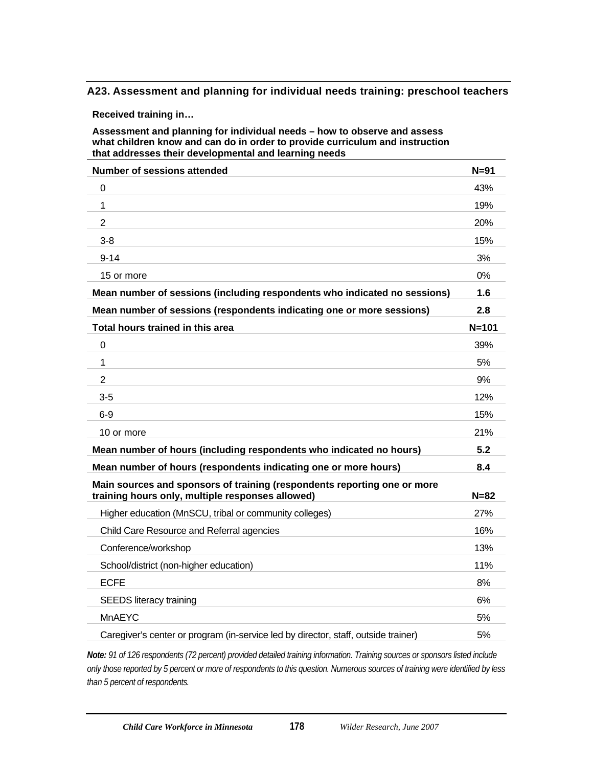### A23. Assessment and planning for individual needs training: preschool teachers

**Received training in…**

**Assessment and planning for individual needs – how to observe and assess what children know and can do in order to provide curriculum and instruction that addresses their developmental and learning needs**

| **Number of sessions attended** | **N=91** |
|---|---|
| 0 | 43% |
| 1 | 19% |
| 2 | 20% |
| 3-8 | 15% |
| 9-14 | 3% |
| 15 or more | 0% |
| **Mean number of sessions (including respondents who indicated no sessions)** | **1.6** |
| **Mean number of sessions (respondents indicating one or more sessions)** | **2.8** |
| **Total hours trained in this area** | **N=101** |
| 0 | 39% |
| 1 | 5% |
| 2 | 9% |
| 3-5 | 12% |
| 6-9 | 15% |
| 10 or more | 21% |
| **Mean number of hours (including respondents who indicated no hours)** | **5.2** |
| **Mean number of hours (respondents indicating one or more hours)** | **8.4** |
| **Main sources and sponsors of training (respondents reporting one or more training hours only, multiple responses allowed)** | **N=82** |
| Higher education (MnSCU, tribal or community colleges) | 27% |
| Child Care Resource and Referral agencies | 16% |
| Conference/workshop | 13% |
| School/district (non-higher education) | 11% |
| ECFE | 8% |
| SEEDS literacy training | 6% |
| MnAEYC | 5% |
| Caregiver's center or program (in-service led by director, staff, outside trainer) | 5% |

***Note:*** *91 of 126 respondents (72 percent) provided detailed training information. Training sources or sponsors listed include only those reported by 5 percent or more of respondents to this question. Numerous sources of training were identified by less than 5 percent of respondents.*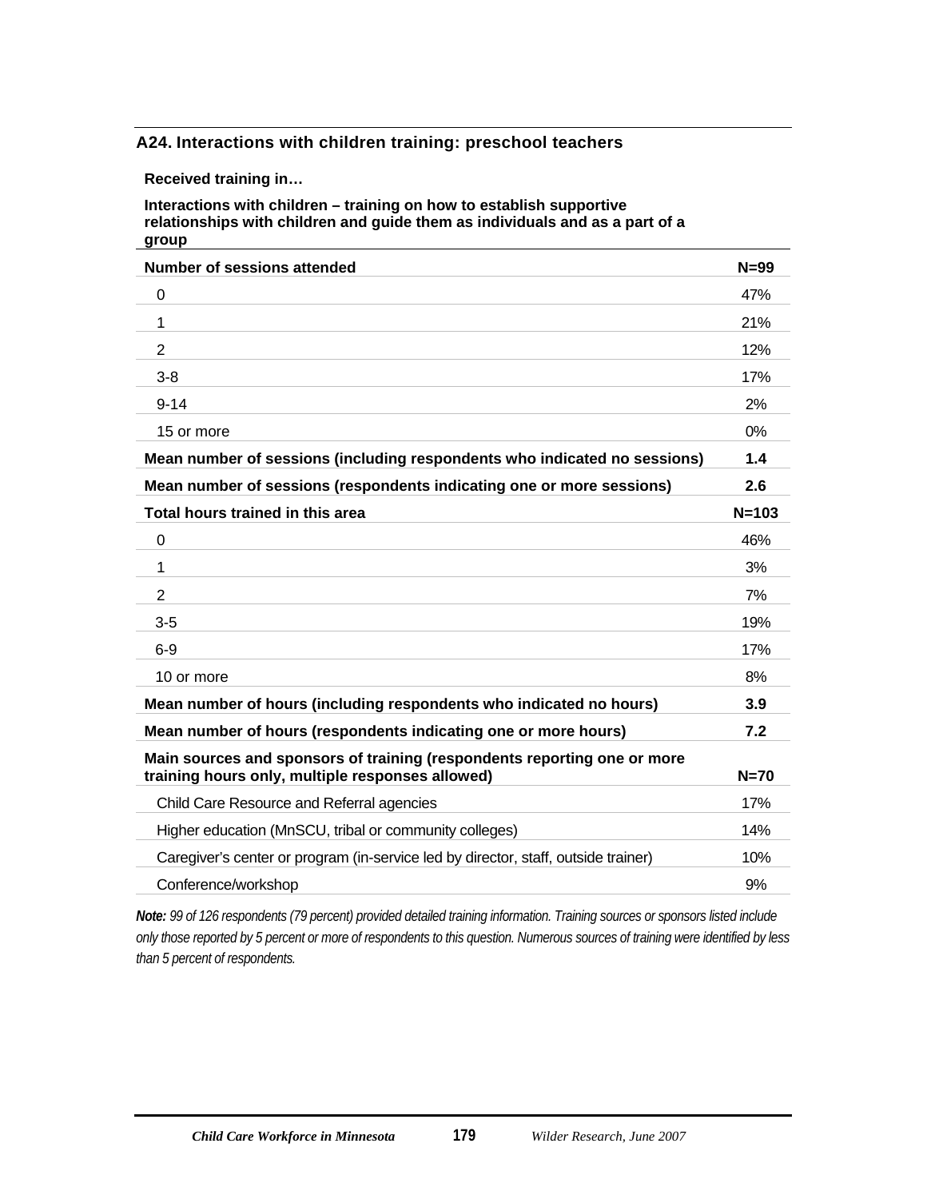### A24. Interactions with children training: preschool teachers

**Received training in…**

**Interactions with children – training on how to establish supportive relationships with children and guide them as individuals and as a part of a group**

| **Number of sessions attended** | **N=99** |
|---|---|
| 0 | 47% |
| 1 | 21% |
| 2 | 12% |
| 3-8 | 17% |
| 9-14 | 2% |
| 15 or more | 0% |
| **Mean number of sessions (including respondents who indicated no sessions)** | **1.4** |
| **Mean number of sessions (respondents indicating one or more sessions)** | **2.6** |
| **Total hours trained in this area** | **N=103** |
| 0 | 46% |
| 1 | 3% |
| 2 | 7% |
| 3-5 | 19% |
| 6-9 | 17% |
| 10 or more | 8% |
| **Mean number of hours (including respondents who indicated no hours)** | **3.9** |
| **Mean number of hours (respondents indicating one or more hours)** | **7.2** |
| **Main sources and sponsors of training (respondents reporting one or more training hours only, multiple responses allowed)** | **N=70** |
| Child Care Resource and Referral agencies | 17% |
| Higher education (MnSCU, tribal or community colleges) | 14% |
| Caregiver's center or program (in-service led by director, staff, outside trainer) | 10% |
| Conference/workshop | 9% |

*__Note:__ 99 of 126 respondents (79 percent) provided detailed training information. Training sources or sponsors listed include only those reported by 5 percent or more of respondents to this question. Numerous sources of training were identified by less than 5 percent of respondents.*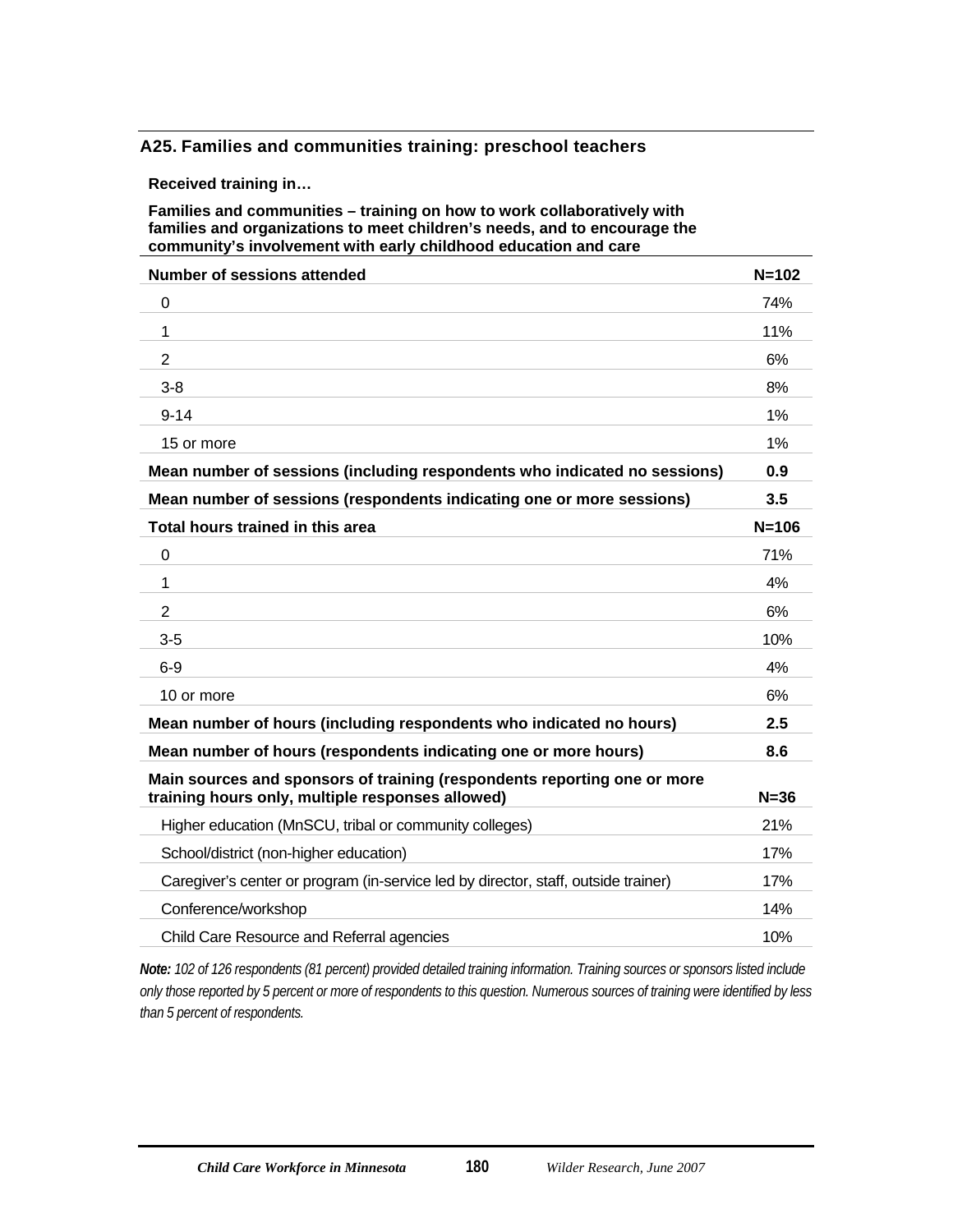### A25. Families and communities training: preschool teachers

**Received training in…**

**Families and communities – training on how to work collaboratively with families and organizations to meet children's needs, and to encourage the community's involvement with early childhood education and care**

| **Number of sessions attended** | **N=102** |
|---|---|
| 0 | 74% |
| 1 | 11% |
| 2 | 6% |
| 3-8 | 8% |
| 9-14 | 1% |
| 15 or more | 1% |
| **Mean number of sessions (including respondents who indicated no sessions)** | **0.9** |
| **Mean number of sessions (respondents indicating one or more sessions)** | **3.5** |
| **Total hours trained in this area** | **N=106** |
| 0 | 71% |
| 1 | 4% |
| 2 | 6% |
| 3-5 | 10% |
| 6-9 | 4% |
| 10 or more | 6% |
| **Mean number of hours (including respondents who indicated no hours)** | **2.5** |
| **Mean number of hours (respondents indicating one or more hours)** | **8.6** |
| **Main sources and sponsors of training (respondents reporting one or more training hours only, multiple responses allowed)** | **N=36** |
| Higher education (MnSCU, tribal or community colleges) | 21% |
| School/district (non-higher education) | 17% |
| Caregiver's center or program (in-service led by director, staff, outside trainer) | 17% |
| Conference/workshop | 14% |
| Child Care Resource and Referral agencies | 10% |

***Note:*** *102 of 126 respondents (81 percent) provided detailed training information. Training sources or sponsors listed include only those reported by 5 percent or more of respondents to this question. Numerous sources of training were identified by less than 5 percent of respondents.*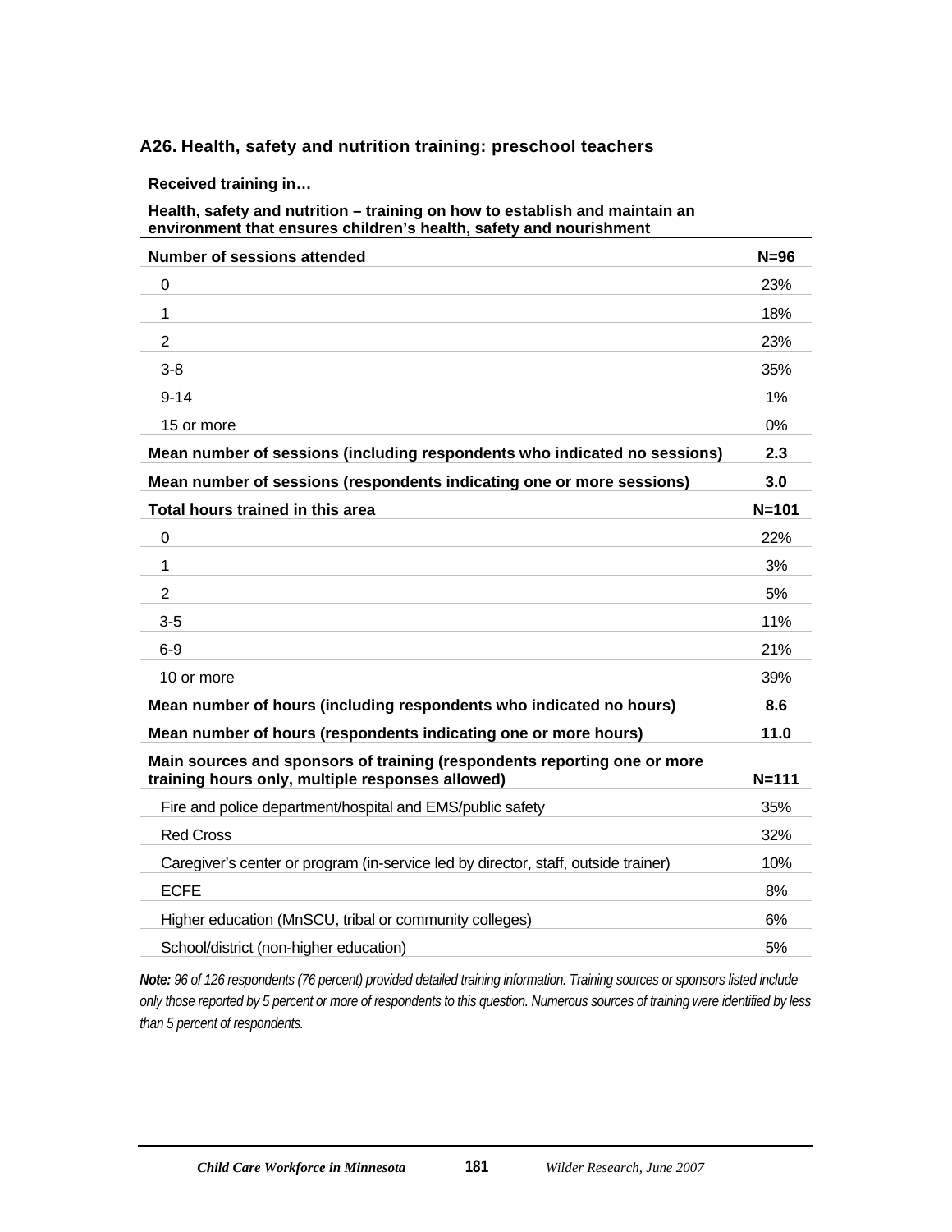### A26. Health, safety and nutrition training: preschool teachers

**Received training in…**

**Health, safety and nutrition – training on how to establish and maintain an environment that ensures children's health, safety and nourishment**

| **Number of sessions attended** | **N=96** |
|---|---|
| 0 | 23% |
| 1 | 18% |
| 2 | 23% |
| 3-8 | 35% |
| 9-14 | 1% |
| 15 or more | 0% |
| **Mean number of sessions (including respondents who indicated no sessions)** | **2.3** |
| **Mean number of sessions (respondents indicating one or more sessions)** | **3.0** |
| **Total hours trained in this area** | **N=101** |
| 0 | 22% |
| 1 | 3% |
| 2 | 5% |
| 3-5 | 11% |
| 6-9 | 21% |
| 10 or more | 39% |
| **Mean number of hours (including respondents who indicated no hours)** | **8.6** |
| **Mean number of hours (respondents indicating one or more hours)** | **11.0** |
| **Main sources and sponsors of training (respondents reporting one or more training hours only, multiple responses allowed)** | **N=111** |
| Fire and police department/hospital and EMS/public safety | 35% |
| Red Cross | 32% |
| Caregiver's center or program (in-service led by director, staff, outside trainer) | 10% |
| ECFE | 8% |
| Higher education (MnSCU, tribal or community colleges) | 6% |
| School/district (non-higher education) | 5% |

***Note:*** *96 of 126 respondents (76 percent) provided detailed training information. Training sources or sponsors listed include only those reported by 5 percent or more of respondents to this question. Numerous sources of training were identified by less than 5 percent of respondents.*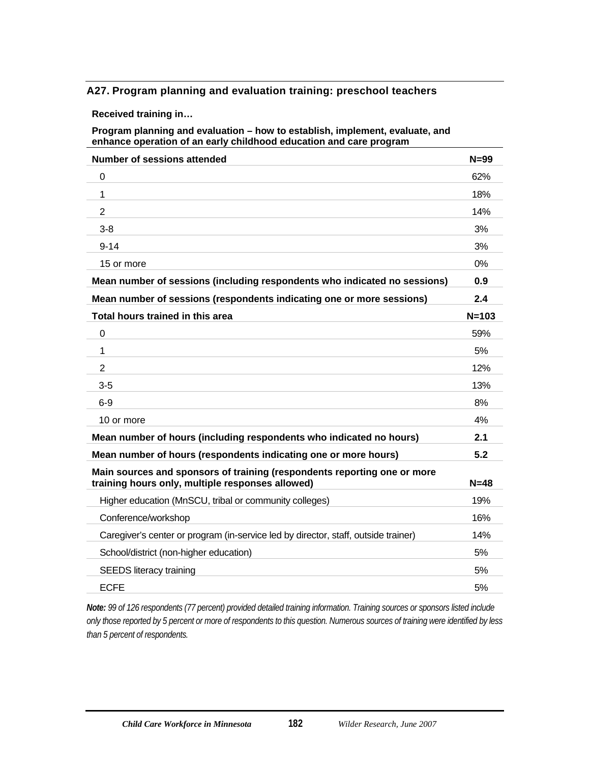### A27. Program planning and evaluation training: preschool teachers

**Received training in…**

**Program planning and evaluation – how to establish, implement, evaluate, and enhance operation of an early childhood education and care program**

| **Number of sessions attended** | **N=99** |
|---|---|
| 0 | 62% |
| 1 | 18% |
| 2 | 14% |
| 3-8 | 3% |
| 9-14 | 3% |
| 15 or more | 0% |
| **Mean number of sessions (including respondents who indicated no sessions)** | **0.9** |
| **Mean number of sessions (respondents indicating one or more sessions)** | **2.4** |
| **Total hours trained in this area** | **N=103** |
| 0 | 59% |
| 1 | 5% |
| 2 | 12% |
| 3-5 | 13% |
| 6-9 | 8% |
| 10 or more | 4% |
| **Mean number of hours (including respondents who indicated no hours)** | **2.1** |
| **Mean number of hours (respondents indicating one or more hours)** | **5.2** |
| **Main sources and sponsors of training (respondents reporting one or more training hours only, multiple responses allowed)** | **N=48** |
| Higher education (MnSCU, tribal or community colleges) | 19% |
| Conference/workshop | 16% |
| Caregiver's center or program (in-service led by director, staff, outside trainer) | 14% |
| School/district (non-higher education) | 5% |
| SEEDS literacy training | 5% |
| ECFE | 5% |

***Note:*** *99 of 126 respondents (77 percent) provided detailed training information. Training sources or sponsors listed include only those reported by 5 percent or more of respondents to this question. Numerous sources of training were identified by less than 5 percent of respondents.*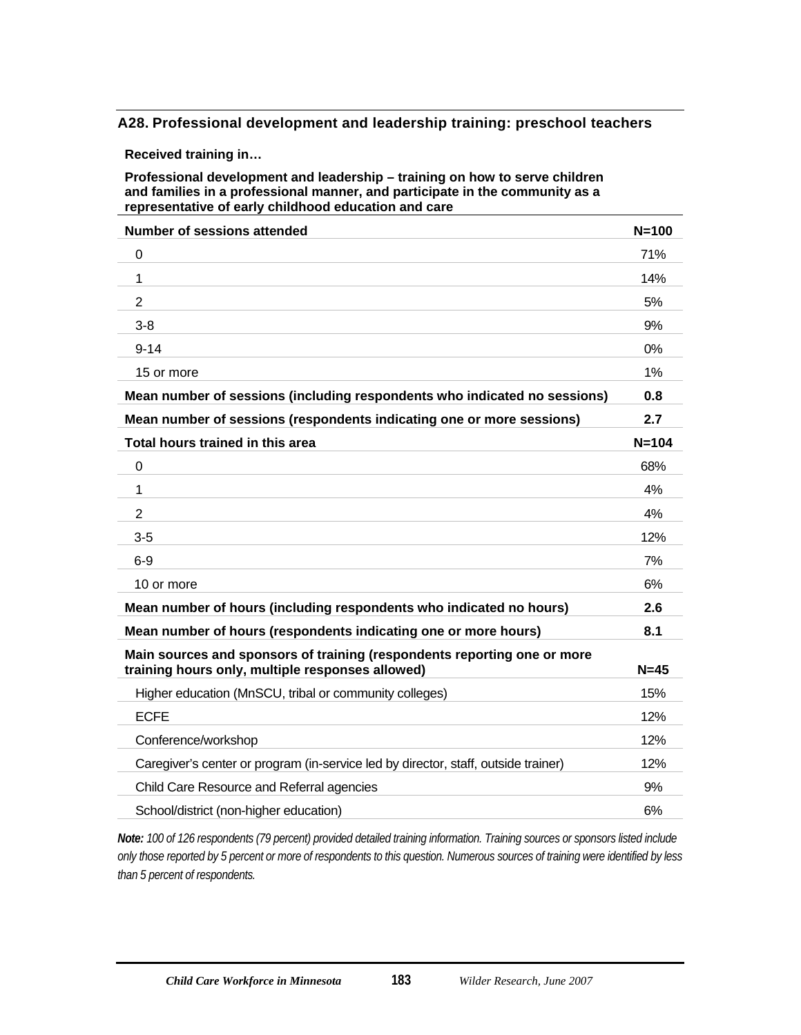### A28. Professional development and leadership training: preschool teachers

**Received training in…**

**Professional development and leadership – training on how to serve children and families in a professional manner, and participate in the community as a representative of early childhood education and care**

| **Number of sessions attended** | **N=100** |
|---|---|
| 0 | 71% |
| 1 | 14% |
| 2 | 5% |
| 3-8 | 9% |
| 9-14 | 0% |
| 15 or more | 1% |
| **Mean number of sessions (including respondents who indicated no sessions)** | **0.8** |
| **Mean number of sessions (respondents indicating one or more sessions)** | **2.7** |
| **Total hours trained in this area** | **N=104** |
| 0 | 68% |
| 1 | 4% |
| 2 | 4% |
| 3-5 | 12% |
| 6-9 | 7% |
| 10 or more | 6% |
| **Mean number of hours (including respondents who indicated no hours)** | **2.6** |
| **Mean number of hours (respondents indicating one or more hours)** | **8.1** |
| **Main sources and sponsors of training (respondents reporting one or more training hours only, multiple responses allowed)** | **N=45** |
| Higher education (MnSCU, tribal or community colleges) | 15% |
| ECFE | 12% |
| Conference/workshop | 12% |
| Caregiver's center or program (in-service led by director, staff, outside trainer) | 12% |
| Child Care Resource and Referral agencies | 9% |
| School/district (non-higher education) | 6% |

***Note:*** *100 of 126 respondents (79 percent) provided detailed training information. Training sources or sponsors listed include only those reported by 5 percent or more of respondents to this question. Numerous sources of training were identified by less than 5 percent of respondents.*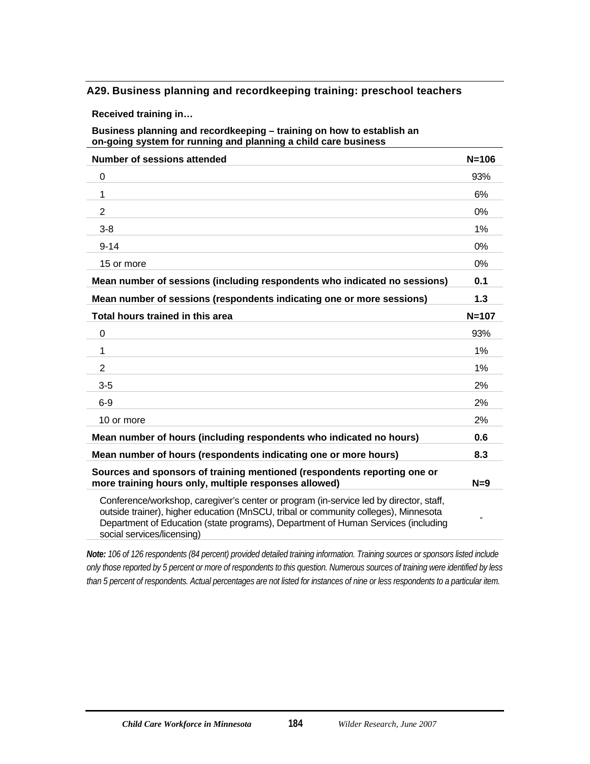### A29. Business planning and recordkeeping training: preschool teachers

**Received training in…**

**Business planning and recordkeeping – training on how to establish an on-going system for running and planning a child care business**

| **Number of sessions attended** | **N=106** |
|---|---|
| 0 | 93% |
| 1 | 6% |
| 2 | 0% |
| 3-8 | 1% |
| 9-14 | 0% |
| 15 or more | 0% |
| **Mean number of sessions (including respondents who indicated no sessions)** | **0.1** |
| **Mean number of sessions (respondents indicating one or more sessions)** | **1.3** |
| **Total hours trained in this area** | **N=107** |
| 0 | 93% |
| 1 | 1% |
| 2 | 1% |
| 3-5 | 2% |
| 6-9 | 2% |
| 10 or more | 2% |
| **Mean number of hours (including respondents who indicated no hours)** | **0.6** |
| **Mean number of hours (respondents indicating one or more hours)** | **8.3** |
| **Sources and sponsors of training mentioned (respondents reporting one or more training hours only, multiple responses allowed)** | **N=9** |
| Conference/workshop, caregiver's center or program (in-service led by director, staff, outside trainer), higher education (MnSCU, tribal or community colleges), Minnesota Department of Education (state programs), Department of Human Services (including social services/licensing) | - |

***Note:*** *106 of 126 respondents (84 percent) provided detailed training information. Training sources or sponsors listed include only those reported by 5 percent or more of respondents to this question. Numerous sources of training were identified by less than 5 percent of respondents. Actual percentages are not listed for instances of nine or less respondents to a particular item.*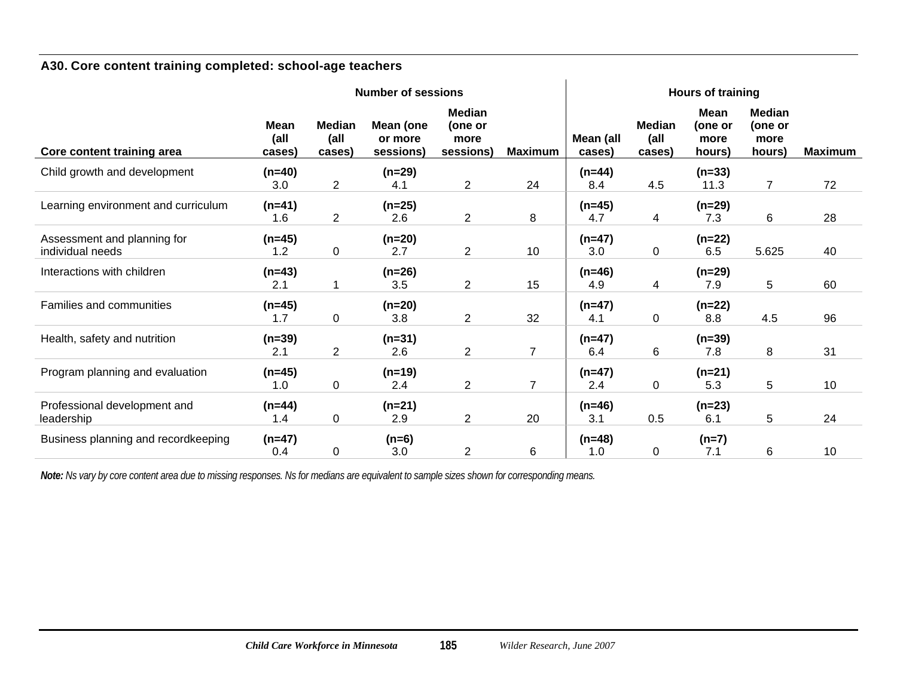### A30. Core content training completed: school-age teachers

| Core content training area | Number of sessions | | | | | Hours of training | | | | |
|---|---|---|---|---|---|---|---|---|---|---|
| | Mean (all cases) | Median (all cases) | Mean (one or more sessions) | Median (one or more sessions) | Maximum | Mean (all cases) | Median (all cases) | Mean (one or more hours) | Median (one or more hours) | Maximum |
| Child growth and development | (n=40) 3.0 | 2 | (n=29) 4.1 | 2 | 24 | (n=44) 8.4 | 4.5 | (n=33) 11.3 | 7 | 72 |
| Learning environment and curriculum | (n=41) 1.6 | 2 | (n=25) 2.6 | 2 | 8 | (n=45) 4.7 | 4 | (n=29) 7.3 | 6 | 28 |
| Assessment and planning for individual needs | (n=45) 1.2 | 0 | (n=20) 2.7 | 2 | 10 | (n=47) 3.0 | 0 | (n=22) 6.5 | 5.625 | 40 |
| Interactions with children | (n=43) 2.1 | 1 | (n=26) 3.5 | 2 | 15 | (n=46) 4.9 | 4 | (n=29) 7.9 | 5 | 60 |
| Families and communities | (n=45) 1.7 | 0 | (n=20) 3.8 | 2 | 32 | (n=47) 4.1 | 0 | (n=22) 8.8 | 4.5 | 96 |
| Health, safety and nutrition | (n=39) 2.1 | 2 | (n=31) 2.6 | 2 | 7 | (n=47) 6.4 | 6 | (n=39) 7.8 | 8 | 31 |
| Program planning and evaluation | (n=45) 1.0 | 0 | (n=19) 2.4 | 2 | 7 | (n=47) 2.4 | 0 | (n=21) 5.3 | 5 | 10 |
| Professional development and leadership | (n=44) 1.4 | 0 | (n=21) 2.9 | 2 | 20 | (n=46) 3.1 | 0.5 | (n=23) 6.1 | 5 | 24 |
| Business planning and recordkeeping | (n=47) 0.4 | 0 | (n=6) 3.0 | 2 | 6 | (n=48) 1.0 | 0 | (n=7) 7.1 | 6 | 10 |

***Note:*** *Ns vary by core content area due to missing responses. Ns for medians are equivalent to sample sizes shown for corresponding means.*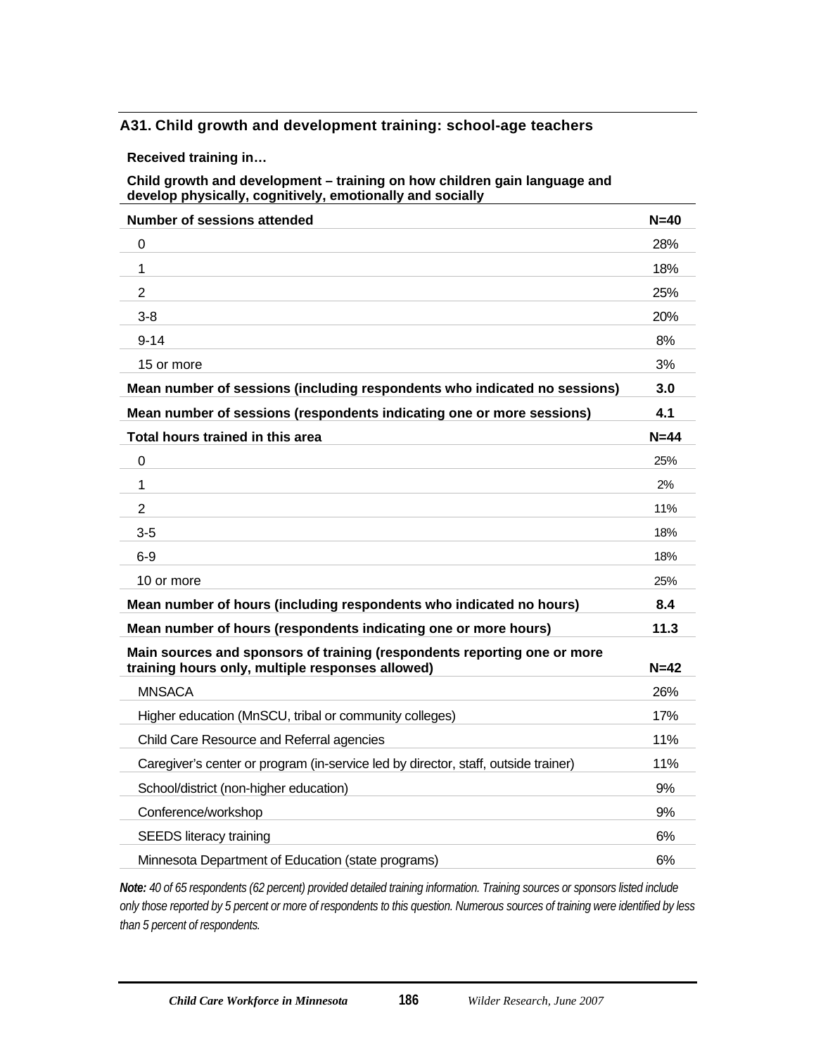### A31. Child growth and development training: school-age teachers

| Received training in… | |
|---|---|
| **Child growth and development – training on how children gain language and develop physically, cognitively, emotionally and socially** | |
| **Number of sessions attended** | **N=40** |
| 0 | 28% |
| 1 | 18% |
| 2 | 25% |
| 3-8 | 20% |
| 9-14 | 8% |
| 15 or more | 3% |
| **Mean number of sessions (including respondents who indicated no sessions)** | **3.0** |
| **Mean number of sessions (respondents indicating one or more sessions)** | **4.1** |
| **Total hours trained in this area** | **N=44** |
| 0 | 25% |
| 1 | 2% |
| 2 | 11% |
| 3-5 | 18% |
| 6-9 | 18% |
| 10 or more | 25% |
| **Mean number of hours (including respondents who indicated no hours)** | **8.4** |
| **Mean number of hours (respondents indicating one or more hours)** | **11.3** |
| **Main sources and sponsors of training (respondents reporting one or more training hours only, multiple responses allowed)** | **N=42** |
| MNSACA | 26% |
| Higher education (MnSCU, tribal or community colleges) | 17% |
| Child Care Resource and Referral agencies | 11% |
| Caregiver's center or program (in-service led by director, staff, outside trainer) | 11% |
| School/district (non-higher education) | 9% |
| Conference/workshop | 9% |
| SEEDS literacy training | 6% |
| Minnesota Department of Education (state programs) | 6% |

***Note:*** *40 of 65 respondents (62 percent) provided detailed training information. Training sources or sponsors listed include only those reported by 5 percent or more of respondents to this question. Numerous sources of training were identified by less than 5 percent of respondents.*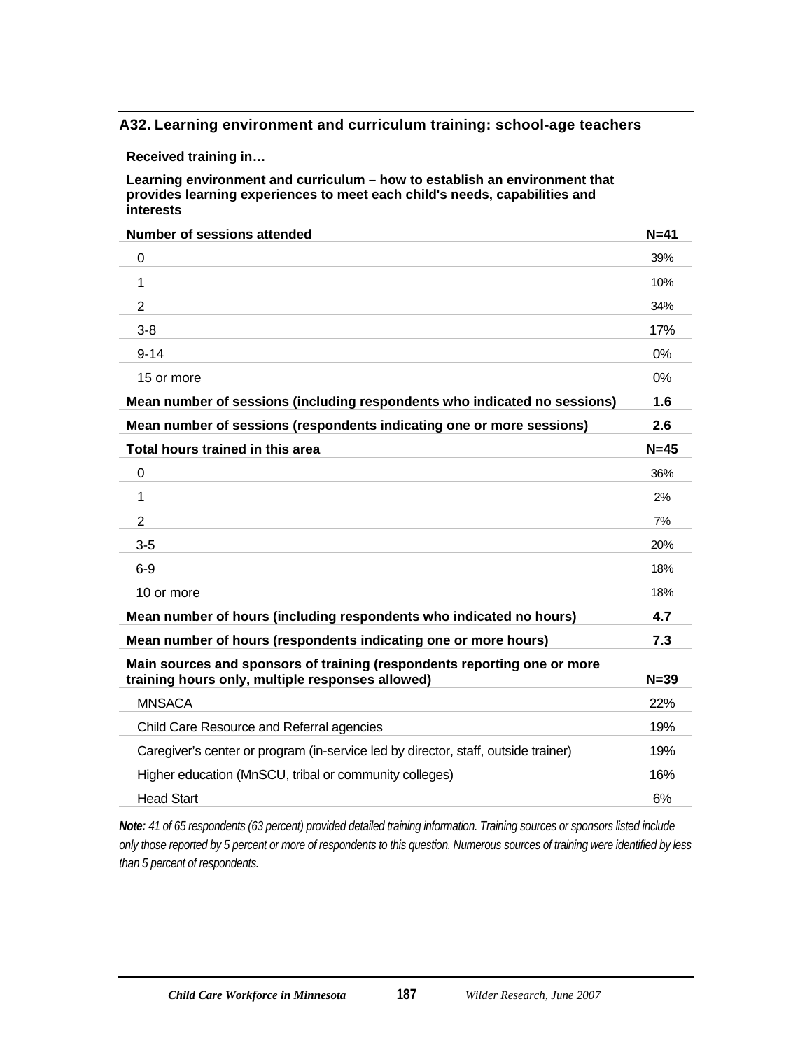### A32. Learning environment and curriculum training: school-age teachers

**Received training in…**

**Learning environment and curriculum – how to establish an environment that provides learning experiences to meet each child's needs, capabilities and interests**

| **Number of sessions attended** | **N=41** |
|---|---|
| 0 | 39% |
| 1 | 10% |
| 2 | 34% |
| 3-8 | 17% |
| 9-14 | 0% |
| 15 or more | 0% |
| **Mean number of sessions (including respondents who indicated no sessions)** | **1.6** |
| **Mean number of sessions (respondents indicating one or more sessions)** | **2.6** |
| **Total hours trained in this area** | **N=45** |
| 0 | 36% |
| 1 | 2% |
| 2 | 7% |
| 3-5 | 20% |
| 6-9 | 18% |
| 10 or more | 18% |
| **Mean number of hours (including respondents who indicated no hours)** | **4.7** |
| **Mean number of hours (respondents indicating one or more hours)** | **7.3** |
| **Main sources and sponsors of training (respondents reporting one or more training hours only, multiple responses allowed)** | **N=39** |
| MNSACA | 22% |
| Child Care Resource and Referral agencies | 19% |
| Caregiver's center or program (in-service led by director, staff, outside trainer) | 19% |
| Higher education (MnSCU, tribal or community colleges) | 16% |
| Head Start | 6% |

***Note:*** *41 of 65 respondents (63 percent) provided detailed training information. Training sources or sponsors listed include only those reported by 5 percent or more of respondents to this question. Numerous sources of training were identified by less than 5 percent of respondents.*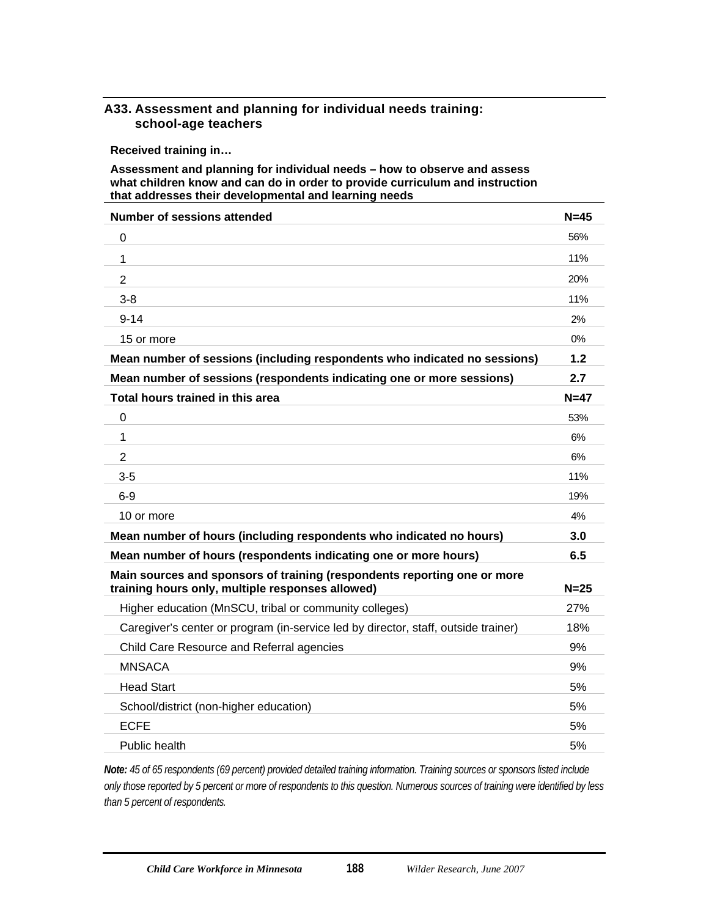### A33. Assessment and planning for individual needs training: school-age teachers

**Received training in…**

**Assessment and planning for individual needs – how to observe and assess what children know and can do in order to provide curriculum and instruction that addresses their developmental and learning needs**

| Number of sessions attended | N=45 |
|---|---|
| 0 | 56% |
| 1 | 11% |
| 2 | 20% |
| 3-8 | 11% |
| 9-14 | 2% |
| 15 or more | 0% |
| **Mean number of sessions (including respondents who indicated no sessions)** | **1.2** |
| **Mean number of sessions (respondents indicating one or more sessions)** | **2.7** |
| **Total hours trained in this area** | **N=47** |
| 0 | 53% |
| 1 | 6% |
| 2 | 6% |
| 3-5 | 11% |
| 6-9 | 19% |
| 10 or more | 4% |
| **Mean number of hours (including respondents who indicated no hours)** | **3.0** |
| **Mean number of hours (respondents indicating one or more hours)** | **6.5** |
| **Main sources and sponsors of training (respondents reporting one or more training hours only, multiple responses allowed)** | **N=25** |
| Higher education (MnSCU, tribal or community colleges) | 27% |
| Caregiver's center or program (in-service led by director, staff, outside trainer) | 18% |
| Child Care Resource and Referral agencies | 9% |
| MNSACA | 9% |
| Head Start | 5% |
| School/district (non-higher education) | 5% |
| ECFE | 5% |
| Public health | 5% |

***Note:*** *45 of 65 respondents (69 percent) provided detailed training information. Training sources or sponsors listed include only those reported by 5 percent or more of respondents to this question. Numerous sources of training were identified by less than 5 percent of respondents.*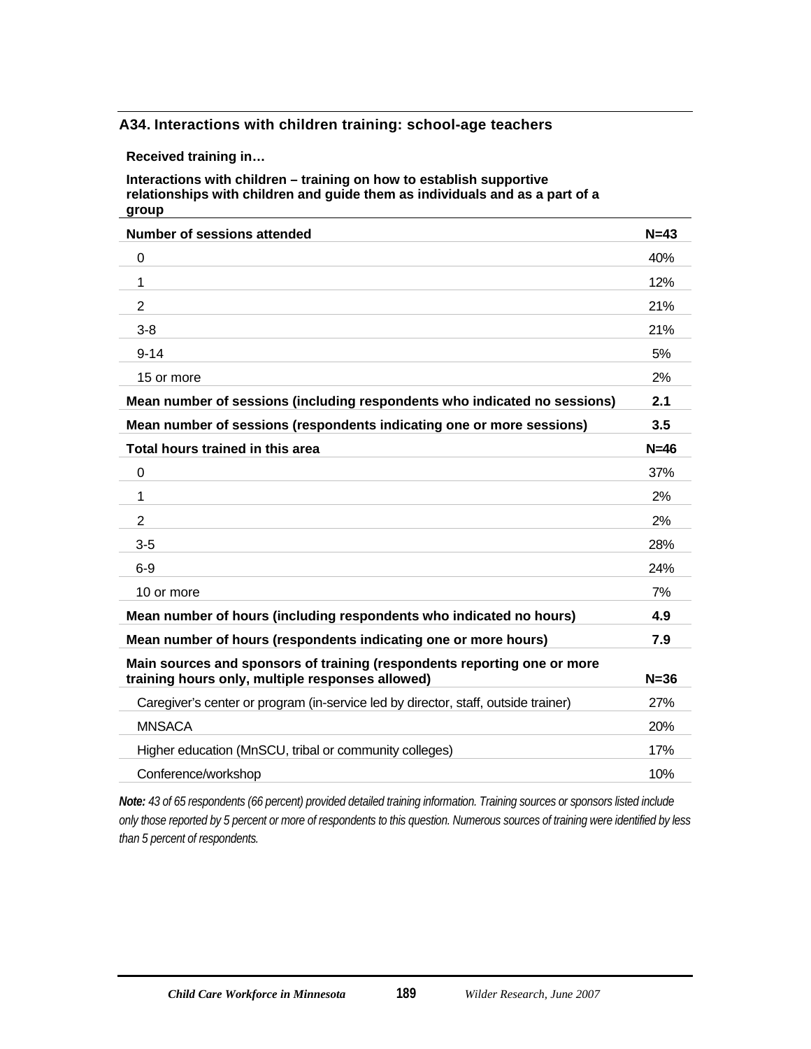### A34. Interactions with children training: school-age teachers

| Received training in…<br>Interactions with children – training on how to establish supportive relationships with children and guide them as individuals and as a part of a group | |
|---|---|
| **Number of sessions attended** | **N=43** |
| 0 | 40% |
| 1 | 12% |
| 2 | 21% |
| 3-8 | 21% |
| 9-14 | 5% |
| 15 or more | 2% |
| **Mean number of sessions (including respondents who indicated no sessions)** | **2.1** |
| **Mean number of sessions (respondents indicating one or more sessions)** | **3.5** |
| **Total hours trained in this area** | **N=46** |
| 0 | 37% |
| 1 | 2% |
| 2 | 2% |
| 3-5 | 28% |
| 6-9 | 24% |
| 10 or more | 7% |
| **Mean number of hours (including respondents who indicated no hours)** | **4.9** |
| **Mean number of hours (respondents indicating one or more hours)** | **7.9** |
| **Main sources and sponsors of training (respondents reporting one or more training hours only, multiple responses allowed)** | **N=36** |
| Caregiver's center or program (in-service led by director, staff, outside trainer) | 27% |
| MNSACA | 20% |
| Higher education (MnSCU, tribal or community colleges) | 17% |
| Conference/workshop | 10% |

***Note:*** *43 of 65 respondents (66 percent) provided detailed training information. Training sources or sponsors listed include only those reported by 5 percent or more of respondents to this question. Numerous sources of training were identified by less than 5 percent of respondents.*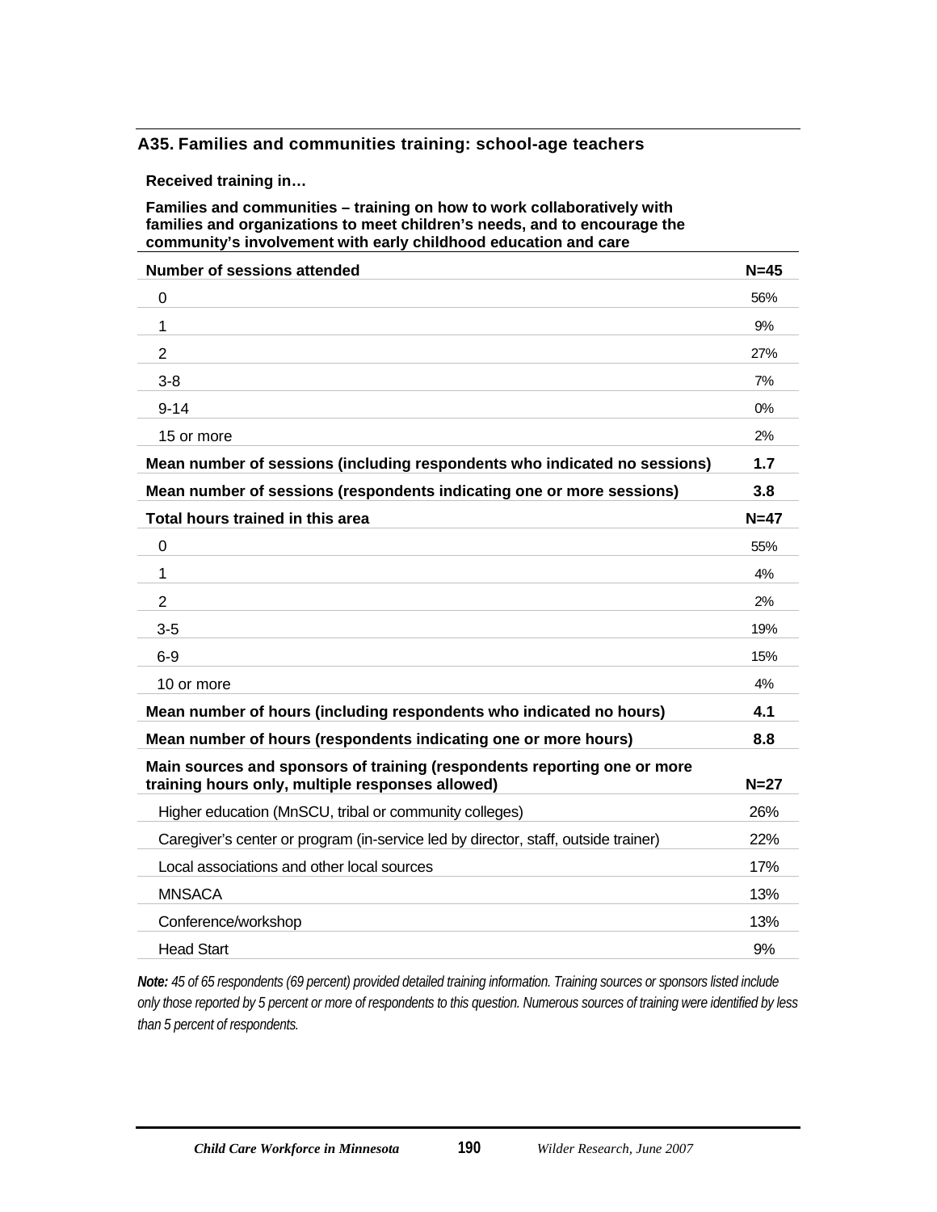### A35. Families and communities training: school-age teachers

**Received training in…**

**Families and communities – training on how to work collaboratively with families and organizations to meet children's needs, and to encourage the community's involvement with early childhood education and care**

| Number of sessions attended | N=45 |
|---|---|
| 0 | 56% |
| 1 | 9% |
| 2 | 27% |
| 3-8 | 7% |
| 9-14 | 0% |
| 15 or more | 2% |
| **Mean number of sessions (including respondents who indicated no sessions)** | **1.7** |
| **Mean number of sessions (respondents indicating one or more sessions)** | **3.8** |
| **Total hours trained in this area** | **N=47** |
| 0 | 55% |
| 1 | 4% |
| 2 | 2% |
| 3-5 | 19% |
| 6-9 | 15% |
| 10 or more | 4% |
| **Mean number of hours (including respondents who indicated no hours)** | **4.1** |
| **Mean number of hours (respondents indicating one or more hours)** | **8.8** |
| **Main sources and sponsors of training (respondents reporting one or more training hours only, multiple responses allowed)** | **N=27** |
| Higher education (MnSCU, tribal or community colleges) | 26% |
| Caregiver's center or program (in-service led by director, staff, outside trainer) | 22% |
| Local associations and other local sources | 17% |
| MNSACA | 13% |
| Conference/workshop | 13% |
| Head Start | 9% |

***Note:*** *45 of 65 respondents (69 percent) provided detailed training information. Training sources or sponsors listed include only those reported by 5 percent or more of respondents to this question. Numerous sources of training were identified by less than 5 percent of respondents.*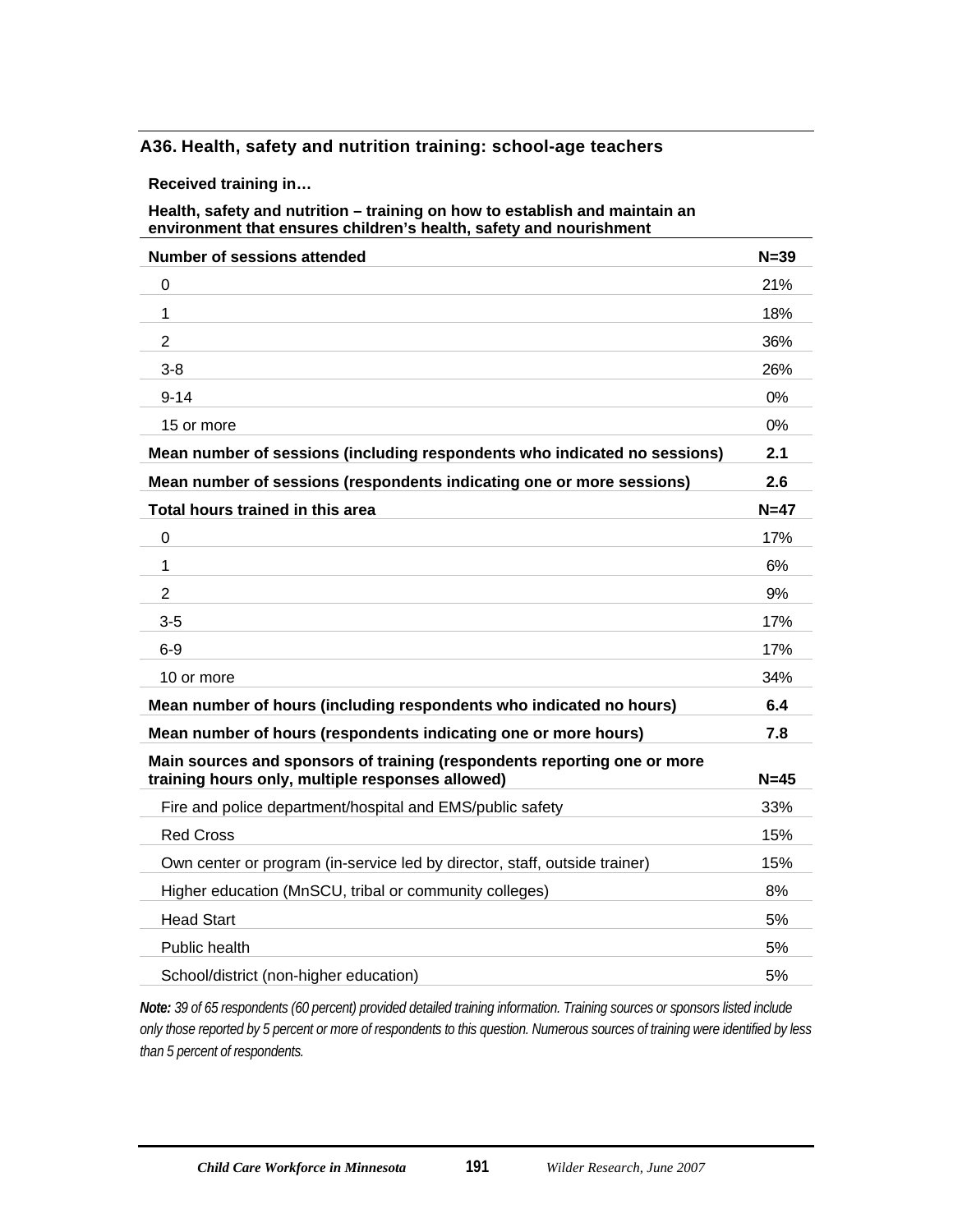### A36. Health, safety and nutrition training: school-age teachers

**Received training in…**

**Health, safety and nutrition – training on how to establish and maintain an environment that ensures children's health, safety and nourishment**

| **Number of sessions attended** | **N=39** |
|---|---|
| 0 | 21% |
| 1 | 18% |
| 2 | 36% |
| 3-8 | 26% |
| 9-14 | 0% |
| 15 or more | 0% |
| **Mean number of sessions (including respondents who indicated no sessions)** | **2.1** |
| **Mean number of sessions (respondents indicating one or more sessions)** | **2.6** |
| **Total hours trained in this area** | **N=47** |
| 0 | 17% |
| 1 | 6% |
| 2 | 9% |
| 3-5 | 17% |
| 6-9 | 17% |
| 10 or more | 34% |
| **Mean number of hours (including respondents who indicated no hours)** | **6.4** |
| **Mean number of hours (respondents indicating one or more hours)** | **7.8** |
| **Main sources and sponsors of training (respondents reporting one or more training hours only, multiple responses allowed)** | **N=45** |
| Fire and police department/hospital and EMS/public safety | 33% |
| Red Cross | 15% |
| Own center or program (in-service led by director, staff, outside trainer) | 15% |
| Higher education (MnSCU, tribal or community colleges) | 8% |
| Head Start | 5% |
| Public health | 5% |
| School/district (non-higher education) | 5% |

***Note:*** *39 of 65 respondents (60 percent) provided detailed training information. Training sources or sponsors listed include only those reported by 5 percent or more of respondents to this question. Numerous sources of training were identified by less than 5 percent of respondents.*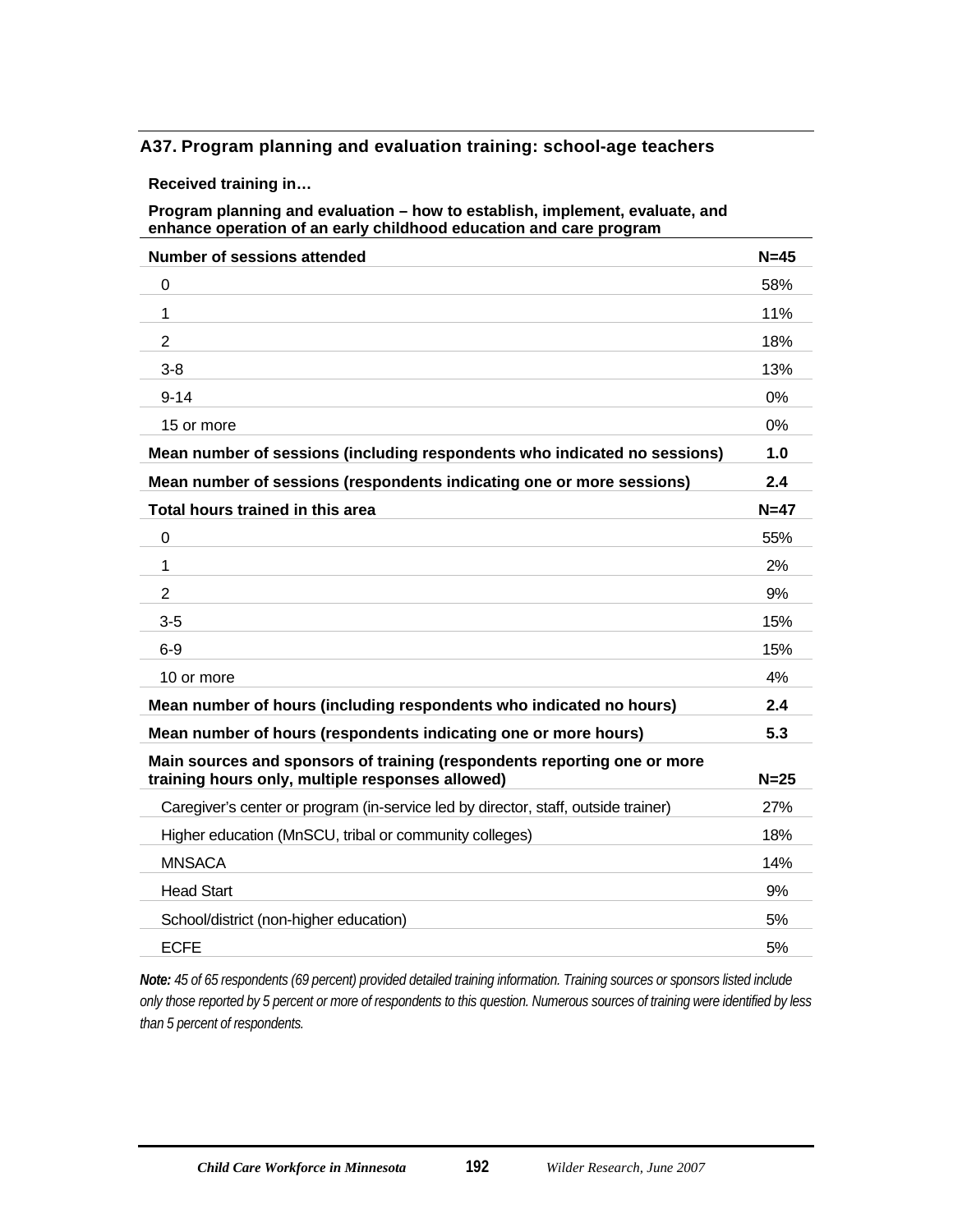### A37. Program planning and evaluation training: school-age teachers

**Received training in…**

**Program planning and evaluation – how to establish, implement, evaluate, and enhance operation of an early childhood education and care program**

| **Number of sessions attended** | **N=45** |
|---|---|
| 0 | 58% |
| 1 | 11% |
| 2 | 18% |
| 3-8 | 13% |
| 9-14 | 0% |
| 15 or more | 0% |
| **Mean number of sessions (including respondents who indicated no sessions)** | **1.0** |
| **Mean number of sessions (respondents indicating one or more sessions)** | **2.4** |
| **Total hours trained in this area** | **N=47** |
| 0 | 55% |
| 1 | 2% |
| 2 | 9% |
| 3-5 | 15% |
| 6-9 | 15% |
| 10 or more | 4% |
| **Mean number of hours (including respondents who indicated no hours)** | **2.4** |
| **Mean number of hours (respondents indicating one or more hours)** | **5.3** |
| **Main sources and sponsors of training (respondents reporting one or more training hours only, multiple responses allowed)** | **N=25** |
| Caregiver's center or program (in-service led by director, staff, outside trainer) | 27% |
| Higher education (MnSCU, tribal or community colleges) | 18% |
| MNSACA | 14% |
| Head Start | 9% |
| School/district (non-higher education) | 5% |
| ECFE | 5% |

***Note:*** *45 of 65 respondents (69 percent) provided detailed training information. Training sources or sponsors listed include only those reported by 5 percent or more of respondents to this question. Numerous sources of training were identified by less than 5 percent of respondents.*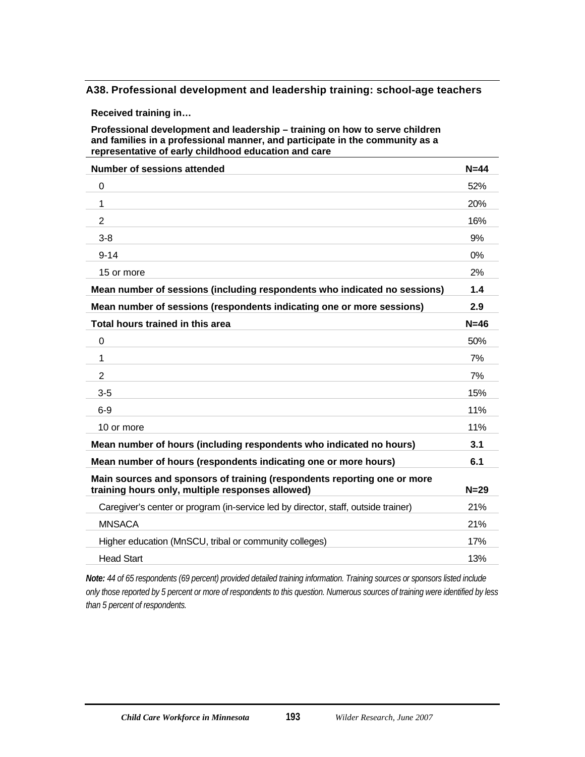### A38. Professional development and leadership training: school-age teachers

**Received training in…**

**Professional development and leadership – training on how to serve children and families in a professional manner, and participate in the community as a representative of early childhood education and care**

| **Number of sessions attended** | **N=44** |
|---|---|
| 0 | 52% |
| 1 | 20% |
| 2 | 16% |
| 3-8 | 9% |
| 9-14 | 0% |
| 15 or more | 2% |
| **Mean number of sessions (including respondents who indicated no sessions)** | **1.4** |
| **Mean number of sessions (respondents indicating one or more sessions)** | **2.9** |
| **Total hours trained in this area** | **N=46** |
| 0 | 50% |
| 1 | 7% |
| 2 | 7% |
| 3-5 | 15% |
| 6-9 | 11% |
| 10 or more | 11% |
| **Mean number of hours (including respondents who indicated no hours)** | **3.1** |
| **Mean number of hours (respondents indicating one or more hours)** | **6.1** |
| **Main sources and sponsors of training (respondents reporting one or more training hours only, multiple responses allowed)** | **N=29** |
| Caregiver's center or program (in-service led by director, staff, outside trainer) | 21% |
| MNSACA | 21% |
| Higher education (MnSCU, tribal or community colleges) | 17% |
| Head Start | 13% |

***Note:*** *44 of 65 respondents (69 percent) provided detailed training information. Training sources or sponsors listed include only those reported by 5 percent or more of respondents to this question. Numerous sources of training were identified by less than 5 percent of respondents.*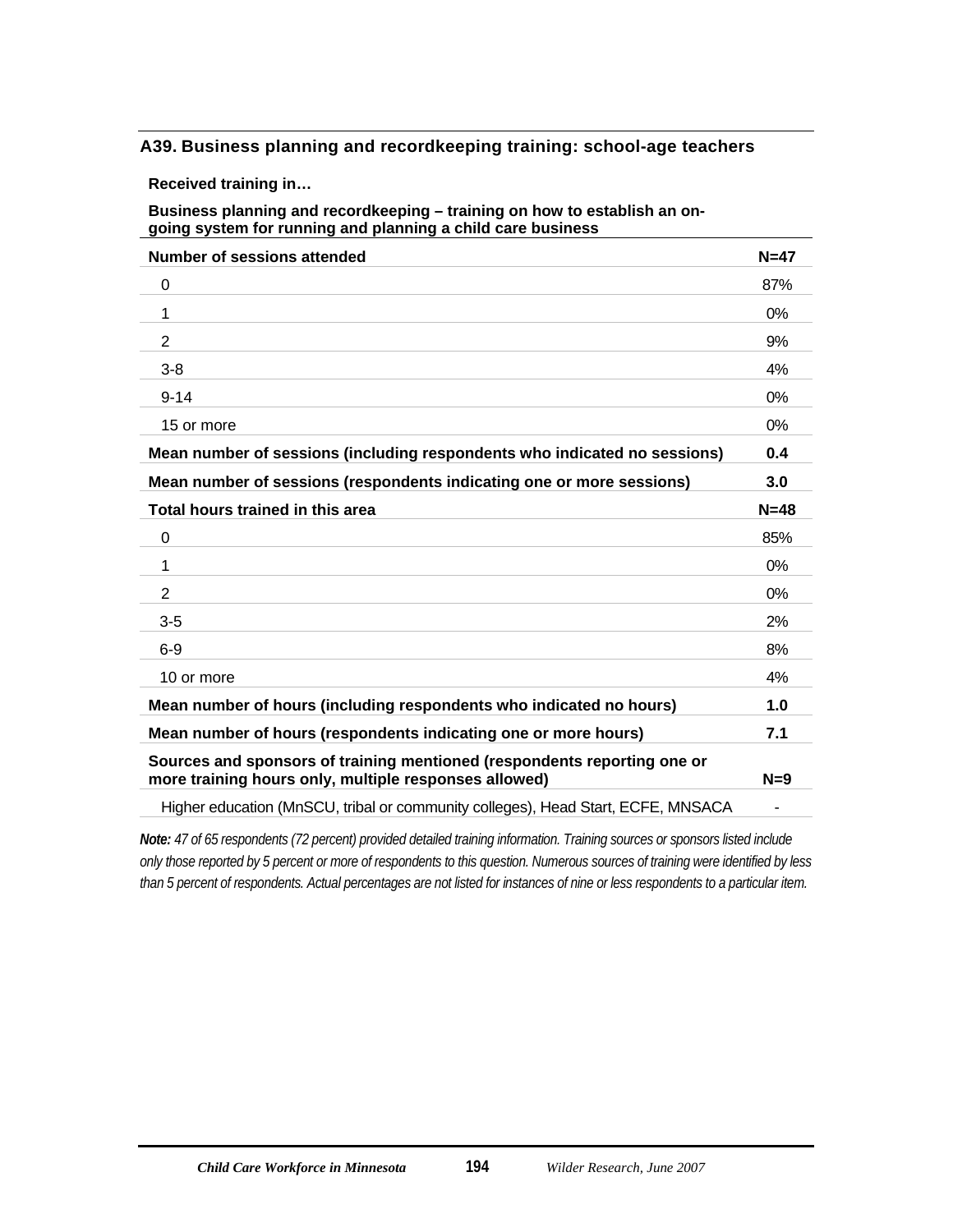### A39. Business planning and recordkeeping training: school-age teachers

**Received training in…**

**Business planning and recordkeeping – training on how to establish an on-going system for running and planning a child care business**

| Number of sessions attended | N=47 |
|---|---|
| 0 | 87% |
| 1 | 0% |
| 2 | 9% |
| 3-8 | 4% |
| 9-14 | 0% |
| 15 or more | 0% |
| **Mean number of sessions (including respondents who indicated no sessions)** | **0.4** |
| **Mean number of sessions (respondents indicating one or more sessions)** | **3.0** |
| **Total hours trained in this area** | **N=48** |
| 0 | 85% |
| 1 | 0% |
| 2 | 0% |
| 3-5 | 2% |
| 6-9 | 8% |
| 10 or more | 4% |
| **Mean number of hours (including respondents who indicated no hours)** | **1.0** |
| **Mean number of hours (respondents indicating one or more hours)** | **7.1** |
| **Sources and sponsors of training mentioned (respondents reporting one or more training hours only, multiple responses allowed)** | **N=9** |
| Higher education (MnSCU, tribal or community colleges), Head Start, ECFE, MNSACA | - |

***Note:*** *47 of 65 respondents (72 percent) provided detailed training information. Training sources or sponsors listed include only those reported by 5 percent or more of respondents to this question. Numerous sources of training were identified by less than 5 percent of respondents. Actual percentages are not listed for instances of nine or less respondents to a particular item.*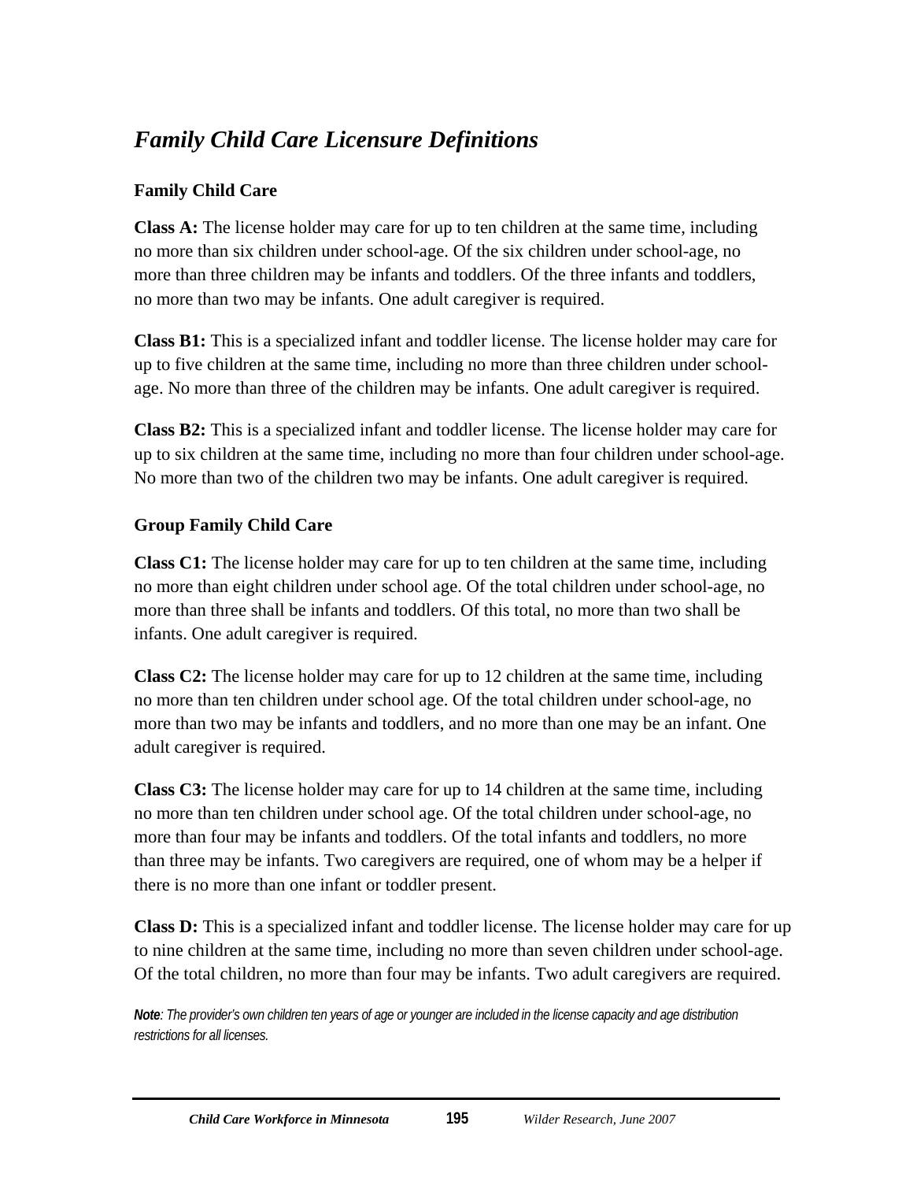## *Family Child Care Licensure Definitions*

### Family Child Care

**Class A:** The license holder may care for up to ten children at the same time, including no more than six children under school-age. Of the six children under school-age, no more than three children may be infants and toddlers. Of the three infants and toddlers, no more than two may be infants. One adult caregiver is required.

**Class B1:** This is a specialized infant and toddler license. The license holder may care for up to five children at the same time, including no more than three children under school-age. No more than three of the children may be infants. One adult caregiver is required.

**Class B2:** This is a specialized infant and toddler license. The license holder may care for up to six children at the same time, including no more than four children under school-age. No more than two of the children two may be infants. One adult caregiver is required.

### Group Family Child Care

**Class C1:** The license holder may care for up to ten children at the same time, including no more than eight children under school age. Of the total children under school-age, no more than three shall be infants and toddlers. Of this total, no more than two shall be infants. One adult caregiver is required.

**Class C2:** The license holder may care for up to 12 children at the same time, including no more than ten children under school age. Of the total children under school-age, no more than two may be infants and toddlers, and no more than one may be an infant. One adult caregiver is required.

**Class C3:** The license holder may care for up to 14 children at the same time, including no more than ten children under school age. Of the total children under school-age, no more than four may be infants and toddlers. Of the total infants and toddlers, no more than three may be infants. Two caregivers are required, one of whom may be a helper if there is no more than one infant or toddler present.

**Class D:** This is a specialized infant and toddler license. The license holder may care for up to nine children at the same time, including no more than seven children under school-age. Of the total children, no more than four may be infants. Two adult caregivers are required.

***Note**: The provider's own children ten years of age or younger are included in the license capacity and age distribution restrictions for all licenses.*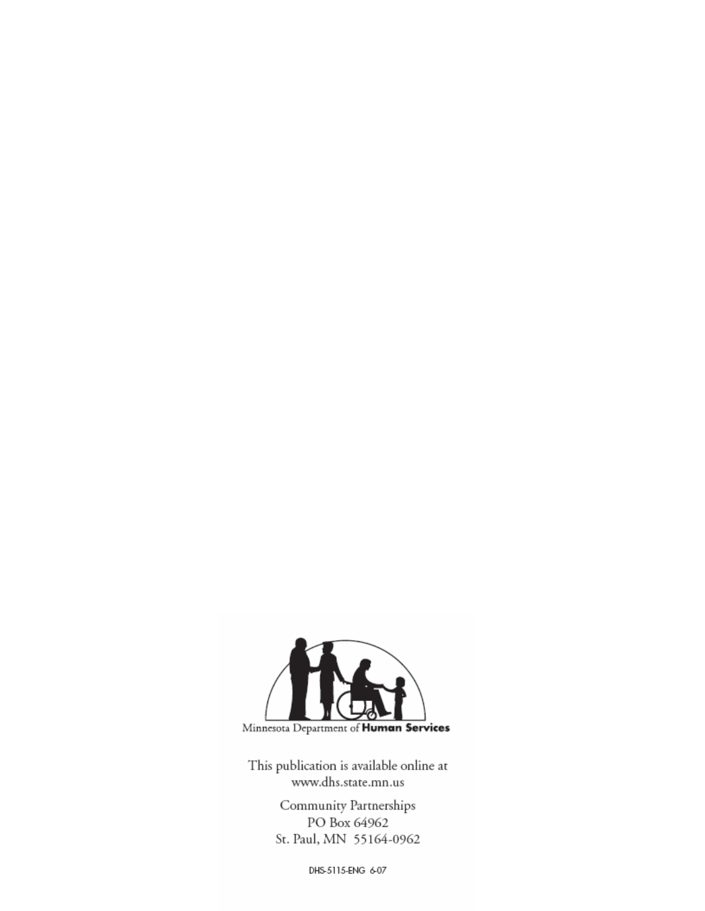Minnesota Department of **Human Services**

This publication is available online at
www.dhs.state.mn.us

Community Partnerships
PO Box 64962
St. Paul, MN 55164-0962

DHS-5115-ENG 6-07